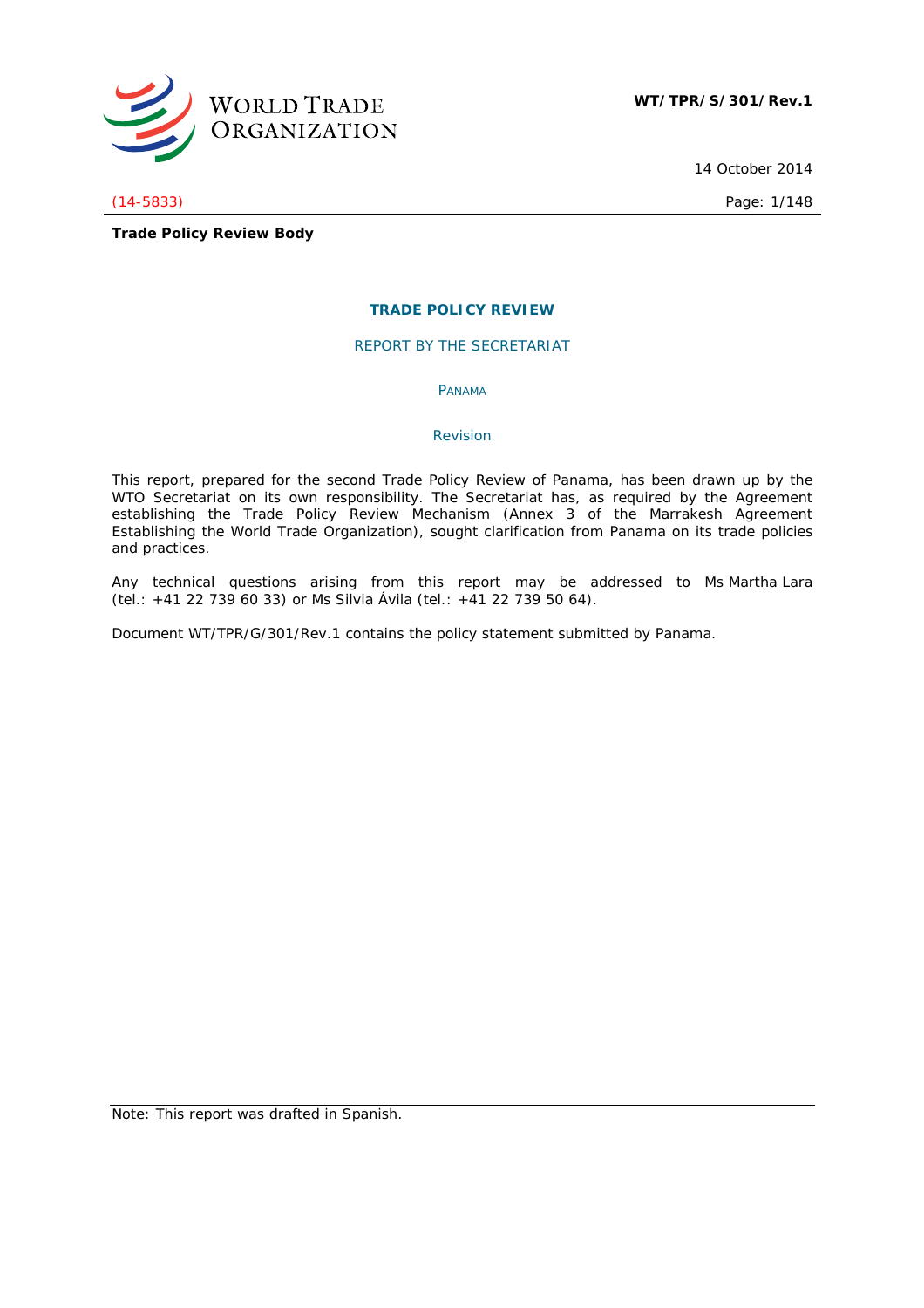**WT/TPR/S/301/Rev.1**

14 October 2014

(14-5833)

**Trade Policy Review Body**

# TRADE POLICY REVIEW

## REPORT BY THE SECRETARIAT

### PANAMA

Revision

This report, prepared for the second Trade Policy Review of Panama, has been drawn up by the WTO Secretariat on its own responsibility. The Secretariat has, as required by the Agreement establishing the Trade Policy Review Mechanism (Annex 3 of the Marrakesh Agreement Establishing the World Trade Organization), sought clarification from Panama on its trade policies and practices.

Any technical questions arising from this report may be addressed to Ms Martha Lara (tel.: +41 22 739 60 33) or Ms Silvia Ávila (tel.: +41 22 739 50 64).

Document WT/TPR/G/301/Rev.1 contains the policy statement submitted by Panama.

Note: This report was drafted in Spanish.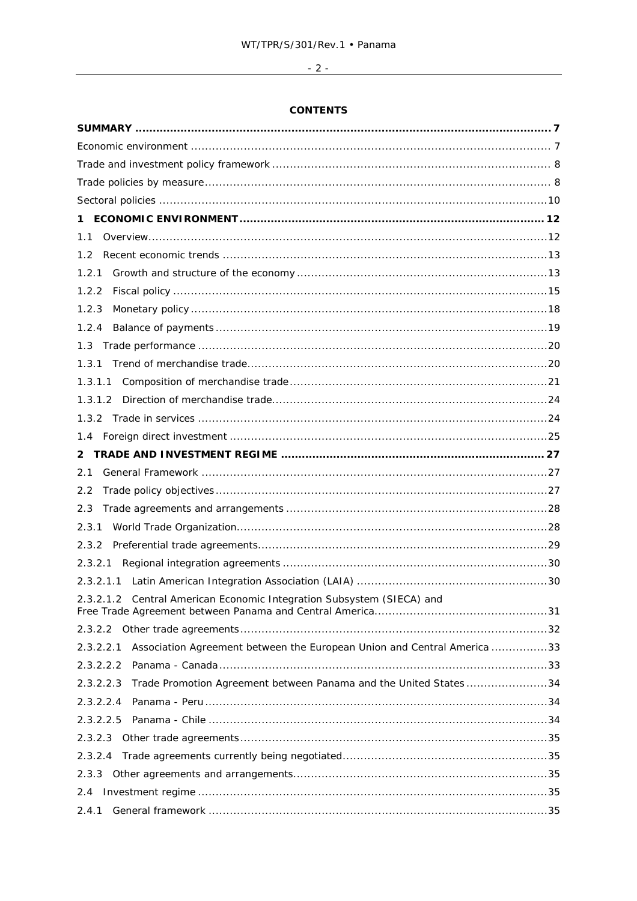**CONTENTS**

**SUMMARY** .... 7

Economic environment .... 7

Trade and investment policy framework .... 8

Trade policies by measure .... 8

Sectoral policies .... 10

**1 ECONOMIC ENVIRONMENT** .... 12

1.1 Overview .... 12

1.2 Recent economic trends .... 13

1.2.1 Growth and structure of the economy .... 13

1.2.2 Fiscal policy .... 15

1.2.3 Monetary policy .... 18

1.2.4 Balance of payments .... 19

1.3 Trade performance .... 20

1.3.1 Trend of merchandise trade .... 20

1.3.1.1 Composition of merchandise trade .... 21

1.3.1.2 Direction of merchandise trade .... 24

1.3.2 Trade in services .... 24

1.4 Foreign direct investment .... 25

**2 TRADE AND INVESTMENT REGIME** .... 27

2.1 General Framework .... 27

2.2 Trade policy objectives .... 27

2.3 Trade agreements and arrangements .... 28

2.3.1 World Trade Organization .... 28

2.3.2 Preferential trade agreements .... 29

2.3.2.1 Regional integration agreements .... 30

2.3.2.1.1 Latin American Integration Association (LAIA) .... 30

2.3.2.1.2 Central American Economic Integration Subsystem (SIECA) and Free Trade Agreement between Panama and Central America .... 31

2.3.2.2 Other trade agreements .... 32

2.3.2.2.1 Association Agreement between the European Union and Central America .... 33

2.3.2.2.2 Panama - Canada .... 33

2.3.2.2.3 Trade Promotion Agreement between Panama and the United States .... 34

2.3.2.2.4 Panama - Peru .... 34

2.3.2.2.5 Panama - Chile .... 34

2.3.2.3 Other trade agreements .... 35

2.3.2.4 Trade agreements currently being negotiated .... 35

2.3.3 Other agreements and arrangements .... 35

2.4 Investment regime .... 35

2.4.1 General framework .... 35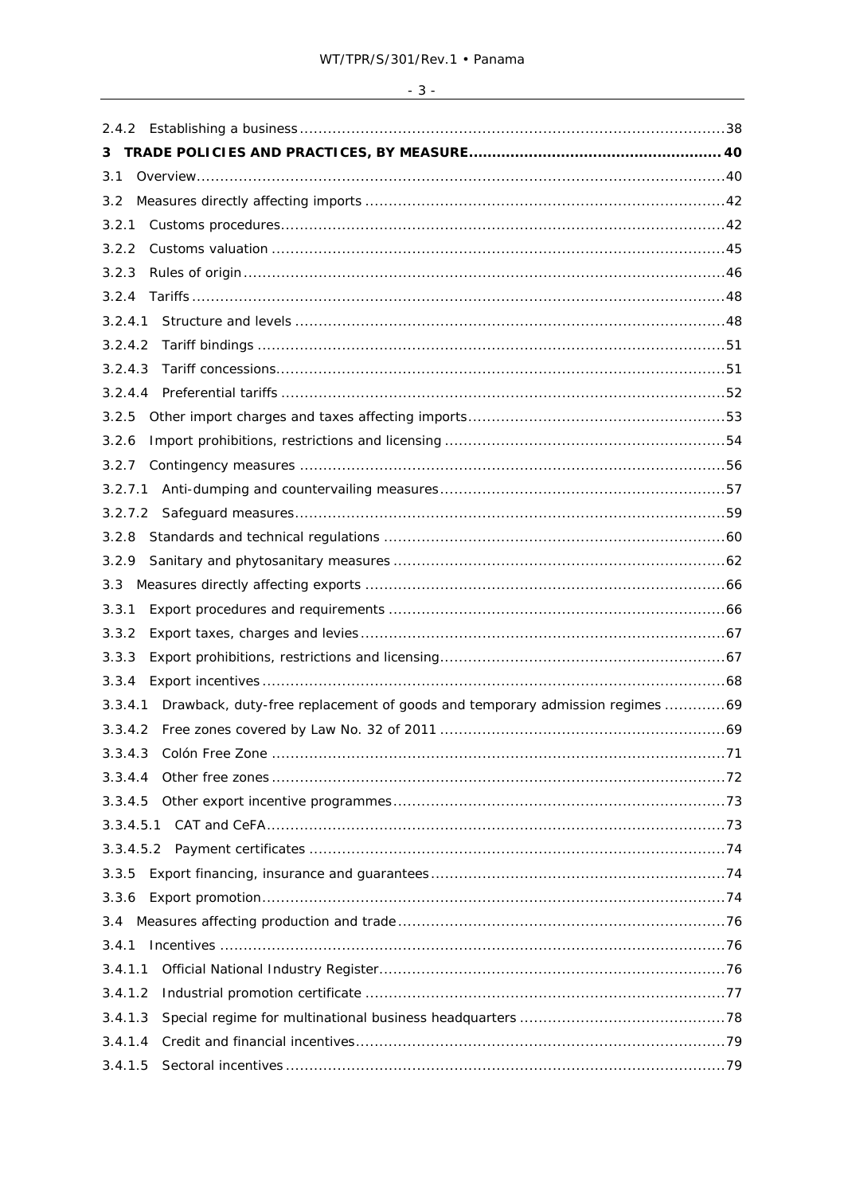2.4.2 Establishing a business ..........38

**3 TRADE POLICIES AND PRACTICES, BY MEASURE ..........40**

3.1 Overview ..........40

3.2 Measures directly affecting imports ..........42

3.2.1 Customs procedures ..........42

3.2.2 Customs valuation ..........45

3.2.3 Rules of origin ..........46

3.2.4 Tariffs ..........48

3.2.4.1 Structure and levels ..........48

3.2.4.2 Tariff bindings ..........51

3.2.4.3 Tariff concessions ..........51

3.2.4.4 Preferential tariffs ..........52

3.2.5 Other import charges and taxes affecting imports ..........53

3.2.6 Import prohibitions, restrictions and licensing ..........54

3.2.7 Contingency measures ..........56

3.2.7.1 Anti-dumping and countervailing measures ..........57

3.2.7.2 Safeguard measures ..........59

3.2.8 Standards and technical regulations ..........60

3.2.9 Sanitary and phytosanitary measures ..........62

3.3 Measures directly affecting exports ..........66

3.3.1 Export procedures and requirements ..........66

3.3.2 Export taxes, charges and levies ..........67

3.3.3 Export prohibitions, restrictions and licensing ..........67

3.3.4 Export incentives ..........68

3.3.4.1 Drawback, duty-free replacement of goods and temporary admission regimes ..........69

3.3.4.2 Free zones covered by Law No. 32 of 2011 ..........69

3.3.4.3 Colón Free Zone ..........71

3.3.4.4 Other free zones ..........72

3.3.4.5 Other export incentive programmes ..........73

3.3.4.5.1 CAT and CeFA ..........73

3.3.4.5.2 Payment certificates ..........74

3.3.5 Export financing, insurance and guarantees ..........74

3.3.6 Export promotion ..........74

3.4 Measures affecting production and trade ..........76

3.4.1 Incentives ..........76

3.4.1.1 Official National Industry Register ..........76

3.4.1.2 Industrial promotion certificate ..........77

3.4.1.3 Special regime for multinational business headquarters ..........78

3.4.1.4 Credit and financial incentives ..........79

3.4.1.5 Sectoral incentives ..........79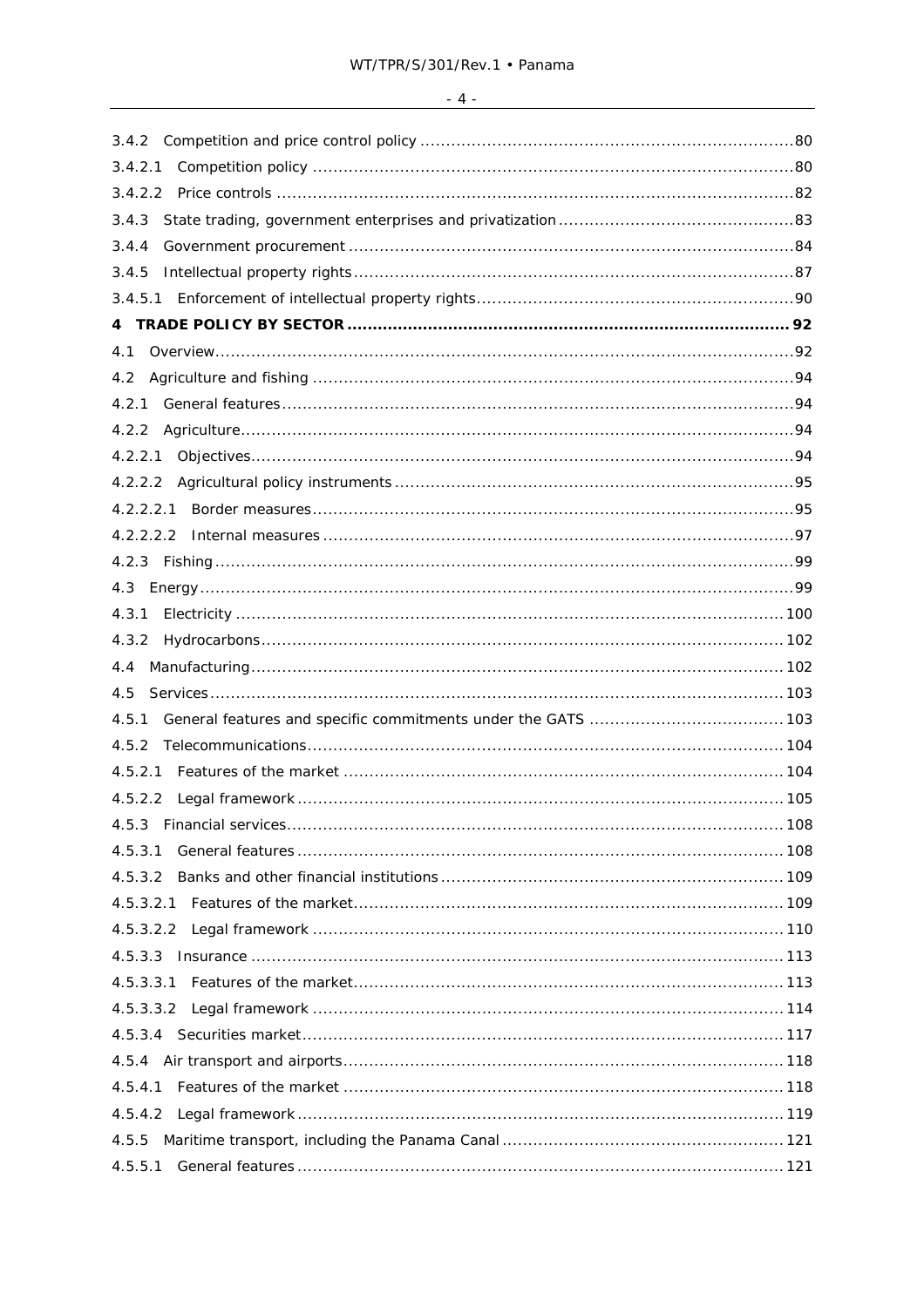3.4.2 Competition and price control policy ........................................................................80

3.4.2.1 Competition policy ..............................................................................................80

3.4.2.2 Price controls .....................................................................................................82

3.4.3 State trading, government enterprises and privatization ...............................................83

3.4.4 Government procurement ........................................................................................84

3.4.5 Intellectual property rights .......................................................................................87

3.4.5.1 Enforcement of intellectual property rights ..............................................................90

**4 TRADE POLICY BY SECTOR ....................................................................................... 92**

4.1 Overview ..................................................................................................................92

4.2 Agriculture and fishing ...............................................................................................94

4.2.1 General features .....................................................................................................94

4.2.2 Agriculture .............................................................................................................94

4.2.2.1 Objectives ..........................................................................................................94

4.2.2.2 Agricultural policy instruments ...............................................................................95

4.2.2.2.1 Border measures ...............................................................................................95

4.2.2.2.2 Internal measures ..............................................................................................97

4.2.3 Fishing ..................................................................................................................99

4.3 Energy .....................................................................................................................99

4.3.1 Electricity .............................................................................................................100

4.3.2 Hydrocarbons ........................................................................................................102

4.4 Manufacturing ..........................................................................................................102

4.5 Services ...................................................................................................................103

4.5.1 General features and specific commitments under the GATS .......................................103

4.5.2 Telecommunications ...............................................................................................104

4.5.2.1 Features of the market .......................................................................................104

4.5.2.2 Legal framework ................................................................................................105

4.5.3 Financial services ...................................................................................................108

4.5.3.1 General features ................................................................................................108

4.5.3.2 Banks and other financial institutions ....................................................................109

4.5.3.2.1 Features of the market .....................................................................................109

4.5.3.2.2 Legal framework .............................................................................................110

4.5.3.3 Insurance ..........................................................................................................113

4.5.3.3.1 Features of the market .....................................................................................113

4.5.3.3.2 Legal framework .............................................................................................114

4.5.3.4 Securities market ...............................................................................................117

4.5.4 Air transport and airports ........................................................................................118

4.5.4.1 Features of the market .......................................................................................118

4.5.4.2 Legal framework ................................................................................................119

4.5.5 Maritime transport, including the Panama Canal .........................................................121

4.5.5.1 General features ................................................................................................121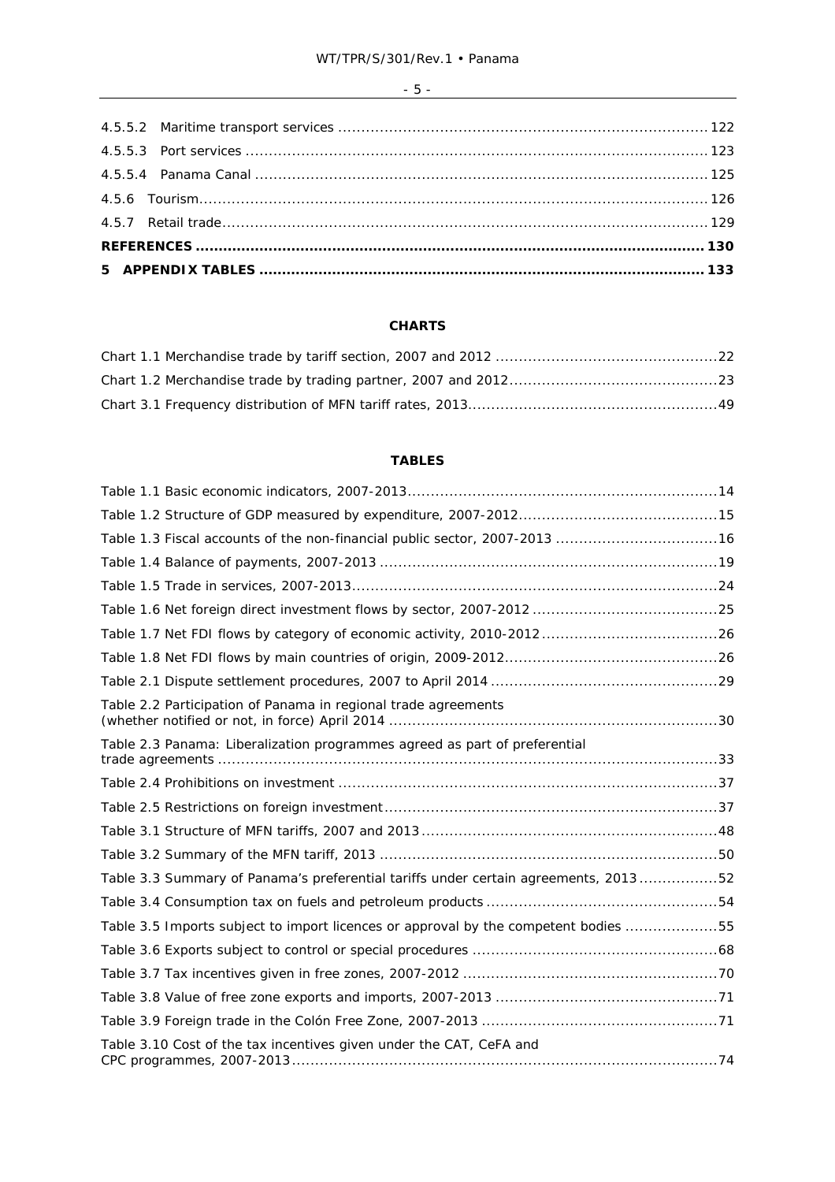4.5.5.2 Maritime transport services ............................................................................... 122

4.5.5.3 Port services .................................................................................................. 123

4.5.5.4 Panama Canal ................................................................................................ 125

4.5.6 Tourism............................................................................................................ 126

4.5.7 Retail trade....................................................................................................... 129

**REFERENCES ............................................................................................................. 130**

**5 APPENDIX TABLES ................................................................................................ 133**

**CHARTS**

Chart 1.1 Merchandise trade by tariff section, 2007 and 2012 ...............................................22

Chart 1.2 Merchandise trade by trading partner, 2007 and 2012............................................23

Chart 3.1 Frequency distribution of MFN tariff rates, 2013.....................................................49

**TABLES**

Table 1.1 Basic economic indicators, 2007-2013..................................................................14

Table 1.2 Structure of GDP measured by expenditure, 2007-2012...........................................15

Table 1.3 Fiscal accounts of the non-financial public sector, 2007-2013 ..................................16

Table 1.4 Balance of payments, 2007-2013 ........................................................................19

Table 1.5 Trade in services, 2007-2013..............................................................................24

Table 1.6 Net foreign direct investment flows by sector, 2007-2012 ........................................25

Table 1.7 Net FDI flows by category of economic activity, 2010-2012......................................26

Table 1.8 Net FDI flows by main countries of origin, 2009-2012..............................................26

Table 2.1 Dispute settlement procedures, 2007 to April 2014 ................................................29

Table 2.2 Participation of Panama in regional trade agreements (whether notified or not, in force) April 2014 ......................................................................30

Table 2.3 Panama: Liberalization programmes agreed as part of preferential trade agreements ..........................................................................................................33

Table 2.4 Prohibitions on investment .................................................................................37

Table 2.5 Restrictions on foreign investment.......................................................................37

Table 3.1 Structure of MFN tariffs, 2007 and 2013................................................................48

Table 3.2 Summary of the MFN tariff, 2013 .........................................................................50

Table 3.3 Summary of Panama's preferential tariffs under certain agreements, 2013.................52

Table 3.4 Consumption tax on fuels and petroleum products ..................................................54

Table 3.5 Imports subject to import licences or approval by the competent bodies ....................55

Table 3.6 Exports subject to control or special procedures .....................................................68

Table 3.7 Tax incentives given in free zones, 2007-2012 .......................................................70

Table 3.8 Value of free zone exports and imports, 2007-2013 ................................................71

Table 3.9 Foreign trade in the Colón Free Zone, 2007-2013 ..................................................71

Table 3.10 Cost of the tax incentives given under the CAT, CeFA and CPC programmes, 2007-2013...........................................................................................74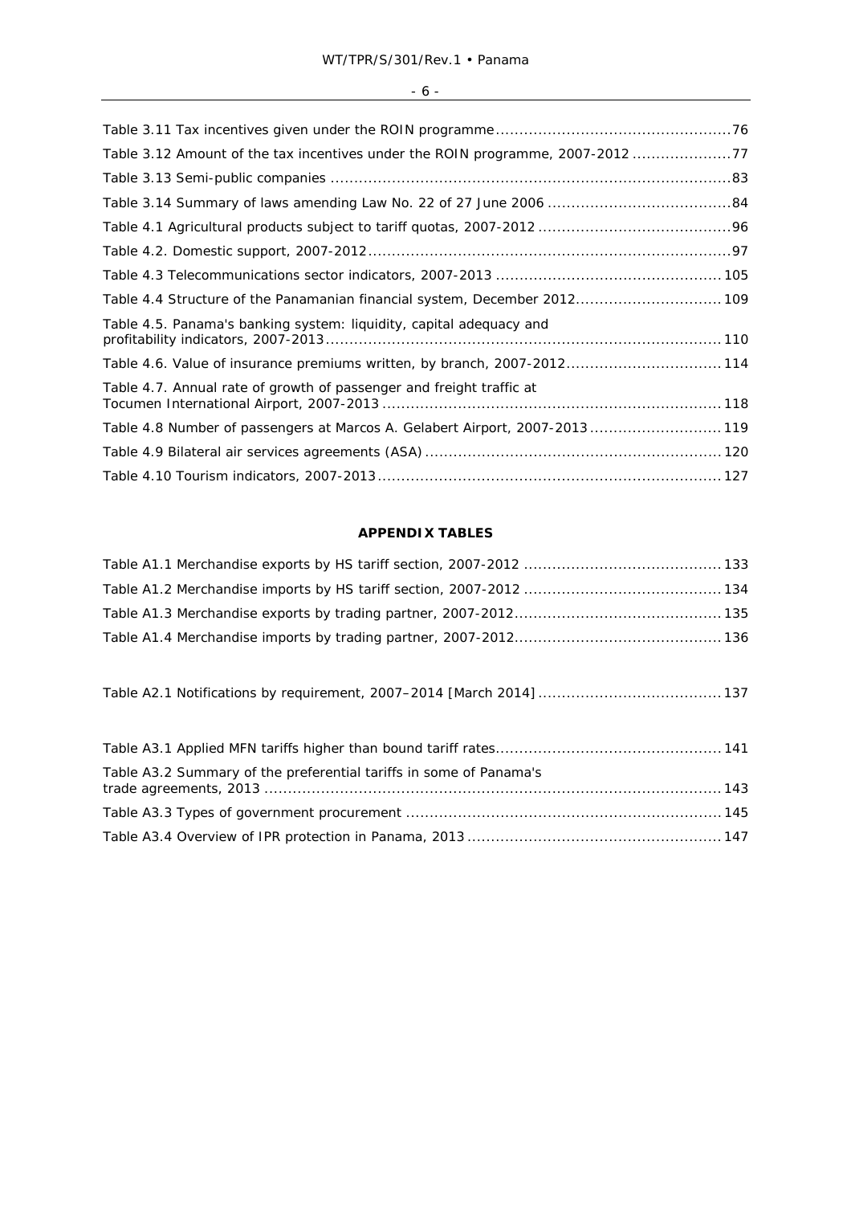Table 3.11 Tax incentives given under the ROIN programme .....76

Table 3.12 Amount of the tax incentives under the ROIN programme, 2007-2012 .....77

Table 3.13 Semi-public companies .....83

Table 3.14 Summary of laws amending Law No. 22 of 27 June 2006 .....84

Table 4.1 Agricultural products subject to tariff quotas, 2007-2012 .....96

Table 4.2. Domestic support, 2007-2012 .....97

Table 4.3 Telecommunications sector indicators, 2007-2013 .....105

Table 4.4 Structure of the Panamanian financial system, December 2012 .....109

Table 4.5. Panama's banking system: liquidity, capital adequacy and profitability indicators, 2007-2013 .....110

Table 4.6. Value of insurance premiums written, by branch, 2007-2012 .....114

Table 4.7. Annual rate of growth of passenger and freight traffic at Tocumen International Airport, 2007-2013 .....118

Table 4.8 Number of passengers at Marcos A. Gelabert Airport, 2007-2013 .....119

Table 4.9 Bilateral air services agreements (ASA) .....120

Table 4.10 Tourism indicators, 2007-2013 .....127

**APPENDIX TABLES**

Table A1.1 Merchandise exports by HS tariff section, 2007-2012 .....133

Table A1.2 Merchandise imports by HS tariff section, 2007-2012 .....134

Table A1.3 Merchandise exports by trading partner, 2007-2012 .....135

Table A1.4 Merchandise imports by trading partner, 2007-2012 .....136

Table A2.1 Notifications by requirement, 2007–2014 [March 2014] .....137

Table A3.1 Applied MFN tariffs higher than bound tariff rates .....141

Table A3.2 Summary of the preferential tariffs in some of Panama's trade agreements, 2013 .....143

Table A3.3 Types of government procurement .....145

Table A3.4 Overview of IPR protection in Panama, 2013 .....147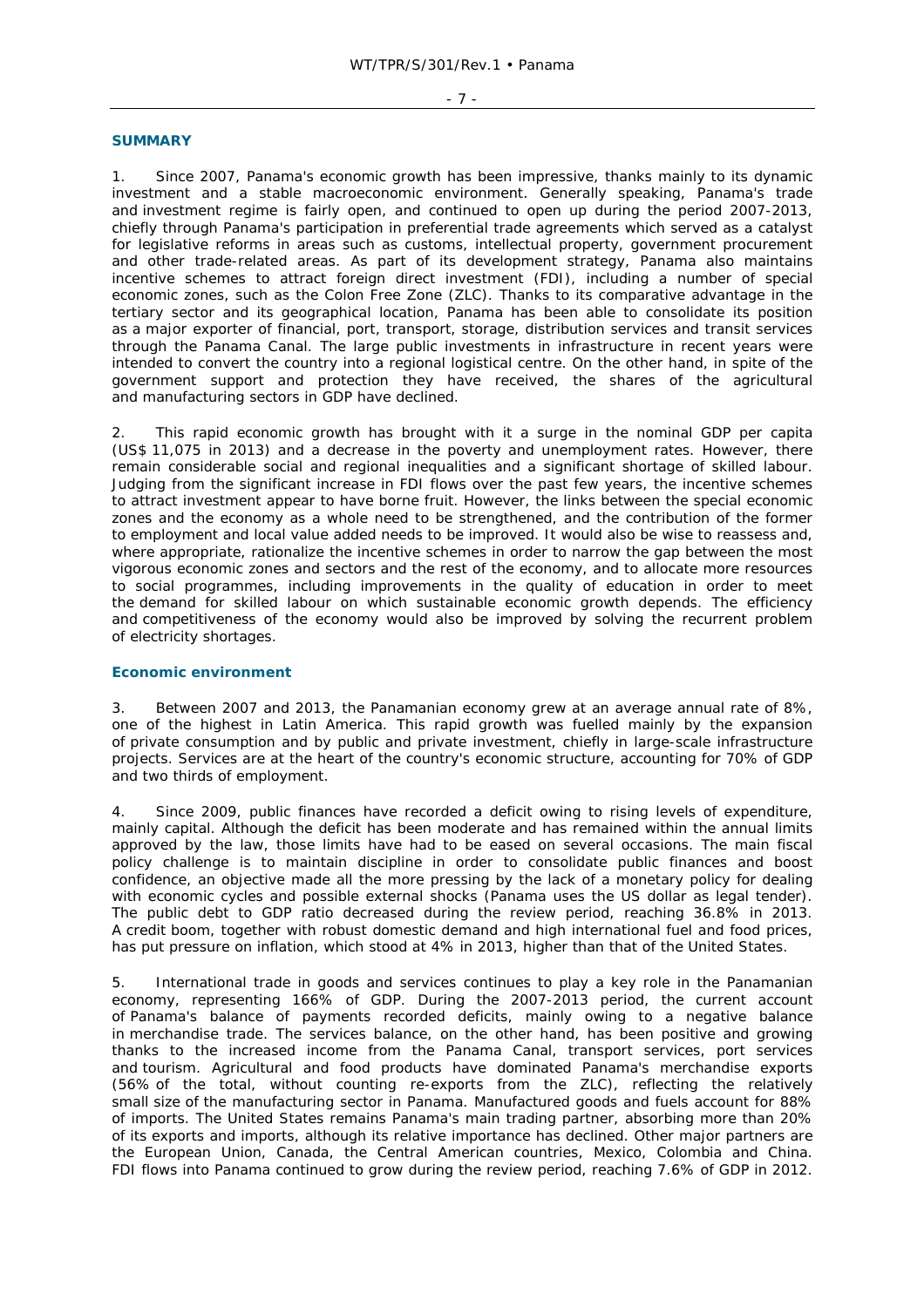## SUMMARY

1. Since 2007, Panama's economic growth has been impressive, thanks mainly to its dynamic investment and a stable macroeconomic environment. Generally speaking, Panama's trade and investment regime is fairly open, and continued to open up during the period 2007-2013, chiefly through Panama's participation in preferential trade agreements which served as a catalyst for legislative reforms in areas such as customs, intellectual property, government procurement and other trade-related areas. As part of its development strategy, Panama also maintains incentive schemes to attract foreign direct investment (FDI), including a number of special economic zones, such as the Colon Free Zone (ZLC). Thanks to its comparative advantage in the tertiary sector and its geographical location, Panama has been able to consolidate its position as a major exporter of financial, port, transport, storage, distribution services and transit services through the Panama Canal. The large public investments in infrastructure in recent years were intended to convert the country into a regional logistical centre. On the other hand, in spite of the government support and protection they have received, the shares of the agricultural and manufacturing sectors in GDP have declined.

2. This rapid economic growth has brought with it a surge in the nominal GDP per capita (US$ 11,075 in 2013) and a decrease in the poverty and unemployment rates. However, there remain considerable social and regional inequalities and a significant shortage of skilled labour. Judging from the significant increase in FDI flows over the past few years, the incentive schemes to attract investment appear to have borne fruit. However, the links between the special economic zones and the economy as a whole need to be strengthened, and the contribution of the former to employment and local value added needs to be improved. It would also be wise to reassess and, where appropriate, rationalize the incentive schemes in order to narrow the gap between the most vigorous economic zones and sectors and the rest of the economy, and to allocate more resources to social programmes, including improvements in the quality of education in order to meet the demand for skilled labour on which sustainable economic growth depends. The efficiency and competitiveness of the economy would also be improved by solving the recurrent problem of electricity shortages.

### Economic environment

3. Between 2007 and 2013, the Panamanian economy grew at an average annual rate of 8%, one of the highest in Latin America. This rapid growth was fuelled mainly by the expansion of private consumption and by public and private investment, chiefly in large-scale infrastructure projects. Services are at the heart of the country's economic structure, accounting for 70% of GDP and two thirds of employment.

4. Since 2009, public finances have recorded a deficit owing to rising levels of expenditure, mainly capital. Although the deficit has been moderate and has remained within the annual limits approved by the law, those limits have had to be eased on several occasions. The main fiscal policy challenge is to maintain discipline in order to consolidate public finances and boost confidence, an objective made all the more pressing by the lack of a monetary policy for dealing with economic cycles and possible external shocks (Panama uses the US dollar as legal tender). The public debt to GDP ratio decreased during the review period, reaching 36.8% in 2013. A credit boom, together with robust domestic demand and high international fuel and food prices, has put pressure on inflation, which stood at 4% in 2013, higher than that of the United States.

5. International trade in goods and services continues to play a key role in the Panamanian economy, representing 166% of GDP. During the 2007-2013 period, the current account of Panama's balance of payments recorded deficits, mainly owing to a negative balance in merchandise trade. The services balance, on the other hand, has been positive and growing thanks to the increased income from the Panama Canal, transport services, port services and tourism. Agricultural and food products have dominated Panama's merchandise exports (56% of the total, without counting re-exports from the ZLC), reflecting the relatively small size of the manufacturing sector in Panama. Manufactured goods and fuels account for 88% of imports. The United States remains Panama's main trading partner, absorbing more than 20% of its exports and imports, although its relative importance has declined. Other major partners are the European Union, Canada, the Central American countries, Mexico, Colombia and China. FDI flows into Panama continued to grow during the review period, reaching 7.6% of GDP in 2012.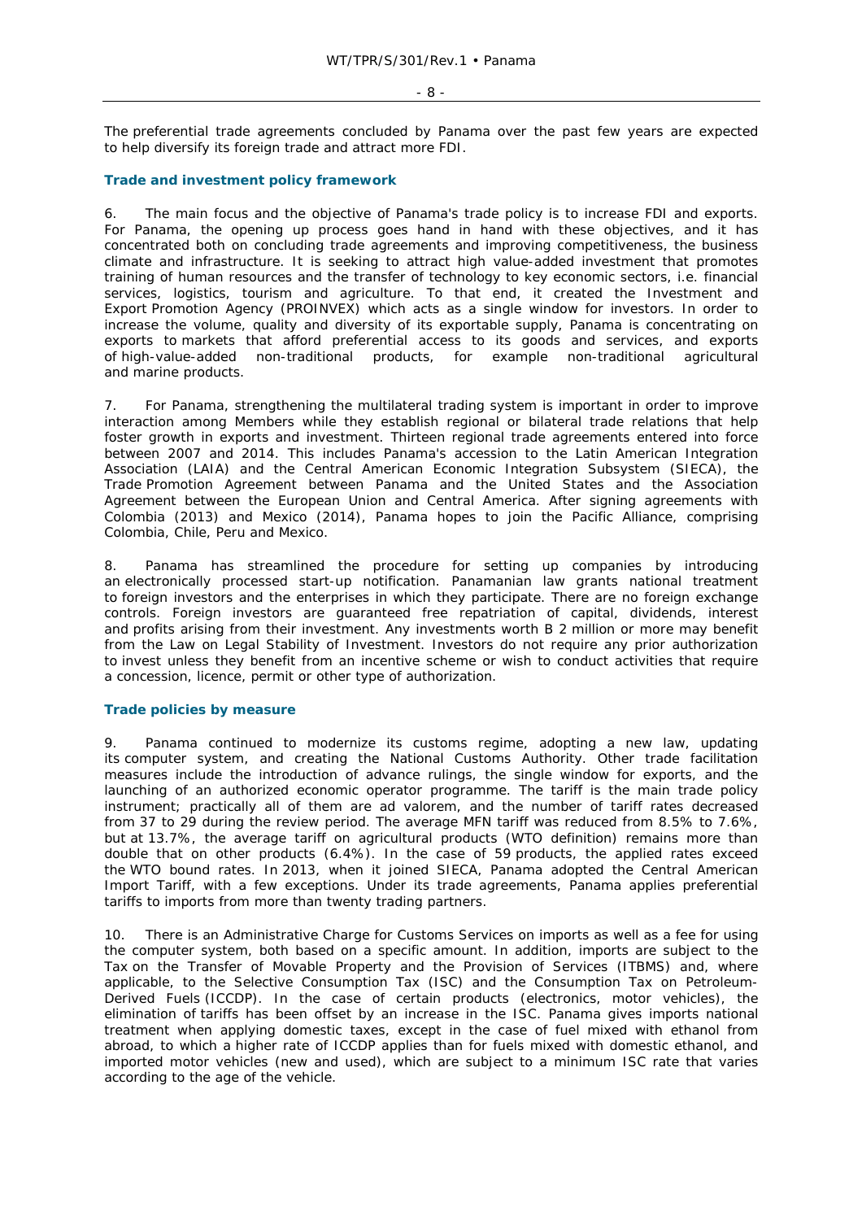The preferential trade agreements concluded by Panama over the past few years are expected to help diversify its foreign trade and attract more FDI.

### Trade and investment policy framework

6. The main focus and the objective of Panama's trade policy is to increase FDI and exports. For Panama, the opening up process goes hand in hand with these objectives, and it has concentrated both on concluding trade agreements and improving competitiveness, the business climate and infrastructure. It is seeking to attract high value-added investment that promotes training of human resources and the transfer of technology to key economic sectors, i.e. financial services, logistics, tourism and agriculture. To that end, it created the Investment and Export Promotion Agency (PROINVEX) which acts as a single window for investors. In order to increase the volume, quality and diversity of its exportable supply, Panama is concentrating on exports to markets that afford preferential access to its goods and services, and exports of high-value-added non-traditional products, for example non-traditional agricultural and marine products.

7. For Panama, strengthening the multilateral trading system is important in order to improve interaction among Members while they establish regional or bilateral trade relations that help foster growth in exports and investment. Thirteen regional trade agreements entered into force between 2007 and 2014. This includes Panama's accession to the Latin American Integration Association (LAIA) and the Central American Economic Integration Subsystem (SIECA), the Trade Promotion Agreement between Panama and the United States and the Association Agreement between the European Union and Central America. After signing agreements with Colombia (2013) and Mexico (2014), Panama hopes to join the Pacific Alliance, comprising Colombia, Chile, Peru and Mexico.

8. Panama has streamlined the procedure for setting up companies by introducing an electronically processed start-up notification. Panamanian law grants national treatment to foreign investors and the enterprises in which they participate. There are no foreign exchange controls. Foreign investors are guaranteed free repatriation of capital, dividends, interest and profits arising from their investment. Any investments worth B 2 million or more may benefit from the Law on Legal Stability of Investment. Investors do not require any prior authorization to invest unless they benefit from an incentive scheme or wish to conduct activities that require a concession, licence, permit or other type of authorization.

### Trade policies by measure

9. Panama continued to modernize its customs regime, adopting a new law, updating its computer system, and creating the National Customs Authority. Other trade facilitation measures include the introduction of advance rulings, the single window for exports, and the launching of an authorized economic operator programme. The tariff is the main trade policy instrument; practically all of them are ad valorem, and the number of tariff rates decreased from 37 to 29 during the review period. The average MFN tariff was reduced from 8.5% to 7.6%, but at 13.7%, the average tariff on agricultural products (WTO definition) remains more than double that on other products (6.4%). In the case of 59 products, the applied rates exceed the WTO bound rates. In 2013, when it joined SIECA, Panama adopted the Central American Import Tariff, with a few exceptions. Under its trade agreements, Panama applies preferential tariffs to imports from more than twenty trading partners.

10. There is an Administrative Charge for Customs Services on imports as well as a fee for using the computer system, both based on a specific amount. In addition, imports are subject to the Tax on the Transfer of Movable Property and the Provision of Services (ITBMS) and, where applicable, to the Selective Consumption Tax (ISC) and the Consumption Tax on Petroleum-Derived Fuels (ICCDP). In the case of certain products (electronics, motor vehicles), the elimination of tariffs has been offset by an increase in the ISC. Panama gives imports national treatment when applying domestic taxes, except in the case of fuel mixed with ethanol from abroad, to which a higher rate of ICCDP applies than for fuels mixed with domestic ethanol, and imported motor vehicles (new and used), which are subject to a minimum ISC rate that varies according to the age of the vehicle.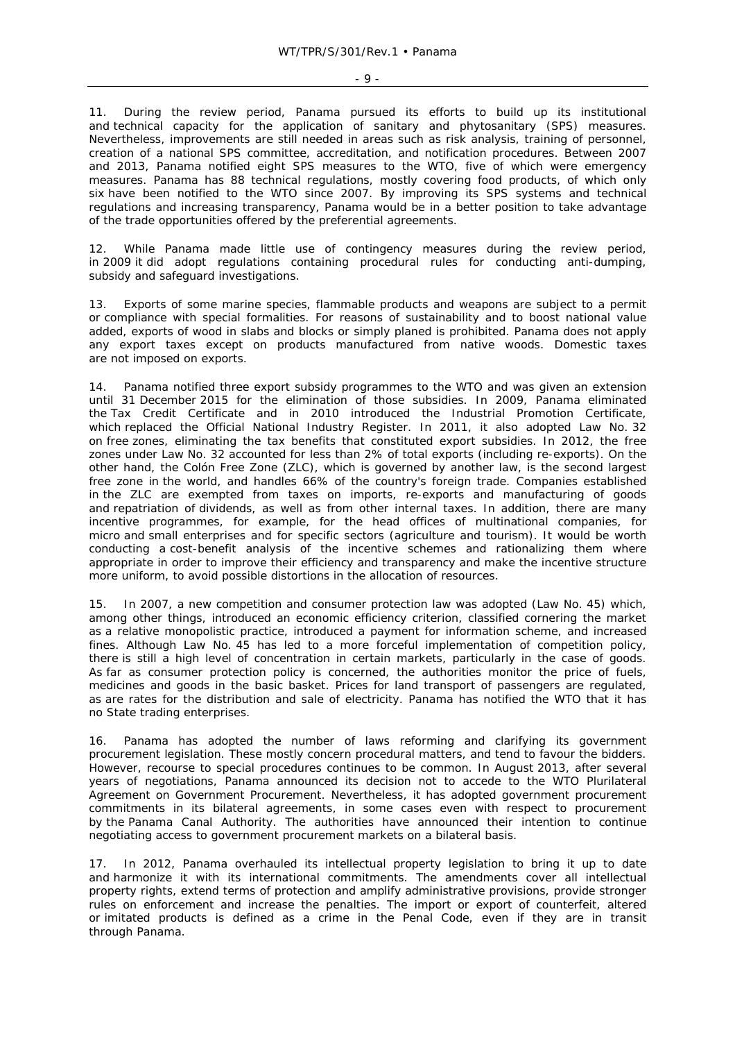11. During the review period, Panama pursued its efforts to build up its institutional and technical capacity for the application of sanitary and phytosanitary (SPS) measures. Nevertheless, improvements are still needed in areas such as risk analysis, training of personnel, creation of a national SPS committee, accreditation, and notification procedures. Between 2007 and 2013, Panama notified eight SPS measures to the WTO, five of which were emergency measures. Panama has 88 technical regulations, mostly covering food products, of which only six have been notified to the WTO since 2007. By improving its SPS systems and technical regulations and increasing transparency, Panama would be in a better position to take advantage of the trade opportunities offered by the preferential agreements.

12. While Panama made little use of contingency measures during the review period, in 2009 it did adopt regulations containing procedural rules for conducting anti-dumping, subsidy and safeguard investigations.

13. Exports of some marine species, flammable products and weapons are subject to a permit or compliance with special formalities. For reasons of sustainability and to boost national value added, exports of wood in slabs and blocks or simply planed is prohibited. Panama does not apply any export taxes except on products manufactured from native woods. Domestic taxes are not imposed on exports.

14. Panama notified three export subsidy programmes to the WTO and was given an extension until 31 December 2015 for the elimination of those subsidies. In 2009, Panama eliminated the Tax Credit Certificate and in 2010 introduced the Industrial Promotion Certificate, which replaced the Official National Industry Register. In 2011, it also adopted Law No. 32 on free zones, eliminating the tax benefits that constituted export subsidies. In 2012, the free zones under Law No. 32 accounted for less than 2% of total exports (including re-exports). On the other hand, the Colón Free Zone (ZLC), which is governed by another law, is the second largest free zone in the world, and handles 66% of the country's foreign trade. Companies established in the ZLC are exempted from taxes on imports, re-exports and manufacturing of goods and repatriation of dividends, as well as from other internal taxes. In addition, there are many incentive programmes, for example, for the head offices of multinational companies, for micro and small enterprises and for specific sectors (agriculture and tourism). It would be worth conducting a cost-benefit analysis of the incentive schemes and rationalizing them where appropriate in order to improve their efficiency and transparency and make the incentive structure more uniform, to avoid possible distortions in the allocation of resources.

15. In 2007, a new competition and consumer protection law was adopted (Law No. 45) which, among other things, introduced an economic efficiency criterion, classified cornering the market as a relative monopolistic practice, introduced a payment for information scheme, and increased fines. Although Law No. 45 has led to a more forceful implementation of competition policy, there is still a high level of concentration in certain markets, particularly in the case of goods. As far as consumer protection policy is concerned, the authorities monitor the price of fuels, medicines and goods in the basic basket. Prices for land transport of passengers are regulated, as are rates for the distribution and sale of electricity. Panama has notified the WTO that it has no State trading enterprises.

16. Panama has adopted the number of laws reforming and clarifying its government procurement legislation. These mostly concern procedural matters, and tend to favour the bidders. However, recourse to special procedures continues to be common. In August 2013, after several years of negotiations, Panama announced its decision not to accede to the WTO Plurilateral Agreement on Government Procurement. Nevertheless, it has adopted government procurement commitments in its bilateral agreements, in some cases even with respect to procurement by the Panama Canal Authority. The authorities have announced their intention to continue negotiating access to government procurement markets on a bilateral basis.

17. In 2012, Panama overhauled its intellectual property legislation to bring it up to date and harmonize it with its international commitments. The amendments cover all intellectual property rights, extend terms of protection and amplify administrative provisions, provide stronger rules on enforcement and increase the penalties. The import or export of counterfeit, altered or imitated products is defined as a crime in the Penal Code, even if they are in transit through Panama.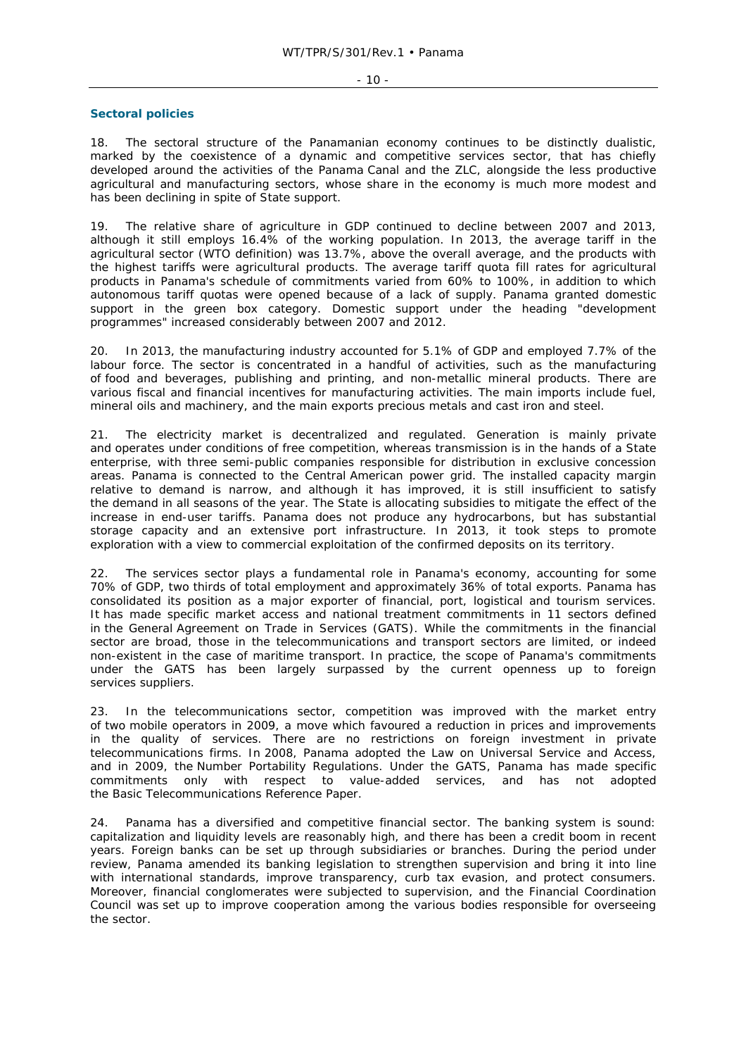### Sectoral policies

18. The sectoral structure of the Panamanian economy continues to be distinctly dualistic, marked by the coexistence of a dynamic and competitive services sector, that has chiefly developed around the activities of the Panama Canal and the ZLC, alongside the less productive agricultural and manufacturing sectors, whose share in the economy is much more modest and has been declining in spite of State support.

19. The relative share of agriculture in GDP continued to decline between 2007 and 2013, although it still employs 16.4% of the working population. In 2013, the average tariff in the agricultural sector (WTO definition) was 13.7%, above the overall average, and the products with the highest tariffs were agricultural products. The average tariff quota fill rates for agricultural products in Panama's schedule of commitments varied from 60% to 100%, in addition to which autonomous tariff quotas were opened because of a lack of supply. Panama granted domestic support in the green box category. Domestic support under the heading "development programmes" increased considerably between 2007 and 2012.

20. In 2013, the manufacturing industry accounted for 5.1% of GDP and employed 7.7% of the labour force. The sector is concentrated in a handful of activities, such as the manufacturing of food and beverages, publishing and printing, and non-metallic mineral products. There are various fiscal and financial incentives for manufacturing activities. The main imports include fuel, mineral oils and machinery, and the main exports precious metals and cast iron and steel.

21. The electricity market is decentralized and regulated. Generation is mainly private and operates under conditions of free competition, whereas transmission is in the hands of a State enterprise, with three semi-public companies responsible for distribution in exclusive concession areas. Panama is connected to the Central American power grid. The installed capacity margin relative to demand is narrow, and although it has improved, it is still insufficient to satisfy the demand in all seasons of the year. The State is allocating subsidies to mitigate the effect of the increase in end-user tariffs. Panama does not produce any hydrocarbons, but has substantial storage capacity and an extensive port infrastructure. In 2013, it took steps to promote exploration with a view to commercial exploitation of the confirmed deposits on its territory.

22. The services sector plays a fundamental role in Panama's economy, accounting for some 70% of GDP, two thirds of total employment and approximately 36% of total exports. Panama has consolidated its position as a major exporter of financial, port, logistical and tourism services. It has made specific market access and national treatment commitments in 11 sectors defined in the General Agreement on Trade in Services (GATS). While the commitments in the financial sector are broad, those in the telecommunications and transport sectors are limited, or indeed non-existent in the case of maritime transport. In practice, the scope of Panama's commitments under the GATS has been largely surpassed by the current openness up to foreign services suppliers.

23. In the telecommunications sector, competition was improved with the market entry of two mobile operators in 2009, a move which favoured a reduction in prices and improvements in the quality of services. There are no restrictions on foreign investment in private telecommunications firms. In 2008, Panama adopted the Law on Universal Service and Access, and in 2009, the Number Portability Regulations. Under the GATS, Panama has made specific commitments only with respect to value-added services, and has not adopted the Basic Telecommunications Reference Paper.

24. Panama has a diversified and competitive financial sector. The banking system is sound: capitalization and liquidity levels are reasonably high, and there has been a credit boom in recent years. Foreign banks can be set up through subsidiaries or branches. During the period under review, Panama amended its banking legislation to strengthen supervision and bring it into line with international standards, improve transparency, curb tax evasion, and protect consumers. Moreover, financial conglomerates were subjected to supervision, and the Financial Coordination Council was set up to improve cooperation among the various bodies responsible for overseeing the sector.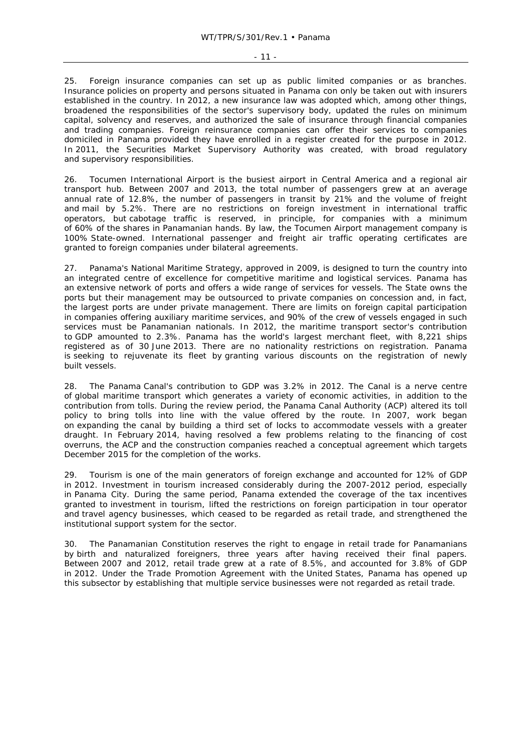25. Foreign insurance companies can set up as public limited companies or as branches. Insurance policies on property and persons situated in Panama con only be taken out with insurers established in the country. In 2012, a new insurance law was adopted which, among other things, broadened the responsibilities of the sector's supervisory body, updated the rules on minimum capital, solvency and reserves, and authorized the sale of insurance through financial companies and trading companies. Foreign reinsurance companies can offer their services to companies domiciled in Panama provided they have enrolled in a register created for the purpose in 2012. In 2011, the Securities Market Supervisory Authority was created, with broad regulatory and supervisory responsibilities.

26. Tocumen International Airport is the busiest airport in Central America and a regional air transport hub. Between 2007 and 2013, the total number of passengers grew at an average annual rate of 12.8%, the number of passengers in transit by 21% and the volume of freight and mail by 5.2%. There are no restrictions on foreign investment in international traffic operators, but cabotage traffic is reserved, in principle, for companies with a minimum of 60% of the shares in Panamanian hands. By law, the Tocumen Airport management company is 100% State-owned. International passenger and freight air traffic operating certificates are granted to foreign companies under bilateral agreements.

27. Panama's National Maritime Strategy, approved in 2009, is designed to turn the country into an integrated centre of excellence for competitive maritime and logistical services. Panama has an extensive network of ports and offers a wide range of services for vessels. The State owns the ports but their management may be outsourced to private companies on concession and, in fact, the largest ports are under private management. There are limits on foreign capital participation in companies offering auxiliary maritime services, and 90% of the crew of vessels engaged in such services must be Panamanian nationals. In 2012, the maritime transport sector's contribution to GDP amounted to 2.3%. Panama has the world's largest merchant fleet, with 8,221 ships registered as of 30 June 2013. There are no nationality restrictions on registration. Panama is seeking to rejuvenate its fleet by granting various discounts on the registration of newly built vessels.

28. The Panama Canal's contribution to GDP was 3.2% in 2012. The Canal is a nerve centre of global maritime transport which generates a variety of economic activities, in addition to the contribution from tolls. During the review period, the Panama Canal Authority (ACP) altered its toll policy to bring tolls into line with the value offered by the route. In 2007, work began on expanding the canal by building a third set of locks to accommodate vessels with a greater draught. In February 2014, having resolved a few problems relating to the financing of cost overruns, the ACP and the construction companies reached a conceptual agreement which targets December 2015 for the completion of the works.

29. Tourism is one of the main generators of foreign exchange and accounted for 12% of GDP in 2012. Investment in tourism increased considerably during the 2007-2012 period, especially in Panama City. During the same period, Panama extended the coverage of the tax incentives granted to investment in tourism, lifted the restrictions on foreign participation in tour operator and travel agency businesses, which ceased to be regarded as retail trade, and strengthened the institutional support system for the sector.

30. The Panamanian Constitution reserves the right to engage in retail trade for Panamanians by birth and naturalized foreigners, three years after having received their final papers. Between 2007 and 2012, retail trade grew at a rate of 8.5%, and accounted for 3.8% of GDP in 2012. Under the Trade Promotion Agreement with the United States, Panama has opened up this subsector by establishing that multiple service businesses were not regarded as retail trade.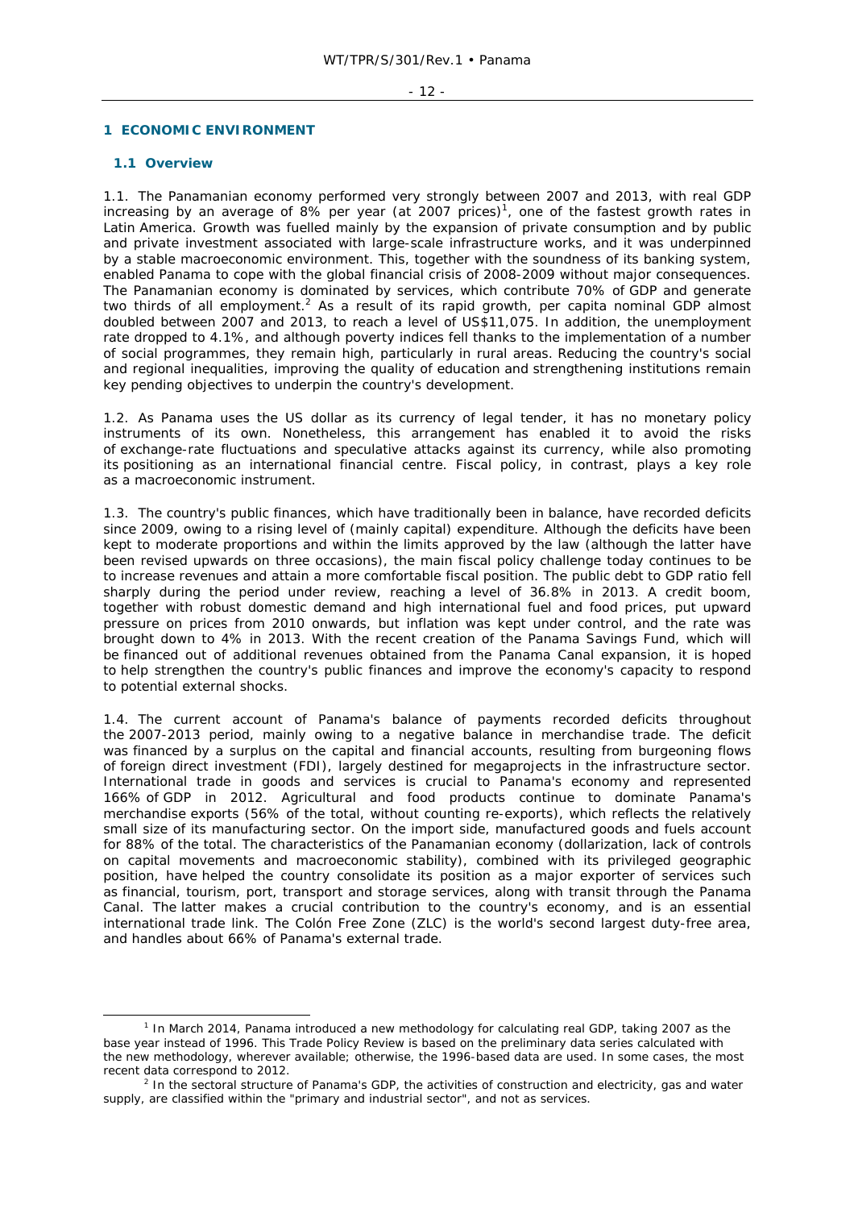# 1 ECONOMIC ENVIRONMENT

## 1.1 Overview

1.1. The Panamanian economy performed very strongly between 2007 and 2013, with real GDP increasing by an average of 8% per year (at 2007 prices)[1], one of the fastest growth rates in Latin America. Growth was fuelled mainly by the expansion of private consumption and by public and private investment associated with large-scale infrastructure works, and it was underpinned by a stable macroeconomic environment. This, together with the soundness of its banking system, enabled Panama to cope with the global financial crisis of 2008-2009 without major consequences. The Panamanian economy is dominated by services, which contribute 70% of GDP and generate two thirds of all employment.[2] As a result of its rapid growth, per capita nominal GDP almost doubled between 2007 and 2013, to reach a level of US$11,075. In addition, the unemployment rate dropped to 4.1%, and although poverty indices fell thanks to the implementation of a number of social programmes, they remain high, particularly in rural areas. Reducing the country's social and regional inequalities, improving the quality of education and strengthening institutions remain key pending objectives to underpin the country's development.

1.2. As Panama uses the US dollar as its currency of legal tender, it has no monetary policy instruments of its own. Nonetheless, this arrangement has enabled it to avoid the risks of exchange-rate fluctuations and speculative attacks against its currency, while also promoting its positioning as an international financial centre. Fiscal policy, in contrast, plays a key role as a macroeconomic instrument.

1.3. The country's public finances, which have traditionally been in balance, have recorded deficits since 2009, owing to a rising level of (mainly capital) expenditure. Although the deficits have been kept to moderate proportions and within the limits approved by the law (although the latter have been revised upwards on three occasions), the main fiscal policy challenge today continues to be to increase revenues and attain a more comfortable fiscal position. The public debt to GDP ratio fell sharply during the period under review, reaching a level of 36.8% in 2013. A credit boom, together with robust domestic demand and high international fuel and food prices, put upward pressure on prices from 2010 onwards, but inflation was kept under control, and the rate was brought down to 4% in 2013. With the recent creation of the Panama Savings Fund, which will be financed out of additional revenues obtained from the Panama Canal expansion, it is hoped to help strengthen the country's public finances and improve the economy's capacity to respond to potential external shocks.

1.4. The current account of Panama's balance of payments recorded deficits throughout the 2007-2013 period, mainly owing to a negative balance in merchandise trade. The deficit was financed by a surplus on the capital and financial accounts, resulting from burgeoning flows of foreign direct investment (FDI), largely destined for megaprojects in the infrastructure sector. International trade in goods and services is crucial to Panama's economy and represented 166% of GDP in 2012. Agricultural and food products continue to dominate Panama's merchandise exports (56% of the total, without counting re-exports), which reflects the relatively small size of its manufacturing sector. On the import side, manufactured goods and fuels account for 88% of the total. The characteristics of the Panamanian economy (dollarization, lack of controls on capital movements and macroeconomic stability), combined with its privileged geographic position, have helped the country consolidate its position as a major exporter of services such as financial, tourism, port, transport and storage services, along with transit through the Panama Canal. The latter makes a crucial contribution to the country's economy, and is an essential international trade link. The Colón Free Zone (ZLC) is the world's second largest duty-free area, and handles about 66% of Panama's external trade.

---

[1] In March 2014, Panama introduced a new methodology for calculating real GDP, taking 2007 as the base year instead of 1996. This Trade Policy Review is based on the preliminary data series calculated with the new methodology, wherever available; otherwise, the 1996-based data are used. In some cases, the most recent data correspond to 2012.

[2] In the sectoral structure of Panama's GDP, the activities of construction and electricity, gas and water supply, are classified within the "primary and industrial sector", and not as services.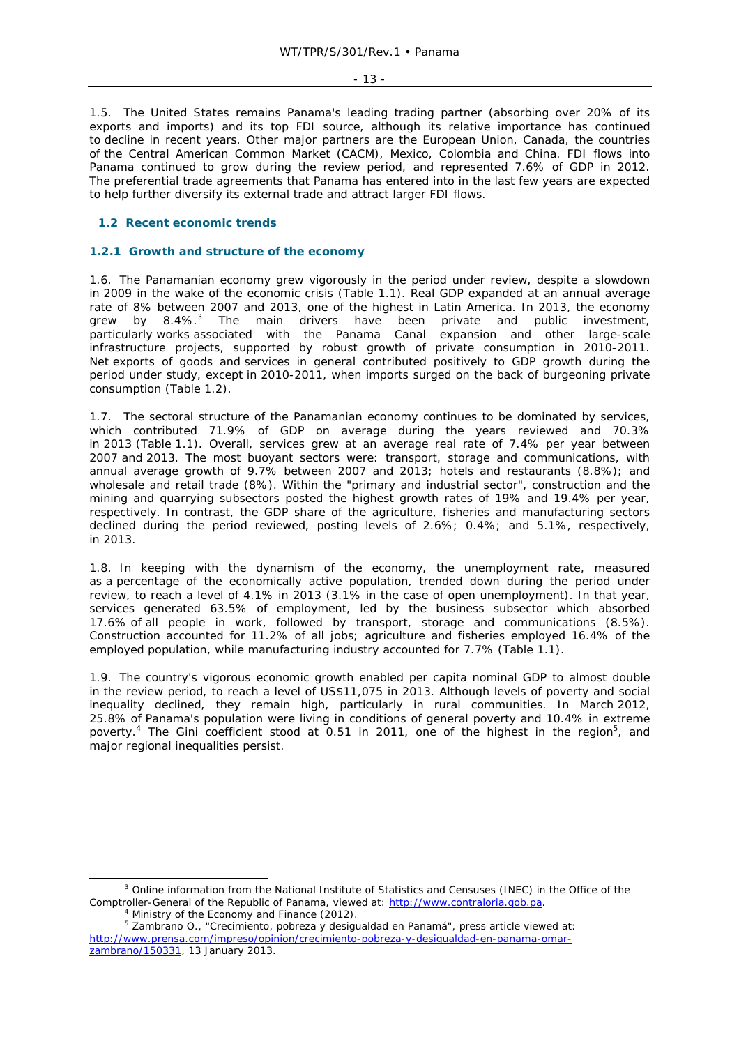1.5. The United States remains Panama's leading trading partner (absorbing over 20% of its exports and imports) and its top FDI source, although its relative importance has continued to decline in recent years. Other major partners are the European Union, Canada, the countries of the Central American Common Market (CACM), Mexico, Colombia and China. FDI flows into Panama continued to grow during the review period, and represented 7.6% of GDP in 2012. The preferential trade agreements that Panama has entered into in the last few years are expected to help further diversify its external trade and attract larger FDI flows.

## 1.2 Recent economic trends

### 1.2.1 Growth and structure of the economy

1.6. The Panamanian economy grew vigorously in the period under review, despite a slowdown in 2009 in the wake of the economic crisis (Table 1.1). Real GDP expanded at an annual average rate of 8% between 2007 and 2013, one of the highest in Latin America. In 2013, the economy grew by 8.4%.[3] The main drivers have been private and public investment, particularly works associated with the Panama Canal expansion and other large-scale infrastructure projects, supported by robust growth of private consumption in 2010-2011. Net exports of goods and services in general contributed positively to GDP growth during the period under study, except in 2010-2011, when imports surged on the back of burgeoning private consumption (Table 1.2).

1.7. The sectoral structure of the Panamanian economy continues to be dominated by services, which contributed 71.9% of GDP on average during the years reviewed and 70.3% in 2013 (Table 1.1). Overall, services grew at an average real rate of 7.4% per year between 2007 and 2013. The most buoyant sectors were: transport, storage and communications, with annual average growth of 9.7% between 2007 and 2013; hotels and restaurants (8.8%); and wholesale and retail trade (8%). Within the "primary and industrial sector", construction and the mining and quarrying subsectors posted the highest growth rates of 19% and 19.4% per year, respectively. In contrast, the GDP share of the agriculture, fisheries and manufacturing sectors declined during the period reviewed, posting levels of 2.6%; 0.4%; and 5.1%, respectively, in 2013.

1.8. In keeping with the dynamism of the economy, the unemployment rate, measured as a percentage of the economically active population, trended down during the period under review, to reach a level of 4.1% in 2013 (3.1% in the case of open unemployment). In that year, services generated 63.5% of employment, led by the business subsector which absorbed 17.6% of all people in work, followed by transport, storage and communications (8.5%). Construction accounted for 11.2% of all jobs; agriculture and fisheries employed 16.4% of the employed population, while manufacturing industry accounted for 7.7% (Table 1.1).

1.9. The country's vigorous economic growth enabled per capita nominal GDP to almost double in the review period, to reach a level of US$11,075 in 2013. Although levels of poverty and social inequality declined, they remain high, particularly in rural communities. In March 2012, 25.8% of Panama's population were living in conditions of general poverty and 10.4% in extreme poverty.[4] The Gini coefficient stood at 0.51 in 2011, one of the highest in the region[5], and major regional inequalities persist.

---

[3] Online information from the National Institute of Statistics and Censuses (INEC) in the Office of the Comptroller-General of the Republic of Panama, viewed at: http://www.contraloria.gob.pa.

[4] Ministry of the Economy and Finance (2012).

[5] Zambrano O., "Crecimiento, pobreza y desigualdad en Panamá", press article viewed at: http://www.prensa.com/impreso/opinion/crecimiento-pobreza-y-desigualdad-en-panama-omar-zambrano/150331, 13 January 2013.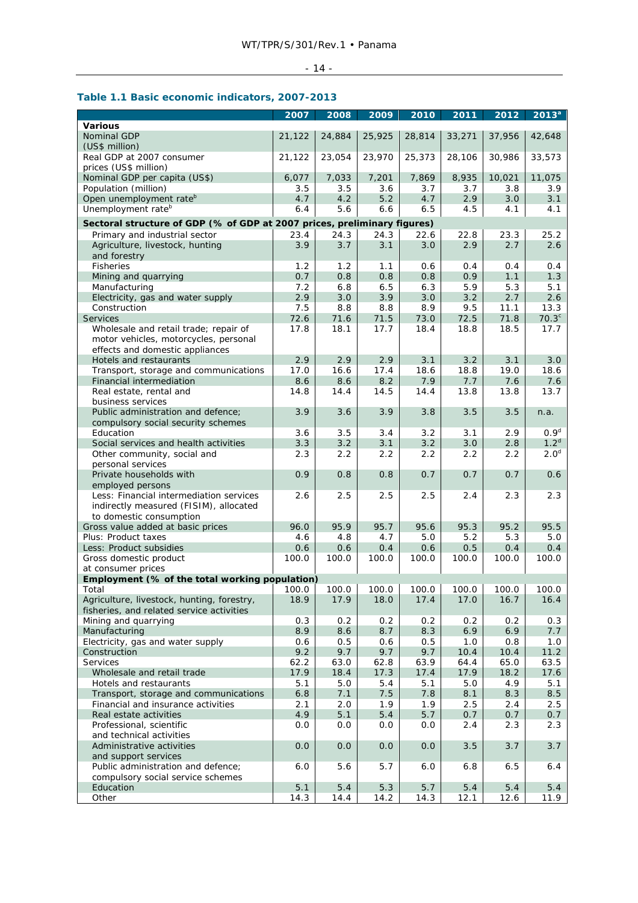### Table 1.1 Basic economic indicators, 2007-2013

| | 2007 | 2008 | 2009 | 2010 | 2011 | 2012 | 2013[a] |
|---|---|---|---|---|---|---|---|
| **Various** | | | | | | | |
| Nominal GDP (US$ million) | 21,122 | 24,884 | 25,925 | 28,814 | 33,271 | 37,956 | 42,648 |
| Real GDP at 2007 consumer prices (US$ million) | 21,122 | 23,054 | 23,970 | 25,373 | 28,106 | 30,986 | 33,573 |
| Nominal GDP per capita (US$) | 6,077 | 7,033 | 7,201 | 7,869 | 8,935 | 10,021 | 11,075 |
| Population (million) | 3.5 | 3.5 | 3.6 | 3.7 | 3.7 | 3.8 | 3.9 |
| Open unemployment rate[b] | 4.7 | 4.2 | 5.2 | 4.7 | 2.9 | 3.0 | 3.1 |
| Unemployment rate[b] | 6.4 | 5.6 | 6.6 | 6.5 | 4.5 | 4.1 | 4.1 |
| **Sectoral structure of GDP (% of GDP at 2007 prices, preliminary figures)** | | | | | | | |
| Primary and industrial sector | 23.4 | 24.3 | 24.3 | 22.6 | 22.8 | 23.3 | 25.2 |
| Agriculture, livestock, hunting and forestry | 3.9 | 3.7 | 3.1 | 3.0 | 2.9 | 2.7 | 2.6 |
| Fisheries | 1.2 | 1.2 | 1.1 | 0.6 | 0.4 | 0.4 | 0.4 |
| Mining and quarrying | 0.7 | 0.8 | 0.8 | 0.8 | 0.9 | 1.1 | 1.3 |
| Manufacturing | 7.2 | 6.8 | 6.5 | 6.3 | 5.9 | 5.3 | 5.1 |
| Electricity, gas and water supply | 2.9 | 3.0 | 3.9 | 3.0 | 3.2 | 2.7 | 2.6 |
| Construction | 7.5 | 8.8 | 8.8 | 8.9 | 9.5 | 11.1 | 13.3 |
| Services | 72.6 | 71.6 | 71.5 | 73.0 | 72.5 | 71.8 | 70.3[c] |
| Wholesale and retail trade; repair of motor vehicles, motorcycles, personal effects and domestic appliances | 17.8 | 18.1 | 17.7 | 18.4 | 18.8 | 18.5 | 17.7 |
| Hotels and restaurants | 2.9 | 2.9 | 2.9 | 3.1 | 3.2 | 3.1 | 3.0 |
| Transport, storage and communications | 17.0 | 16.6 | 17.4 | 18.6 | 18.8 | 19.0 | 18.6 |
| Financial intermediation | 8.6 | 8.6 | 8.2 | 7.9 | 7.7 | 7.6 | 7.6 |
| Real estate, rental and business services | 14.8 | 14.4 | 14.5 | 14.4 | 13.8 | 13.8 | 13.7 |
| Public administration and defence; compulsory social security schemes | 3.9 | 3.6 | 3.9 | 3.8 | 3.5 | 3.5 | n.a. |
| Education | 3.6 | 3.5 | 3.4 | 3.2 | 3.1 | 2.9 | 0.9[d] |
| Social services and health activities | 3.3 | 3.2 | 3.1 | 3.2 | 3.0 | 2.8 | 1.2[d] |
| Other community, social and personal services | 2.3 | 2.2 | 2.2 | 2.2 | 2.2 | 2.2 | 2.0[d] |
| Private households with employed persons | 0.9 | 0.8 | 0.8 | 0.7 | 0.7 | 0.7 | 0.6 |
| Less: Financial intermediation services indirectly measured (FISIM), allocated to domestic consumption | 2.6 | 2.5 | 2.5 | 2.5 | 2.4 | 2.3 | 2.3 |
| Gross value added at basic prices | 96.0 | 95.9 | 95.7 | 95.6 | 95.3 | 95.2 | 95.5 |
| Plus: Product taxes | 4.6 | 4.8 | 4.7 | 5.0 | 5.2 | 5.3 | 5.0 |
| Less: Product subsidies | 0.6 | 0.6 | 0.4 | 0.6 | 0.5 | 0.4 | 0.4 |
| Gross domestic product at consumer prices | 100.0 | 100.0 | 100.0 | 100.0 | 100.0 | 100.0 | 100.0 |
| **Employment (% of the total working population)** | | | | | | | |
| Total | 100.0 | 100.0 | 100.0 | 100.0 | 100.0 | 100.0 | 100.0 |
| Agriculture, livestock, hunting, forestry, fisheries, and related service activities | 18.9 | 17.9 | 18.0 | 17.4 | 17.0 | 16.7 | 16.4 |
| Mining and quarrying | 0.3 | 0.2 | 0.2 | 0.2 | 0.2 | 0.2 | 0.3 |
| Manufacturing | 8.9 | 8.6 | 8.7 | 8.3 | 6.9 | 6.9 | 7.7 |
| Electricity, gas and water supply | 0.6 | 0.5 | 0.6 | 0.5 | 1.0 | 0.8 | 1.0 |
| Construction | 9.2 | 9.7 | 9.7 | 9.7 | 10.4 | 10.4 | 11.2 |
| Services | 62.2 | 63.0 | 62.8 | 63.9 | 64.4 | 65.0 | 63.5 |
| Wholesale and retail trade | 17.9 | 18.4 | 17.3 | 17.4 | 17.9 | 18.2 | 17.6 |
| Hotels and restaurants | 5.1 | 5.0 | 5.4 | 5.1 | 5.0 | 4.9 | 5.1 |
| Transport, storage and communications | 6.8 | 7.1 | 7.5 | 7.8 | 8.1 | 8.3 | 8.5 |
| Financial and insurance activities | 2.1 | 2.0 | 1.9 | 1.9 | 2.5 | 2.4 | 2.5 |
| Real estate activities | 4.9 | 5.1 | 5.4 | 5.7 | 0.7 | 0.7 | 0.7 |
| Professional, scientific and technical activities | 0.0 | 0.0 | 0.0 | 0.0 | 2.4 | 2.3 | 2.3 |
| Administrative activities and support services | 0.0 | 0.0 | 0.0 | 0.0 | 3.5 | 3.7 | 3.7 |
| Public administration and defence; compulsory social service schemes | 6.0 | 5.6 | 5.7 | 6.0 | 6.8 | 6.5 | 6.4 |
| Education | 5.1 | 5.4 | 5.3 | 5.7 | 5.4 | 5.4 | 5.4 |
| Other | 14.3 | 14.4 | 14.2 | 14.3 | 12.1 | 12.6 | 11.9 |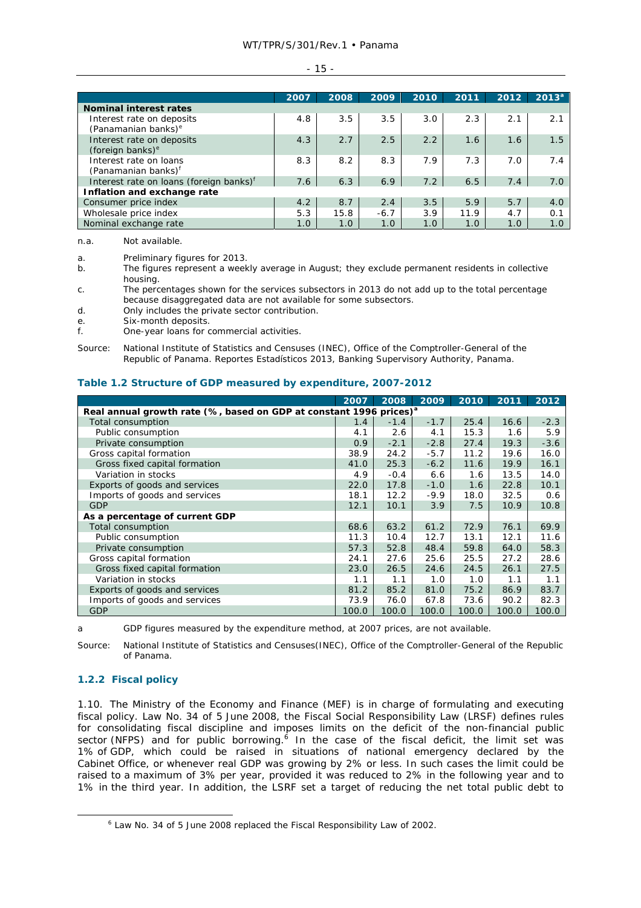| | 2007 | 2008 | 2009 | 2010 | 2011 | 2012 | 2013[a] |
|---|---|---|---|---|---|---|---|
| **Nominal interest rates** | | | | | | | |
| Interest rate on deposits (Panamanian banks)[e] | 4.8 | 3.5 | 3.5 | 3.0 | 2.3 | 2.1 | 2.1 |
| Interest rate on deposits (foreign banks)[e] | 4.3 | 2.7 | 2.5 | 2.2 | 1.6 | 1.6 | 1.5 |
| Interest rate on loans (Panamanian banks)[f] | 8.3 | 8.2 | 8.3 | 7.9 | 7.3 | 7.0 | 7.4 |
| Interest rate on loans (foreign banks)[f] | 7.6 | 6.3 | 6.9 | 7.2 | 6.5 | 7.4 | 7.0 |
| **Inflation and exchange rate** | | | | | | | |
| Consumer price index | 4.2 | 8.7 | 2.4 | 3.5 | 5.9 | 5.7 | 4.0 |
| Wholesale price index | 5.3 | 15.8 | -6.7 | 3.9 | 11.9 | 4.7 | 0.1 |
| Nominal exchange rate | 1.0 | 1.0 | 1.0 | 1.0 | 1.0 | 1.0 | 1.0 |

n.a. Not available.

a. Preliminary figures for 2013.
b. The figures represent a weekly average in August; they exclude permanent residents in collective housing.
c. The percentages shown for the services subsectors in 2013 do not add up to the total percentage because disaggregated data are not available for some subsectors.
d. Only includes the private sector contribution.
e. Six-month deposits.
f. One-year loans for commercial activities.

Source: National Institute of Statistics and Censuses (INEC), Office of the Comptroller-General of the Republic of Panama. Reportes Estadísticos 2013, Banking Supervisory Authority, Panama.

### Table 1.2 Structure of GDP measured by expenditure, 2007-2012

| | 2007 | 2008 | 2009 | 2010 | 2011 | 2012 |
|---|---|---|---|---|---|---|
| **Real annual growth rate (%, based on GDP at constant 1996 prices)[a]** | | | | | | |
| Total consumption | 1.4 | -1.4 | -1.7 | 25.4 | 16.6 | -2.3 |
| Public consumption | 4.1 | 2.6 | 4.1 | 15.3 | 1.6 | 5.9 |
| Private consumption | 0.9 | -2.1 | -2.8 | 27.4 | 19.3 | -3.6 |
| Gross capital formation | 38.9 | 24.2 | -5.7 | 11.2 | 19.6 | 16.0 |
| Gross fixed capital formation | 41.0 | 25.3 | -6.2 | 11.6 | 19.9 | 16.1 |
| Variation in stocks | 4.9 | -0.4 | 6.6 | 1.6 | 13.5 | 14.0 |
| Exports of goods and services | 22.0 | 17.8 | -1.0 | 1.6 | 22.8 | 10.1 |
| Imports of goods and services | 18.1 | 12.2 | -9.9 | 18.0 | 32.5 | 0.6 |
| GDP | 12.1 | 10.1 | 3.9 | 7.5 | 10.9 | 10.8 |
| **As a percentage of current GDP** | | | | | | |
| Total consumption | 68.6 | 63.2 | 61.2 | 72.9 | 76.1 | 69.9 |
| Public consumption | 11.3 | 10.4 | 12.7 | 13.1 | 12.1 | 11.6 |
| Private consumption | 57.3 | 52.8 | 48.4 | 59.8 | 64.0 | 58.3 |
| Gross capital formation | 24.1 | 27.6 | 25.6 | 25.5 | 27.2 | 28.6 |
| Gross fixed capital formation | 23.0 | 26.5 | 24.6 | 24.5 | 26.1 | 27.5 |
| Variation in stocks | 1.1 | 1.1 | 1.0 | 1.0 | 1.1 | 1.1 |
| Exports of goods and services | 81.2 | 85.2 | 81.0 | 75.2 | 86.9 | 83.7 |
| Imports of goods and services | 73.9 | 76.0 | 67.8 | 73.6 | 90.2 | 82.3 |
| GDP | 100.0 | 100.0 | 100.0 | 100.0 | 100.0 | 100.0 |

a GDP figures measured by the expenditure method, at 2007 prices, are not available.

Source: National Institute of Statistics and Censuses(INEC), Office of the Comptroller-General of the Republic of Panama.

### 1.2.2 Fiscal policy

1.10. The Ministry of the Economy and Finance (MEF) is in charge of formulating and executing fiscal policy. Law No. 34 of 5 June 2008, the Fiscal Social Responsibility Law (LRSF) defines rules for consolidating fiscal discipline and imposes limits on the deficit of the non-financial public sector (NFPS) and for public borrowing.[6] In the case of the fiscal deficit, the limit set was 1% of GDP, which could be raised in situations of national emergency declared by the Cabinet Office, or whenever real GDP was growing by 2% or less. In such cases the limit could be raised to a maximum of 3% per year, provided it was reduced to 2% in the following year and to 1% in the third year. In addition, the LSRF set a target of reducing the net total public debt to

[6] Law No. 34 of 5 June 2008 replaced the Fiscal Responsibility Law of 2002.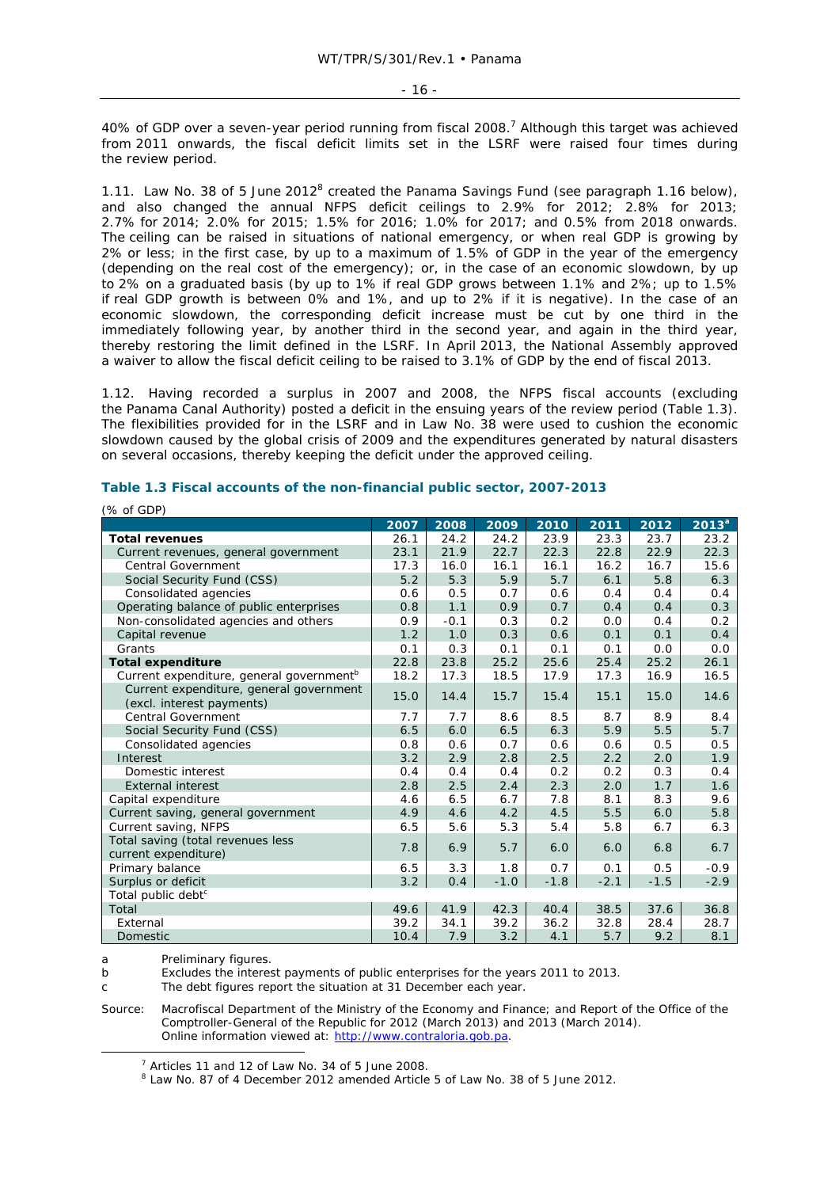40% of GDP over a seven-year period running from fiscal 2008.[7] Although this target was achieved from 2011 onwards, the fiscal deficit limits set in the LSRF were raised four times during the review period.

1.11. Law No. 38 of 5 June 2012[8] created the Panama Savings Fund (see paragraph 1.16 below), and also changed the annual NFPS deficit ceilings to 2.9% for 2012; 2.8% for 2013; 2.7% for 2014; 2.0% for 2015; 1.5% for 2016; 1.0% for 2017; and 0.5% from 2018 onwards. The ceiling can be raised in situations of national emergency, or when real GDP is growing by 2% or less; in the first case, by up to a maximum of 1.5% of GDP in the year of the emergency (depending on the real cost of the emergency); or, in the case of an economic slowdown, by up to 2% on a graduated basis (by up to 1% if real GDP grows between 1.1% and 2%; up to 1.5% if real GDP growth is between 0% and 1%, and up to 2% if it is negative). In the case of an economic slowdown, the corresponding deficit increase must be cut by one third in the immediately following year, by another third in the second year, and again in the third year, thereby restoring the limit defined in the LSRF. In April 2013, the National Assembly approved a waiver to allow the fiscal deficit ceiling to be raised to 3.1% of GDP by the end of fiscal 2013.

1.12. Having recorded a surplus in 2007 and 2008, the NFPS fiscal accounts (excluding the Panama Canal Authority) posted a deficit in the ensuing years of the review period (Table 1.3). The flexibilities provided for in the LSRF and in Law No. 38 were used to cushion the economic slowdown caused by the global crisis of 2009 and the expenditures generated by natural disasters on several occasions, thereby keeping the deficit under the approved ceiling.

**Table 1.3 Fiscal accounts of the non-financial public sector, 2007-2013**

(% of GDP)

| | 2007 | 2008 | 2009 | 2010 | 2011 | 2012 | 2013[a] |
|---|---|---|---|---|---|---|---|
| **Total revenues** | 26.1 | 24.2 | 24.2 | 23.9 | 23.3 | 23.7 | 23.2 |
| Current revenues, general government | 23.1 | 21.9 | 22.7 | 22.3 | 22.8 | 22.9 | 22.3 |
| Central Government | 17.3 | 16.0 | 16.1 | 16.1 | 16.2 | 16.7 | 15.6 |
| Social Security Fund (CSS) | 5.2 | 5.3 | 5.9 | 5.7 | 6.1 | 5.8 | 6.3 |
| Consolidated agencies | 0.6 | 0.5 | 0.7 | 0.6 | 0.4 | 0.4 | 0.4 |
| Operating balance of public enterprises | 0.8 | 1.1 | 0.9 | 0.7 | 0.4 | 0.4 | 0.3 |
| Non-consolidated agencies and others | 0.9 | -0.1 | 0.3 | 0.2 | 0.0 | 0.4 | 0.2 |
| Capital revenue | 1.2 | 1.0 | 0.3 | 0.6 | 0.1 | 0.1 | 0.4 |
| Grants | 0.1 | 0.3 | 0.1 | 0.1 | 0.1 | 0.0 | 0.0 |
| **Total expenditure** | 22.8 | 23.8 | 25.2 | 25.6 | 25.4 | 25.2 | 26.1 |
| Current expenditure, general government[b] | 18.2 | 17.3 | 18.5 | 17.9 | 17.3 | 16.9 | 16.5 |
| Current expenditure, general government (excl. interest payments) | 15.0 | 14.4 | 15.7 | 15.4 | 15.1 | 15.0 | 14.6 |
| Central Government | 7.7 | 7.7 | 8.6 | 8.5 | 8.7 | 8.9 | 8.4 |
| Social Security Fund (CSS) | 6.5 | 6.0 | 6.5 | 6.3 | 5.9 | 5.5 | 5.7 |
| Consolidated agencies | 0.8 | 0.6 | 0.7 | 0.6 | 0.6 | 0.5 | 0.5 |
| Interest | 3.2 | 2.9 | 2.8 | 2.5 | 2.2 | 2.0 | 1.9 |
| Domestic interest | 0.4 | 0.4 | 0.4 | 0.2 | 0.2 | 0.3 | 0.4 |
| External interest | 2.8 | 2.5 | 2.4 | 2.3 | 2.0 | 1.7 | 1.6 |
| Capital expenditure | 4.6 | 6.5 | 6.7 | 7.8 | 8.1 | 8.3 | 9.6 |
| Current saving, general government | 4.9 | 4.6 | 4.2 | 4.5 | 5.5 | 6.0 | 5.8 |
| Current saving, NFPS | 6.5 | 5.6 | 5.3 | 5.4 | 5.8 | 6.7 | 6.3 |
| Total saving (total revenues less current expenditure) | 7.8 | 6.9 | 5.7 | 6.0 | 6.0 | 6.8 | 6.7 |
| Primary balance | 6.5 | 3.3 | 1.8 | 0.7 | 0.1 | 0.5 | -0.9 |
| Surplus or deficit | 3.2 | 0.4 | -1.0 | -1.8 | -2.1 | -1.5 | -2.9 |
| Total public debt[c] | | | | | | | |
| Total | 49.6 | 41.9 | 42.3 | 40.4 | 38.5 | 37.6 | 36.8 |
| External | 39.2 | 34.1 | 39.2 | 36.2 | 32.8 | 28.4 | 28.7 |
| Domestic | 10.4 | 7.9 | 3.2 | 4.1 | 5.7 | 9.2 | 8.1 |

a Preliminary figures.
b Excludes the interest payments of public enterprises for the years 2011 to 2013.
c The debt figures report the situation at 31 December each year.

Source: Macrofiscal Department of the Ministry of the Economy and Finance; and Report of the Office of the Comptroller-General of the Republic for 2012 (March 2013) and 2013 (March 2014). Online information viewed at: http://www.contraloria.gob.pa.

[7] Articles 11 and 12 of Law No. 34 of 5 June 2008.
[8] Law No. 87 of 4 December 2012 amended Article 5 of Law No. 38 of 5 June 2012.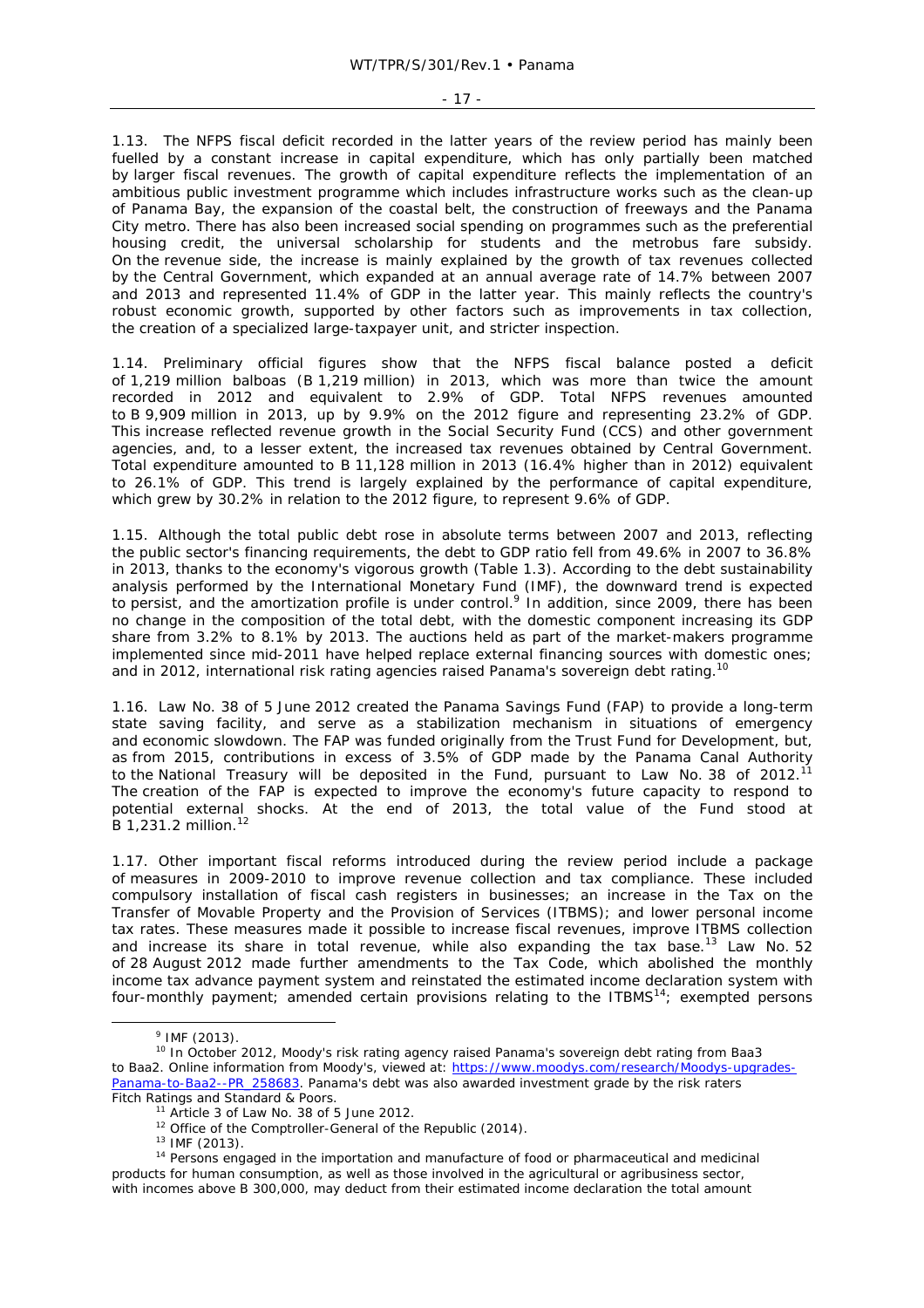1.13. The NFPS fiscal deficit recorded in the latter years of the review period has mainly been fuelled by a constant increase in capital expenditure, which has only partially been matched by larger fiscal revenues. The growth of capital expenditure reflects the implementation of an ambitious public investment programme which includes infrastructure works such as the clean-up of Panama Bay, the expansion of the coastal belt, the construction of freeways and the Panama City metro. There has also been increased social spending on programmes such as the preferential housing credit, the universal scholarship for students and the metrobus fare subsidy. On the revenue side, the increase is mainly explained by the growth of tax revenues collected by the Central Government, which expanded at an annual average rate of 14.7% between 2007 and 2013 and represented 11.4% of GDP in the latter year. This mainly reflects the country's robust economic growth, supported by other factors such as improvements in tax collection, the creation of a specialized large-taxpayer unit, and stricter inspection.

1.14. Preliminary official figures show that the NFPS fiscal balance posted a deficit of 1,219 million balboas (B 1,219 million) in 2013, which was more than twice the amount recorded in 2012 and equivalent to 2.9% of GDP. Total NFPS revenues amounted to B 9,909 million in 2013, up by 9.9% on the 2012 figure and representing 23.2% of GDP. This increase reflected revenue growth in the Social Security Fund (CCS) and other government agencies, and, to a lesser extent, the increased tax revenues obtained by Central Government. Total expenditure amounted to B 11,128 million in 2013 (16.4% higher than in 2012) equivalent to 26.1% of GDP. This trend is largely explained by the performance of capital expenditure, which grew by 30.2% in relation to the 2012 figure, to represent 9.6% of GDP.

1.15. Although the total public debt rose in absolute terms between 2007 and 2013, reflecting the public sector's financing requirements, the debt to GDP ratio fell from 49.6% in 2007 to 36.8% in 2013, thanks to the economy's vigorous growth (Table 1.3). According to the debt sustainability analysis performed by the International Monetary Fund (IMF), the downward trend is expected to persist, and the amortization profile is under control.[9] In addition, since 2009, there has been no change in the composition of the total debt, with the domestic component increasing its GDP share from 3.2% to 8.1% by 2013. The auctions held as part of the market-makers programme implemented since mid-2011 have helped replace external financing sources with domestic ones; and in 2012, international risk rating agencies raised Panama's sovereign debt rating.[10]

1.16. Law No. 38 of 5 June 2012 created the Panama Savings Fund (FAP) to provide a long-term state saving facility, and serve as a stabilization mechanism in situations of emergency and economic slowdown. The FAP was funded originally from the Trust Fund for Development, but, as from 2015, contributions in excess of 3.5% of GDP made by the Panama Canal Authority to the National Treasury will be deposited in the Fund, pursuant to Law No. 38 of 2012.[11] The creation of the FAP is expected to improve the economy's future capacity to respond to potential external shocks. At the end of 2013, the total value of the Fund stood at B 1,231.2 million.[12]

1.17. Other important fiscal reforms introduced during the review period include a package of measures in 2009-2010 to improve revenue collection and tax compliance. These included compulsory installation of fiscal cash registers in businesses; an increase in the Tax on the Transfer of Movable Property and the Provision of Services (ITBMS); and lower personal income tax rates. These measures made it possible to increase fiscal revenues, improve ITBMS collection and increase its share in total revenue, while also expanding the tax base.[13] Law No. 52 of 28 August 2012 made further amendments to the Tax Code, which abolished the monthly income tax advance payment system and reinstated the estimated income declaration system with four-monthly payment; amended certain provisions relating to the ITBMS[14]; exempted persons

---

[9] IMF (2013).

[10] In October 2012, Moody's risk rating agency raised Panama's sovereign debt rating from Baa3 to Baa2. Online information from Moody's, viewed at: https://www.moodys.com/research/Moodys-upgrades-Panama-to-Baa2--PR_258683. Panama's debt was also awarded investment grade by the risk raters Fitch Ratings and Standard & Poors.

[11] Article 3 of Law No. 38 of 5 June 2012.

[12] Office of the Comptroller-General of the Republic (2014).

[13] IMF (2013).

[14] Persons engaged in the importation and manufacture of food or pharmaceutical and medicinal products for human consumption, as well as those involved in the agricultural or agribusiness sector, with incomes above B 300,000, may deduct from their estimated income declaration the total amount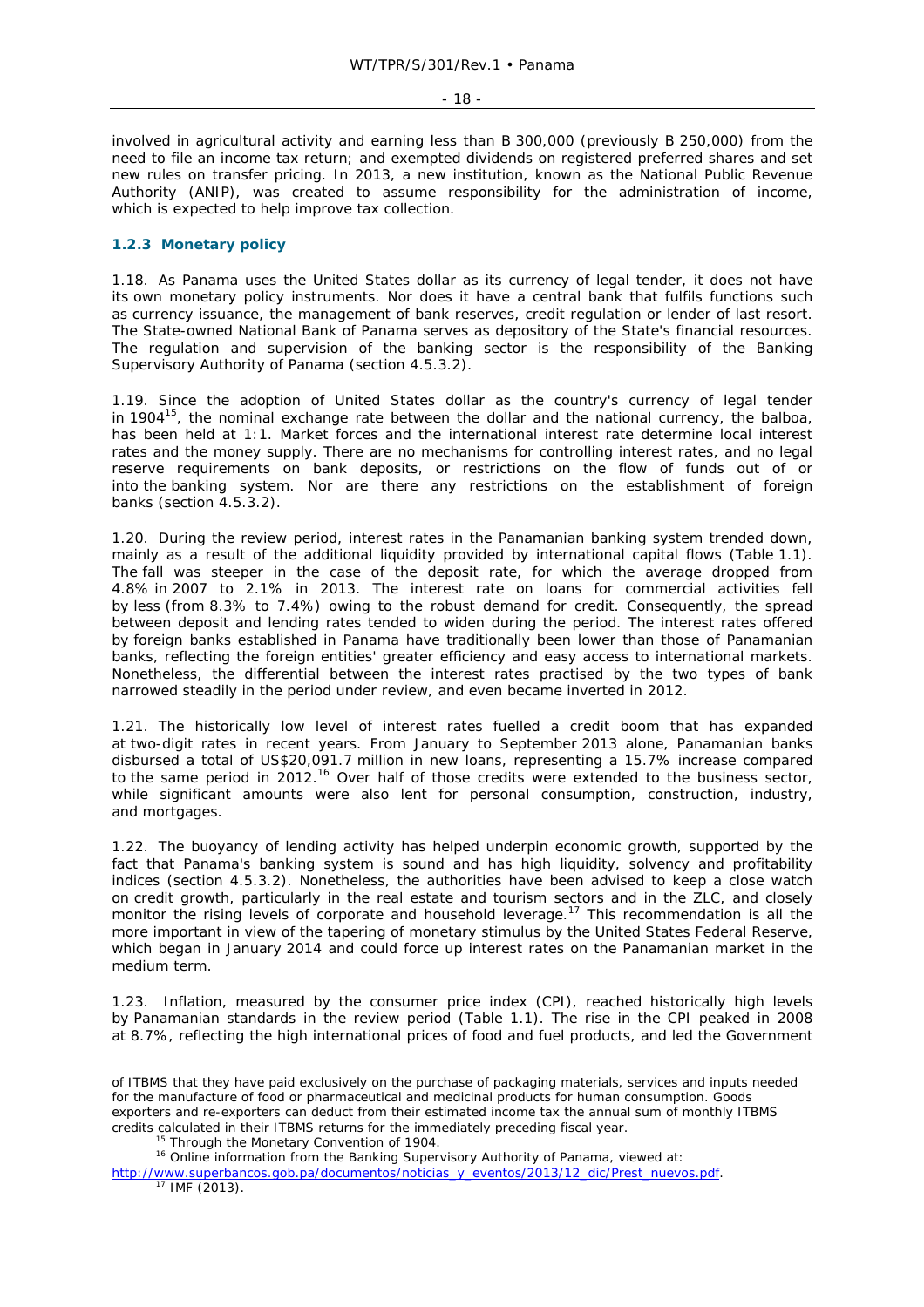involved in agricultural activity and earning less than B 300,000 (previously B 250,000) from the need to file an income tax return; and exempted dividends on registered preferred shares and set new rules on transfer pricing. In 2013, a new institution, known as the National Public Revenue Authority (ANIP), was created to assume responsibility for the administration of income, which is expected to help improve tax collection.

### 1.2.3 Monetary policy

1.18. As Panama uses the United States dollar as its currency of legal tender, it does not have its own monetary policy instruments. Nor does it have a central bank that fulfils functions such as currency issuance, the management of bank reserves, credit regulation or lender of last resort. The State-owned National Bank of Panama serves as depository of the State's financial resources. The regulation and supervision of the banking sector is the responsibility of the Banking Supervisory Authority of Panama (section 4.5.3.2).

1.19. Since the adoption of United States dollar as the country's currency of legal tender in 1904[15], the nominal exchange rate between the dollar and the national currency, the balboa, has been held at 1:1. Market forces and the international interest rate determine local interest rates and the money supply. There are no mechanisms for controlling interest rates, and no legal reserve requirements on bank deposits, or restrictions on the flow of funds out of or into the banking system. Nor are there any restrictions on the establishment of foreign banks (section 4.5.3.2).

1.20. During the review period, interest rates in the Panamanian banking system trended down, mainly as a result of the additional liquidity provided by international capital flows (Table 1.1). The fall was steeper in the case of the deposit rate, for which the average dropped from 4.8% in 2007 to 2.1% in 2013. The interest rate on loans for commercial activities fell by less (from 8.3% to 7.4%) owing to the robust demand for credit. Consequently, the spread between deposit and lending rates tended to widen during the period. The interest rates offered by foreign banks established in Panama have traditionally been lower than those of Panamanian banks, reflecting the foreign entities' greater efficiency and easy access to international markets. Nonetheless, the differential between the interest rates practised by the two types of bank narrowed steadily in the period under review, and even became inverted in 2012.

1.21. The historically low level of interest rates fuelled a credit boom that has expanded at two-digit rates in recent years. From January to September 2013 alone, Panamanian banks disbursed a total of US$20,091.7 million in new loans, representing a 15.7% increase compared to the same period in 2012.[16] Over half of those credits were extended to the business sector, while significant amounts were also lent for personal consumption, construction, industry, and mortgages.

1.22. The buoyancy of lending activity has helped underpin economic growth, supported by the fact that Panama's banking system is sound and has high liquidity, solvency and profitability indices (section 4.5.3.2). Nonetheless, the authorities have been advised to keep a close watch on credit growth, particularly in the real estate and tourism sectors and in the ZLC, and closely monitor the rising levels of corporate and household leverage.[17] This recommendation is all the more important in view of the tapering of monetary stimulus by the United States Federal Reserve, which began in January 2014 and could force up interest rates on the Panamanian market in the medium term.

1.23. Inflation, measured by the consumer price index (CPI), reached historically high levels by Panamanian standards in the review period (Table 1.1). The rise in the CPI peaked in 2008 at 8.7%, reflecting the high international prices of food and fuel products, and led the Government

---

of ITBMS that they have paid exclusively on the purchase of packaging materials, services and inputs needed for the manufacture of food or pharmaceutical and medicinal products for human consumption. Goods exporters and re-exporters can deduct from their estimated income tax the annual sum of monthly ITBMS credits calculated in their ITBMS returns for the immediately preceding fiscal year.

[15] Through the Monetary Convention of 1904.

[16] Online information from the Banking Supervisory Authority of Panama, viewed at: http://www.superbancos.gob.pa/documentos/noticias_y_eventos/2013/12_dic/Prest_nuevos.pdf.

[17] IMF (2013).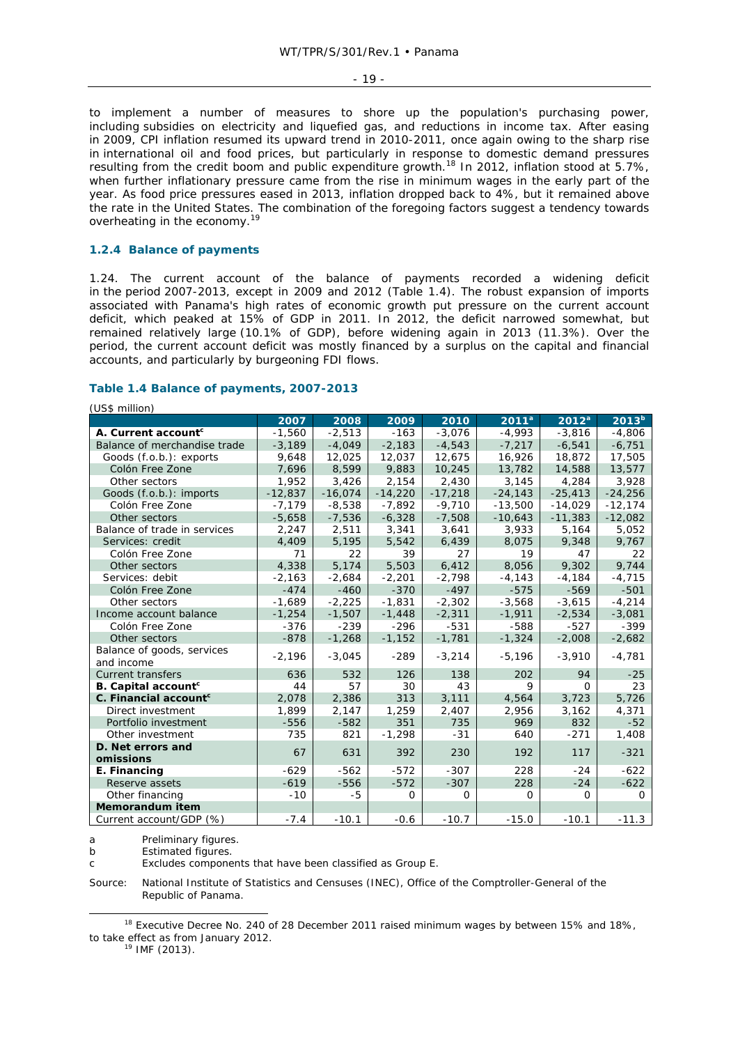to implement a number of measures to shore up the population's purchasing power, including subsidies on electricity and liquefied gas, and reductions in income tax. After easing in 2009, CPI inflation resumed its upward trend in 2010-2011, once again owing to the sharp rise in international oil and food prices, but particularly in response to domestic demand pressures resulting from the credit boom and public expenditure growth.[18] In 2012, inflation stood at 5.7%, when further inflationary pressure came from the rise in minimum wages in the early part of the year. As food price pressures eased in 2013, inflation dropped back to 4%, but it remained above the rate in the United States. The combination of the foregoing factors suggest a tendency towards overheating in the economy.[19]

### 1.2.4 Balance of payments

1.24. The current account of the balance of payments recorded a widening deficit in the period 2007-2013, except in 2009 and 2012 (Table 1.4). The robust expansion of imports associated with Panama's high rates of economic growth put pressure on the current account deficit, which peaked at 15% of GDP in 2011. In 2012, the deficit narrowed somewhat, but remained relatively large (10.1% of GDP), before widening again in 2013 (11.3%). Over the period, the current account deficit was mostly financed by a surplus on the capital and financial accounts, and particularly by burgeoning FDI flows.

**Table 1.4 Balance of payments, 2007-2013**

(US$ million)

| | 2007 | 2008 | 2009 | 2010 | 2011[a] | 2012[a] | 2013[b] |
|---|---|---|---|---|---|---|---|
| **A. Current account[c]** | -1,560 | -2,513 | -163 | -3,076 | -4,993 | -3,816 | -4,806 |
| Balance of merchandise trade | -3,189 | -4,049 | -2,183 | -4,543 | -7,217 | -6,541 | -6,751 |
| Goods (f.o.b.): exports | 9,648 | 12,025 | 12,037 | 12,675 | 16,926 | 18,872 | 17,505 |
| Colón Free Zone | 7,696 | 8,599 | 9,883 | 10,245 | 13,782 | 14,588 | 13,577 |
| Other sectors | 1,952 | 3,426 | 2,154 | 2,430 | 3,145 | 4,284 | 3,928 |
| Goods (f.o.b.): imports | -12,837 | -16,074 | -14,220 | -17,218 | -24,143 | -25,413 | -24,256 |
| Colón Free Zone | -7,179 | -8,538 | -7,892 | -9,710 | -13,500 | -14,029 | -12,174 |
| Other sectors | -5,658 | -7,536 | -6,328 | -7,508 | -10,643 | -11,383 | -12,082 |
| Balance of trade in services | 2,247 | 2,511 | 3,341 | 3,641 | 3,933 | 5,164 | 5,052 |
| Services: credit | 4,409 | 5,195 | 5,542 | 6,439 | 8,075 | 9,348 | 9,767 |
| Colón Free Zone | 71 | 22 | 39 | 27 | 19 | 47 | 22 |
| Other sectors | 4,338 | 5,174 | 5,503 | 6,412 | 8,056 | 9,302 | 9,744 |
| Services: debit | -2,163 | -2,684 | -2,201 | -2,798 | -4,143 | -4,184 | -4,715 |
| Colón Free Zone | -474 | -460 | -370 | -497 | -575 | -569 | -501 |
| Other sectors | -1,689 | -2,225 | -1,831 | -2,302 | -3,568 | -3,615 | -4,214 |
| Income account balance | -1,254 | -1,507 | -1,448 | -2,311 | -1,911 | -2,534 | -3,081 |
| Colón Free Zone | -376 | -239 | -296 | -531 | -588 | -527 | -399 |
| Other sectors | -878 | -1,268 | -1,152 | -1,781 | -1,324 | -2,008 | -2,682 |
| Balance of goods, services and income | -2,196 | -3,045 | -289 | -3,214 | -5,196 | -3,910 | -4,781 |
| Current transfers | 636 | 532 | 126 | 138 | 202 | 94 | -25 |
| **B. Capital account[c]** | 44 | 57 | 30 | 43 | 9 | 0 | 23 |
| **C. Financial account[c]** | 2,078 | 2,386 | 313 | 3,111 | 4,564 | 3,723 | 5,726 |
| Direct investment | 1,899 | 2,147 | 1,259 | 2,407 | 2,956 | 3,162 | 4,371 |
| Portfolio investment | -556 | -582 | 351 | 735 | 969 | 832 | -52 |
| Other investment | 735 | 821 | -1,298 | -31 | 640 | -271 | 1,408 |
| **D. Net errors and omissions** | 67 | 631 | 392 | 230 | 192 | 117 | -321 |
| **E. Financing** | -629 | -562 | -572 | -307 | 228 | -24 | -622 |
| Reserve assets | -619 | -556 | -572 | -307 | 228 | -24 | -622 |
| Other financing | -10 | -5 | 0 | 0 | 0 | 0 | 0 |
| **Memorandum item** | | | | | | | |
| Current account/GDP (%) | -7.4 | -10.1 | -0.6 | -10.7 | -15.0 | -10.1 | -11.3 |

a Preliminary figures.
b Estimated figures.
c Excludes components that have been classified as Group E.

Source: National Institute of Statistics and Censuses (INEC), Office of the Comptroller-General of the Republic of Panama.

---

[18] Executive Decree No. 240 of 28 December 2011 raised minimum wages by between 15% and 18%, to take effect as from January 2012.

[19] IMF (2013).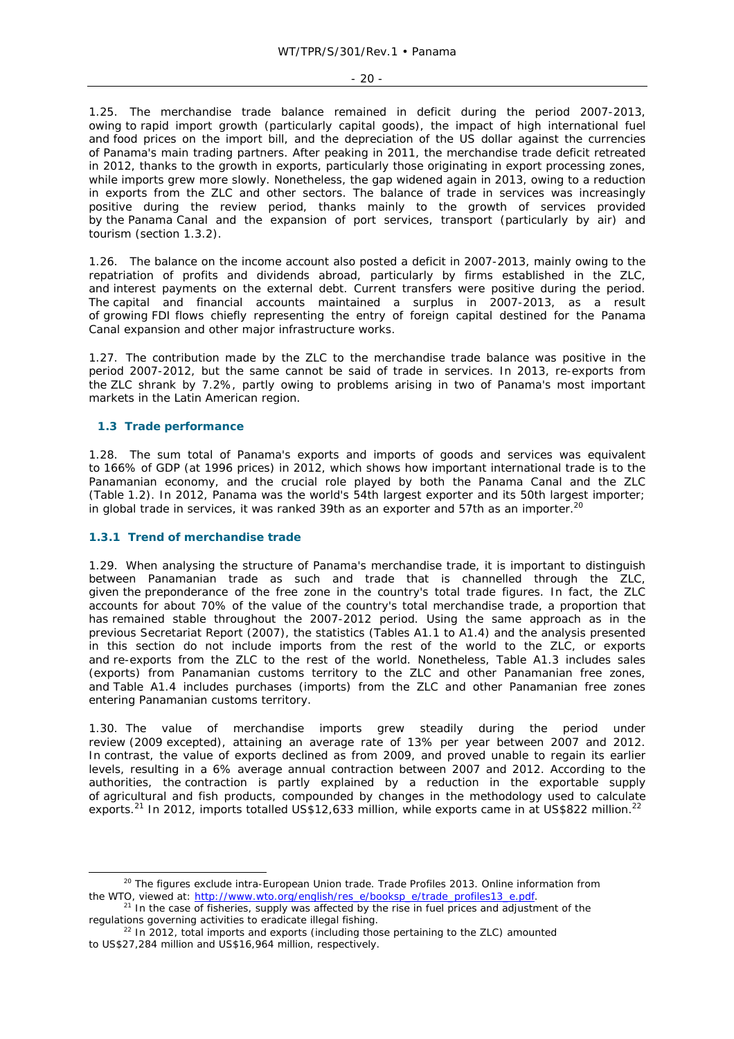1.25. The merchandise trade balance remained in deficit during the period 2007-2013, owing to rapid import growth (particularly capital goods), the impact of high international fuel and food prices on the import bill, and the depreciation of the US dollar against the currencies of Panama's main trading partners. After peaking in 2011, the merchandise trade deficit retreated in 2012, thanks to the growth in exports, particularly those originating in export processing zones, while imports grew more slowly. Nonetheless, the gap widened again in 2013, owing to a reduction in exports from the ZLC and other sectors. The balance of trade in services was increasingly positive during the review period, thanks mainly to the growth of services provided by the Panama Canal and the expansion of port services, transport (particularly by air) and tourism (section 1.3.2).

1.26. The balance on the income account also posted a deficit in 2007-2013, mainly owing to the repatriation of profits and dividends abroad, particularly by firms established in the ZLC, and interest payments on the external debt. Current transfers were positive during the period. The capital and financial accounts maintained a surplus in 2007-2013, as a result of growing FDI flows chiefly representing the entry of foreign capital destined for the Panama Canal expansion and other major infrastructure works.

1.27. The contribution made by the ZLC to the merchandise trade balance was positive in the period 2007-2012, but the same cannot be said of trade in services. In 2013, re-exports from the ZLC shrank by 7.2%, partly owing to problems arising in two of Panama's most important markets in the Latin American region.

## 1.3 Trade performance

1.28. The sum total of Panama's exports and imports of goods and services was equivalent to 166% of GDP (at 1996 prices) in 2012, which shows how important international trade is to the Panamanian economy, and the crucial role played by both the Panama Canal and the ZLC (Table 1.2). In 2012, Panama was the world's 54th largest exporter and its 50th largest importer; in global trade in services, it was ranked 39th as an exporter and 57th as an importer.[20]

### 1.3.1 Trend of merchandise trade

1.29. When analysing the structure of Panama's merchandise trade, it is important to distinguish between Panamanian trade as such and trade that is channelled through the ZLC, given the preponderance of the free zone in the country's total trade figures. In fact, the ZLC accounts for about 70% of the value of the country's total merchandise trade, a proportion that has remained stable throughout the 2007-2012 period. Using the same approach as in the previous Secretariat Report (2007), the statistics (Tables A1.1 to A1.4) and the analysis presented in this section do not include imports from the rest of the world to the ZLC, or exports and re-exports from the ZLC to the rest of the world. Nonetheless, Table A1.3 includes sales (exports) from Panamanian customs territory to the ZLC and other Panamanian free zones, and Table A1.4 includes purchases (imports) from the ZLC and other Panamanian free zones entering Panamanian customs territory.

1.30. The value of merchandise imports grew steadily during the period under review (2009 excepted), attaining an average rate of 13% per year between 2007 and 2012. In contrast, the value of exports declined as from 2009, and proved unable to regain its earlier levels, resulting in a 6% average annual contraction between 2007 and 2012. According to the authorities, the contraction is partly explained by a reduction in the exportable supply of agricultural and fish products, compounded by changes in the methodology used to calculate exports.[21] In 2012, imports totalled US$12,633 million, while exports came in at US$822 million.[22]

---

[20] The figures exclude intra-European Union trade. Trade Profiles 2013. Online information from the WTO, viewed at: http://www.wto.org/english/res_e/booksp_e/trade_profiles13_e.pdf.

[21] In the case of fisheries, supply was affected by the rise in fuel prices and adjustment of the regulations governing activities to eradicate illegal fishing.

[22] In 2012, total imports and exports (including those pertaining to the ZLC) amounted to US$27,284 million and US$16,964 million, respectively.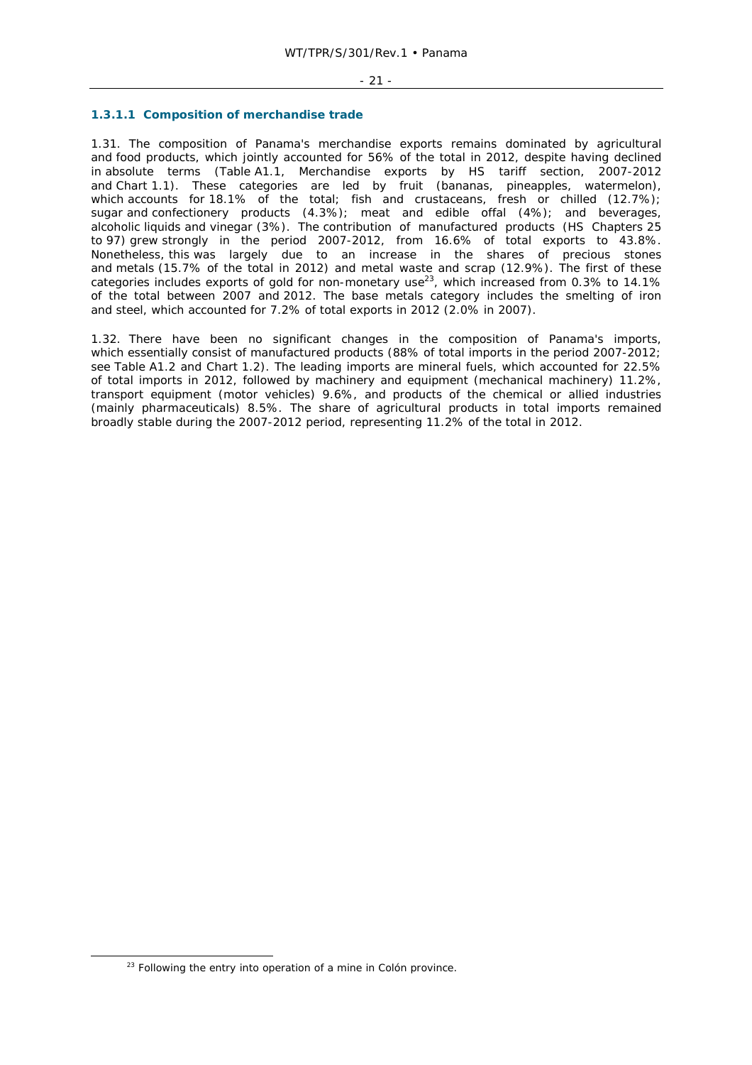#### 1.3.1.1 Composition of merchandise trade

1.31. The composition of Panama's merchandise exports remains dominated by agricultural and food products, which jointly accounted for 56% of the total in 2012, despite having declined in absolute terms (Table A1.1, Merchandise exports by HS tariff section, 2007-2012 and Chart 1.1). These categories are led by fruit (bananas, pineapples, watermelon), which accounts for 18.1% of the total; fish and crustaceans, fresh or chilled (12.7%); sugar and confectionery products (4.3%); meat and edible offal (4%); and beverages, alcoholic liquids and vinegar (3%). The contribution of manufactured products (HS Chapters 25 to 97) grew strongly in the period 2007-2012, from 16.6% of total exports to 43.8%. Nonetheless, this was largely due to an increase in the shares of precious stones and metals (15.7% of the total in 2012) and metal waste and scrap (12.9%). The first of these categories includes exports of gold for non-monetary use[23], which increased from 0.3% to 14.1% of the total between 2007 and 2012. The base metals category includes the smelting of iron and steel, which accounted for 7.2% of total exports in 2012 (2.0% in 2007).

1.32. There have been no significant changes in the composition of Panama's imports, which essentially consist of manufactured products (88% of total imports in the period 2007-2012; see Table A1.2 and Chart 1.2). The leading imports are mineral fuels, which accounted for 22.5% of total imports in 2012, followed by machinery and equipment (mechanical machinery) 11.2%, transport equipment (motor vehicles) 9.6%, and products of the chemical or allied industries (mainly pharmaceuticals) 8.5%. The share of agricultural products in total imports remained broadly stable during the 2007-2012 period, representing 11.2% of the total in 2012.

---

[23] Following the entry into operation of a mine in Colón province.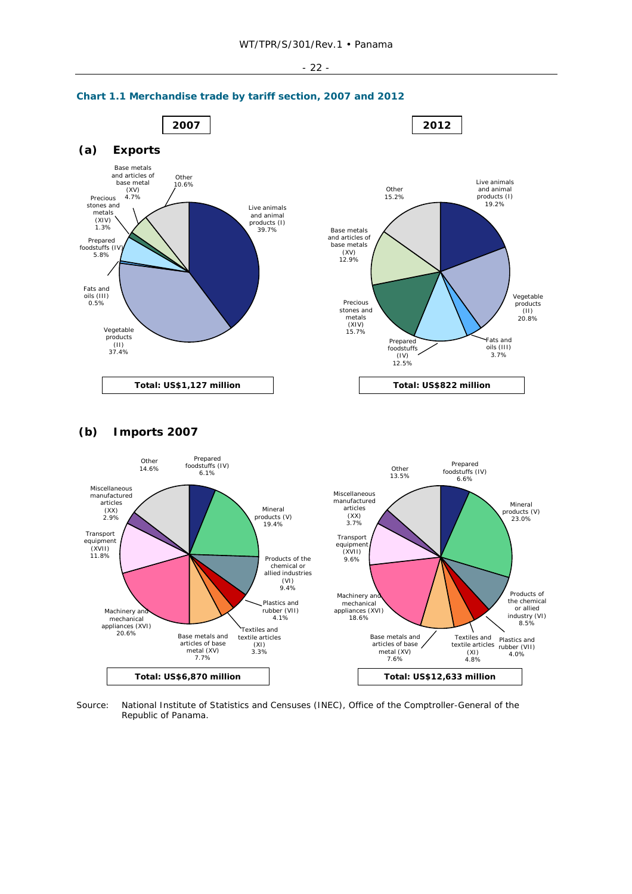**Chart 1.1 Merchandise trade by tariff section, 2007 and 2012**

**2007** | **2012**

**(a) Exports**

2007:
- Live animals and animal products (I) 39.7%
- Vegetable products (II) 37.4%
- Fats and oils (III) 0.5%
- Prepared foodstuffs (IV) 5.8%
- Precious stones and metals (XIV) 1.3%
- Base metals and articles of base metal (XV) 4.7%
- Other 10.6%

**Total: US$1,127 million**

2012:
- Live animals and animal products (I) 19.2%
- Vegetable products (II) 20.8%
- Fats and oils (III) 3.7%
- Prepared foodstuffs (IV) 12.5%
- Precious stones and metals (XIV) 15.7%
- Base metals and articles of base metals (XV) 12.9%
- Other 15.2%

**Total: US$822 million**

**(b) Imports 2007**

2007:
- Prepared foodstuffs (IV) 6.1%
- Mineral products (V) 19.4%
- Products of the chemical or allied industries (VI) 9.4%
- Plastics and rubber (VII) 4.1%
- Textiles and textile articles (XI) 3.3%
- Base metals and articles of base metal (XV) 7.7%
- Machinery and mechanical appliances (XVI) 20.6%
- Transport equipment (XVII) 11.8%
- Miscellaneous manufactured articles (XX) 2.9%
- Other 14.6%

**Total: US$6,870 million**

2012:
- Prepared foodstuffs (IV) 6.6%
- Mineral products (V) 23.0%
- Products of the chemical or allied industry (VI) 8.5%
- Plastics and rubber (VII) 4.0%
- Textiles and textile articles (XI) 4.8%
- Base metals and articles of base metal (XV) 7.6%
- Machinery and mechanical appliances (XVI) 18.6%
- Transport equipment (XVII) 9.6%
- Miscellaneous manufactured articles (XX) 3.7%
- Other 13.5%

**Total: US$12,633 million**

Source: National Institute of Statistics and Censuses (INEC), Office of the Comptroller-General of the Republic of Panama.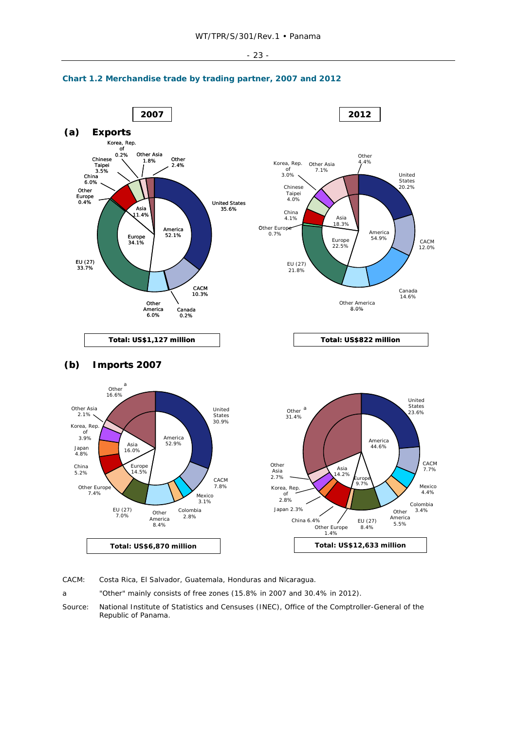**Chart 1.2 Merchandise trade by trading partner, 2007 and 2012**

**2007**

**2012**

**(a) Exports**

Korea, Rep. of 0.2%
Other Asia 1.8%
Other 2.4%
Chinese Taipei 3.5%
China 6.0%
Other Europe 0.4%
United States 35.6%
Asia 11.4%
America 52.1%
Europe 34.1%
EU (27) 33.7%
CACM 10.3%
Other America 6.0%
Canada 0.2%

**Total: US$1,127 million**

Other 4.4%
Korea, Rep. of 3.0%
Other Asia 7.1%
Chinese Taipei 4.0%
United States 20.2%
China 4.1%
Asia 18.3%
Other Europe 0.7%
America 54.9%
Europe 22.5%
CACM 12.0%
EU (27) 21.8%
Canada 14.6%
Other America 8.0%

**Total: US$822 million**

**(b) Imports 2007**

Other [a] 16.6%
Other Asia 2.1%
United States 30.9%
Korea, Rep. of 3.9%
America 52.9%
Asia 16.0%
Japan 4.8%
China 5.2%
Europe 14.5%
CACM 7.8%
Other Europe 7.4%
Mexico 3.1%
EU (27) 7.0%
Other America 8.4%
Colombia 2.8%

**Total: US$6,870 million**

United States 23.6%
Other [a] 31.4%
America 44.6%
CACM 7.7%
Other Asia 2.7%
Asia 14.2%
Europe 9.7%
Mexico 4.4%
Korea, Rep. of 2.8%
Colombia 3.4%
Japan 2.3%
Other America 5.5%
China 6.4%
EU (27) 8.4%
Other Europe 1.4%

**Total: US$12,633 million**

CACM: Costa Rica, El Salvador, Guatemala, Honduras and Nicaragua.

a "Other" mainly consists of free zones (15.8% in 2007 and 30.4% in 2012).

Source: National Institute of Statistics and Censuses (INEC), Office of the Comptroller-General of the Republic of Panama.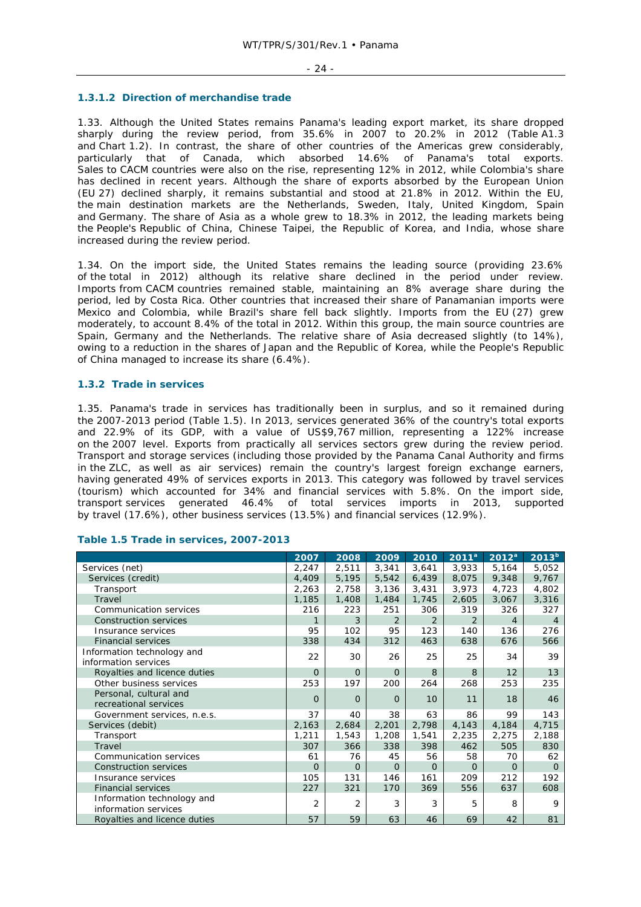#### 1.3.1.2 Direction of merchandise trade

1.33. Although the United States remains Panama's leading export market, its share dropped sharply during the review period, from 35.6% in 2007 to 20.2% in 2012 (Table A1.3 and Chart 1.2). In contrast, the share of other countries of the Americas grew considerably, particularly that of Canada, which absorbed 14.6% of Panama's total exports. Sales to CACM countries were also on the rise, representing 12% in 2012, while Colombia's share has declined in recent years. Although the share of exports absorbed by the European Union (EU 27) declined sharply, it remains substantial and stood at 21.8% in 2012. Within the EU, the main destination markets are the Netherlands, Sweden, Italy, United Kingdom, Spain and Germany. The share of Asia as a whole grew to 18.3% in 2012, the leading markets being the People's Republic of China, Chinese Taipei, the Republic of Korea, and India, whose share increased during the review period.

1.34. On the import side, the United States remains the leading source (providing 23.6% of the total in 2012) although its relative share declined in the period under review. Imports from CACM countries remained stable, maintaining an 8% average share during the period, led by Costa Rica. Other countries that increased their share of Panamanian imports were Mexico and Colombia, while Brazil's share fell back slightly. Imports from the EU (27) grew moderately, to account 8.4% of the total in 2012. Within this group, the main source countries are Spain, Germany and the Netherlands. The relative share of Asia decreased slightly (to 14%), owing to a reduction in the shares of Japan and the Republic of Korea, while the People's Republic of China managed to increase its share (6.4%).

### 1.3.2 Trade in services

1.35. Panama's trade in services has traditionally been in surplus, and so it remained during the 2007-2013 period (Table 1.5). In 2013, services generated 36% of the country's total exports and 22.9% of its GDP, with a value of US$9,767 million, representing a 122% increase on the 2007 level. Exports from practically all services sectors grew during the review period. Transport and storage services (including those provided by the Panama Canal Authority and firms in the ZLC, as well as air services) remain the country's largest foreign exchange earners, having generated 49% of services exports in 2013. This category was followed by travel services (tourism) which accounted for 34% and financial services with 5.8%. On the import side, transport services generated 46.4% of total services imports in 2013, supported by travel (17.6%), other business services (13.5%) and financial services (12.9%).

**Table 1.5 Trade in services, 2007-2013**

| | 2007 | 2008 | 2009 | 2010 | 2011[a] | 2012[a] | 2013[b] |
|---|---|---|---|---|---|---|---|
| Services (net) | 2,247 | 2,511 | 3,341 | 3,641 | 3,933 | 5,164 | 5,052 |
| Services (credit) | 4,409 | 5,195 | 5,542 | 6,439 | 8,075 | 9,348 | 9,767 |
| Transport | 2,263 | 2,758 | 3,136 | 3,431 | 3,973 | 4,723 | 4,802 |
| Travel | 1,185 | 1,408 | 1,484 | 1,745 | 2,605 | 3,067 | 3,316 |
| Communication services | 216 | 223 | 251 | 306 | 319 | 326 | 327 |
| Construction services | 1 | 3 | 2 | 2 | 2 | 4 | 4 |
| Insurance services | 95 | 102 | 95 | 123 | 140 | 136 | 276 |
| Financial services | 338 | 434 | 312 | 463 | 638 | 676 | 566 |
| Information technology and information services | 22 | 30 | 26 | 25 | 25 | 34 | 39 |
| Royalties and licence duties | 0 | 0 | 0 | 8 | 8 | 12 | 13 |
| Other business services | 253 | 197 | 200 | 264 | 268 | 253 | 235 |
| Personal, cultural and recreational services | 0 | 0 | 0 | 10 | 11 | 18 | 46 |
| Government services, n.e.s. | 37 | 40 | 38 | 63 | 86 | 99 | 143 |
| Services (debit) | 2,163 | 2,684 | 2,201 | 2,798 | 4,143 | 4,184 | 4,715 |
| Transport | 1,211 | 1,543 | 1,208 | 1,541 | 2,235 | 2,275 | 2,188 |
| Travel | 307 | 366 | 338 | 398 | 462 | 505 | 830 |
| Communication services | 61 | 76 | 45 | 56 | 58 | 70 | 62 |
| Construction services | 0 | 0 | 0 | 0 | 0 | 0 | 0 |
| Insurance services | 105 | 131 | 146 | 161 | 209 | 212 | 192 |
| Financial services | 227 | 321 | 170 | 369 | 556 | 637 | 608 |
| Information technology and information services | 2 | 2 | 3 | 3 | 5 | 8 | 9 |
| Royalties and licence duties | 57 | 59 | 63 | 46 | 69 | 42 | 81 |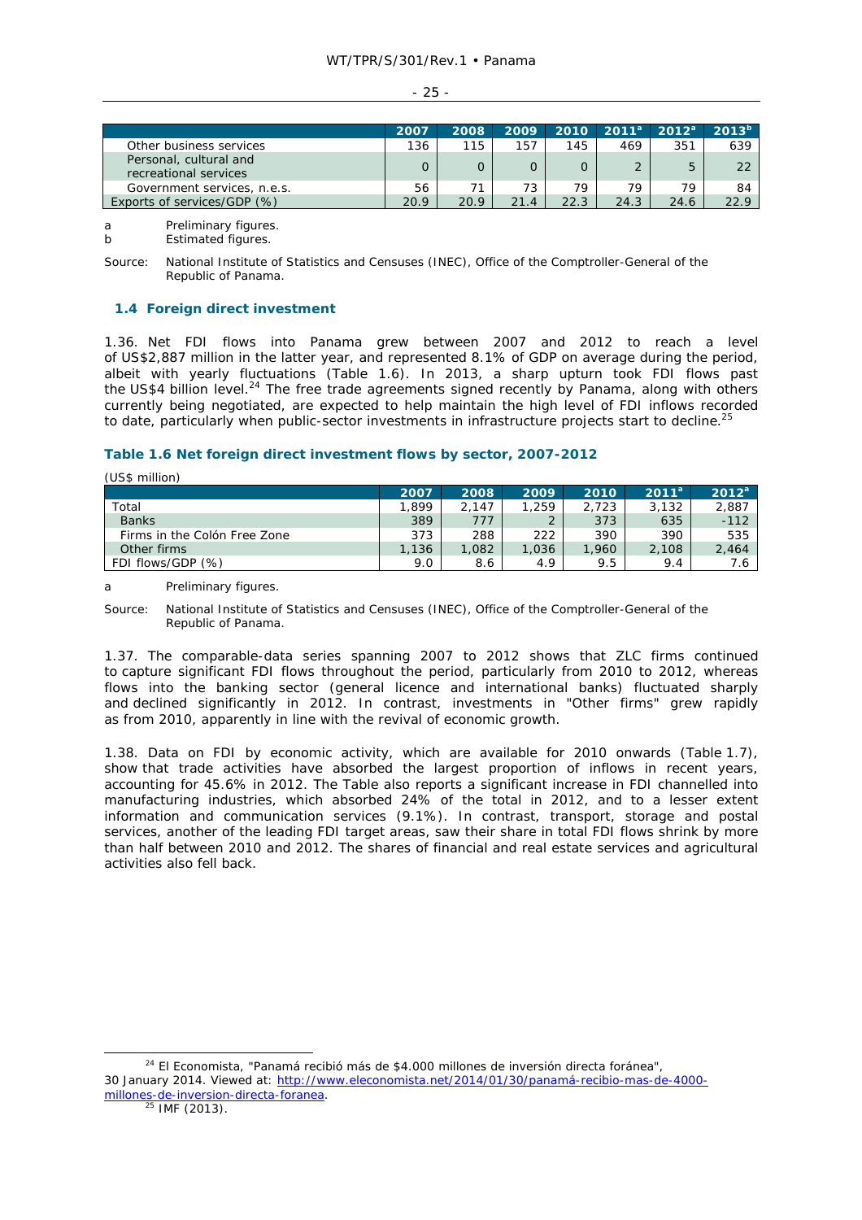| | 2007 | 2008 | 2009 | 2010 | 2011[a] | 2012[a] | 2013[b] |
|---|---|---|---|---|---|---|---|
| Other business services | 136 | 115 | 157 | 145 | 469 | 351 | 639 |
| Personal, cultural and recreational services | 0 | 0 | 0 | 0 | 2 | 5 | 22 |
| Government services, n.e.s. | 56 | 71 | 73 | 79 | 79 | 79 | 84 |
| Exports of services/GDP (%) | 20.9 | 20.9 | 21.4 | 22.3 | 24.3 | 24.6 | 22.9 |

a Preliminary figures.
b Estimated figures.

Source: National Institute of Statistics and Censuses (INEC), Office of the Comptroller-General of the Republic of Panama.

## 1.4 Foreign direct investment

1.36. Net FDI flows into Panama grew between 2007 and 2012 to reach a level of US$2,887 million in the latter year, and represented 8.1% of GDP on average during the period, albeit with yearly fluctuations (Table 1.6). In 2013, a sharp upturn took FDI flows past the US$4 billion level.[24] The free trade agreements signed recently by Panama, along with others currently being negotiated, are expected to help maintain the high level of FDI inflows recorded to date, particularly when public-sector investments in infrastructure projects start to decline.[25]

### Table 1.6 Net foreign direct investment flows by sector, 2007-2012

(US$ million)

| | 2007 | 2008 | 2009 | 2010 | 2011[a] | 2012[a] |
|---|---|---|---|---|---|---|
| Total | 1,899 | 2,147 | 1,259 | 2,723 | 3,132 | 2,887 |
| Banks | 389 | 777 | 2 | 373 | 635 | -112 |
| Firms in the Colón Free Zone | 373 | 288 | 222 | 390 | 390 | 535 |
| Other firms | 1,136 | 1,082 | 1,036 | 1,960 | 2,108 | 2,464 |
| FDI flows/GDP (%) | 9.0 | 8.6 | 4.9 | 9.5 | 9.4 | 7.6 |

a Preliminary figures.

Source: National Institute of Statistics and Censuses (INEC), Office of the Comptroller-General of the Republic of Panama.

1.37. The comparable-data series spanning 2007 to 2012 shows that ZLC firms continued to capture significant FDI flows throughout the period, particularly from 2010 to 2012, whereas flows into the banking sector (general licence and international banks) fluctuated sharply and declined significantly in 2012. In contrast, investments in "Other firms" grew rapidly as from 2010, apparently in line with the revival of economic growth.

1.38. Data on FDI by economic activity, which are available for 2010 onwards (Table 1.7), show that trade activities have absorbed the largest proportion of inflows in recent years, accounting for 45.6% in 2012. The Table also reports a significant increase in FDI channelled into manufacturing industries, which absorbed 24% of the total in 2012, and to a lesser extent information and communication services (9.1%). In contrast, transport, storage and postal services, another of the leading FDI target areas, saw their share in total FDI flows shrink by more than half between 2010 and 2012. The shares of financial and real estate services and agricultural activities also fell back.

[24] El Economista, "Panamá recibió más de $4.000 millones de inversión directa foránea", 30 January 2014. Viewed at: http://www.eleconomista.net/2014/01/30/panamá-recibio-mas-de-4000-millones-de-inversion-directa-foranea.

[25] IMF (2013).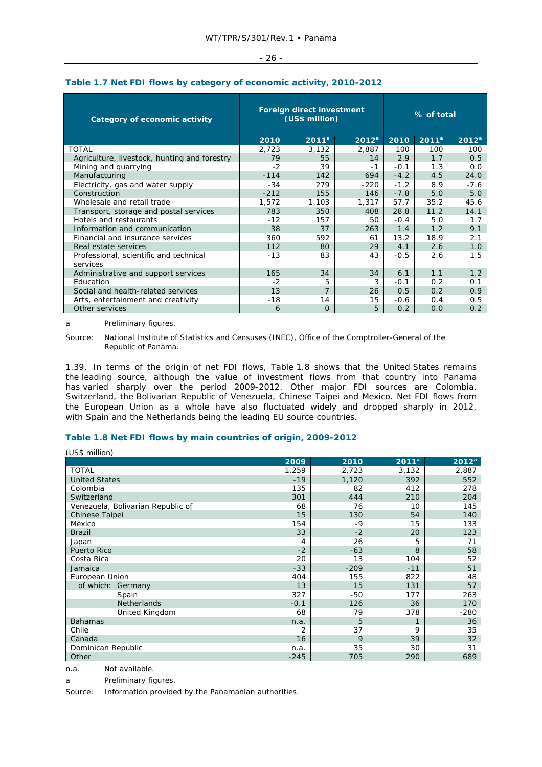### Table 1.7 Net FDI flows by category of economic activity, 2010-2012

| Category of economic activity | Foreign direct investment (US$ million) | | | % of total | | |
|---|---|---|---|---|---|---|
| | 2010 | 2011[a] | 2012[a] | 2010 | 2011[a] | 2012[a] |
| TOTAL | 2,723 | 3,132 | 2,887 | 100 | 100 | 100 |
| Agriculture, livestock, hunting and forestry | 79 | 55 | 14 | 2.9 | 1.7 | 0.5 |
| Mining and quarrying | -2 | 39 | -1 | -0.1 | 1.3 | 0.0 |
| Manufacturing | -114 | 142 | 694 | -4.2 | 4.5 | 24.0 |
| Electricity, gas and water supply | -34 | 279 | -220 | -1.2 | 8.9 | -7.6 |
| Construction | -212 | 155 | 146 | -7.8 | 5.0 | 5.0 |
| Wholesale and retail trade | 1,572 | 1,103 | 1,317 | 57.7 | 35.2 | 45.6 |
| Transport, storage and postal services | 783 | 350 | 408 | 28.8 | 11.2 | 14.1 |
| Hotels and restaurants | -12 | 157 | 50 | -0.4 | 5.0 | 1.7 |
| Information and communication | 38 | 37 | 263 | 1.4 | 1.2 | 9.1 |
| Financial and insurance services | 360 | 592 | 61 | 13.2 | 18.9 | 2.1 |
| Real estate services | 112 | 80 | 29 | 4.1 | 2.6 | 1.0 |
| Professional, scientific and technical services | -13 | 83 | 43 | -0.5 | 2.6 | 1.5 |
| Administrative and support services | 165 | 34 | 34 | 6.1 | 1.1 | 1.2 |
| Education | -2 | 5 | 3 | -0.1 | 0.2 | 0.1 |
| Social and health-related services | 13 | 7 | 26 | 0.5 | 0.2 | 0.9 |
| Arts, entertainment and creativity | -18 | 14 | 15 | -0.6 | 0.4 | 0.5 |
| Other services | 6 | 0 | 5 | 0.2 | 0.0 | 0.2 |

a Preliminary figures.

Source: National Institute of Statistics and Censuses (INEC), Office of the Comptroller-General of the Republic of Panama.

1.39. In terms of the origin of net FDI flows, Table 1.8 shows that the United States remains the leading source, although the value of investment flows from that country into Panama has varied sharply over the period 2009-2012. Other major FDI sources are Colombia, Switzerland, the Bolivarian Republic of Venezuela, Chinese Taipei and Mexico. Net FDI flows from the European Union as a whole have also fluctuated widely and dropped sharply in 2012, with Spain and the Netherlands being the leading EU source countries.

### Table 1.8 Net FDI flows by main countries of origin, 2009-2012

(US$ million)

| | 2009 | 2010 | 2011[a] | 2012[a] |
|---|---|---|---|---|
| TOTAL | 1,259 | 2,723 | 3,132 | 2,887 |
| United States | -19 | 1,120 | 392 | 552 |
| Colombia | 135 | 82 | 412 | 278 |
| Switzerland | 301 | 444 | 210 | 204 |
| Venezuela, Bolivarian Republic of | 68 | 76 | 10 | 145 |
| Chinese Taipei | 15 | 130 | 54 | 140 |
| Mexico | 154 | -9 | 15 | 133 |
| Brazil | 33 | -2 | 20 | 123 |
| Japan | 4 | 26 | 5 | 71 |
| Puerto Rico | -2 | -63 | 8 | 58 |
| Costa Rica | 20 | 13 | 104 | 52 |
| Jamaica | -33 | -209 | -11 | 51 |
| European Union | 404 | 155 | 822 | 48 |
| of which: Germany | 13 | 15 | 131 | 57 |
| Spain | 327 | -50 | 177 | 263 |
| Netherlands | -0.1 | 126 | 36 | 170 |
| United Kingdom | 68 | 79 | 378 | -280 |
| Bahamas | n.a. | 5 | 1 | 36 |
| Chile | 2 | 37 | 9 | 35 |
| Canada | 16 | 9 | 39 | 32 |
| Dominican Republic | n.a. | 35 | 30 | 31 |
| Other | -245 | 705 | 290 | 689 |

n.a. Not available.

a Preliminary figures.

Source: Information provided by the Panamanian authorities.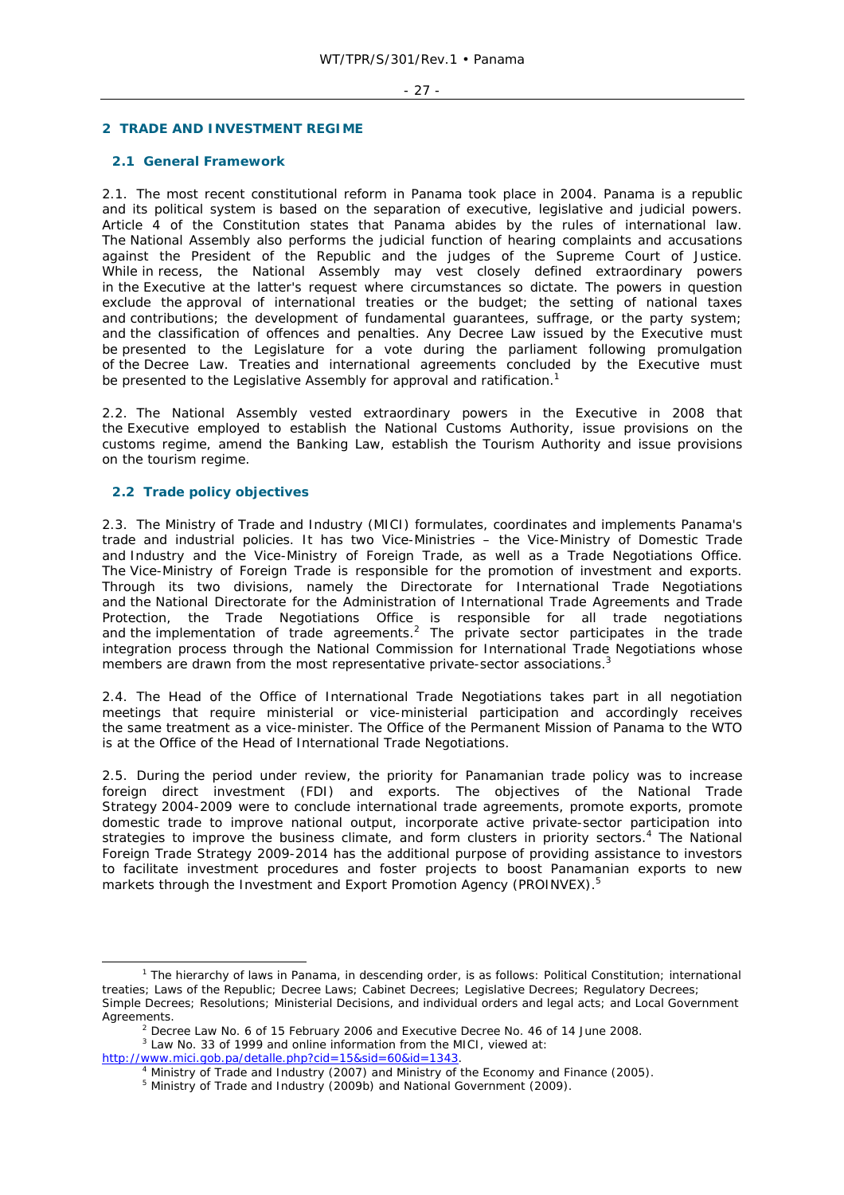## 2 TRADE AND INVESTMENT REGIME

### 2.1 General Framework

2.1. The most recent constitutional reform in Panama took place in 2004. Panama is a republic and its political system is based on the separation of executive, legislative and judicial powers. Article 4 of the Constitution states that Panama abides by the rules of international law. The National Assembly also performs the judicial function of hearing complaints and accusations against the President of the Republic and the judges of the Supreme Court of Justice. While in recess, the National Assembly may vest closely defined extraordinary powers in the Executive at the latter's request where circumstances so dictate. The powers in question exclude the approval of international treaties or the budget; the setting of national taxes and contributions; the development of fundamental guarantees, suffrage, or the party system; and the classification of offences and penalties. Any Decree Law issued by the Executive must be presented to the Legislature for a vote during the parliament following promulgation of the Decree Law. Treaties and international agreements concluded by the Executive must be presented to the Legislative Assembly for approval and ratification.[1]

2.2. The National Assembly vested extraordinary powers in the Executive in 2008 that the Executive employed to establish the National Customs Authority, issue provisions on the customs regime, amend the Banking Law, establish the Tourism Authority and issue provisions on the tourism regime.

### 2.2 Trade policy objectives

2.3. The Ministry of Trade and Industry (MICI) formulates, coordinates and implements Panama's trade and industrial policies. It has two Vice-Ministries – the Vice-Ministry of Domestic Trade and Industry and the Vice-Ministry of Foreign Trade, as well as a Trade Negotiations Office. The Vice-Ministry of Foreign Trade is responsible for the promotion of investment and exports. Through its two divisions, namely the Directorate for International Trade Negotiations and the National Directorate for the Administration of International Trade Agreements and Trade Protection, the Trade Negotiations Office is responsible for all trade negotiations and the implementation of trade agreements.[2] The private sector participates in the trade integration process through the National Commission for International Trade Negotiations whose members are drawn from the most representative private-sector associations.[3]

2.4. The Head of the Office of International Trade Negotiations takes part in all negotiation meetings that require ministerial or vice-ministerial participation and accordingly receives the same treatment as a vice-minister. The Office of the Permanent Mission of Panama to the WTO is at the Office of the Head of International Trade Negotiations.

2.5. During the period under review, the priority for Panamanian trade policy was to increase foreign direct investment (FDI) and exports. The objectives of the National Trade Strategy 2004-2009 were to conclude international trade agreements, promote exports, promote domestic trade to improve national output, incorporate active private-sector participation into strategies to improve the business climate, and form clusters in priority sectors.[4] The National Foreign Trade Strategy 2009-2014 has the additional purpose of providing assistance to investors to facilitate investment procedures and foster projects to boost Panamanian exports to new markets through the Investment and Export Promotion Agency (PROINVEX).[5]

---

[1] The hierarchy of laws in Panama, in descending order, is as follows: Political Constitution; international treaties; Laws of the Republic; Decree Laws; Cabinet Decrees; Legislative Decrees; Regulatory Decrees; Simple Decrees; Resolutions; Ministerial Decisions, and individual orders and legal acts; and Local Government Agreements.

[2] Decree Law No. 6 of 15 February 2006 and Executive Decree No. 46 of 14 June 2008.

[3] Law No. 33 of 1999 and online information from the MICI, viewed at: http://www.mici.gob.pa/detalle.php?cid=15&sid=60&id=1343.

[4] Ministry of Trade and Industry (2007) and Ministry of the Economy and Finance (2005).

[5] Ministry of Trade and Industry (2009b) and National Government (2009).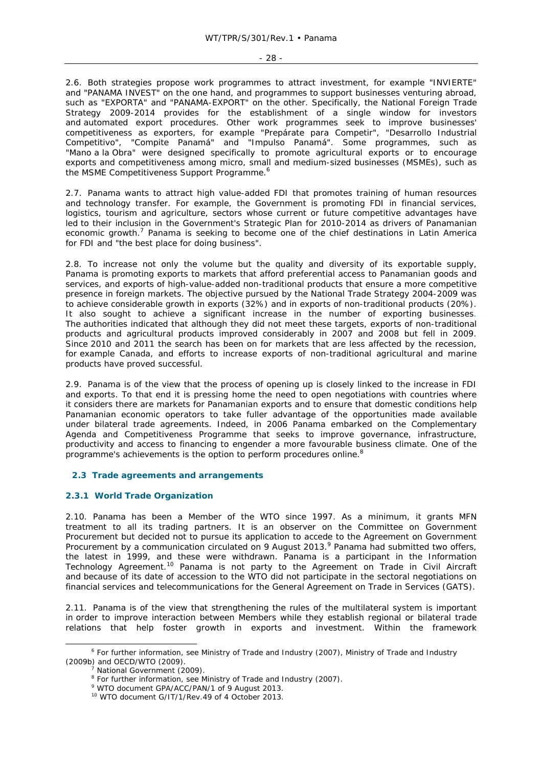2.6. Both strategies propose work programmes to attract investment, for example "INVIERTE" and "PANAMA INVEST" on the one hand, and programmes to support businesses venturing abroad, such as "EXPORTA" and "PANAMA-EXPORT" on the other. Specifically, the National Foreign Trade Strategy 2009-2014 provides for the establishment of a single window for investors and automated export procedures. Other work programmes seek to improve businesses' competitiveness as exporters, for example "Prepárate para Competir", "Desarrollo Industrial Competitivo", "Compite Panamá" and "Impulso Panamá". Some programmes, such as "Mano a la Obra" were designed specifically to promote agricultural exports or to encourage exports and competitiveness among micro, small and medium-sized businesses (MSMEs), such as the MSME Competitiveness Support Programme.[6]

2.7. Panama wants to attract high value-added FDI that promotes training of human resources and technology transfer. For example, the Government is promoting FDI in financial services, logistics, tourism and agriculture, sectors whose current or future competitive advantages have led to their inclusion in the Government's Strategic Plan for 2010-2014 as drivers of Panamanian economic growth.[7] Panama is seeking to become one of the chief destinations in Latin America for FDI and "the best place for doing business".

2.8. To increase not only the volume but the quality and diversity of its exportable supply, Panama is promoting exports to markets that afford preferential access to Panamanian goods and services, and exports of high-value-added non-traditional products that ensure a more competitive presence in foreign markets. The objective pursued by the National Trade Strategy 2004-2009 was to achieve considerable growth in exports (32%) and in exports of non-traditional products (20%). It also sought to achieve a significant increase in the number of exporting businesses. The authorities indicated that although they did not meet these targets, exports of non-traditional products and agricultural products improved considerably in 2007 and 2008 but fell in 2009. Since 2010 and 2011 the search has been on for markets that are less affected by the recession, for example Canada, and efforts to increase exports of non-traditional agricultural and marine products have proved successful.

2.9. Panama is of the view that the process of opening up is closely linked to the increase in FDI and exports. To that end it is pressing home the need to open negotiations with countries where it considers there are markets for Panamanian exports and to ensure that domestic conditions help Panamanian economic operators to take fuller advantage of the opportunities made available under bilateral trade agreements. Indeed, in 2006 Panama embarked on the Complementary Agenda and Competitiveness Programme that seeks to improve governance, infrastructure, productivity and access to financing to engender a more favourable business climate. One of the programme's achievements is the option to perform procedures online.[8]

## 2.3 Trade agreements and arrangements

### 2.3.1 World Trade Organization

2.10. Panama has been a Member of the WTO since 1997. As a minimum, it grants MFN treatment to all its trading partners. It is an observer on the Committee on Government Procurement but decided not to pursue its application to accede to the Agreement on Government Procurement by a communication circulated on 9 August 2013.[9] Panama had submitted two offers, the latest in 1999, and these were withdrawn. Panama is a participant in the Information Technology Agreement.[10] Panama is not party to the Agreement on Trade in Civil Aircraft and because of its date of accession to the WTO did not participate in the sectoral negotiations on financial services and telecommunications for the General Agreement on Trade in Services (GATS).

2.11. Panama is of the view that strengthening the rules of the multilateral system is important in order to improve interaction between Members while they establish regional or bilateral trade relations that help foster growth in exports and investment. Within the framework

---

[6] For further information, see Ministry of Trade and Industry (2007), Ministry of Trade and Industry (2009b) and OECD/WTO (2009).

[7] National Government (2009).

[8] For further information, see Ministry of Trade and Industry (2007).

[9] WTO document GPA/ACC/PAN/1 of 9 August 2013.

[10] WTO document G/IT/1/Rev.49 of 4 October 2013.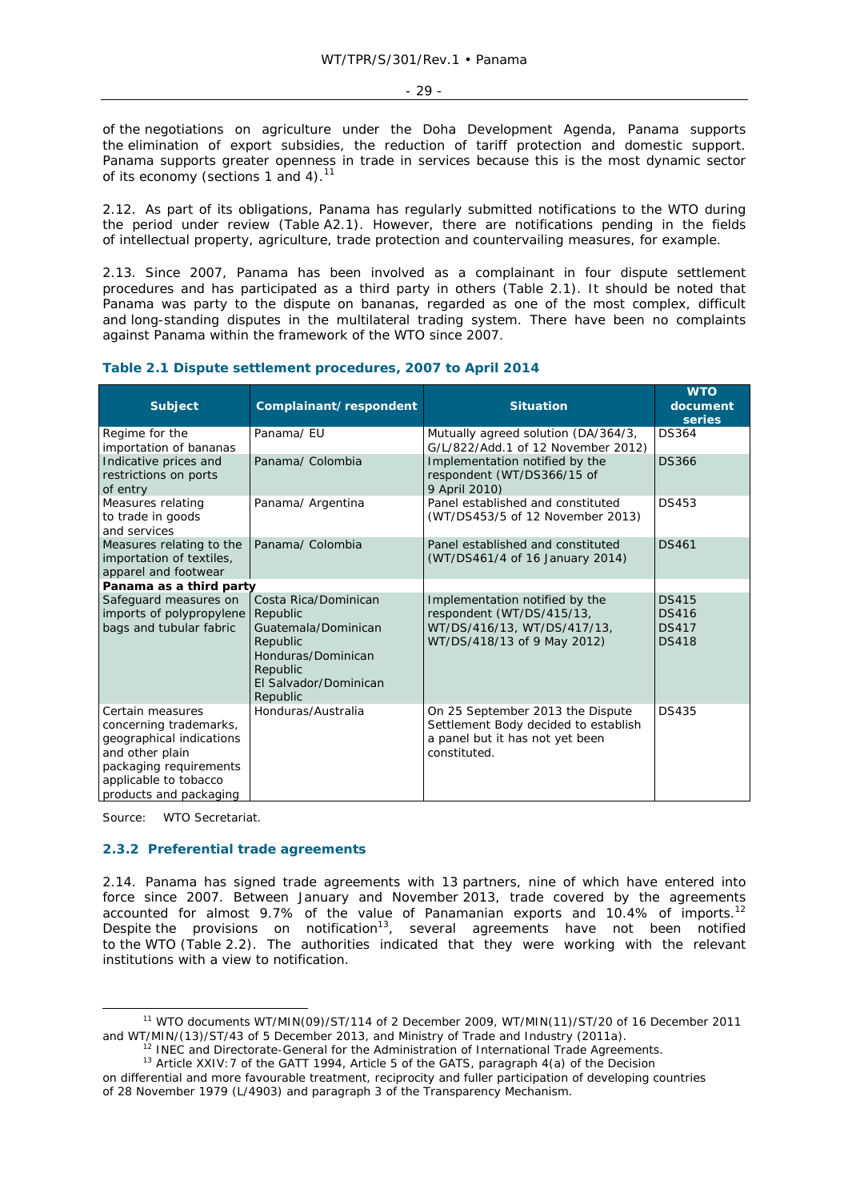of the negotiations on agriculture under the Doha Development Agenda, Panama supports the elimination of export subsidies, the reduction of tariff protection and domestic support. Panama supports greater openness in trade in services because this is the most dynamic sector of its economy (sections 1 and 4).[11]

2.12. As part of its obligations, Panama has regularly submitted notifications to the WTO during the period under review (Table A2.1). However, there are notifications pending in the fields of intellectual property, agriculture, trade protection and countervailing measures, for example.

2.13. Since 2007, Panama has been involved as a complainant in four dispute settlement procedures and has participated as a third party in others (Table 2.1). It should be noted that Panama was party to the dispute on bananas, regarded as one of the most complex, difficult and long-standing disputes in the multilateral trading system. There have been no complaints against Panama within the framework of the WTO since 2007.

**Table 2.1 Dispute settlement procedures, 2007 to April 2014**

| Subject | Complainant/respondent | Situation | WTO document series |
|---|---|---|---|
| Regime for the importation of bananas | Panama/ EU | Mutually agreed solution (DA/364/3, G/L/822/Add.1 of 12 November 2012) | DS364 |
| Indicative prices and restrictions on ports of entry | Panama/ Colombia | Implementation notified by the respondent (WT/DS366/15 of 9 April 2010) | DS366 |
| Measures relating to trade in goods and services | Panama/ Argentina | Panel established and constituted (WT/DS453/5 of 12 November 2013) | DS453 |
| Measures relating to the importation of textiles, apparel and footwear | Panama/ Colombia | Panel established and constituted (WT/DS461/4 of 16 January 2014) | DS461 |
| **Panama as a third party** | | | |
| Safeguard measures on imports of polypropylene bags and tubular fabric | Costa Rica/Dominican Republic<br>Guatemala/Dominican Republic<br>Honduras/Dominican Republic<br>El Salvador/Dominican Republic | Implementation notified by the respondent (WT/DS/415/13, WT/DS/416/13, WT/DS/417/13, WT/DS/418/13 of 9 May 2012) | DS415<br>DS416<br>DS417<br>DS418 |
| Certain measures concerning trademarks, geographical indications and other plain packaging requirements applicable to tobacco products and packaging | Honduras/Australia | On 25 September 2013 the Dispute Settlement Body decided to establish a panel but it has not yet been constituted. | DS435 |

Source: WTO Secretariat.

### 2.3.2 Preferential trade agreements

2.14. Panama has signed trade agreements with 13 partners, nine of which have entered into force since 2007. Between January and November 2013, trade covered by the agreements accounted for almost 9.7% of the value of Panamanian exports and 10.4% of imports.[12] Despite the provisions on notification[13], several agreements have not been notified to the WTO (Table 2.2). The authorities indicated that they were working with the relevant institutions with a view to notification.

---

[11] WTO documents WT/MIN(09)/ST/114 of 2 December 2009, WT/MIN(11)/ST/20 of 16 December 2011 and WT/MIN/(13)/ST/43 of 5 December 2013, and Ministry of Trade and Industry (2011a).

[12] INEC and Directorate-General for the Administration of International Trade Agreements.

[13] Article XXIV:7 of the GATT 1994, Article 5 of the GATS, paragraph 4(a) of the Decision on differential and more favourable treatment, reciprocity and fuller participation of developing countries of 28 November 1979 (L/4903) and paragraph 3 of the Transparency Mechanism.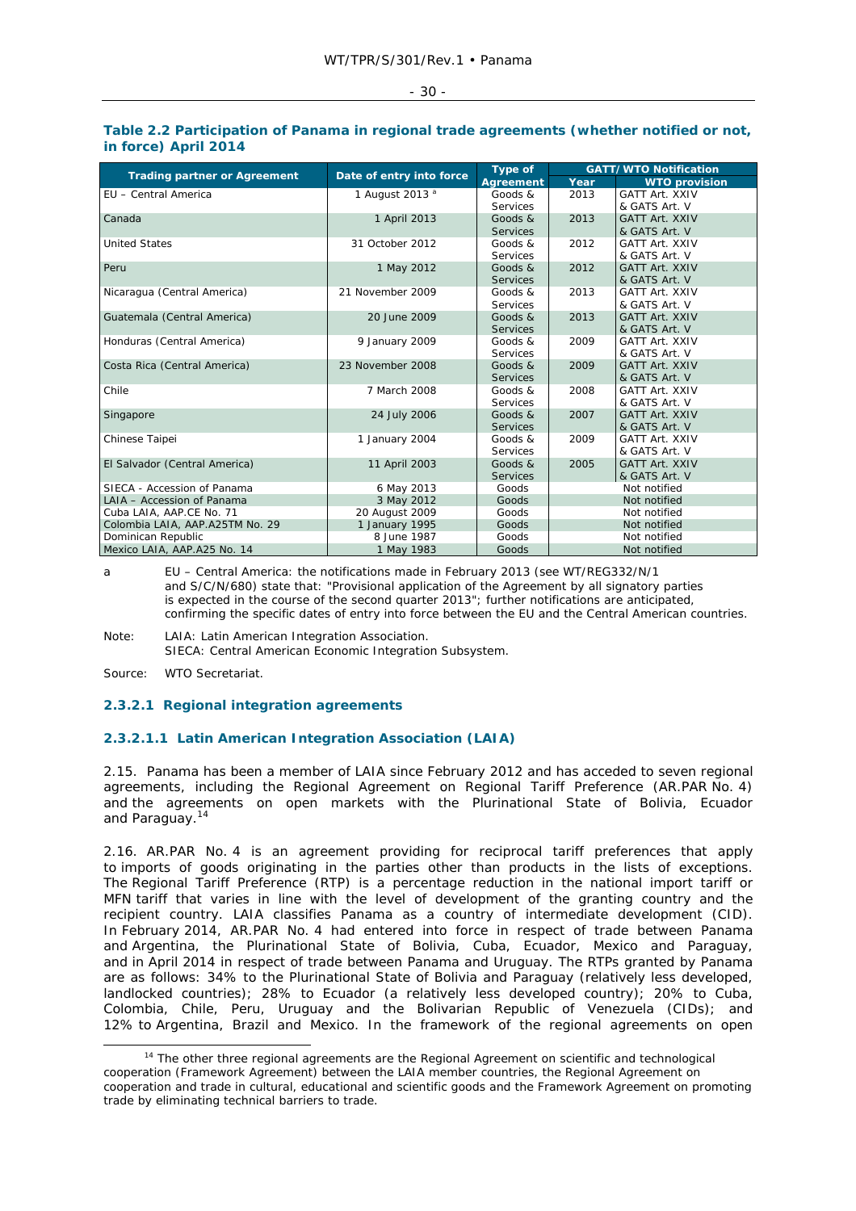**Table 2.2 Participation of Panama in regional trade agreements (whether notified or not, in force) April 2014**

| Trading partner or Agreement | Date of entry into force | Type of Agreement | GATT/WTO Notification | |
|---|---|---|---|---|
| | | | Year | WTO provision |
| EU – Central America | 1 August 2013 [a] | Goods & Services | 2013 | GATT Art. XXIV & GATS Art. V |
| Canada | 1 April 2013 | Goods & Services | 2013 | GATT Art. XXIV & GATS Art. V |
| United States | 31 October 2012 | Goods & Services | 2012 | GATT Art. XXIV & GATS Art. V |
| Peru | 1 May 2012 | Goods & Services | 2012 | GATT Art. XXIV & GATS Art. V |
| Nicaragua (Central America) | 21 November 2009 | Goods & Services | 2013 | GATT Art. XXIV & GATS Art. V |
| Guatemala (Central America) | 20 June 2009 | Goods & Services | 2013 | GATT Art. XXIV & GATS Art. V |
| Honduras (Central America) | 9 January 2009 | Goods & Services | 2009 | GATT Art. XXIV & GATS Art. V |
| Costa Rica (Central America) | 23 November 2008 | Goods & Services | 2009 | GATT Art. XXIV & GATS Art. V |
| Chile | 7 March 2008 | Goods & Services | 2008 | GATT Art. XXIV & GATS Art. V |
| Singapore | 24 July 2006 | Goods & Services | 2007 | GATT Art. XXIV & GATS Art. V |
| Chinese Taipei | 1 January 2004 | Goods & Services | 2009 | GATT Art. XXIV & GATS Art. V |
| El Salvador (Central America) | 11 April 2003 | Goods & Services | 2005 | GATT Art. XXIV & GATS Art. V |
| SIECA - Accession of Panama | 6 May 2013 | Goods | Not notified | |
| LAIA – Accession of Panama | 3 May 2012 | Goods | Not notified | |
| Cuba LAIA, AAP.CE No. 71 | 20 August 2009 | Goods | Not notified | |
| Colombia LAIA, AAP.A25TM No. 29 | 1 January 1995 | Goods | Not notified | |
| Dominican Republic | 8 June 1987 | Goods | Not notified | |
| Mexico LAIA, AAP.A25 No. 14 | 1 May 1983 | Goods | Not notified | |

a EU – Central America: the notifications made in February 2013 (see WT/REG332/N/1 and S/C/N/680) state that: "Provisional application of the Agreement by all signatory parties is expected in the course of the second quarter 2013"; further notifications are anticipated, confirming the specific dates of entry into force between the EU and the Central American countries.

Note: LAIA: Latin American Integration Association.
SIECA: Central American Economic Integration Subsystem.

Source: WTO Secretariat.

#### 2.3.2.1 Regional integration agreements

##### 2.3.2.1.1 Latin American Integration Association (LAIA)

2.15. Panama has been a member of LAIA since February 2012 and has acceded to seven regional agreements, including the Regional Agreement on Regional Tariff Preference (AR.PAR No. 4) and the agreements on open markets with the Plurinational State of Bolivia, Ecuador and Paraguay.[14]

2.16. AR.PAR No. 4 is an agreement providing for reciprocal tariff preferences that apply to imports of goods originating in the parties other than products in the lists of exceptions. The Regional Tariff Preference (RTP) is a percentage reduction in the national import tariff or MFN tariff that varies in line with the level of development of the granting country and the recipient country. LAIA classifies Panama as a country of intermediate development (CID). In February 2014, AR.PAR No. 4 had entered into force in respect of trade between Panama and Argentina, the Plurinational State of Bolivia, Cuba, Ecuador, Mexico and Paraguay, and in April 2014 in respect of trade between Panama and Uruguay. The RTPs granted by Panama are as follows: 34% to the Plurinational State of Bolivia and Paraguay (relatively less developed, landlocked countries); 28% to Ecuador (a relatively less developed country); 20% to Cuba, Colombia, Chile, Peru, Uruguay and the Bolivarian Republic of Venezuela (CIDs); and 12% to Argentina, Brazil and Mexico. In the framework of the regional agreements on open

[14] The other three regional agreements are the Regional Agreement on scientific and technological cooperation (Framework Agreement) between the LAIA member countries, the Regional Agreement on cooperation and trade in cultural, educational and scientific goods and the Framework Agreement on promoting trade by eliminating technical barriers to trade.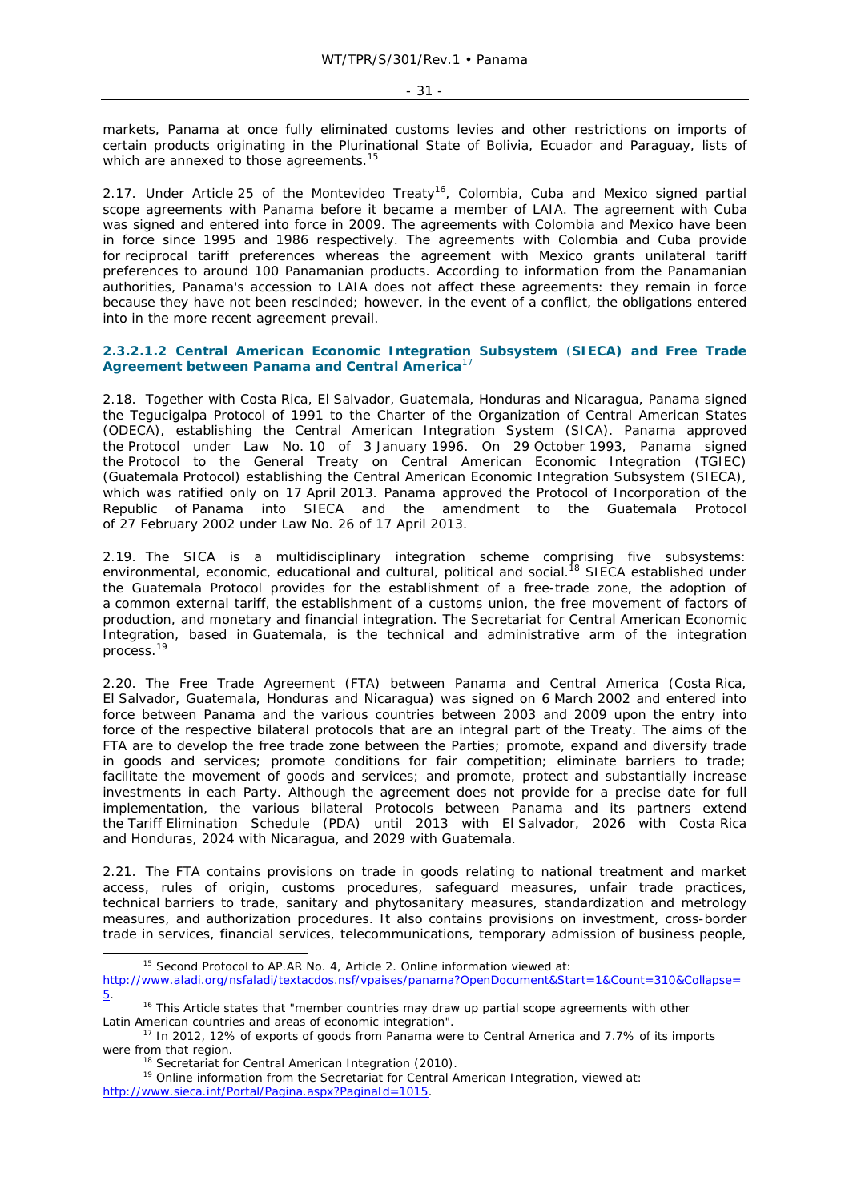markets, Panama at once fully eliminated customs levies and other restrictions on imports of certain products originating in the Plurinational State of Bolivia, Ecuador and Paraguay, lists of which are annexed to those agreements.[15]

2.17. Under Article 25 of the Montevideo Treaty[16], Colombia, Cuba and Mexico signed partial scope agreements with Panama before it became a member of LAIA. The agreement with Cuba was signed and entered into force in 2009. The agreements with Colombia and Mexico have been in force since 1995 and 1986 respectively. The agreements with Colombia and Cuba provide for reciprocal tariff preferences whereas the agreement with Mexico grants unilateral tariff preferences to around 100 Panamanian products. According to information from the Panamanian authorities, Panama's accession to LAIA does not affect these agreements: they remain in force because they have not been rescinded; however, in the event of a conflict, the obligations entered into in the more recent agreement prevail.

#### 2.3.2.1.2 Central American Economic Integration Subsystem (SIECA) and Free Trade Agreement between Panama and Central America[17]

2.18. Together with Costa Rica, El Salvador, Guatemala, Honduras and Nicaragua, Panama signed the Tegucigalpa Protocol of 1991 to the Charter of the Organization of Central American States (ODECA), establishing the Central American Integration System (SICA). Panama approved the Protocol under Law No. 10 of 3 January 1996. On 29 October 1993, Panama signed the Protocol to the General Treaty on Central American Economic Integration (TGIEC) (Guatemala Protocol) establishing the Central American Economic Integration Subsystem (SIECA), which was ratified only on 17 April 2013. Panama approved the Protocol of Incorporation of the Republic of Panama into SIECA and the amendment to the Guatemala Protocol of 27 February 2002 under Law No. 26 of 17 April 2013.

2.19. The SICA is a multidisciplinary integration scheme comprising five subsystems: environmental, economic, educational and cultural, political and social.[18] SIECA established under the Guatemala Protocol provides for the establishment of a free-trade zone, the adoption of a common external tariff, the establishment of a customs union, the free movement of factors of production, and monetary and financial integration. The Secretariat for Central American Economic Integration, based in Guatemala, is the technical and administrative arm of the integration process.[19]

2.20. The Free Trade Agreement (FTA) between Panama and Central America (Costa Rica, El Salvador, Guatemala, Honduras and Nicaragua) was signed on 6 March 2002 and entered into force between Panama and the various countries between 2003 and 2009 upon the entry into force of the respective bilateral protocols that are an integral part of the Treaty. The aims of the FTA are to develop the free trade zone between the Parties; promote, expand and diversify trade in goods and services; promote conditions for fair competition; eliminate barriers to trade; facilitate the movement of goods and services; and promote, protect and substantially increase investments in each Party. Although the agreement does not provide for a precise date for full implementation, the various bilateral Protocols between Panama and its partners extend the Tariff Elimination Schedule (PDA) until 2013 with El Salvador, 2026 with Costa Rica and Honduras, 2024 with Nicaragua, and 2029 with Guatemala.

2.21. The FTA contains provisions on trade in goods relating to national treatment and market access, rules of origin, customs procedures, safeguard measures, unfair trade practices, technical barriers to trade, sanitary and phytosanitary measures, standardization and metrology measures, and authorization procedures. It also contains provisions on investment, cross-border trade in services, financial services, telecommunications, temporary admission of business people,

---

[15] Second Protocol to AP.AR No. 4, Article 2. Online information viewed at: http://www.aladi.org/nsfaladi/textacdos.nsf/vpaises/panama?OpenDocument&Start=1&Count=310&Collapse=5.

[16] This Article states that "member countries may draw up partial scope agreements with other Latin American countries and areas of economic integration".

[17] In 2012, 12% of exports of goods from Panama were to Central America and 7.7% of its imports were from that region.

[18] Secretariat for Central American Integration (2010).

[19] Online information from the Secretariat for Central American Integration, viewed at: http://www.sieca.int/Portal/Pagina.aspx?PaginaId=1015.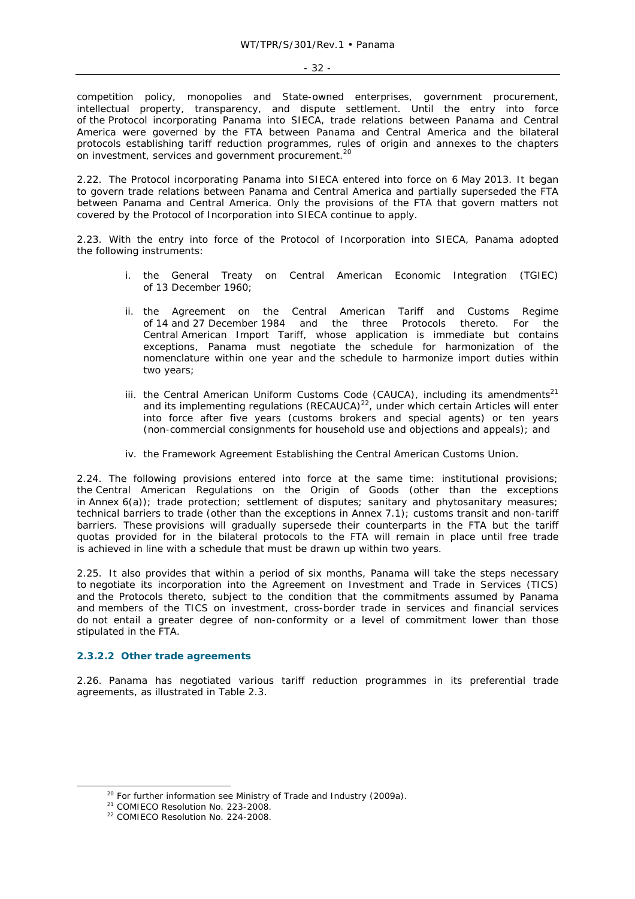competition policy, monopolies and State-owned enterprises, government procurement, intellectual property, transparency, and dispute settlement. Until the entry into force of the Protocol incorporating Panama into SIECA, trade relations between Panama and Central America were governed by the FTA between Panama and Central America and the bilateral protocols establishing tariff reduction programmes, rules of origin and annexes to the chapters on investment, services and government procurement.[20]

2.22. The Protocol incorporating Panama into SIECA entered into force on 6 May 2013. It began to govern trade relations between Panama and Central America and partially superseded the FTA between Panama and Central America. Only the provisions of the FTA that govern matters not covered by the Protocol of Incorporation into SIECA continue to apply.

2.23. With the entry into force of the Protocol of Incorporation into SIECA, Panama adopted the following instruments:

i. the General Treaty on Central American Economic Integration (TGIEC) of 13 December 1960;

ii. the Agreement on the Central American Tariff and Customs Regime of 14 and 27 December 1984 and the three Protocols thereto. For the Central American Import Tariff, whose application is immediate but contains exceptions, Panama must negotiate the schedule for harmonization of the nomenclature within one year and the schedule to harmonize import duties within two years;

iii. the Central American Uniform Customs Code (CAUCA), including its amendments[21] and its implementing regulations (RECAUCA)[22], under which certain Articles will enter into force after five years (customs brokers and special agents) or ten years (non-commercial consignments for household use and objections and appeals); and

iv. the Framework Agreement Establishing the Central American Customs Union.

2.24. The following provisions entered into force at the same time: institutional provisions; the Central American Regulations on the Origin of Goods (other than the exceptions in Annex 6(a)); trade protection; settlement of disputes; sanitary and phytosanitary measures; technical barriers to trade (other than the exceptions in Annex 7.1); customs transit and non-tariff barriers. These provisions will gradually supersede their counterparts in the FTA but the tariff quotas provided for in the bilateral protocols to the FTA will remain in place until free trade is achieved in line with a schedule that must be drawn up within two years.

2.25. It also provides that within a period of six months, Panama will take the steps necessary to negotiate its incorporation into the Agreement on Investment and Trade in Services (TICS) and the Protocols thereto, subject to the condition that the commitments assumed by Panama and members of the TICS on investment, cross-border trade in services and financial services do not entail a greater degree of non-conformity or a level of commitment lower than those stipulated in the FTA.

#### 2.3.2.2 Other trade agreements

2.26. Panama has negotiated various tariff reduction programmes in its preferential trade agreements, as illustrated in Table 2.3.

---

[20] For further information see Ministry of Trade and Industry (2009a).

[21] COMIECO Resolution No. 223-2008.

[22] COMIECO Resolution No. 224-2008.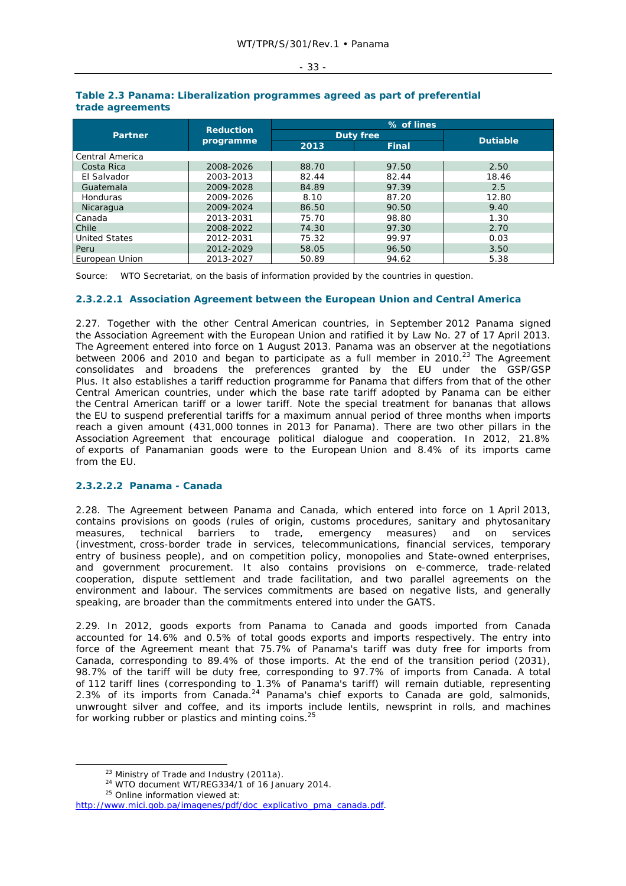**Table 2.3 Panama: Liberalization programmes agreed as part of preferential trade agreements**

| Partner | Reduction programme | % of lines | | |
|---|---|---|---|---|
| | | Duty free | | Dutiable |
| | | 2013 | Final | |
| Central America | | | | |
| Costa Rica | 2008-2026 | 88.70 | 97.50 | 2.50 |
| El Salvador | 2003-2013 | 82.44 | 82.44 | 18.46 |
| Guatemala | 2009-2028 | 84.89 | 97.39 | 2.5 |
| Honduras | 2009-2026 | 8.10 | 87.20 | 12.80 |
| Nicaragua | 2009-2024 | 86.50 | 90.50 | 9.40 |
| Canada | 2013-2031 | 75.70 | 98.80 | 1.30 |
| Chile | 2008-2022 | 74.30 | 97.30 | 2.70 |
| United States | 2012-2031 | 75.32 | 99.97 | 0.03 |
| Peru | 2012-2029 | 58.05 | 96.50 | 3.50 |
| European Union | 2013-2027 | 50.89 | 94.62 | 5.38 |

Source: WTO Secretariat, on the basis of information provided by the countries in question.

#### 2.3.2.2.1 Association Agreement between the European Union and Central America

2.27. Together with the other Central American countries, in September 2012 Panama signed the Association Agreement with the European Union and ratified it by Law No. 27 of 17 April 2013. The Agreement entered into force on 1 August 2013. Panama was an observer at the negotiations between 2006 and 2010 and began to participate as a full member in 2010.[23] The Agreement consolidates and broadens the preferences granted by the EU under the GSP/GSP Plus. It also establishes a tariff reduction programme for Panama that differs from that of the other Central American countries, under which the base rate tariff adopted by Panama can be either the Central American tariff or a lower tariff. Note the special treatment for bananas that allows the EU to suspend preferential tariffs for a maximum annual period of three months when imports reach a given amount (431,000 tonnes in 2013 for Panama). There are two other pillars in the Association Agreement that encourage political dialogue and cooperation. In 2012, 21.8% of exports of Panamanian goods were to the European Union and 8.4% of its imports came from the EU.

#### 2.3.2.2.2 Panama - Canada

2.28. The Agreement between Panama and Canada, which entered into force on 1 April 2013, contains provisions on goods (rules of origin, customs procedures, sanitary and phytosanitary measures, technical barriers to trade, emergency measures) and on services (investment, cross-border trade in services, telecommunications, financial services, temporary entry of business people), and on competition policy, monopolies and State-owned enterprises, and government procurement. It also contains provisions on e-commerce, trade-related cooperation, dispute settlement and trade facilitation, and two parallel agreements on the environment and labour. The services commitments are based on negative lists, and generally speaking, are broader than the commitments entered into under the GATS.

2.29. In 2012, goods exports from Panama to Canada and goods imported from Canada accounted for 14.6% and 0.5% of total goods exports and imports respectively. The entry into force of the Agreement meant that 75.7% of Panama's tariff was duty free for imports from Canada, corresponding to 89.4% of those imports. At the end of the transition period (2031), 98.7% of the tariff will be duty free, corresponding to 97.7% of imports from Canada. A total of 112 tariff lines (corresponding to 1.3% of Panama's tariff) will remain dutiable, representing 2.3% of its imports from Canada.[24] Panama's chief exports to Canada are gold, salmonids, unwrought silver and coffee, and its imports include lentils, newsprint in rolls, and machines for working rubber or plastics and minting coins.[25]

---

[23] Ministry of Trade and Industry (2011a).
[24] WTO document WT/REG334/1 of 16 January 2014.
[25] Online information viewed at: http://www.mici.gob.pa/imagenes/pdf/doc_explicativo_pma_canada.pdf.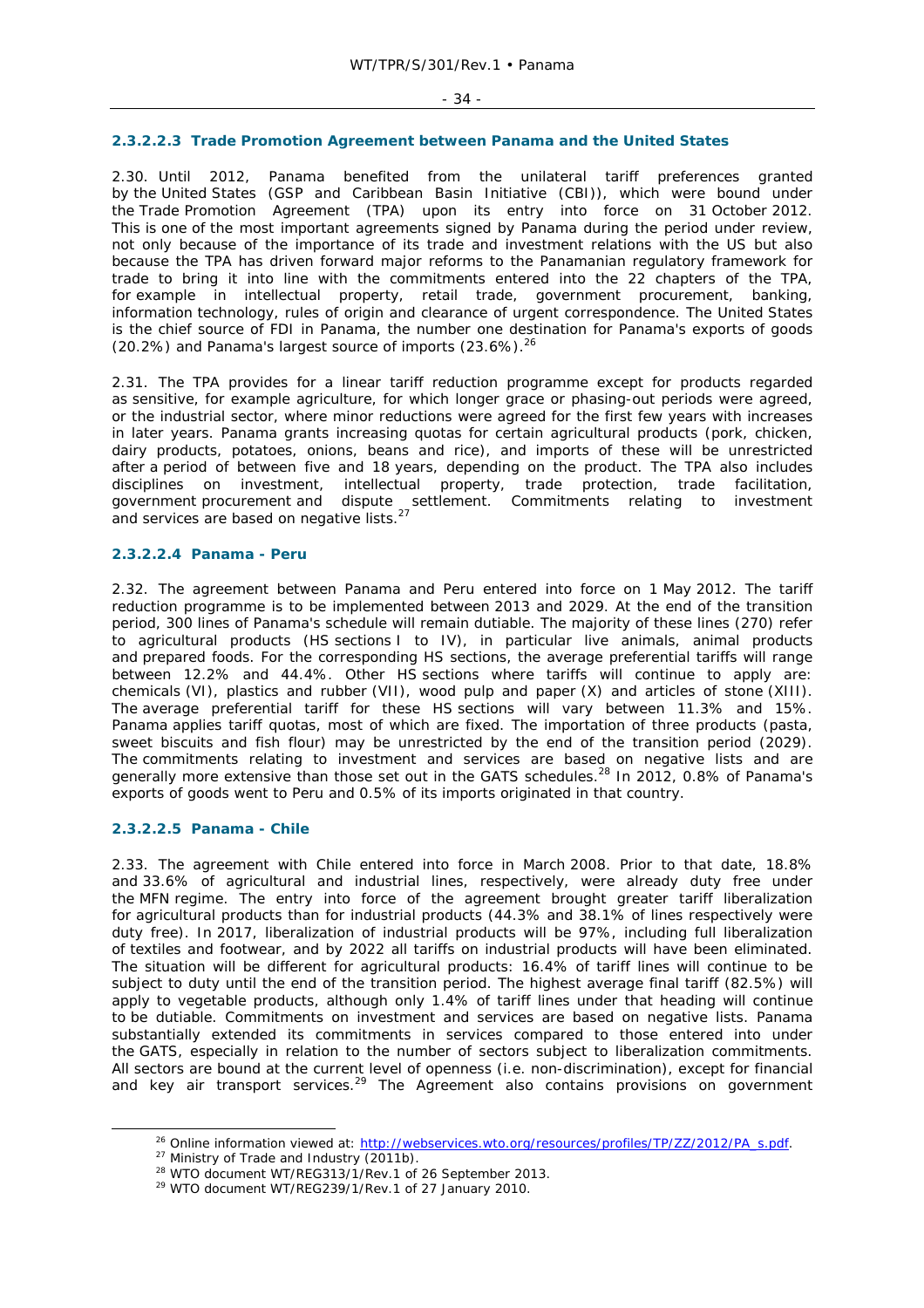#### 2.3.2.2.3 Trade Promotion Agreement between Panama and the United States

2.30. Until 2012, Panama benefited from the unilateral tariff preferences granted by the United States (GSP and Caribbean Basin Initiative (CBI)), which were bound under the Trade Promotion Agreement (TPA) upon its entry into force on 31 October 2012. This is one of the most important agreements signed by Panama during the period under review, not only because of the importance of its trade and investment relations with the US but also because the TPA has driven forward major reforms to the Panamanian regulatory framework for trade to bring it into line with the commitments entered into the 22 chapters of the TPA, for example in intellectual property, retail trade, government procurement, banking, information technology, rules of origin and clearance of urgent correspondence. The United States is the chief source of FDI in Panama, the number one destination for Panama's exports of goods (20.2%) and Panama's largest source of imports (23.6%).[26]

2.31. The TPA provides for a linear tariff reduction programme except for products regarded as sensitive, for example agriculture, for which longer grace or phasing-out periods were agreed, or the industrial sector, where minor reductions were agreed for the first few years with increases in later years. Panama grants increasing quotas for certain agricultural products (pork, chicken, dairy products, potatoes, onions, beans and rice), and imports of these will be unrestricted after a period of between five and 18 years, depending on the product. The TPA also includes disciplines on investment, intellectual property, trade protection, trade facilitation, government procurement and dispute settlement. Commitments relating to investment and services are based on negative lists.[27]

#### 2.3.2.2.4 Panama - Peru

2.32. The agreement between Panama and Peru entered into force on 1 May 2012. The tariff reduction programme is to be implemented between 2013 and 2029. At the end of the transition period, 300 lines of Panama's schedule will remain dutiable. The majority of these lines (270) refer to agricultural products (HS sections I to IV), in particular live animals, animal products and prepared foods. For the corresponding HS sections, the average preferential tariffs will range between 12.2% and 44.4%. Other HS sections where tariffs will continue to apply are: chemicals (VI), plastics and rubber (VII), wood pulp and paper (X) and articles of stone (XIII). The average preferential tariff for these HS sections will vary between 11.3% and 15%. Panama applies tariff quotas, most of which are fixed. The importation of three products (pasta, sweet biscuits and fish flour) may be unrestricted by the end of the transition period (2029). The commitments relating to investment and services are based on negative lists and are generally more extensive than those set out in the GATS schedules.[28] In 2012, 0.8% of Panama's exports of goods went to Peru and 0.5% of its imports originated in that country.

#### 2.3.2.2.5 Panama - Chile

2.33. The agreement with Chile entered into force in March 2008. Prior to that date, 18.8% and 33.6% of agricultural and industrial lines, respectively, were already duty free under the MFN regime. The entry into force of the agreement brought greater tariff liberalization for agricultural products than for industrial products (44.3% and 38.1% of lines respectively were duty free). In 2017, liberalization of industrial products will be 97%, including full liberalization of textiles and footwear, and by 2022 all tariffs on industrial products will have been eliminated. The situation will be different for agricultural products: 16.4% of tariff lines will continue to be subject to duty until the end of the transition period. The highest average final tariff (82.5%) will apply to vegetable products, although only 1.4% of tariff lines under that heading will continue to be dutiable. Commitments on investment and services are based on negative lists. Panama substantially extended its commitments in services compared to those entered into under the GATS, especially in relation to the number of sectors subject to liberalization commitments. All sectors are bound at the current level of openness (i.e. non-discrimination), except for financial and key air transport services.[29] The Agreement also contains provisions on government

---

[26] Online information viewed at: http://webservices.wto.org/resources/profiles/TP/ZZ/2012/PA_s.pdf.

[27] Ministry of Trade and Industry (2011b).

[28] WTO document WT/REG313/1/Rev.1 of 26 September 2013.

[29] WTO document WT/REG239/1/Rev.1 of 27 January 2010.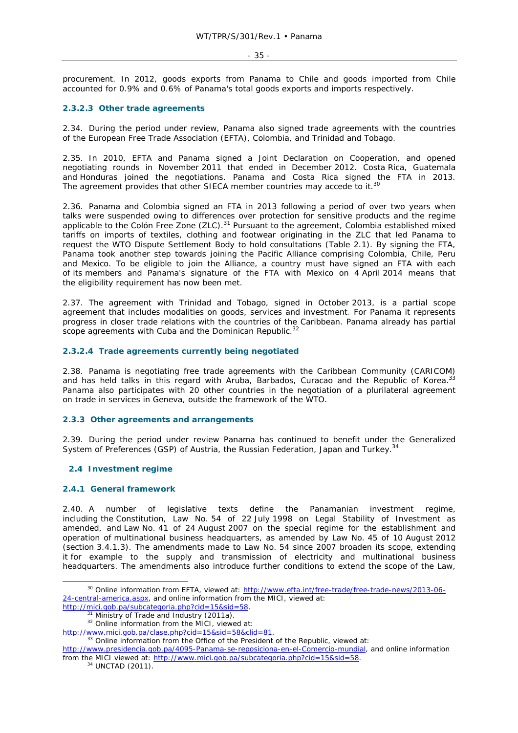procurement. In 2012, goods exports from Panama to Chile and goods imported from Chile accounted for 0.9% and 0.6% of Panama's total goods exports and imports respectively.

#### 2.3.2.3 Other trade agreements

2.34. During the period under review, Panama also signed trade agreements with the countries of the European Free Trade Association (EFTA), Colombia, and Trinidad and Tobago.

2.35. In 2010, EFTA and Panama signed a Joint Declaration on Cooperation, and opened negotiating rounds in November 2011 that ended in December 2012. Costa Rica, Guatemala and Honduras joined the negotiations. Panama and Costa Rica signed the FTA in 2013. The agreement provides that other SIECA member countries may accede to it.[30]

2.36. Panama and Colombia signed an FTA in 2013 following a period of over two years when talks were suspended owing to differences over protection for sensitive products and the regime applicable to the Colón Free Zone (ZLC).[31] Pursuant to the agreement, Colombia established mixed tariffs on imports of textiles, clothing and footwear originating in the ZLC that led Panama to request the WTO Dispute Settlement Body to hold consultations (Table 2.1). By signing the FTA, Panama took another step towards joining the Pacific Alliance comprising Colombia, Chile, Peru and Mexico. To be eligible to join the Alliance, a country must have signed an FTA with each of its members and Panama's signature of the FTA with Mexico on 4 April 2014 means that the eligibility requirement has now been met.

2.37. The agreement with Trinidad and Tobago, signed in October 2013, is a partial scope agreement that includes modalities on goods, services and investment. For Panama it represents progress in closer trade relations with the countries of the Caribbean. Panama already has partial scope agreements with Cuba and the Dominican Republic.[32]

#### 2.3.2.4 Trade agreements currently being negotiated

2.38. Panama is negotiating free trade agreements with the Caribbean Community (CARICOM) and has held talks in this regard with Aruba, Barbados, Curacao and the Republic of Korea.[33] Panama also participates with 20 other countries in the negotiation of a plurilateral agreement on trade in services in Geneva, outside the framework of the WTO.

### 2.3.3 Other agreements and arrangements

2.39. During the period under review Panama has continued to benefit under the Generalized System of Preferences (GSP) of Austria, the Russian Federation, Japan and Turkey.[34]

## 2.4 Investment regime

### 2.4.1 General framework

2.40. A number of legislative texts define the Panamanian investment regime, including the Constitution, Law No. 54 of 22 July 1998 on Legal Stability of Investment as amended, and Law No. 41 of 24 August 2007 on the special regime for the establishment and operation of multinational business headquarters, as amended by Law No. 45 of 10 August 2012 (section 3.4.1.3). The amendments made to Law No. 54 since 2007 broaden its scope, extending it for example to the supply and transmission of electricity and multinational business headquarters. The amendments also introduce further conditions to extend the scope of the Law,

---

[30] Online information from EFTA, viewed at: http://www.efta.int/free-trade/free-trade-news/2013-06-24-central-america.aspx, and online information from the MICI, viewed at: http://mici.gob.pa/subcategoria.php?cid=15&sid=58.

[31] Ministry of Trade and Industry (2011a).

[32] Online information from the MICI, viewed at: http://www.mici.gob.pa/clase.php?cid=15&sid=58&clid=81.

[33] Online information from the Office of the President of the Republic, viewed at: http://www.presidencia.gob.pa/4095-Panama-se-reposiciona-en-el-Comercio-mundial, and online information from the MICI viewed at: http://www.mici.gob.pa/subcategoria.php?cid=15&sid=58.

[34] UNCTAD (2011).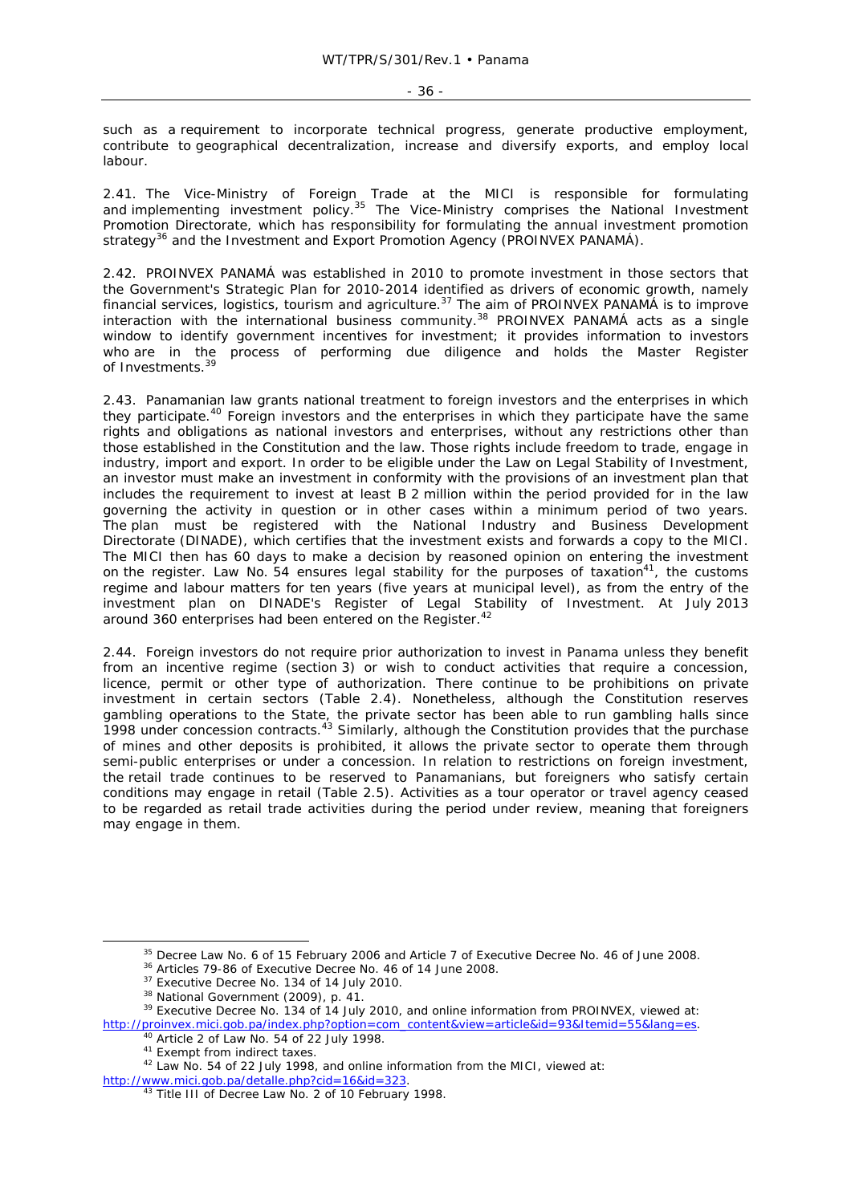such as a requirement to incorporate technical progress, generate productive employment, contribute to geographical decentralization, increase and diversify exports, and employ local labour.

2.41. The Vice-Ministry of Foreign Trade at the MICI is responsible for formulating and implementing investment policy.[35] The Vice-Ministry comprises the National Investment Promotion Directorate, which has responsibility for formulating the annual investment promotion strategy[36] and the Investment and Export Promotion Agency (PROINVEX PANAMÁ).

2.42. PROINVEX PANAMÁ was established in 2010 to promote investment in those sectors that the Government's Strategic Plan for 2010-2014 identified as drivers of economic growth, namely financial services, logistics, tourism and agriculture.[37] The aim of PROINVEX PANAMÁ is to improve interaction with the international business community.[38] PROINVEX PANAMÁ acts as a single window to identify government incentives for investment; it provides information to investors who are in the process of performing due diligence and holds the Master Register of Investments.[39]

2.43. Panamanian law grants national treatment to foreign investors and the enterprises in which they participate.[40] Foreign investors and the enterprises in which they participate have the same rights and obligations as national investors and enterprises, without any restrictions other than those established in the Constitution and the law. Those rights include freedom to trade, engage in industry, import and export. In order to be eligible under the Law on Legal Stability of Investment, an investor must make an investment in conformity with the provisions of an investment plan that includes the requirement to invest at least B 2 million within the period provided for in the law governing the activity in question or in other cases within a minimum period of two years. The plan must be registered with the National Industry and Business Development Directorate (DINADE), which certifies that the investment exists and forwards a copy to the MICI. The MICI then has 60 days to make a decision by reasoned opinion on entering the investment on the register. Law No. 54 ensures legal stability for the purposes of taxation[41], the customs regime and labour matters for ten years (five years at municipal level), as from the entry of the investment plan on DINADE's Register of Legal Stability of Investment. At July 2013 around 360 enterprises had been entered on the Register.[42]

2.44. Foreign investors do not require prior authorization to invest in Panama unless they benefit from an incentive regime (section 3) or wish to conduct activities that require a concession, licence, permit or other type of authorization. There continue to be prohibitions on private investment in certain sectors (Table 2.4). Nonetheless, although the Constitution reserves gambling operations to the State, the private sector has been able to run gambling halls since 1998 under concession contracts.[43] Similarly, although the Constitution provides that the purchase of mines and other deposits is prohibited, it allows the private sector to operate them through semi-public enterprises or under a concession. In relation to restrictions on foreign investment, the retail trade continues to be reserved to Panamanians, but foreigners who satisfy certain conditions may engage in retail (Table 2.5). Activities as a tour operator or travel agency ceased to be regarded as retail trade activities during the period under review, meaning that foreigners may engage in them.

---

[35] Decree Law No. 6 of 15 February 2006 and Article 7 of Executive Decree No. 46 of June 2008.

[36] Articles 79-86 of Executive Decree No. 46 of 14 June 2008.

[37] Executive Decree No. 134 of 14 July 2010.

[38] National Government (2009), p. 41.

[39] Executive Decree No. 134 of 14 July 2010, and online information from PROINVEX, viewed at: http://proinvex.mici.gob.pa/index.php?option=com_content&view=article&id=93&Itemid=55&lang=es.

[40] Article 2 of Law No. 54 of 22 July 1998.

[41] Exempt from indirect taxes.

[42] Law No. 54 of 22 July 1998, and online information from the MICI, viewed at: http://www.mici.gob.pa/detalle.php?cid=16&id=323.

[43] Title III of Decree Law No. 2 of 10 February 1998.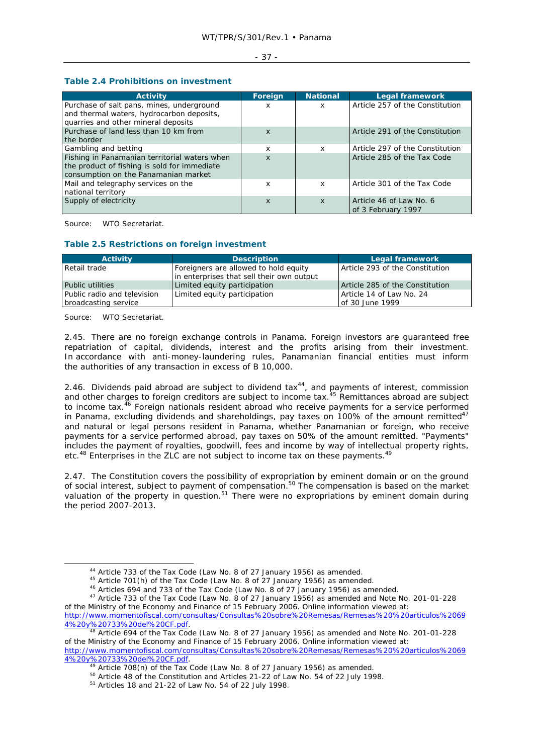### Table 2.4 Prohibitions on investment

| Activity | Foreign | National | Legal framework |
|---|---|---|---|
| Purchase of salt pans, mines, underground and thermal waters, hydrocarbon deposits, quarries and other mineral deposits | x | x | Article 257 of the Constitution |
| Purchase of land less than 10 km from the border | x | | Article 291 of the Constitution |
| Gambling and betting | x | x | Article 297 of the Constitution |
| Fishing in Panamanian territorial waters when the product of fishing is sold for immediate consumption on the Panamanian market | x | | Article 285 of the Tax Code |
| Mail and telegraphy services on the national territory | x | x | Article 301 of the Tax Code |
| Supply of electricity | x | x | Article 46 of Law No. 6 of 3 February 1997 |

Source: WTO Secretariat.

### Table 2.5 Restrictions on foreign investment

| Activity | Description | Legal framework |
|---|---|---|
| Retail trade | Foreigners are allowed to hold equity in enterprises that sell their own output | Article 293 of the Constitution |
| Public utilities | Limited equity participation | Article 285 of the Constitution |
| Public radio and television broadcasting service | Limited equity participation | Article 14 of Law No. 24 of 30 June 1999 |

Source: WTO Secretariat.

2.45. There are no foreign exchange controls in Panama. Foreign investors are guaranteed free repatriation of capital, dividends, interest and the profits arising from their investment. In accordance with anti-money-laundering rules, Panamanian financial entities must inform the authorities of any transaction in excess of B 10,000.

2.46. Dividends paid abroad are subject to dividend tax[44], and payments of interest, commission and other charges to foreign creditors are subject to income tax.[45] Remittances abroad are subject to income tax.[46] Foreign nationals resident abroad who receive payments for a service performed in Panama, excluding dividends and shareholdings, pay taxes on 100% of the amount remitted[47] and natural or legal persons resident in Panama, whether Panamanian or foreign, who receive payments for a service performed abroad, pay taxes on 50% of the amount remitted. "Payments" includes the payment of royalties, goodwill, fees and income by way of intellectual property rights, etc.[48] Enterprises in the ZLC are not subject to income tax on these payments.[49]

2.47. The Constitution covers the possibility of expropriation by eminent domain or on the ground of social interest, subject to payment of compensation.[50] The compensation is based on the market valuation of the property in question.[51] There were no expropriations by eminent domain during the period 2007-2013.

---

[44] Article 733 of the Tax Code (Law No. 8 of 27 January 1956) as amended.

[45] Article 701(h) of the Tax Code (Law No. 8 of 27 January 1956) as amended.

[46] Articles 694 and 733 of the Tax Code (Law No. 8 of 27 January 1956) as amended.

[47] Article 733 of the Tax Code (Law No. 8 of 27 January 1956) as amended and Note No. 201-01-228 of the Ministry of the Economy and Finance of 15 February 2006. Online information viewed at: http://www.momentofiscal.com/consultas/Consultas%20sobre%20Remesas/Remesas%20%20articulos%20694%20y%20733%20del%20CF.pdf.

[48] Article 694 of the Tax Code (Law No. 8 of 27 January 1956) as amended and Note No. 201-01-228 of the Ministry of the Economy and Finance of 15 February 2006. Online information viewed at: http://www.momentofiscal.com/consultas/Consultas%20sobre%20Remesas/Remesas%20%20articulos%20694%20y%20733%20del%20CF.pdf.

[49] Article 708(n) of the Tax Code (Law No. 8 of 27 January 1956) as amended.

[50] Article 48 of the Constitution and Articles 21-22 of Law No. 54 of 22 July 1998.

[51] Articles 18 and 21-22 of Law No. 54 of 22 July 1998.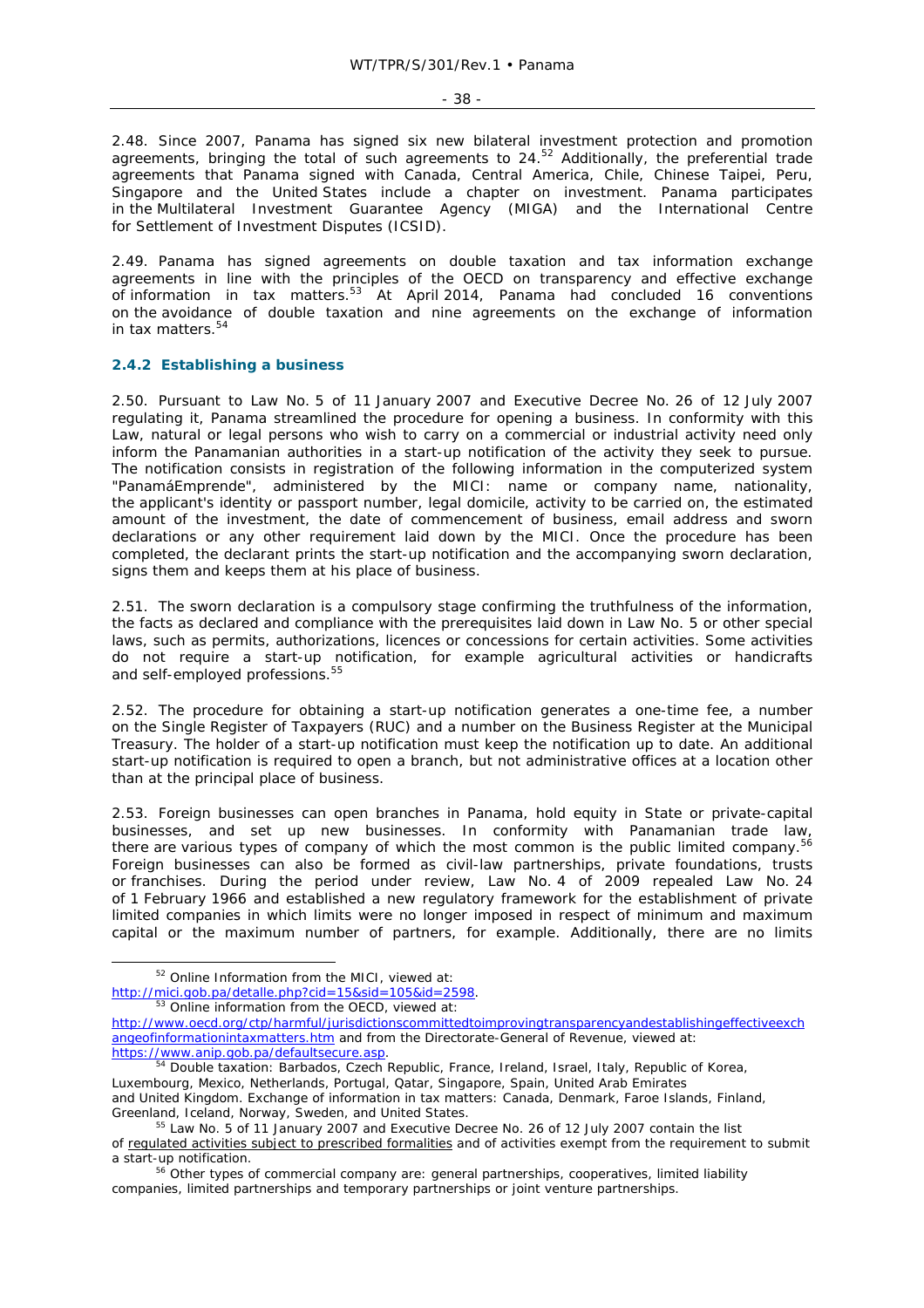2.48. Since 2007, Panama has signed six new bilateral investment protection and promotion agreements, bringing the total of such agreements to 24.[52] Additionally, the preferential trade agreements that Panama signed with Canada, Central America, Chile, Chinese Taipei, Peru, Singapore and the United States include a chapter on investment. Panama participates in the Multilateral Investment Guarantee Agency (MIGA) and the International Centre for Settlement of Investment Disputes (ICSID).

2.49. Panama has signed agreements on double taxation and tax information exchange agreements in line with the principles of the OECD on transparency and effective exchange of information in tax matters.[53] At April 2014, Panama had concluded 16 conventions on the avoidance of double taxation and nine agreements on the exchange of information in tax matters.[54]

### 2.4.2 Establishing a business

2.50. Pursuant to Law No. 5 of 11 January 2007 and Executive Decree No. 26 of 12 July 2007 regulating it, Panama streamlined the procedure for opening a business. In conformity with this Law, natural or legal persons who wish to carry on a commercial or industrial activity need only inform the Panamanian authorities in a start-up notification of the activity they seek to pursue. The notification consists in registration of the following information in the computerized system "PanamáEmprende", administered by the MICI: name or company name, nationality, the applicant's identity or passport number, legal domicile, activity to be carried on, the estimated amount of the investment, the date of commencement of business, email address and sworn declarations or any other requirement laid down by the MICI. Once the procedure has been completed, the declarant prints the start-up notification and the accompanying sworn declaration, signs them and keeps them at his place of business.

2.51. The sworn declaration is a compulsory stage confirming the truthfulness of the information, the facts as declared and compliance with the prerequisites laid down in Law No. 5 or other special laws, such as permits, authorizations, licences or concessions for certain activities. Some activities do not require a start-up notification, for example agricultural activities or handicrafts and self-employed professions.[55]

2.52. The procedure for obtaining a start-up notification generates a one-time fee, a number on the Single Register of Taxpayers (RUC) and a number on the Business Register at the Municipal Treasury. The holder of a start-up notification must keep the notification up to date. An additional start-up notification is required to open a branch, but not administrative offices at a location other than at the principal place of business.

2.53. Foreign businesses can open branches in Panama, hold equity in State or private-capital businesses, and set up new businesses. In conformity with Panamanian trade law, there are various types of company of which the most common is the public limited company.[56] Foreign businesses can also be formed as civil-law partnerships, private foundations, trusts or franchises. During the period under review, Law No. 4 of 2009 repealed Law No. 24 of 1 February 1966 and established a new regulatory framework for the establishment of private limited companies in which limits were no longer imposed in respect of minimum and maximum capital or the maximum number of partners, for example. Additionally, there are no limits

---

[52] Online Information from the MICI, viewed at: http://mici.gob.pa/detalle.php?cid=15&sid=105&id=2598.

[53] Online information from the OECD, viewed at: http://www.oecd.org/ctp/harmful/jurisdictionscommittedtoimprovingtransparencyandestablishingeffectiveexchangeofinformationintaxmatters.htm and from the Directorate-General of Revenue, viewed at: https://www.anip.gob.pa/defaultsecure.asp.

[54] Double taxation: Barbados, Czech Republic, France, Ireland, Israel, Italy, Republic of Korea, Luxembourg, Mexico, Netherlands, Portugal, Qatar, Singapore, Spain, United Arab Emirates and United Kingdom. Exchange of information in tax matters: Canada, Denmark, Faroe Islands, Finland, Greenland, Iceland, Norway, Sweden, and United States.

[55] Law No. 5 of 11 January 2007 and Executive Decree No. 26 of 12 July 2007 contain the list of regulated activities subject to prescribed formalities and of activities exempt from the requirement to submit a start-up notification.

[56] Other types of commercial company are: general partnerships, cooperatives, limited liability companies, limited partnerships and temporary partnerships or joint venture partnerships.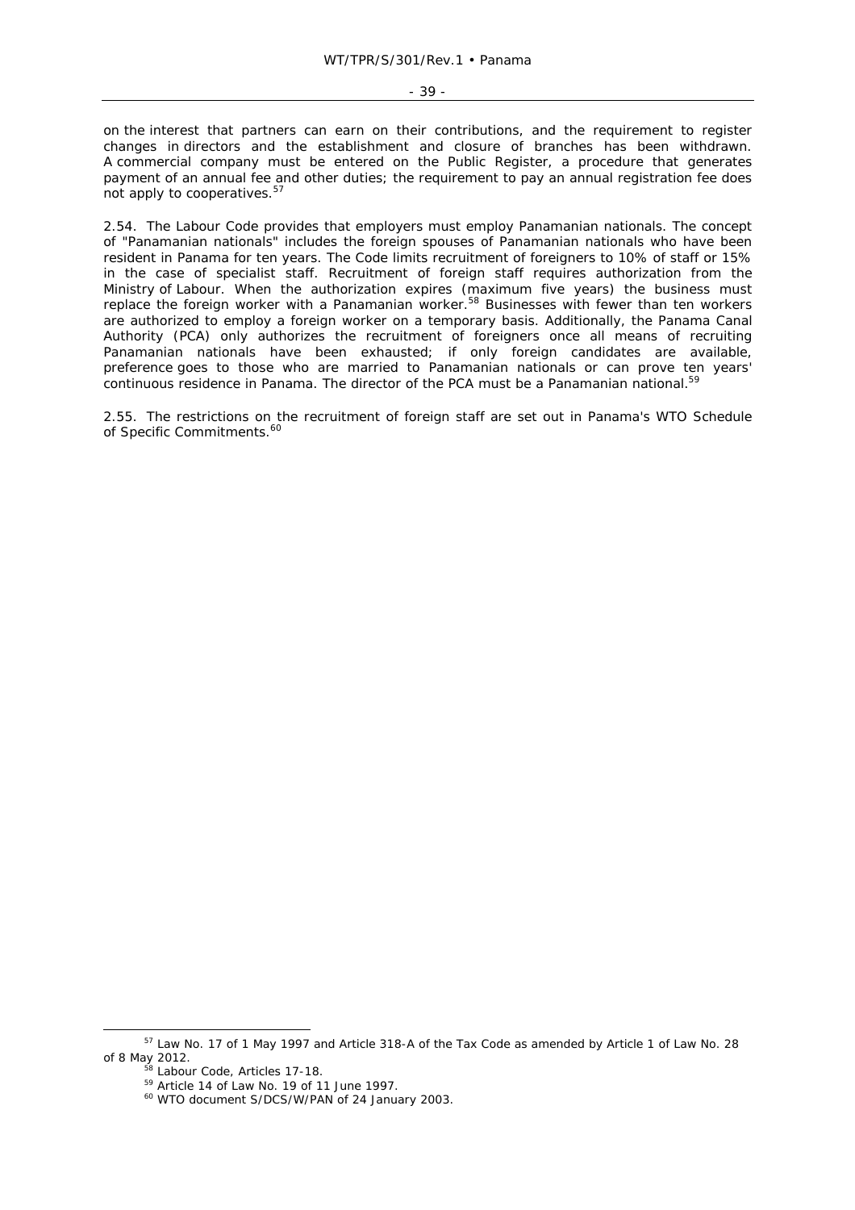on the interest that partners can earn on their contributions, and the requirement to register changes in directors and the establishment and closure of branches has been withdrawn. A commercial company must be entered on the Public Register, a procedure that generates payment of an annual fee and other duties; the requirement to pay an annual registration fee does not apply to cooperatives.[57]

2.54. The Labour Code provides that employers must employ Panamanian nationals. The concept of "Panamanian nationals" includes the foreign spouses of Panamanian nationals who have been resident in Panama for ten years. The Code limits recruitment of foreigners to 10% of staff or 15% in the case of specialist staff. Recruitment of foreign staff requires authorization from the Ministry of Labour. When the authorization expires (maximum five years) the business must replace the foreign worker with a Panamanian worker.[58] Businesses with fewer than ten workers are authorized to employ a foreign worker on a temporary basis. Additionally, the Panama Canal Authority (PCA) only authorizes the recruitment of foreigners once all means of recruiting Panamanian nationals have been exhausted; if only foreign candidates are available, preference goes to those who are married to Panamanian nationals or can prove ten years' continuous residence in Panama. The director of the PCA must be a Panamanian national.[59]

2.55. The restrictions on the recruitment of foreign staff are set out in Panama's WTO Schedule of Specific Commitments.[60]

---

[57] Law No. 17 of 1 May 1997 and Article 318-A of the Tax Code as amended by Article 1 of Law No. 28 of 8 May 2012.

[58] Labour Code, Articles 17-18.

[59] Article 14 of Law No. 19 of 11 June 1997.

[60] WTO document S/DCS/W/PAN of 24 January 2003.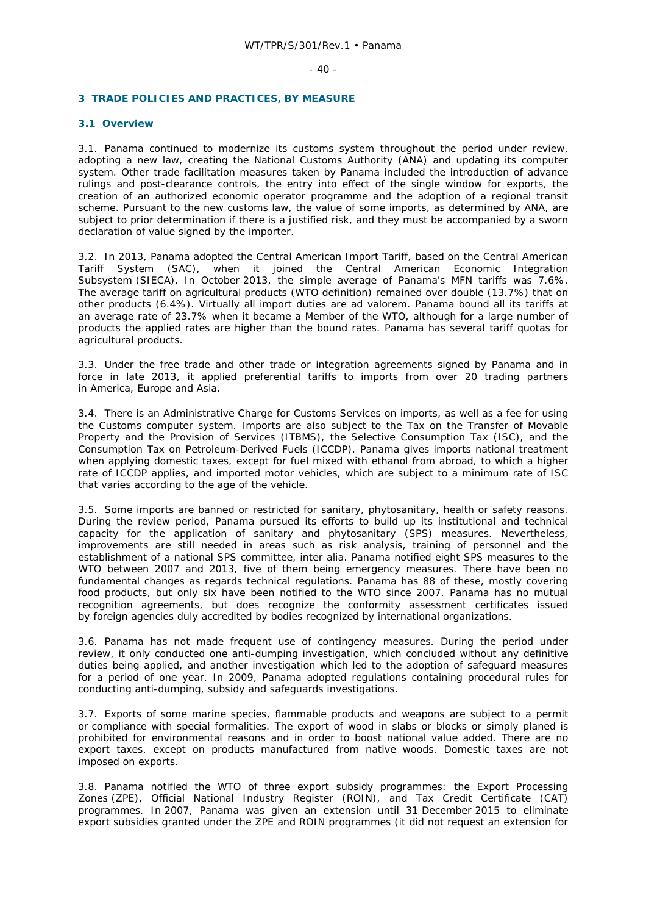## 3 TRADE POLICIES AND PRACTICES, BY MEASURE

### 3.1 Overview

3.1. Panama continued to modernize its customs system throughout the period under review, adopting a new law, creating the National Customs Authority (ANA) and updating its computer system. Other trade facilitation measures taken by Panama included the introduction of advance rulings and post-clearance controls, the entry into effect of the single window for exports, the creation of an authorized economic operator programme and the adoption of a regional transit scheme. Pursuant to the new customs law, the value of some imports, as determined by ANA, are subject to prior determination if there is a justified risk, and they must be accompanied by a sworn declaration of value signed by the importer.

3.2. In 2013, Panama adopted the Central American Import Tariff, based on the Central American Tariff System (SAC), when it joined the Central American Economic Integration Subsystem (SIECA). In October 2013, the simple average of Panama's MFN tariffs was 7.6%. The average tariff on agricultural products (WTO definition) remained over double (13.7%) that on other products (6.4%). Virtually all import duties are ad valorem. Panama bound all its tariffs at an average rate of 23.7% when it became a Member of the WTO, although for a large number of products the applied rates are higher than the bound rates. Panama has several tariff quotas for agricultural products.

3.3. Under the free trade and other trade or integration agreements signed by Panama and in force in late 2013, it applied preferential tariffs to imports from over 20 trading partners in America, Europe and Asia.

3.4. There is an Administrative Charge for Customs Services on imports, as well as a fee for using the Customs computer system. Imports are also subject to the Tax on the Transfer of Movable Property and the Provision of Services (ITBMS), the Selective Consumption Tax (ISC), and the Consumption Tax on Petroleum-Derived Fuels (ICCDP). Panama gives imports national treatment when applying domestic taxes, except for fuel mixed with ethanol from abroad, to which a higher rate of ICCDP applies, and imported motor vehicles, which are subject to a minimum rate of ISC that varies according to the age of the vehicle.

3.5. Some imports are banned or restricted for sanitary, phytosanitary, health or safety reasons. During the review period, Panama pursued its efforts to build up its institutional and technical capacity for the application of sanitary and phytosanitary (SPS) measures. Nevertheless, improvements are still needed in areas such as risk analysis, training of personnel and the establishment of a national SPS committee, inter alia. Panama notified eight SPS measures to the WTO between 2007 and 2013, five of them being emergency measures. There have been no fundamental changes as regards technical regulations. Panama has 88 of these, mostly covering food products, but only six have been notified to the WTO since 2007. Panama has no mutual recognition agreements, but does recognize the conformity assessment certificates issued by foreign agencies duly accredited by bodies recognized by international organizations.

3.6. Panama has not made frequent use of contingency measures. During the period under review, it only conducted one anti-dumping investigation, which concluded without any definitive duties being applied, and another investigation which led to the adoption of safeguard measures for a period of one year. In 2009, Panama adopted regulations containing procedural rules for conducting anti-dumping, subsidy and safeguards investigations.

3.7. Exports of some marine species, flammable products and weapons are subject to a permit or compliance with special formalities. The export of wood in slabs or blocks or simply planed is prohibited for environmental reasons and in order to boost national value added. There are no export taxes, except on products manufactured from native woods. Domestic taxes are not imposed on exports.

3.8. Panama notified the WTO of three export subsidy programmes: the Export Processing Zones (ZPE), Official National Industry Register (ROIN), and Tax Credit Certificate (CAT) programmes. In 2007, Panama was given an extension until 31 December 2015 to eliminate export subsidies granted under the ZPE and ROIN programmes (it did not request an extension for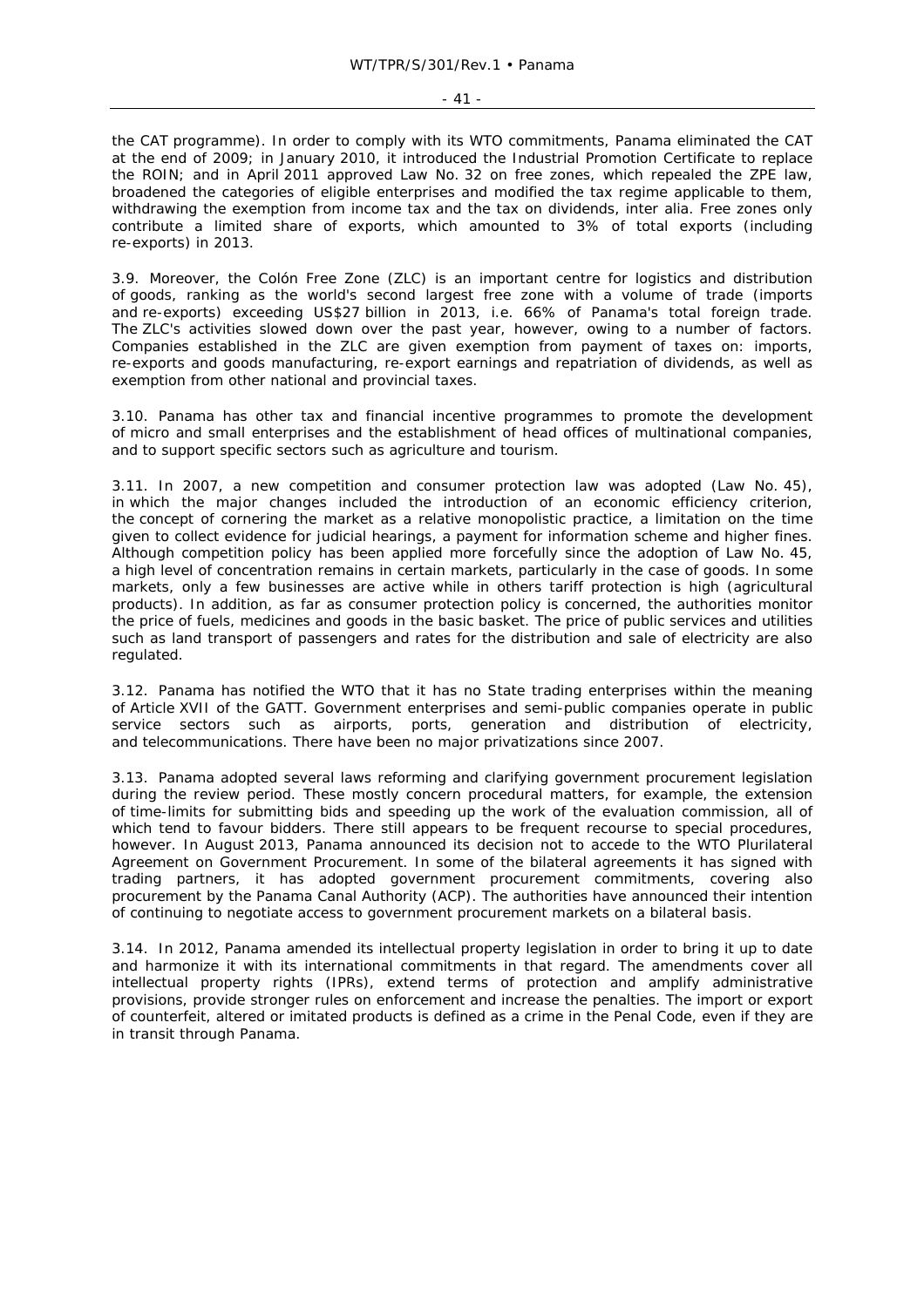the CAT programme). In order to comply with its WTO commitments, Panama eliminated the CAT at the end of 2009; in January 2010, it introduced the Industrial Promotion Certificate to replace the ROIN; and in April 2011 approved Law No. 32 on free zones, which repealed the ZPE law, broadened the categories of eligible enterprises and modified the tax regime applicable to them, withdrawing the exemption from income tax and the tax on dividends, inter alia. Free zones only contribute a limited share of exports, which amounted to 3% of total exports (including re-exports) in 2013.

3.9. Moreover, the Colón Free Zone (ZLC) is an important centre for logistics and distribution of goods, ranking as the world's second largest free zone with a volume of trade (imports and re-exports) exceeding US$27 billion in 2013, i.e. 66% of Panama's total foreign trade. The ZLC's activities slowed down over the past year, however, owing to a number of factors. Companies established in the ZLC are given exemption from payment of taxes on: imports, re-exports and goods manufacturing, re-export earnings and repatriation of dividends, as well as exemption from other national and provincial taxes.

3.10. Panama has other tax and financial incentive programmes to promote the development of micro and small enterprises and the establishment of head offices of multinational companies, and to support specific sectors such as agriculture and tourism.

3.11. In 2007, a new competition and consumer protection law was adopted (Law No. 45), in which the major changes included the introduction of an economic efficiency criterion, the concept of cornering the market as a relative monopolistic practice, a limitation on the time given to collect evidence for judicial hearings, a payment for information scheme and higher fines. Although competition policy has been applied more forcefully since the adoption of Law No. 45, a high level of concentration remains in certain markets, particularly in the case of goods. In some markets, only a few businesses are active while in others tariff protection is high (agricultural products). In addition, as far as consumer protection policy is concerned, the authorities monitor the price of fuels, medicines and goods in the basic basket. The price of public services and utilities such as land transport of passengers and rates for the distribution and sale of electricity are also regulated.

3.12. Panama has notified the WTO that it has no State trading enterprises within the meaning of Article XVII of the GATT. Government enterprises and semi-public companies operate in public service sectors such as airports, ports, generation and distribution of electricity, and telecommunications. There have been no major privatizations since 2007.

3.13. Panama adopted several laws reforming and clarifying government procurement legislation during the review period. These mostly concern procedural matters, for example, the extension of time-limits for submitting bids and speeding up the work of the evaluation commission, all of which tend to favour bidders. There still appears to be frequent recourse to special procedures, however. In August 2013, Panama announced its decision not to accede to the WTO Plurilateral Agreement on Government Procurement. In some of the bilateral agreements it has signed with trading partners, it has adopted government procurement commitments, covering also procurement by the Panama Canal Authority (ACP). The authorities have announced their intention of continuing to negotiate access to government procurement markets on a bilateral basis.

3.14. In 2012, Panama amended its intellectual property legislation in order to bring it up to date and harmonize it with its international commitments in that regard. The amendments cover all intellectual property rights (IPRs), extend terms of protection and amplify administrative provisions, provide stronger rules on enforcement and increase the penalties. The import or export of counterfeit, altered or imitated products is defined as a crime in the Penal Code, even if they are in transit through Panama.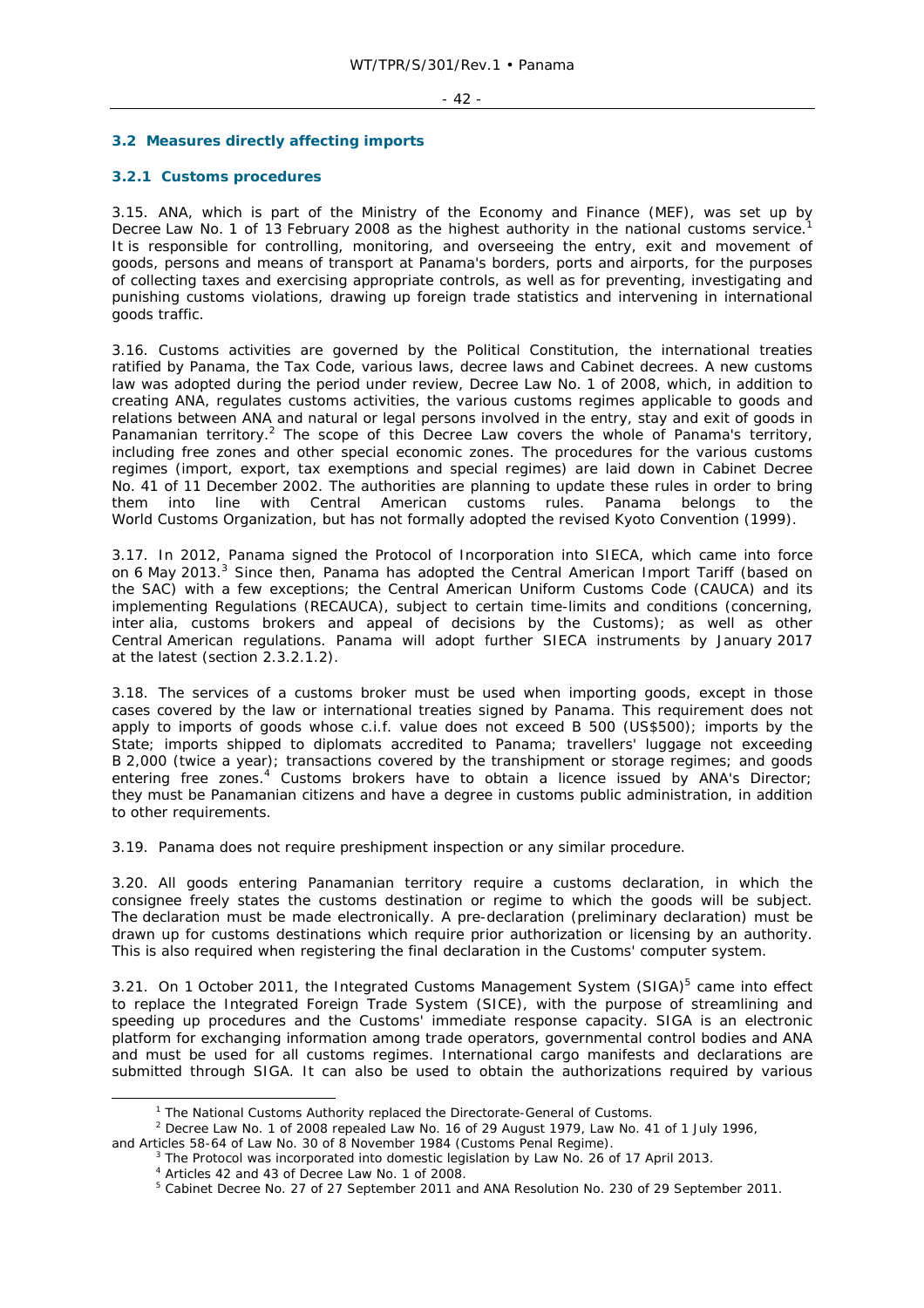## 3.2 Measures directly affecting imports

### 3.2.1 Customs procedures

3.15. ANA, which is part of the Ministry of the Economy and Finance (MEF), was set up by Decree Law No. 1 of 13 February 2008 as the highest authority in the national customs service.[1] It is responsible for controlling, monitoring, and overseeing the entry, exit and movement of goods, persons and means of transport at Panama's borders, ports and airports, for the purposes of collecting taxes and exercising appropriate controls, as well as for preventing, investigating and punishing customs violations, drawing up foreign trade statistics and intervening in international goods traffic.

3.16. Customs activities are governed by the Political Constitution, the international treaties ratified by Panama, the Tax Code, various laws, decree laws and Cabinet decrees. A new customs law was adopted during the period under review, Decree Law No. 1 of 2008, which, in addition to creating ANA, regulates customs activities, the various customs regimes applicable to goods and relations between ANA and natural or legal persons involved in the entry, stay and exit of goods in Panamanian territory.[2] The scope of this Decree Law covers the whole of Panama's territory, including free zones and other special economic zones. The procedures for the various customs regimes (import, export, tax exemptions and special regimes) are laid down in Cabinet Decree No. 41 of 11 December 2002. The authorities are planning to update these rules in order to bring them into line with Central American customs rules. Panama belongs to the World Customs Organization, but has not formally adopted the revised Kyoto Convention (1999).

3.17. In 2012, Panama signed the Protocol of Incorporation into SIECA, which came into force on 6 May 2013.[3] Since then, Panama has adopted the Central American Import Tariff (based on the SAC) with a few exceptions; the Central American Uniform Customs Code (CAUCA) and its implementing Regulations (RECAUCA), subject to certain time-limits and conditions (concerning, *inter alia*, customs brokers and appeal of decisions by the Customs); as well as other Central American regulations. Panama will adopt further SIECA instruments by January 2017 at the latest (section 2.3.2.1.2).

3.18. The services of a customs broker must be used when importing goods, except in those cases covered by the law or international treaties signed by Panama. This requirement does not apply to imports of goods whose c.i.f. value does not exceed B 500 (US$500); imports by the State; imports shipped to diplomats accredited to Panama; travellers' luggage not exceeding B 2,000 (twice a year); transactions covered by the transhipment or storage regimes; and goods entering free zones.[4] Customs brokers have to obtain a licence issued by ANA's Director; they must be Panamanian citizens and have a degree in customs public administration, in addition to other requirements.

3.19. Panama does not require preshipment inspection or any similar procedure.

3.20. All goods entering Panamanian territory require a customs declaration, in which the consignee freely states the customs destination or regime to which the goods will be subject. The declaration must be made electronically. A pre-declaration (preliminary declaration) must be drawn up for customs destinations which require prior authorization or licensing by an authority. This is also required when registering the final declaration in the Customs' computer system.

3.21. On 1 October 2011, the Integrated Customs Management System (SIGA)[5] came into effect to replace the Integrated Foreign Trade System (SICE), with the purpose of streamlining and speeding up procedures and the Customs' immediate response capacity. SIGA is an electronic platform for exchanging information among trade operators, governmental control bodies and ANA and must be used for all customs regimes. International cargo manifests and declarations are submitted through SIGA. It can also be used to obtain the authorizations required by various

[1] The National Customs Authority replaced the Directorate-General of Customs.

[2] Decree Law No. 1 of 2008 repealed Law No. 16 of 29 August 1979, Law No. 41 of 1 July 1996, and Articles 58-64 of Law No. 30 of 8 November 1984 (Customs Penal Regime).

[3] The Protocol was incorporated into domestic legislation by Law No. 26 of 17 April 2013.

[4] Articles 42 and 43 of Decree Law No. 1 of 2008.

[5] Cabinet Decree No. 27 of 27 September 2011 and ANA Resolution No. 230 of 29 September 2011.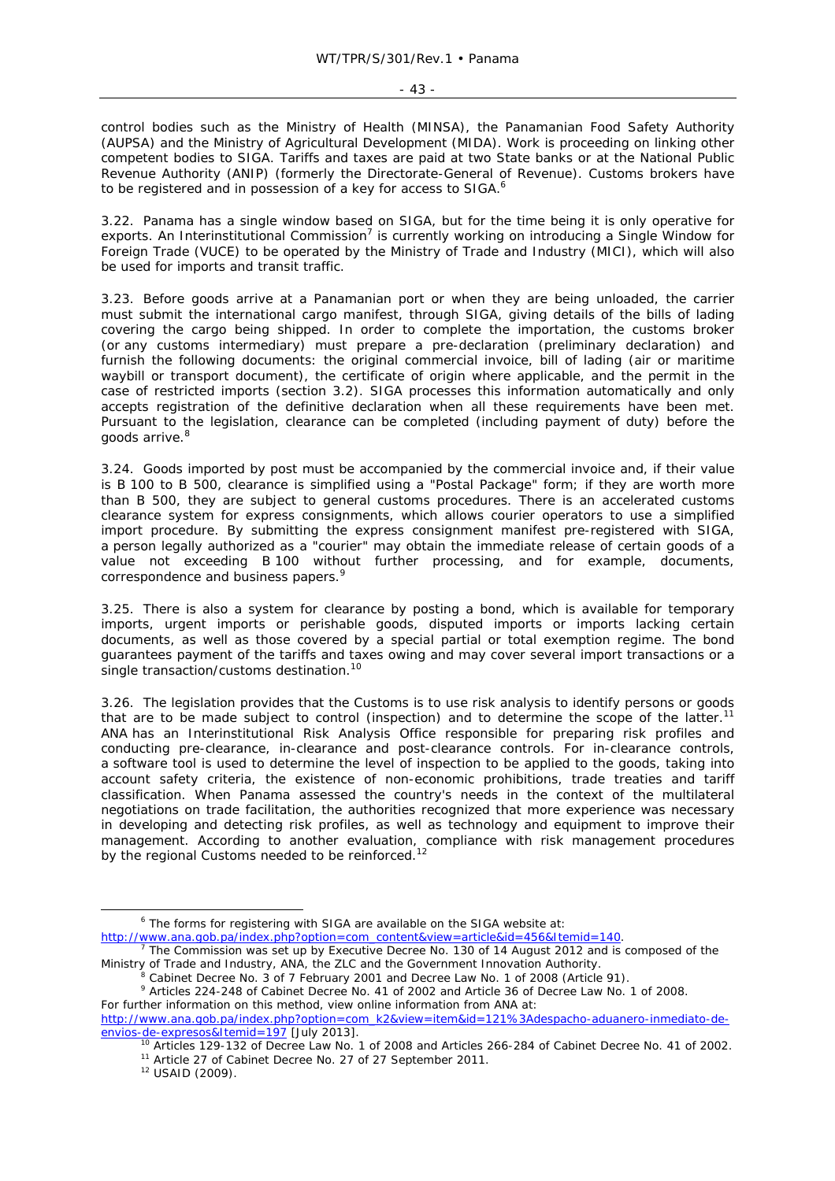control bodies such as the Ministry of Health (MINSA), the Panamanian Food Safety Authority (AUPSA) and the Ministry of Agricultural Development (MIDA). Work is proceeding on linking other competent bodies to SIGA. Tariffs and taxes are paid at two State banks or at the National Public Revenue Authority (ANIP) (formerly the Directorate-General of Revenue). Customs brokers have to be registered and in possession of a key for access to SIGA.[6]

3.22. Panama has a single window based on SIGA, but for the time being it is only operative for exports. An Interinstitutional Commission[7] is currently working on introducing a Single Window for Foreign Trade (VUCE) to be operated by the Ministry of Trade and Industry (MICI), which will also be used for imports and transit traffic.

3.23. Before goods arrive at a Panamanian port or when they are being unloaded, the carrier must submit the international cargo manifest, through SIGA, giving details of the bills of lading covering the cargo being shipped. In order to complete the importation, the customs broker (or any customs intermediary) must prepare a pre-declaration (preliminary declaration) and furnish the following documents: the original commercial invoice, bill of lading (air or maritime waybill or transport document), the certificate of origin where applicable, and the permit in the case of restricted imports (section 3.2). SIGA processes this information automatically and only accepts registration of the definitive declaration when all these requirements have been met. Pursuant to the legislation, clearance can be completed (including payment of duty) before the goods arrive.[8]

3.24. Goods imported by post must be accompanied by the commercial invoice and, if their value is B 100 to B 500, clearance is simplified using a "Postal Package" form; if they are worth more than B 500, they are subject to general customs procedures. There is an accelerated customs clearance system for express consignments, which allows courier operators to use a simplified import procedure. By submitting the express consignment manifest pre-registered with SIGA, a person legally authorized as a "courier" may obtain the immediate release of certain goods of a value not exceeding B 100 without further processing, and for example, documents, correspondence and business papers.[9]

3.25. There is also a system for clearance by posting a bond, which is available for temporary imports, urgent imports or perishable goods, disputed imports or imports lacking certain documents, as well as those covered by a special partial or total exemption regime. The bond guarantees payment of the tariffs and taxes owing and may cover several import transactions or a single transaction/customs destination.[10]

3.26. The legislation provides that the Customs is to use risk analysis to identify persons or goods that are to be made subject to control (inspection) and to determine the scope of the latter.[11] ANA has an Interinstitutional Risk Analysis Office responsible for preparing risk profiles and conducting pre-clearance, in-clearance and post-clearance controls. For in-clearance controls, a software tool is used to determine the level of inspection to be applied to the goods, taking into account safety criteria, the existence of non-economic prohibitions, trade treaties and tariff classification. When Panama assessed the country's needs in the context of the multilateral negotiations on trade facilitation, the authorities recognized that more experience was necessary in developing and detecting risk profiles, as well as technology and equipment to improve their management. According to another evaluation, compliance with risk management procedures by the regional Customs needed to be reinforced.[12]

---

[6] The forms for registering with SIGA are available on the SIGA website at: http://www.ana.gob.pa/index.php?option=com_content&view=article&id=456&Itemid=140.

[7] The Commission was set up by Executive Decree No. 130 of 14 August 2012 and is composed of the Ministry of Trade and Industry, ANA, the ZLC and the Government Innovation Authority.

[8] Cabinet Decree No. 3 of 7 February 2001 and Decree Law No. 1 of 2008 (Article 91).

[9] Articles 224-248 of Cabinet Decree No. 41 of 2002 and Article 36 of Decree Law No. 1 of 2008. For further information on this method, view online information from ANA at: http://www.ana.gob.pa/index.php?option=com_k2&view=item&id=121%3Adespacho-aduanero-inmediato-de-envios-de-expresos&Itemid=197 [July 2013].

[10] Articles 129-132 of Decree Law No. 1 of 2008 and Articles 266-284 of Cabinet Decree No. 41 of 2002.

[11] Article 27 of Cabinet Decree No. 27 of 27 September 2011.

[12] USAID (2009).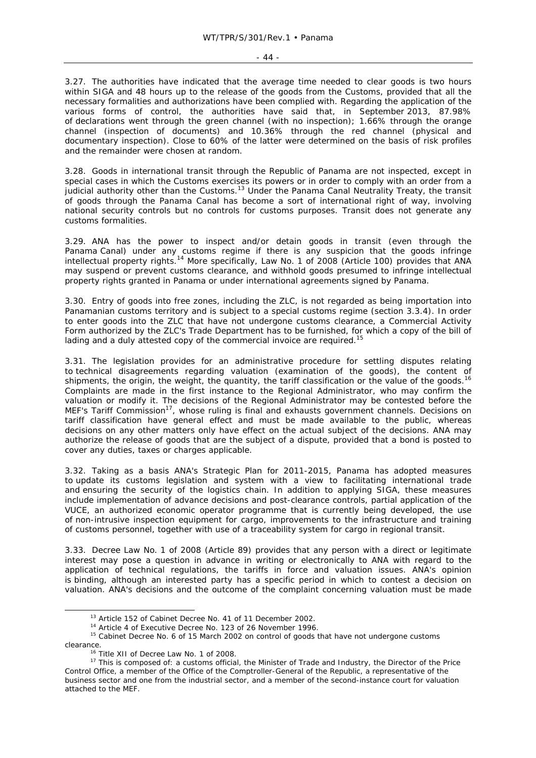3.27. The authorities have indicated that the average time needed to clear goods is two hours within SIGA and 48 hours up to the release of the goods from the Customs, provided that all the necessary formalities and authorizations have been complied with. Regarding the application of the various forms of control, the authorities have said that, in September 2013, 87.98% of declarations went through the green channel (with no inspection); 1.66% through the orange channel (inspection of documents) and 10.36% through the red channel (physical and documentary inspection). Close to 60% of the latter were determined on the basis of risk profiles and the remainder were chosen at random.

3.28. Goods in international transit through the Republic of Panama are not inspected, except in special cases in which the Customs exercises its powers or in order to comply with an order from a judicial authority other than the Customs.[13] Under the Panama Canal Neutrality Treaty, the transit of goods through the Panama Canal has become a sort of international right of way, involving national security controls but no controls for customs purposes. Transit does not generate any customs formalities.

3.29. ANA has the power to inspect and/or detain goods in transit (even through the Panama Canal) under any customs regime if there is any suspicion that the goods infringe intellectual property rights.[14] More specifically, Law No. 1 of 2008 (Article 100) provides that ANA may suspend or prevent customs clearance, and withhold goods presumed to infringe intellectual property rights granted in Panama or under international agreements signed by Panama.

3.30. Entry of goods into free zones, including the ZLC, is not regarded as being importation into Panamanian customs territory and is subject to a special customs regime (section 3.3.4). In order to enter goods into the ZLC that have not undergone customs clearance, a Commercial Activity Form authorized by the ZLC's Trade Department has to be furnished, for which a copy of the bill of lading and a duly attested copy of the commercial invoice are required.[15]

3.31. The legislation provides for an administrative procedure for settling disputes relating to technical disagreements regarding valuation (examination of the goods), the content of shipments, the origin, the weight, the quantity, the tariff classification or the value of the goods.[16] Complaints are made in the first instance to the Regional Administrator, who may confirm the valuation or modify it. The decisions of the Regional Administrator may be contested before the MEF's Tariff Commission[17], whose ruling is final and exhausts government channels. Decisions on tariff classification have general effect and must be made available to the public, whereas decisions on any other matters only have effect on the actual subject of the decisions. ANA may authorize the release of goods that are the subject of a dispute, provided that a bond is posted to cover any duties, taxes or charges applicable.

3.32. Taking as a basis ANA's Strategic Plan for 2011-2015, Panama has adopted measures to update its customs legislation and system with a view to facilitating international trade and ensuring the security of the logistics chain. In addition to applying SIGA, these measures include implementation of advance decisions and post-clearance controls, partial application of the VUCE, an authorized economic operator programme that is currently being developed, the use of non-intrusive inspection equipment for cargo, improvements to the infrastructure and training of customs personnel, together with use of a traceability system for cargo in regional transit.

3.33. Decree Law No. 1 of 2008 (Article 89) provides that any person with a direct or legitimate interest may pose a question in advance in writing or electronically to ANA with regard to the application of technical regulations, the tariffs in force and valuation issues. ANA's opinion is binding, although an interested party has a specific period in which to contest a decision on valuation. ANA's decisions and the outcome of the complaint concerning valuation must be made

---

[13] Article 152 of Cabinet Decree No. 41 of 11 December 2002.

[14] Article 4 of Executive Decree No. 123 of 26 November 1996.

[15] Cabinet Decree No. 6 of 15 March 2002 on control of goods that have not undergone customs clearance.

[16] Title XII of Decree Law No. 1 of 2008.

[17] This is composed of: a customs official, the Minister of Trade and Industry, the Director of the Price Control Office, a member of the Office of the Comptroller-General of the Republic, a representative of the business sector and one from the industrial sector, and a member of the second-instance court for valuation attached to the MEF.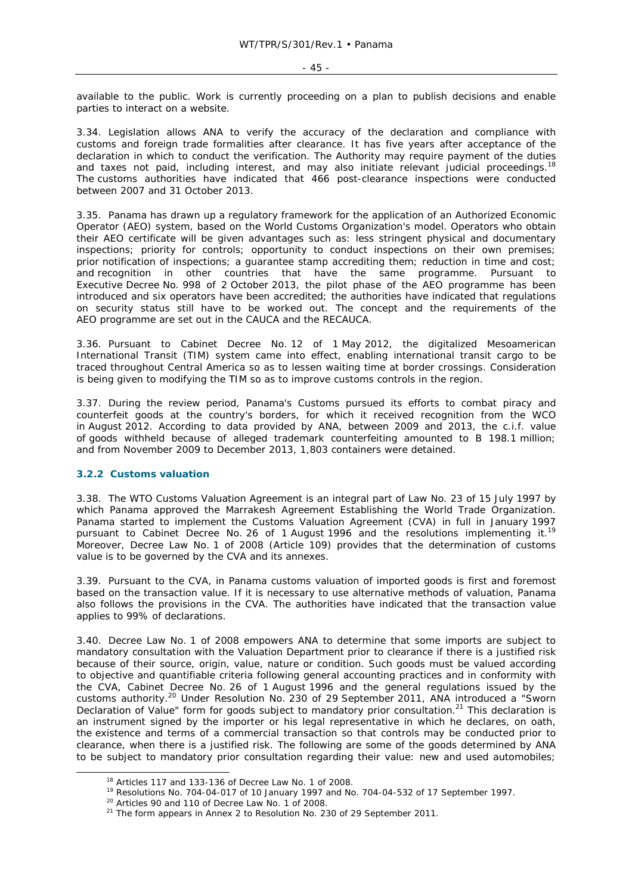available to the public. Work is currently proceeding on a plan to publish decisions and enable parties to interact on a website.

3.34. Legislation allows ANA to verify the accuracy of the declaration and compliance with customs and foreign trade formalities after clearance. It has five years after acceptance of the declaration in which to conduct the verification. The Authority may require payment of the duties and taxes not paid, including interest, and may also initiate relevant judicial proceedings.[18] The customs authorities have indicated that 466 post-clearance inspections were conducted between 2007 and 31 October 2013.

3.35. Panama has drawn up a regulatory framework for the application of an Authorized Economic Operator (AEO) system, based on the World Customs Organization's model. Operators who obtain their AEO certificate will be given advantages such as: less stringent physical and documentary inspections; priority for controls; opportunity to conduct inspections on their own premises; prior notification of inspections; a guarantee stamp accrediting them; reduction in time and cost; and recognition in other countries that have the same programme. Pursuant to Executive Decree No. 998 of 2 October 2013, the pilot phase of the AEO programme has been introduced and six operators have been accredited; the authorities have indicated that regulations on security status still have to be worked out. The concept and the requirements of the AEO programme are set out in the CAUCA and the RECAUCA.

3.36. Pursuant to Cabinet Decree No. 12 of 1 May 2012, the digitalized Mesoamerican International Transit (TIM) system came into effect, enabling international transit cargo to be traced throughout Central America so as to lessen waiting time at border crossings. Consideration is being given to modifying the TIM so as to improve customs controls in the region.

3.37. During the review period, Panama's Customs pursued its efforts to combat piracy and counterfeit goods at the country's borders, for which it received recognition from the WCO in August 2012. According to data provided by ANA, between 2009 and 2013, the c.i.f. value of goods withheld because of alleged trademark counterfeiting amounted to B 198.1 million; and from November 2009 to December 2013, 1,803 containers were detained.

### 3.2.2 Customs valuation

3.38. The WTO Customs Valuation Agreement is an integral part of Law No. 23 of 15 July 1997 by which Panama approved the Marrakesh Agreement Establishing the World Trade Organization. Panama started to implement the Customs Valuation Agreement (CVA) in full in January 1997 pursuant to Cabinet Decree No. 26 of 1 August 1996 and the resolutions implementing it.[19] Moreover, Decree Law No. 1 of 2008 (Article 109) provides that the determination of customs value is to be governed by the CVA and its annexes.

3.39. Pursuant to the CVA, in Panama customs valuation of imported goods is first and foremost based on the transaction value. If it is necessary to use alternative methods of valuation, Panama also follows the provisions in the CVA. The authorities have indicated that the transaction value applies to 99% of declarations.

3.40. Decree Law No. 1 of 2008 empowers ANA to determine that some imports are subject to mandatory consultation with the Valuation Department prior to clearance if there is a justified risk because of their source, origin, value, nature or condition. Such goods must be valued according to objective and quantifiable criteria following general accounting practices and in conformity with the CVA, Cabinet Decree No. 26 of 1 August 1996 and the general regulations issued by the customs authority.[20] Under Resolution No. 230 of 29 September 2011, ANA introduced a "Sworn Declaration of Value" form for goods subject to mandatory prior consultation.[21] This declaration is an instrument signed by the importer or his legal representative in which he declares, on oath, the existence and terms of a commercial transaction so that controls may be conducted prior to clearance, when there is a justified risk. The following are some of the goods determined by ANA to be subject to mandatory prior consultation regarding their value: new and used automobiles;

---

[18] Articles 117 and 133-136 of Decree Law No. 1 of 2008.

[19] Resolutions No. 704-04-017 of 10 January 1997 and No. 704-04-532 of 17 September 1997.

[20] Articles 90 and 110 of Decree Law No. 1 of 2008.

[21] The form appears in Annex 2 to Resolution No. 230 of 29 September 2011.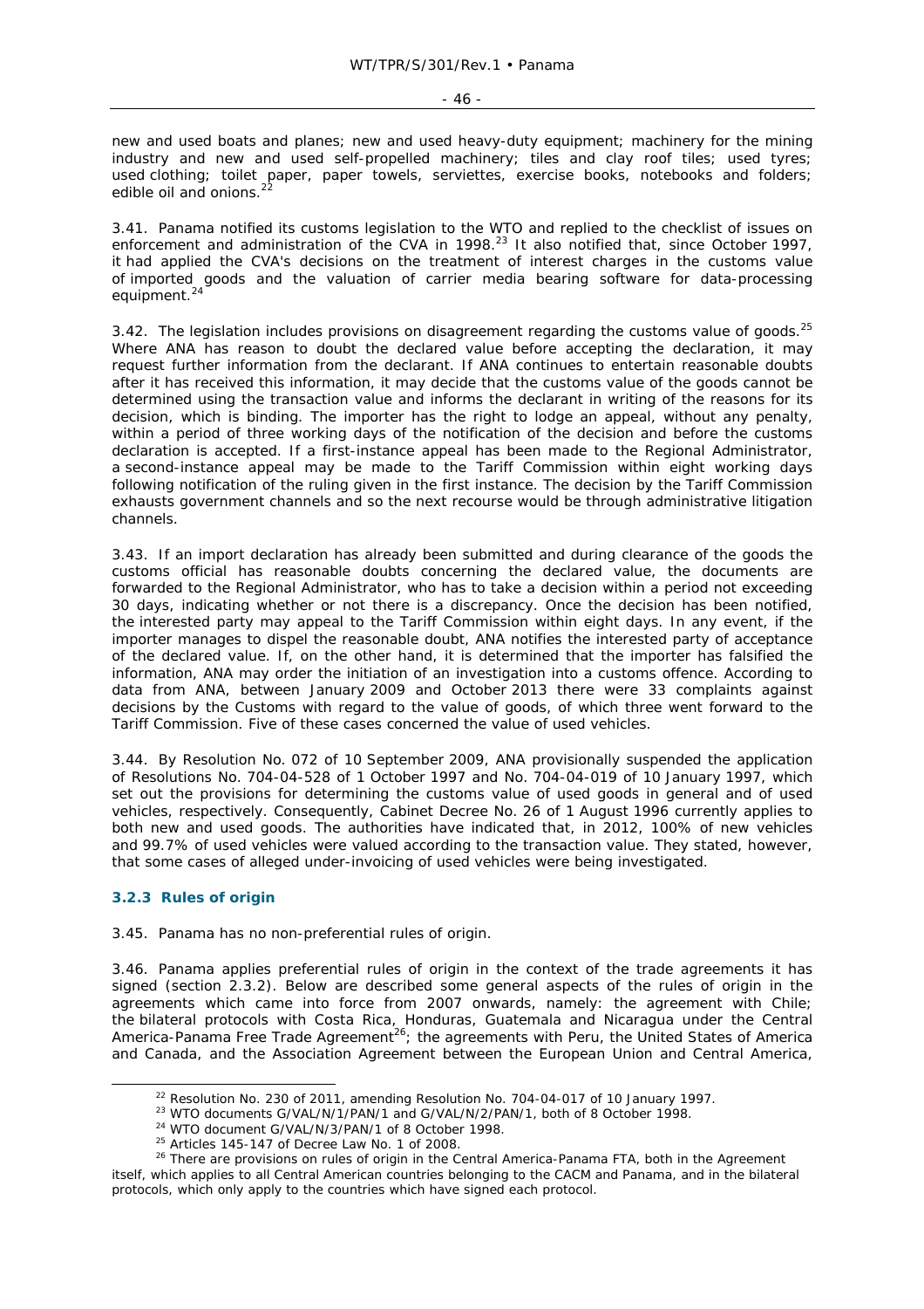new and used boats and planes; new and used heavy-duty equipment; machinery for the mining industry and new and used self-propelled machinery; tiles and clay roof tiles; used tyres; used clothing; toilet paper, paper towels, serviettes, exercise books, notebooks and folders; edible oil and onions.[22]

3.41. Panama notified its customs legislation to the WTO and replied to the checklist of issues on enforcement and administration of the CVA in 1998.[23] It also notified that, since October 1997, it had applied the CVA's decisions on the treatment of interest charges in the customs value of imported goods and the valuation of carrier media bearing software for data-processing equipment.[24]

3.42. The legislation includes provisions on disagreement regarding the customs value of goods.[25] Where ANA has reason to doubt the declared value before accepting the declaration, it may request further information from the declarant. If ANA continues to entertain reasonable doubts after it has received this information, it may decide that the customs value of the goods cannot be determined using the transaction value and informs the declarant in writing of the reasons for its decision, which is binding. The importer has the right to lodge an appeal, without any penalty, within a period of three working days of the notification of the decision and before the customs declaration is accepted. If a first-instance appeal has been made to the Regional Administrator, a second-instance appeal may be made to the Tariff Commission within eight working days following notification of the ruling given in the first instance. The decision by the Tariff Commission exhausts government channels and so the next recourse would be through administrative litigation channels.

3.43. If an import declaration has already been submitted and during clearance of the goods the customs official has reasonable doubts concerning the declared value, the documents are forwarded to the Regional Administrator, who has to take a decision within a period not exceeding 30 days, indicating whether or not there is a discrepancy. Once the decision has been notified, the interested party may appeal to the Tariff Commission within eight days. In any event, if the importer manages to dispel the reasonable doubt, ANA notifies the interested party of acceptance of the declared value. If, on the other hand, it is determined that the importer has falsified the information, ANA may order the initiation of an investigation into a customs offence. According to data from ANA, between January 2009 and October 2013 there were 33 complaints against decisions by the Customs with regard to the value of goods, of which three went forward to the Tariff Commission. Five of these cases concerned the value of used vehicles.

3.44. By Resolution No. 072 of 10 September 2009, ANA provisionally suspended the application of Resolutions No. 704-04-528 of 1 October 1997 and No. 704-04-019 of 10 January 1997, which set out the provisions for determining the customs value of used goods in general and of used vehicles, respectively. Consequently, Cabinet Decree No. 26 of 1 August 1996 currently applies to both new and used goods. The authorities have indicated that, in 2012, 100% of new vehicles and 99.7% of used vehicles were valued according to the transaction value. They stated, however, that some cases of alleged under-invoicing of used vehicles were being investigated.

### 3.2.3 Rules of origin

3.45. Panama has no non-preferential rules of origin.

3.46. Panama applies preferential rules of origin in the context of the trade agreements it has signed (section 2.3.2). Below are described some general aspects of the rules of origin in the agreements which came into force from 2007 onwards, namely: the agreement with Chile; the bilateral protocols with Costa Rica, Honduras, Guatemala and Nicaragua under the Central America-Panama Free Trade Agreement[26]; the agreements with Peru, the United States of America and Canada, and the Association Agreement between the European Union and Central America,

---

[22] Resolution No. 230 of 2011, amending Resolution No. 704-04-017 of 10 January 1997.

[23] WTO documents G/VAL/N/1/PAN/1 and G/VAL/N/2/PAN/1, both of 8 October 1998.

[24] WTO document G/VAL/N/3/PAN/1 of 8 October 1998.

[25] Articles 145-147 of Decree Law No. 1 of 2008.

[26] There are provisions on rules of origin in the Central America-Panama FTA, both in the Agreement itself, which applies to all Central American countries belonging to the CACM and Panama, and in the bilateral protocols, which only apply to the countries which have signed each protocol.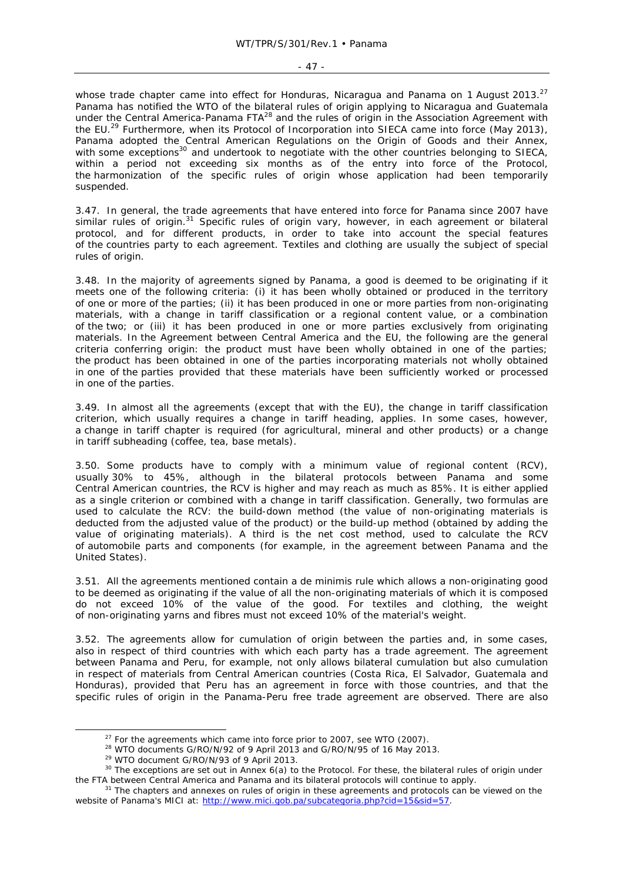whose trade chapter came into effect for Honduras, Nicaragua and Panama on 1 August 2013.[27] Panama has notified the WTO of the bilateral rules of origin applying to Nicaragua and Guatemala under the Central America-Panama FTA[28] and the rules of origin in the Association Agreement with the EU.[29] Furthermore, when its Protocol of Incorporation into SIECA came into force (May 2013), Panama adopted the Central American Regulations on the Origin of Goods and their Annex, with some exceptions[30] and undertook to negotiate with the other countries belonging to SIECA, within a period not exceeding six months as of the entry into force of the Protocol, the harmonization of the specific rules of origin whose application had been temporarily suspended.

3.47. In general, the trade agreements that have entered into force for Panama since 2007 have similar rules of origin.[31] Specific rules of origin vary, however, in each agreement or bilateral protocol, and for different products, in order to take into account the special features of the countries party to each agreement. Textiles and clothing are usually the subject of special rules of origin.

3.48. In the majority of agreements signed by Panama, a good is deemed to be originating if it meets one of the following criteria: (i) it has been wholly obtained or produced in the territory of one or more of the parties; (ii) it has been produced in one or more parties from non-originating materials, with a change in tariff classification or a regional content value, or a combination of the two; or (iii) it has been produced in one or more parties exclusively from originating materials. In the Agreement between Central America and the EU, the following are the general criteria conferring origin: the product must have been wholly obtained in one of the parties; the product has been obtained in one of the parties incorporating materials not wholly obtained in one of the parties provided that these materials have been sufficiently worked or processed in one of the parties.

3.49. In almost all the agreements (except that with the EU), the change in tariff classification criterion, which usually requires a change in tariff heading, applies. In some cases, however, a change in tariff chapter is required (for agricultural, mineral and other products) or a change in tariff subheading (coffee, tea, base metals).

3.50. Some products have to comply with a minimum value of regional content (RCV), usually 30% to 45%, although in the bilateral protocols between Panama and some Central American countries, the RCV is higher and may reach as much as 85%. It is either applied as a single criterion or combined with a change in tariff classification. Generally, two formulas are used to calculate the RCV: the build-down method (the value of non-originating materials is deducted from the adjusted value of the product) or the build-up method (obtained by adding the value of originating materials). A third is the net cost method, used to calculate the RCV of automobile parts and components (for example, in the agreement between Panama and the United States).

3.51. All the agreements mentioned contain a de minimis rule which allows a non-originating good to be deemed as originating if the value of all the non-originating materials of which it is composed do not exceed 10% of the value of the good. For textiles and clothing, the weight of non-originating yarns and fibres must not exceed 10% of the material's weight.

3.52. The agreements allow for cumulation of origin between the parties and, in some cases, also in respect of third countries with which each party has a trade agreement. The agreement between Panama and Peru, for example, not only allows bilateral cumulation but also cumulation in respect of materials from Central American countries (Costa Rica, El Salvador, Guatemala and Honduras), provided that Peru has an agreement in force with those countries, and that the specific rules of origin in the Panama-Peru free trade agreement are observed. There are also

---

[27] For the agreements which came into force prior to 2007, see WTO (2007).

[28] WTO documents G/RO/N/92 of 9 April 2013 and G/RO/N/95 of 16 May 2013.

[29] WTO document G/RO/N/93 of 9 April 2013.

[30] The exceptions are set out in Annex 6(a) to the Protocol. For these, the bilateral rules of origin under the FTA between Central America and Panama and its bilateral protocols will continue to apply.

[31] The chapters and annexes on rules of origin in these agreements and protocols can be viewed on the website of Panama's MICI at: http://www.mici.gob.pa/subcategoria.php?cid=15&sid=57.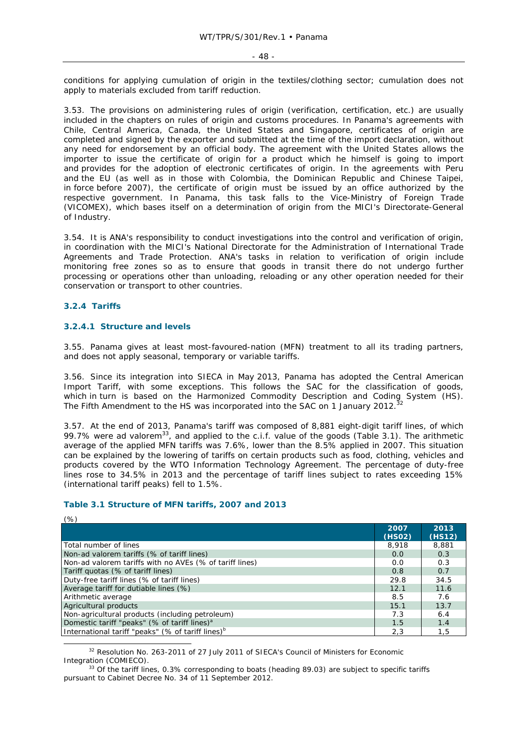conditions for applying cumulation of origin in the textiles/clothing sector; cumulation does not apply to materials excluded from tariff reduction.

3.53. The provisions on administering rules of origin (verification, certification, etc.) are usually included in the chapters on rules of origin and customs procedures. In Panama's agreements with Chile, Central America, Canada, the United States and Singapore, certificates of origin are completed and signed by the exporter and submitted at the time of the import declaration, without any need for endorsement by an official body. The agreement with the United States allows the importer to issue the certificate of origin for a product which he himself is going to import and provides for the adoption of electronic certificates of origin. In the agreements with Peru and the EU (as well as in those with Colombia, the Dominican Republic and Chinese Taipei, in force before 2007), the certificate of origin must be issued by an office authorized by the respective government. In Panama, this task falls to the Vice-Ministry of Foreign Trade (VICOMEX), which bases itself on a determination of origin from the MICI's Directorate-General of Industry.

3.54. It is ANA's responsibility to conduct investigations into the control and verification of origin, in coordination with the MICI's National Directorate for the Administration of International Trade Agreements and Trade Protection. ANA's tasks in relation to verification of origin include monitoring free zones so as to ensure that goods in transit there do not undergo further processing or operations other than unloading, reloading or any other operation needed for their conservation or transport to other countries.

### 3.2.4 Tariffs

#### 3.2.4.1 Structure and levels

3.55. Panama gives at least most-favoured-nation (MFN) treatment to all its trading partners, and does not apply seasonal, temporary or variable tariffs.

3.56. Since its integration into SIECA in May 2013, Panama has adopted the Central American Import Tariff, with some exceptions. This follows the SAC for the classification of goods, which in turn is based on the Harmonized Commodity Description and Coding System (HS). The Fifth Amendment to the HS was incorporated into the SAC on 1 January 2012.[32]

3.57. At the end of 2013, Panama's tariff was composed of 8,881 eight-digit tariff lines, of which 99.7% were ad valorem[33], and applied to the c.i.f. value of the goods (Table 3.1). The arithmetic average of the applied MFN tariffs was 7.6%, lower than the 8.5% applied in 2007. This situation can be explained by the lowering of tariffs on certain products such as food, clothing, vehicles and products covered by the WTO Information Technology Agreement. The percentage of duty-free lines rose to 34.5% in 2013 and the percentage of tariff lines subject to rates exceeding 15% (international tariff peaks) fell to 1.5%.

**Table 3.1 Structure of MFN tariffs, 2007 and 2013**

(%)

| | 2007 (HS02) | 2013 (HS12) |
|---|---|---|
| Total number of lines | 8,918 | 8,881 |
| Non-ad valorem tariffs (% of tariff lines) | 0.0 | 0.3 |
| Non-ad valorem tariffs with no AVEs (% of tariff lines) | 0.0 | 0.3 |
| Tariff quotas (% of tariff lines) | 0.8 | 0.7 |
| Duty-free tariff lines (% of tariff lines) | 29.8 | 34.5 |
| Average tariff for dutiable lines (%) | 12.1 | 11.6 |
| Arithmetic average | 8.5 | 7.6 |
| Agricultural products | 15.1 | 13.7 |
| Non-agricultural products (including petroleum) | 7.3 | 6.4 |
| Domestic tariff "peaks" (% of tariff lines)[a] | 1.5 | 1.4 |
| International tariff "peaks" (% of tariff lines)[b] | 2,3 | 1,5 |

[32] Resolution No. 263-2011 of 27 July 2011 of SIECA's Council of Ministers for Economic Integration (COMIECO).

[33] Of the tariff lines, 0.3% corresponding to boats (heading 89.03) are subject to specific tariffs pursuant to Cabinet Decree No. 34 of 11 September 2012.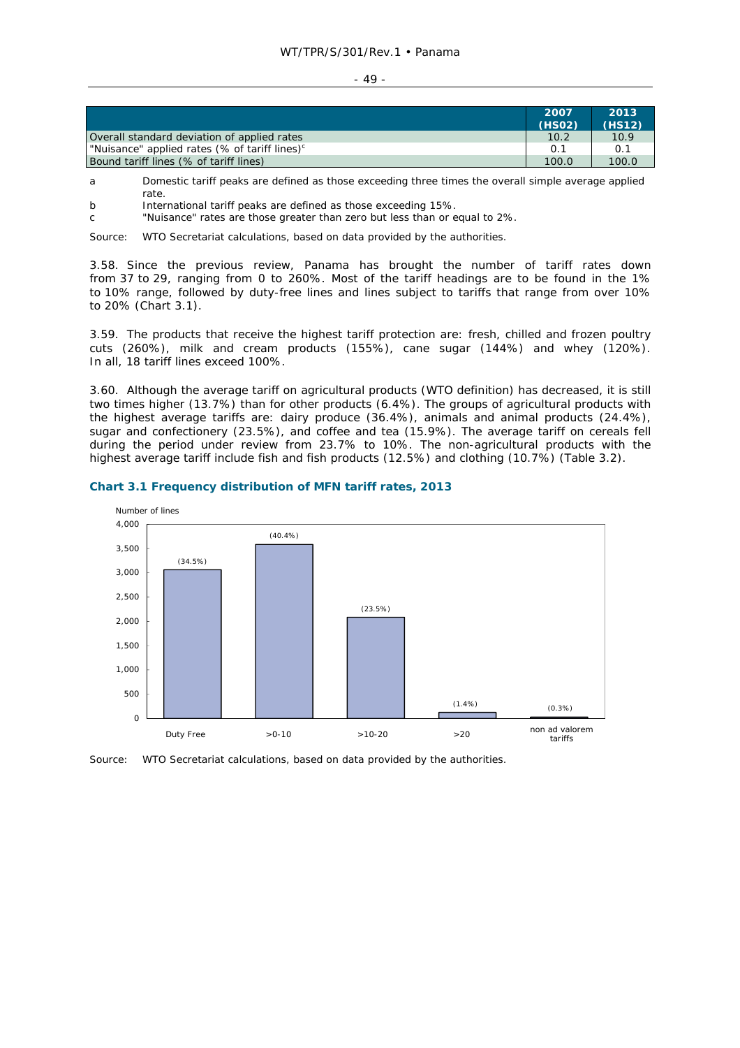| | 2007 (HS02) | 2013 (HS12) |
|---|---|---|
| Overall standard deviation of applied rates | 10.2 | 10.9 |
| "Nuisance" applied rates (% of tariff lines)[c] | 0.1 | 0.1 |
| Bound tariff lines (% of tariff lines) | 100.0 | 100.0 |

a Domestic tariff peaks are defined as those exceeding three times the overall simple average applied rate.
b International tariff peaks are defined as those exceeding 15%.
c "Nuisance" rates are those greater than zero but less than or equal to 2%.

Source: WTO Secretariat calculations, based on data provided by the authorities.

3.58. Since the previous review, Panama has brought the number of tariff rates down from 37 to 29, ranging from 0 to 260%. Most of the tariff headings are to be found in the 1% to 10% range, followed by duty-free lines and lines subject to tariffs that range from over 10% to 20% (Chart 3.1).

3.59. The products that receive the highest tariff protection are: fresh, chilled and frozen poultry cuts (260%), milk and cream products (155%), cane sugar (144%) and whey (120%). In all, 18 tariff lines exceed 100%.

3.60. Although the average tariff on agricultural products (WTO definition) has decreased, it is still two times higher (13.7%) than for other products (6.4%). The groups of agricultural products with the highest average tariffs are: dairy produce (36.4%), animals and animal products (24.4%), sugar and confectionery (23.5%), and coffee and tea (15.9%). The average tariff on cereals fell during the period under review from 23.7% to 10%. The non-agricultural products with the highest average tariff include fish and fish products (12.5%) and clothing (10.7%) (Table 3.2).

### Chart 3.1 Frequency distribution of MFN tariff rates, 2013

Number of lines

| Category | Share |
|---|---|
| Duty Free | (34.5%) |
| >0-10 | (40.4%) |
| >10-20 | (23.5%) |
| >20 | (1.4%) |
| non ad valorem tariffs | (0.3%) |

Source: WTO Secretariat calculations, based on data provided by the authorities.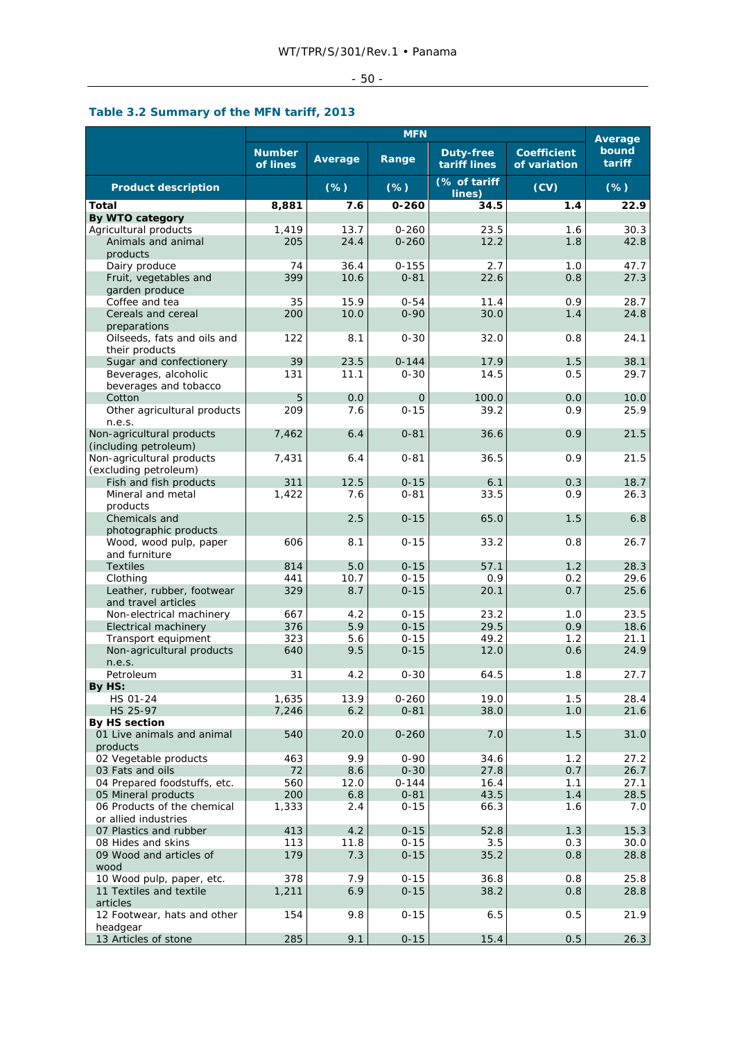### Table 3.2 Summary of the MFN tariff, 2013

| | MFN | | | | | Average bound tariff |
|---|---|---|---|---|---|---|
| | Number of lines | Average | Range | Duty-free tariff lines | Coefficient of variation | |
| **Product description** | | (%) | (%) | (% of tariff lines) | (CV) | (%) |
| **Total** | **8,881** | **7.6** | **0-260** | **34.5** | **1.4** | **22.9** |
| **By WTO category** | | | | | | |
| Agricultural products | 1,419 | 13.7 | 0-260 | 23.5 | 1.6 | 30.3 |
| Animals and animal products | 205 | 24.4 | 0-260 | 12.2 | 1.8 | 42.8 |
| Dairy produce | 74 | 36.4 | 0-155 | 2.7 | 1.0 | 47.7 |
| Fruit, vegetables and garden produce | 399 | 10.6 | 0-81 | 22.6 | 0.8 | 27.3 |
| Coffee and tea | 35 | 15.9 | 0-54 | 11.4 | 0.9 | 28.7 |
| Cereals and cereal preparations | 200 | 10.0 | 0-90 | 30.0 | 1.4 | 24.8 |
| Oilseeds, fats and oils and their products | 122 | 8.1 | 0-30 | 32.0 | 0.8 | 24.1 |
| Sugar and confectionery | 39 | 23.5 | 0-144 | 17.9 | 1.5 | 38.1 |
| Beverages, alcoholic beverages and tobacco | 131 | 11.1 | 0-30 | 14.5 | 0.5 | 29.7 |
| Cotton | 5 | 0.0 | 0 | 100.0 | 0.0 | 10.0 |
| Other agricultural products n.e.s. | 209 | 7.6 | 0-15 | 39.2 | 0.9 | 25.9 |
| Non-agricultural products (including petroleum) | 7,462 | 6.4 | 0-81 | 36.6 | 0.9 | 21.5 |
| Non-agricultural products (excluding petroleum) | 7,431 | 6.4 | 0-81 | 36.5 | 0.9 | 21.5 |
| Fish and fish products | 311 | 12.5 | 0-15 | 6.1 | 0.3 | 18.7 |
| Mineral and metal products | 1,422 | 7.6 | 0-81 | 33.5 | 0.9 | 26.3 |
| Chemicals and photographic products | | 2.5 | 0-15 | 65.0 | 1.5 | 6.8 |
| Wood, wood pulp, paper and furniture | 606 | 8.1 | 0-15 | 33.2 | 0.8 | 26.7 |
| Textiles | 814 | 5.0 | 0-15 | 57.1 | 1.2 | 28.3 |
| Clothing | 441 | 10.7 | 0-15 | 0.9 | 0.2 | 29.6 |
| Leather, rubber, footwear and travel articles | 329 | 8.7 | 0-15 | 20.1 | 0.7 | 25.6 |
| Non-electrical machinery | 667 | 4.2 | 0-15 | 23.2 | 1.0 | 23.5 |
| Electrical machinery | 376 | 5.9 | 0-15 | 29.5 | 0.9 | 18.6 |
| Transport equipment | 323 | 5.6 | 0-15 | 49.2 | 1.2 | 21.1 |
| Non-agricultural products n.e.s. | 640 | 9.5 | 0-15 | 12.0 | 0.6 | 24.9 |
| Petroleum | 31 | 4.2 | 0-30 | 64.5 | 1.8 | 27.7 |
| **By HS:** | | | | | | |
| HS 01-24 | 1,635 | 13.9 | 0-260 | 19.0 | 1.5 | 28.4 |
| HS 25-97 | 7,246 | 6.2 | 0-81 | 38.0 | 1.0 | 21.6 |
| **By HS section** | | | | | | |
| 01 Live animals and animal products | 540 | 20.0 | 0-260 | 7.0 | 1.5 | 31.0 |
| 02 Vegetable products | 463 | 9.9 | 0-90 | 34.6 | 1.2 | 27.2 |
| 03 Fats and oils | 72 | 8.6 | 0-30 | 27.8 | 0.7 | 26.7 |
| 04 Prepared foodstuffs, etc. | 560 | 12.0 | 0-144 | 16.4 | 1.1 | 27.1 |
| 05 Mineral products | 200 | 6.8 | 0-81 | 43.5 | 1.4 | 28.5 |
| 06 Products of the chemical or allied industries | 1,333 | 2.4 | 0-15 | 66.3 | 1.6 | 7.0 |
| 07 Plastics and rubber | 413 | 4.2 | 0-15 | 52.8 | 1.3 | 15.3 |
| 08 Hides and skins | 113 | 11.8 | 0-15 | 3.5 | 0.3 | 30.0 |
| 09 Wood and articles of wood | 179 | 7.3 | 0-15 | 35.2 | 0.8 | 28.8 |
| 10 Wood pulp, paper, etc. | 378 | 7.9 | 0-15 | 36.8 | 0.8 | 25.8 |
| 11 Textiles and textile articles | 1,211 | 6.9 | 0-15 | 38.2 | 0.8 | 28.8 |
| 12 Footwear, hats and other headgear | 154 | 9.8 | 0-15 | 6.5 | 0.5 | 21.9 |
| 13 Articles of stone | 285 | 9.1 | 0-15 | 15.4 | 0.5 | 26.3 |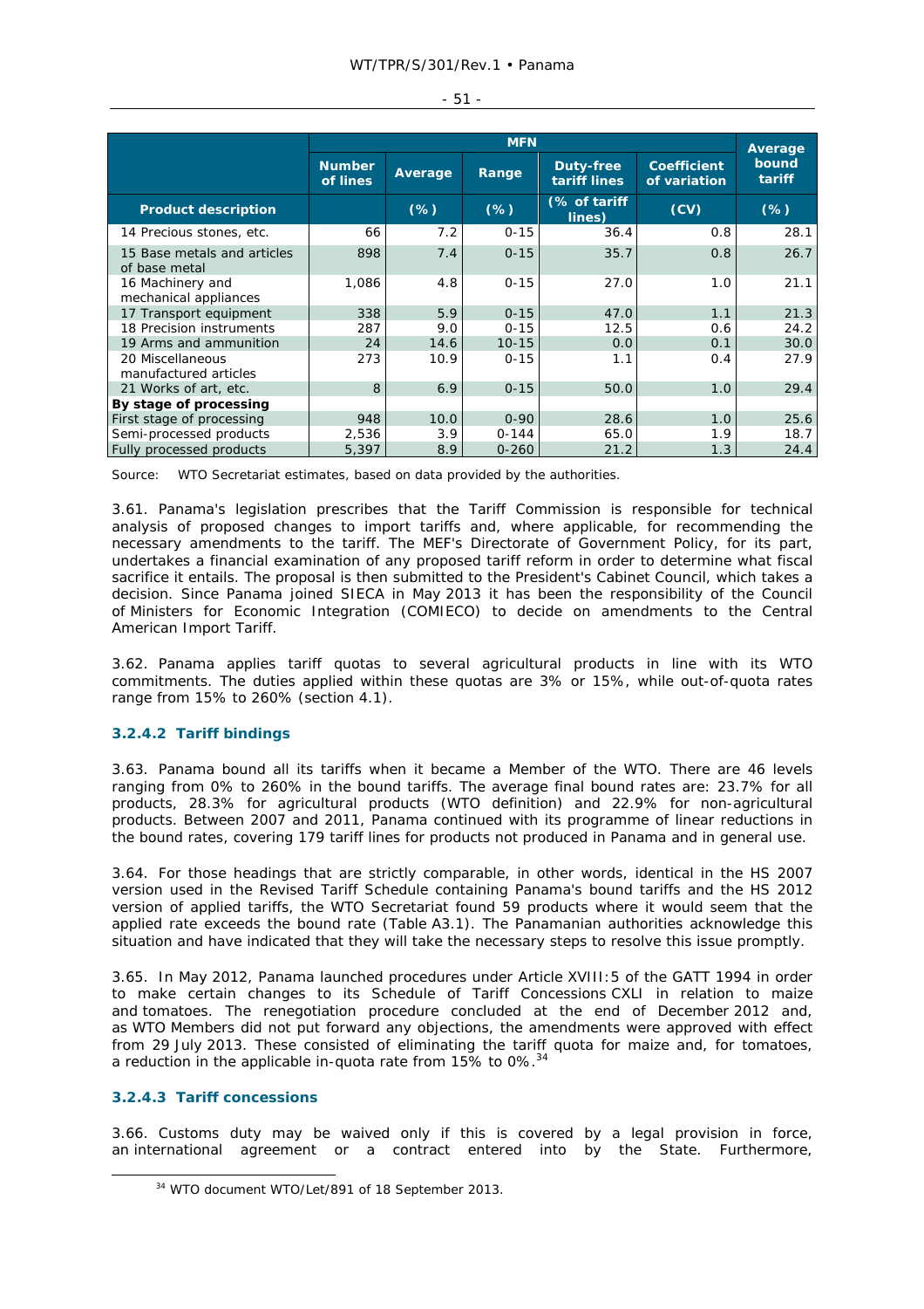| | MFN | | | | | Average bound tariff |
|---|---|---|---|---|---|---|
| | Number of lines | Average | Range | Duty-free tariff lines | Coefficient of variation | |
| Product description | | (%) | (%) | (% of tariff lines) | (CV) | (%) |
| 14 Precious stones, etc. | 66 | 7.2 | 0-15 | 36.4 | 0.8 | 28.1 |
| 15 Base metals and articles of base metal | 898 | 7.4 | 0-15 | 35.7 | 0.8 | 26.7 |
| 16 Machinery and mechanical appliances | 1,086 | 4.8 | 0-15 | 27.0 | 1.0 | 21.1 |
| 17 Transport equipment | 338 | 5.9 | 0-15 | 47.0 | 1.1 | 21.3 |
| 18 Precision instruments | 287 | 9.0 | 0-15 | 12.5 | 0.6 | 24.2 |
| 19 Arms and ammunition | 24 | 14.6 | 10-15 | 0.0 | 0.1 | 30.0 |
| 20 Miscellaneous manufactured articles | 273 | 10.9 | 0-15 | 1.1 | 0.4 | 27.9 |
| 21 Works of art, etc. | 8 | 6.9 | 0-15 | 50.0 | 1.0 | 29.4 |
| **By stage of processing** | | | | | | |
| First stage of processing | 948 | 10.0 | 0-90 | 28.6 | 1.0 | 25.6 |
| Semi-processed products | 2,536 | 3.9 | 0-144 | 65.0 | 1.9 | 18.7 |
| Fully processed products | 5,397 | 8.9 | 0-260 | 21.2 | 1.3 | 24.4 |

Source: WTO Secretariat estimates, based on data provided by the authorities.

3.61. Panama's legislation prescribes that the Tariff Commission is responsible for technical analysis of proposed changes to import tariffs and, where applicable, for recommending the necessary amendments to the tariff. The MEF's Directorate of Government Policy, for its part, undertakes a financial examination of any proposed tariff reform in order to determine what fiscal sacrifice it entails. The proposal is then submitted to the President's Cabinet Council, which takes a decision. Since Panama joined SIECA in May 2013 it has been the responsibility of the Council of Ministers for Economic Integration (COMIECO) to decide on amendments to the Central American Import Tariff.

3.62. Panama applies tariff quotas to several agricultural products in line with its WTO commitments. The duties applied within these quotas are 3% or 15%, while out-of-quota rates range from 15% to 260% (section 4.1).

#### 3.2.4.2 Tariff bindings

3.63. Panama bound all its tariffs when it became a Member of the WTO. There are 46 levels ranging from 0% to 260% in the bound tariffs. The average final bound rates are: 23.7% for all products, 28.3% for agricultural products (WTO definition) and 22.9% for non-agricultural products. Between 2007 and 2011, Panama continued with its programme of linear reductions in the bound rates, covering 179 tariff lines for products not produced in Panama and in general use.

3.64. For those headings that are strictly comparable, in other words, identical in the HS 2007 version used in the Revised Tariff Schedule containing Panama's bound tariffs and the HS 2012 version of applied tariffs, the WTO Secretariat found 59 products where it would seem that the applied rate exceeds the bound rate (Table A3.1). The Panamanian authorities acknowledge this situation and have indicated that they will take the necessary steps to resolve this issue promptly.

3.65. In May 2012, Panama launched procedures under Article XVIII:5 of the GATT 1994 in order to make certain changes to its Schedule of Tariff Concessions CXLI in relation to maize and tomatoes. The renegotiation procedure concluded at the end of December 2012 and, as WTO Members did not put forward any objections, the amendments were approved with effect from 29 July 2013. These consisted of eliminating the tariff quota for maize and, for tomatoes, a reduction in the applicable in-quota rate from 15% to 0%.[34]

#### 3.2.4.3 Tariff concessions

3.66. Customs duty may be waived only if this is covered by a legal provision in force, an international agreement or a contract entered into by the State. Furthermore,

[34] WTO document WTO/Let/891 of 18 September 2013.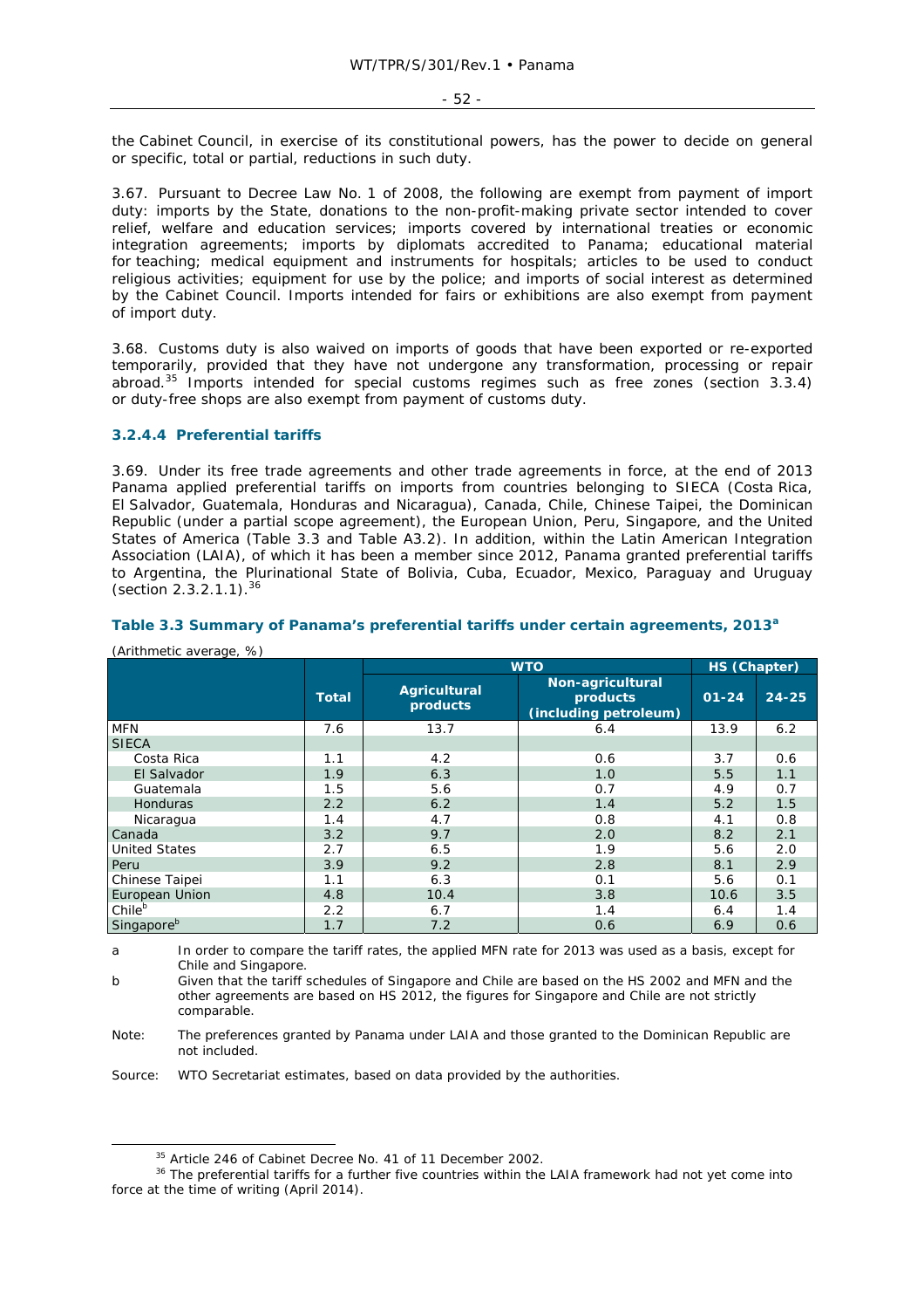the Cabinet Council, in exercise of its constitutional powers, has the power to decide on general or specific, total or partial, reductions in such duty.

3.67. Pursuant to Decree Law No. 1 of 2008, the following are exempt from payment of import duty: imports by the State, donations to the non-profit-making private sector intended to cover relief, welfare and education services; imports covered by international treaties or economic integration agreements; imports by diplomats accredited to Panama; educational material for teaching; medical equipment and instruments for hospitals; articles to be used to conduct religious activities; equipment for use by the police; and imports of social interest as determined by the Cabinet Council. Imports intended for fairs or exhibitions are also exempt from payment of import duty.

3.68. Customs duty is also waived on imports of goods that have been exported or re-exported temporarily, provided that they have not undergone any transformation, processing or repair abroad.[35] Imports intended for special customs regimes such as free zones (section 3.3.4) or duty-free shops are also exempt from payment of customs duty.

#### 3.2.4.4 Preferential tariffs

3.69. Under its free trade agreements and other trade agreements in force, at the end of 2013 Panama applied preferential tariffs on imports from countries belonging to SIECA (Costa Rica, El Salvador, Guatemala, Honduras and Nicaragua), Canada, Chile, Chinese Taipei, the Dominican Republic (under a partial scope agreement), the European Union, Peru, Singapore, and the United States of America (Table 3.3 and Table A3.2). In addition, within the Latin American Integration Association (LAIA), of which it has been a member since 2012, Panama granted preferential tariffs to Argentina, the Plurinational State of Bolivia, Cuba, Ecuador, Mexico, Paraguay and Uruguay (section 2.3.2.1.1).[36]

**Table 3.3 Summary of Panama's preferential tariffs under certain agreements, 2013[a]**

(Arithmetic average, %)

| | Total | WTO | | HS (Chapter) | |
|---|---|---|---|---|---|
| | | Agricultural products | Non-agricultural products (including petroleum) | 01-24 | 24-25 |
| MFN | 7.6 | 13.7 | 6.4 | 13.9 | 6.2 |
| SIECA | | | | | |
| Costa Rica | 1.1 | 4.2 | 0.6 | 3.7 | 0.6 |
| El Salvador | 1.9 | 6.3 | 1.0 | 5.5 | 1.1 |
| Guatemala | 1.5 | 5.6 | 0.7 | 4.9 | 0.7 |
| Honduras | 2.2 | 6.2 | 1.4 | 5.2 | 1.5 |
| Nicaragua | 1.4 | 4.7 | 0.8 | 4.1 | 0.8 |
| Canada | 3.2 | 9.7 | 2.0 | 8.2 | 2.1 |
| United States | 2.7 | 6.5 | 1.9 | 5.6 | 2.0 |
| Peru | 3.9 | 9.2 | 2.8 | 8.1 | 2.9 |
| Chinese Taipei | 1.1 | 6.3 | 0.1 | 5.6 | 0.1 |
| European Union | 4.8 | 10.4 | 3.8 | 10.6 | 3.5 |
| Chile[b] | 2.2 | 6.7 | 1.4 | 6.4 | 1.4 |
| Singapore[b] | 1.7 | 7.2 | 0.6 | 6.9 | 0.6 |

a In order to compare the tariff rates, the applied MFN rate for 2013 was used as a basis, except for Chile and Singapore.

b Given that the tariff schedules of Singapore and Chile are based on the HS 2002 and MFN and the other agreements are based on HS 2012, the figures for Singapore and Chile are not strictly comparable.

Note: The preferences granted by Panama under LAIA and those granted to the Dominican Republic are not included.

Source: WTO Secretariat estimates, based on data provided by the authorities.

[35] Article 246 of Cabinet Decree No. 41 of 11 December 2002.

[36] The preferential tariffs for a further five countries within the LAIA framework had not yet come into force at the time of writing (April 2014).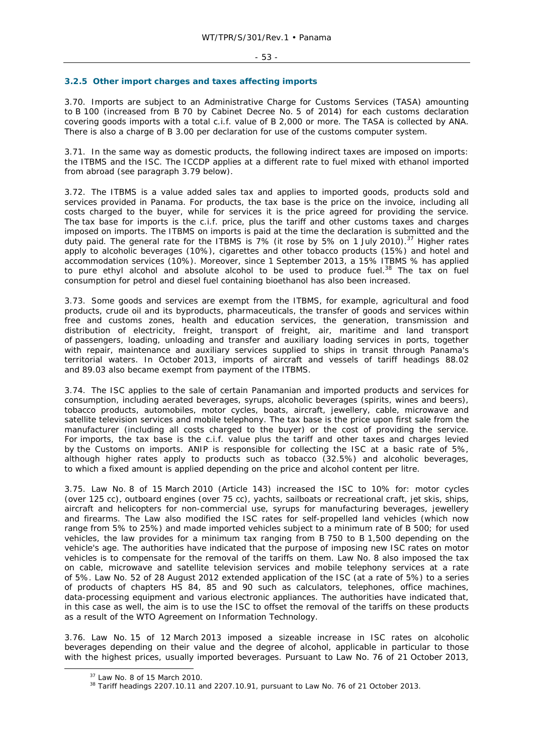### 3.2.5 Other import charges and taxes affecting imports

3.70. Imports are subject to an Administrative Charge for Customs Services (TASA) amounting to B 100 (increased from B 70 by Cabinet Decree No. 5 of 2014) for each customs declaration covering goods imports with a total c.i.f. value of B 2,000 or more. The TASA is collected by ANA. There is also a charge of B 3.00 per declaration for use of the customs computer system.

3.71. In the same way as domestic products, the following indirect taxes are imposed on imports: the ITBMS and the ISC. The ICCDP applies at a different rate to fuel mixed with ethanol imported from abroad (see paragraph 3.79 below).

3.72. The ITBMS is a value added sales tax and applies to imported goods, products sold and services provided in Panama. For products, the tax base is the price on the invoice, including all costs charged to the buyer, while for services it is the price agreed for providing the service. The tax base for imports is the c.i.f. price, plus the tariff and other customs taxes and charges imposed on imports. The ITBMS on imports is paid at the time the declaration is submitted and the duty paid. The general rate for the ITBMS is 7% (it rose by 5% on 1 July 2010).[37] Higher rates apply to alcoholic beverages (10%), cigarettes and other tobacco products (15%) and hotel and accommodation services (10%). Moreover, since 1 September 2013, a 15% ITBMS % has applied to pure ethyl alcohol and absolute alcohol to be used to produce fuel.[38] The tax on fuel consumption for petrol and diesel fuel containing bioethanol has also been increased.

3.73. Some goods and services are exempt from the ITBMS, for example, agricultural and food products, crude oil and its byproducts, pharmaceuticals, the transfer of goods and services within free and customs zones, health and education services, the generation, transmission and distribution of electricity, freight, transport of freight, air, maritime and land transport of passengers, loading, unloading and transfer and auxiliary loading services in ports, together with repair, maintenance and auxiliary services supplied to ships in transit through Panama's territorial waters. In October 2013, imports of aircraft and vessels of tariff headings 88.02 and 89.03 also became exempt from payment of the ITBMS.

3.74. The ISC applies to the sale of certain Panamanian and imported products and services for consumption, including aerated beverages, syrups, alcoholic beverages (spirits, wines and beers), tobacco products, automobiles, motor cycles, boats, aircraft, jewellery, cable, microwave and satellite television services and mobile telephony. The tax base is the price upon first sale from the manufacturer (including all costs charged to the buyer) or the cost of providing the service. For imports, the tax base is the c.i.f. value plus the tariff and other taxes and charges levied by the Customs on imports. ANIP is responsible for collecting the ISC at a basic rate of 5%, although higher rates apply to products such as tobacco (32.5%) and alcoholic beverages, to which a fixed amount is applied depending on the price and alcohol content per litre.

3.75. Law No. 8 of 15 March 2010 (Article 143) increased the ISC to 10% for: motor cycles (over 125 cc), outboard engines (over 75 cc), yachts, sailboats or recreational craft, jet skis, ships, aircraft and helicopters for non-commercial use, syrups for manufacturing beverages, jewellery and firearms. The Law also modified the ISC rates for self-propelled land vehicles (which now range from 5% to 25%) and made imported vehicles subject to a minimum rate of B 500; for used vehicles, the law provides for a minimum tax ranging from B 750 to B 1,500 depending on the vehicle's age. The authorities have indicated that the purpose of imposing new ISC rates on motor vehicles is to compensate for the removal of the tariffs on them. Law No. 8 also imposed the tax on cable, microwave and satellite television services and mobile telephony services at a rate of 5%. Law No. 52 of 28 August 2012 extended application of the ISC (at a rate of 5%) to a series of products of chapters HS 84, 85 and 90 such as calculators, telephones, office machines, data-processing equipment and various electronic appliances. The authorities have indicated that, in this case as well, the aim is to use the ISC to offset the removal of the tariffs on these products as a result of the WTO Agreement on Information Technology.

3.76. Law No. 15 of 12 March 2013 imposed a sizeable increase in ISC rates on alcoholic beverages depending on their value and the degree of alcohol, applicable in particular to those with the highest prices, usually imported beverages. Pursuant to Law No. 76 of 21 October 2013,

---

[37] Law No. 8 of 15 March 2010.

[38] Tariff headings 2207.10.11 and 2207.10.91, pursuant to Law No. 76 of 21 October 2013.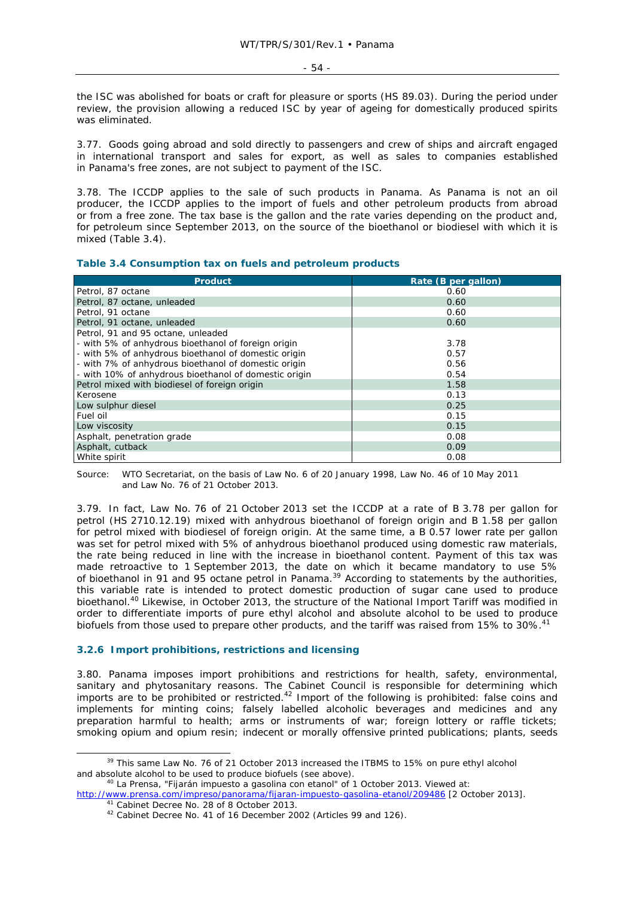the ISC was abolished for boats or craft for pleasure or sports (HS 89.03). During the period under review, the provision allowing a reduced ISC by year of ageing for domestically produced spirits was eliminated.

3.77. Goods going abroad and sold directly to passengers and crew of ships and aircraft engaged in international transport and sales for export, as well as sales to companies established in Panama's free zones, are not subject to payment of the ISC.

3.78. The ICCDP applies to the sale of such products in Panama. As Panama is not an oil producer, the ICCDP applies to the import of fuels and other petroleum products from abroad or from a free zone. The tax base is the gallon and the rate varies depending on the product and, for petroleum since September 2013, on the source of the bioethanol or biodiesel with which it is mixed (Table 3.4).

### Table 3.4 Consumption tax on fuels and petroleum products

| Product | Rate (B per gallon) |
|---|---|
| Petrol, 87 octane | 0.60 |
| Petrol, 87 octane, unleaded | 0.60 |
| Petrol, 91 octane | 0.60 |
| Petrol, 91 octane, unleaded | 0.60 |
| Petrol, 91 and 95 octane, unleaded | |
| - with 5% of anhydrous bioethanol of foreign origin | 3.78 |
| - with 5% of anhydrous bioethanol of domestic origin | 0.57 |
| - with 7% of anhydrous bioethanol of domestic origin | 0.56 |
| - with 10% of anhydrous bioethanol of domestic origin | 0.54 |
| Petrol mixed with biodiesel of foreign origin | 1.58 |
| Kerosene | 0.13 |
| Low sulphur diesel | 0.25 |
| Fuel oil | 0.15 |
| Low viscosity | 0.15 |
| Asphalt, penetration grade | 0.08 |
| Asphalt, cutback | 0.09 |
| White spirit | 0.08 |

Source: WTO Secretariat, on the basis of Law No. 6 of 20 January 1998, Law No. 46 of 10 May 2011 and Law No. 76 of 21 October 2013.

3.79. In fact, Law No. 76 of 21 October 2013 set the ICCDP at a rate of B 3.78 per gallon for petrol (HS 2710.12.19) mixed with anhydrous bioethanol of foreign origin and B 1.58 per gallon for petrol mixed with biodiesel of foreign origin. At the same time, a B 0.57 lower rate per gallon was set for petrol mixed with 5% of anhydrous bioethanol produced using domestic raw materials, the rate being reduced in line with the increase in bioethanol content. Payment of this tax was made retroactive to 1 September 2013, the date on which it became mandatory to use 5% of bioethanol in 91 and 95 octane petrol in Panama.[39] According to statements by the authorities, this variable rate is intended to protect domestic production of sugar cane used to produce bioethanol.[40] Likewise, in October 2013, the structure of the National Import Tariff was modified in order to differentiate imports of pure ethyl alcohol and absolute alcohol to be used to produce biofuels from those used to prepare other products, and the tariff was raised from 15% to 30%.[41]

### 3.2.6 Import prohibitions, restrictions and licensing

3.80. Panama imposes import prohibitions and restrictions for health, safety, environmental, sanitary and phytosanitary reasons. The Cabinet Council is responsible for determining which imports are to be prohibited or restricted.[42] Import of the following is prohibited: false coins and implements for minting coins; falsely labelled alcoholic beverages and medicines and any preparation harmful to health; arms or instruments of war; foreign lottery or raffle tickets; smoking opium and opium resin; indecent or morally offensive printed publications; plants, seeds

---

[39] This same Law No. 76 of 21 October 2013 increased the ITBMS to 15% on pure ethyl alcohol and absolute alcohol to be used to produce biofuels (see above).

[40] La Prensa, "Fijarán impuesto a gasolina con etanol" of 1 October 2013. Viewed at: http://www.prensa.com/impreso/panorama/fijaran-impuesto-gasolina-etanol/209486 [2 October 2013].

[41] Cabinet Decree No. 28 of 8 October 2013.

[42] Cabinet Decree No. 41 of 16 December 2002 (Articles 99 and 126).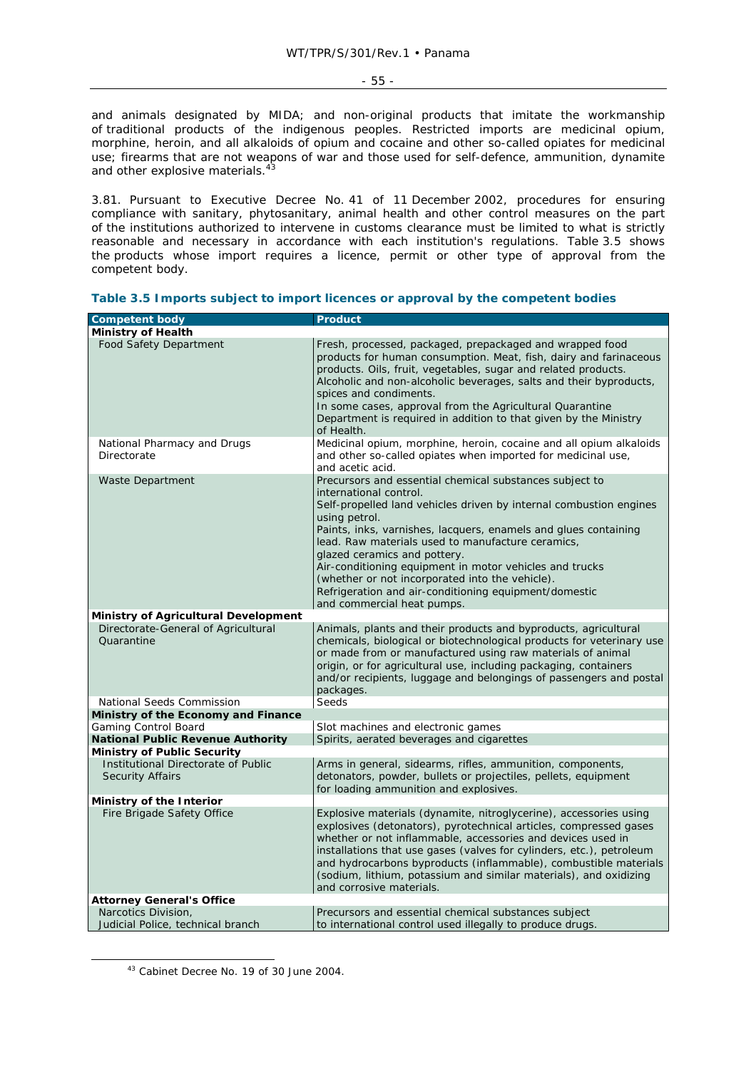and animals designated by MIDA; and non-original products that imitate the workmanship of traditional products of the indigenous peoples. Restricted imports are medicinal opium, morphine, heroin, and all alkaloids of opium and cocaine and other so-called opiates for medicinal use; firearms that are not weapons of war and those used for self-defence, ammunition, dynamite and other explosive materials.[43]

3.81. Pursuant to Executive Decree No. 41 of 11 December 2002, procedures for ensuring compliance with sanitary, phytosanitary, animal health and other control measures on the part of the institutions authorized to intervene in customs clearance must be limited to what is strictly reasonable and necessary in accordance with each institution's regulations. Table 3.5 shows the products whose import requires a licence, permit or other type of approval from the competent body.

**Table 3.5 Imports subject to import licences or approval by the competent bodies**

| Competent body | Product |
|---|---|
| **Ministry of Health** | |
| Food Safety Department | Fresh, processed, packaged, prepackaged and wrapped food products for human consumption. Meat, fish, dairy and farinaceous products. Oils, fruit, vegetables, sugar and related products. Alcoholic and non-alcoholic beverages, salts and their byproducts, spices and condiments.<br>In some cases, approval from the Agricultural Quarantine Department is required in addition to that given by the Ministry of Health. |
| National Pharmacy and Drugs Directorate | Medicinal opium, morphine, heroin, cocaine and all opium alkaloids and other so-called opiates when imported for medicinal use, and acetic acid. |
| Waste Department | Precursors and essential chemical substances subject to international control.<br>Self-propelled land vehicles driven by internal combustion engines using petrol.<br>Paints, inks, varnishes, lacquers, enamels and glues containing lead. Raw materials used to manufacture ceramics, glazed ceramics and pottery.<br>Air-conditioning equipment in motor vehicles and trucks (whether or not incorporated into the vehicle).<br>Refrigeration and air-conditioning equipment/domestic and commercial heat pumps. |
| **Ministry of Agricultural Development** | |
| Directorate-General of Agricultural Quarantine | Animals, plants and their products and byproducts, agricultural chemicals, biological or biotechnological products for veterinary use or made from or manufactured using raw materials of animal origin, or for agricultural use, including packaging, containers and/or recipients, luggage and belongings of passengers and postal packages. |
| National Seeds Commission | Seeds |
| **Ministry of the Economy and Finance** | |
| Gaming Control Board | Slot machines and electronic games |
| **National Public Revenue Authority** | Spirits, aerated beverages and cigarettes |
| **Ministry of Public Security** | |
| Institutional Directorate of Public Security Affairs | Arms in general, sidearms, rifles, ammunition, components, detonators, powder, bullets or projectiles, pellets, equipment for loading ammunition and explosives. |
| **Ministry of the Interior** | |
| Fire Brigade Safety Office | Explosive materials (dynamite, nitroglycerine), accessories using explosives (detonators), pyrotechnical articles, compressed gases whether or not inflammable, accessories and devices used in installations that use gases (valves for cylinders, etc.), petroleum and hydrocarbons byproducts (inflammable), combustible materials (sodium, lithium, potassium and similar materials), and oxidizing and corrosive materials. |
| **Attorney General's Office** | |
| Narcotics Division, Judicial Police, technical branch | Precursors and essential chemical substances subject to international control used illegally to produce drugs. |

[43] Cabinet Decree No. 19 of 30 June 2004.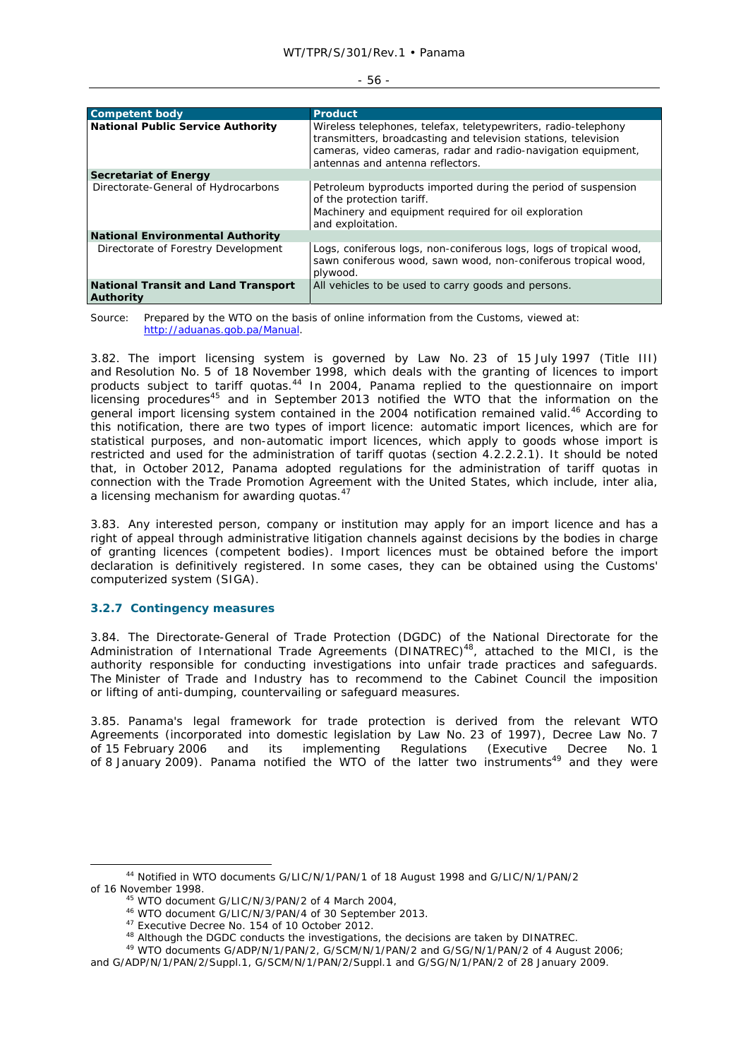| Competent body | Product |
|---|---|
| **National Public Service Authority** | Wireless telephones, telefax, teletypewriters, radio-telephony transmitters, broadcasting and television stations, television cameras, video cameras, radar and radio-navigation equipment, antennas and antenna reflectors. |
| **Secretariat of Energy** | |
| Directorate-General of Hydrocarbons | Petroleum byproducts imported during the period of suspension of the protection tariff. Machinery and equipment required for oil exploration and exploitation. |
| **National Environmental Authority** | |
| Directorate of Forestry Development | Logs, coniferous logs, non-coniferous logs, logs of tropical wood, sawn coniferous wood, sawn wood, non-coniferous tropical wood, plywood. |
| **National Transit and Land Transport Authority** | All vehicles to be used to carry goods and persons. |

Source: Prepared by the WTO on the basis of online information from the Customs, viewed at: http://aduanas.gob.pa/Manual.

3.82. The import licensing system is governed by Law No. 23 of 15 July 1997 (Title III) and Resolution No. 5 of 18 November 1998, which deals with the granting of licences to import products subject to tariff quotas.[44] In 2004, Panama replied to the questionnaire on import licensing procedures[45] and in September 2013 notified the WTO that the information on the general import licensing system contained in the 2004 notification remained valid.[46] According to this notification, there are two types of import licence: automatic import licences, which are for statistical purposes, and non-automatic import licences, which apply to goods whose import is restricted and used for the administration of tariff quotas (section 4.2.2.2.1). It should be noted that, in October 2012, Panama adopted regulations for the administration of tariff quotas in connection with the Trade Promotion Agreement with the United States, which include, inter alia, a licensing mechanism for awarding quotas.[47]

3.83. Any interested person, company or institution may apply for an import licence and has a right of appeal through administrative litigation channels against decisions by the bodies in charge of granting licences (competent bodies). Import licences must be obtained before the import declaration is definitively registered. In some cases, they can be obtained using the Customs' computerized system (SIGA).

### 3.2.7 Contingency measures

3.84. The Directorate-General of Trade Protection (DGDC) of the National Directorate for the Administration of International Trade Agreements (DINATREC)[48], attached to the MICI, is the authority responsible for conducting investigations into unfair trade practices and safeguards. The Minister of Trade and Industry has to recommend to the Cabinet Council the imposition or lifting of anti-dumping, countervailing or safeguard measures.

3.85. Panama's legal framework for trade protection is derived from the relevant WTO Agreements (incorporated into domestic legislation by Law No. 23 of 1997), Decree Law No. 7 of 15 February 2006 and its implementing Regulations (Executive Decree No. 1 of 8 January 2009). Panama notified the WTO of the latter two instruments[49] and they were

[44] Notified in WTO documents G/LIC/N/1/PAN/1 of 18 August 1998 and G/LIC/N/1/PAN/2 of 16 November 1998.

[45] WTO document G/LIC/N/3/PAN/2 of 4 March 2004,

[46] WTO document G/LIC/N/3/PAN/4 of 30 September 2013.

[47] Executive Decree No. 154 of 10 October 2012.

[48] Although the DGDC conducts the investigations, the decisions are taken by DINATREC.

[49] WTO documents G/ADP/N/1/PAN/2, G/SCM/N/1/PAN/2 and G/SG/N/1/PAN/2 of 4 August 2006; and G/ADP/N/1/PAN/2/Suppl.1, G/SCM/N/1/PAN/2/Suppl.1 and G/SG/N/1/PAN/2 of 28 January 2009.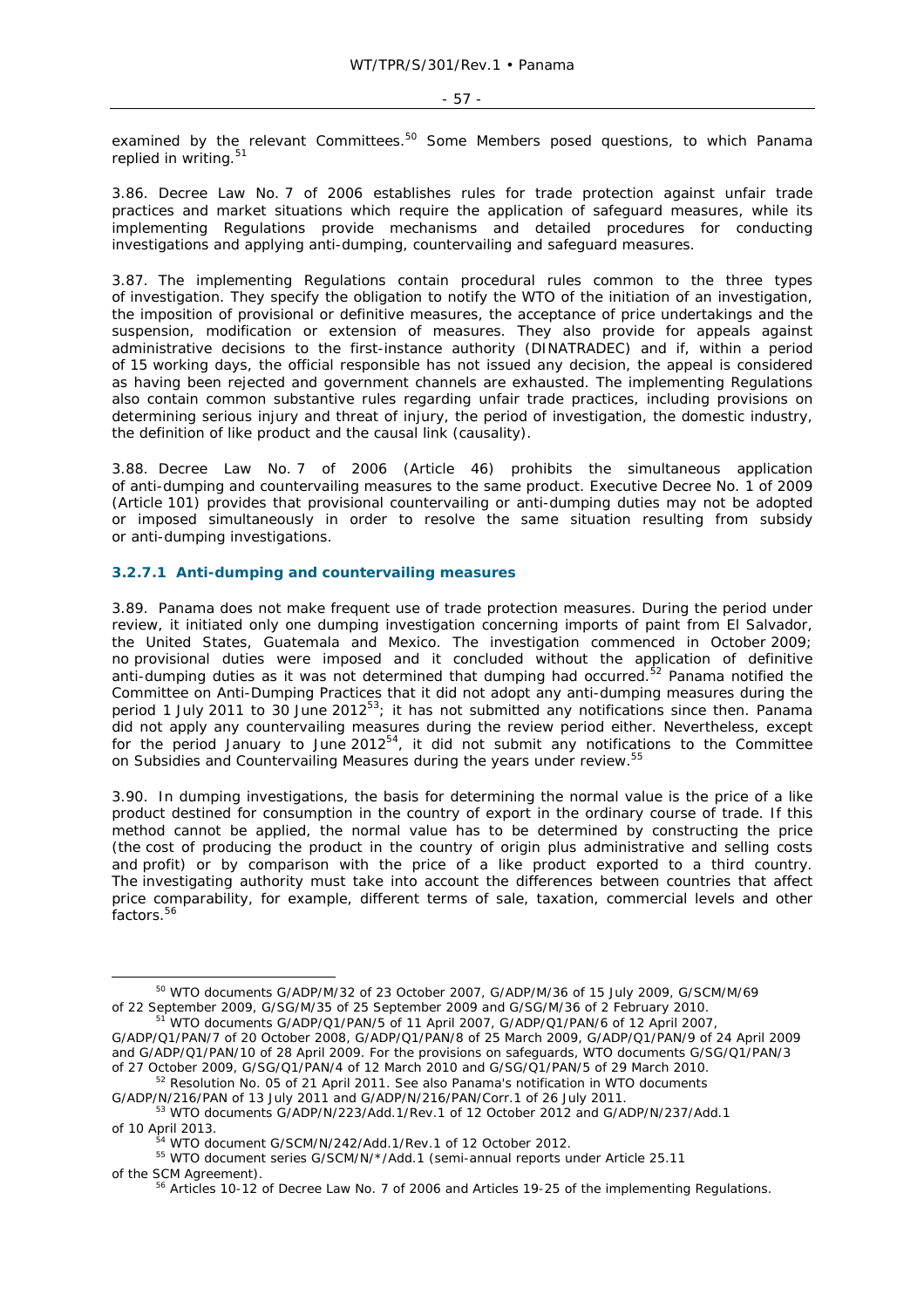examined by the relevant Committees.[50] Some Members posed questions, to which Panama replied in writing.[51]

3.86. Decree Law No. 7 of 2006 establishes rules for trade protection against unfair trade practices and market situations which require the application of safeguard measures, while its implementing Regulations provide mechanisms and detailed procedures for conducting investigations and applying anti-dumping, countervailing and safeguard measures.

3.87. The implementing Regulations contain procedural rules common to the three types of investigation. They specify the obligation to notify the WTO of the initiation of an investigation, the imposition of provisional or definitive measures, the acceptance of price undertakings and the suspension, modification or extension of measures. They also provide for appeals against administrative decisions to the first-instance authority (DINATRADEC) and if, within a period of 15 working days, the official responsible has not issued any decision, the appeal is considered as having been rejected and government channels are exhausted. The implementing Regulations also contain common substantive rules regarding unfair trade practices, including provisions on determining serious injury and threat of injury, the period of investigation, the domestic industry, the definition of like product and the causal link (causality).

3.88. Decree Law No. 7 of 2006 (Article 46) prohibits the simultaneous application of anti-dumping and countervailing measures to the same product. Executive Decree No. 1 of 2009 (Article 101) provides that provisional countervailing or anti-dumping duties may not be adopted or imposed simultaneously in order to resolve the same situation resulting from subsidy or anti-dumping investigations.

### 3.2.7.1 Anti-dumping and countervailing measures

3.89. Panama does not make frequent use of trade protection measures. During the period under review, it initiated only one dumping investigation concerning imports of paint from El Salvador, the United States, Guatemala and Mexico. The investigation commenced in October 2009; no provisional duties were imposed and it concluded without the application of definitive anti-dumping duties as it was not determined that dumping had occurred.[52] Panama notified the Committee on Anti-Dumping Practices that it did not adopt any anti-dumping measures during the period 1 July 2011 to 30 June 2012[53]; it has not submitted any notifications since then. Panama did not apply any countervailing measures during the review period either. Nevertheless, except for the period January to June 2012[54], it did not submit any notifications to the Committee on Subsidies and Countervailing Measures during the years under review.[55]

3.90. In dumping investigations, the basis for determining the normal value is the price of a like product destined for consumption in the country of export in the ordinary course of trade. If this method cannot be applied, the normal value has to be determined by constructing the price (the cost of producing the product in the country of origin plus administrative and selling costs and profit) or by comparison with the price of a like product exported to a third country. The investigating authority must take into account the differences between countries that affect price comparability, for example, different terms of sale, taxation, commercial levels and other factors.[56]

---

[50] WTO documents G/ADP/M/32 of 23 October 2007, G/ADP/M/36 of 15 July 2009, G/SCM/M/69 of 22 September 2009, G/SG/M/35 of 25 September 2009 and G/SG/M/36 of 2 February 2010.

[51] WTO documents G/ADP/Q1/PAN/5 of 11 April 2007, G/ADP/Q1/PAN/6 of 12 April 2007, G/ADP/Q1/PAN/7 of 20 October 2008, G/ADP/Q1/PAN/8 of 25 March 2009, G/ADP/Q1/PAN/9 of 24 April 2009 and G/ADP/Q1/PAN/10 of 28 April 2009. For the provisions on safeguards, WTO documents G/SG/Q1/PAN/3 of 27 October 2009, G/SG/Q1/PAN/4 of 12 March 2010 and G/SG/Q1/PAN/5 of 29 March 2010.

[52] Resolution No. 05 of 21 April 2011. See also Panama's notification in WTO documents G/ADP/N/216/PAN of 13 July 2011 and G/ADP/N/216/PAN/Corr.1 of 26 July 2011.

[53] WTO documents G/ADP/N/223/Add.1/Rev.1 of 12 October 2012 and G/ADP/N/237/Add.1 of 10 April 2013.

[54] WTO document G/SCM/N/242/Add.1/Rev.1 of 12 October 2012.

[55] WTO document series G/SCM/N/*/Add.1 (semi-annual reports under Article 25.11 of the SCM Agreement).

[56] Articles 10-12 of Decree Law No. 7 of 2006 and Articles 19-25 of the implementing Regulations.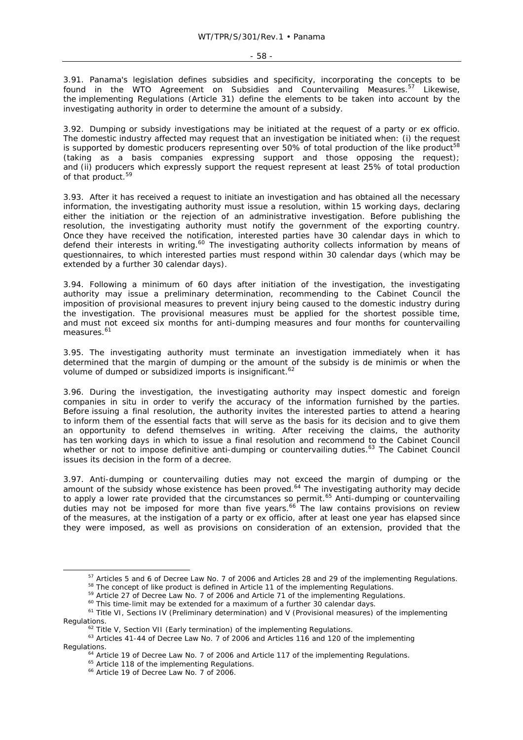3.91. Panama's legislation defines subsidies and specificity, incorporating the concepts to be found in the WTO Agreement on Subsidies and Countervailing Measures.[57] Likewise, the implementing Regulations (Article 31) define the elements to be taken into account by the investigating authority in order to determine the amount of a subsidy.

3.92. Dumping or subsidy investigations may be initiated at the request of a party or ex officio. The domestic industry affected may request that an investigation be initiated when: (i) the request is supported by domestic producers representing over 50% of total production of the like product[58] (taking as a basis companies expressing support and those opposing the request); and (ii) producers which expressly support the request represent at least 25% of total production of that product.[59]

3.93. After it has received a request to initiate an investigation and has obtained all the necessary information, the investigating authority must issue a resolution, within 15 working days, declaring either the initiation or the rejection of an administrative investigation. Before publishing the resolution, the investigating authority must notify the government of the exporting country. Once they have received the notification, interested parties have 30 calendar days in which to defend their interests in writing.[60] The investigating authority collects information by means of questionnaires, to which interested parties must respond within 30 calendar days (which may be extended by a further 30 calendar days).

3.94. Following a minimum of 60 days after initiation of the investigation, the investigating authority may issue a preliminary determination, recommending to the Cabinet Council the imposition of provisional measures to prevent injury being caused to the domestic industry during the investigation. The provisional measures must be applied for the shortest possible time, and must not exceed six months for anti-dumping measures and four months for countervailing measures.[61]

3.95. The investigating authority must terminate an investigation immediately when it has determined that the margin of dumping or the amount of the subsidy is de minimis or when the volume of dumped or subsidized imports is insignificant.[62]

3.96. During the investigation, the investigating authority may inspect domestic and foreign companies in situ in order to verify the accuracy of the information furnished by the parties. Before issuing a final resolution, the authority invites the interested parties to attend a hearing to inform them of the essential facts that will serve as the basis for its decision and to give them an opportunity to defend themselves in writing. After receiving the claims, the authority has ten working days in which to issue a final resolution and recommend to the Cabinet Council whether or not to impose definitive anti-dumping or countervailing duties.[63] The Cabinet Council issues its decision in the form of a decree.

3.97. Anti-dumping or countervailing duties may not exceed the margin of dumping or the amount of the subsidy whose existence has been proved.[64] The investigating authority may decide to apply a lower rate provided that the circumstances so permit.[65] Anti-dumping or countervailing duties may not be imposed for more than five years.[66] The law contains provisions on review of the measures, at the instigation of a party or ex officio, after at least one year has elapsed since they were imposed, as well as provisions on consideration of an extension, provided that the

---

[57] Articles 5 and 6 of Decree Law No. 7 of 2006 and Articles 28 and 29 of the implementing Regulations.

[58] The concept of like product is defined in Article 11 of the implementing Regulations.

[59] Article 27 of Decree Law No. 7 of 2006 and Article 71 of the implementing Regulations.

[60] This time-limit may be extended for a maximum of a further 30 calendar days.

[61] Title VI, Sections IV (Preliminary determination) and V (Provisional measures) of the implementing Regulations.

[62] Title V, Section VII (Early termination) of the implementing Regulations.

[63] Articles 41-44 of Decree Law No. 7 of 2006 and Articles 116 and 120 of the implementing Regulations.

[64] Article 19 of Decree Law No. 7 of 2006 and Article 117 of the implementing Regulations.

[65] Article 118 of the implementing Regulations.

[66] Article 19 of Decree Law No. 7 of 2006.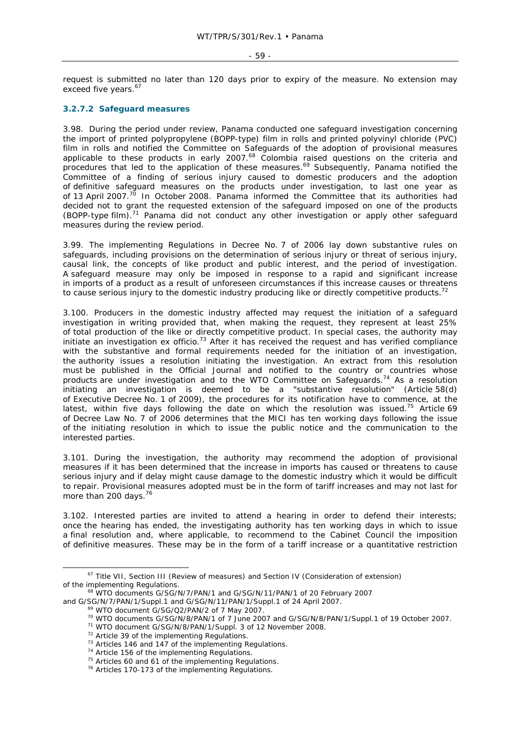request is submitted no later than 120 days prior to expiry of the measure. No extension may exceed five years.[67]

### 3.2.7.2 Safeguard measures

3.98. During the period under review, Panama conducted one safeguard investigation concerning the import of printed polypropylene (BOPP-type) film in rolls and printed polyvinyl chloride (PVC) film in rolls and notified the Committee on Safeguards of the adoption of provisional measures applicable to these products in early 2007.[68] Colombia raised questions on the criteria and procedures that led to the application of these measures.[69] Subsequently, Panama notified the Committee of a finding of serious injury caused to domestic producers and the adoption of definitive safeguard measures on the products under investigation, to last one year as of 13 April 2007.[70] In October 2008. Panama informed the Committee that its authorities had decided not to grant the requested extension of the safeguard imposed on one of the products (BOPP-type film).[71] Panama did not conduct any other investigation or apply other safeguard measures during the review period.

3.99. The implementing Regulations in Decree No. 7 of 2006 lay down substantive rules on safeguards, including provisions on the determination of serious injury or threat of serious injury, causal link, the concepts of like product and public interest, and the period of investigation. A safeguard measure may only be imposed in response to a rapid and significant increase in imports of a product as a result of unforeseen circumstances if this increase causes or threatens to cause serious injury to the domestic industry producing like or directly competitive products.[72]

3.100. Producers in the domestic industry affected may request the initiation of a safeguard investigation in writing provided that, when making the request, they represent at least 25% of total production of the like or directly competitive product. In special cases, the authority may initiate an investigation ex officio.[73] After it has received the request and has verified compliance with the substantive and formal requirements needed for the initiation of an investigation, the authority issues a resolution initiating the investigation. An extract from this resolution must be published in the Official Journal and notified to the country or countries whose products are under investigation and to the WTO Committee on Safeguards.[74] As a resolution initiating an investigation is deemed to be a "substantive resolution" (Article 58(d) of Executive Decree No. 1 of 2009), the procedures for its notification have to commence, at the latest, within five days following the date on which the resolution was issued.[75] Article 69 of Decree Law No. 7 of 2006 determines that the MICI has ten working days following the issue of the initiating resolution in which to issue the public notice and the communication to the interested parties.

3.101. During the investigation, the authority may recommend the adoption of provisional measures if it has been determined that the increase in imports has caused or threatens to cause serious injury and if delay might cause damage to the domestic industry which it would be difficult to repair. Provisional measures adopted must be in the form of tariff increases and may not last for more than 200 days.[76]

3.102. Interested parties are invited to attend a hearing in order to defend their interests; once the hearing has ended, the investigating authority has ten working days in which to issue a final resolution and, where applicable, to recommend to the Cabinet Council the imposition of definitive measures. These may be in the form of a tariff increase or a quantitative restriction

---

[67] Title VII, Section III (Review of measures) and Section IV (Consideration of extension) of the implementing Regulations.

[68] WTO documents G/SG/N/7/PAN/1 and G/SG/N/11/PAN/1 of 20 February 2007 and G/SG/N/7/PAN/1/Suppl.1 and G/SG/N/11/PAN/1/Suppl.1 of 24 April 2007.

[69] WTO document G/SG/Q2/PAN/2 of 7 May 2007.

[70] WTO documents G/SG/N/8/PAN/1 of 7 June 2007 and G/SG/N/8/PAN/1/Suppl.1 of 19 October 2007.

[71] WTO document G/SG/N/8/PAN/1/Suppl. 3 of 12 November 2008.

[72] Article 39 of the implementing Regulations.

[73] Articles 146 and 147 of the implementing Regulations.

[74] Article 156 of the implementing Regulations.

[75] Articles 60 and 61 of the implementing Regulations.

[76] Articles 170-173 of the implementing Regulations.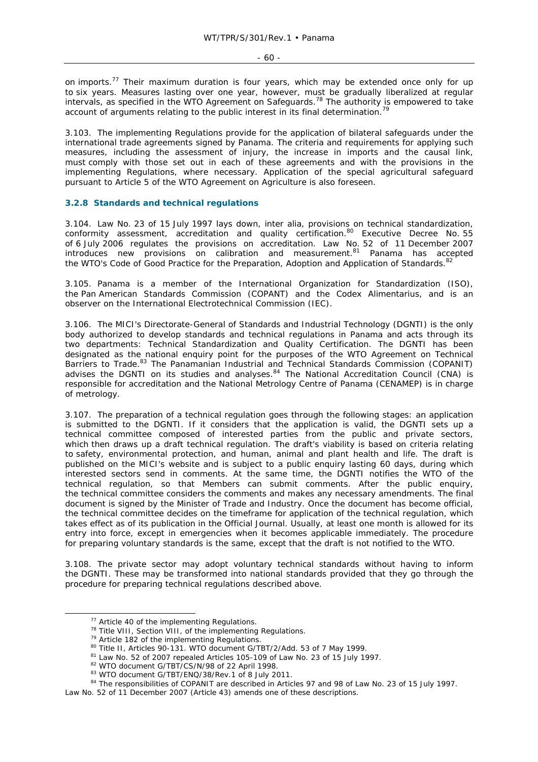on imports.[77] Their maximum duration is four years, which may be extended once only for up to six years. Measures lasting over one year, however, must be gradually liberalized at regular intervals, as specified in the WTO Agreement on Safeguards.[78] The authority is empowered to take account of arguments relating to the public interest in its final determination.[79]

3.103. The implementing Regulations provide for the application of bilateral safeguards under the international trade agreements signed by Panama. The criteria and requirements for applying such measures, including the assessment of injury, the increase in imports and the causal link, must comply with those set out in each of these agreements and with the provisions in the implementing Regulations, where necessary. Application of the special agricultural safeguard pursuant to Article 5 of the WTO Agreement on Agriculture is also foreseen.

### 3.2.8 Standards and technical regulations

3.104. Law No. 23 of 15 July 1997 lays down, inter alia, provisions on technical standardization, conformity assessment, accreditation and quality certification.[80] Executive Decree No. 55 of 6 July 2006 regulates the provisions on accreditation. Law No. 52 of 11 December 2007 introduces new provisions on calibration and measurement.[81] Panama has accepted the WTO's Code of Good Practice for the Preparation, Adoption and Application of Standards.[82]

3.105. Panama is a member of the International Organization for Standardization (ISO), the Pan American Standards Commission (COPANT) and the Codex Alimentarius, and is an observer on the International Electrotechnical Commission (IEC).

3.106. The MICI's Directorate-General of Standards and Industrial Technology (DGNTI) is the only body authorized to develop standards and technical regulations in Panama and acts through its two departments: Technical Standardization and Quality Certification. The DGNTI has been designated as the national enquiry point for the purposes of the WTO Agreement on Technical Barriers to Trade.[83] The Panamanian Industrial and Technical Standards Commission (COPANIT) advises the DGNTI on its studies and analyses.[84] The National Accreditation Council (CNA) is responsible for accreditation and the National Metrology Centre of Panama (CENAMEP) is in charge of metrology.

3.107. The preparation of a technical regulation goes through the following stages: an application is submitted to the DGNTI. If it considers that the application is valid, the DGNTI sets up a technical committee composed of interested parties from the public and private sectors, which then draws up a draft technical regulation. The draft's viability is based on criteria relating to safety, environmental protection, and human, animal and plant health and life. The draft is published on the MICI's website and is subject to a public enquiry lasting 60 days, during which interested sectors send in comments. At the same time, the DGNTI notifies the WTO of the technical regulation, so that Members can submit comments. After the public enquiry, the technical committee considers the comments and makes any necessary amendments. The final document is signed by the Minister of Trade and Industry. Once the document has become official, the technical committee decides on the timeframe for application of the technical regulation, which takes effect as of its publication in the Official Journal. Usually, at least one month is allowed for its entry into force, except in emergencies when it becomes applicable immediately. The procedure for preparing voluntary standards is the same, except that the draft is not notified to the WTO.

3.108. The private sector may adopt voluntary technical standards without having to inform the DGNTI. These may be transformed into national standards provided that they go through the procedure for preparing technical regulations described above.

[77] Article 40 of the implementing Regulations.
[78] Title VIII, Section VIII, of the implementing Regulations.
[79] Article 182 of the implementing Regulations.
[80] Title II, Articles 90-131. WTO document G/TBT/2/Add. 53 of 7 May 1999.
[81] Law No. 52 of 2007 repealed Articles 105-109 of Law No. 23 of 15 July 1997.
[82] WTO document G/TBT/CS/N/98 of 22 April 1998.
[83] WTO document G/TBT/ENQ/38/Rev.1 of 8 July 2011.
[84] The responsibilities of COPANIT are described in Articles 97 and 98 of Law No. 23 of 15 July 1997. Law No. 52 of 11 December 2007 (Article 43) amends one of these descriptions.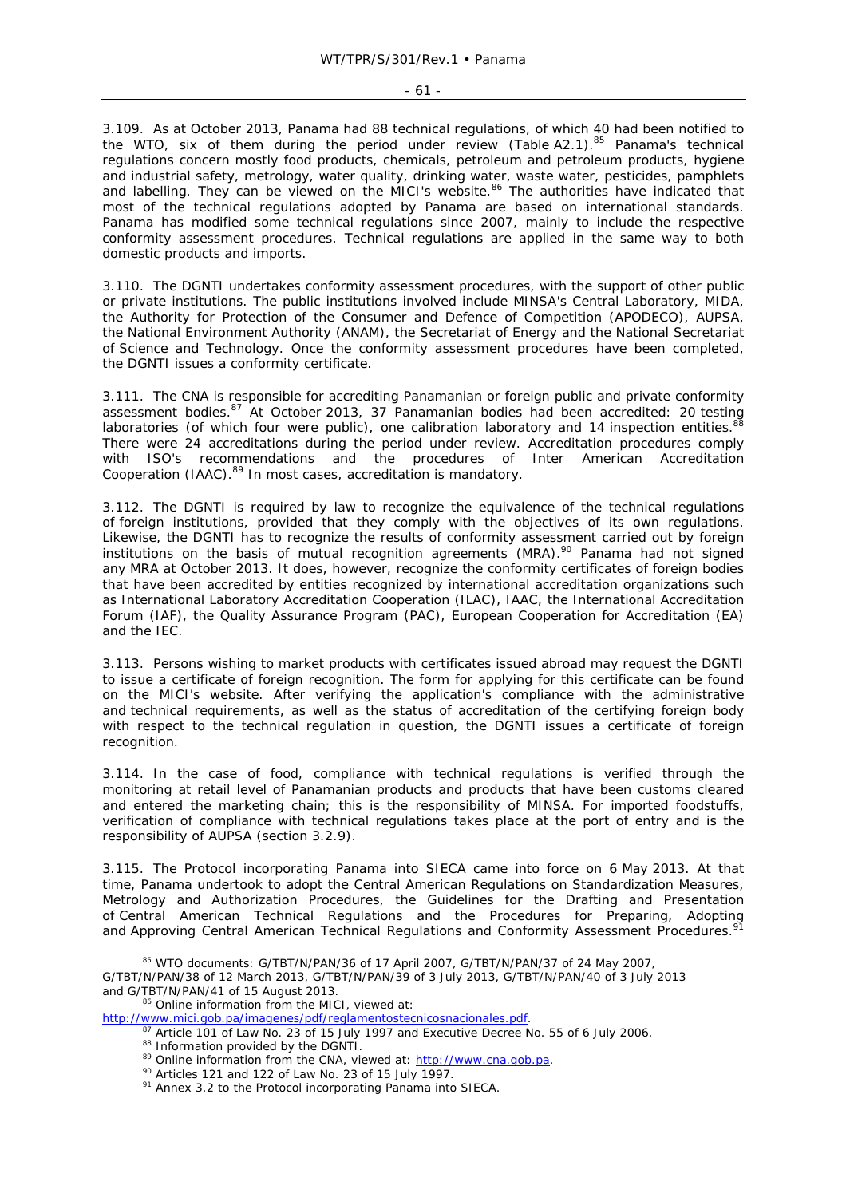3.109. As at October 2013, Panama had 88 technical regulations, of which 40 had been notified to the WTO, six of them during the period under review (Table A2.1).[85] Panama's technical regulations concern mostly food products, chemicals, petroleum and petroleum products, hygiene and industrial safety, metrology, water quality, drinking water, waste water, pesticides, pamphlets and labelling. They can be viewed on the MICI's website.[86] The authorities have indicated that most of the technical regulations adopted by Panama are based on international standards. Panama has modified some technical regulations since 2007, mainly to include the respective conformity assessment procedures. Technical regulations are applied in the same way to both domestic products and imports.

3.110. The DGNTI undertakes conformity assessment procedures, with the support of other public or private institutions. The public institutions involved include MINSA's Central Laboratory, MIDA, the Authority for Protection of the Consumer and Defence of Competition (APODECO), AUPSA, the National Environment Authority (ANAM), the Secretariat of Energy and the National Secretariat of Science and Technology. Once the conformity assessment procedures have been completed, the DGNTI issues a conformity certificate.

3.111. The CNA is responsible for accrediting Panamanian or foreign public and private conformity assessment bodies.[87] At October 2013, 37 Panamanian bodies had been accredited: 20 testing laboratories (of which four were public), one calibration laboratory and 14 inspection entities.[88] There were 24 accreditations during the period under review. Accreditation procedures comply with ISO's recommendations and the procedures of Inter American Accreditation Cooperation (IAAC).[89] In most cases, accreditation is mandatory.

3.112. The DGNTI is required by law to recognize the equivalence of the technical regulations of foreign institutions, provided that they comply with the objectives of its own regulations. Likewise, the DGNTI has to recognize the results of conformity assessment carried out by foreign institutions on the basis of mutual recognition agreements (MRA).[90] Panama had not signed any MRA at October 2013. It does, however, recognize the conformity certificates of foreign bodies that have been accredited by entities recognized by international accreditation organizations such as International Laboratory Accreditation Cooperation (ILAC), IAAC, the International Accreditation Forum (IAF), the Quality Assurance Program (PAC), European Cooperation for Accreditation (EA) and the IEC.

3.113. Persons wishing to market products with certificates issued abroad may request the DGNTI to issue a certificate of foreign recognition. The form for applying for this certificate can be found on the MICI's website. After verifying the application's compliance with the administrative and technical requirements, as well as the status of accreditation of the certifying foreign body with respect to the technical regulation in question, the DGNTI issues a certificate of foreign recognition.

3.114. In the case of food, compliance with technical regulations is verified through the monitoring at retail level of Panamanian products and products that have been customs cleared and entered the marketing chain; this is the responsibility of MINSA. For imported foodstuffs, verification of compliance with technical regulations takes place at the port of entry and is the responsibility of AUPSA (section 3.2.9).

3.115. The Protocol incorporating Panama into SIECA came into force on 6 May 2013. At that time, Panama undertook to adopt the Central American Regulations on Standardization Measures, Metrology and Authorization Procedures, the Guidelines for the Drafting and Presentation of Central American Technical Regulations and the Procedures for Preparing, Adopting and Approving Central American Technical Regulations and Conformity Assessment Procedures.[91]

---

[85] WTO documents: G/TBT/N/PAN/36 of 17 April 2007, G/TBT/N/PAN/37 of 24 May 2007, G/TBT/N/PAN/38 of 12 March 2013, G/TBT/N/PAN/39 of 3 July 2013, G/TBT/N/PAN/40 of 3 July 2013 and G/TBT/N/PAN/41 of 15 August 2013.

[86] Online information from the MICI, viewed at: http://www.mici.gob.pa/imagenes/pdf/reglamentostecnicosnacionales.pdf.

[87] Article 101 of Law No. 23 of 15 July 1997 and Executive Decree No. 55 of 6 July 2006.

[88] Information provided by the DGNTI.

[89] Online information from the CNA, viewed at: http://www.cna.gob.pa.

[90] Articles 121 and 122 of Law No. 23 of 15 July 1997.

[91] Annex 3.2 to the Protocol incorporating Panama into SIECA.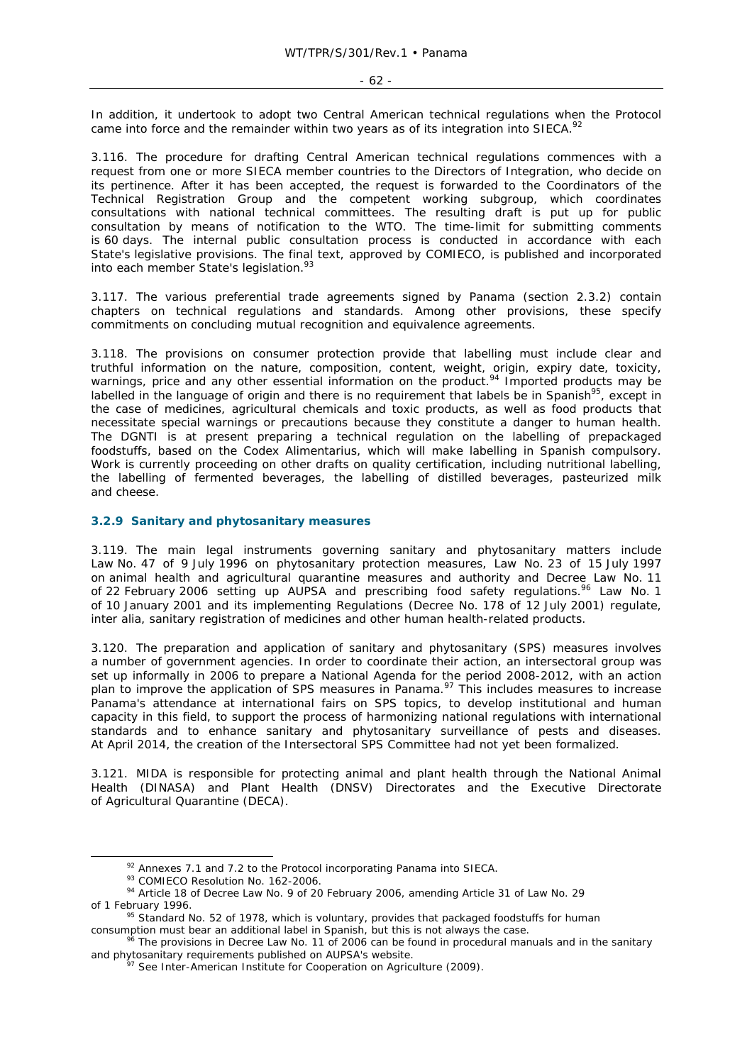In addition, it undertook to adopt two Central American technical regulations when the Protocol came into force and the remainder within two years as of its integration into SIECA.[92]

3.116. The procedure for drafting Central American technical regulations commences with a request from one or more SIECA member countries to the Directors of Integration, who decide on its pertinence. After it has been accepted, the request is forwarded to the Coordinators of the Technical Registration Group and the competent working subgroup, which coordinates consultations with national technical committees. The resulting draft is put up for public consultation by means of notification to the WTO. The time-limit for submitting comments is 60 days. The internal public consultation process is conducted in accordance with each State's legislative provisions. The final text, approved by COMIECO, is published and incorporated into each member State's legislation.[93]

3.117. The various preferential trade agreements signed by Panama (section 2.3.2) contain chapters on technical regulations and standards. Among other provisions, these specify commitments on concluding mutual recognition and equivalence agreements.

3.118. The provisions on consumer protection provide that labelling must include clear and truthful information on the nature, composition, content, weight, origin, expiry date, toxicity, warnings, price and any other essential information on the product.[94] Imported products may be labelled in the language of origin and there is no requirement that labels be in Spanish[95], except in the case of medicines, agricultural chemicals and toxic products, as well as food products that necessitate special warnings or precautions because they constitute a danger to human health. The DGNTI is at present preparing a technical regulation on the labelling of prepackaged foodstuffs, based on the Codex Alimentarius, which will make labelling in Spanish compulsory. Work is currently proceeding on other drafts on quality certification, including nutritional labelling, the labelling of fermented beverages, the labelling of distilled beverages, pasteurized milk and cheese.

### 3.2.9 Sanitary and phytosanitary measures

3.119. The main legal instruments governing sanitary and phytosanitary matters include Law No. 47 of 9 July 1996 on phytosanitary protection measures, Law No. 23 of 15 July 1997 on animal health and agricultural quarantine measures and authority and Decree Law No. 11 of 22 February 2006 setting up AUPSA and prescribing food safety regulations.[96] Law No. 1 of 10 January 2001 and its implementing Regulations (Decree No. 178 of 12 July 2001) regulate, inter alia, sanitary registration of medicines and other human health-related products.

3.120. The preparation and application of sanitary and phytosanitary (SPS) measures involves a number of government agencies. In order to coordinate their action, an intersectoral group was set up informally in 2006 to prepare a National Agenda for the period 2008-2012, with an action plan to improve the application of SPS measures in Panama.[97] This includes measures to increase Panama's attendance at international fairs on SPS topics, to develop institutional and human capacity in this field, to support the process of harmonizing national regulations with international standards and to enhance sanitary and phytosanitary surveillance of pests and diseases. At April 2014, the creation of the Intersectoral SPS Committee had not yet been formalized.

3.121. MIDA is responsible for protecting animal and plant health through the National Animal Health (DINASA) and Plant Health (DNSV) Directorates and the Executive Directorate of Agricultural Quarantine (DECA).

---

[92] Annexes 7.1 and 7.2 to the Protocol incorporating Panama into SIECA.

[93] COMIECO Resolution No. 162-2006.

[94] Article 18 of Decree Law No. 9 of 20 February 2006, amending Article 31 of Law No. 29 of 1 February 1996.

[95] Standard No. 52 of 1978, which is voluntary, provides that packaged foodstuffs for human consumption must bear an additional label in Spanish, but this is not always the case.

[96] The provisions in Decree Law No. 11 of 2006 can be found in procedural manuals and in the sanitary and phytosanitary requirements published on AUPSA's website.

[97] See Inter-American Institute for Cooperation on Agriculture (2009).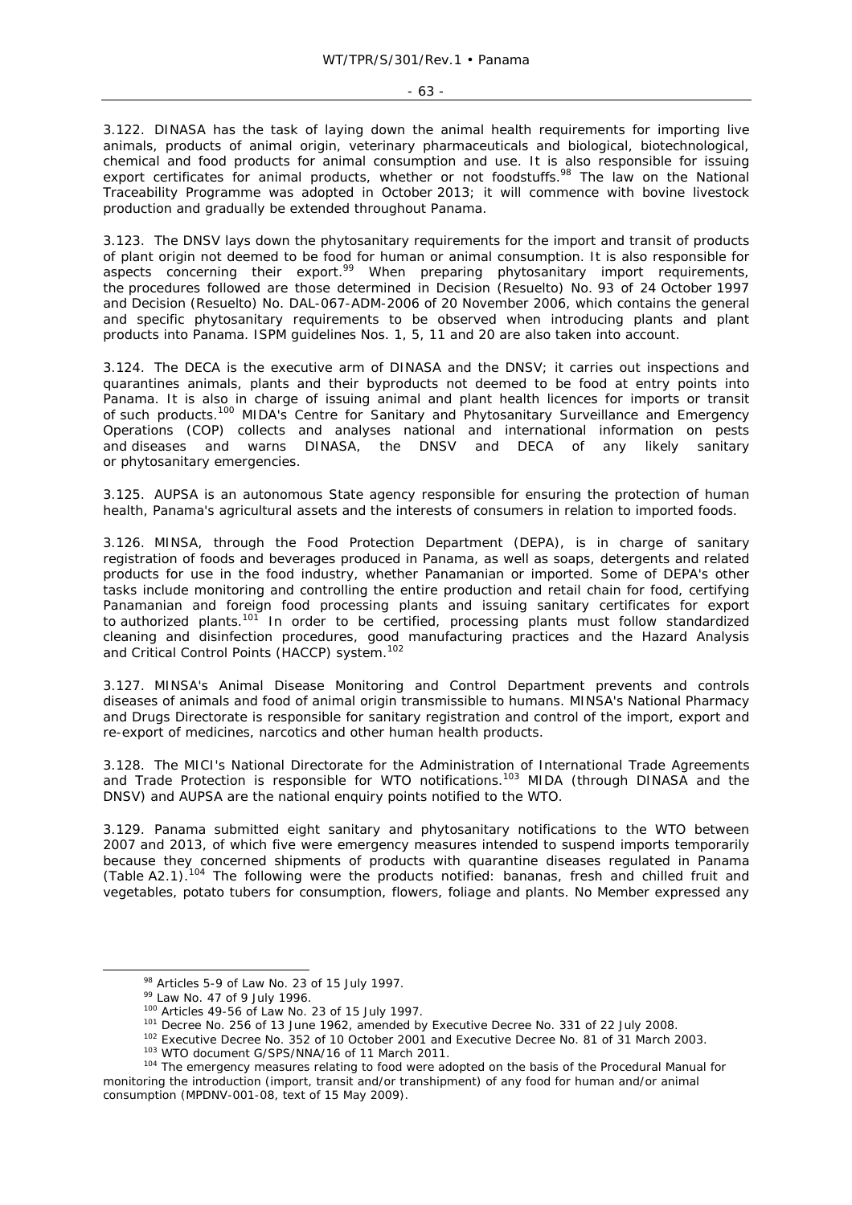3.122. DINASA has the task of laying down the animal health requirements for importing live animals, products of animal origin, veterinary pharmaceuticals and biological, biotechnological, chemical and food products for animal consumption and use. It is also responsible for issuing export certificates for animal products, whether or not foodstuffs.[98] The law on the National Traceability Programme was adopted in October 2013; it will commence with bovine livestock production and gradually be extended throughout Panama.

3.123. The DNSV lays down the phytosanitary requirements for the import and transit of products of plant origin not deemed to be food for human or animal consumption. It is also responsible for aspects concerning their export.[99] When preparing phytosanitary import requirements, the procedures followed are those determined in Decision (*Resuelto*) No. 93 of 24 October 1997 and Decision (*Resuelto*) No. DAL-067-ADM-2006 of 20 November 2006, which contains the general and specific phytosanitary requirements to be observed when introducing plants and plant products into Panama. ISPM guidelines Nos. 1, 5, 11 and 20 are also taken into account.

3.124. The DECA is the executive arm of DINASA and the DNSV; it carries out inspections and quarantines animals, plants and their byproducts not deemed to be food at entry points into Panama. It is also in charge of issuing animal and plant health licences for imports or transit of such products.[100] MIDA's Centre for Sanitary and Phytosanitary Surveillance and Emergency Operations (COP) collects and analyses national and international information on pests and diseases and warns DINASA, the DNSV and DECA of any likely sanitary or phytosanitary emergencies.

3.125. AUPSA is an autonomous State agency responsible for ensuring the protection of human health, Panama's agricultural assets and the interests of consumers in relation to imported foods.

3.126. MINSA, through the Food Protection Department (DEPA), is in charge of sanitary registration of foods and beverages produced in Panama, as well as soaps, detergents and related products for use in the food industry, whether Panamanian or imported. Some of DEPA's other tasks include monitoring and controlling the entire production and retail chain for food, certifying Panamanian and foreign food processing plants and issuing sanitary certificates for export to authorized plants.[101] In order to be certified, processing plants must follow standardized cleaning and disinfection procedures, good manufacturing practices and the Hazard Analysis and Critical Control Points (HACCP) system.[102]

3.127. MINSA's Animal Disease Monitoring and Control Department prevents and controls diseases of animals and food of animal origin transmissible to humans. MINSA's National Pharmacy and Drugs Directorate is responsible for sanitary registration and control of the import, export and re-export of medicines, narcotics and other human health products.

3.128. The MICI's National Directorate for the Administration of International Trade Agreements and Trade Protection is responsible for WTO notifications.[103] MIDA (through DINASA and the DNSV) and AUPSA are the national enquiry points notified to the WTO.

3.129. Panama submitted eight sanitary and phytosanitary notifications to the WTO between 2007 and 2013, of which five were emergency measures intended to suspend imports temporarily because they concerned shipments of products with quarantine diseases regulated in Panama (Table A2.1).[104] The following were the products notified: bananas, fresh and chilled fruit and vegetables, potato tubers for consumption, flowers, foliage and plants. No Member expressed any

---

[98] Articles 5-9 of Law No. 23 of 15 July 1997.

[99] Law No. 47 of 9 July 1996.

[100] Articles 49-56 of Law No. 23 of 15 July 1997.

[101] Decree No. 256 of 13 June 1962, amended by Executive Decree No. 331 of 22 July 2008.

[102] Executive Decree No. 352 of 10 October 2001 and Executive Decree No. 81 of 31 March 2003.

[103] WTO document G/SPS/NNA/16 of 11 March 2011.

[104] The emergency measures relating to food were adopted on the basis of the Procedural Manual for monitoring the introduction (import, transit and/or transhipment) of any food for human and/or animal consumption (MPDNV-001-08, text of 15 May 2009).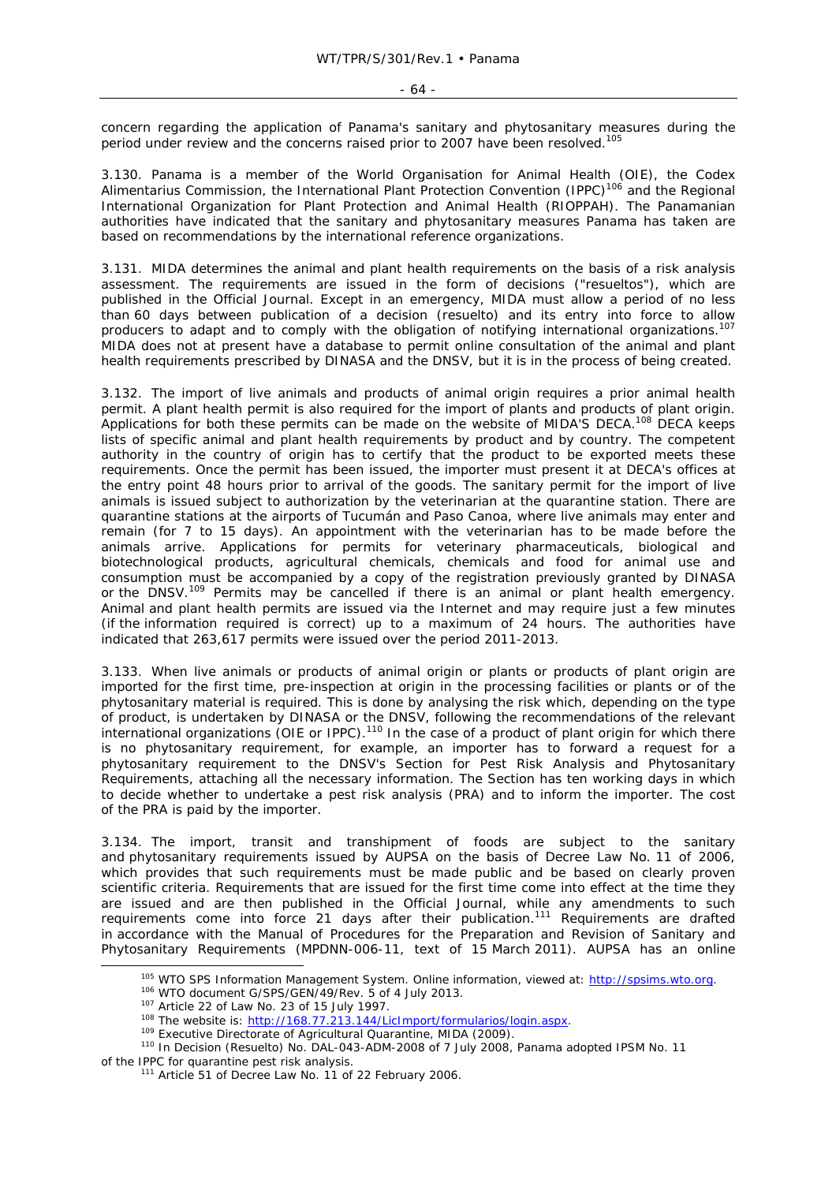concern regarding the application of Panama's sanitary and phytosanitary measures during the period under review and the concerns raised prior to 2007 have been resolved.[105]

3.130. Panama is a member of the World Organisation for Animal Health (OIE), the Codex Alimentarius Commission, the International Plant Protection Convention (IPPC)[106] and the Regional International Organization for Plant Protection and Animal Health (RIOPPAH). The Panamanian authorities have indicated that the sanitary and phytosanitary measures Panama has taken are based on recommendations by the international reference organizations.

3.131. MIDA determines the animal and plant health requirements on the basis of a risk analysis assessment. The requirements are issued in the form of decisions ("resueltos"), which are published in the Official Journal. Except in an emergency, MIDA must allow a period of no less than 60 days between publication of a decision (resuelto) and its entry into force to allow producers to adapt and to comply with the obligation of notifying international organizations.[107] MIDA does not at present have a database to permit online consultation of the animal and plant health requirements prescribed by DINASA and the DNSV, but it is in the process of being created.

3.132. The import of live animals and products of animal origin requires a prior animal health permit. A plant health permit is also required for the import of plants and products of plant origin. Applications for both these permits can be made on the website of MIDA'S DECA.[108] DECA keeps lists of specific animal and plant health requirements by product and by country. The competent authority in the country of origin has to certify that the product to be exported meets these requirements. Once the permit has been issued, the importer must present it at DECA's offices at the entry point 48 hours prior to arrival of the goods. The sanitary permit for the import of live animals is issued subject to authorization by the veterinarian at the quarantine station. There are quarantine stations at the airports of Tucumán and Paso Canoa, where live animals may enter and remain (for 7 to 15 days). An appointment with the veterinarian has to be made before the animals arrive. Applications for permits for veterinary pharmaceuticals, biological and biotechnological products, agricultural chemicals, chemicals and food for animal use and consumption must be accompanied by a copy of the registration previously granted by DINASA or the DNSV.[109] Permits may be cancelled if there is an animal or plant health emergency. Animal and plant health permits are issued via the Internet and may require just a few minutes (if the information required is correct) up to a maximum of 24 hours. The authorities have indicated that 263,617 permits were issued over the period 2011-2013.

3.133. When live animals or products of animal origin or plants or products of plant origin are imported for the first time, pre-inspection at origin in the processing facilities or plants or of the phytosanitary material is required. This is done by analysing the risk which, depending on the type of product, is undertaken by DINASA or the DNSV, following the recommendations of the relevant international organizations (OIE or IPPC).[110] In the case of a product of plant origin for which there is no phytosanitary requirement, for example, an importer has to forward a request for a phytosanitary requirement to the DNSV's Section for Pest Risk Analysis and Phytosanitary Requirements, attaching all the necessary information. The Section has ten working days in which to decide whether to undertake a pest risk analysis (PRA) and to inform the importer. The cost of the PRA is paid by the importer.

3.134. The import, transit and transhipment of foods are subject to the sanitary and phytosanitary requirements issued by AUPSA on the basis of Decree Law No. 11 of 2006, which provides that such requirements must be made public and be based on clearly proven scientific criteria. Requirements that are issued for the first time come into effect at the time they are issued and are then published in the Official Journal, while any amendments to such requirements come into force 21 days after their publication.[111] Requirements are drafted in accordance with the Manual of Procedures for the Preparation and Revision of Sanitary and Phytosanitary Requirements (MPDNN-006-11, text of 15 March 2011). AUPSA has an online

---

[105] WTO SPS Information Management System. Online information, viewed at: http://spsims.wto.org.

[106] WTO document G/SPS/GEN/49/Rev. 5 of 4 July 2013.

[107] Article 22 of Law No. 23 of 15 July 1997.

[108] The website is: http://168.77.213.144/LicImport/formularios/login.aspx.

[109] Executive Directorate of Agricultural Quarantine, MIDA (2009).

[110] In Decision (Resuelto) No. DAL-043-ADM-2008 of 7 July 2008, Panama adopted IPSM No. 11 of the IPPC for quarantine pest risk analysis.

[111] Article 51 of Decree Law No. 11 of 22 February 2006.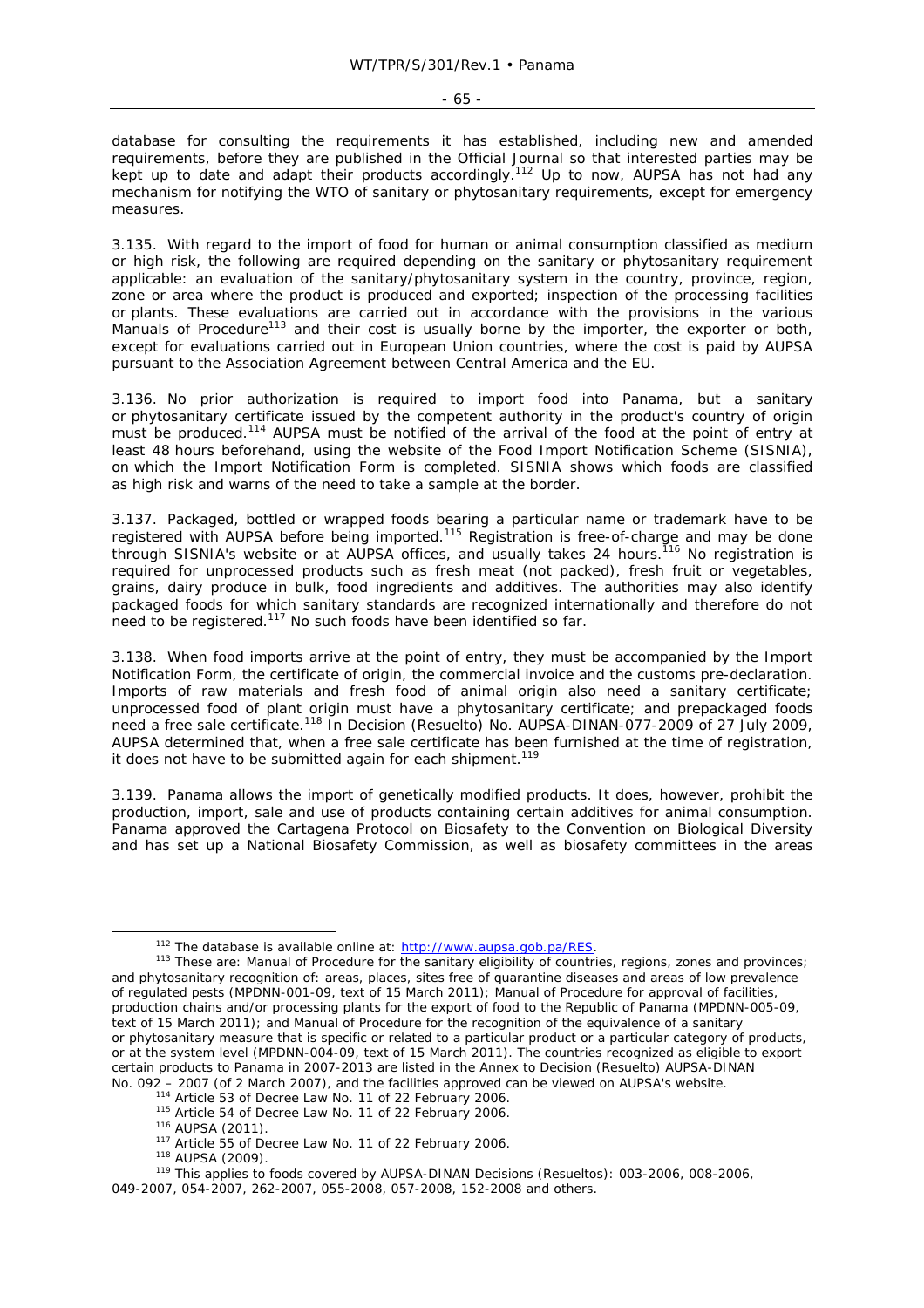database for consulting the requirements it has established, including new and amended requirements, before they are published in the Official Journal so that interested parties may be kept up to date and adapt their products accordingly.[112] Up to now, AUPSA has not had any mechanism for notifying the WTO of sanitary or phytosanitary requirements, except for emergency measures.

3.135. With regard to the import of food for human or animal consumption classified as medium or high risk, the following are required depending on the sanitary or phytosanitary requirement applicable: an evaluation of the sanitary/phytosanitary system in the country, province, region, zone or area where the product is produced and exported; inspection of the processing facilities or plants. These evaluations are carried out in accordance with the provisions in the various Manuals of Procedure[113] and their cost is usually borne by the importer, the exporter or both, except for evaluations carried out in European Union countries, where the cost is paid by AUPSA pursuant to the Association Agreement between Central America and the EU.

3.136. No prior authorization is required to import food into Panama, but a sanitary or phytosanitary certificate issued by the competent authority in the product's country of origin must be produced.[114] AUPSA must be notified of the arrival of the food at the point of entry at least 48 hours beforehand, using the website of the Food Import Notification Scheme (SISNIA), on which the Import Notification Form is completed. SISNIA shows which foods are classified as high risk and warns of the need to take a sample at the border.

3.137. Packaged, bottled or wrapped foods bearing a particular name or trademark have to be registered with AUPSA before being imported.[115] Registration is free-of-charge and may be done through SISNIA's website or at AUPSA offices, and usually takes 24 hours.[116] No registration is required for unprocessed products such as fresh meat (not packed), fresh fruit or vegetables, grains, dairy produce in bulk, food ingredients and additives. The authorities may also identify packaged foods for which sanitary standards are recognized internationally and therefore do not need to be registered.[117] No such foods have been identified so far.

3.138. When food imports arrive at the point of entry, they must be accompanied by the Import Notification Form, the certificate of origin, the commercial invoice and the customs pre-declaration. Imports of raw materials and fresh food of animal origin also need a sanitary certificate; unprocessed food of plant origin must have a phytosanitary certificate; and prepackaged foods need a free sale certificate.[118] In Decision (Resuelto) No. AUPSA-DINAN-077-2009 of 27 July 2009, AUPSA determined that, when a free sale certificate has been furnished at the time of registration, it does not have to be submitted again for each shipment.[119]

3.139. Panama allows the import of genetically modified products. It does, however, prohibit the production, import, sale and use of products containing certain additives for animal consumption. Panama approved the Cartagena Protocol on Biosafety to the Convention on Biological Diversity and has set up a National Biosafety Commission, as well as biosafety committees in the areas

---

[112] The database is available online at: http://www.aupsa.gob.pa/RES.

[113] These are: Manual of Procedure for the sanitary eligibility of countries, regions, zones and provinces; and phytosanitary recognition of: areas, places, sites free of quarantine diseases and areas of low prevalence of regulated pests (MPDNN-001-09, text of 15 March 2011); Manual of Procedure for approval of facilities, production chains and/or processing plants for the export of food to the Republic of Panama (MPDNN-005-09, text of 15 March 2011); and Manual of Procedure for the recognition of the equivalence of a sanitary or phytosanitary measure that is specific or related to a particular product or a particular category of products, or at the system level (MPDNN-004-09, text of 15 March 2011). The countries recognized as eligible to export certain products to Panama in 2007-2013 are listed in the Annex to Decision (Resuelto) AUPSA-DINAN No. 092 – 2007 (of 2 March 2007), and the facilities approved can be viewed on AUPSA's website.

[114] Article 53 of Decree Law No. 11 of 22 February 2006.

[115] Article 54 of Decree Law No. 11 of 22 February 2006.

[116] AUPSA (2011).

[117] Article 55 of Decree Law No. 11 of 22 February 2006.

[118] AUPSA (2009).

[119] This applies to foods covered by AUPSA-DINAN Decisions (Resueltos): 003-2006, 008-2006, 049-2007, 054-2007, 262-2007, 055-2008, 057-2008, 152-2008 and others.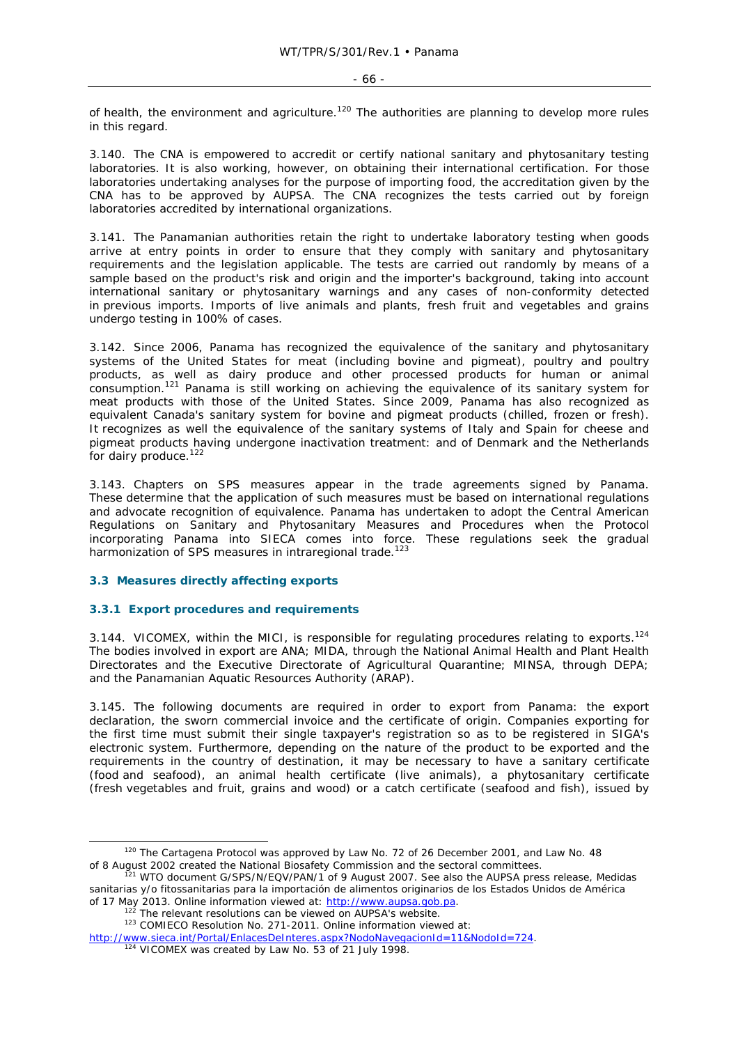of health, the environment and agriculture.[120] The authorities are planning to develop more rules in this regard.

3.140. The CNA is empowered to accredit or certify national sanitary and phytosanitary testing laboratories. It is also working, however, on obtaining their international certification. For those laboratories undertaking analyses for the purpose of importing food, the accreditation given by the CNA has to be approved by AUPSA. The CNA recognizes the tests carried out by foreign laboratories accredited by international organizations.

3.141. The Panamanian authorities retain the right to undertake laboratory testing when goods arrive at entry points in order to ensure that they comply with sanitary and phytosanitary requirements and the legislation applicable. The tests are carried out randomly by means of a sample based on the product's risk and origin and the importer's background, taking into account international sanitary or phytosanitary warnings and any cases of non-conformity detected in previous imports. Imports of live animals and plants, fresh fruit and vegetables and grains undergo testing in 100% of cases.

3.142. Since 2006, Panama has recognized the equivalence of the sanitary and phytosanitary systems of the United States for meat (including bovine and pigmeat), poultry and poultry products, as well as dairy produce and other processed products for human or animal consumption.[121] Panama is still working on achieving the equivalence of its sanitary system for meat products with those of the United States. Since 2009, Panama has also recognized as equivalent Canada's sanitary system for bovine and pigmeat products (chilled, frozen or fresh). It recognizes as well the equivalence of the sanitary systems of Italy and Spain for cheese and pigmeat products having undergone inactivation treatment: and of Denmark and the Netherlands for dairy produce.[122]

3.143. Chapters on SPS measures appear in the trade agreements signed by Panama. These determine that the application of such measures must be based on international regulations and advocate recognition of equivalence. Panama has undertaken to adopt the Central American Regulations on Sanitary and Phytosanitary Measures and Procedures when the Protocol incorporating Panama into SIECA comes into force. These regulations seek the gradual harmonization of SPS measures in intraregional trade.[123]

## 3.3 Measures directly affecting exports

### 3.3.1 Export procedures and requirements

3.144. VICOMEX, within the MICI, is responsible for regulating procedures relating to exports.[124] The bodies involved in export are ANA; MIDA, through the National Animal Health and Plant Health Directorates and the Executive Directorate of Agricultural Quarantine; MINSA, through DEPA; and the Panamanian Aquatic Resources Authority (ARAP).

3.145. The following documents are required in order to export from Panama: the export declaration, the sworn commercial invoice and the certificate of origin. Companies exporting for the first time must submit their single taxpayer's registration so as to be registered in SIGA's electronic system. Furthermore, depending on the nature of the product to be exported and the requirements in the country of destination, it may be necessary to have a sanitary certificate (food and seafood), an animal health certificate (live animals), a phytosanitary certificate (fresh vegetables and fruit, grains and wood) or a catch certificate (seafood and fish), issued by

---

[120] The Cartagena Protocol was approved by Law No. 72 of 26 December 2001, and Law No. 48 of 8 August 2002 created the National Biosafety Commission and the sectoral committees.

[121] WTO document G/SPS/N/EQV/PAN/1 of 9 August 2007. See also the AUPSA press release, Medidas sanitarias y/o fitossanitarias para la importación de alimentos originarios de los Estados Unidos de América of 17 May 2013. Online information viewed at: http://www.aupsa.gob.pa.

[122] The relevant resolutions can be viewed on AUPSA's website.

[123] COMIECO Resolution No. 271-2011. Online information viewed at: http://www.sieca.int/Portal/EnlacesDeInteres.aspx?NodoNavegacionId=11&NodoId=724.

[124] VICOMEX was created by Law No. 53 of 21 July 1998.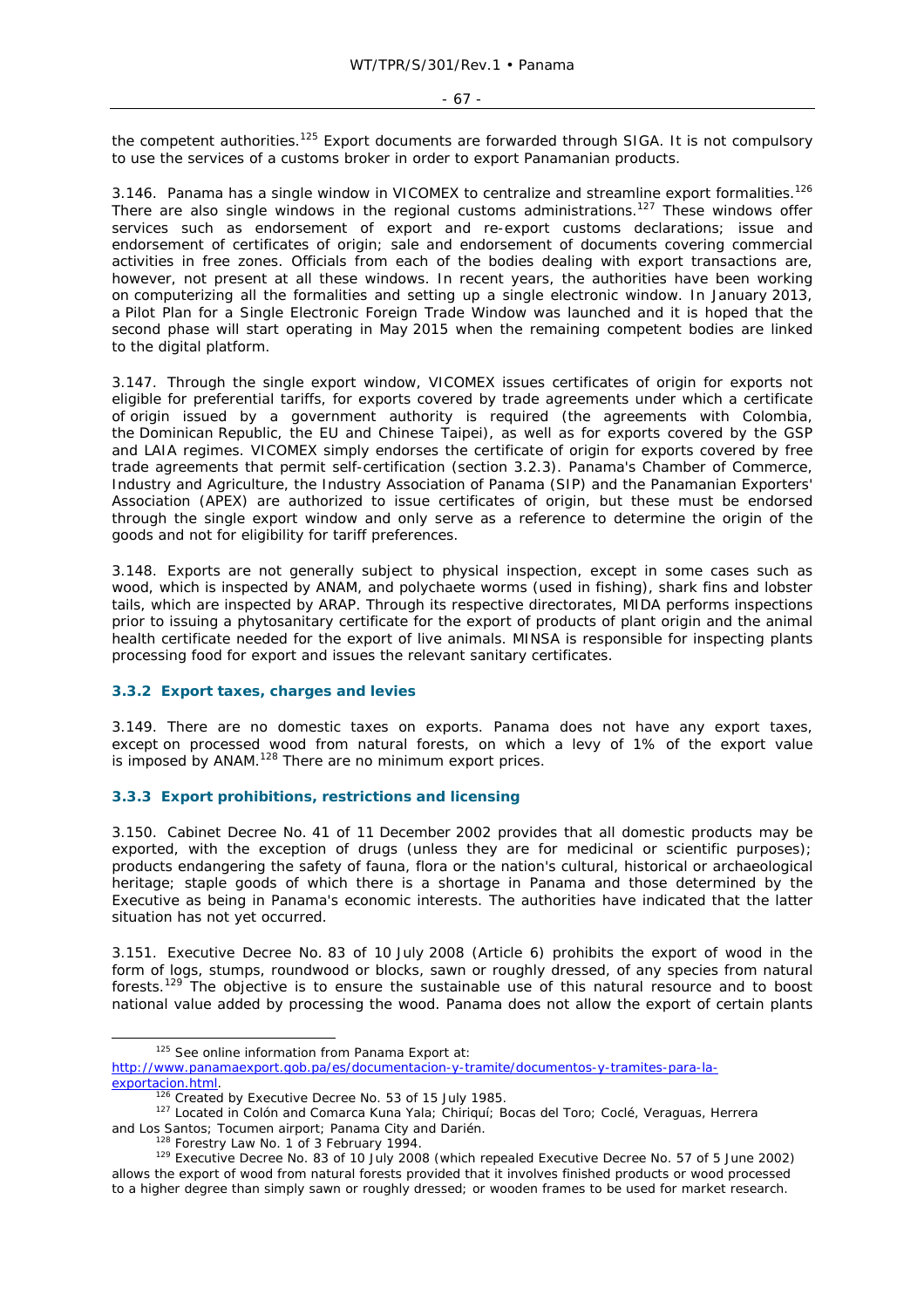the competent authorities.[125] Export documents are forwarded through SIGA. It is not compulsory to use the services of a customs broker in order to export Panamanian products.

3.146. Panama has a single window in VICOMEX to centralize and streamline export formalities.[126] There are also single windows in the regional customs administrations.[127] These windows offer services such as endorsement of export and re-export customs declarations; issue and endorsement of certificates of origin; sale and endorsement of documents covering commercial activities in free zones. Officials from each of the bodies dealing with export transactions are, however, not present at all these windows. In recent years, the authorities have been working on computerizing all the formalities and setting up a single electronic window. In January 2013, a Pilot Plan for a Single Electronic Foreign Trade Window was launched and it is hoped that the second phase will start operating in May 2015 when the remaining competent bodies are linked to the digital platform.

3.147. Through the single export window, VICOMEX issues certificates of origin for exports not eligible for preferential tariffs, for exports covered by trade agreements under which a certificate of origin issued by a government authority is required (the agreements with Colombia, the Dominican Republic, the EU and Chinese Taipei), as well as for exports covered by the GSP and LAIA regimes. VICOMEX simply endorses the certificate of origin for exports covered by free trade agreements that permit self-certification (section 3.2.3). Panama's Chamber of Commerce, Industry and Agriculture, the Industry Association of Panama (SIP) and the Panamanian Exporters' Association (APEX) are authorized to issue certificates of origin, but these must be endorsed through the single export window and only serve as a reference to determine the origin of the goods and not for eligibility for tariff preferences.

3.148. Exports are not generally subject to physical inspection, except in some cases such as wood, which is inspected by ANAM, and polychaete worms (used in fishing), shark fins and lobster tails, which are inspected by ARAP. Through its respective directorates, MIDA performs inspections prior to issuing a phytosanitary certificate for the export of products of plant origin and the animal health certificate needed for the export of live animals. MINSA is responsible for inspecting plants processing food for export and issues the relevant sanitary certificates.

### 3.3.2 Export taxes, charges and levies

3.149. There are no domestic taxes on exports. Panama does not have any export taxes, except on processed wood from natural forests, on which a levy of 1% of the export value is imposed by ANAM.[128] There are no minimum export prices.

### 3.3.3 Export prohibitions, restrictions and licensing

3.150. Cabinet Decree No. 41 of 11 December 2002 provides that all domestic products may be exported, with the exception of drugs (unless they are for medicinal or scientific purposes); products endangering the safety of fauna, flora or the nation's cultural, historical or archaeological heritage; staple goods of which there is a shortage in Panama and those determined by the Executive as being in Panama's economic interests. The authorities have indicated that the latter situation has not yet occurred.

3.151. Executive Decree No. 83 of 10 July 2008 (Article 6) prohibits the export of wood in the form of logs, stumps, roundwood or blocks, sawn or roughly dressed, of any species from natural forests.[129] The objective is to ensure the sustainable use of this natural resource and to boost national value added by processing the wood. Panama does not allow the export of certain plants

---

[125] See online information from Panama Export at: http://www.panamaexport.gob.pa/es/documentacion-y-tramite/documentos-y-tramites-para-la-exportacion.html.

[126] Created by Executive Decree No. 53 of 15 July 1985.

[127] Located in Colón and Comarca Kuna Yala; Chiriquí; Bocas del Toro; Coclé, Veraguas, Herrera and Los Santos; Tocumen airport; Panama City and Darién.

[128] Forestry Law No. 1 of 3 February 1994.

[129] Executive Decree No. 83 of 10 July 2008 (which repealed Executive Decree No. 57 of 5 June 2002) allows the export of wood from natural forests provided that it involves finished products or wood processed to a higher degree than simply sawn or roughly dressed; or wooden frames to be used for market research.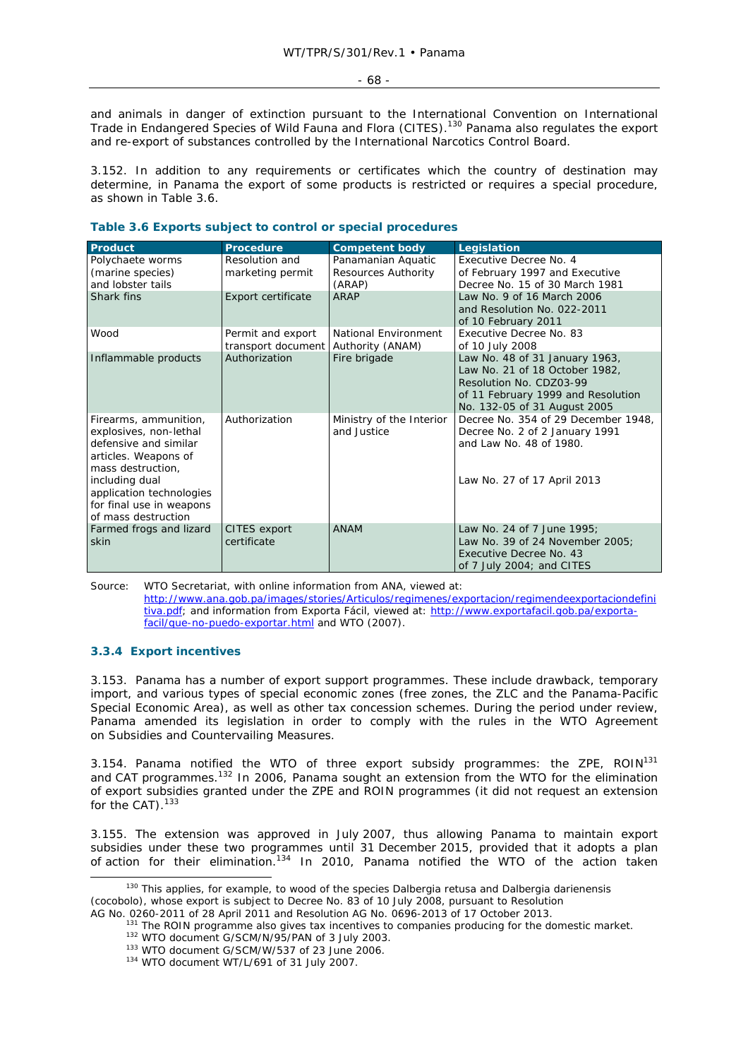and animals in danger of extinction pursuant to the International Convention on International Trade in Endangered Species of Wild Fauna and Flora (CITES).[130] Panama also regulates the export and re-export of substances controlled by the International Narcotics Control Board.

3.152. In addition to any requirements or certificates which the country of destination may determine, in Panama the export of some products is restricted or requires a special procedure, as shown in Table 3.6.

**Table 3.6 Exports subject to control or special procedures**

| Product | Procedure | Competent body | Legislation |
|---|---|---|---|
| Polychaete worms (marine species) and lobster tails | Resolution and marketing permit | Panamanian Aquatic Resources Authority (ARAP) | Executive Decree No. 4 of February 1997 and Executive Decree No. 15 of 30 March 1981 |
| Shark fins | Export certificate | ARAP | Law No. 9 of 16 March 2006 and Resolution No. 022-2011 of 10 February 2011 |
| Wood | Permit and export transport document | National Environment Authority (ANAM) | Executive Decree No. 83 of 10 July 2008 |
| Inflammable products | Authorization | Fire brigade | Law No. 48 of 31 January 1963, Law No. 21 of 18 October 1982, Resolution No. CDZ03-99 of 11 February 1999 and Resolution No. 132-05 of 31 August 2005 |
| Firearms, ammunition, explosives, non-lethal defensive and similar articles. Weapons of mass destruction, including dual application technologies for final use in weapons of mass destruction | Authorization | Ministry of the Interior and Justice | Decree No. 354 of 29 December 1948, Decree No. 2 of 2 January 1991 and Law No. 48 of 1980. Law No. 27 of 17 April 2013 |
| Farmed frogs and lizard skin | CITES export certificate | ANAM | Law No. 24 of 7 June 1995; Law No. 39 of 24 November 2005; Executive Decree No. 43 of 7 July 2004; and CITES |

Source: WTO Secretariat, with online information from ANA, viewed at: http://www.ana.gob.pa/images/stories/Articulos/regimenes/exportacion/regimendeexportaciondefinitiva.pdf; and information from Exporta Fácil, viewed at: http://www.exportafacil.gob.pa/exporta-facil/que-no-puedo-exportar.html and WTO (2007).

### 3.3.4 Export incentives

3.153. Panama has a number of export support programmes. These include drawback, temporary import, and various types of special economic zones (free zones, the ZLC and the Panama-Pacific Special Economic Area), as well as other tax concession schemes. During the period under review, Panama amended its legislation in order to comply with the rules in the WTO Agreement on Subsidies and Countervailing Measures.

3.154. Panama notified the WTO of three export subsidy programmes: the ZPE, ROIN[131] and CAT programmes.[132] In 2006, Panama sought an extension from the WTO for the elimination of export subsidies granted under the ZPE and ROIN programmes (it did not request an extension for the CAT).[133]

3.155. The extension was approved in July 2007, thus allowing Panama to maintain export subsidies under these two programmes until 31 December 2015, provided that it adopts a plan of action for their elimination.[134] In 2010, Panama notified the WTO of the action taken

---

[130] This applies, for example, to wood of the species Dalbergia retusa and Dalbergia darienensis (cocobolo), whose export is subject to Decree No. 83 of 10 July 2008, pursuant to Resolution AG No. 0260-2011 of 28 April 2011 and Resolution AG No. 0696-2013 of 17 October 2013.

[131] The ROIN programme also gives tax incentives to companies producing for the domestic market.

[132] WTO document G/SCM/N/95/PAN of 3 July 2003.

[133] WTO document G/SCM/W/537 of 23 June 2006.

[134] WTO document WT/L/691 of 31 July 2007.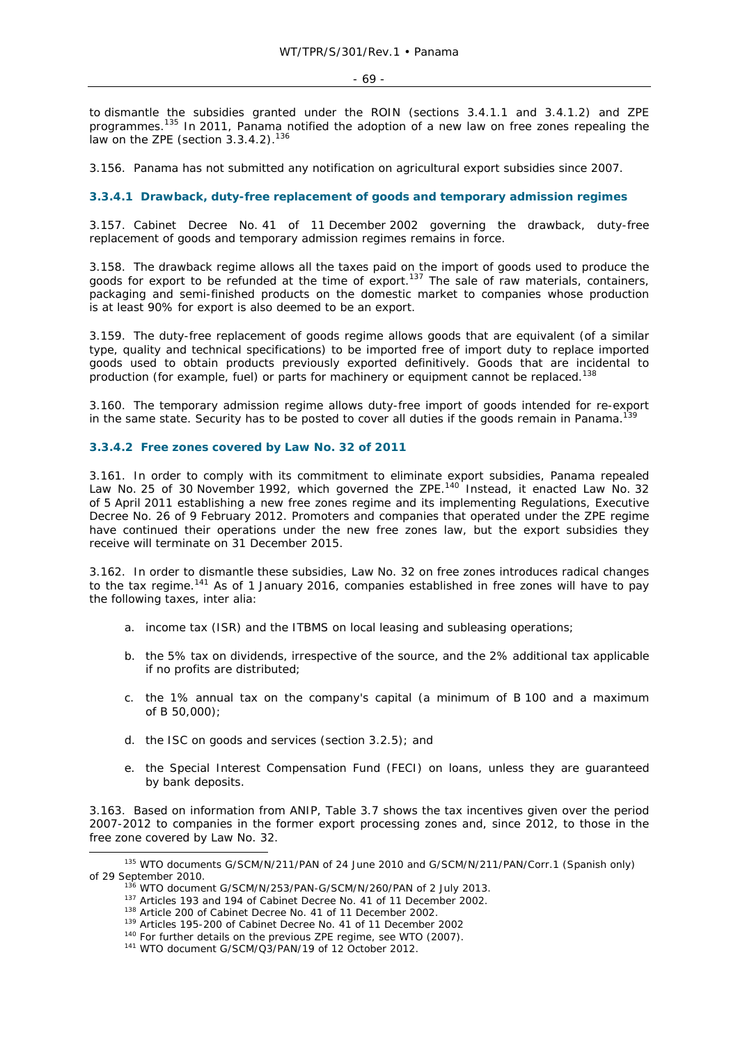to dismantle the subsidies granted under the ROIN (sections 3.4.1.1 and 3.4.1.2) and ZPE programmes.[135] In 2011, Panama notified the adoption of a new law on free zones repealing the law on the ZPE (section 3.3.4.2).[136]

3.156. Panama has not submitted any notification on agricultural export subsidies since 2007.

### 3.3.4.1 Drawback, duty-free replacement of goods and temporary admission regimes

3.157. Cabinet Decree No. 41 of 11 December 2002 governing the drawback, duty-free replacement of goods and temporary admission regimes remains in force.

3.158. The drawback regime allows all the taxes paid on the import of goods used to produce the goods for export to be refunded at the time of export.[137] The sale of raw materials, containers, packaging and semi-finished products on the domestic market to companies whose production is at least 90% for export is also deemed to be an export.

3.159. The duty-free replacement of goods regime allows goods that are equivalent (of a similar type, quality and technical specifications) to be imported free of import duty to replace imported goods used to obtain products previously exported definitively. Goods that are incidental to production (for example, fuel) or parts for machinery or equipment cannot be replaced.[138]

3.160. The temporary admission regime allows duty-free import of goods intended for re-export in the same state. Security has to be posted to cover all duties if the goods remain in Panama.[139]

### 3.3.4.2 Free zones covered by Law No. 32 of 2011

3.161. In order to comply with its commitment to eliminate export subsidies, Panama repealed Law No. 25 of 30 November 1992, which governed the ZPE.[140] Instead, it enacted Law No. 32 of 5 April 2011 establishing a new free zones regime and its implementing Regulations, Executive Decree No. 26 of 9 February 2012. Promoters and companies that operated under the ZPE regime have continued their operations under the new free zones law, but the export subsidies they receive will terminate on 31 December 2015.

3.162. In order to dismantle these subsidies, Law No. 32 on free zones introduces radical changes to the tax regime.[141] As of 1 January 2016, companies established in free zones will have to pay the following taxes, inter alia:

a. income tax (ISR) and the ITBMS on local leasing and subleasing operations;

b. the 5% tax on dividends, irrespective of the source, and the 2% additional tax applicable if no profits are distributed;

c. the 1% annual tax on the company's capital (a minimum of B 100 and a maximum of B 50,000);

d. the ISC on goods and services (section 3.2.5); and

e. the Special Interest Compensation Fund (FECI) on loans, unless they are guaranteed by bank deposits.

3.163. Based on information from ANIP, Table 3.7 shows the tax incentives given over the period 2007-2012 to companies in the former export processing zones and, since 2012, to those in the free zone covered by Law No. 32.

---

[135] WTO documents G/SCM/N/211/PAN of 24 June 2010 and G/SCM/N/211/PAN/Corr.1 (Spanish only) of 29 September 2010.

[136] WTO document G/SCM/N/253/PAN-G/SCM/N/260/PAN of 2 July 2013.

[137] Articles 193 and 194 of Cabinet Decree No. 41 of 11 December 2002.

[138] Article 200 of Cabinet Decree No. 41 of 11 December 2002.

[139] Articles 195-200 of Cabinet Decree No. 41 of 11 December 2002

[140] For further details on the previous ZPE regime, see WTO (2007).

[141] WTO document G/SCM/Q3/PAN/19 of 12 October 2012.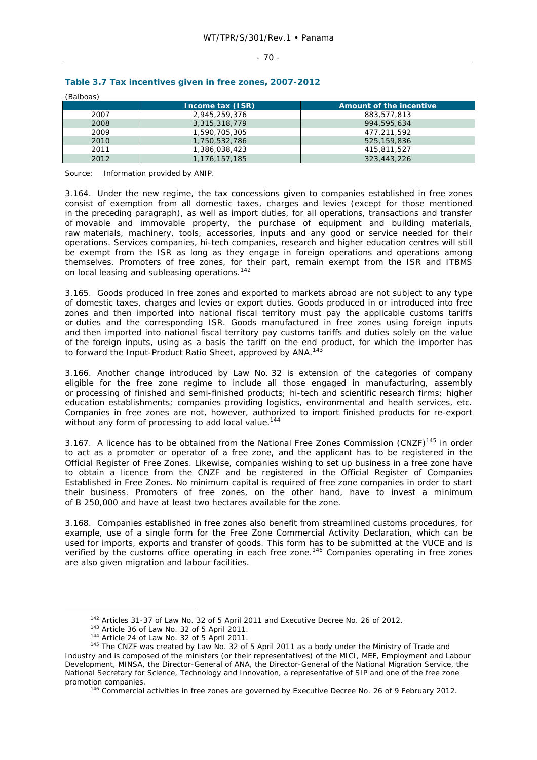**Table 3.7 Tax incentives given in free zones, 2007-2012**

(Balboas)

| | Income tax (ISR) | Amount of the incentive |
|---|---|---|
| 2007 | 2,945,259,376 | 883,577,813 |
| 2008 | 3,315,318,779 | 994,595,634 |
| 2009 | 1,590,705,305 | 477,211,592 |
| 2010 | 1,750,532,786 | 525,159,836 |
| 2011 | 1,386,038,423 | 415,811,527 |
| 2012 | 1,176,157,185 | 323,443,226 |

Source: Information provided by ANIP.

3.164. Under the new regime, the tax concessions given to companies established in free zones consist of exemption from all domestic taxes, charges and levies (except for those mentioned in the preceding paragraph), as well as import duties, for all operations, transactions and transfer of movable and immovable property, the purchase of equipment and building materials, raw materials, machinery, tools, accessories, inputs and any good or service needed for their operations. Services companies, hi-tech companies, research and higher education centres will still be exempt from the ISR as long as they engage in foreign operations and operations among themselves. Promoters of free zones, for their part, remain exempt from the ISR and ITBMS on local leasing and subleasing operations.[142]

3.165. Goods produced in free zones and exported to markets abroad are not subject to any type of domestic taxes, charges and levies or export duties. Goods produced in or introduced into free zones and then imported into national fiscal territory must pay the applicable customs tariffs or duties and the corresponding ISR. Goods manufactured in free zones using foreign inputs and then imported into national fiscal territory pay customs tariffs and duties solely on the value of the foreign inputs, using as a basis the tariff on the end product, for which the importer has to forward the Input-Product Ratio Sheet, approved by ANA.[143]

3.166. Another change introduced by Law No. 32 is extension of the categories of company eligible for the free zone regime to include all those engaged in manufacturing, assembly or processing of finished and semi-finished products; hi-tech and scientific research firms; higher education establishments; companies providing logistics, environmental and health services, etc. Companies in free zones are not, however, authorized to import finished products for re-export without any form of processing to add local value.[144]

3.167. A licence has to be obtained from the National Free Zones Commission (CNZF)[145] in order to act as a promoter or operator of a free zone, and the applicant has to be registered in the Official Register of Free Zones. Likewise, companies wishing to set up business in a free zone have to obtain a licence from the CNZF and be registered in the Official Register of Companies Established in Free Zones. No minimum capital is required of free zone companies in order to start their business. Promoters of free zones, on the other hand, have to invest a minimum of B 250,000 and have at least two hectares available for the zone.

3.168. Companies established in free zones also benefit from streamlined customs procedures, for example, use of a single form for the Free Zone Commercial Activity Declaration, which can be used for imports, exports and transfer of goods. This form has to be submitted at the VUCE and is verified by the customs office operating in each free zone.[146] Companies operating in free zones are also given migration and labour facilities.

---

[142] Articles 31-37 of Law No. 32 of 5 April 2011 and Executive Decree No. 26 of 2012.

[143] Article 36 of Law No. 32 of 5 April 2011.

[144] Article 24 of Law No. 32 of 5 April 2011.

[145] The CNZF was created by Law No. 32 of 5 April 2011 as a body under the Ministry of Trade and Industry and is composed of the ministers (or their representatives) of the MICI, MEF, Employment and Labour Development, MINSA, the Director-General of ANA, the Director-General of the National Migration Service, the National Secretary for Science, Technology and Innovation, a representative of SIP and one of the free zone promotion companies.

[146] Commercial activities in free zones are governed by Executive Decree No. 26 of 9 February 2012.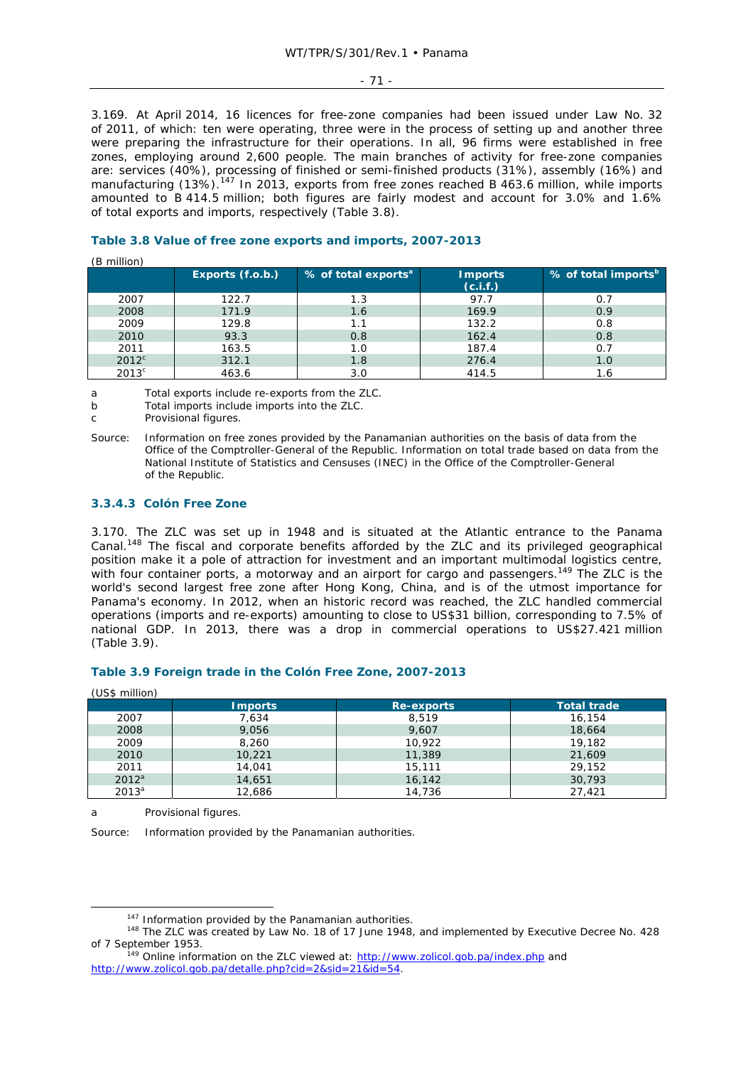3.169. At April 2014, 16 licences for free-zone companies had been issued under Law No. 32 of 2011, of which: ten were operating, three were in the process of setting up and another three were preparing the infrastructure for their operations. In all, 96 firms were established in free zones, employing around 2,600 people. The main branches of activity for free-zone companies are: services (40%), processing of finished or semi-finished products (31%), assembly (16%) and manufacturing (13%).[147] In 2013, exports from free zones reached B 463.6 million, while imports amounted to B 414.5 million; both figures are fairly modest and account for 3.0% and 1.6% of total exports and imports, respectively (Table 3.8).

### Table 3.8 Value of free zone exports and imports, 2007-2013

(B million)

| | Exports (f.o.b.) | % of total exports[a] | Imports (c.i.f.) | % of total imports[b] |
|---|---|---|---|---|
| 2007 | 122.7 | 1.3 | 97.7 | 0.7 |
| 2008 | 171.9 | 1.6 | 169.9 | 0.9 |
| 2009 | 129.8 | 1.1 | 132.2 | 0.8 |
| 2010 | 93.3 | 0.8 | 162.4 | 0.8 |
| 2011 | 163.5 | 1.0 | 187.4 | 0.7 |
| 2012[c] | 312.1 | 1.8 | 276.4 | 1.0 |
| 2013[c] | 463.6 | 3.0 | 414.5 | 1.6 |

a Total exports include re-exports from the ZLC.

b Total imports include imports into the ZLC.

c Provisional figures.

Source: Information on free zones provided by the Panamanian authorities on the basis of data from the Office of the Comptroller-General of the Republic. Information on total trade based on data from the National Institute of Statistics and Censuses (INEC) in the Office of the Comptroller-General of the Republic.

### 3.3.4.3 Colón Free Zone

3.170. The ZLC was set up in 1948 and is situated at the Atlantic entrance to the Panama Canal.[148] The fiscal and corporate benefits afforded by the ZLC and its privileged geographical position make it a pole of attraction for investment and an important multimodal logistics centre, with four container ports, a motorway and an airport for cargo and passengers.[149] The ZLC is the world's second largest free zone after Hong Kong, China, and is of the utmost importance for Panama's economy. In 2012, when an historic record was reached, the ZLC handled commercial operations (imports and re-exports) amounting to close to US$31 billion, corresponding to 7.5% of national GDP. In 2013, there was a drop in commercial operations to US$27.421 million (Table 3.9).

### Table 3.9 Foreign trade in the Colón Free Zone, 2007-2013

(US$ million)

| | Imports | Re-exports | Total trade |
|---|---|---|---|
| 2007 | 7,634 | 8,519 | 16,154 |
| 2008 | 9,056 | 9,607 | 18,664 |
| 2009 | 8,260 | 10,922 | 19,182 |
| 2010 | 10,221 | 11,389 | 21,609 |
| 2011 | 14,041 | 15,111 | 29,152 |
| 2012[a] | 14,651 | 16,142 | 30,793 |
| 2013[a] | 12,686 | 14,736 | 27,421 |

a Provisional figures.

Source: Information provided by the Panamanian authorities.

---

[147] Information provided by the Panamanian authorities.

[148] The ZLC was created by Law No. 18 of 17 June 1948, and implemented by Executive Decree No. 428 of 7 September 1953.

[149] Online information on the ZLC viewed at: http://www.zolicol.gob.pa/index.php and http://www.zolicol.gob.pa/detalle.php?cid=2&sid=21&id=54.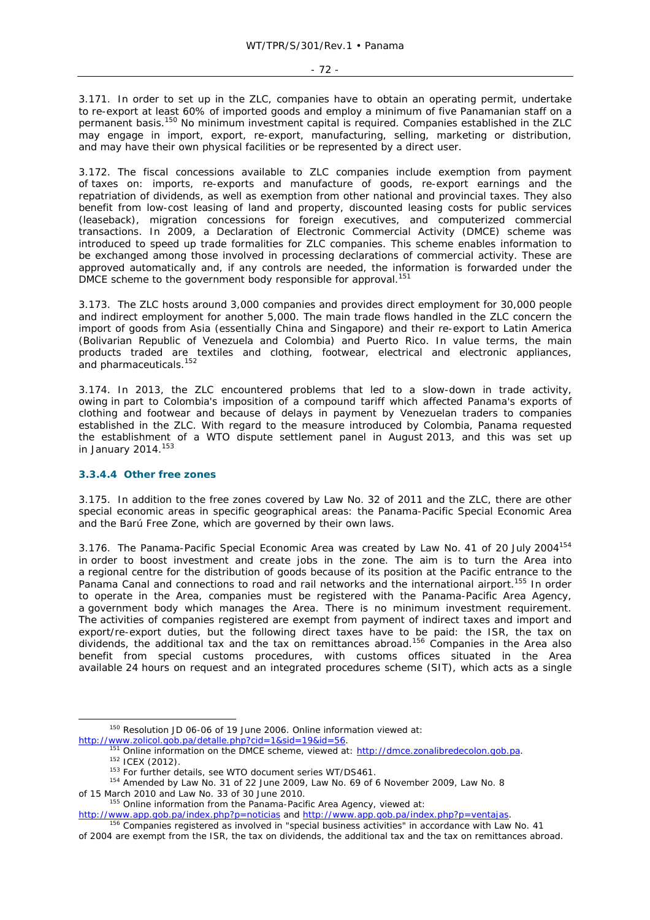3.171. In order to set up in the ZLC, companies have to obtain an operating permit, undertake to re-export at least 60% of imported goods and employ a minimum of five Panamanian staff on a permanent basis.[150] No minimum investment capital is required. Companies established in the ZLC may engage in import, export, re-export, manufacturing, selling, marketing or distribution, and may have their own physical facilities or be represented by a direct user.

3.172. The fiscal concessions available to ZLC companies include exemption from payment of taxes on: imports, re-exports and manufacture of goods, re-export earnings and the repatriation of dividends, as well as exemption from other national and provincial taxes. They also benefit from low-cost leasing of land and property, discounted leasing costs for public services (leaseback), migration concessions for foreign executives, and computerized commercial transactions. In 2009, a Declaration of Electronic Commercial Activity (DMCE) scheme was introduced to speed up trade formalities for ZLC companies. This scheme enables information to be exchanged among those involved in processing declarations of commercial activity. These are approved automatically and, if any controls are needed, the information is forwarded under the DMCE scheme to the government body responsible for approval.[151]

3.173. The ZLC hosts around 3,000 companies and provides direct employment for 30,000 people and indirect employment for another 5,000. The main trade flows handled in the ZLC concern the import of goods from Asia (essentially China and Singapore) and their re-export to Latin America (Bolivarian Republic of Venezuela and Colombia) and Puerto Rico. In value terms, the main products traded are textiles and clothing, footwear, electrical and electronic appliances, and pharmaceuticals.[152]

3.174. In 2013, the ZLC encountered problems that led to a slow-down in trade activity, owing in part to Colombia's imposition of a compound tariff which affected Panama's exports of clothing and footwear and because of delays in payment by Venezuelan traders to companies established in the ZLC. With regard to the measure introduced by Colombia, Panama requested the establishment of a WTO dispute settlement panel in August 2013, and this was set up in January 2014.[153]

#### 3.3.4.4 Other free zones

3.175. In addition to the free zones covered by Law No. 32 of 2011 and the ZLC, there are other special economic areas in specific geographical areas: the Panama-Pacific Special Economic Area and the Barú Free Zone, which are governed by their own laws.

3.176. The Panama-Pacific Special Economic Area was created by Law No. 41 of 20 July 2004[154] in order to boost investment and create jobs in the zone. The aim is to turn the Area into a regional centre for the distribution of goods because of its position at the Pacific entrance to the Panama Canal and connections to road and rail networks and the international airport.[155] In order to operate in the Area, companies must be registered with the Panama-Pacific Area Agency, a government body which manages the Area. There is no minimum investment requirement. The activities of companies registered are exempt from payment of indirect taxes and import and export/re-export duties, but the following direct taxes have to be paid: the ISR, the tax on dividends, the additional tax and the tax on remittances abroad.[156] Companies in the Area also benefit from special customs procedures, with customs offices situated in the Area available 24 hours on request and an integrated procedures scheme (SIT), which acts as a single

---

[150] Resolution JD 06-06 of 19 June 2006. Online information viewed at: http://www.zolicol.gob.pa/detalle.php?cid=1&sid=19&id=56.

[151] Online information on the DMCE scheme, viewed at: http://dmce.zonalibredecolon.gob.pa.

[152] ICEX (2012).

[153] For further details, see WTO document series WT/DS461.

[154] Amended by Law No. 31 of 22 June 2009, Law No. 69 of 6 November 2009, Law No. 8 of 15 March 2010 and Law No. 33 of 30 June 2010.

[155] Online information from the Panama-Pacific Area Agency, viewed at: http://www.app.gob.pa/index.php?p=noticias and http://www.app.gob.pa/index.php?p=ventajas.

[156] Companies registered as involved in "special business activities" in accordance with Law No. 41 of 2004 are exempt from the ISR, the tax on dividends, the additional tax and the tax on remittances abroad.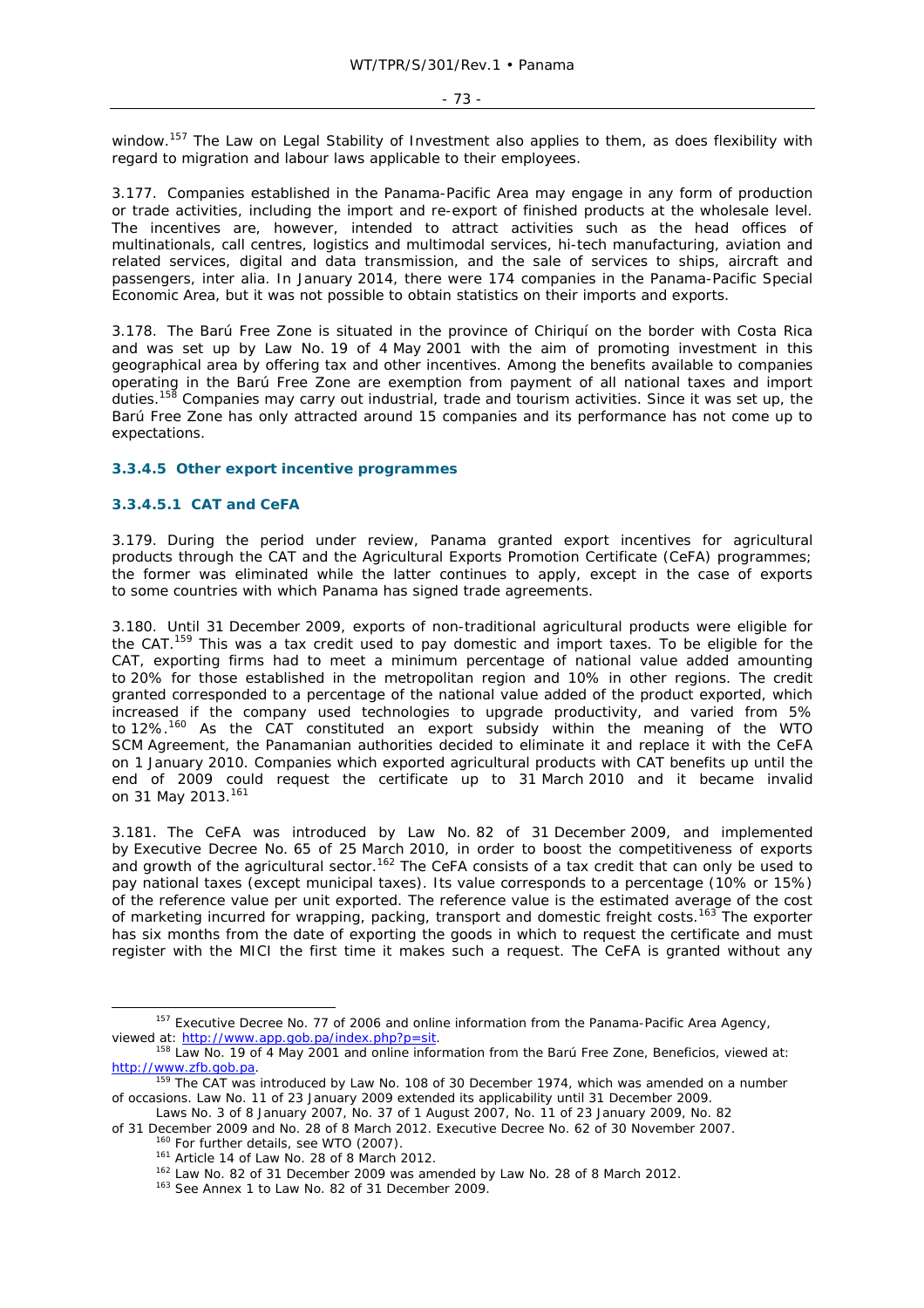window.[157] The Law on Legal Stability of Investment also applies to them, as does flexibility with regard to migration and labour laws applicable to their employees.

3.177. Companies established in the Panama-Pacific Area may engage in any form of production or trade activities, including the import and re-export of finished products at the wholesale level. The incentives are, however, intended to attract activities such as the head offices of multinationals, call centres, logistics and multimodal services, hi-tech manufacturing, aviation and related services, digital and data transmission, and the sale of services to ships, aircraft and passengers, inter alia. In January 2014, there were 174 companies in the Panama-Pacific Special Economic Area, but it was not possible to obtain statistics on their imports and exports.

3.178. The Barú Free Zone is situated in the province of Chiriquí on the border with Costa Rica and was set up by Law No. 19 of 4 May 2001 with the aim of promoting investment in this geographical area by offering tax and other incentives. Among the benefits available to companies operating in the Barú Free Zone are exemption from payment of all national taxes and import duties.[158] Companies may carry out industrial, trade and tourism activities. Since it was set up, the Barú Free Zone has only attracted around 15 companies and its performance has not come up to expectations.

### 3.3.4.5 Other export incentive programmes

#### 3.3.4.5.1 CAT and CeFA

3.179. During the period under review, Panama granted export incentives for agricultural products through the CAT and the Agricultural Exports Promotion Certificate (CeFA) programmes; the former was eliminated while the latter continues to apply, except in the case of exports to some countries with which Panama has signed trade agreements.

3.180. Until 31 December 2009, exports of non-traditional agricultural products were eligible for the CAT.[159] This was a tax credit used to pay domestic and import taxes. To be eligible for the CAT, exporting firms had to meet a minimum percentage of national value added amounting to 20% for those established in the metropolitan region and 10% in other regions. The credit granted corresponded to a percentage of the national value added of the product exported, which increased if the company used technologies to upgrade productivity, and varied from 5% to 12%.[160] As the CAT constituted an export subsidy within the meaning of the WTO SCM Agreement, the Panamanian authorities decided to eliminate it and replace it with the CeFA on 1 January 2010. Companies which exported agricultural products with CAT benefits up until the end of 2009 could request the certificate up to 31 March 2010 and it became invalid on 31 May 2013.[161]

3.181. The CeFA was introduced by Law No. 82 of 31 December 2009, and implemented by Executive Decree No. 65 of 25 March 2010, in order to boost the competitiveness of exports and growth of the agricultural sector.[162] The CeFA consists of a tax credit that can only be used to pay national taxes (except municipal taxes). Its value corresponds to a percentage (10% or 15%) of the reference value per unit exported. The reference value is the estimated average of the cost of marketing incurred for wrapping, packing, transport and domestic freight costs.[163] The exporter has six months from the date of exporting the goods in which to request the certificate and must register with the MICI the first time it makes such a request. The CeFA is granted without any

---

[157] Executive Decree No. 77 of 2006 and online information from the Panama-Pacific Area Agency, viewed at: http://www.app.gob.pa/index.php?p=sit.

[158] Law No. 19 of 4 May 2001 and online information from the Barú Free Zone, Beneficios, viewed at: http://www.zfb.gob.pa.

[159] The CAT was introduced by Law No. 108 of 30 December 1974, which was amended on a number of occasions. Law No. 11 of 23 January 2009 extended its applicability until 31 December 2009. Laws No. 3 of 8 January 2007, No. 37 of 1 August 2007, No. 11 of 23 January 2009, No. 82 of 31 December 2009 and No. 28 of 8 March 2012. Executive Decree No. 62 of 30 November 2007.

[160] For further details, see WTO (2007).

[161] Article 14 of Law No. 28 of 8 March 2012.

[162] Law No. 82 of 31 December 2009 was amended by Law No. 28 of 8 March 2012.

[163] See Annex 1 to Law No. 82 of 31 December 2009.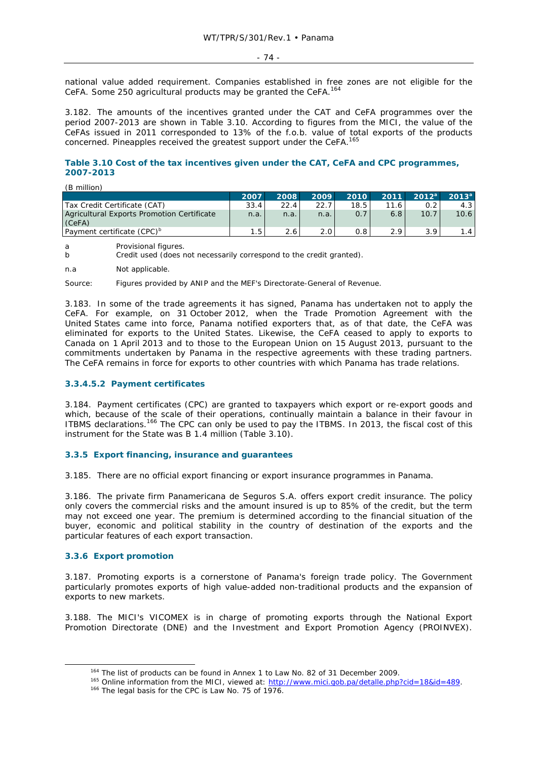national value added requirement. Companies established in free zones are not eligible for the CeFA. Some 250 agricultural products may be granted the CeFA.[164]

3.182. The amounts of the incentives granted under the CAT and CeFA programmes over the period 2007-2013 are shown in Table 3.10. According to figures from the MICI, the value of the CeFAs issued in 2011 corresponded to 13% of the f.o.b. value of total exports of the products concerned. Pineapples received the greatest support under the CeFA.[165]

#### Table 3.10 Cost of the tax incentives given under the CAT, CeFA and CPC programmes, 2007-2013

(B million)

| | 2007 | 2008 | 2009 | 2010 | 2011 | 2012[a] | 2013[a] |
|---|---|---|---|---|---|---|---|
| Tax Credit Certificate (CAT) | 33.4 | 22.4 | 22.7 | 18.5 | 11.6 | 0.2 | 4.3 |
| Agricultural Exports Promotion Certificate (CeFA) | n.a. | n.a. | n.a. | 0.7 | 6.8 | 10.7 | 10.6 |
| Payment certificate (CPC)[b] | 1.5 | 2.6 | 2.0 | 0.8 | 2.9 | 3.9 | 1.4 |

a Provisional figures.
b Credit used (does not necessarily correspond to the credit granted).

n.a Not applicable.

Source: Figures provided by ANIP and the MEF's Directorate-General of Revenue.

3.183. In some of the trade agreements it has signed, Panama has undertaken not to apply the CeFA. For example, on 31 October 2012, when the Trade Promotion Agreement with the United States came into force, Panama notified exporters that, as of that date, the CeFA was eliminated for exports to the United States. Likewise, the CeFA ceased to apply to exports to Canada on 1 April 2013 and to those to the European Union on 15 August 2013, pursuant to the commitments undertaken by Panama in the respective agreements with these trading partners. The CeFA remains in force for exports to other countries with which Panama has trade relations.

#### 3.3.4.5.2 Payment certificates

3.184. Payment certificates (CPC) are granted to taxpayers which export or re-export goods and which, because of the scale of their operations, continually maintain a balance in their favour in ITBMS declarations.[166] The CPC can only be used to pay the ITBMS. In 2013, the fiscal cost of this instrument for the State was B 1.4 million (Table 3.10).

### 3.3.5 Export financing, insurance and guarantees

3.185. There are no official export financing or export insurance programmes in Panama.

3.186. The private firm Panamericana de Seguros S.A. offers export credit insurance. The policy only covers the commercial risks and the amount insured is up to 85% of the credit, but the term may not exceed one year. The premium is determined according to the financial situation of the buyer, economic and political stability in the country of destination of the exports and the particular features of each export transaction.

### 3.3.6 Export promotion

3.187. Promoting exports is a cornerstone of Panama's foreign trade policy. The Government particularly promotes exports of high value-added non-traditional products and the expansion of exports to new markets.

3.188. The MICI's VICOMEX is in charge of promoting exports through the National Export Promotion Directorate (DNE) and the Investment and Export Promotion Agency (PROINVEX).

---

[164] The list of products can be found in Annex 1 to Law No. 82 of 31 December 2009.
[165] Online information from the MICI, viewed at: http://www.mici.gob.pa/detalle.php?cid=18&id=489.
[166] The legal basis for the CPC is Law No. 75 of 1976.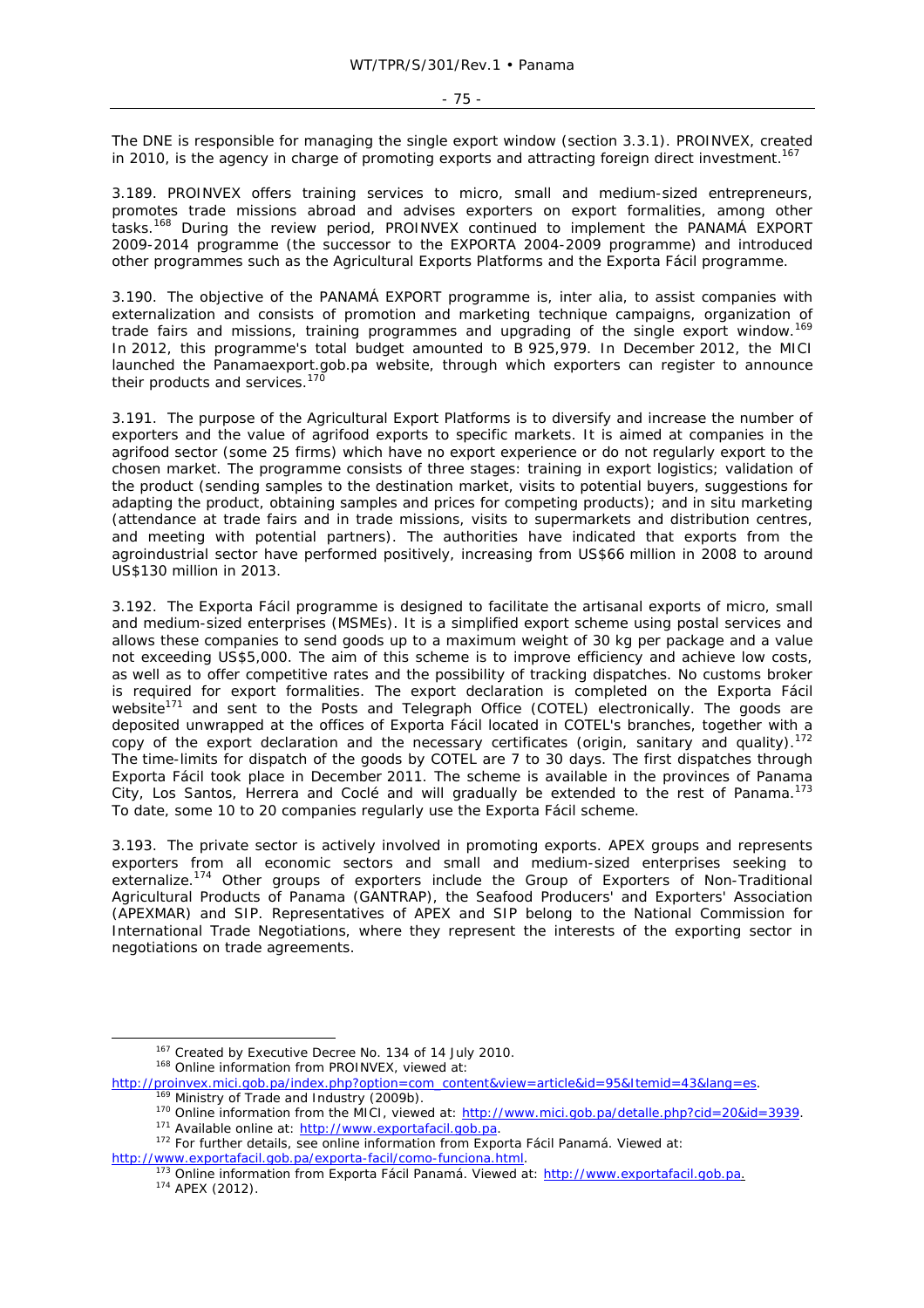The DNE is responsible for managing the single export window (section 3.3.1). PROINVEX, created in 2010, is the agency in charge of promoting exports and attracting foreign direct investment.[167]

3.189. PROINVEX offers training services to micro, small and medium-sized entrepreneurs, promotes trade missions abroad and advises exporters on export formalities, among other tasks.[168] During the review period, PROINVEX continued to implement the PANAMÁ EXPORT 2009-2014 programme (the successor to the EXPORTA 2004-2009 programme) and introduced other programmes such as the Agricultural Exports Platforms and the Exporta Fácil programme.

3.190. The objective of the PANAMÁ EXPORT programme is, inter alia, to assist companies with externalization and consists of promotion and marketing technique campaigns, organization of trade fairs and missions, training programmes and upgrading of the single export window.[169] In 2012, this programme's total budget amounted to B 925,979. In December 2012, the MICI launched the Panamaexport.gob.pa website, through which exporters can register to announce their products and services.[170]

3.191. The purpose of the Agricultural Export Platforms is to diversify and increase the number of exporters and the value of agrifood exports to specific markets. It is aimed at companies in the agrifood sector (some 25 firms) which have no export experience or do not regularly export to the chosen market. The programme consists of three stages: training in export logistics; validation of the product (sending samples to the destination market, visits to potential buyers, suggestions for adapting the product, obtaining samples and prices for competing products); and in situ marketing (attendance at trade fairs and in trade missions, visits to supermarkets and distribution centres, and meeting with potential partners). The authorities have indicated that exports from the agroindustrial sector have performed positively, increasing from US$66 million in 2008 to around US$130 million in 2013.

3.192. The Exporta Fácil programme is designed to facilitate the artisanal exports of micro, small and medium-sized enterprises (MSMEs). It is a simplified export scheme using postal services and allows these companies to send goods up to a maximum weight of 30 kg per package and a value not exceeding US$5,000. The aim of this scheme is to improve efficiency and achieve low costs, as well as to offer competitive rates and the possibility of tracking dispatches. No customs broker is required for export formalities. The export declaration is completed on the Exporta Fácil website[171] and sent to the Posts and Telegraph Office (COTEL) electronically. The goods are deposited unwrapped at the offices of Exporta Fácil located in COTEL's branches, together with a copy of the export declaration and the necessary certificates (origin, sanitary and quality).[172] The time-limits for dispatch of the goods by COTEL are 7 to 30 days. The first dispatches through Exporta Fácil took place in December 2011. The scheme is available in the provinces of Panama City, Los Santos, Herrera and Coclé and will gradually be extended to the rest of Panama.[173] To date, some 10 to 20 companies regularly use the Exporta Fácil scheme.

3.193. The private sector is actively involved in promoting exports. APEX groups and represents exporters from all economic sectors and small and medium-sized enterprises seeking to externalize.[174] Other groups of exporters include the Group of Exporters of Non-Traditional Agricultural Products of Panama (GANTRAP), the Seafood Producers' and Exporters' Association (APEXMAR) and SIP. Representatives of APEX and SIP belong to the National Commission for International Trade Negotiations, where they represent the interests of the exporting sector in negotiations on trade agreements.

---

[167] Created by Executive Decree No. 134 of 14 July 2010.

[168] Online information from PROINVEX, viewed at: http://proinvex.mici.gob.pa/index.php?option=com_content&view=article&id=95&Itemid=43&lang=es.

[169] Ministry of Trade and Industry (2009b).

[170] Online information from the MICI, viewed at: http://www.mici.gob.pa/detalle.php?cid=20&id=3939.

[171] Available online at: http://www.exportafacil.gob.pa.

[172] For further details, see online information from Exporta Fácil Panamá. Viewed at: http://www.exportafacil.gob.pa/exporta-facil/como-funciona.html.

[173] Online information from Exporta Fácil Panamá. Viewed at: http://www.exportafacil.gob.pa.

[174] APEX (2012).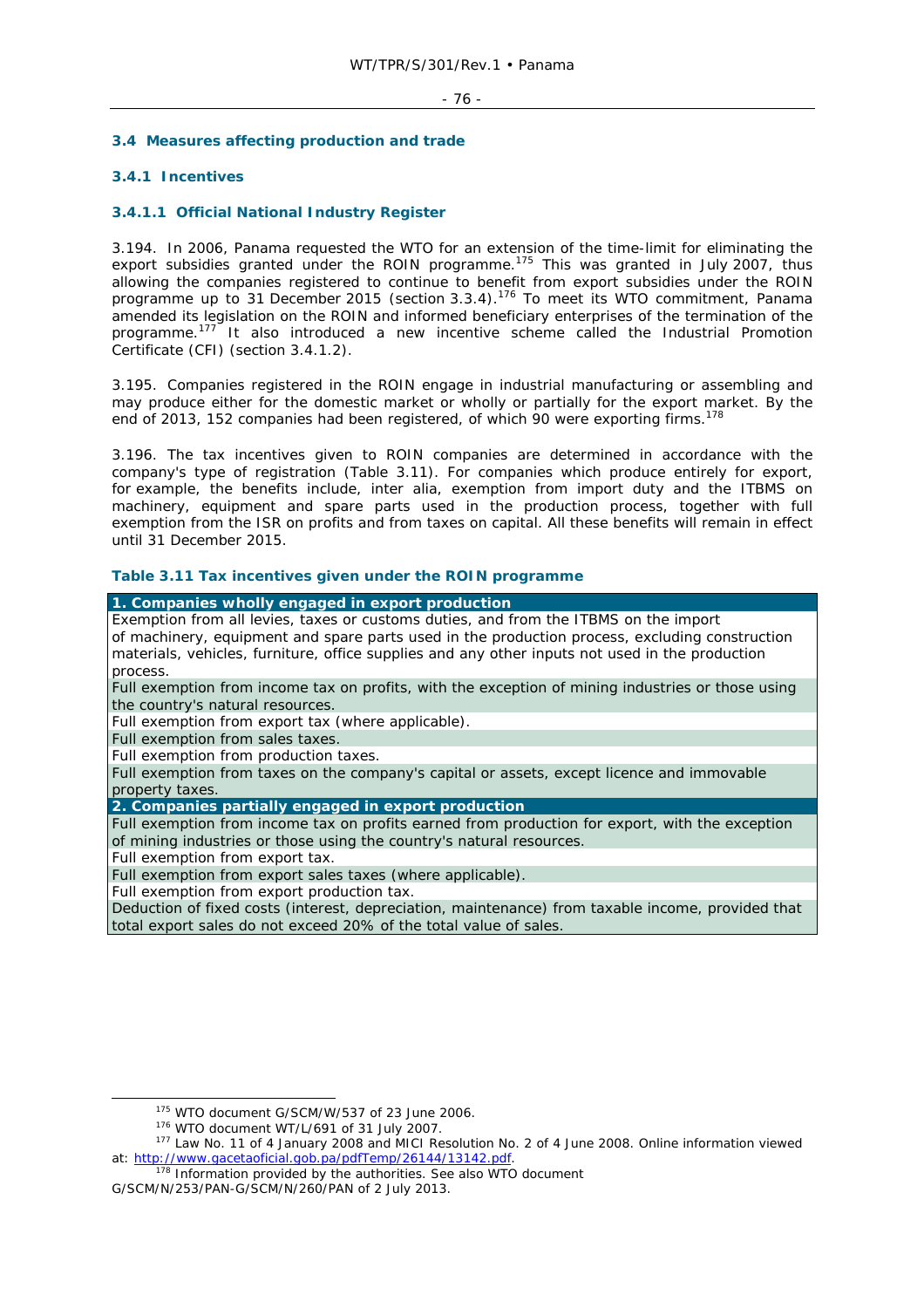## 3.4 Measures affecting production and trade

### 3.4.1 Incentives

#### 3.4.1.1 Official National Industry Register

3.194. In 2006, Panama requested the WTO for an extension of the time-limit for eliminating the export subsidies granted under the ROIN programme.[175] This was granted in July 2007, thus allowing the companies registered to continue to benefit from export subsidies under the ROIN programme up to 31 December 2015 (section 3.3.4).[176] To meet its WTO commitment, Panama amended its legislation on the ROIN and informed beneficiary enterprises of the termination of the programme.[177] It also introduced a new incentive scheme called the Industrial Promotion Certificate (CFI) (section 3.4.1.2).

3.195. Companies registered in the ROIN engage in industrial manufacturing or assembling and may produce either for the domestic market or wholly or partially for the export market. By the end of 2013, 152 companies had been registered, of which 90 were exporting firms.[178]

3.196. The tax incentives given to ROIN companies are determined in accordance with the company's type of registration (Table 3.11). For companies which produce entirely for export, for example, the benefits include, inter alia, exemption from import duty and the ITBMS on machinery, equipment and spare parts used in the production process, together with full exemption from the ISR on profits and from taxes on capital. All these benefits will remain in effect until 31 December 2015.

**Table 3.11 Tax incentives given under the ROIN programme**

| **1. Companies wholly engaged in export production** |
|---|
| Exemption from all levies, taxes or customs duties, and from the ITBMS on the import of machinery, equipment and spare parts used in the production process, excluding construction materials, vehicles, furniture, office supplies and any other inputs not used in the production process. |
| Full exemption from income tax on profits, with the exception of mining industries or those using the country's natural resources. |
| Full exemption from export tax (where applicable). |
| Full exemption from sales taxes. |
| Full exemption from production taxes. |
| Full exemption from taxes on the company's capital or assets, except licence and immovable property taxes. |
| **2. Companies partially engaged in export production** |
| Full exemption from income tax on profits earned from production for export, with the exception of mining industries or those using the country's natural resources. |
| Full exemption from export tax. |
| Full exemption from export sales taxes (where applicable). |
| Full exemption from export production tax. |
| Deduction of fixed costs (interest, depreciation, maintenance) from taxable income, provided that total export sales do not exceed 20% of the total value of sales. |

[175] WTO document G/SCM/W/537 of 23 June 2006.

[176] WTO document WT/L/691 of 31 July 2007.

[177] Law No. 11 of 4 January 2008 and MICI Resolution No. 2 of 4 June 2008. Online information viewed at: http://www.gacetaoficial.gob.pa/pdfTemp/26144/13142.pdf.

[178] Information provided by the authorities. See also WTO document G/SCM/N/253/PAN-G/SCM/N/260/PAN of 2 July 2013.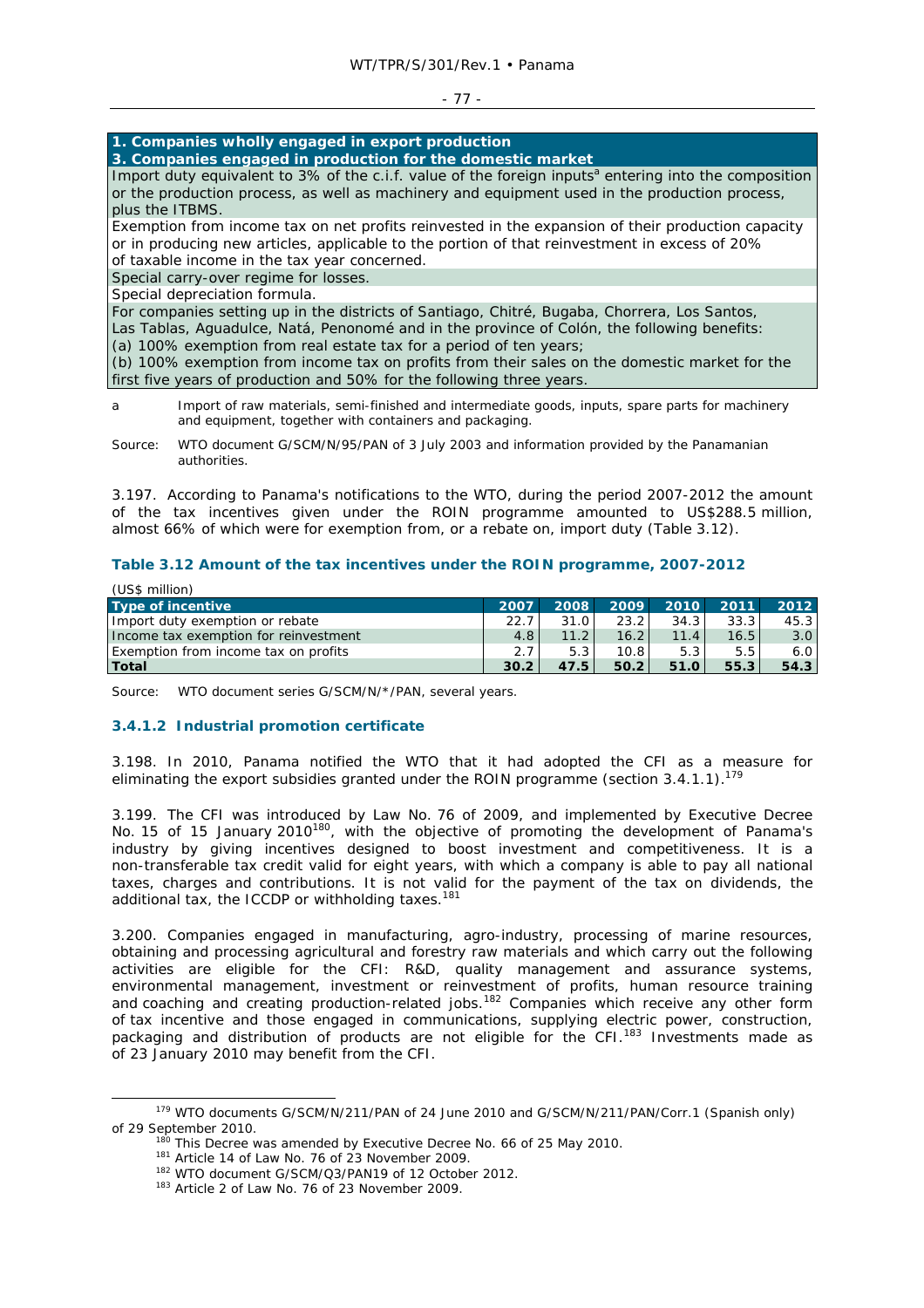| 1. Companies wholly engaged in export production<br>3. Companies engaged in production for the domestic market |
| --- |
| Import duty equivalent to 3% of the c.i.f. value of the foreign inputs[a] entering into the composition or the production process, as well as machinery and equipment used in the production process, plus the ITBMS. |
| Exemption from income tax on net profits reinvested in the expansion of their production capacity or in producing new articles, applicable to the portion of that reinvestment in excess of 20% of taxable income in the tax year concerned. |
| Special carry-over regime for losses. |
| Special depreciation formula. |
| For companies setting up in the districts of Santiago, Chitré, Bugaba, Chorrera, Los Santos, Las Tablas, Aguadulce, Natá, Penonomé and in the province of Colón, the following benefits:<br>(a) 100% exemption from real estate tax for a period of ten years;<br>(b) 100% exemption from income tax on profits from their sales on the domestic market for the first five years of production and 50% for the following three years. |

a Import of raw materials, semi-finished and intermediate goods, inputs, spare parts for machinery and equipment, together with containers and packaging.

Source: WTO document G/SCM/N/95/PAN of 3 July 2003 and information provided by the Panamanian authorities.

3.197. According to Panama's notifications to the WTO, during the period 2007-2012 the amount of the tax incentives given under the ROIN programme amounted to US$288.5 million, almost 66% of which were for exemption from, or a rebate on, import duty (Table 3.12).

**Table 3.12 Amount of the tax incentives under the ROIN programme, 2007-2012**

(US$ million)

| Type of incentive | 2007 | 2008 | 2009 | 2010 | 2011 | 2012 |
| --- | --- | --- | --- | --- | --- | --- |
| Import duty exemption or rebate | 22.7 | 31.0 | 23.2 | 34.3 | 33.3 | 45.3 |
| Income tax exemption for reinvestment | 4.8 | 11.2 | 16.2 | 11.4 | 16.5 | 3.0 |
| Exemption from income tax on profits | 2.7 | 5.3 | 10.8 | 5.3 | 5.5 | 6.0 |
| **Total** | **30.2** | **47.5** | **50.2** | **51.0** | **55.3** | **54.3** |

Source: WTO document series G/SCM/N/*/PAN, several years.

### 3.4.1.2 Industrial promotion certificate

3.198. In 2010, Panama notified the WTO that it had adopted the CFI as a measure for eliminating the export subsidies granted under the ROIN programme (section 3.4.1.1).[179]

3.199. The CFI was introduced by Law No. 76 of 2009, and implemented by Executive Decree No. 15 of 15 January 2010[180], with the objective of promoting the development of Panama's industry by giving incentives designed to boost investment and competitiveness. It is a non-transferable tax credit valid for eight years, with which a company is able to pay all national taxes, charges and contributions. It is not valid for the payment of the tax on dividends, the additional tax, the ICCDP or withholding taxes.[181]

3.200. Companies engaged in manufacturing, agro-industry, processing of marine resources, obtaining and processing agricultural and forestry raw materials and which carry out the following activities are eligible for the CFI: R&D, quality management and assurance systems, environmental management, investment or reinvestment of profits, human resource training and coaching and creating production-related jobs.[182] Companies which receive any other form of tax incentive and those engaged in communications, supplying electric power, construction, packaging and distribution of products are not eligible for the CFI.[183] Investments made as of 23 January 2010 may benefit from the CFI.

[179] WTO documents G/SCM/N/211/PAN of 24 June 2010 and G/SCM/N/211/PAN/Corr.1 (Spanish only) of 29 September 2010.

[180] This Decree was amended by Executive Decree No. 66 of 25 May 2010.

[181] Article 14 of Law No. 76 of 23 November 2009.

[182] WTO document G/SCM/Q3/PAN19 of 12 October 2012.

[183] Article 2 of Law No. 76 of 23 November 2009.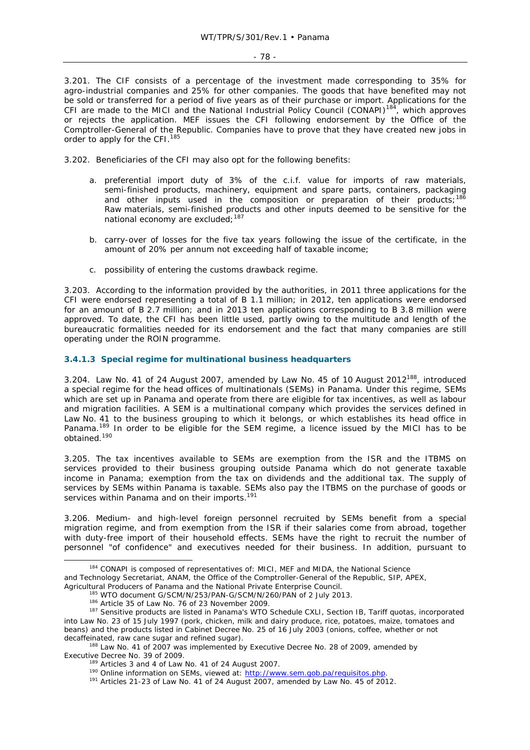3.201. The CIF consists of a percentage of the investment made corresponding to 35% for agro-industrial companies and 25% for other companies. The goods that have benefited may not be sold or transferred for a period of five years as of their purchase or import. Applications for the CFI are made to the MICI and the National Industrial Policy Council (CONAPI)[184], which approves or rejects the application. MEF issues the CFI following endorsement by the Office of the Comptroller-General of the Republic. Companies have to prove that they have created new jobs in order to apply for the CFI.[185]

3.202. Beneficiaries of the CFI may also opt for the following benefits:

a. preferential import duty of 3% of the c.i.f. value for imports of raw materials, semi-finished products, machinery, equipment and spare parts, containers, packaging and other inputs used in the composition or preparation of their products;[186] Raw materials, semi-finished products and other inputs deemed to be sensitive for the national economy are excluded;[187]

b. carry-over of losses for the five tax years following the issue of the certificate, in the amount of 20% per annum not exceeding half of taxable income;

c. possibility of entering the customs drawback regime.

3.203. According to the information provided by the authorities, in 2011 three applications for the CFI were endorsed representing a total of B 1.1 million; in 2012, ten applications were endorsed for an amount of B 2.7 million; and in 2013 ten applications corresponding to B 3.8 million were approved. To date, the CFI has been little used, partly owing to the multitude and length of the bureaucratic formalities needed for its endorsement and the fact that many companies are still operating under the ROIN programme.

### 3.4.1.3 Special regime for multinational business headquarters

3.204. Law No. 41 of 24 August 2007, amended by Law No. 45 of 10 August 2012[188], introduced a special regime for the head offices of multinationals (SEMs) in Panama. Under this regime, SEMs which are set up in Panama and operate from there are eligible for tax incentives, as well as labour and migration facilities. A SEM is a multinational company which provides the services defined in Law No. 41 to the business grouping to which it belongs, or which establishes its head office in Panama.[189] In order to be eligible for the SEM regime, a licence issued by the MICI has to be obtained.[190]

3.205. The tax incentives available to SEMs are exemption from the ISR and the ITBMS on services provided to their business grouping outside Panama which do not generate taxable income in Panama; exemption from the tax on dividends and the additional tax. The supply of services by SEMs within Panama is taxable. SEMs also pay the ITBMS on the purchase of goods or services within Panama and on their imports.[191]

3.206. Medium- and high-level foreign personnel recruited by SEMs benefit from a special migration regime, and from exemption from the ISR if their salaries come from abroad, together with duty-free import of their household effects. SEMs have the right to recruit the number of personnel "of confidence" and executives needed for their business. In addition, pursuant to

---

[184] CONAPI is composed of representatives of: MICI, MEF and MIDA, the National Science and Technology Secretariat, ANAM, the Office of the Comptroller-General of the Republic, SIP, APEX, Agricultural Producers of Panama and the National Private Enterprise Council.

[185] WTO document G/SCM/N/253/PAN-G/SCM/N/260/PAN of 2 July 2013.

[186] Article 35 of Law No. 76 of 23 November 2009.

[187] Sensitive products are listed in Panama's WTO Schedule CXLI, Section IB, Tariff quotas, incorporated into Law No. 23 of 15 July 1997 (pork, chicken, milk and dairy produce, rice, potatoes, maize, tomatoes and beans) and the products listed in Cabinet Decree No. 25 of 16 July 2003 (onions, coffee, whether or not decaffeinated, raw cane sugar and refined sugar).

[188] Law No. 41 of 2007 was implemented by Executive Decree No. 28 of 2009, amended by Executive Decree No. 39 of 2009.

[189] Articles 3 and 4 of Law No. 41 of 24 August 2007.

[190] Online information on SEMs, viewed at: http://www.sem.gob.pa/requisitos.php.

[191] Articles 21-23 of Law No. 41 of 24 August 2007, amended by Law No. 45 of 2012.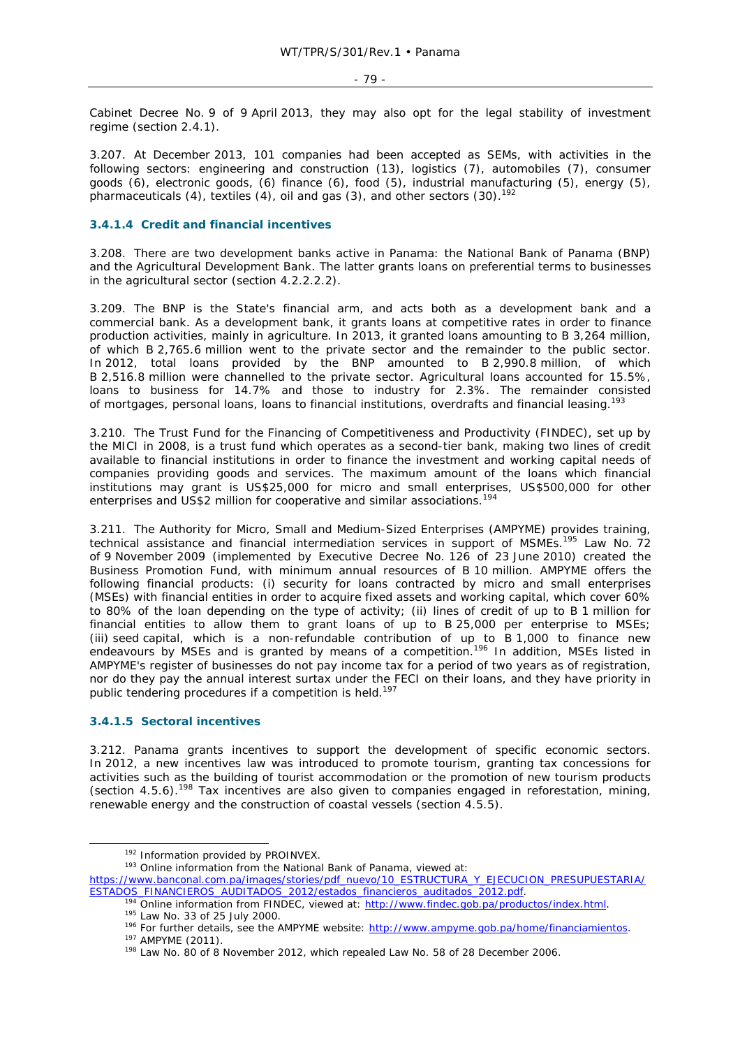Cabinet Decree No. 9 of 9 April 2013, they may also opt for the legal stability of investment regime (section 2.4.1).

3.207. At December 2013, 101 companies had been accepted as SEMs, with activities in the following sectors: engineering and construction (13), logistics (7), automobiles (7), consumer goods (6), electronic goods, (6) finance (6), food (5), industrial manufacturing (5), energy (5), pharmaceuticals (4), textiles (4), oil and gas (3), and other sectors (30).[192]

#### 3.4.1.4 Credit and financial incentives

3.208. There are two development banks active in Panama: the National Bank of Panama (BNP) and the Agricultural Development Bank. The latter grants loans on preferential terms to businesses in the agricultural sector (section 4.2.2.2.2).

3.209. The BNP is the State's financial arm, and acts both as a development bank and a commercial bank. As a development bank, it grants loans at competitive rates in order to finance production activities, mainly in agriculture. In 2013, it granted loans amounting to B 3,264 million, of which B 2,765.6 million went to the private sector and the remainder to the public sector. In 2012, total loans provided by the BNP amounted to B 2,990.8 million, of which B 2,516.8 million were channelled to the private sector. Agricultural loans accounted for 15.5%, loans to business for 14.7% and those to industry for 2.3%. The remainder consisted of mortgages, personal loans, loans to financial institutions, overdrafts and financial leasing.[193]

3.210. The Trust Fund for the Financing of Competitiveness and Productivity (FINDEC), set up by the MICI in 2008, is a trust fund which operates as a second-tier bank, making two lines of credit available to financial institutions in order to finance the investment and working capital needs of companies providing goods and services. The maximum amount of the loans which financial institutions may grant is US$25,000 for micro and small enterprises, US$500,000 for other enterprises and US$2 million for cooperative and similar associations.[194]

3.211. The Authority for Micro, Small and Medium-Sized Enterprises (AMPYME) provides training, technical assistance and financial intermediation services in support of MSMEs.[195] Law No. 72 of 9 November 2009 (implemented by Executive Decree No. 126 of 23 June 2010) created the Business Promotion Fund, with minimum annual resources of B 10 million. AMPYME offers the following financial products: (i) security for loans contracted by micro and small enterprises (MSEs) with financial entities in order to acquire fixed assets and working capital, which cover 60% to 80% of the loan depending on the type of activity; (ii) lines of credit of up to B 1 million for financial entities to allow them to grant loans of up to B 25,000 per enterprise to MSEs; (iii) seed capital, which is a non-refundable contribution of up to B 1,000 to finance new endeavours by MSEs and is granted by means of a competition.[196] In addition, MSEs listed in AMPYME's register of businesses do not pay income tax for a period of two years as of registration, nor do they pay the annual interest surtax under the FECI on their loans, and they have priority in public tendering procedures if a competition is held.[197]

#### 3.4.1.5 Sectoral incentives

3.212. Panama grants incentives to support the development of specific economic sectors. In 2012, a new incentives law was introduced to promote tourism, granting tax concessions for activities such as the building of tourist accommodation or the promotion of new tourism products (section 4.5.6).[198] Tax incentives are also given to companies engaged in reforestation, mining, renewable energy and the construction of coastal vessels (section 4.5.5).

---

[192] Information provided by PROINVEX.

[193] Online information from the National Bank of Panama, viewed at: https://www.banconal.com.pa/images/stories/pdf_nuevo/10_ESTRUCTURA_Y_EJECUCION_PRESUPUESTARIA/ESTADOS_FINANCIEROS_AUDITADOS_2012/estados_financieros_auditados_2012.pdf.

[194] Online information from FINDEC, viewed at: http://www.findec.gob.pa/productos/index.html.

[195] Law No. 33 of 25 July 2000.

[196] For further details, see the AMPYME website: http://www.ampyme.gob.pa/home/financiamientos.

[197] AMPYME (2011).

[198] Law No. 80 of 8 November 2012, which repealed Law No. 58 of 28 December 2006.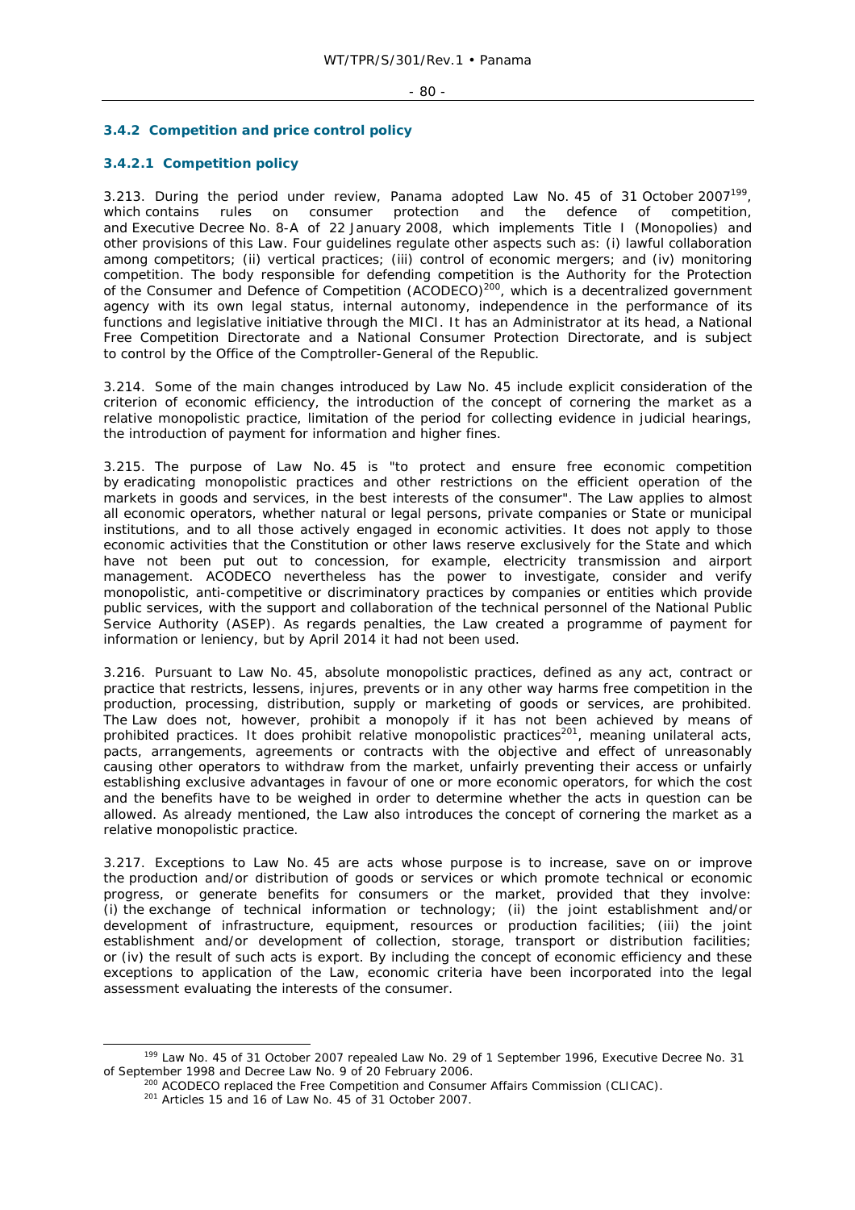### 3.4.2 Competition and price control policy

#### 3.4.2.1 Competition policy

3.213. During the period under review, Panama adopted Law No. 45 of 31 October 2007[199], which contains rules on consumer protection and the defence of competition, and Executive Decree No. 8-A of 22 January 2008, which implements Title I (Monopolies) and other provisions of this Law. Four guidelines regulate other aspects such as: (i) lawful collaboration among competitors; (ii) vertical practices; (iii) control of economic mergers; and (iv) monitoring competition. The body responsible for defending competition is the Authority for the Protection of the Consumer and Defence of Competition (ACODECO)[200], which is a decentralized government agency with its own legal status, internal autonomy, independence in the performance of its functions and legislative initiative through the MICI. It has an Administrator at its head, a National Free Competition Directorate and a National Consumer Protection Directorate, and is subject to control by the Office of the Comptroller-General of the Republic.

3.214. Some of the main changes introduced by Law No. 45 include explicit consideration of the criterion of economic efficiency, the introduction of the concept of cornering the market as a relative monopolistic practice, limitation of the period for collecting evidence in judicial hearings, the introduction of payment for information and higher fines.

3.215. The purpose of Law No. 45 is "to protect and ensure free economic competition by eradicating monopolistic practices and other restrictions on the efficient operation of the markets in goods and services, in the best interests of the consumer". The Law applies to almost all economic operators, whether natural or legal persons, private companies or State or municipal institutions, and to all those actively engaged in economic activities. It does not apply to those economic activities that the Constitution or other laws reserve exclusively for the State and which have not been put out to concession, for example, electricity transmission and airport management. ACODECO nevertheless has the power to investigate, consider and verify monopolistic, anti-competitive or discriminatory practices by companies or entities which provide public services, with the support and collaboration of the technical personnel of the National Public Service Authority (ASEP). As regards penalties, the Law created a programme of payment for information or leniency, but by April 2014 it had not been used.

3.216. Pursuant to Law No. 45, absolute monopolistic practices, defined as any act, contract or practice that restricts, lessens, injures, prevents or in any other way harms free competition in the production, processing, distribution, supply or marketing of goods or services, are prohibited. The Law does not, however, prohibit a monopoly if it has not been achieved by means of prohibited practices. It does prohibit relative monopolistic practices[201], meaning unilateral acts, pacts, arrangements, agreements or contracts with the objective and effect of unreasonably causing other operators to withdraw from the market, unfairly preventing their access or unfairly establishing exclusive advantages in favour of one or more economic operators, for which the cost and the benefits have to be weighed in order to determine whether the acts in question can be allowed. As already mentioned, the Law also introduces the concept of cornering the market as a relative monopolistic practice.

3.217. Exceptions to Law No. 45 are acts whose purpose is to increase, save on or improve the production and/or distribution of goods or services or which promote technical or economic progress, or generate benefits for consumers or the market, provided that they involve: (i) the exchange of technical information or technology; (ii) the joint establishment and/or development of infrastructure, equipment, resources or production facilities; (iii) the joint establishment and/or development of collection, storage, transport or distribution facilities; or (iv) the result of such acts is export. By including the concept of economic efficiency and these exceptions to application of the Law, economic criteria have been incorporated into the legal assessment evaluating the interests of the consumer.

---

[199] Law No. 45 of 31 October 2007 repealed Law No. 29 of 1 September 1996, Executive Decree No. 31 of September 1998 and Decree Law No. 9 of 20 February 2006.

[200] ACODECO replaced the Free Competition and Consumer Affairs Commission (CLICAC).

[201] Articles 15 and 16 of Law No. 45 of 31 October 2007.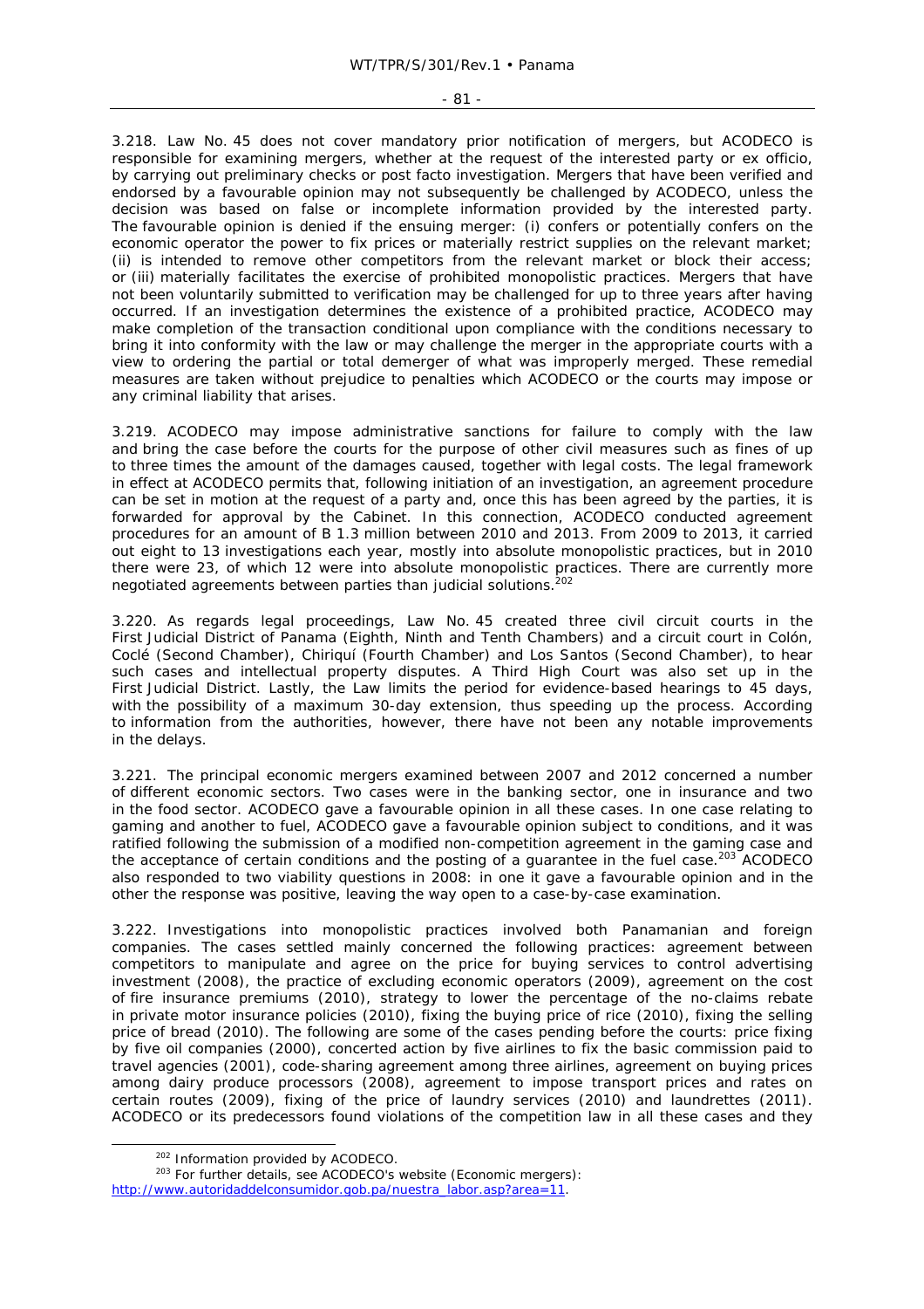3.218. Law No. 45 does not cover mandatory prior notification of mergers, but ACODECO is responsible for examining mergers, whether at the request of the interested party or ex officio, by carrying out preliminary checks or post facto investigation. Mergers that have been verified and endorsed by a favourable opinion may not subsequently be challenged by ACODECO, unless the decision was based on false or incomplete information provided by the interested party. The favourable opinion is denied if the ensuing merger: (i) confers or potentially confers on the economic operator the power to fix prices or materially restrict supplies on the relevant market; (ii) is intended to remove other competitors from the relevant market or block their access; or (iii) materially facilitates the exercise of prohibited monopolistic practices. Mergers that have not been voluntarily submitted to verification may be challenged for up to three years after having occurred. If an investigation determines the existence of a prohibited practice, ACODECO may make completion of the transaction conditional upon compliance with the conditions necessary to bring it into conformity with the law or may challenge the merger in the appropriate courts with a view to ordering the partial or total demerger of what was improperly merged. These remedial measures are taken without prejudice to penalties which ACODECO or the courts may impose or any criminal liability that arises.

3.219. ACODECO may impose administrative sanctions for failure to comply with the law and bring the case before the courts for the purpose of other civil measures such as fines of up to three times the amount of the damages caused, together with legal costs. The legal framework in effect at ACODECO permits that, following initiation of an investigation, an agreement procedure can be set in motion at the request of a party and, once this has been agreed by the parties, it is forwarded for approval by the Cabinet. In this connection, ACODECO conducted agreement procedures for an amount of B 1.3 million between 2010 and 2013. From 2009 to 2013, it carried out eight to 13 investigations each year, mostly into absolute monopolistic practices, but in 2010 there were 23, of which 12 were into absolute monopolistic practices. There are currently more negotiated agreements between parties than judicial solutions.[202]

3.220. As regards legal proceedings, Law No. 45 created three civil circuit courts in the First Judicial District of Panama (Eighth, Ninth and Tenth Chambers) and a circuit court in Colón, Coclé (Second Chamber), Chiriquí (Fourth Chamber) and Los Santos (Second Chamber), to hear such cases and intellectual property disputes. A Third High Court was also set up in the First Judicial District. Lastly, the Law limits the period for evidence-based hearings to 45 days, with the possibility of a maximum 30-day extension, thus speeding up the process. According to information from the authorities, however, there have not been any notable improvements in the delays.

3.221. The principal economic mergers examined between 2007 and 2012 concerned a number of different economic sectors. Two cases were in the banking sector, one in insurance and two in the food sector. ACODECO gave a favourable opinion in all these cases. In one case relating to gaming and another to fuel, ACODECO gave a favourable opinion subject to conditions, and it was ratified following the submission of a modified non-competition agreement in the gaming case and the acceptance of certain conditions and the posting of a guarantee in the fuel case.[203] ACODECO also responded to two viability questions in 2008: in one it gave a favourable opinion and in the other the response was positive, leaving the way open to a case-by-case examination.

3.222. Investigations into monopolistic practices involved both Panamanian and foreign companies. The cases settled mainly concerned the following practices: agreement between competitors to manipulate and agree on the price for buying services to control advertising investment (2008), the practice of excluding economic operators (2009), agreement on the cost of fire insurance premiums (2010), strategy to lower the percentage of the no-claims rebate in private motor insurance policies (2010), fixing the buying price of rice (2010), fixing the selling price of bread (2010). The following are some of the cases pending before the courts: price fixing by five oil companies (2000), concerted action by five airlines to fix the basic commission paid to travel agencies (2001), code-sharing agreement among three airlines, agreement on buying prices among dairy produce processors (2008), agreement to impose transport prices and rates on certain routes (2009), fixing of the price of laundry services (2010) and laundrettes (2011). ACODECO or its predecessors found violations of the competition law in all these cases and they

---

[202] Information provided by ACODECO.

[203] For further details, see ACODECO's website (Economic mergers): http://www.autoridaddelconsumidor.gob.pa/nuestra_labor.asp?area=11.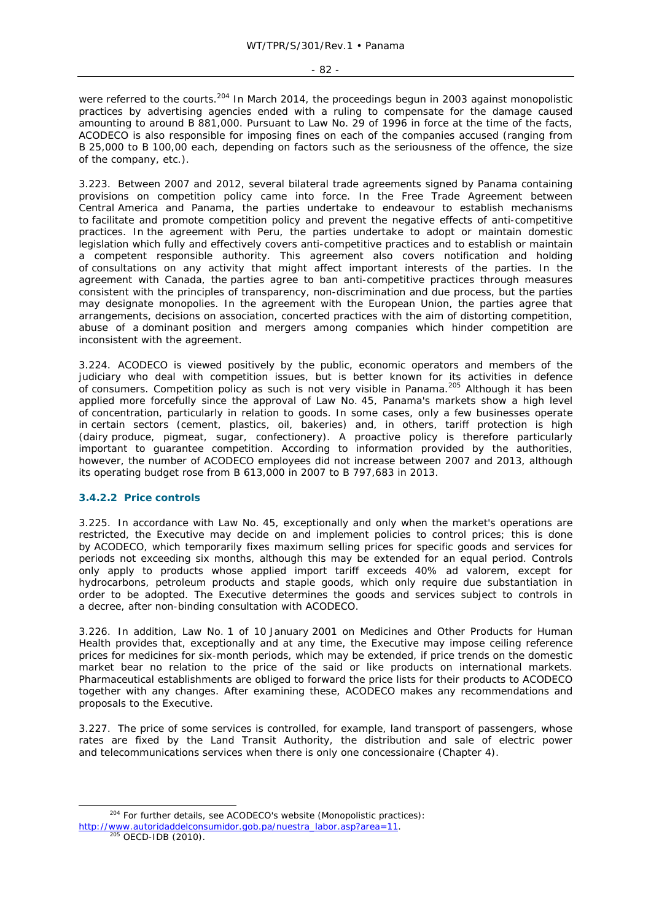were referred to the courts.[204] In March 2014, the proceedings begun in 2003 against monopolistic practices by advertising agencies ended with a ruling to compensate for the damage caused amounting to around B 881,000. Pursuant to Law No. 29 of 1996 in force at the time of the facts, ACODECO is also responsible for imposing fines on each of the companies accused (ranging from B 25,000 to B 100,00 each, depending on factors such as the seriousness of the offence, the size of the company, etc.).

3.223. Between 2007 and 2012, several bilateral trade agreements signed by Panama containing provisions on competition policy came into force. In the Free Trade Agreement between Central America and Panama, the parties undertake to endeavour to establish mechanisms to facilitate and promote competition policy and prevent the negative effects of anti-competitive practices. In the agreement with Peru, the parties undertake to adopt or maintain domestic legislation which fully and effectively covers anti-competitive practices and to establish or maintain a competent responsible authority. This agreement also covers notification and holding of consultations on any activity that might affect important interests of the parties. In the agreement with Canada, the parties agree to ban anti-competitive practices through measures consistent with the principles of transparency, non-discrimination and due process, but the parties may designate monopolies. In the agreement with the European Union, the parties agree that arrangements, decisions on association, concerted practices with the aim of distorting competition, abuse of a dominant position and mergers among companies which hinder competition are inconsistent with the agreement.

3.224. ACODECO is viewed positively by the public, economic operators and members of the judiciary who deal with competition issues, but is better known for its activities in defence of consumers. Competition policy as such is not very visible in Panama.[205] Although it has been applied more forcefully since the approval of Law No. 45, Panama's markets show a high level of concentration, particularly in relation to goods. In some cases, only a few businesses operate in certain sectors (cement, plastics, oil, bakeries) and, in others, tariff protection is high (dairy produce, pigmeat, sugar, confectionery). A proactive policy is therefore particularly important to guarantee competition. According to information provided by the authorities, however, the number of ACODECO employees did not increase between 2007 and 2013, although its operating budget rose from B 613,000 in 2007 to B 797,683 in 2013.

#### 3.4.2.2 Price controls

3.225. In accordance with Law No. 45, exceptionally and only when the market's operations are restricted, the Executive may decide on and implement policies to control prices; this is done by ACODECO, which temporarily fixes maximum selling prices for specific goods and services for periods not exceeding six months, although this may be extended for an equal period. Controls only apply to products whose applied import tariff exceeds 40% ad valorem, except for hydrocarbons, petroleum products and staple goods, which only require due substantiation in order to be adopted. The Executive determines the goods and services subject to controls in a decree, after non-binding consultation with ACODECO.

3.226. In addition, Law No. 1 of 10 January 2001 on Medicines and Other Products for Human Health provides that, exceptionally and at any time, the Executive may impose ceiling reference prices for medicines for six-month periods, which may be extended, if price trends on the domestic market bear no relation to the price of the said or like products on international markets. Pharmaceutical establishments are obliged to forward the price lists for their products to ACODECO together with any changes. After examining these, ACODECO makes any recommendations and proposals to the Executive.

3.227. The price of some services is controlled, for example, land transport of passengers, whose rates are fixed by the Land Transit Authority, the distribution and sale of electric power and telecommunications services when there is only one concessionaire (Chapter 4).

---

[204] For further details, see ACODECO's website (Monopolistic practices): http://www.autoridaddelconsumidor.gob.pa/nuestra_labor.asp?area=11.

[205] OECD-IDB (2010).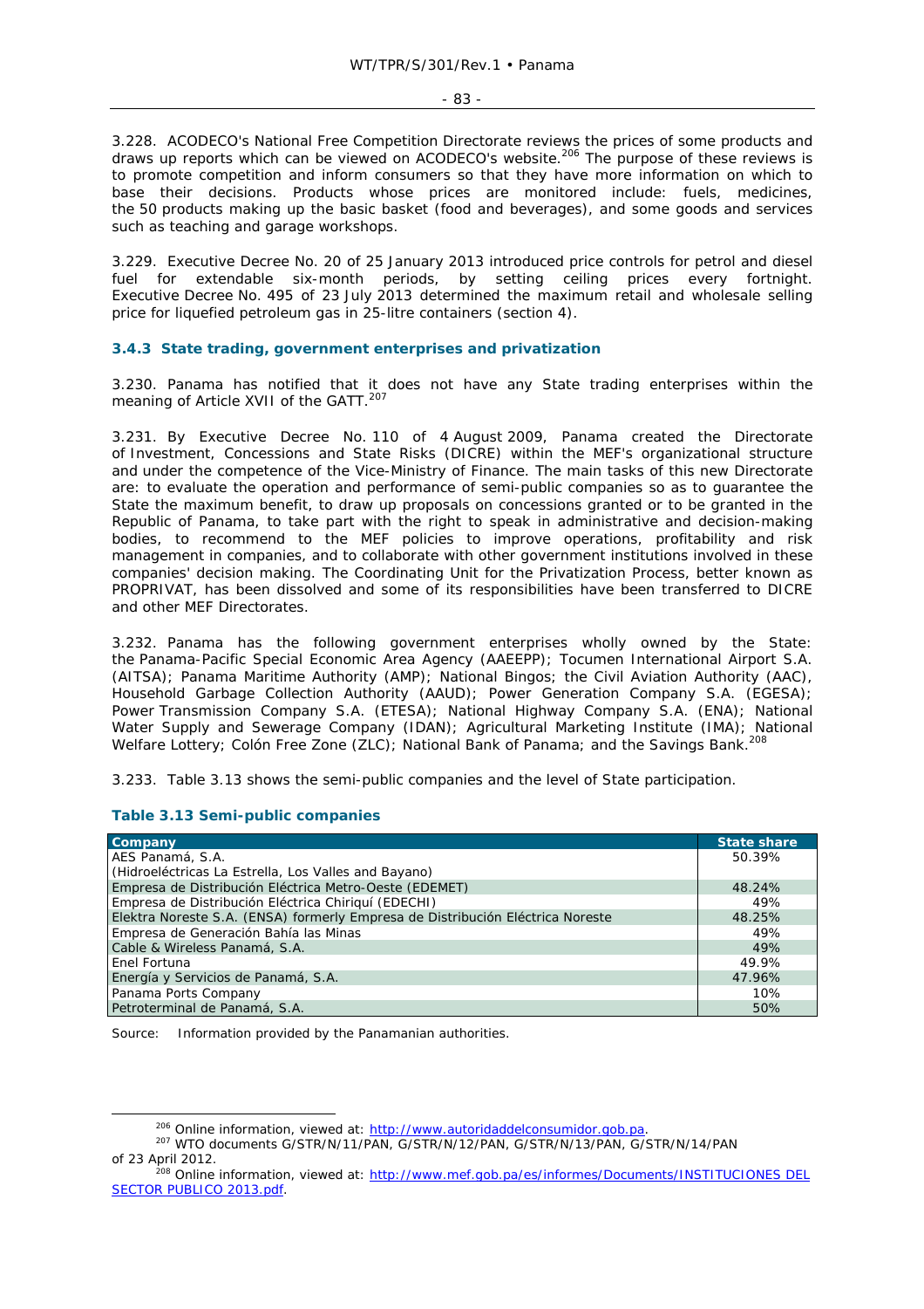3.228. ACODECO's National Free Competition Directorate reviews the prices of some products and draws up reports which can be viewed on ACODECO's website.[206] The purpose of these reviews is to promote competition and inform consumers so that they have more information on which to base their decisions. Products whose prices are monitored include: fuels, medicines, the 50 products making up the basic basket (food and beverages), and some goods and services such as teaching and garage workshops.

3.229. Executive Decree No. 20 of 25 January 2013 introduced price controls for petrol and diesel fuel for extendable six-month periods, by setting ceiling prices every fortnight. Executive Decree No. 495 of 23 July 2013 determined the maximum retail and wholesale selling price for liquefied petroleum gas in 25-litre containers (section 4).

### 3.4.3 State trading, government enterprises and privatization

3.230. Panama has notified that it does not have any State trading enterprises within the meaning of Article XVII of the GATT.[207]

3.231. By Executive Decree No. 110 of 4 August 2009, Panama created the Directorate of Investment, Concessions and State Risks (DICRE) within the MEF's organizational structure and under the competence of the Vice-Ministry of Finance. The main tasks of this new Directorate are: to evaluate the operation and performance of semi-public companies so as to guarantee the State the maximum benefit, to draw up proposals on concessions granted or to be granted in the Republic of Panama, to take part with the right to speak in administrative and decision-making bodies, to recommend to the MEF policies to improve operations, profitability and risk management in companies, and to collaborate with other government institutions involved in these companies' decision making. The Coordinating Unit for the Privatization Process, better known as PROPRIVAT, has been dissolved and some of its responsibilities have been transferred to DICRE and other MEF Directorates.

3.232. Panama has the following government enterprises wholly owned by the State: the Panama-Pacific Special Economic Area Agency (AAEEPP); Tocumen International Airport S.A. (AITSA); Panama Maritime Authority (AMP); National Bingos; the Civil Aviation Authority (AAC), Household Garbage Collection Authority (AAUD); Power Generation Company S.A. (EGESA); Power Transmission Company S.A. (ETESA); National Highway Company S.A. (ENA); National Water Supply and Sewerage Company (IDAN); Agricultural Marketing Institute (IMA); National Welfare Lottery; Colón Free Zone (ZLC); National Bank of Panama; and the Savings Bank.[208]

3.233. Table 3.13 shows the semi-public companies and the level of State participation.

**Table 3.13 Semi-public companies**

| Company | State share |
|---|---|
| AES Panamá, S.A. (Hidroeléctricas La Estrella, Los Valles and Bayano) | 50.39% |
| Empresa de Distribución Eléctrica Metro-Oeste (EDEMET) | 48.24% |
| Empresa de Distribución Eléctrica Chiriquí (EDECHI) | 49% |
| Elektra Noreste S.A. (ENSA) formerly Empresa de Distribución Eléctrica Noreste | 48.25% |
| Empresa de Generación Bahía las Minas | 49% |
| Cable & Wireless Panamá, S.A. | 49% |
| Enel Fortuna | 49.9% |
| Energía y Servicios de Panamá, S.A. | 47.96% |
| Panama Ports Company | 10% |
| Petroterminal de Panamá, S.A. | 50% |

Source: Information provided by the Panamanian authorities.

---

[206] Online information, viewed at: http://www.autoridaddelconsumidor.gob.pa.

[207] WTO documents G/STR/N/11/PAN, G/STR/N/12/PAN, G/STR/N/13/PAN, G/STR/N/14/PAN of 23 April 2012.

[208] Online information, viewed at: http://www.mef.gob.pa/es/informes/Documents/INSTITUCIONES DEL SECTOR PUBLICO 2013.pdf.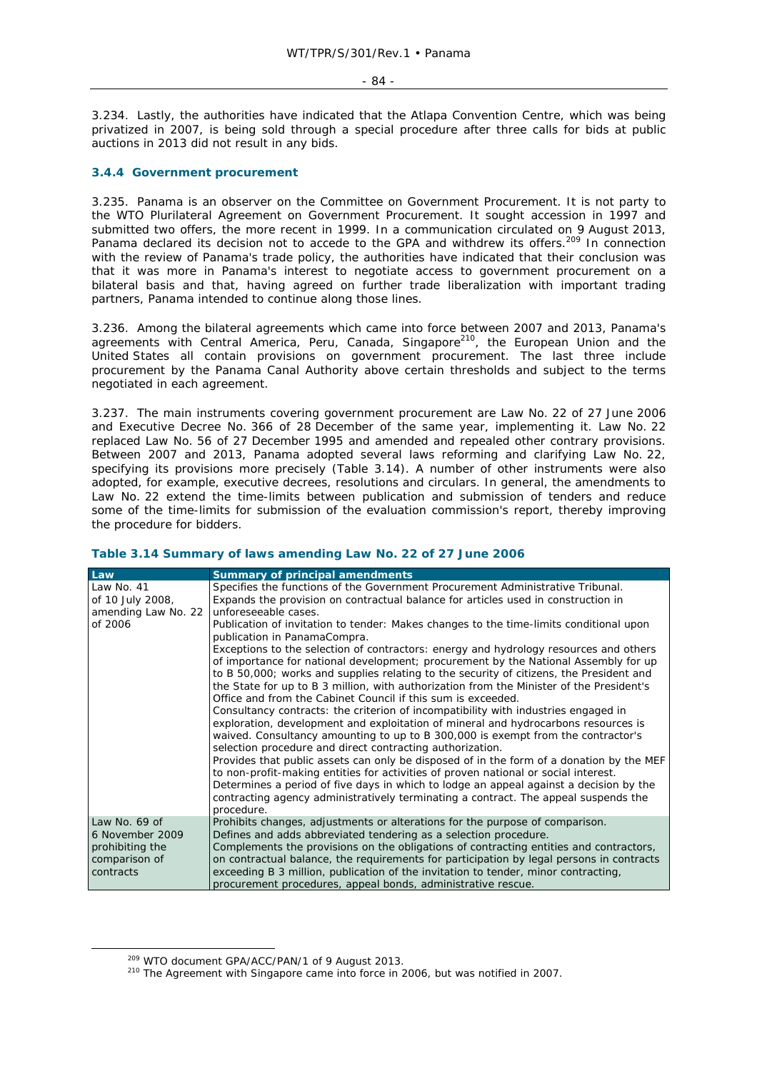3.234. Lastly, the authorities have indicated that the Atlapa Convention Centre, which was being privatized in 2007, is being sold through a special procedure after three calls for bids at public auctions in 2013 did not result in any bids.

### 3.4.4 Government procurement

3.235. Panama is an observer on the Committee on Government Procurement. It is not party to the WTO Plurilateral Agreement on Government Procurement. It sought accession in 1997 and submitted two offers, the more recent in 1999. In a communication circulated on 9 August 2013, Panama declared its decision not to accede to the GPA and withdrew its offers.[209] In connection with the review of Panama's trade policy, the authorities have indicated that their conclusion was that it was more in Panama's interest to negotiate access to government procurement on a bilateral basis and that, having agreed on further trade liberalization with important trading partners, Panama intended to continue along those lines.

3.236. Among the bilateral agreements which came into force between 2007 and 2013, Panama's agreements with Central America, Peru, Canada, Singapore[210], the European Union and the United States all contain provisions on government procurement. The last three include procurement by the Panama Canal Authority above certain thresholds and subject to the terms negotiated in each agreement.

3.237. The main instruments covering government procurement are Law No. 22 of 27 June 2006 and Executive Decree No. 366 of 28 December of the same year, implementing it. Law No. 22 replaced Law No. 56 of 27 December 1995 and amended and repealed other contrary provisions. Between 2007 and 2013, Panama adopted several laws reforming and clarifying Law No. 22, specifying its provisions more precisely (Table 3.14). A number of other instruments were also adopted, for example, executive decrees, resolutions and circulars. In general, the amendments to Law No. 22 extend the time-limits between publication and submission of tenders and reduce some of the time-limits for submission of the evaluation commission's report, thereby improving the procedure for bidders.

**Table 3.14 Summary of laws amending Law No. 22 of 27 June 2006**

| Law | Summary of principal amendments |
|---|---|
| Law No. 41 of 10 July 2008, amending Law No. 22 of 2006 | Specifies the functions of the Government Procurement Administrative Tribunal.<br>Expands the provision on contractual balance for articles used in construction in unforeseeable cases.<br>Publication of invitation to tender: Makes changes to the time-limits conditional upon publication in PanamaCompra.<br>Exceptions to the selection of contractors: energy and hydrology resources and others of importance for national development; procurement by the National Assembly for up to B 50,000; works and supplies relating to the security of citizens, the President and the State for up to B 3 million, with authorization from the Minister of the President's Office and from the Cabinet Council if this sum is exceeded.<br>Consultancy contracts: the criterion of incompatibility with industries engaged in exploration, development and exploitation of mineral and hydrocarbons resources is waived. Consultancy amounting to up to B 300,000 is exempt from the contractor's selection procedure and direct contracting authorization.<br>Provides that public assets can only be disposed of in the form of a donation by the MEF to non-profit-making entities for activities of proven national or social interest.<br>Determines a period of five days in which to lodge an appeal against a decision by the contracting agency administratively terminating a contract. The appeal suspends the procedure. |
| Law No. 69 of 6 November 2009 prohibiting the comparison of contracts | Prohibits changes, adjustments or alterations for the purpose of comparison.<br>Defines and adds abbreviated tendering as a selection procedure.<br>Complements the provisions on the obligations of contracting entities and contractors, on contractual balance, the requirements for participation by legal persons in contracts exceeding B 3 million, publication of the invitation to tender, minor contracting, procurement procedures, appeal bonds, administrative rescue. |

[209] WTO document GPA/ACC/PAN/1 of 9 August 2013.

[210] The Agreement with Singapore came into force in 2006, but was notified in 2007.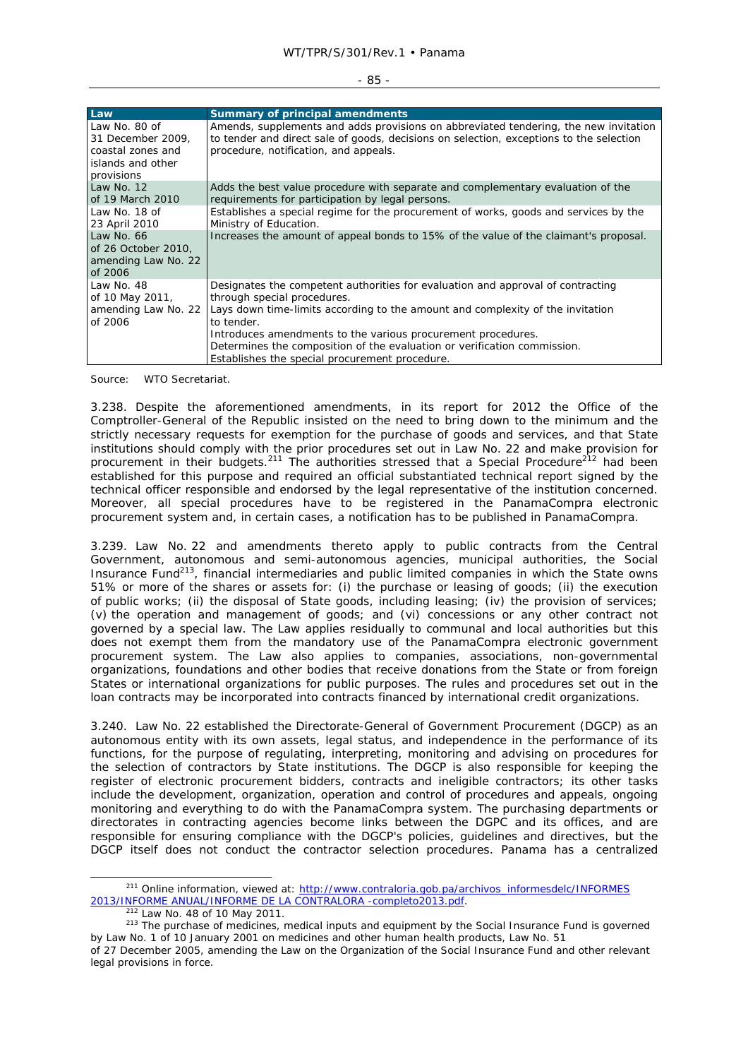| Law | Summary of principal amendments |
|---|---|
| Law No. 80 of 31 December 2009, coastal zones and islands and other provisions | Amends, supplements and adds provisions on abbreviated tendering, the new invitation to tender and direct sale of goods, decisions on selection, exceptions to the selection procedure, notification, and appeals. |
| Law No. 12 of 19 March 2010 | Adds the best value procedure with separate and complementary evaluation of the requirements for participation by legal persons. |
| Law No. 18 of 23 April 2010 | Establishes a special regime for the procurement of works, goods and services by the Ministry of Education. |
| Law No. 66 of 26 October 2010, amending Law No. 22 of 2006 | Increases the amount of appeal bonds to 15% of the value of the claimant's proposal. |
| Law No. 48 of 10 May 2011, amending Law No. 22 of 2006 | Designates the competent authorities for evaluation and approval of contracting through special procedures.<br>Lays down time-limits according to the amount and complexity of the invitation to tender.<br>Introduces amendments to the various procurement procedures.<br>Determines the composition of the evaluation or verification commission.<br>Establishes the special procurement procedure. |

Source: WTO Secretariat.

3.238. Despite the aforementioned amendments, in its report for 2012 the Office of the Comptroller-General of the Republic insisted on the need to bring down to the minimum and the strictly necessary requests for exemption for the purchase of goods and services, and that State institutions should comply with the prior procedures set out in Law No. 22 and make provision for procurement in their budgets.[211] The authorities stressed that a Special Procedure[212] had been established for this purpose and required an official substantiated technical report signed by the technical officer responsible and endorsed by the legal representative of the institution concerned. Moreover, all special procedures have to be registered in the PanamaCompra electronic procurement system and, in certain cases, a notification has to be published in PanamaCompra.

3.239. Law No. 22 and amendments thereto apply to public contracts from the Central Government, autonomous and semi-autonomous agencies, municipal authorities, the Social Insurance Fund[213], financial intermediaries and public limited companies in which the State owns 51% or more of the shares or assets for: (i) the purchase or leasing of goods; (ii) the execution of public works; (ii) the disposal of State goods, including leasing; (iv) the provision of services; (v) the operation and management of goods; and (vi) concessions or any other contract not governed by a special law. The Law applies residually to communal and local authorities but this does not exempt them from the mandatory use of the PanamaCompra electronic government procurement system. The Law also applies to companies, associations, non-governmental organizations, foundations and other bodies that receive donations from the State or from foreign States or international organizations for public purposes. The rules and procedures set out in the loan contracts may be incorporated into contracts financed by international credit organizations.

3.240. Law No. 22 established the Directorate-General of Government Procurement (DGCP) as an autonomous entity with its own assets, legal status, and independence in the performance of its functions, for the purpose of regulating, interpreting, monitoring and advising on procedures for the selection of contractors by State institutions. The DGCP is also responsible for keeping the register of electronic procurement bidders, contracts and ineligible contractors; its other tasks include the development, organization, operation and control of procedures and appeals, ongoing monitoring and everything to do with the PanamaCompra system. The purchasing departments or directorates in contracting agencies become links between the DGPC and its offices, and are responsible for ensuring compliance with the DGCP's policies, guidelines and directives, but the DGCP itself does not conduct the contractor selection procedures. Panama has a centralized

[211] Online information, viewed at: http://www.contraloria.gob.pa/archivos_informesdelc/INFORMES 2013/INFORME ANUAL/INFORME DE LA CONTRALORA -completo2013.pdf.

[212] Law No. 48 of 10 May 2011.

[213] The purchase of medicines, medical inputs and equipment by the Social Insurance Fund is governed by Law No. 1 of 10 January 2001 on medicines and other human health products, Law No. 51 of 27 December 2005, amending the Law on the Organization of the Social Insurance Fund and other relevant legal provisions in force.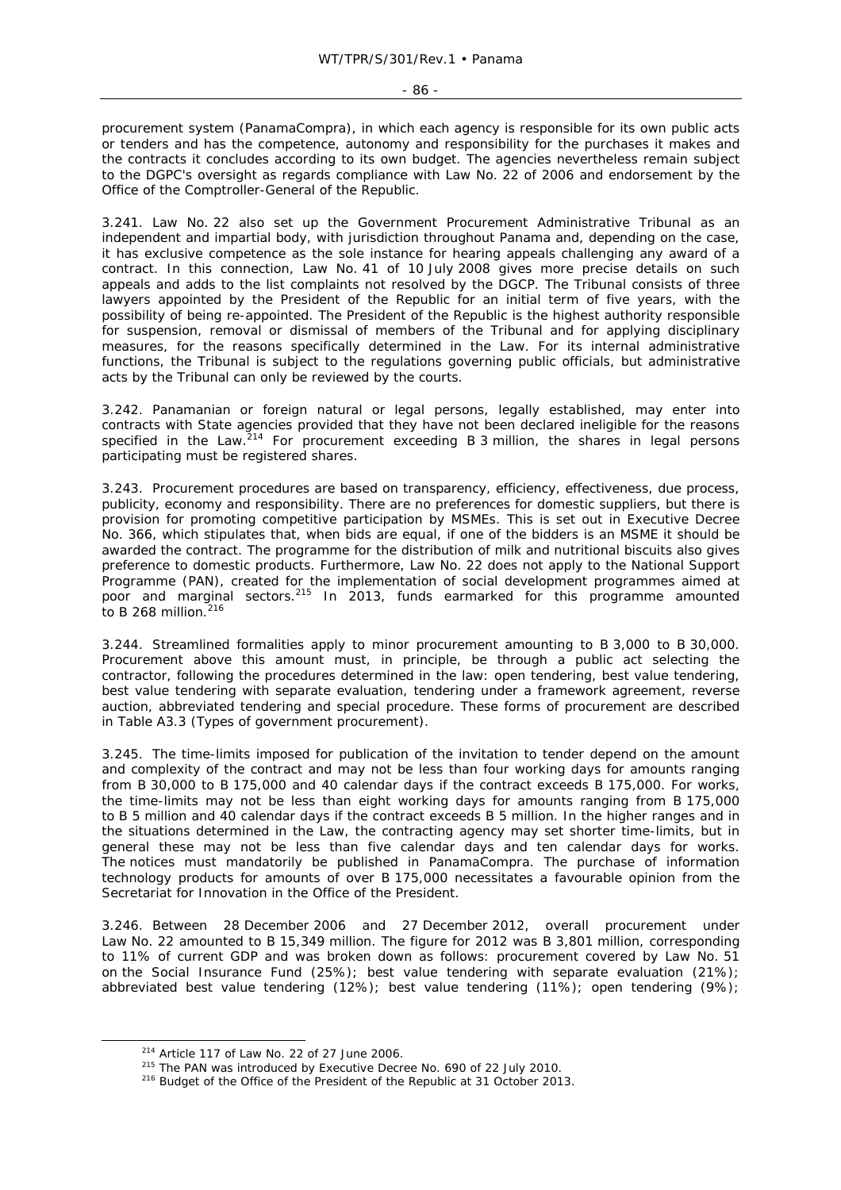procurement system (PanamaCompra), in which each agency is responsible for its own public acts or tenders and has the competence, autonomy and responsibility for the purchases it makes and the contracts it concludes according to its own budget. The agencies nevertheless remain subject to the DGPC's oversight as regards compliance with Law No. 22 of 2006 and endorsement by the Office of the Comptroller-General of the Republic.

3.241. Law No. 22 also set up the Government Procurement Administrative Tribunal as an independent and impartial body, with jurisdiction throughout Panama and, depending on the case, it has exclusive competence as the sole instance for hearing appeals challenging any award of a contract. In this connection, Law No. 41 of 10 July 2008 gives more precise details on such appeals and adds to the list complaints not resolved by the DGCP. The Tribunal consists of three lawyers appointed by the President of the Republic for an initial term of five years, with the possibility of being re-appointed. The President of the Republic is the highest authority responsible for suspension, removal or dismissal of members of the Tribunal and for applying disciplinary measures, for the reasons specifically determined in the Law. For its internal administrative functions, the Tribunal is subject to the regulations governing public officials, but administrative acts by the Tribunal can only be reviewed by the courts.

3.242. Panamanian or foreign natural or legal persons, legally established, may enter into contracts with State agencies provided that they have not been declared ineligible for the reasons specified in the Law.[214] For procurement exceeding B 3 million, the shares in legal persons participating must be registered shares.

3.243. Procurement procedures are based on transparency, efficiency, effectiveness, due process, publicity, economy and responsibility. There are no preferences for domestic suppliers, but there is provision for promoting competitive participation by MSMEs. This is set out in Executive Decree No. 366, which stipulates that, when bids are equal, if one of the bidders is an MSME it should be awarded the contract. The programme for the distribution of milk and nutritional biscuits also gives preference to domestic products. Furthermore, Law No. 22 does not apply to the National Support Programme (PAN), created for the implementation of social development programmes aimed at poor and marginal sectors.[215] In 2013, funds earmarked for this programme amounted to B 268 million.[216]

3.244. Streamlined formalities apply to minor procurement amounting to B 3,000 to B 30,000. Procurement above this amount must, in principle, be through a public act selecting the contractor, following the procedures determined in the law: open tendering, best value tendering, best value tendering with separate evaluation, tendering under a framework agreement, reverse auction, abbreviated tendering and special procedure. These forms of procurement are described in Table A3.3 (Types of government procurement).

3.245. The time-limits imposed for publication of the invitation to tender depend on the amount and complexity of the contract and may not be less than four working days for amounts ranging from B 30,000 to B 175,000 and 40 calendar days if the contract exceeds B 175,000. For works, the time-limits may not be less than eight working days for amounts ranging from B 175,000 to B 5 million and 40 calendar days if the contract exceeds B 5 million. In the higher ranges and in the situations determined in the Law, the contracting agency may set shorter time-limits, but in general these may not be less than five calendar days and ten calendar days for works. The notices must mandatorily be published in PanamaCompra. The purchase of information technology products for amounts of over B 175,000 necessitates a favourable opinion from the Secretariat for Innovation in the Office of the President.

3.246. Between 28 December 2006 and 27 December 2012, overall procurement under Law No. 22 amounted to B 15,349 million. The figure for 2012 was B 3,801 million, corresponding to 11% of current GDP and was broken down as follows: procurement covered by Law No. 51 on the Social Insurance Fund (25%); best value tendering with separate evaluation (21%); abbreviated best value tendering (12%); best value tendering (11%); open tendering (9%);

---

[214] Article 117 of Law No. 22 of 27 June 2006.

[215] The PAN was introduced by Executive Decree No. 690 of 22 July 2010.

[216] Budget of the Office of the President of the Republic at 31 October 2013.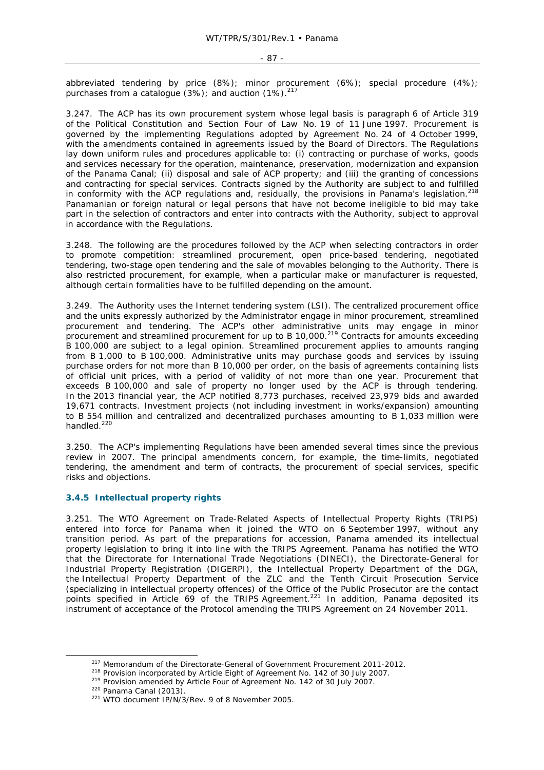abbreviated tendering by price (8%); minor procurement (6%); special procedure (4%); purchases from a catalogue (3%); and auction (1%).[217]

3.247. The ACP has its own procurement system whose legal basis is paragraph 6 of Article 319 of the Political Constitution and Section Four of Law No. 19 of 11 June 1997. Procurement is governed by the implementing Regulations adopted by Agreement No. 24 of 4 October 1999, with the amendments contained in agreements issued by the Board of Directors. The Regulations lay down uniform rules and procedures applicable to: (i) contracting or purchase of works, goods and services necessary for the operation, maintenance, preservation, modernization and expansion of the Panama Canal; (ii) disposal and sale of ACP property; and (iii) the granting of concessions and contracting for special services. Contracts signed by the Authority are subject to and fulfilled in conformity with the ACP regulations and, residually, the provisions in Panama's legislation.[218] Panamanian or foreign natural or legal persons that have not become ineligible to bid may take part in the selection of contractors and enter into contracts with the Authority, subject to approval in accordance with the Regulations.

3.248. The following are the procedures followed by the ACP when selecting contractors in order to promote competition: streamlined procurement, open price-based tendering, negotiated tendering, two-stage open tendering and the sale of movables belonging to the Authority. There is also restricted procurement, for example, when a particular make or manufacturer is requested, although certain formalities have to be fulfilled depending on the amount.

3.249. The Authority uses the Internet tendering system (LSI). The centralized procurement office and the units expressly authorized by the Administrator engage in minor procurement, streamlined procurement and tendering. The ACP's other administrative units may engage in minor procurement and streamlined procurement for up to B 10,000.[219] Contracts for amounts exceeding B 100,000 are subject to a legal opinion. Streamlined procurement applies to amounts ranging from B 1,000 to B 100,000. Administrative units may purchase goods and services by issuing purchase orders for not more than B 10,000 per order, on the basis of agreements containing lists of official unit prices, with a period of validity of not more than one year. Procurement that exceeds B 100,000 and sale of property no longer used by the ACP is through tendering. In the 2013 financial year, the ACP notified 8,773 purchases, received 23,979 bids and awarded 19,671 contracts. Investment projects (not including investment in works/expansion) amounting to B 554 million and centralized and decentralized purchases amounting to B 1,033 million were handled.[220]

3.250. The ACP's implementing Regulations have been amended several times since the previous review in 2007. The principal amendments concern, for example, the time-limits, negotiated tendering, the amendment and term of contracts, the procurement of special services, specific risks and objections.

### 3.4.5 Intellectual property rights

3.251. The WTO Agreement on Trade-Related Aspects of Intellectual Property Rights (TRIPS) entered into force for Panama when it joined the WTO on 6 September 1997, without any transition period. As part of the preparations for accession, Panama amended its intellectual property legislation to bring it into line with the TRIPS Agreement. Panama has notified the WTO that the Directorate for International Trade Negotiations (DINECI), the Directorate-General for Industrial Property Registration (DIGERPI), the Intellectual Property Department of the DGA, the Intellectual Property Department of the ZLC and the Tenth Circuit Prosecution Service (specializing in intellectual property offences) of the Office of the Public Prosecutor are the contact points specified in Article 69 of the TRIPS Agreement.[221] In addition, Panama deposited its instrument of acceptance of the Protocol amending the TRIPS Agreement on 24 November 2011.

---

[217] Memorandum of the Directorate-General of Government Procurement 2011-2012.

[218] Provision incorporated by Article Eight of Agreement No. 142 of 30 July 2007.

[219] Provision amended by Article Four of Agreement No. 142 of 30 July 2007.

[220] Panama Canal (2013).

[221] WTO document IP/N/3/Rev. 9 of 8 November 2005.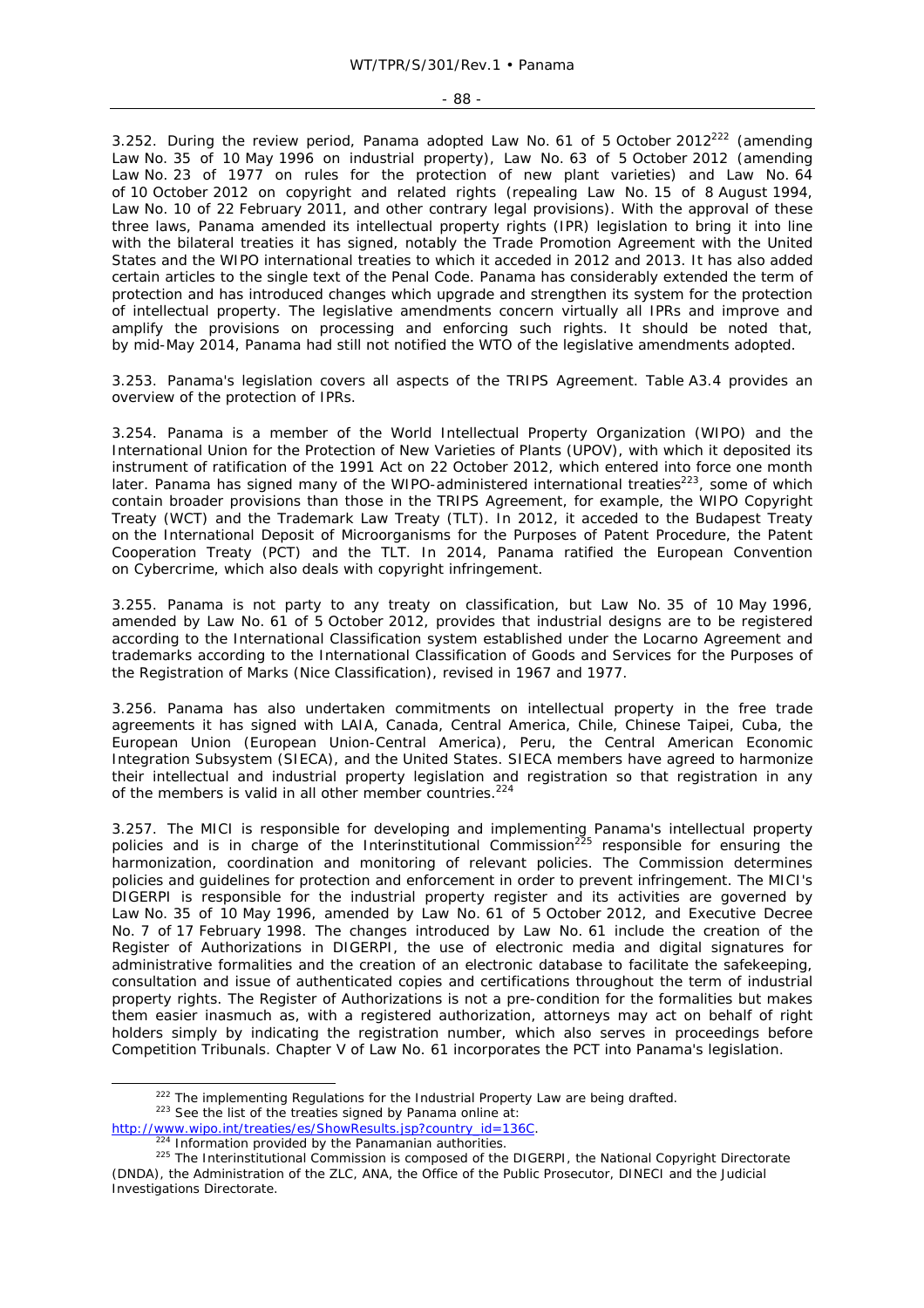3.252. During the review period, Panama adopted Law No. 61 of 5 October 2012[222] (amending Law No. 35 of 10 May 1996 on industrial property), Law No. 63 of 5 October 2012 (amending Law No. 23 of 1977 on rules for the protection of new plant varieties) and Law No. 64 of 10 October 2012 on copyright and related rights (repealing Law No. 15 of 8 August 1994, Law No. 10 of 22 February 2011, and other contrary legal provisions). With the approval of these three laws, Panama amended its intellectual property rights (IPR) legislation to bring it into line with the bilateral treaties it has signed, notably the Trade Promotion Agreement with the United States and the WIPO international treaties to which it acceded in 2012 and 2013. It has also added certain articles to the single text of the Penal Code. Panama has considerably extended the term of protection and has introduced changes which upgrade and strengthen its system for the protection of intellectual property. The legislative amendments concern virtually all IPRs and improve and amplify the provisions on processing and enforcing such rights. It should be noted that, by mid-May 2014, Panama had still not notified the WTO of the legislative amendments adopted.

3.253. Panama's legislation covers all aspects of the TRIPS Agreement. Table A3.4 provides an overview of the protection of IPRs.

3.254. Panama is a member of the World Intellectual Property Organization (WIPO) and the International Union for the Protection of New Varieties of Plants (UPOV), with which it deposited its instrument of ratification of the 1991 Act on 22 October 2012, which entered into force one month later. Panama has signed many of the WIPO-administered international treaties[223], some of which contain broader provisions than those in the TRIPS Agreement, for example, the WIPO Copyright Treaty (WCT) and the Trademark Law Treaty (TLT). In 2012, it acceded to the Budapest Treaty on the International Deposit of Microorganisms for the Purposes of Patent Procedure, the Patent Cooperation Treaty (PCT) and the TLT. In 2014, Panama ratified the European Convention on Cybercrime, which also deals with copyright infringement.

3.255. Panama is not party to any treaty on classification, but Law No. 35 of 10 May 1996, amended by Law No. 61 of 5 October 2012, provides that industrial designs are to be registered according to the International Classification system established under the Locarno Agreement and trademarks according to the International Classification of Goods and Services for the Purposes of the Registration of Marks (Nice Classification), revised in 1967 and 1977.

3.256. Panama has also undertaken commitments on intellectual property in the free trade agreements it has signed with LAIA, Canada, Central America, Chile, Chinese Taipei, Cuba, the European Union (European Union-Central America), Peru, the Central American Economic Integration Subsystem (SIECA), and the United States. SIECA members have agreed to harmonize their intellectual and industrial property legislation and registration so that registration in any of the members is valid in all other member countries.[224]

3.257. The MICI is responsible for developing and implementing Panama's intellectual property policies and is in charge of the Interinstitutional Commission[225] responsible for ensuring the harmonization, coordination and monitoring of relevant policies. The Commission determines policies and guidelines for protection and enforcement in order to prevent infringement. The MICI's DIGERPI is responsible for the industrial property register and its activities are governed by Law No. 35 of 10 May 1996, amended by Law No. 61 of 5 October 2012, and Executive Decree No. 7 of 17 February 1998. The changes introduced by Law No. 61 include the creation of the Register of Authorizations in DIGERPI, the use of electronic media and digital signatures for administrative formalities and the creation of an electronic database to facilitate the safekeeping, consultation and issue of authenticated copies and certifications throughout the term of industrial property rights. The Register of Authorizations is not a pre-condition for the formalities but makes them easier inasmuch as, with a registered authorization, attorneys may act on behalf of right holders simply by indicating the registration number, which also serves in proceedings before Competition Tribunals. Chapter V of Law No. 61 incorporates the PCT into Panama's legislation.

---

[222] The implementing Regulations for the Industrial Property Law are being drafted.

[223] See the list of the treaties signed by Panama online at: http://www.wipo.int/treaties/es/ShowResults.jsp?country_id=136C.

[224] Information provided by the Panamanian authorities.

[225] The Interinstitutional Commission is composed of the DIGERPI, the National Copyright Directorate (DNDA), the Administration of the ZLC, ANA, the Office of the Public Prosecutor, DINECI and the Judicial Investigations Directorate.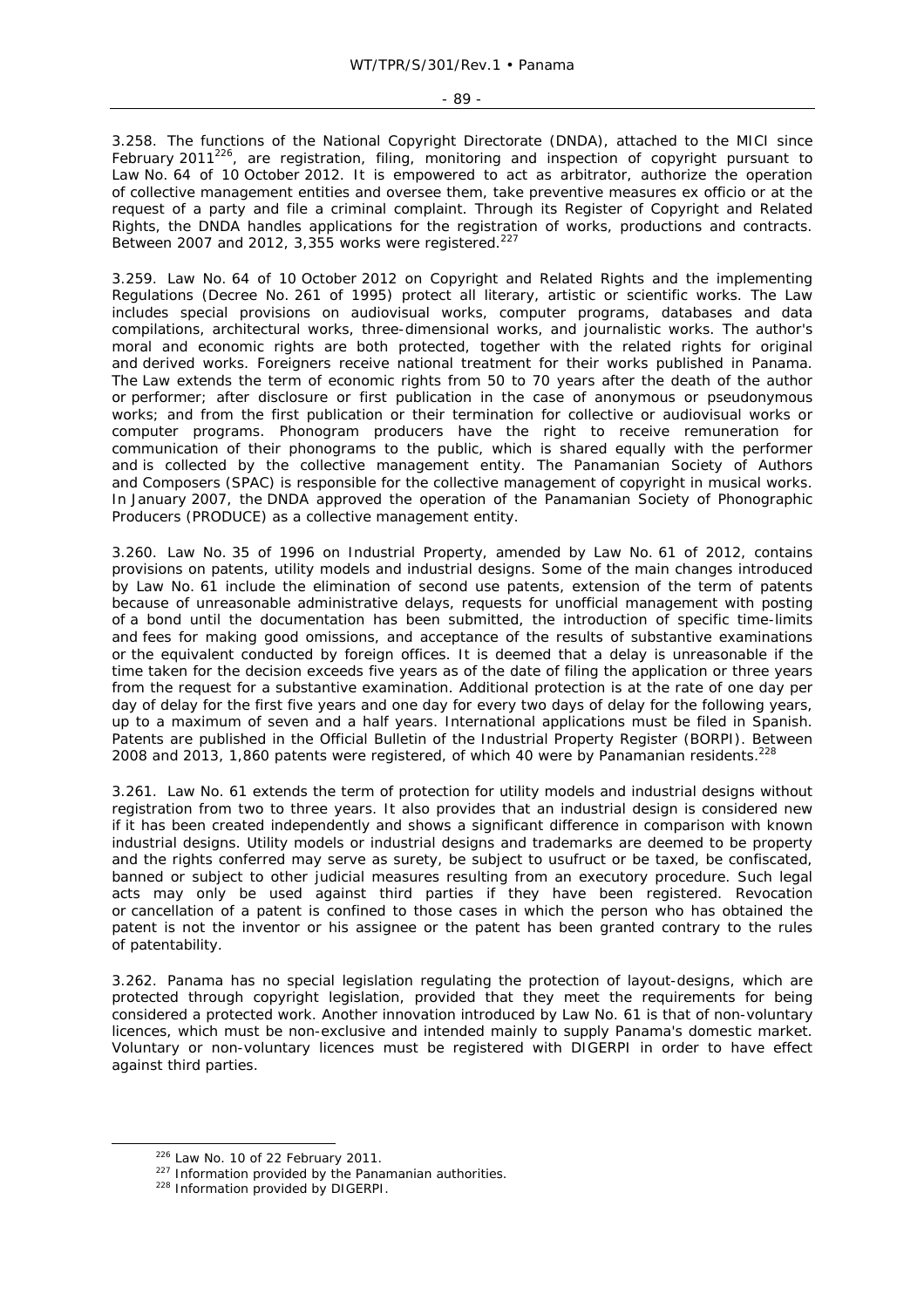3.258. The functions of the National Copyright Directorate (DNDA), attached to the MICI since February 2011[226], are registration, filing, monitoring and inspection of copyright pursuant to Law No. 64 of 10 October 2012. It is empowered to act as arbitrator, authorize the operation of collective management entities and oversee them, take preventive measures ex officio or at the request of a party and file a criminal complaint. Through its Register of Copyright and Related Rights, the DNDA handles applications for the registration of works, productions and contracts. Between 2007 and 2012, 3,355 works were registered.[227]

3.259. Law No. 64 of 10 October 2012 on Copyright and Related Rights and the implementing Regulations (Decree No. 261 of 1995) protect all literary, artistic or scientific works. The Law includes special provisions on audiovisual works, computer programs, databases and data compilations, architectural works, three-dimensional works, and journalistic works. The author's moral and economic rights are both protected, together with the related rights for original and derived works. Foreigners receive national treatment for their works published in Panama. The Law extends the term of economic rights from 50 to 70 years after the death of the author or performer; after disclosure or first publication in the case of anonymous or pseudonymous works; and from the first publication or their termination for collective or audiovisual works or computer programs. Phonogram producers have the right to receive remuneration for communication of their phonograms to the public, which is shared equally with the performer and is collected by the collective management entity. The Panamanian Society of Authors and Composers (SPAC) is responsible for the collective management of copyright in musical works. In January 2007, the DNDA approved the operation of the Panamanian Society of Phonographic Producers (PRODUCE) as a collective management entity.

3.260. Law No. 35 of 1996 on Industrial Property, amended by Law No. 61 of 2012, contains provisions on patents, utility models and industrial designs. Some of the main changes introduced by Law No. 61 include the elimination of second use patents, extension of the term of patents because of unreasonable administrative delays, requests for unofficial management with posting of a bond until the documentation has been submitted, the introduction of specific time-limits and fees for making good omissions, and acceptance of the results of substantive examinations or the equivalent conducted by foreign offices. It is deemed that a delay is unreasonable if the time taken for the decision exceeds five years as of the date of filing the application or three years from the request for a substantive examination. Additional protection is at the rate of one day per day of delay for the first five years and one day for every two days of delay for the following years, up to a maximum of seven and a half years. International applications must be filed in Spanish. Patents are published in the Official Bulletin of the Industrial Property Register (BORPI). Between 2008 and 2013, 1,860 patents were registered, of which 40 were by Panamanian residents.[228]

3.261. Law No. 61 extends the term of protection for utility models and industrial designs without registration from two to three years. It also provides that an industrial design is considered new if it has been created independently and shows a significant difference in comparison with known industrial designs. Utility models or industrial designs and trademarks are deemed to be property and the rights conferred may serve as surety, be subject to usufruct or be taxed, be confiscated, banned or subject to other judicial measures resulting from an executory procedure. Such legal acts may only be used against third parties if they have been registered. Revocation or cancellation of a patent is confined to those cases in which the person who has obtained the patent is not the inventor or his assignee or the patent has been granted contrary to the rules of patentability.

3.262. Panama has no special legislation regulating the protection of layout-designs, which are protected through copyright legislation, provided that they meet the requirements for being considered a protected work. Another innovation introduced by Law No. 61 is that of non-voluntary licences, which must be non-exclusive and intended mainly to supply Panama's domestic market. Voluntary or non-voluntary licences must be registered with DIGERPI in order to have effect against third parties.

---

[226] Law No. 10 of 22 February 2011.

[227] Information provided by the Panamanian authorities.

[228] Information provided by DIGERPI.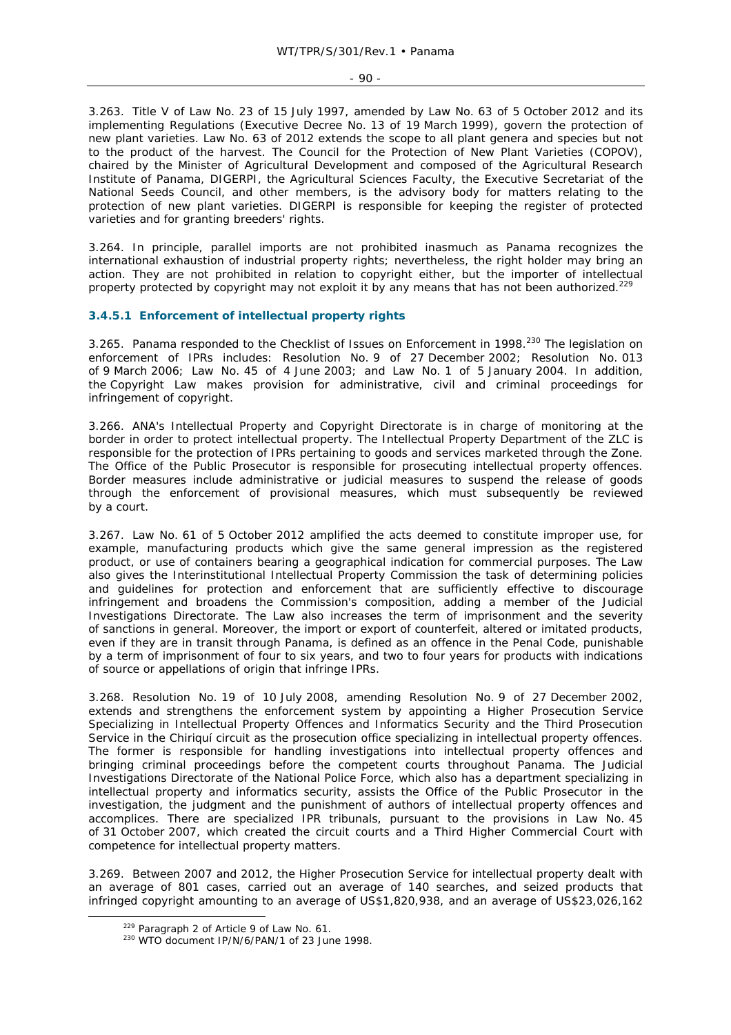3.263. Title V of Law No. 23 of 15 July 1997, amended by Law No. 63 of 5 October 2012 and its implementing Regulations (Executive Decree No. 13 of 19 March 1999), govern the protection of new plant varieties. Law No. 63 of 2012 extends the scope to all plant genera and species but not to the product of the harvest. The Council for the Protection of New Plant Varieties (COPOV), chaired by the Minister of Agricultural Development and composed of the Agricultural Research Institute of Panama, DIGERPI, the Agricultural Sciences Faculty, the Executive Secretariat of the National Seeds Council, and other members, is the advisory body for matters relating to the protection of new plant varieties. DIGERPI is responsible for keeping the register of protected varieties and for granting breeders' rights.

3.264. In principle, parallel imports are not prohibited inasmuch as Panama recognizes the international exhaustion of industrial property rights; nevertheless, the right holder may bring an action. They are not prohibited in relation to copyright either, but the importer of intellectual property protected by copyright may not exploit it by any means that has not been authorized.[229]

### 3.4.5.1 Enforcement of intellectual property rights

3.265. Panama responded to the Checklist of Issues on Enforcement in 1998.[230] The legislation on enforcement of IPRs includes: Resolution No. 9 of 27 December 2002; Resolution No. 013 of 9 March 2006; Law No. 45 of 4 June 2003; and Law No. 1 of 5 January 2004. In addition, the Copyright Law makes provision for administrative, civil and criminal proceedings for infringement of copyright.

3.266. ANA's Intellectual Property and Copyright Directorate is in charge of monitoring at the border in order to protect intellectual property. The Intellectual Property Department of the ZLC is responsible for the protection of IPRs pertaining to goods and services marketed through the Zone. The Office of the Public Prosecutor is responsible for prosecuting intellectual property offences. Border measures include administrative or judicial measures to suspend the release of goods through the enforcement of provisional measures, which must subsequently be reviewed by a court.

3.267. Law No. 61 of 5 October 2012 amplified the acts deemed to constitute improper use, for example, manufacturing products which give the same general impression as the registered product, or use of containers bearing a geographical indication for commercial purposes. The Law also gives the Interinstitutional Intellectual Property Commission the task of determining policies and guidelines for protection and enforcement that are sufficiently effective to discourage infringement and broadens the Commission's composition, adding a member of the Judicial Investigations Directorate. The Law also increases the term of imprisonment and the severity of sanctions in general. Moreover, the import or export of counterfeit, altered or imitated products, even if they are in transit through Panama, is defined as an offence in the Penal Code, punishable by a term of imprisonment of four to six years, and two to four years for products with indications of source or appellations of origin that infringe IPRs.

3.268. Resolution No. 19 of 10 July 2008, amending Resolution No. 9 of 27 December 2002, extends and strengthens the enforcement system by appointing a Higher Prosecution Service Specializing in Intellectual Property Offences and Informatics Security and the Third Prosecution Service in the Chiriquí circuit as the prosecution office specializing in intellectual property offences. The former is responsible for handling investigations into intellectual property offences and bringing criminal proceedings before the competent courts throughout Panama. The Judicial Investigations Directorate of the National Police Force, which also has a department specializing in intellectual property and informatics security, assists the Office of the Public Prosecutor in the investigation, the judgment and the punishment of authors of intellectual property offences and accomplices. There are specialized IPR tribunals, pursuant to the provisions in Law No. 45 of 31 October 2007, which created the circuit courts and a Third Higher Commercial Court with competence for intellectual property matters.

3.269. Between 2007 and 2012, the Higher Prosecution Service for intellectual property dealt with an average of 801 cases, carried out an average of 140 searches, and seized products that infringed copyright amounting to an average of US$1,820,938, and an average of US$23,026,162

---

[229] Paragraph 2 of Article 9 of Law No. 61.

[230] WTO document IP/N/6/PAN/1 of 23 June 1998.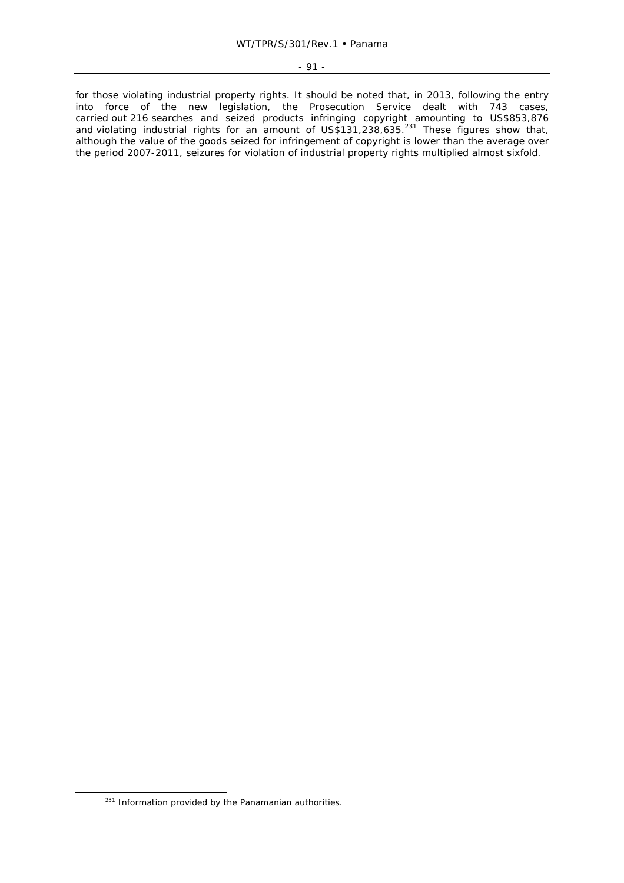for those violating industrial property rights. It should be noted that, in 2013, following the entry into force of the new legislation, the Prosecution Service dealt with 743 cases, carried out 216 searches and seized products infringing copyright amounting to US$853,876 and violating industrial rights for an amount of US$131,238,635.[231] These figures show that, although the value of the goods seized for infringement of copyright is lower than the average over the period 2007-2011, seizures for violation of industrial property rights multiplied almost sixfold.

---

[231] Information provided by the Panamanian authorities.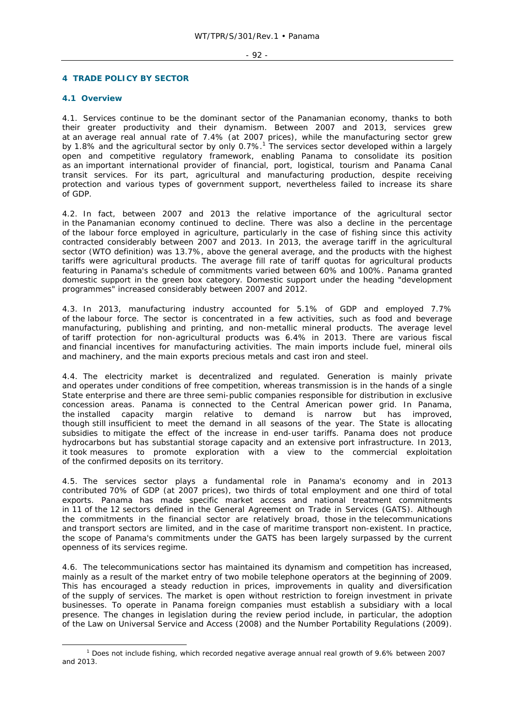# 4 TRADE POLICY BY SECTOR

## 4.1 Overview

4.1. Services continue to be the dominant sector of the Panamanian economy, thanks to both their greater productivity and their dynamism. Between 2007 and 2013, services grew at an average real annual rate of 7.4% (at 2007 prices), while the manufacturing sector grew by 1.8% and the agricultural sector by only 0.7%.[1] The services sector developed within a largely open and competitive regulatory framework, enabling Panama to consolidate its position as an important international provider of financial, port, logistical, tourism and Panama Canal transit services. For its part, agricultural and manufacturing production, despite receiving protection and various types of government support, nevertheless failed to increase its share of GDP.

4.2. In fact, between 2007 and 2013 the relative importance of the agricultural sector in the Panamanian economy continued to decline. There was also a decline in the percentage of the labour force employed in agriculture, particularly in the case of fishing since this activity contracted considerably between 2007 and 2013. In 2013, the average tariff in the agricultural sector (WTO definition) was 13.7%, above the general average, and the products with the highest tariffs were agricultural products. The average fill rate of tariff quotas for agricultural products featuring in Panama's schedule of commitments varied between 60% and 100%. Panama granted domestic support in the green box category. Domestic support under the heading "development programmes" increased considerably between 2007 and 2012.

4.3. In 2013, manufacturing industry accounted for 5.1% of GDP and employed 7.7% of the labour force. The sector is concentrated in a few activities, such as food and beverage manufacturing, publishing and printing, and non-metallic mineral products. The average level of tariff protection for non-agricultural products was 6.4% in 2013. There are various fiscal and financial incentives for manufacturing activities. The main imports include fuel, mineral oils and machinery, and the main exports precious metals and cast iron and steel.

4.4. The electricity market is decentralized and regulated. Generation is mainly private and operates under conditions of free competition, whereas transmission is in the hands of a single State enterprise and there are three semi-public companies responsible for distribution in exclusive concession areas. Panama is connected to the Central American power grid. In Panama, the installed capacity margin relative to demand is narrow but has improved, though still insufficient to meet the demand in all seasons of the year. The State is allocating subsidies to mitigate the effect of the increase in end-user tariffs. Panama does not produce hydrocarbons but has substantial storage capacity and an extensive port infrastructure. In 2013, it took measures to promote exploration with a view to the commercial exploitation of the confirmed deposits on its territory.

4.5. The services sector plays a fundamental role in Panama's economy and in 2013 contributed 70% of GDP (at 2007 prices), two thirds of total employment and one third of total exports. Panama has made specific market access and national treatment commitments in 11 of the 12 sectors defined in the General Agreement on Trade in Services (GATS). Although the commitments in the financial sector are relatively broad, those in the telecommunications and transport sectors are limited, and in the case of maritime transport non-existent. In practice, the scope of Panama's commitments under the GATS has been largely surpassed by the current openness of its services regime.

4.6. The telecommunications sector has maintained its dynamism and competition has increased, mainly as a result of the market entry of two mobile telephone operators at the beginning of 2009. This has encouraged a steady reduction in prices, improvements in quality and diversification of the supply of services. The market is open without restriction to foreign investment in private businesses. To operate in Panama foreign companies must establish a subsidiary with a local presence. The changes in legislation during the review period include, in particular, the adoption of the Law on Universal Service and Access (2008) and the Number Portability Regulations (2009).

---

[1] Does not include fishing, which recorded negative average annual real growth of 9.6% between 2007 and 2013.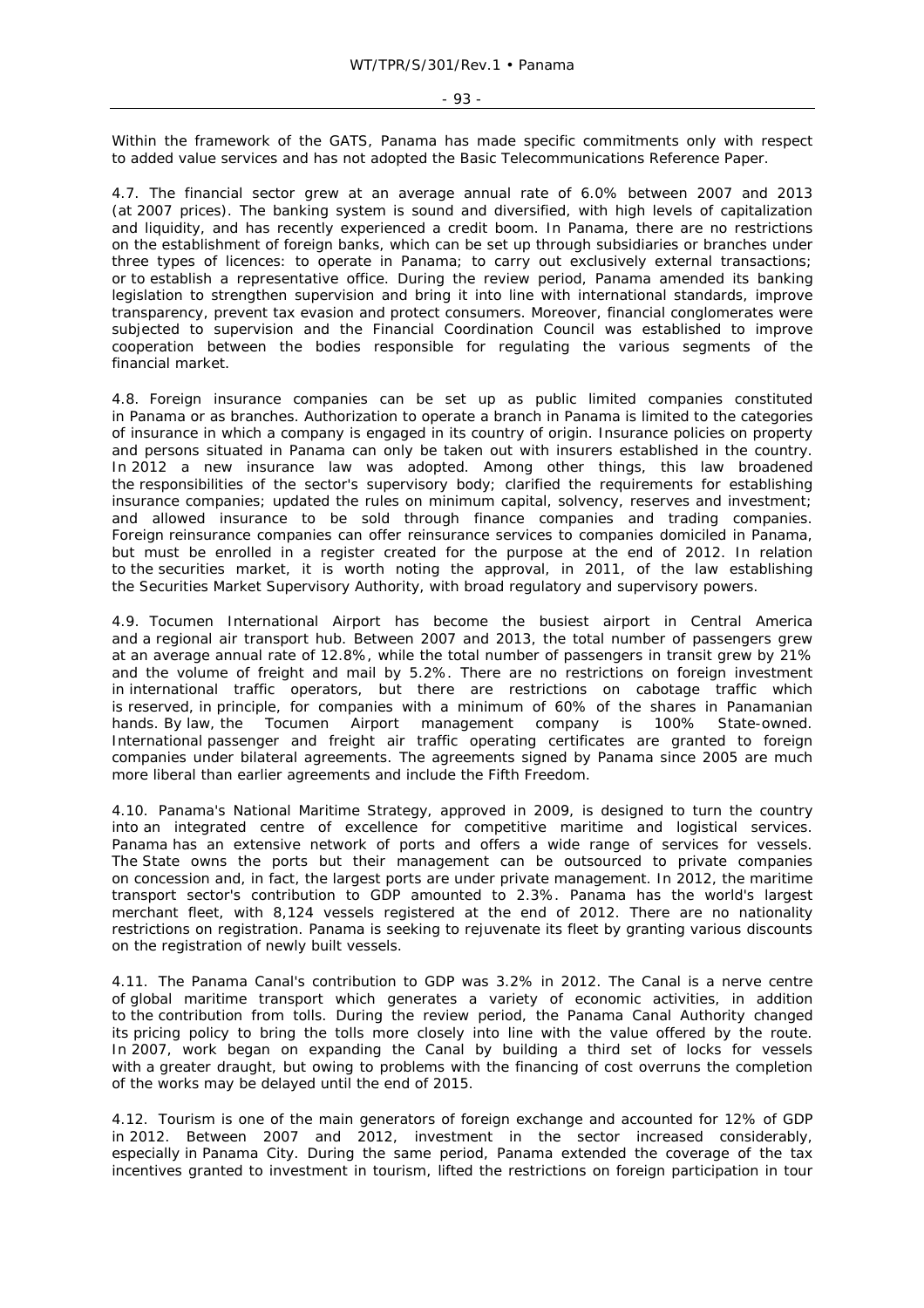Within the framework of the GATS, Panama has made specific commitments only with respect to added value services and has not adopted the Basic Telecommunications Reference Paper.

4.7. The financial sector grew at an average annual rate of 6.0% between 2007 and 2013 (at 2007 prices). The banking system is sound and diversified, with high levels of capitalization and liquidity, and has recently experienced a credit boom. In Panama, there are no restrictions on the establishment of foreign banks, which can be set up through subsidiaries or branches under three types of licences: to operate in Panama; to carry out exclusively external transactions; or to establish a representative office. During the review period, Panama amended its banking legislation to strengthen supervision and bring it into line with international standards, improve transparency, prevent tax evasion and protect consumers. Moreover, financial conglomerates were subjected to supervision and the Financial Coordination Council was established to improve cooperation between the bodies responsible for regulating the various segments of the financial market.

4.8. Foreign insurance companies can be set up as public limited companies constituted in Panama or as branches. Authorization to operate a branch in Panama is limited to the categories of insurance in which a company is engaged in its country of origin. Insurance policies on property and persons situated in Panama can only be taken out with insurers established in the country. In 2012 a new insurance law was adopted. Among other things, this law broadened the responsibilities of the sector's supervisory body; clarified the requirements for establishing insurance companies; updated the rules on minimum capital, solvency, reserves and investment; and allowed insurance to be sold through finance companies and trading companies. Foreign reinsurance companies can offer reinsurance services to companies domiciled in Panama, but must be enrolled in a register created for the purpose at the end of 2012. In relation to the securities market, it is worth noting the approval, in 2011, of the law establishing the Securities Market Supervisory Authority, with broad regulatory and supervisory powers.

4.9. Tocumen International Airport has become the busiest airport in Central America and a regional air transport hub. Between 2007 and 2013, the total number of passengers grew at an average annual rate of 12.8%, while the total number of passengers in transit grew by 21% and the volume of freight and mail by 5.2%. There are no restrictions on foreign investment in international traffic operators, but there are restrictions on cabotage traffic which is reserved, in principle, for companies with a minimum of 60% of the shares in Panamanian hands. By law, the Tocumen Airport management company is 100% State-owned. International passenger and freight air traffic operating certificates are granted to foreign companies under bilateral agreements. The agreements signed by Panama since 2005 are much more liberal than earlier agreements and include the Fifth Freedom.

4.10. Panama's National Maritime Strategy, approved in 2009, is designed to turn the country into an integrated centre of excellence for competitive maritime and logistical services. Panama has an extensive network of ports and offers a wide range of services for vessels. The State owns the ports but their management can be outsourced to private companies on concession and, in fact, the largest ports are under private management. In 2012, the maritime transport sector's contribution to GDP amounted to 2.3%. Panama has the world's largest merchant fleet, with 8,124 vessels registered at the end of 2012. There are no nationality restrictions on registration. Panama is seeking to rejuvenate its fleet by granting various discounts on the registration of newly built vessels.

4.11. The Panama Canal's contribution to GDP was 3.2% in 2012. The Canal is a nerve centre of global maritime transport which generates a variety of economic activities, in addition to the contribution from tolls. During the review period, the Panama Canal Authority changed its pricing policy to bring the tolls more closely into line with the value offered by the route. In 2007, work began on expanding the Canal by building a third set of locks for vessels with a greater draught, but owing to problems with the financing of cost overruns the completion of the works may be delayed until the end of 2015.

4.12. Tourism is one of the main generators of foreign exchange and accounted for 12% of GDP in 2012. Between 2007 and 2012, investment in the sector increased considerably, especially in Panama City. During the same period, Panama extended the coverage of the tax incentives granted to investment in tourism, lifted the restrictions on foreign participation in tour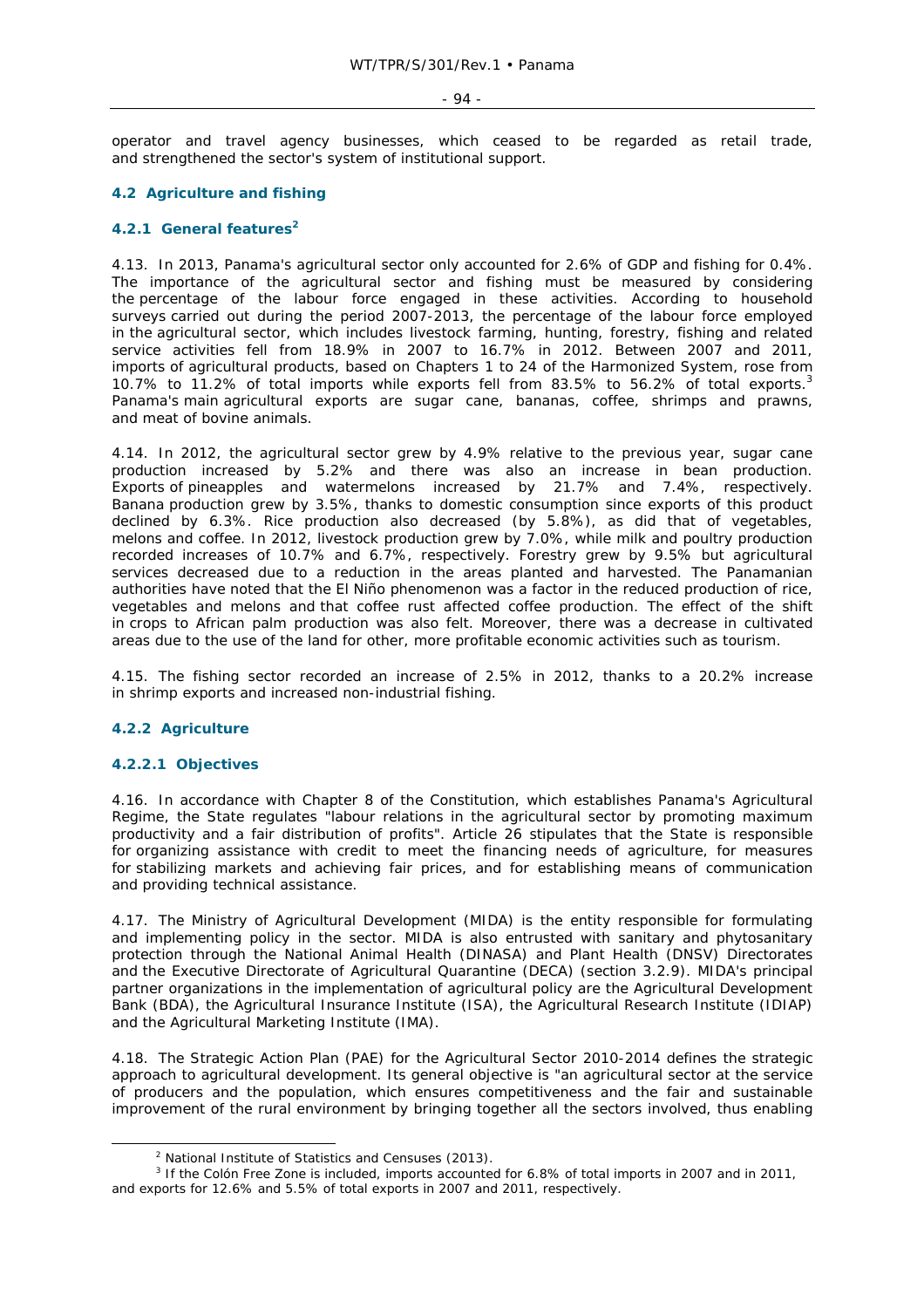operator and travel agency businesses, which ceased to be regarded as retail trade, and strengthened the sector's system of institutional support.

## 4.2 Agriculture and fishing

### 4.2.1 General features[2]

4.13. In 2013, Panama's agricultural sector only accounted for 2.6% of GDP and fishing for 0.4%. The importance of the agricultural sector and fishing must be measured by considering the percentage of the labour force engaged in these activities. According to household surveys carried out during the period 2007-2013, the percentage of the labour force employed in the agricultural sector, which includes livestock farming, hunting, forestry, fishing and related service activities fell from 18.9% in 2007 to 16.7% in 2012. Between 2007 and 2011, imports of agricultural products, based on Chapters 1 to 24 of the Harmonized System, rose from 10.7% to 11.2% of total imports while exports fell from 83.5% to 56.2% of total exports.[3] Panama's main agricultural exports are sugar cane, bananas, coffee, shrimps and prawns, and meat of bovine animals.

4.14. In 2012, the agricultural sector grew by 4.9% relative to the previous year, sugar cane production increased by 5.2% and there was also an increase in bean production. Exports of pineapples and watermelons increased by 21.7% and 7.4%, respectively. Banana production grew by 3.5%, thanks to domestic consumption since exports of this product declined by 6.3%. Rice production also decreased (by 5.8%), as did that of vegetables, melons and coffee. In 2012, livestock production grew by 7.0%, while milk and poultry production recorded increases of 10.7% and 6.7%, respectively. Forestry grew by 9.5% but agricultural services decreased due to a reduction in the areas planted and harvested. The Panamanian authorities have noted that the El Niño phenomenon was a factor in the reduced production of rice, vegetables and melons and that coffee rust affected coffee production. The effect of the shift in crops to African palm production was also felt. Moreover, there was a decrease in cultivated areas due to the use of the land for other, more profitable economic activities such as tourism.

4.15. The fishing sector recorded an increase of 2.5% in 2012, thanks to a 20.2% increase in shrimp exports and increased non-industrial fishing.

### 4.2.2 Agriculture

#### 4.2.2.1 Objectives

4.16. In accordance with Chapter 8 of the Constitution, which establishes Panama's Agricultural Regime, the State regulates "labour relations in the agricultural sector by promoting maximum productivity and a fair distribution of profits". Article 26 stipulates that the State is responsible for organizing assistance with credit to meet the financing needs of agriculture, for measures for stabilizing markets and achieving fair prices, and for establishing means of communication and providing technical assistance.

4.17. The Ministry of Agricultural Development (MIDA) is the entity responsible for formulating and implementing policy in the sector. MIDA is also entrusted with sanitary and phytosanitary protection through the National Animal Health (DINASA) and Plant Health (DNSV) Directorates and the Executive Directorate of Agricultural Quarantine (DECA) (section 3.2.9). MIDA's principal partner organizations in the implementation of agricultural policy are the Agricultural Development Bank (BDA), the Agricultural Insurance Institute (ISA), the Agricultural Research Institute (IDIAP) and the Agricultural Marketing Institute (IMA).

4.18. The Strategic Action Plan (PAE) for the Agricultural Sector 2010-2014 defines the strategic approach to agricultural development. Its general objective is "an agricultural sector at the service of producers and the population, which ensures competitiveness and the fair and sustainable improvement of the rural environment by bringing together all the sectors involved, thus enabling

---

[2] National Institute of Statistics and Censuses (2013).

[3] If the Colón Free Zone is included, imports accounted for 6.8% of total imports in 2007 and in 2011, and exports for 12.6% and 5.5% of total exports in 2007 and 2011, respectively.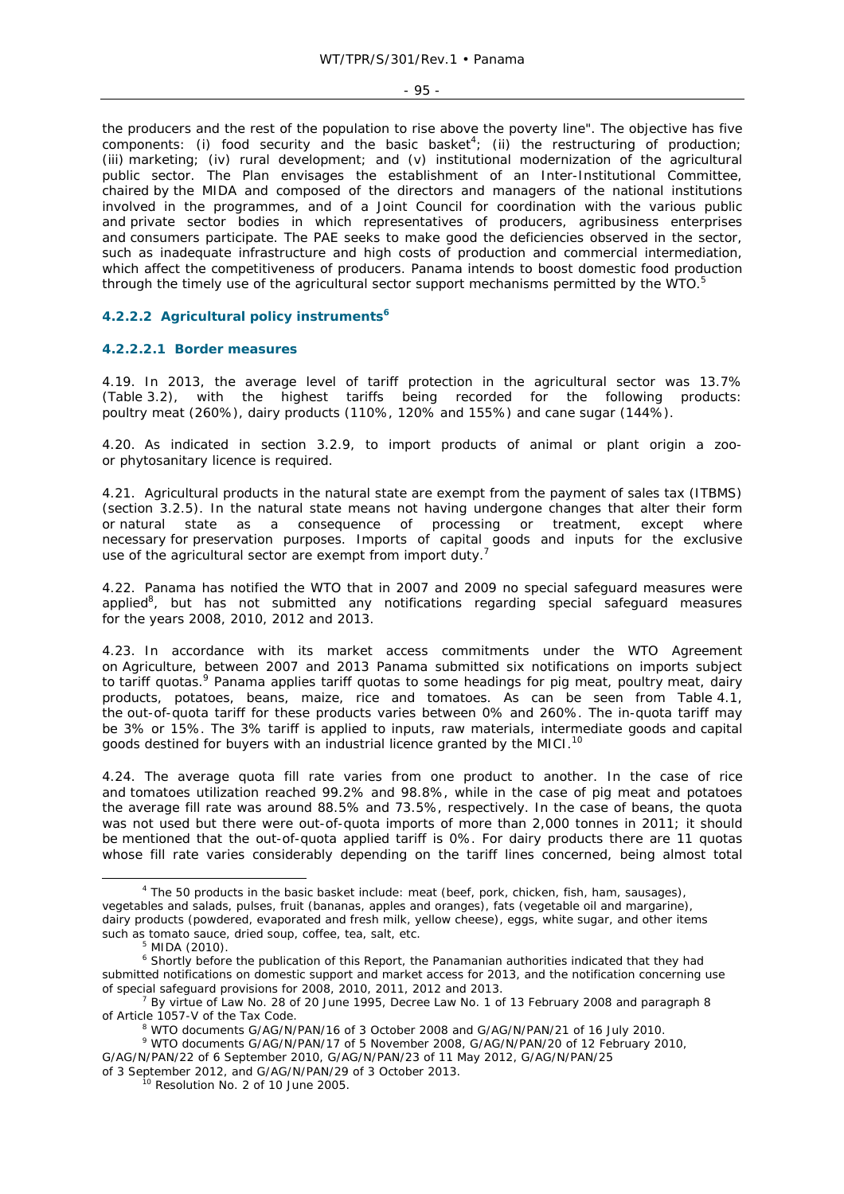the producers and the rest of the population to rise above the poverty line". The objective has five components: (i) food security and the basic basket[4]; (ii) the restructuring of production; (iii) marketing; (iv) rural development; and (v) institutional modernization of the agricultural public sector. The Plan envisages the establishment of an Inter-Institutional Committee, chaired by the MIDA and composed of the directors and managers of the national institutions involved in the programmes, and of a Joint Council for coordination with the various public and private sector bodies in which representatives of producers, agribusiness enterprises and consumers participate. The PAE seeks to make good the deficiencies observed in the sector, such as inadequate infrastructure and high costs of production and commercial intermediation, which affect the competitiveness of producers. Panama intends to boost domestic food production through the timely use of the agricultural sector support mechanisms permitted by the WTO.[5]

#### 4.2.2.2 Agricultural policy instruments[6]

##### 4.2.2.2.1 Border measures

4.19. In 2013, the average level of tariff protection in the agricultural sector was 13.7% (Table 3.2), with the highest tariffs being recorded for the following products: poultry meat (260%), dairy products (110%, 120% and 155%) and cane sugar (144%).

4.20. As indicated in section 3.2.9, to import products of animal or plant origin a zoo- or phytosanitary licence is required.

4.21. Agricultural products in the natural state are exempt from the payment of sales tax (ITBMS) (section 3.2.5). In the natural state means not having undergone changes that alter their form or natural state as a consequence of processing or treatment, except where necessary for preservation purposes. Imports of capital goods and inputs for the exclusive use of the agricultural sector are exempt from import duty.[7]

4.22. Panama has notified the WTO that in 2007 and 2009 no special safeguard measures were applied[8], but has not submitted any notifications regarding special safeguard measures for the years 2008, 2010, 2012 and 2013.

4.23. In accordance with its market access commitments under the WTO Agreement on Agriculture, between 2007 and 2013 Panama submitted six notifications on imports subject to tariff quotas.[9] Panama applies tariff quotas to some headings for pig meat, poultry meat, dairy products, potatoes, beans, maize, rice and tomatoes. As can be seen from Table 4.1, the out-of-quota tariff for these products varies between 0% and 260%. The in-quota tariff may be 3% or 15%. The 3% tariff is applied to inputs, raw materials, intermediate goods and capital goods destined for buyers with an industrial licence granted by the MICI.[10]

4.24. The average quota fill rate varies from one product to another. In the case of rice and tomatoes utilization reached 99.2% and 98.8%, while in the case of pig meat and potatoes the average fill rate was around 88.5% and 73.5%, respectively. In the case of beans, the quota was not used but there were out-of-quota imports of more than 2,000 tonnes in 2011; it should be mentioned that the out-of-quota applied tariff is 0%. For dairy products there are 11 quotas whose fill rate varies considerably depending on the tariff lines concerned, being almost total

---

[4] The 50 products in the basic basket include: meat (beef, pork, chicken, fish, ham, sausages), vegetables and salads, pulses, fruit (bananas, apples and oranges), fats (vegetable oil and margarine), dairy products (powdered, evaporated and fresh milk, yellow cheese), eggs, white sugar, and other items such as tomato sauce, dried soup, coffee, tea, salt, etc.

[5] MIDA (2010).

[6] Shortly before the publication of this Report, the Panamanian authorities indicated that they had submitted notifications on domestic support and market access for 2013, and the notification concerning use of special safeguard provisions for 2008, 2010, 2011, 2012 and 2013.

[7] By virtue of Law No. 28 of 20 June 1995, Decree Law No. 1 of 13 February 2008 and paragraph 8 of Article 1057-V of the Tax Code.

[8] WTO documents G/AG/N/PAN/16 of 3 October 2008 and G/AG/N/PAN/21 of 16 July 2010.

[9] WTO documents G/AG/N/PAN/17 of 5 November 2008, G/AG/N/PAN/20 of 12 February 2010, G/AG/N/PAN/22 of 6 September 2010, G/AG/N/PAN/23 of 11 May 2012, G/AG/N/PAN/25 of 3 September 2012, and G/AG/N/PAN/29 of 3 October 2013.

[10] Resolution No. 2 of 10 June 2005.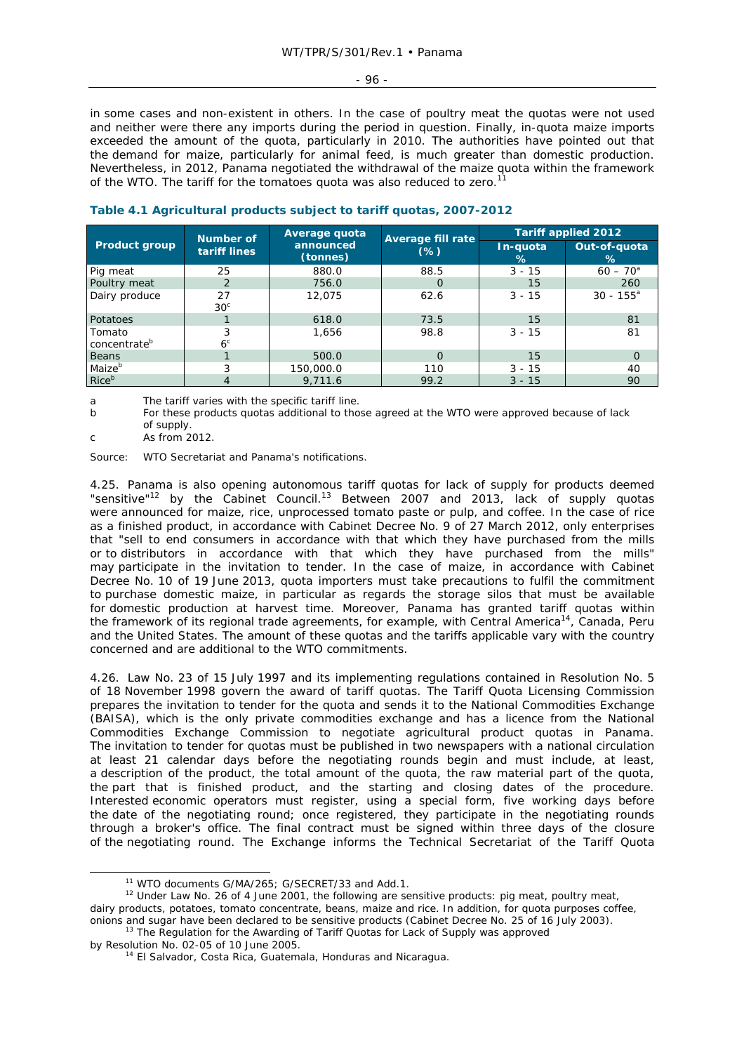in some cases and non-existent in others. In the case of poultry meat the quotas were not used and neither were there any imports during the period in question. Finally, in-quota maize imports exceeded the amount of the quota, particularly in 2010. The authorities have pointed out that the demand for maize, particularly for animal feed, is much greater than domestic production. Nevertheless, in 2012, Panama negotiated the withdrawal of the maize quota within the framework of the WTO. The tariff for the tomatoes quota was also reduced to zero.[11]

**Table 4.1 Agricultural products subject to tariff quotas, 2007-2012**

| Product group | Number of tariff lines | Average quota announced (tonnes) | Average fill rate (%) | Tariff applied 2012 | |
|---|---|---|---|---|---|
| | | | | In-quota % | Out-of-quota % |
| Pig meat | 25 | 880.0 | 88.5 | 3 - 15 | 60 – 70[a] |
| Poultry meat | 2 | 756.0 | 0 | 15 | 260 |
| Dairy produce | 27<br>30[c] | 12,075 | 62.6 | 3 - 15 | 30 - 155[a] |
| Potatoes | 1 | 618.0 | 73.5 | 15 | 81 |
| Tomato concentrate[b] | 3<br>6[c] | 1,656 | 98.8 | 3 - 15 | 81 |
| Beans | 1 | 500.0 | 0 | 15 | 0 |
| Maize[b] | 3 | 150,000.0 | 110 | 3 - 15 | 40 |
| Rice[b] | 4 | 9,711.6 | 99.2 | 3 - 15 | 90 |

a The tariff varies with the specific tariff line.
b For these products quotas additional to those agreed at the WTO were approved because of lack of supply.
c As from 2012.

Source: WTO Secretariat and Panama's notifications.

4.25. Panama is also opening autonomous tariff quotas for lack of supply for products deemed "sensitive"[12] by the Cabinet Council.[13] Between 2007 and 2013, lack of supply quotas were announced for maize, rice, unprocessed tomato paste or pulp, and coffee. In the case of rice as a finished product, in accordance with Cabinet Decree No. 9 of 27 March 2012, only enterprises that "sell to end consumers in accordance with that which they have purchased from the mills or to distributors in accordance with that which they have purchased from the mills" may participate in the invitation to tender. In the case of maize, in accordance with Cabinet Decree No. 10 of 19 June 2013, quota importers must take precautions to fulfil the commitment to purchase domestic maize, in particular as regards the storage silos that must be available for domestic production at harvest time. Moreover, Panama has granted tariff quotas within the framework of its regional trade agreements, for example, with Central America[14], Canada, Peru and the United States. The amount of these quotas and the tariffs applicable vary with the country concerned and are additional to the WTO commitments.

4.26. Law No. 23 of 15 July 1997 and its implementing regulations contained in Resolution No. 5 of 18 November 1998 govern the award of tariff quotas. The Tariff Quota Licensing Commission prepares the invitation to tender for the quota and sends it to the National Commodities Exchange (BAISA), which is the only private commodities exchange and has a licence from the National Commodities Exchange Commission to negotiate agricultural product quotas in Panama. The invitation to tender for quotas must be published in two newspapers with a national circulation at least 21 calendar days before the negotiating rounds begin and must include, at least, a description of the product, the total amount of the quota, the raw material part of the quota, the part that is finished product, and the starting and closing dates of the procedure. Interested economic operators must register, using a special form, five working days before the date of the negotiating round; once registered, they participate in the negotiating rounds through a broker's office. The final contract must be signed within three days of the closure of the negotiating round. The Exchange informs the Technical Secretariat of the Tariff Quota

[11] WTO documents G/MA/265; G/SECRET/33 and Add.1.
[12] Under Law No. 26 of 4 June 2001, the following are sensitive products: pig meat, poultry meat, dairy products, potatoes, tomato concentrate, beans, maize and rice. In addition, for quota purposes coffee, onions and sugar have been declared to be sensitive products (Cabinet Decree No. 25 of 16 July 2003).
[13] The Regulation for the Awarding of Tariff Quotas for Lack of Supply was approved by Resolution No. 02-05 of 10 June 2005.
[14] El Salvador, Costa Rica, Guatemala, Honduras and Nicaragua.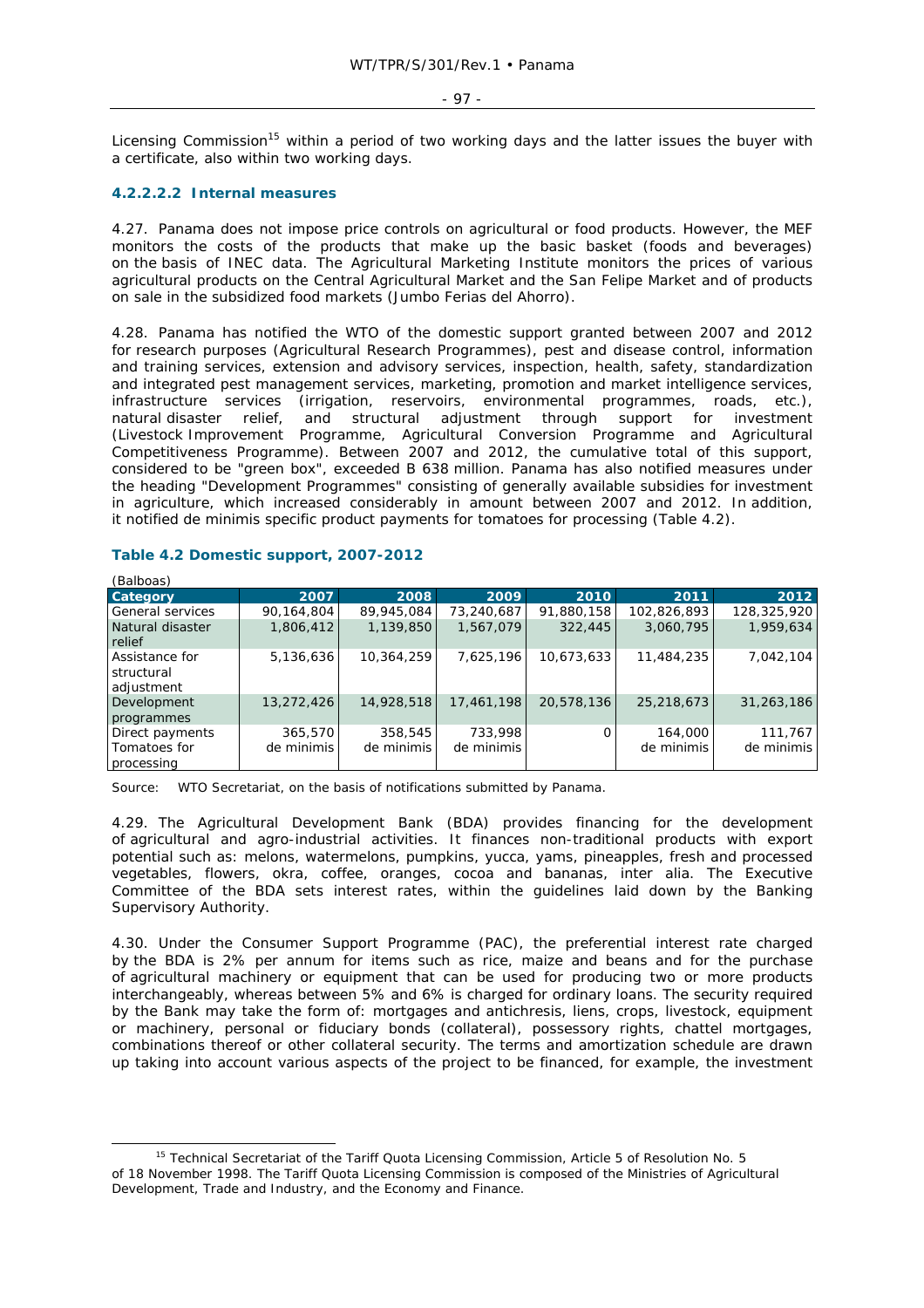Licensing Commission[15] within a period of two working days and the latter issues the buyer with a certificate, also within two working days.

#### 4.2.2.2.2 Internal measures

4.27. Panama does not impose price controls on agricultural or food products. However, the MEF monitors the costs of the products that make up the basic basket (foods and beverages) on the basis of INEC data. The Agricultural Marketing Institute monitors the prices of various agricultural products on the Central Agricultural Market and the San Felipe Market and of products on sale in the subsidized food markets (Jumbo Ferias del Ahorro).

4.28. Panama has notified the WTO of the domestic support granted between 2007 and 2012 for research purposes (Agricultural Research Programmes), pest and disease control, information and training services, extension and advisory services, inspection, health, safety, standardization and integrated pest management services, marketing, promotion and market intelligence services, infrastructure services (irrigation, reservoirs, environmental programmes, roads, etc.), natural disaster relief, and structural adjustment through support for investment (Livestock Improvement Programme, Agricultural Conversion Programme and Agricultural Competitiveness Programme). Between 2007 and 2012, the cumulative total of this support, considered to be "green box", exceeded B 638 million. Panama has also notified measures under the heading "Development Programmes" consisting of generally available subsidies for investment in agriculture, which increased considerably in amount between 2007 and 2012. In addition, it notified de minimis specific product payments for tomatoes for processing (Table 4.2).

**Table 4.2 Domestic support, 2007-2012**

(Balboas)

| Category | 2007 | 2008 | 2009 | 2010 | 2011 | 2012 |
|---|---|---|---|---|---|---|
| General services | 90,164,804 | 89,945,084 | 73,240,687 | 91,880,158 | 102,826,893 | 128,325,920 |
| Natural disaster relief | 1,806,412 | 1,139,850 | 1,567,079 | 322,445 | 3,060,795 | 1,959,634 |
| Assistance for structural adjustment | 5,136,636 | 10,364,259 | 7,625,196 | 10,673,633 | 11,484,235 | 7,042,104 |
| Development programmes | 13,272,426 | 14,928,518 | 17,461,198 | 20,578,136 | 25,218,673 | 31,263,186 |
| Direct payments Tomatoes for processing | 365,570 de minimis | 358,545 de minimis | 733,998 de minimis | 0 | 164,000 de minimis | 111,767 de minimis |

Source: WTO Secretariat, on the basis of notifications submitted by Panama.

4.29. The Agricultural Development Bank (BDA) provides financing for the development of agricultural and agro-industrial activities. It finances non-traditional products with export potential such as: melons, watermelons, pumpkins, yucca, yams, pineapples, fresh and processed vegetables, flowers, okra, coffee, oranges, cocoa and bananas, inter alia. The Executive Committee of the BDA sets interest rates, within the guidelines laid down by the Banking Supervisory Authority.

4.30. Under the Consumer Support Programme (PAC), the preferential interest rate charged by the BDA is 2% per annum for items such as rice, maize and beans and for the purchase of agricultural machinery or equipment that can be used for producing two or more products interchangeably, whereas between 5% and 6% is charged for ordinary loans. The security required by the Bank may take the form of: mortgages and antichresis, liens, crops, livestock, equipment or machinery, personal or fiduciary bonds (collateral), possessory rights, chattel mortgages, combinations thereof or other collateral security. The terms and amortization schedule are drawn up taking into account various aspects of the project to be financed, for example, the investment

[15] Technical Secretariat of the Tariff Quota Licensing Commission, Article 5 of Resolution No. 5 of 18 November 1998. The Tariff Quota Licensing Commission is composed of the Ministries of Agricultural Development, Trade and Industry, and the Economy and Finance.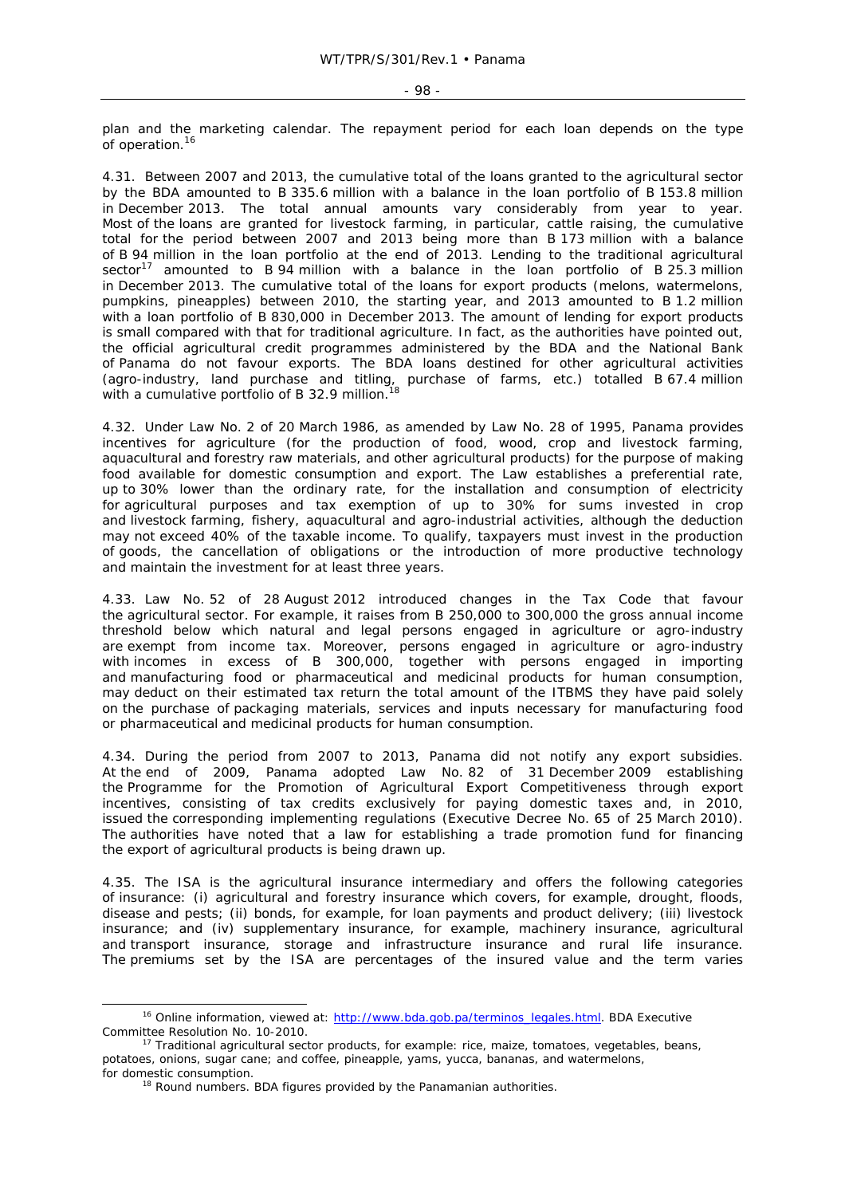plan and the marketing calendar. The repayment period for each loan depends on the type of operation.[16]

4.31. Between 2007 and 2013, the cumulative total of the loans granted to the agricultural sector by the BDA amounted to B 335.6 million with a balance in the loan portfolio of B 153.8 million in December 2013. The total annual amounts vary considerably from year to year. Most of the loans are granted for livestock farming, in particular, cattle raising, the cumulative total for the period between 2007 and 2013 being more than B 173 million with a balance of B 94 million in the loan portfolio at the end of 2013. Lending to the traditional agricultural sector[17] amounted to B 94 million with a balance in the loan portfolio of B 25.3 million in December 2013. The cumulative total of the loans for export products (melons, watermelons, pumpkins, pineapples) between 2010, the starting year, and 2013 amounted to B 1.2 million with a loan portfolio of B 830,000 in December 2013. The amount of lending for export products is small compared with that for traditional agriculture. In fact, as the authorities have pointed out, the official agricultural credit programmes administered by the BDA and the National Bank of Panama do not favour exports. The BDA loans destined for other agricultural activities (agro-industry, land purchase and titling, purchase of farms, etc.) totalled B 67.4 million with a cumulative portfolio of B 32.9 million.[18]

4.32. Under Law No. 2 of 20 March 1986, as amended by Law No. 28 of 1995, Panama provides incentives for agriculture (for the production of food, wood, crop and livestock farming, aquacultural and forestry raw materials, and other agricultural products) for the purpose of making food available for domestic consumption and export. The Law establishes a preferential rate, up to 30% lower than the ordinary rate, for the installation and consumption of electricity for agricultural purposes and tax exemption of up to 30% for sums invested in crop and livestock farming, fishery, aquacultural and agro-industrial activities, although the deduction may not exceed 40% of the taxable income. To qualify, taxpayers must invest in the production of goods, the cancellation of obligations or the introduction of more productive technology and maintain the investment for at least three years.

4.33. Law No. 52 of 28 August 2012 introduced changes in the Tax Code that favour the agricultural sector. For example, it raises from B 250,000 to 300,000 the gross annual income threshold below which natural and legal persons engaged in agriculture or agro-industry are exempt from income tax. Moreover, persons engaged in agriculture or agro-industry with incomes in excess of B 300,000, together with persons engaged in importing and manufacturing food or pharmaceutical and medicinal products for human consumption, may deduct on their estimated tax return the total amount of the ITBMS they have paid solely on the purchase of packaging materials, services and inputs necessary for manufacturing food or pharmaceutical and medicinal products for human consumption.

4.34. During the period from 2007 to 2013, Panama did not notify any export subsidies. At the end of 2009, Panama adopted Law No. 82 of 31 December 2009 establishing the Programme for the Promotion of Agricultural Export Competitiveness through export incentives, consisting of tax credits exclusively for paying domestic taxes and, in 2010, issued the corresponding implementing regulations (Executive Decree No. 65 of 25 March 2010). The authorities have noted that a law for establishing a trade promotion fund for financing the export of agricultural products is being drawn up.

4.35. The ISA is the agricultural insurance intermediary and offers the following categories of insurance: (i) agricultural and forestry insurance which covers, for example, drought, floods, disease and pests; (ii) bonds, for example, for loan payments and product delivery; (iii) livestock insurance; and (iv) supplementary insurance, for example, machinery insurance, agricultural and transport insurance, storage and infrastructure insurance and rural life insurance. The premiums set by the ISA are percentages of the insured value and the term varies

---

[16] Online information, viewed at: http://www.bda.gob.pa/terminos_legales.html. BDA Executive Committee Resolution No. 10-2010.

[17] Traditional agricultural sector products, for example: rice, maize, tomatoes, vegetables, beans, potatoes, onions, sugar cane; and coffee, pineapple, yams, yucca, bananas, and watermelons, for domestic consumption.

[18] Round numbers. BDA figures provided by the Panamanian authorities.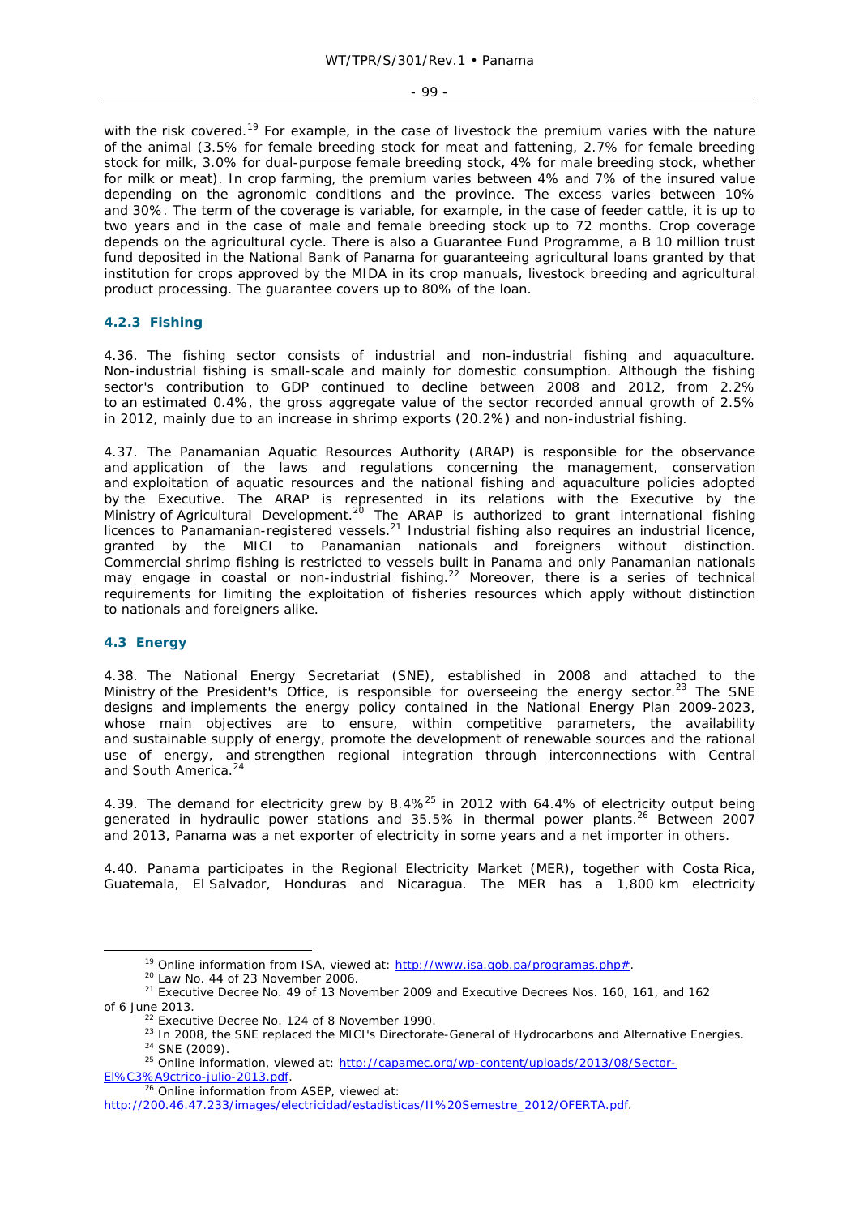with the risk covered.[19] For example, in the case of livestock the premium varies with the nature of the animal (3.5% for female breeding stock for meat and fattening, 2.7% for female breeding stock for milk, 3.0% for dual-purpose female breeding stock, 4% for male breeding stock, whether for milk or meat). In crop farming, the premium varies between 4% and 7% of the insured value depending on the agronomic conditions and the province. The excess varies between 10% and 30%. The term of the coverage is variable, for example, in the case of feeder cattle, it is up to two years and in the case of male and female breeding stock up to 72 months. Crop coverage depends on the agricultural cycle. There is also a Guarantee Fund Programme, a B 10 million trust fund deposited in the National Bank of Panama for guaranteeing agricultural loans granted by that institution for crops approved by the MIDA in its crop manuals, livestock breeding and agricultural product processing. The guarantee covers up to 80% of the loan.

### 4.2.3 Fishing

4.36. The fishing sector consists of industrial and non-industrial fishing and aquaculture. Non-industrial fishing is small-scale and mainly for domestic consumption. Although the fishing sector's contribution to GDP continued to decline between 2008 and 2012, from 2.2% to an estimated 0.4%, the gross aggregate value of the sector recorded annual growth of 2.5% in 2012, mainly due to an increase in shrimp exports (20.2%) and non-industrial fishing.

4.37. The Panamanian Aquatic Resources Authority (ARAP) is responsible for the observance and application of the laws and regulations concerning the management, conservation and exploitation of aquatic resources and the national fishing and aquaculture policies adopted by the Executive. The ARAP is represented in its relations with the Executive by the Ministry of Agricultural Development.[20] The ARAP is authorized to grant international fishing licences to Panamanian-registered vessels.[21] Industrial fishing also requires an industrial licence, granted by the MICI to Panamanian nationals and foreigners without distinction. Commercial shrimp fishing is restricted to vessels built in Panama and only Panamanian nationals may engage in coastal or non-industrial fishing.[22] Moreover, there is a series of technical requirements for limiting the exploitation of fisheries resources which apply without distinction to nationals and foreigners alike.

## 4.3 Energy

4.38. The National Energy Secretariat (SNE), established in 2008 and attached to the Ministry of the President's Office, is responsible for overseeing the energy sector.[23] The SNE designs and implements the energy policy contained in the National Energy Plan 2009-2023, whose main objectives are to ensure, within competitive parameters, the availability and sustainable supply of energy, promote the development of renewable sources and the rational use of energy, and strengthen regional integration through interconnections with Central and South America.[24]

4.39. The demand for electricity grew by 8.4%[25] in 2012 with 64.4% of electricity output being generated in hydraulic power stations and 35.5% in thermal power plants.[26] Between 2007 and 2013, Panama was a net exporter of electricity in some years and a net importer in others.

4.40. Panama participates in the Regional Electricity Market (MER), together with Costa Rica, Guatemala, El Salvador, Honduras and Nicaragua. The MER has a 1,800 km electricity

---

[19] Online information from ISA, viewed at: http://www.isa.gob.pa/programas.php#.

[20] Law No. 44 of 23 November 2006.

[21] Executive Decree No. 49 of 13 November 2009 and Executive Decrees Nos. 160, 161, and 162 of 6 June 2013.

[22] Executive Decree No. 124 of 8 November 1990.

[23] In 2008, the SNE replaced the MICI's Directorate-General of Hydrocarbons and Alternative Energies.

[24] SNE (2009).

[25] Online information, viewed at: http://capamec.org/wp-content/uploads/2013/08/Sector-El%C3%A9ctrico-julio-2013.pdf.

[26] Online information from ASEP, viewed at: http://200.46.47.233/images/electricidad/estadisticas/II%20Semestre_2012/OFERTA.pdf.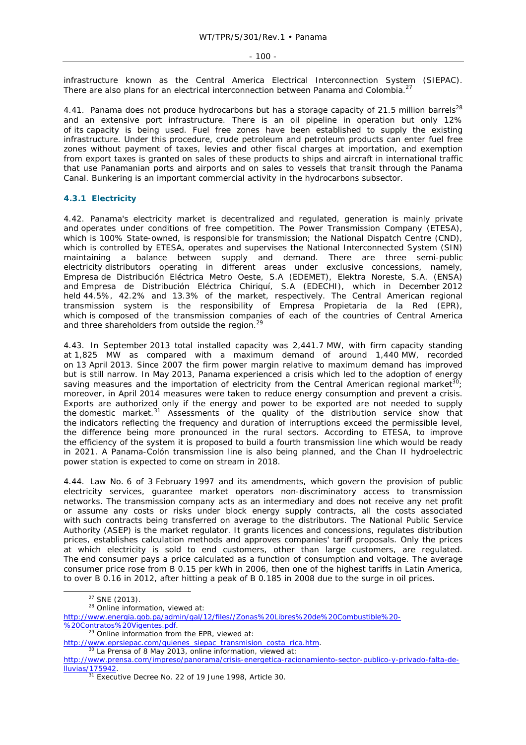infrastructure known as the Central America Electrical Interconnection System (SIEPAC). There are also plans for an electrical interconnection between Panama and Colombia.[27]

4.41. Panama does not produce hydrocarbons but has a storage capacity of 21.5 million barrels[28] and an extensive port infrastructure. There is an oil pipeline in operation but only 12% of its capacity is being used. Fuel free zones have been established to supply the existing infrastructure. Under this procedure, crude petroleum and petroleum products can enter fuel free zones without payment of taxes, levies and other fiscal charges at importation, and exemption from export taxes is granted on sales of these products to ships and aircraft in international traffic that use Panamanian ports and airports and on sales to vessels that transit through the Panama Canal. Bunkering is an important commercial activity in the hydrocarbons subsector.

### 4.3.1 Electricity

4.42. Panama's electricity market is decentralized and regulated, generation is mainly private and operates under conditions of free competition. The Power Transmission Company (ETESA), which is 100% State-owned, is responsible for transmission; the National Dispatch Centre (CND), which is controlled by ETESA, operates and supervises the National Interconnected System (SIN) maintaining a balance between supply and demand. There are three semi-public electricity distributors operating in different areas under exclusive concessions, namely, Empresa de Distribución Eléctrica Metro Oeste, S.A (EDEMET), Elektra Noreste, S.A. (ENSA) and Empresa de Distribución Eléctrica Chiriquí, S.A (EDECHI), which in December 2012 held 44.5%, 42.2% and 13.3% of the market, respectively. The Central American regional transmission system is the responsibility of Empresa Propietaria de la Red (EPR), which is composed of the transmission companies of each of the countries of Central America and three shareholders from outside the region.[29]

4.43. In September 2013 total installed capacity was 2,441.7 MW, with firm capacity standing at 1,825 MW as compared with a maximum demand of around 1,440 MW, recorded on 13 April 2013. Since 2007 the firm power margin relative to maximum demand has improved but is still narrow. In May 2013, Panama experienced a crisis which led to the adoption of energy saving measures and the importation of electricity from the Central American regional market[30]; moreover, in April 2014 measures were taken to reduce energy consumption and prevent a crisis. Exports are authorized only if the energy and power to be exported are not needed to supply the domestic market.[31] Assessments of the quality of the distribution service show that the indicators reflecting the frequency and duration of interruptions exceed the permissible level, the difference being more pronounced in the rural sectors. According to ETESA, to improve the efficiency of the system it is proposed to build a fourth transmission line which would be ready in 2021. A Panama-Colón transmission line is also being planned, and the Chan II hydroelectric power station is expected to come on stream in 2018.

4.44. Law No. 6 of 3 February 1997 and its amendments, which govern the provision of public electricity services, guarantee market operators non-discriminatory access to transmission networks. The transmission company acts as an intermediary and does not receive any net profit or assume any costs or risks under block energy supply contracts, all the costs associated with such contracts being transferred on average to the distributors. The National Public Service Authority (ASEP) is the market regulator. It grants licences and concessions, regulates distribution prices, establishes calculation methods and approves companies' tariff proposals. Only the prices at which electricity is sold to end customers, other than large customers, are regulated. The end consumer pays a price calculated as a function of consumption and voltage. The average consumer price rose from B 0.15 per kWh in 2006, then one of the highest tariffs in Latin America, to over B 0.16 in 2012, after hitting a peak of B 0.185 in 2008 due to the surge in oil prices.

---

[27] SNE (2013).

[28] Online information, viewed at: http://www.energia.gob.pa/admin/gal/12/files//Zonas%20Libres%20de%20Combustible%20-%20Contratos%20Vigentes.pdf.

[29] Online information from the EPR, viewed at: http://www.eprsiepac.com/quienes_siepac_transmision_costa_rica.htm.

[30] La Prensa of 8 May 2013, online information, viewed at: http://www.prensa.com/impreso/panorama/crisis-energetica-racionamiento-sector-publico-y-privado-falta-de-lluvias/175942.

[31] Executive Decree No. 22 of 19 June 1998, Article 30.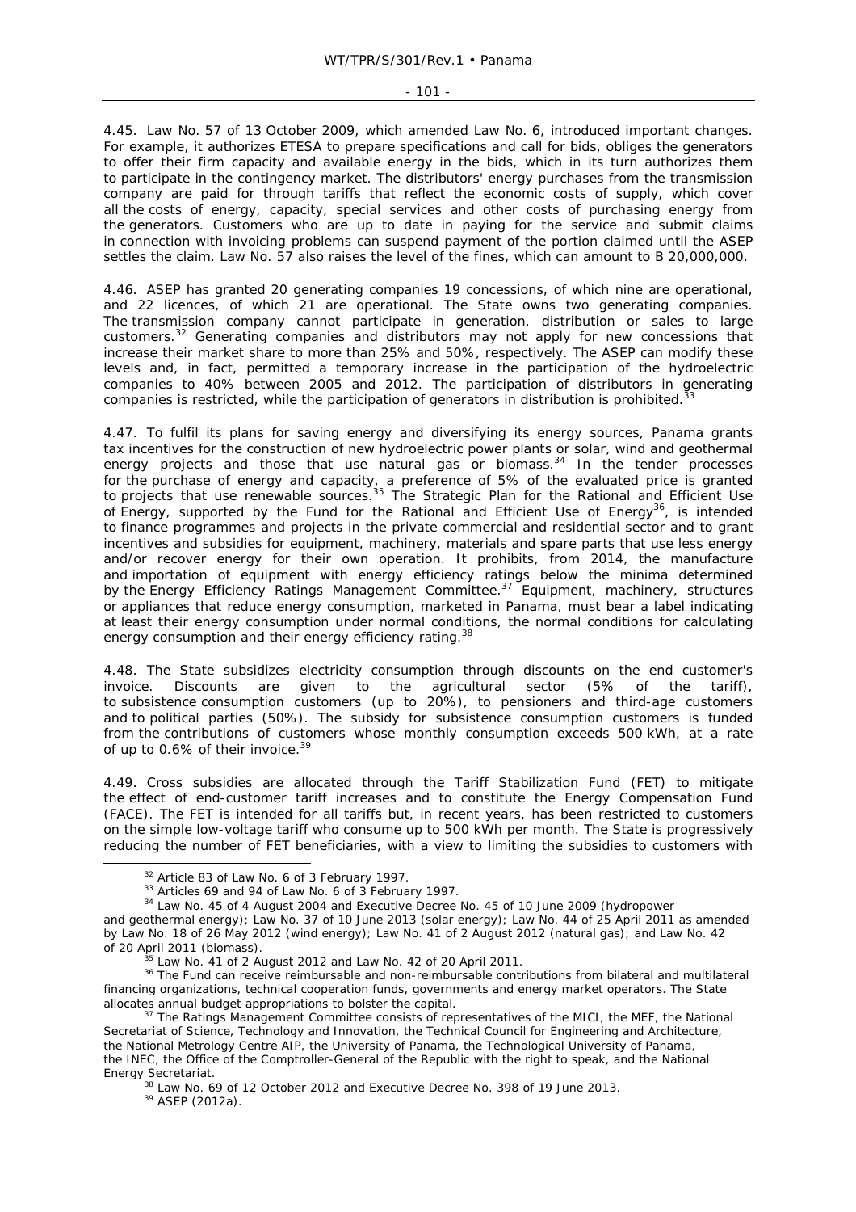4.45. Law No. 57 of 13 October 2009, which amended Law No. 6, introduced important changes. For example, it authorizes ETESA to prepare specifications and call for bids, obliges the generators to offer their firm capacity and available energy in the bids, which in its turn authorizes them to participate in the contingency market. The distributors' energy purchases from the transmission company are paid for through tariffs that reflect the economic costs of supply, which cover all the costs of energy, capacity, special services and other costs of purchasing energy from the generators. Customers who are up to date in paying for the service and submit claims in connection with invoicing problems can suspend payment of the portion claimed until the ASEP settles the claim. Law No. 57 also raises the level of the fines, which can amount to B 20,000,000.

4.46. ASEP has granted 20 generating companies 19 concessions, of which nine are operational, and 22 licences, of which 21 are operational. The State owns two generating companies. The transmission company cannot participate in generation, distribution or sales to large customers.[32] Generating companies and distributors may not apply for new concessions that increase their market share to more than 25% and 50%, respectively. The ASEP can modify these levels and, in fact, permitted a temporary increase in the participation of the hydroelectric companies to 40% between 2005 and 2012. The participation of distributors in generating companies is restricted, while the participation of generators in distribution is prohibited.[33]

4.47. To fulfil its plans for saving energy and diversifying its energy sources, Panama grants tax incentives for the construction of new hydroelectric power plants or solar, wind and geothermal energy projects and those that use natural gas or biomass.[34] In the tender processes for the purchase of energy and capacity, a preference of 5% of the evaluated price is granted to projects that use renewable sources.[35] The Strategic Plan for the Rational and Efficient Use of Energy, supported by the Fund for the Rational and Efficient Use of Energy[36], is intended to finance programmes and projects in the private commercial and residential sector and to grant incentives and subsidies for equipment, machinery, materials and spare parts that use less energy and/or recover energy for their own operation. It prohibits, from 2014, the manufacture and importation of equipment with energy efficiency ratings below the minima determined by the Energy Efficiency Ratings Management Committee.[37] Equipment, machinery, structures or appliances that reduce energy consumption, marketed in Panama, must bear a label indicating at least their energy consumption under normal conditions, the normal conditions for calculating energy consumption and their energy efficiency rating.[38]

4.48. The State subsidizes electricity consumption through discounts on the end customer's invoice. Discounts are given to the agricultural sector (5% of the tariff), to subsistence consumption customers (up to 20%), to pensioners and third-age customers and to political parties (50%). The subsidy for subsistence consumption customers is funded from the contributions of customers whose monthly consumption exceeds 500 kWh, at a rate of up to 0.6% of their invoice.[39]

4.49. Cross subsidies are allocated through the Tariff Stabilization Fund (FET) to mitigate the effect of end-customer tariff increases and to constitute the Energy Compensation Fund (FACE). The FET is intended for all tariffs but, in recent years, has been restricted to customers on the simple low-voltage tariff who consume up to 500 kWh per month. The State is progressively reducing the number of FET beneficiaries, with a view to limiting the subsidies to customers with

[32] Article 83 of Law No. 6 of 3 February 1997.

[33] Articles 69 and 94 of Law No. 6 of 3 February 1997.

[34] Law No. 45 of 4 August 2004 and Executive Decree No. 45 of 10 June 2009 (hydropower and geothermal energy); Law No. 37 of 10 June 2013 (solar energy); Law No. 44 of 25 April 2011 as amended by Law No. 18 of 26 May 2012 (wind energy); Law No. 41 of 2 August 2012 (natural gas); and Law No. 42 of 20 April 2011 (biomass).

[35] Law No. 41 of 2 August 2012 and Law No. 42 of 20 April 2011.

[36] The Fund can receive reimbursable and non-reimbursable contributions from bilateral and multilateral financing organizations, technical cooperation funds, governments and energy market operators. The State allocates annual budget appropriations to bolster the capital.

[37] The Ratings Management Committee consists of representatives of the MICI, the MEF, the National Secretariat of Science, Technology and Innovation, the Technical Council for Engineering and Architecture, the National Metrology Centre AIP, the University of Panama, the Technological University of Panama, the INEC, the Office of the Comptroller-General of the Republic with the right to speak, and the National Energy Secretariat.

[38] Law No. 69 of 12 October 2012 and Executive Decree No. 398 of 19 June 2013.

[39] ASEP (2012a).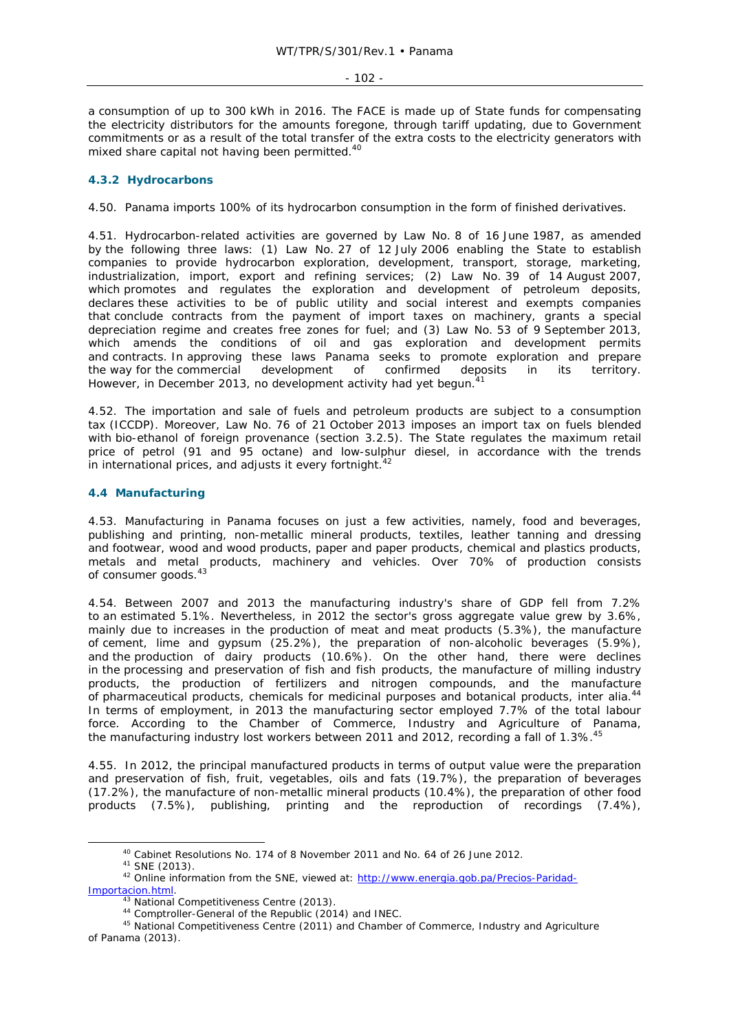a consumption of up to 300 kWh in 2016. The FACE is made up of State funds for compensating the electricity distributors for the amounts foregone, through tariff updating, due to Government commitments or as a result of the total transfer of the extra costs to the electricity generators with mixed share capital not having been permitted.[40]

### 4.3.2 Hydrocarbons

4.50. Panama imports 100% of its hydrocarbon consumption in the form of finished derivatives.

4.51. Hydrocarbon-related activities are governed by Law No. 8 of 16 June 1987, as amended by the following three laws: (1) Law No. 27 of 12 July 2006 enabling the State to establish companies to provide hydrocarbon exploration, development, transport, storage, marketing, industrialization, import, export and refining services; (2) Law No. 39 of 14 August 2007, which promotes and regulates the exploration and development of petroleum deposits, declares these activities to be of public utility and social interest and exempts companies that conclude contracts from the payment of import taxes on machinery, grants a special depreciation regime and creates free zones for fuel; and (3) Law No. 53 of 9 September 2013, which amends the conditions of oil and gas exploration and development permits and contracts. In approving these laws Panama seeks to promote exploration and prepare the way for the commercial development of confirmed deposits in its territory. However, in December 2013, no development activity had yet begun.[41]

4.52. The importation and sale of fuels and petroleum products are subject to a consumption tax (ICCDP). Moreover, Law No. 76 of 21 October 2013 imposes an import tax on fuels blended with bio-ethanol of foreign provenance (section 3.2.5). The State regulates the maximum retail price of petrol (91 and 95 octane) and low-sulphur diesel, in accordance with the trends in international prices, and adjusts it every fortnight.[42]

## 4.4 Manufacturing

4.53. Manufacturing in Panama focuses on just a few activities, namely, food and beverages, publishing and printing, non-metallic mineral products, textiles, leather tanning and dressing and footwear, wood and wood products, paper and paper products, chemical and plastics products, metals and metal products, machinery and vehicles. Over 70% of production consists of consumer goods.[43]

4.54. Between 2007 and 2013 the manufacturing industry's share of GDP fell from 7.2% to an estimated 5.1%. Nevertheless, in 2012 the sector's gross aggregate value grew by 3.6%, mainly due to increases in the production of meat and meat products (5.3%), the manufacture of cement, lime and gypsum (25.2%), the preparation of non-alcoholic beverages (5.9%), and the production of dairy products (10.6%). On the other hand, there were declines in the processing and preservation of fish and fish products, the manufacture of milling industry products, the production of fertilizers and nitrogen compounds, and the manufacture of pharmaceutical products, chemicals for medicinal purposes and botanical products, inter alia.[44] In terms of employment, in 2013 the manufacturing sector employed 7.7% of the total labour force. According to the Chamber of Commerce, Industry and Agriculture of Panama, the manufacturing industry lost workers between 2011 and 2012, recording a fall of 1.3%.[45]

4.55. In 2012, the principal manufactured products in terms of output value were the preparation and preservation of fish, fruit, vegetables, oils and fats (19.7%), the preparation of beverages (17.2%), the manufacture of non-metallic mineral products (10.4%), the preparation of other food products (7.5%), publishing, printing and the reproduction of recordings (7.4%),

---

[40] Cabinet Resolutions No. 174 of 8 November 2011 and No. 64 of 26 June 2012.

[41] SNE (2013).

[42] Online information from the SNE, viewed at: http://www.energia.gob.pa/Precios-Paridad-Importacion.html.

[43] National Competitiveness Centre (2013).

[44] Comptroller-General of the Republic (2014) and INEC.

[45] National Competitiveness Centre (2011) and Chamber of Commerce, Industry and Agriculture of Panama (2013).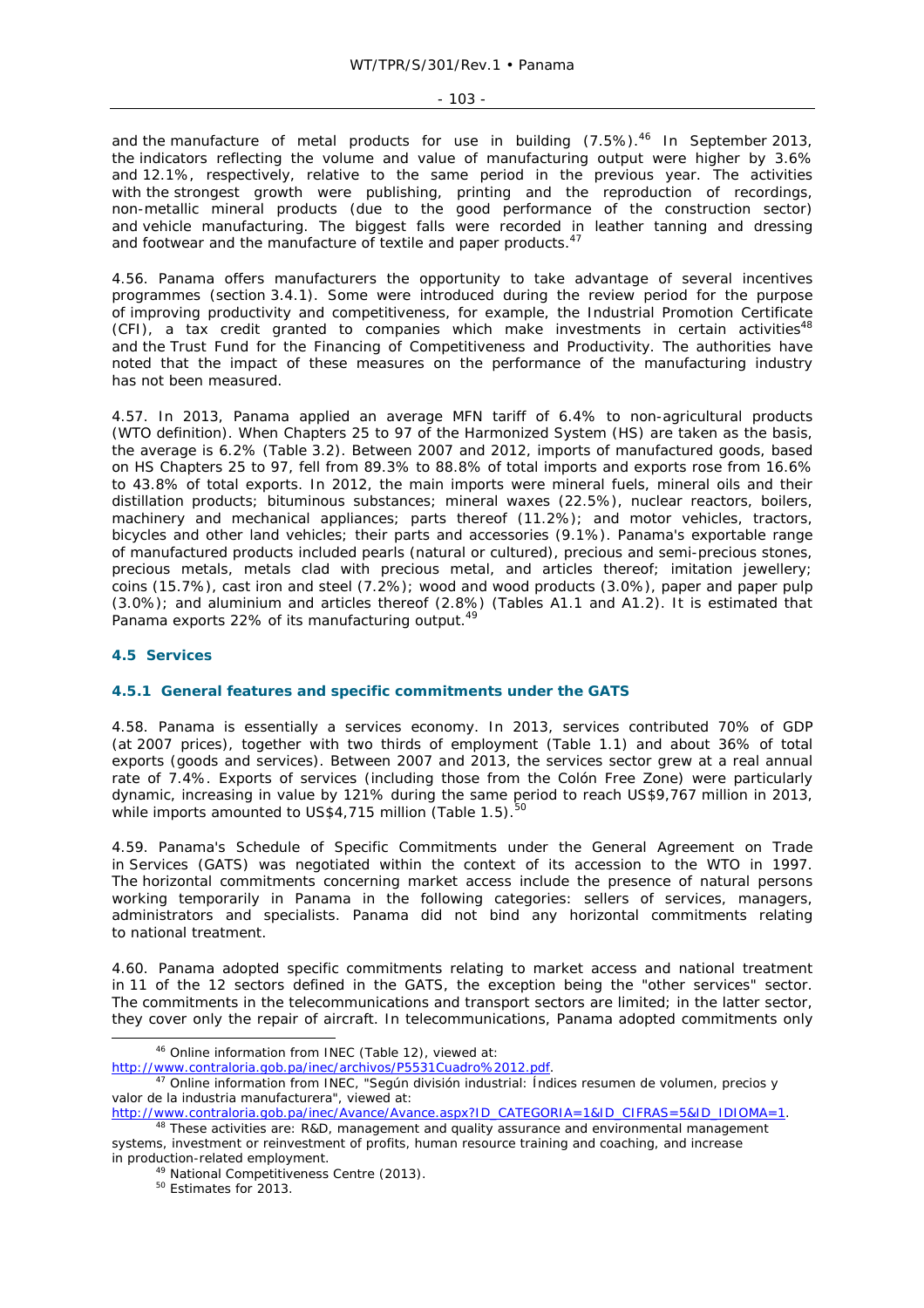and the manufacture of metal products for use in building (7.5%).[46] In September 2013, the indicators reflecting the volume and value of manufacturing output were higher by 3.6% and 12.1%, respectively, relative to the same period in the previous year. The activities with the strongest growth were publishing, printing and the reproduction of recordings, non-metallic mineral products (due to the good performance of the construction sector) and vehicle manufacturing. The biggest falls were recorded in leather tanning and dressing and footwear and the manufacture of textile and paper products.[47]

4.56. Panama offers manufacturers the opportunity to take advantage of several incentives programmes (section 3.4.1). Some were introduced during the review period for the purpose of improving productivity and competitiveness, for example, the Industrial Promotion Certificate (CFI), a tax credit granted to companies which make investments in certain activities[48] and the Trust Fund for the Financing of Competitiveness and Productivity. The authorities have noted that the impact of these measures on the performance of the manufacturing industry has not been measured.

4.57. In 2013, Panama applied an average MFN tariff of 6.4% to non-agricultural products (WTO definition). When Chapters 25 to 97 of the Harmonized System (HS) are taken as the basis, the average is 6.2% (Table 3.2). Between 2007 and 2012, imports of manufactured goods, based on HS Chapters 25 to 97, fell from 89.3% to 88.8% of total imports and exports rose from 16.6% to 43.8% of total exports. In 2012, the main imports were mineral fuels, mineral oils and their distillation products; bituminous substances; mineral waxes (22.5%), nuclear reactors, boilers, machinery and mechanical appliances; parts thereof (11.2%); and motor vehicles, tractors, bicycles and other land vehicles; their parts and accessories (9.1%). Panama's exportable range of manufactured products included pearls (natural or cultured), precious and semi-precious stones, precious metals, metals clad with precious metal, and articles thereof; imitation jewellery; coins (15.7%), cast iron and steel (7.2%); wood and wood products (3.0%), paper and paper pulp (3.0%); and aluminium and articles thereof (2.8%) (Tables A1.1 and A1.2). It is estimated that Panama exports 22% of its manufacturing output.[49]

## 4.5 Services

### 4.5.1 General features and specific commitments under the GATS

4.58. Panama is essentially a services economy. In 2013, services contributed 70% of GDP (at 2007 prices), together with two thirds of employment (Table 1.1) and about 36% of total exports (goods and services). Between 2007 and 2013, the services sector grew at a real annual rate of 7.4%. Exports of services (including those from the Colón Free Zone) were particularly dynamic, increasing in value by 121% during the same period to reach US$9,767 million in 2013, while imports amounted to US$4,715 million (Table 1.5).[50]

4.59. Panama's Schedule of Specific Commitments under the General Agreement on Trade in Services (GATS) was negotiated within the context of its accession to the WTO in 1997. The horizontal commitments concerning market access include the presence of natural persons working temporarily in Panama in the following categories: sellers of services, managers, administrators and specialists. Panama did not bind any horizontal commitments relating to national treatment.

4.60. Panama adopted specific commitments relating to market access and national treatment in 11 of the 12 sectors defined in the GATS, the exception being the "other services" sector. The commitments in the telecommunications and transport sectors are limited; in the latter sector, they cover only the repair of aircraft. In telecommunications, Panama adopted commitments only

---

[46] Online information from INEC (Table 12), viewed at: http://www.contraloria.gob.pa/inec/archivos/P5531Cuadro%2012.pdf.

[47] Online information from INEC, "Según división industrial: Índices resumen de volumen, precios y valor de la industria manufacturera", viewed at: http://www.contraloria.gob.pa/inec/Avance/Avance.aspx?ID_CATEGORIA=1&ID_CIFRAS=5&ID_IDIOMA=1.

[48] These activities are: R&D, management and quality assurance and environmental management systems, investment or reinvestment of profits, human resource training and coaching, and increase in production-related employment.

[49] National Competitiveness Centre (2013).

[50] Estimates for 2013.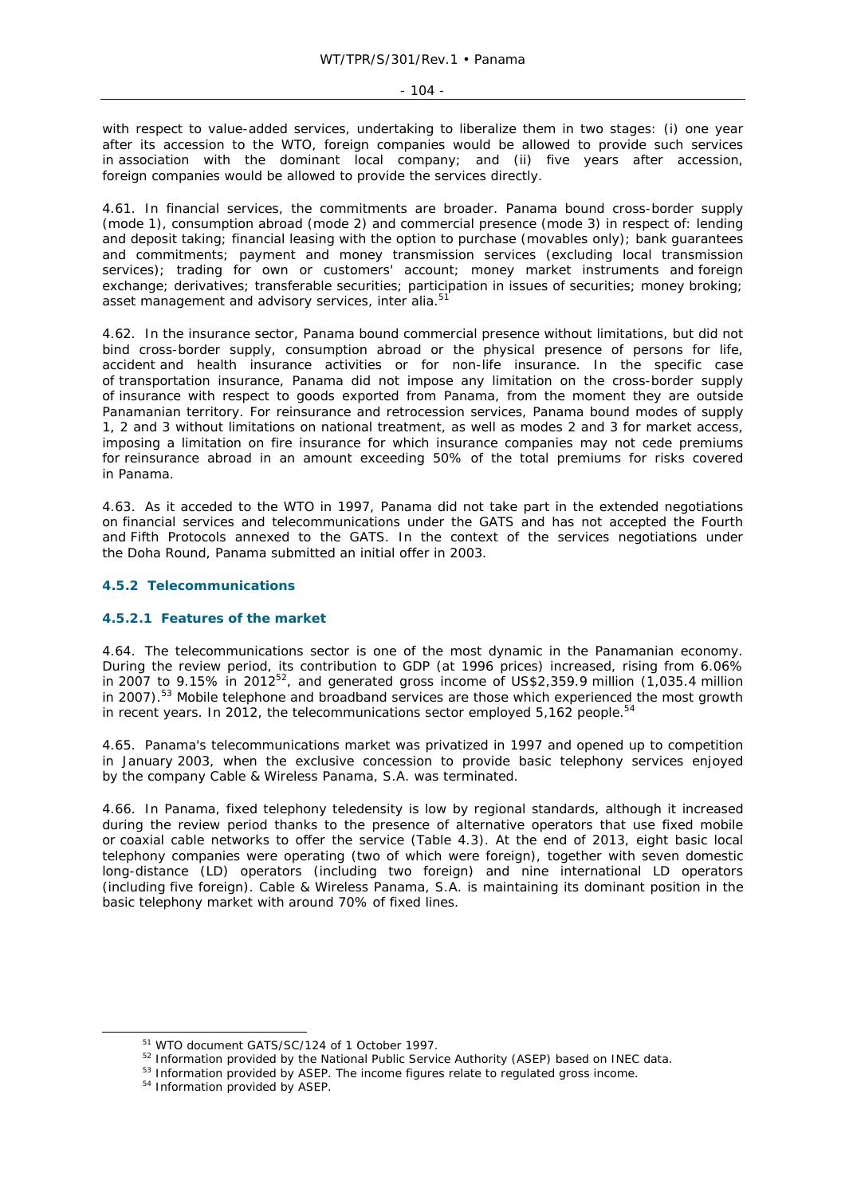with respect to value-added services, undertaking to liberalize them in two stages: (i) one year after its accession to the WTO, foreign companies would be allowed to provide such services in association with the dominant local company; and (ii) five years after accession, foreign companies would be allowed to provide the services directly.

4.61. In financial services, the commitments are broader. Panama bound cross-border supply (mode 1), consumption abroad (mode 2) and commercial presence (mode 3) in respect of: lending and deposit taking; financial leasing with the option to purchase (movables only); bank guarantees and commitments; payment and money transmission services (excluding local transmission services); trading for own or customers' account; money market instruments and foreign exchange; derivatives; transferable securities; participation in issues of securities; money broking; asset management and advisory services, inter alia.[51]

4.62. In the insurance sector, Panama bound commercial presence without limitations, but did not bind cross-border supply, consumption abroad or the physical presence of persons for life, accident and health insurance activities or for non-life insurance. In the specific case of transportation insurance, Panama did not impose any limitation on the cross-border supply of insurance with respect to goods exported from Panama, from the moment they are outside Panamanian territory. For reinsurance and retrocession services, Panama bound modes of supply 1, 2 and 3 without limitations on national treatment, as well as modes 2 and 3 for market access, imposing a limitation on fire insurance for which insurance companies may not cede premiums for reinsurance abroad in an amount exceeding 50% of the total premiums for risks covered in Panama.

4.63. As it acceded to the WTO in 1997, Panama did not take part in the extended negotiations on financial services and telecommunications under the GATS and has not accepted the Fourth and Fifth Protocols annexed to the GATS. In the context of the services negotiations under the Doha Round, Panama submitted an initial offer in 2003.

### 4.5.2 Telecommunications

#### 4.5.2.1 Features of the market

4.64. The telecommunications sector is one of the most dynamic in the Panamanian economy. During the review period, its contribution to GDP (at 1996 prices) increased, rising from 6.06% in 2007 to 9.15% in 2012[52], and generated gross income of US$2,359.9 million (1,035.4 million in 2007).[53] Mobile telephone and broadband services are those which experienced the most growth in recent years. In 2012, the telecommunications sector employed 5,162 people.[54]

4.65. Panama's telecommunications market was privatized in 1997 and opened up to competition in January 2003, when the exclusive concession to provide basic telephony services enjoyed by the company Cable & Wireless Panama, S.A. was terminated.

4.66. In Panama, fixed telephony teledensity is low by regional standards, although it increased during the review period thanks to the presence of alternative operators that use fixed mobile or coaxial cable networks to offer the service (Table 4.3). At the end of 2013, eight basic local telephony companies were operating (two of which were foreign), together with seven domestic long-distance (LD) operators (including two foreign) and nine international LD operators (including five foreign). Cable & Wireless Panama, S.A. is maintaining its dominant position in the basic telephony market with around 70% of fixed lines.

---

[51] WTO document GATS/SC/124 of 1 October 1997.

[52] Information provided by the National Public Service Authority (ASEP) based on INEC data.

[53] Information provided by ASEP. The income figures relate to regulated gross income.

[54] Information provided by ASEP.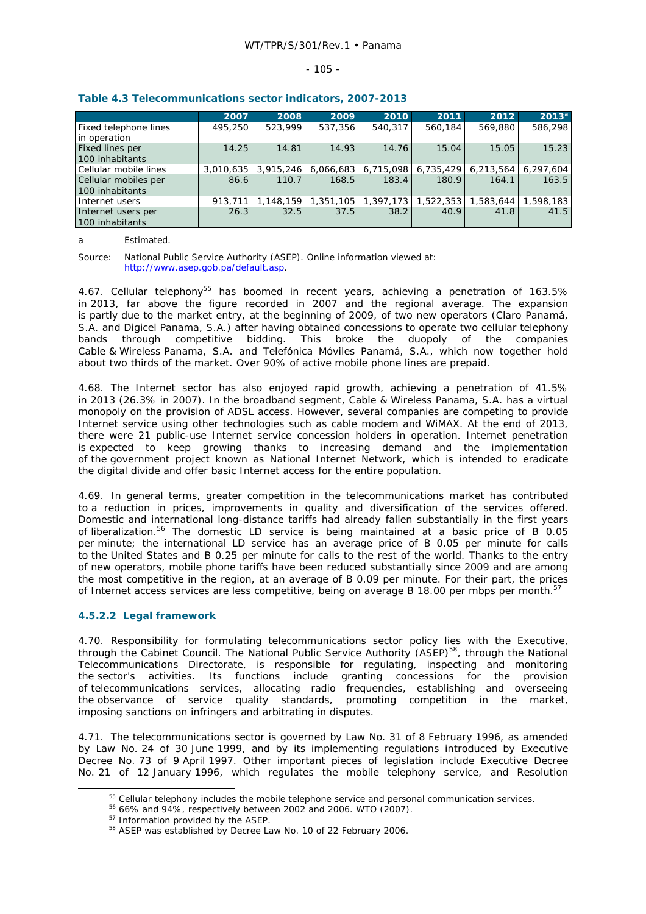**Table 4.3 Telecommunications sector indicators, 2007-2013**

| | 2007 | 2008 | 2009 | 2010 | 2011 | 2012 | 2013[a] |
|---|---|---|---|---|---|---|---|
| Fixed telephone lines in operation | 495,250 | 523,999 | 537,356 | 540,317 | 560,184 | 569,880 | 586,298 |
| Fixed lines per 100 inhabitants | 14.25 | 14.81 | 14.93 | 14.76 | 15.04 | 15.05 | 15.23 |
| Cellular mobile lines | 3,010,635 | 3,915,246 | 6,066,683 | 6,715,098 | 6,735,429 | 6,213,564 | 6,297,604 |
| Cellular mobiles per 100 inhabitants | 86.6 | 110.7 | 168.5 | 183.4 | 180.9 | 164.1 | 163.5 |
| Internet users | 913,711 | 1,148,159 | 1,351,105 | 1,397,173 | 1,522,353 | 1,583,644 | 1,598,183 |
| Internet users per 100 inhabitants | 26.3 | 32.5 | 37.5 | 38.2 | 40.9 | 41.8 | 41.5 |

a Estimated.

Source: National Public Service Authority (ASEP). Online information viewed at: http://www.asep.gob.pa/default.asp.

4.67. Cellular telephony[55] has boomed in recent years, achieving a penetration of 163.5% in 2013, far above the figure recorded in 2007 and the regional average. The expansion is partly due to the market entry, at the beginning of 2009, of two new operators (Claro Panamá, S.A. and Digicel Panama, S.A.) after having obtained concessions to operate two cellular telephony bands through competitive bidding. This broke the duopoly of the companies Cable & Wireless Panama, S.A. and Telefónica Móviles Panamá, S.A., which now together hold about two thirds of the market. Over 90% of active mobile phone lines are prepaid.

4.68. The Internet sector has also enjoyed rapid growth, achieving a penetration of 41.5% in 2013 (26.3% in 2007). In the broadband segment, Cable & Wireless Panama, S.A. has a virtual monopoly on the provision of ADSL access. However, several companies are competing to provide Internet service using other technologies such as cable modem and WiMAX. At the end of 2013, there were 21 public-use Internet service concession holders in operation. Internet penetration is expected to keep growing thanks to increasing demand and the implementation of the government project known as National Internet Network, which is intended to eradicate the digital divide and offer basic Internet access for the entire population.

4.69. In general terms, greater competition in the telecommunications market has contributed to a reduction in prices, improvements in quality and diversification of the services offered. Domestic and international long-distance tariffs had already fallen substantially in the first years of liberalization.[56] The domestic LD service is being maintained at a basic price of B 0.05 per minute; the international LD service has an average price of B 0.05 per minute for calls to the United States and B 0.25 per minute for calls to the rest of the world. Thanks to the entry of new operators, mobile phone tariffs have been reduced substantially since 2009 and are among the most competitive in the region, at an average of B 0.09 per minute. For their part, the prices of Internet access services are less competitive, being on average B 18.00 per mbps per month.[57]

### 4.5.2.2 Legal framework

4.70. Responsibility for formulating telecommunications sector policy lies with the Executive, through the Cabinet Council. The National Public Service Authority (ASEP)[58], through the National Telecommunications Directorate, is responsible for regulating, inspecting and monitoring the sector's activities. Its functions include granting concessions for the provision of telecommunications services, allocating radio frequencies, establishing and overseeing the observance of service quality standards, promoting competition in the market, imposing sanctions on infringers and arbitrating in disputes.

4.71. The telecommunications sector is governed by Law No. 31 of 8 February 1996, as amended by Law No. 24 of 30 June 1999, and by its implementing regulations introduced by Executive Decree No. 73 of 9 April 1997. Other important pieces of legislation include Executive Decree No. 21 of 12 January 1996, which regulates the mobile telephony service, and Resolution

---

[55] Cellular telephony includes the mobile telephone service and personal communication services.
[56] 66% and 94%, respectively between 2002 and 2006. WTO (2007).
[57] Information provided by the ASEP.
[58] ASEP was established by Decree Law No. 10 of 22 February 2006.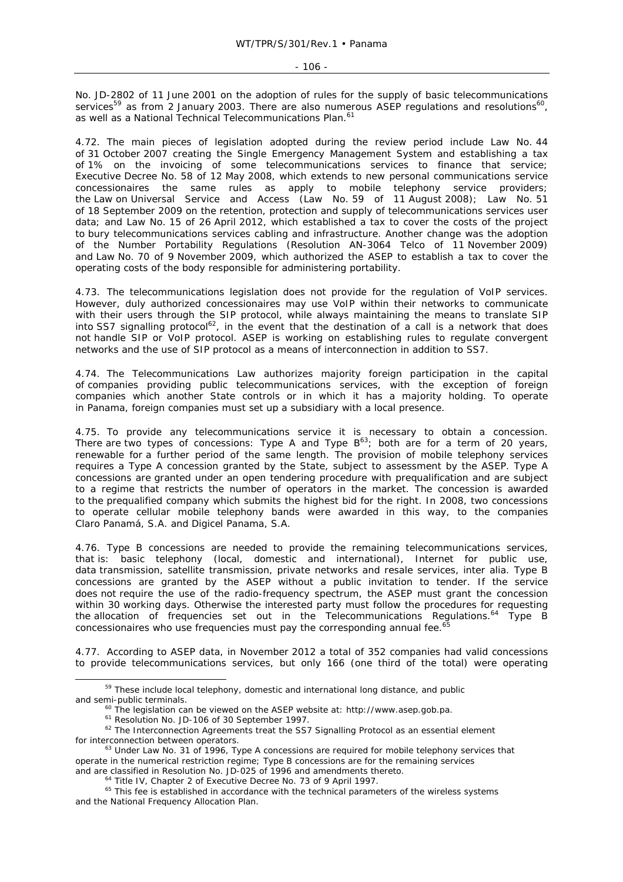No. JD-2802 of 11 June 2001 on the adoption of rules for the supply of basic telecommunications services[59] as from 2 January 2003. There are also numerous ASEP regulations and resolutions[60], as well as a National Technical Telecommunications Plan.[61]

4.72. The main pieces of legislation adopted during the review period include Law No. 44 of 31 October 2007 creating the Single Emergency Management System and establishing a tax of 1% on the invoicing of some telecommunications services to finance that service; Executive Decree No. 58 of 12 May 2008, which extends to new personal communications service concessionaires the same rules as apply to mobile telephony service providers; the Law on Universal Service and Access (Law No. 59 of 11 August 2008); Law No. 51 of 18 September 2009 on the retention, protection and supply of telecommunications services user data; and Law No. 15 of 26 April 2012, which established a tax to cover the costs of the project to bury telecommunications services cabling and infrastructure. Another change was the adoption of the Number Portability Regulations (Resolution AN-3064 Telco of 11 November 2009) and Law No. 70 of 9 November 2009, which authorized the ASEP to establish a tax to cover the operating costs of the body responsible for administering portability.

4.73. The telecommunications legislation does not provide for the regulation of VoIP services. However, duly authorized concessionaires may use VoIP within their networks to communicate with their users through the SIP protocol, while always maintaining the means to translate SIP into SS7 signalling protocol[62], in the event that the destination of a call is a network that does not handle SIP or VoIP protocol. ASEP is working on establishing rules to regulate convergent networks and the use of SIP protocol as a means of interconnection in addition to SS7.

4.74. The Telecommunications Law authorizes majority foreign participation in the capital of companies providing public telecommunications services, with the exception of foreign companies which another State controls or in which it has a majority holding. To operate in Panama, foreign companies must set up a subsidiary with a local presence.

4.75. To provide any telecommunications service it is necessary to obtain a concession. There are two types of concessions: Type A and Type B[63]; both are for a term of 20 years, renewable for a further period of the same length. The provision of mobile telephony services requires a Type A concession granted by the State, subject to assessment by the ASEP. Type A concessions are granted under an open tendering procedure with prequalification and are subject to a regime that restricts the number of operators in the market. The concession is awarded to the prequalified company which submits the highest bid for the right. In 2008, two concessions to operate cellular mobile telephony bands were awarded in this way, to the companies Claro Panamá, S.A. and Digicel Panama, S.A.

4.76. Type B concessions are needed to provide the remaining telecommunications services, that is: basic telephony (local, domestic and international), Internet for public use, data transmission, satellite transmission, private networks and resale services, inter alia. Type B concessions are granted by the ASEP without a public invitation to tender. If the service does not require the use of the radio-frequency spectrum, the ASEP must grant the concession within 30 working days. Otherwise the interested party must follow the procedures for requesting the allocation of frequencies set out in the Telecommunications Regulations.[64] Type B concessionaires who use frequencies must pay the corresponding annual fee.[65]

4.77. According to ASEP data, in November 2012 a total of 352 companies had valid concessions to provide telecommunications services, but only 166 (one third of the total) were operating

---

[59] These include local telephony, domestic and international long distance, and public and semi-public terminals.

[60] The legislation can be viewed on the ASEP website at: http://www.asep.gob.pa.

[61] Resolution No. JD-106 of 30 September 1997.

[62] The Interconnection Agreements treat the SS7 Signalling Protocol as an essential element for interconnection between operators.

[63] Under Law No. 31 of 1996, Type A concessions are required for mobile telephony services that operate in the numerical restriction regime; Type B concessions are for the remaining services and are classified in Resolution No. JD-025 of 1996 and amendments thereto.

[64] Title IV, Chapter 2 of Executive Decree No. 73 of 9 April 1997.

[65] This fee is established in accordance with the technical parameters of the wireless systems and the National Frequency Allocation Plan.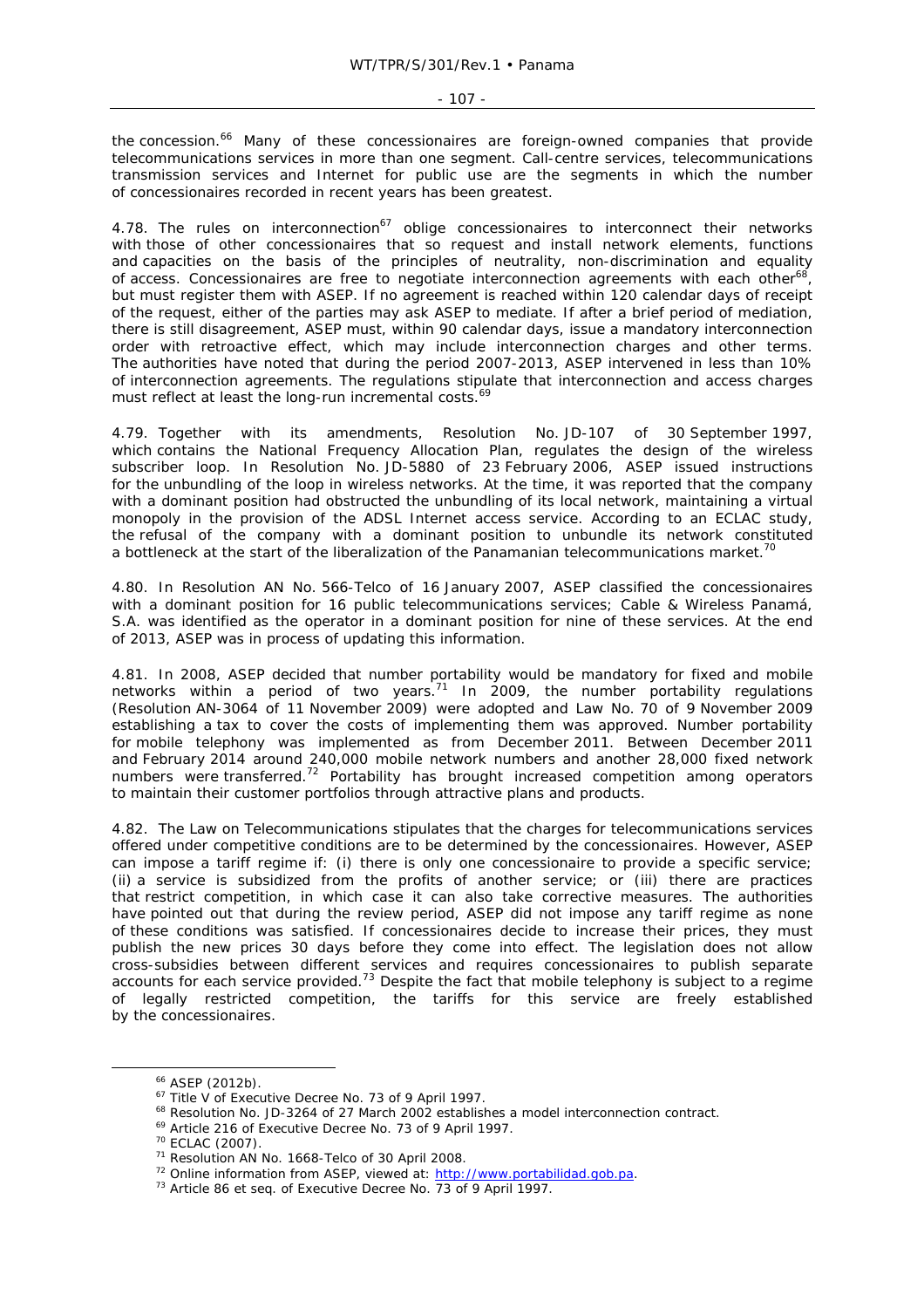the concession.[66] Many of these concessionaires are foreign-owned companies that provide telecommunications services in more than one segment. Call-centre services, telecommunications transmission services and Internet for public use are the segments in which the number of concessionaires recorded in recent years has been greatest.

4.78. The rules on interconnection[67] oblige concessionaires to interconnect their networks with those of other concessionaires that so request and install network elements, functions and capacities on the basis of the principles of neutrality, non-discrimination and equality of access. Concessionaires are free to negotiate interconnection agreements with each other[68], but must register them with ASEP. If no agreement is reached within 120 calendar days of receipt of the request, either of the parties may ask ASEP to mediate. If after a brief period of mediation, there is still disagreement, ASEP must, within 90 calendar days, issue a mandatory interconnection order with retroactive effect, which may include interconnection charges and other terms. The authorities have noted that during the period 2007-2013, ASEP intervened in less than 10% of interconnection agreements. The regulations stipulate that interconnection and access charges must reflect at least the long-run incremental costs.[69]

4.79. Together with its amendments, Resolution No. JD-107 of 30 September 1997, which contains the National Frequency Allocation Plan, regulates the design of the wireless subscriber loop. In Resolution No. JD-5880 of 23 February 2006, ASEP issued instructions for the unbundling of the loop in wireless networks. At the time, it was reported that the company with a dominant position had obstructed the unbundling of its local network, maintaining a virtual monopoly in the provision of the ADSL Internet access service. According to an ECLAC study, the refusal of the company with a dominant position to unbundle its network constituted a bottleneck at the start of the liberalization of the Panamanian telecommunications market.[70]

4.80. In Resolution AN No. 566-Telco of 16 January 2007, ASEP classified the concessionaires with a dominant position for 16 public telecommunications services; Cable & Wireless Panamá, S.A. was identified as the operator in a dominant position for nine of these services. At the end of 2013, ASEP was in process of updating this information.

4.81. In 2008, ASEP decided that number portability would be mandatory for fixed and mobile networks within a period of two years.[71] In 2009, the number portability regulations (Resolution AN-3064 of 11 November 2009) were adopted and Law No. 70 of 9 November 2009 establishing a tax to cover the costs of implementing them was approved. Number portability for mobile telephony was implemented as from December 2011. Between December 2011 and February 2014 around 240,000 mobile network numbers and another 28,000 fixed network numbers were transferred.[72] Portability has brought increased competition among operators to maintain their customer portfolios through attractive plans and products.

4.82. The Law on Telecommunications stipulates that the charges for telecommunications services offered under competitive conditions are to be determined by the concessionaires. However, ASEP can impose a tariff regime if: (i) there is only one concessionaire to provide a specific service; (ii) a service is subsidized from the profits of another service; or (iii) there are practices that restrict competition, in which case it can also take corrective measures. The authorities have pointed out that during the review period, ASEP did not impose any tariff regime as none of these conditions was satisfied. If concessionaires decide to increase their prices, they must publish the new prices 30 days before they come into effect. The legislation does not allow cross-subsidies between different services and requires concessionaires to publish separate accounts for each service provided.[73] Despite the fact that mobile telephony is subject to a regime of legally restricted competition, the tariffs for this service are freely established by the concessionaires.

---

[66] ASEP (2012b).
[67] Title V of Executive Decree No. 73 of 9 April 1997.
[68] Resolution No. JD-3264 of 27 March 2002 establishes a model interconnection contract.
[69] Article 216 of Executive Decree No. 73 of 9 April 1997.
[70] ECLAC (2007).
[71] Resolution AN No. 1668-Telco of 30 April 2008.
[72] Online information from ASEP, viewed at: http://www.portabilidad.gob.pa.
[73] Article 86 et seq. of Executive Decree No. 73 of 9 April 1997.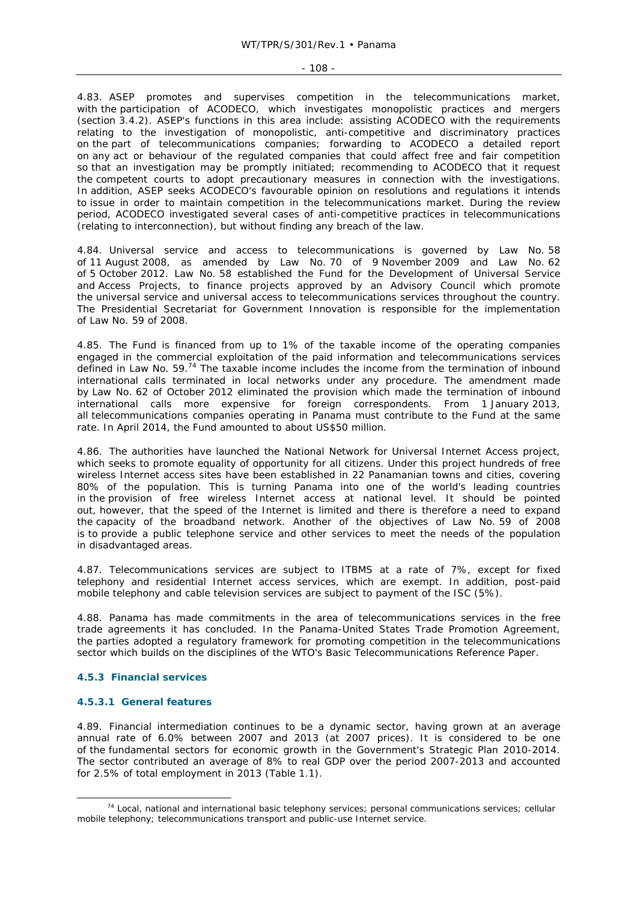4.83. ASEP promotes and supervises competition in the telecommunications market, with the participation of ACODECO, which investigates monopolistic practices and mergers (section 3.4.2). ASEP's functions in this area include: assisting ACODECO with the requirements relating to the investigation of monopolistic, anti-competitive and discriminatory practices on the part of telecommunications companies; forwarding to ACODECO a detailed report on any act or behaviour of the regulated companies that could affect free and fair competition so that an investigation may be promptly initiated; recommending to ACODECO that it request the competent courts to adopt precautionary measures in connection with the investigations. In addition, ASEP seeks ACODECO's favourable opinion on resolutions and regulations it intends to issue in order to maintain competition in the telecommunications market. During the review period, ACODECO investigated several cases of anti-competitive practices in telecommunications (relating to interconnection), but without finding any breach of the law.

4.84. Universal service and access to telecommunications is governed by Law No. 58 of 11 August 2008, as amended by Law No. 70 of 9 November 2009 and Law No. 62 of 5 October 2012. Law No. 58 established the Fund for the Development of Universal Service and Access Projects, to finance projects approved by an Advisory Council which promote the universal service and universal access to telecommunications services throughout the country. The Presidential Secretariat for Government Innovation is responsible for the implementation of Law No. 59 of 2008.

4.85. The Fund is financed from up to 1% of the taxable income of the operating companies engaged in the commercial exploitation of the paid information and telecommunications services defined in Law No. 59.[74] The taxable income includes the income from the termination of inbound international calls terminated in local networks under any procedure. The amendment made by Law No. 62 of October 2012 eliminated the provision which made the termination of inbound international calls more expensive for foreign correspondents. From 1 January 2013, all telecommunications companies operating in Panama must contribute to the Fund at the same rate. In April 2014, the Fund amounted to about US$50 million.

4.86. The authorities have launched the National Network for Universal Internet Access project, which seeks to promote equality of opportunity for all citizens. Under this project hundreds of free wireless Internet access sites have been established in 22 Panamanian towns and cities, covering 80% of the population. This is turning Panama into one of the world's leading countries in the provision of free wireless Internet access at national level. It should be pointed out, however, that the speed of the Internet is limited and there is therefore a need to expand the capacity of the broadband network. Another of the objectives of Law No. 59 of 2008 is to provide a public telephone service and other services to meet the needs of the population in disadvantaged areas.

4.87. Telecommunications services are subject to ITBMS at a rate of 7%, except for fixed telephony and residential Internet access services, which are exempt. In addition, post-paid mobile telephony and cable television services are subject to payment of the ISC (5%).

4.88. Panama has made commitments in the area of telecommunications services in the free trade agreements it has concluded. In the Panama-United States Trade Promotion Agreement, the parties adopted a regulatory framework for promoting competition in the telecommunications sector which builds on the disciplines of the WTO's Basic Telecommunications Reference Paper.

### 4.5.3 Financial services

#### 4.5.3.1 General features

4.89. Financial intermediation continues to be a dynamic sector, having grown at an average annual rate of 6.0% between 2007 and 2013 (at 2007 prices). It is considered to be one of the fundamental sectors for economic growth in the Government's Strategic Plan 2010-2014. The sector contributed an average of 8% to real GDP over the period 2007-2013 and accounted for 2.5% of total employment in 2013 (Table 1.1).

[74] Local, national and international basic telephony services; personal communications services; cellular mobile telephony; telecommunications transport and public-use Internet service.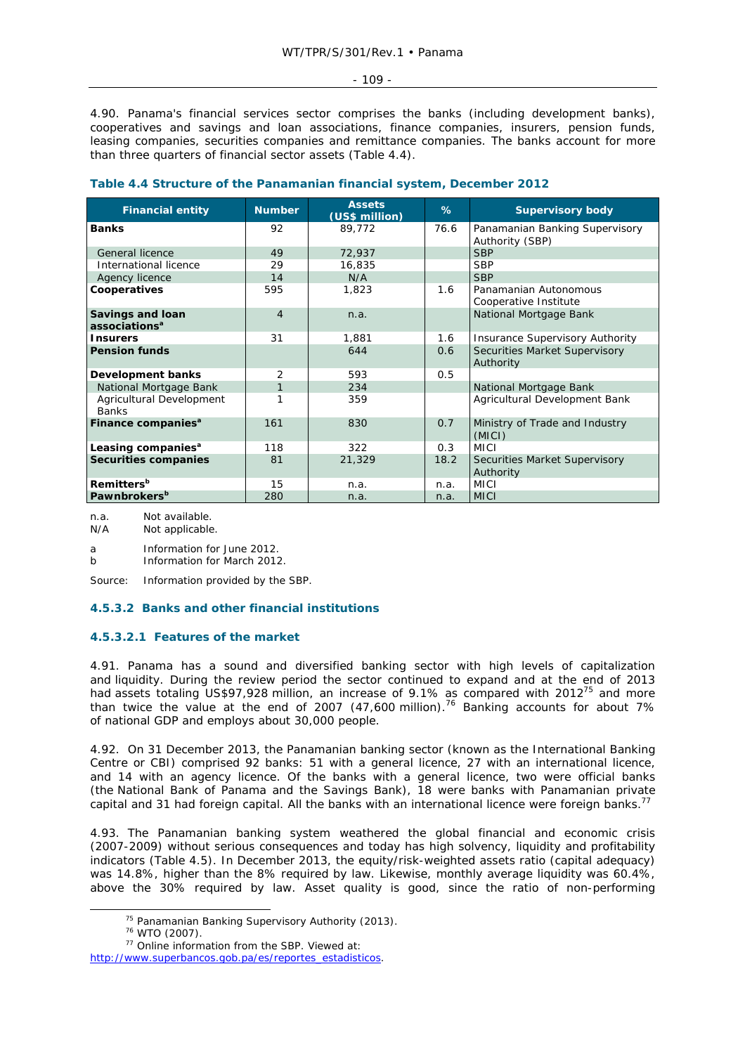4.90. Panama's financial services sector comprises the banks (including development banks), cooperatives and savings and loan associations, finance companies, insurers, pension funds, leasing companies, securities companies and remittance companies. The banks account for more than three quarters of financial sector assets (Table 4.4).

**Table 4.4 Structure of the Panamanian financial system, December 2012**

| Financial entity | Number | Assets (US$ million) | % | Supervisory body |
|---|---|---|---|---|
| **Banks** | 92 | 89,772 | 76.6 | Panamanian Banking Supervisory Authority (SBP) |
| General licence | 49 | 72,937 | | SBP |
| International licence | 29 | 16,835 | | SBP |
| Agency licence | 14 | N/A | | SBP |
| **Cooperatives** | 595 | 1,823 | 1.6 | Panamanian Autonomous Cooperative Institute |
| **Savings and loan associations**[a] | 4 | n.a. | | National Mortgage Bank |
| **Insurers** | 31 | 1,881 | 1.6 | Insurance Supervisory Authority |
| **Pension funds** | | 644 | 0.6 | Securities Market Supervisory Authority |
| **Development banks** | 2 | 593 | 0.5 | |
| National Mortgage Bank | 1 | 234 | | National Mortgage Bank |
| Agricultural Development Banks | 1 | 359 | | Agricultural Development Bank |
| **Finance companies**[a] | 161 | 830 | 0.7 | Ministry of Trade and Industry (MICI) |
| **Leasing companies**[a] | 118 | 322 | 0.3 | MICI |
| **Securities companies** | 81 | 21,329 | 18.2 | Securities Market Supervisory Authority |
| **Remitters**[b] | 15 | n.a. | n.a. | MICI |
| **Pawnbrokers**[b] | 280 | n.a. | n.a. | MICI |

n.a. Not available.
N/A Not applicable.

a Information for June 2012.
b Information for March 2012.

Source: Information provided by the SBP.

### 4.5.3.2 Banks and other financial institutions

#### 4.5.3.2.1 Features of the market

4.91. Panama has a sound and diversified banking sector with high levels of capitalization and liquidity. During the review period the sector continued to expand and at the end of 2013 had assets totaling US$97,928 million, an increase of 9.1% as compared with 2012[75] and more than twice the value at the end of 2007 (47,600 million).[76] Banking accounts for about 7% of national GDP and employs about 30,000 people.

4.92. On 31 December 2013, the Panamanian banking sector (known as the International Banking Centre or CBI) comprised 92 banks: 51 with a general licence, 27 with an international licence, and 14 with an agency licence. Of the banks with a general licence, two were official banks (the National Bank of Panama and the Savings Bank), 18 were banks with Panamanian private capital and 31 had foreign capital. All the banks with an international licence were foreign banks.[77]

4.93. The Panamanian banking system weathered the global financial and economic crisis (2007-2009) without serious consequences and today has high solvency, liquidity and profitability indicators (Table 4.5). In December 2013, the equity/risk-weighted assets ratio (capital adequacy) was 14.8%, higher than the 8% required by law. Likewise, monthly average liquidity was 60.4%, above the 30% required by law. Asset quality is good, since the ratio of non-performing

[75] Panamanian Banking Supervisory Authority (2013).
[76] WTO (2007).
[77] Online information from the SBP. Viewed at: http://www.superbancos.gob.pa/es/reportes_estadisticos.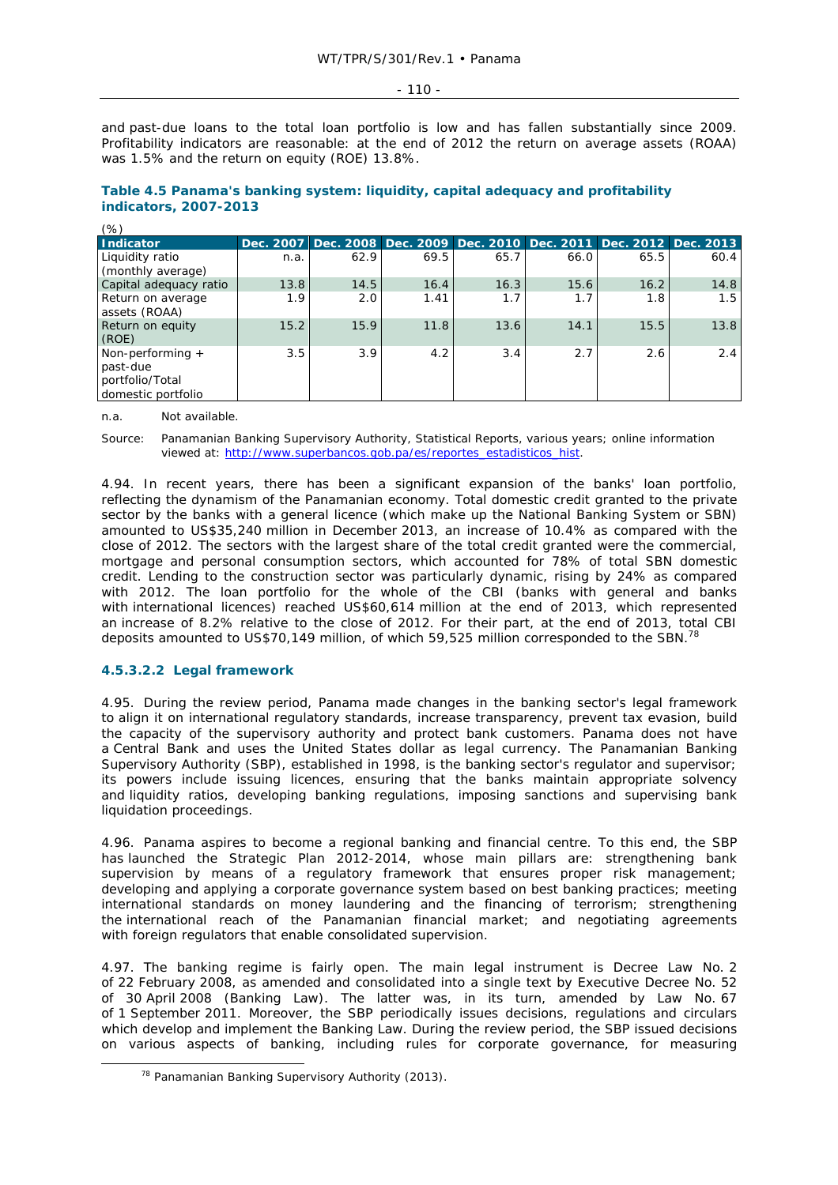and past-due loans to the total loan portfolio is low and has fallen substantially since 2009. Profitability indicators are reasonable: at the end of 2012 the return on average assets (ROAA) was 1.5% and the return on equity (ROE) 13.8%.

**Table 4.5 Panama's banking system: liquidity, capital adequacy and profitability indicators, 2007-2013**

(%)

| Indicator | Dec. 2007 | Dec. 2008 | Dec. 2009 | Dec. 2010 | Dec. 2011 | Dec. 2012 | Dec. 2013 |
|---|---|---|---|---|---|---|---|
| Liquidity ratio (monthly average) | n.a. | 62.9 | 69.5 | 65.7 | 66.0 | 65.5 | 60.4 |
| Capital adequacy ratio | 13.8 | 14.5 | 16.4 | 16.3 | 15.6 | 16.2 | 14.8 |
| Return on average assets (ROAA) | 1.9 | 2.0 | 1.41 | 1.7 | 1.7 | 1.8 | 1.5 |
| Return on equity (ROE) | 15.2 | 15.9 | 11.8 | 13.6 | 14.1 | 15.5 | 13.8 |
| Non-performing + past-due portfolio/Total domestic portfolio | 3.5 | 3.9 | 4.2 | 3.4 | 2.7 | 2.6 | 2.4 |

n.a. Not available.

Source: Panamanian Banking Supervisory Authority, Statistical Reports, various years; online information viewed at: http://www.superbancos.gob.pa/es/reportes_estadisticos_hist.

4.94. In recent years, there has been a significant expansion of the banks' loan portfolio, reflecting the dynamism of the Panamanian economy. Total domestic credit granted to the private sector by the banks with a general licence (which make up the National Banking System or SBN) amounted to US$35,240 million in December 2013, an increase of 10.4% as compared with the close of 2012. The sectors with the largest share of the total credit granted were the commercial, mortgage and personal consumption sectors, which accounted for 78% of total SBN domestic credit. Lending to the construction sector was particularly dynamic, rising by 24% as compared with 2012. The loan portfolio for the whole of the CBI (banks with general and banks with international licences) reached US$60,614 million at the end of 2013, which represented an increase of 8.2% relative to the close of 2012. For their part, at the end of 2013, total CBI deposits amounted to US$70,149 million, of which 59,525 million corresponded to the SBN.[78]

#### 4.5.3.2.2 Legal framework

4.95. During the review period, Panama made changes in the banking sector's legal framework to align it on international regulatory standards, increase transparency, prevent tax evasion, build the capacity of the supervisory authority and protect bank customers. Panama does not have a Central Bank and uses the United States dollar as legal currency. The Panamanian Banking Supervisory Authority (SBP), established in 1998, is the banking sector's regulator and supervisor; its powers include issuing licences, ensuring that the banks maintain appropriate solvency and liquidity ratios, developing banking regulations, imposing sanctions and supervising bank liquidation proceedings.

4.96. Panama aspires to become a regional banking and financial centre. To this end, the SBP has launched the Strategic Plan 2012-2014, whose main pillars are: strengthening bank supervision by means of a regulatory framework that ensures proper risk management; developing and applying a corporate governance system based on best banking practices; meeting international standards on money laundering and the financing of terrorism; strengthening the international reach of the Panamanian financial market; and negotiating agreements with foreign regulators that enable consolidated supervision.

4.97. The banking regime is fairly open. The main legal instrument is Decree Law No. 2 of 22 February 2008, as amended and consolidated into a single text by Executive Decree No. 52 of 30 April 2008 (Banking Law). The latter was, in its turn, amended by Law No. 67 of 1 September 2011. Moreover, the SBP periodically issues decisions, regulations and circulars which develop and implement the Banking Law. During the review period, the SBP issued decisions on various aspects of banking, including rules for corporate governance, for measuring

[78] Panamanian Banking Supervisory Authority (2013).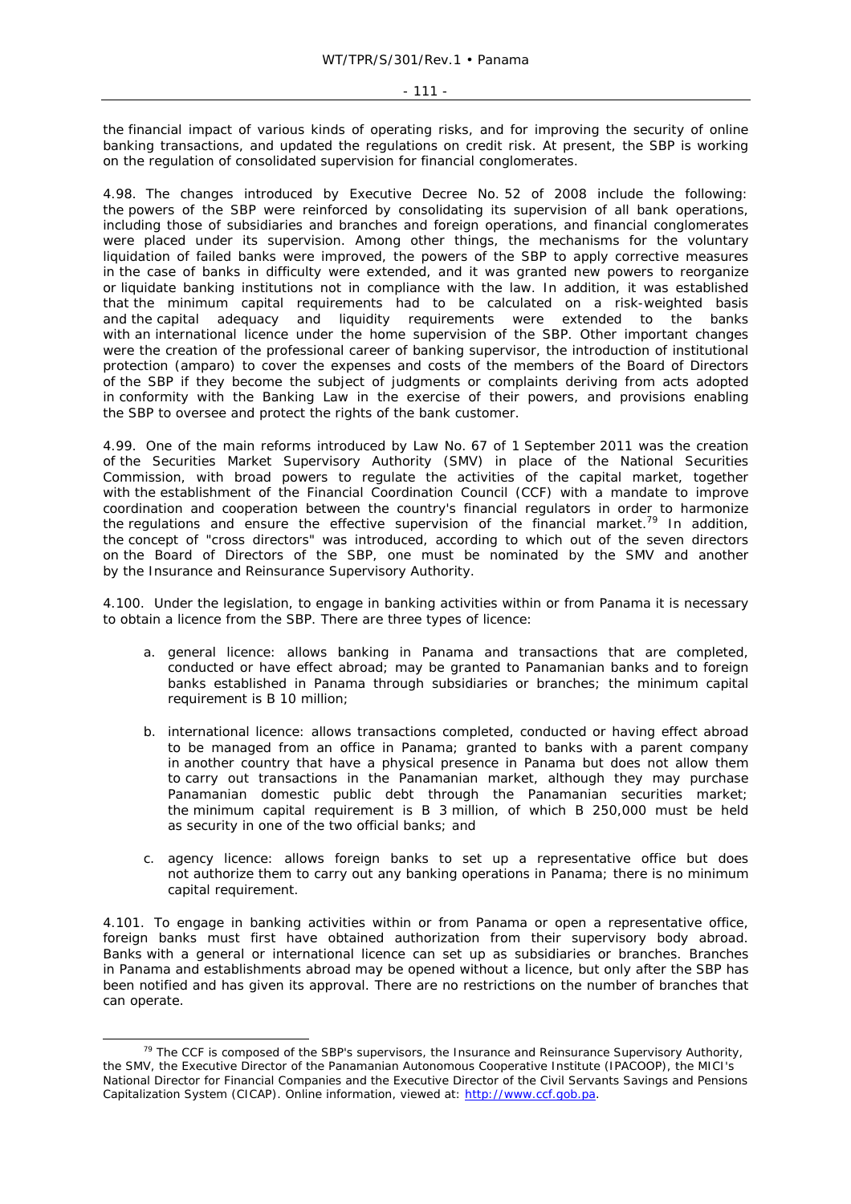the financial impact of various kinds of operating risks, and for improving the security of online banking transactions, and updated the regulations on credit risk. At present, the SBP is working on the regulation of consolidated supervision for financial conglomerates.

4.98. The changes introduced by Executive Decree No. 52 of 2008 include the following: the powers of the SBP were reinforced by consolidating its supervision of all bank operations, including those of subsidiaries and branches and foreign operations, and financial conglomerates were placed under its supervision. Among other things, the mechanisms for the voluntary liquidation of failed banks were improved, the powers of the SBP to apply corrective measures in the case of banks in difficulty were extended, and it was granted new powers to reorganize or liquidate banking institutions not in compliance with the law. In addition, it was established that the minimum capital requirements had to be calculated on a risk-weighted basis and the capital adequacy and liquidity requirements were extended to the banks with an international licence under the home supervision of the SBP. Other important changes were the creation of the professional career of banking supervisor, the introduction of institutional protection (amparo) to cover the expenses and costs of the members of the Board of Directors of the SBP if they become the subject of judgments or complaints deriving from acts adopted in conformity with the Banking Law in the exercise of their powers, and provisions enabling the SBP to oversee and protect the rights of the bank customer.

4.99. One of the main reforms introduced by Law No. 67 of 1 September 2011 was the creation of the Securities Market Supervisory Authority (SMV) in place of the National Securities Commission, with broad powers to regulate the activities of the capital market, together with the establishment of the Financial Coordination Council (CCF) with a mandate to improve coordination and cooperation between the country's financial regulators in order to harmonize the regulations and ensure the effective supervision of the financial market.[79] In addition, the concept of "cross directors" was introduced, according to which out of the seven directors on the Board of Directors of the SBP, one must be nominated by the SMV and another by the Insurance and Reinsurance Supervisory Authority.

4.100. Under the legislation, to engage in banking activities within or from Panama it is necessary to obtain a licence from the SBP. There are three types of licence:

a. general licence: allows banking in Panama and transactions that are completed, conducted or have effect abroad; may be granted to Panamanian banks and to foreign banks established in Panama through subsidiaries or branches; the minimum capital requirement is B 10 million;

b. international licence: allows transactions completed, conducted or having effect abroad to be managed from an office in Panama; granted to banks with a parent company in another country that have a physical presence in Panama but does not allow them to carry out transactions in the Panamanian market, although they may purchase Panamanian domestic public debt through the Panamanian securities market; the minimum capital requirement is B 3 million, of which B 250,000 must be held as security in one of the two official banks; and

c. agency licence: allows foreign banks to set up a representative office but does not authorize them to carry out any banking operations in Panama; there is no minimum capital requirement.

4.101. To engage in banking activities within or from Panama or open a representative office, foreign banks must first have obtained authorization from their supervisory body abroad. Banks with a general or international licence can set up as subsidiaries or branches. Branches in Panama and establishments abroad may be opened without a licence, but only after the SBP has been notified and has given its approval. There are no restrictions on the number of branches that can operate.

[79] The CCF is composed of the SBP's supervisors, the Insurance and Reinsurance Supervisory Authority, the SMV, the Executive Director of the Panamanian Autonomous Cooperative Institute (IPACOOP), the MICI's National Director for Financial Companies and the Executive Director of the Civil Servants Savings and Pensions Capitalization System (CICAP). Online information, viewed at: http://www.ccf.gob.pa.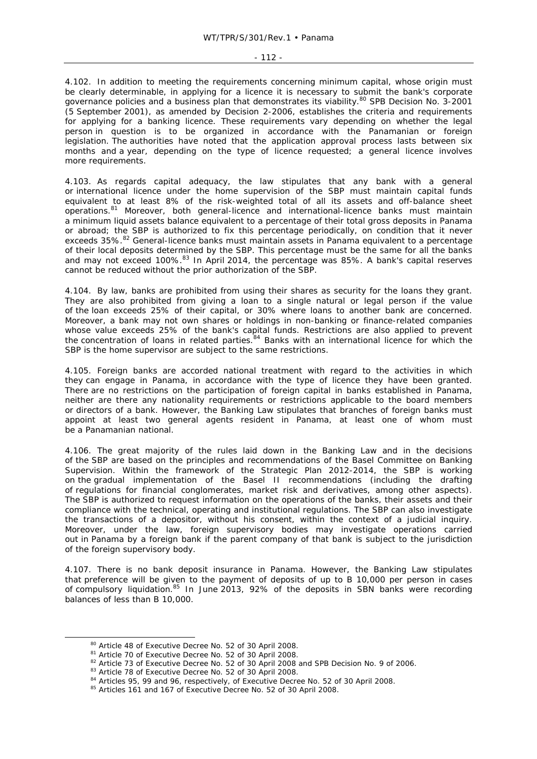4.102. In addition to meeting the requirements concerning minimum capital, whose origin must be clearly determinable, in applying for a licence it is necessary to submit the bank's corporate governance policies and a business plan that demonstrates its viability.[80] SPB Decision No. 3-2001 (5 September 2001), as amended by Decision 2-2006, establishes the criteria and requirements for applying for a banking licence. These requirements vary depending on whether the legal person in question is to be organized in accordance with the Panamanian or foreign legislation. The authorities have noted that the application approval process lasts between six months and a year, depending on the type of licence requested; a general licence involves more requirements.

4.103. As regards capital adequacy, the law stipulates that any bank with a general or international licence under the home supervision of the SBP must maintain capital funds equivalent to at least 8% of the risk-weighted total of all its assets and off-balance sheet operations.[81] Moreover, both general-licence and international-licence banks must maintain a minimum liquid assets balance equivalent to a percentage of their total gross deposits in Panama or abroad; the SBP is authorized to fix this percentage periodically, on condition that it never exceeds 35%.[82] General-licence banks must maintain assets in Panama equivalent to a percentage of their local deposits determined by the SBP. This percentage must be the same for all the banks and may not exceed 100%.[83] In April 2014, the percentage was 85%. A bank's capital reserves cannot be reduced without the prior authorization of the SBP.

4.104. By law, banks are prohibited from using their shares as security for the loans they grant. They are also prohibited from giving a loan to a single natural or legal person if the value of the loan exceeds 25% of their capital, or 30% where loans to another bank are concerned. Moreover, a bank may not own shares or holdings in non-banking or finance-related companies whose value exceeds 25% of the bank's capital funds. Restrictions are also applied to prevent the concentration of loans in related parties.[84] Banks with an international licence for which the SBP is the home supervisor are subject to the same restrictions.

4.105. Foreign banks are accorded national treatment with regard to the activities in which they can engage in Panama, in accordance with the type of licence they have been granted. There are no restrictions on the participation of foreign capital in banks established in Panama, neither are there any nationality requirements or restrictions applicable to the board members or directors of a bank. However, the Banking Law stipulates that branches of foreign banks must appoint at least two general agents resident in Panama, at least one of whom must be a Panamanian national.

4.106. The great majority of the rules laid down in the Banking Law and in the decisions of the SBP are based on the principles and recommendations of the Basel Committee on Banking Supervision. Within the framework of the Strategic Plan 2012-2014, the SBP is working on the gradual implementation of the Basel II recommendations (including the drafting of regulations for financial conglomerates, market risk and derivatives, among other aspects). The SBP is authorized to request information on the operations of the banks, their assets and their compliance with the technical, operating and institutional regulations. The SBP can also investigate the transactions of a depositor, without his consent, within the context of a judicial inquiry. Moreover, under the law, foreign supervisory bodies may investigate operations carried out in Panama by a foreign bank if the parent company of that bank is subject to the jurisdiction of the foreign supervisory body.

4.107. There is no bank deposit insurance in Panama. However, the Banking Law stipulates that preference will be given to the payment of deposits of up to B 10,000 per person in cases of compulsory liquidation.[85] In June 2013, 92% of the deposits in SBN banks were recording balances of less than B 10,000.

---

[80] Article 48 of Executive Decree No. 52 of 30 April 2008.

[81] Article 70 of Executive Decree No. 52 of 30 April 2008.

[82] Article 73 of Executive Decree No. 52 of 30 April 2008 and SPB Decision No. 9 of 2006.

[83] Article 78 of Executive Decree No. 52 of 30 April 2008.

[84] Articles 95, 99 and 96, respectively, of Executive Decree No. 52 of 30 April 2008.

[85] Articles 161 and 167 of Executive Decree No. 52 of 30 April 2008.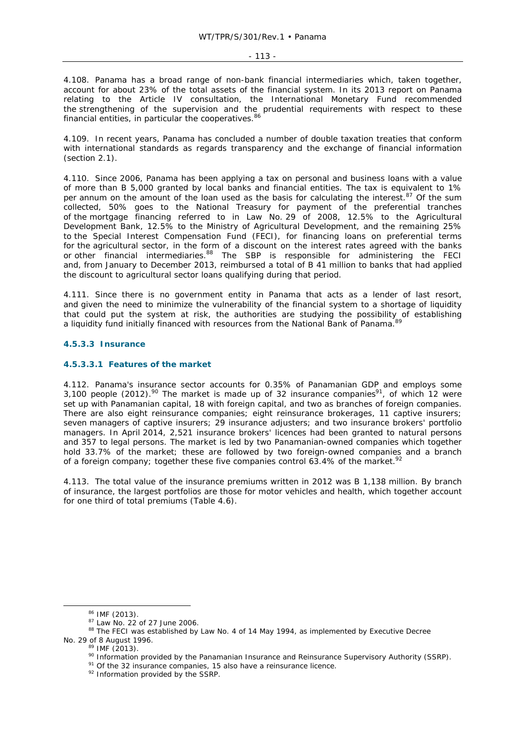4.108. Panama has a broad range of non-bank financial intermediaries which, taken together, account for about 23% of the total assets of the financial system. In its 2013 report on Panama relating to the Article IV consultation, the International Monetary Fund recommended the strengthening of the supervision and the prudential requirements with respect to these financial entities, in particular the cooperatives.[86]

4.109. In recent years, Panama has concluded a number of double taxation treaties that conform with international standards as regards transparency and the exchange of financial information (section 2.1).

4.110. Since 2006, Panama has been applying a tax on personal and business loans with a value of more than B 5,000 granted by local banks and financial entities. The tax is equivalent to 1% per annum on the amount of the loan used as the basis for calculating the interest.[87] Of the sum collected, 50% goes to the National Treasury for payment of the preferential tranches of the mortgage financing referred to in Law No. 29 of 2008, 12.5% to the Agricultural Development Bank, 12.5% to the Ministry of Agricultural Development, and the remaining 25% to the Special Interest Compensation Fund (FECI), for financing loans on preferential terms for the agricultural sector, in the form of a discount on the interest rates agreed with the banks or other financial intermediaries.[88] The SBP is responsible for administering the FECI and, from January to December 2013, reimbursed a total of B 41 million to banks that had applied the discount to agricultural sector loans qualifying during that period.

4.111. Since there is no government entity in Panama that acts as a lender of last resort, and given the need to minimize the vulnerability of the financial system to a shortage of liquidity that could put the system at risk, the authorities are studying the possibility of establishing a liquidity fund initially financed with resources from the National Bank of Panama.[89]

### 4.5.3.3 Insurance

#### 4.5.3.3.1 Features of the market

4.112. Panama's insurance sector accounts for 0.35% of Panamanian GDP and employs some 3,100 people (2012).[90] The market is made up of 32 insurance companies[91], of which 12 were set up with Panamanian capital, 18 with foreign capital, and two as branches of foreign companies. There are also eight reinsurance companies; eight reinsurance brokerages, 11 captive insurers; seven managers of captive insurers; 29 insurance adjusters; and two insurance brokers' portfolio managers. In April 2014, 2,521 insurance brokers' licences had been granted to natural persons and 357 to legal persons. The market is led by two Panamanian-owned companies which together hold 33.7% of the market; these are followed by two foreign-owned companies and a branch of a foreign company; together these five companies control 63.4% of the market.[92]

4.113. The total value of the insurance premiums written in 2012 was B 1,138 million. By branch of insurance, the largest portfolios are those for motor vehicles and health, which together account for one third of total premiums (Table 4.6).

---

[86] IMF (2013).
[87] Law No. 22 of 27 June 2006.
[88] The FECI was established by Law No. 4 of 14 May 1994, as implemented by Executive Decree No. 29 of 8 August 1996.
[89] IMF (2013).
[90] Information provided by the Panamanian Insurance and Reinsurance Supervisory Authority (SSRP).
[91] Of the 32 insurance companies, 15 also have a reinsurance licence.
[92] Information provided by the SSRP.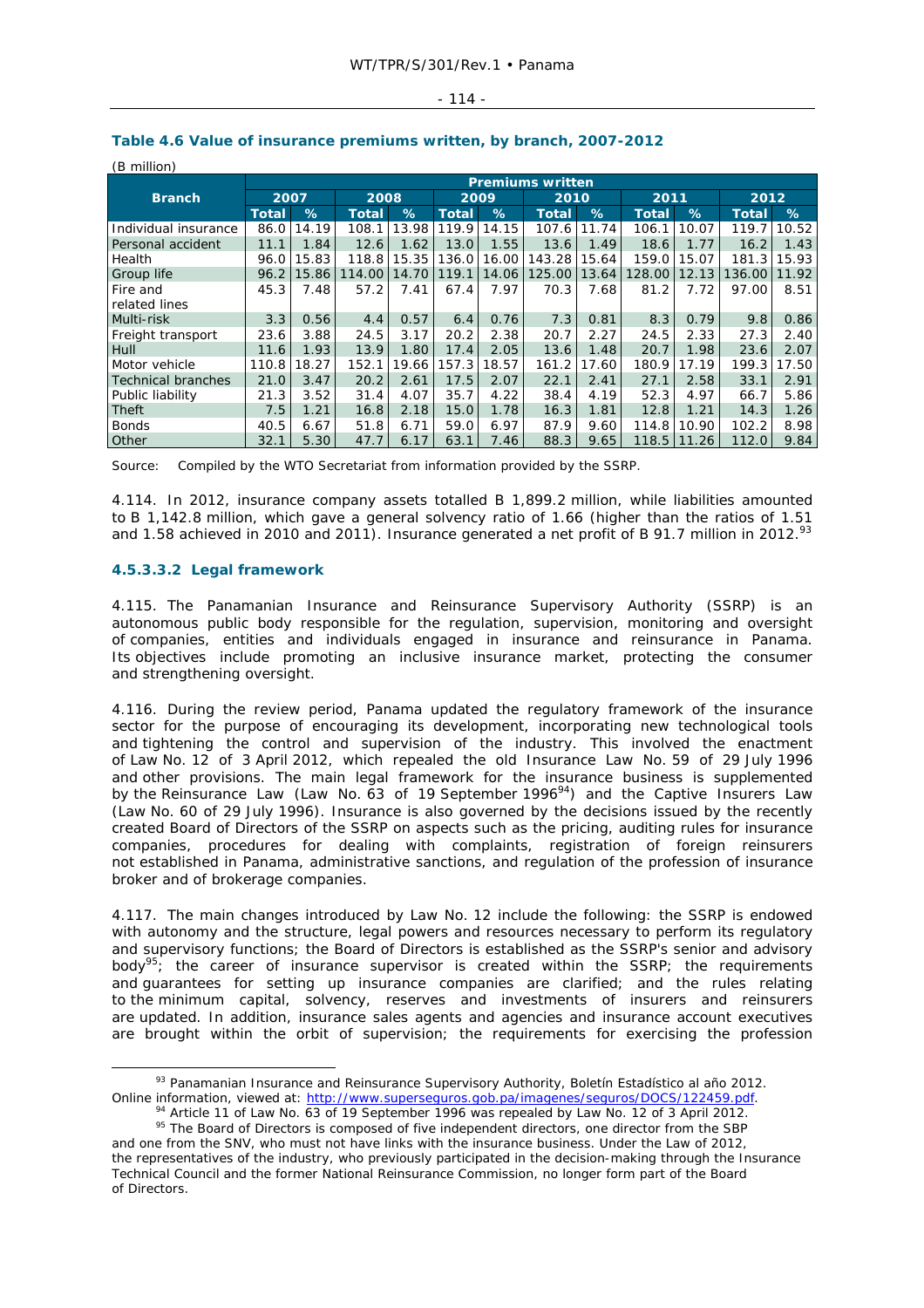**Table 4.6 Value of insurance premiums written, by branch, 2007-2012**

(B million)

| Branch | Premiums written | | | | | | | | | | | |
|---|---|---|---|---|---|---|---|---|---|---|---|---|
| | 2007 | | 2008 | | 2009 | | 2010 | | 2011 | | 2012 | |
| | Total | % | Total | % | Total | % | Total | % | Total | % | Total | % |
| Individual insurance | 86.0 | 14.19 | 108.1 | 13.98 | 119.9 | 14.15 | 107.6 | 11.74 | 106.1 | 10.07 | 119.7 | 10.52 |
| Personal accident | 11.1 | 1.84 | 12.6 | 1.62 | 13.0 | 1.55 | 13.6 | 1.49 | 18.6 | 1.77 | 16.2 | 1.43 |
| Health | 96.0 | 15.83 | 118.8 | 15.35 | 136.0 | 16.00 | 143.28 | 15.64 | 159.0 | 15.07 | 181.3 | 15.93 |
| Group life | 96.2 | 15.86 | 114.00 | 14.70 | 119.1 | 14.06 | 125.00 | 13.64 | 128.00 | 12.13 | 136.00 | 11.92 |
| Fire and related lines | 45.3 | 7.48 | 57.2 | 7.41 | 67.4 | 7.97 | 70.3 | 7.68 | 81.2 | 7.72 | 97.00 | 8.51 |
| Multi-risk | 3.3 | 0.56 | 4.4 | 0.57 | 6.4 | 0.76 | 7.3 | 0.81 | 8.3 | 0.79 | 9.8 | 0.86 |
| Freight transport | 23.6 | 3.88 | 24.5 | 3.17 | 20.2 | 2.38 | 20.7 | 2.27 | 24.5 | 2.33 | 27.3 | 2.40 |
| Hull | 11.6 | 1.93 | 13.9 | 1.80 | 17.4 | 2.05 | 13.6 | 1.48 | 20.7 | 1.98 | 23.6 | 2.07 |
| Motor vehicle | 110.8 | 18.27 | 152.1 | 19.66 | 157.3 | 18.57 | 161.2 | 17.60 | 180.9 | 17.19 | 199.3 | 17.50 |
| Technical branches | 21.0 | 3.47 | 20.2 | 2.61 | 17.5 | 2.07 | 22.1 | 2.41 | 27.1 | 2.58 | 33.1 | 2.91 |
| Public liability | 21.3 | 3.52 | 31.4 | 4.07 | 35.7 | 4.22 | 38.4 | 4.19 | 52.3 | 4.97 | 66.7 | 5.86 |
| Theft | 7.5 | 1.21 | 16.8 | 2.18 | 15.0 | 1.78 | 16.3 | 1.81 | 12.8 | 1.21 | 14.3 | 1.26 |
| Bonds | 40.5 | 6.67 | 51.8 | 6.71 | 59.0 | 6.97 | 87.9 | 9.60 | 114.8 | 10.90 | 102.2 | 8.98 |
| Other | 32.1 | 5.30 | 47.7 | 6.17 | 63.1 | 7.46 | 88.3 | 9.65 | 118.5 | 11.26 | 112.0 | 9.84 |

Source: Compiled by the WTO Secretariat from information provided by the SSRP.

4.114. In 2012, insurance company assets totalled B 1,899.2 million, while liabilities amounted to B 1,142.8 million, which gave a general solvency ratio of 1.66 (higher than the ratios of 1.51 and 1.58 achieved in 2010 and 2011). Insurance generated a net profit of B 91.7 million in 2012.[93]

#### 4.5.3.3.2 Legal framework

4.115. The Panamanian Insurance and Reinsurance Supervisory Authority (SSRP) is an autonomous public body responsible for the regulation, supervision, monitoring and oversight of companies, entities and individuals engaged in insurance and reinsurance in Panama. Its objectives include promoting an inclusive insurance market, protecting the consumer and strengthening oversight.

4.116. During the review period, Panama updated the regulatory framework of the insurance sector for the purpose of encouraging its development, incorporating new technological tools and tightening the control and supervision of the industry. This involved the enactment of Law No. 12 of 3 April 2012, which repealed the old Insurance Law No. 59 of 29 July 1996 and other provisions. The main legal framework for the insurance business is supplemented by the Reinsurance Law (Law No. 63 of 19 September 1996[94]) and the Captive Insurers Law (Law No. 60 of 29 July 1996). Insurance is also governed by the decisions issued by the recently created Board of Directors of the SSRP on aspects such as the pricing, auditing rules for insurance companies, procedures for dealing with complaints, registration of foreign reinsurers not established in Panama, administrative sanctions, and regulation of the profession of insurance broker and of brokerage companies.

4.117. The main changes introduced by Law No. 12 include the following: the SSRP is endowed with autonomy and the structure, legal powers and resources necessary to perform its regulatory and supervisory functions; the Board of Directors is established as the SSRP's senior and advisory body[95]; the career of insurance supervisor is created within the SSRP; the requirements and guarantees for setting up insurance companies are clarified; and the rules relating to the minimum capital, solvency, reserves and investments of insurers and reinsurers are updated. In addition, insurance sales agents and agencies and insurance account executives are brought within the orbit of supervision; the requirements for exercising the profession

---

[93] Panamanian Insurance and Reinsurance Supervisory Authority, Boletín Estadístico al año 2012. Online information, viewed at: http://www.superseguros.gob.pa/imagenes/seguros/DOCS/122459.pdf.

[94] Article 11 of Law No. 63 of 19 September 1996 was repealed by Law No. 12 of 3 April 2012.

[95] The Board of Directors is composed of five independent directors, one director from the SBP and one from the SNV, who must not have links with the insurance business. Under the Law of 2012, the representatives of the industry, who previously participated in the decision-making through the Insurance Technical Council and the former National Reinsurance Commission, no longer form part of the Board of Directors.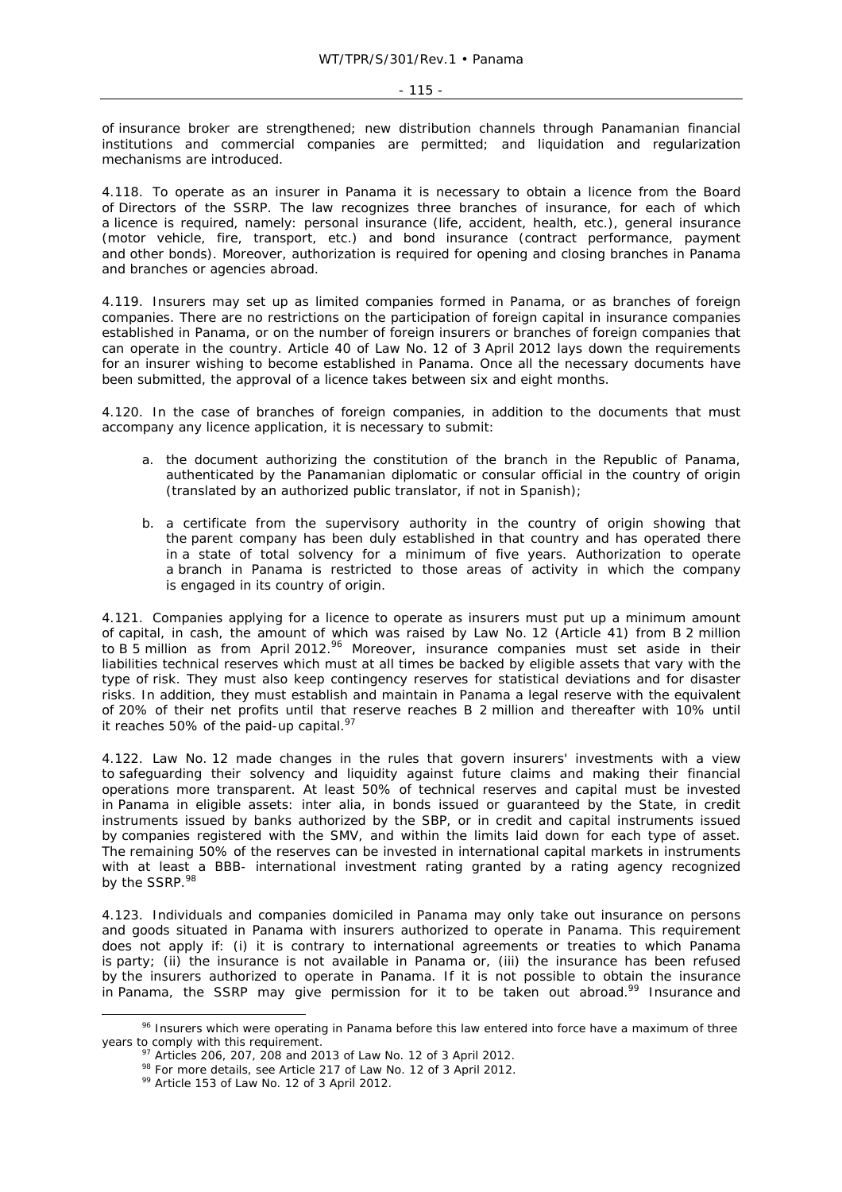of insurance broker are strengthened; new distribution channels through Panamanian financial institutions and commercial companies are permitted; and liquidation and regularization mechanisms are introduced.

4.118. To operate as an insurer in Panama it is necessary to obtain a licence from the Board of Directors of the SSRP. The law recognizes three branches of insurance, for each of which a licence is required, namely: personal insurance (life, accident, health, etc.), general insurance (motor vehicle, fire, transport, etc.) and bond insurance (contract performance, payment and other bonds). Moreover, authorization is required for opening and closing branches in Panama and branches or agencies abroad.

4.119. Insurers may set up as limited companies formed in Panama, or as branches of foreign companies. There are no restrictions on the participation of foreign capital in insurance companies established in Panama, or on the number of foreign insurers or branches of foreign companies that can operate in the country. Article 40 of Law No. 12 of 3 April 2012 lays down the requirements for an insurer wishing to become established in Panama. Once all the necessary documents have been submitted, the approval of a licence takes between six and eight months.

4.120. In the case of branches of foreign companies, in addition to the documents that must accompany any licence application, it is necessary to submit:

a. the document authorizing the constitution of the branch in the Republic of Panama, authenticated by the Panamanian diplomatic or consular official in the country of origin (translated by an authorized public translator, if not in Spanish);

b. a certificate from the supervisory authority in the country of origin showing that the parent company has been duly established in that country and has operated there in a state of total solvency for a minimum of five years. Authorization to operate a branch in Panama is restricted to those areas of activity in which the company is engaged in its country of origin.

4.121. Companies applying for a licence to operate as insurers must put up a minimum amount of capital, in cash, the amount of which was raised by Law No. 12 (Article 41) from B 2 million to B 5 million as from April 2012.[96] Moreover, insurance companies must set aside in their liabilities technical reserves which must at all times be backed by eligible assets that vary with the type of risk. They must also keep contingency reserves for statistical deviations and for disaster risks. In addition, they must establish and maintain in Panama a legal reserve with the equivalent of 20% of their net profits until that reserve reaches B 2 million and thereafter with 10% until it reaches 50% of the paid-up capital.[97]

4.122. Law No. 12 made changes in the rules that govern insurers' investments with a view to safeguarding their solvency and liquidity against future claims and making their financial operations more transparent. At least 50% of technical reserves and capital must be invested in Panama in eligible assets: inter alia, in bonds issued or guaranteed by the State, in credit instruments issued by banks authorized by the SBP, or in credit and capital instruments issued by companies registered with the SMV, and within the limits laid down for each type of asset. The remaining 50% of the reserves can be invested in international capital markets in instruments with at least a BBB- international investment rating granted by a rating agency recognized by the SSRP.[98]

4.123. Individuals and companies domiciled in Panama may only take out insurance on persons and goods situated in Panama with insurers authorized to operate in Panama. This requirement does not apply if: (i) it is contrary to international agreements or treaties to which Panama is party; (ii) the insurance is not available in Panama or, (iii) the insurance has been refused by the insurers authorized to operate in Panama. If it is not possible to obtain the insurance in Panama, the SSRP may give permission for it to be taken out abroad.[99] Insurance and

---

[96] Insurers which were operating in Panama before this law entered into force have a maximum of three years to comply with this requirement.

[97] Articles 206, 207, 208 and 2013 of Law No. 12 of 3 April 2012.

[98] For more details, see Article 217 of Law No. 12 of 3 April 2012.

[99] Article 153 of Law No. 12 of 3 April 2012.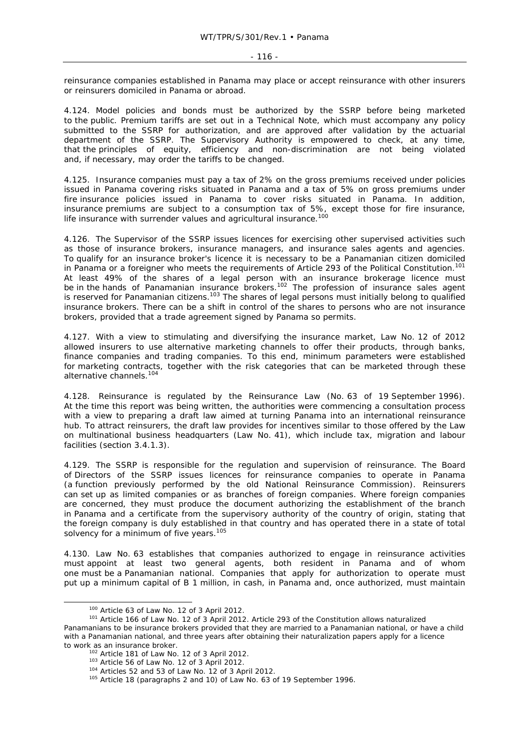reinsurance companies established in Panama may place or accept reinsurance with other insurers or reinsurers domiciled in Panama or abroad.

4.124. Model policies and bonds must be authorized by the SSRP before being marketed to the public. Premium tariffs are set out in a Technical Note, which must accompany any policy submitted to the SSRP for authorization, and are approved after validation by the actuarial department of the SSRP. The Supervisory Authority is empowered to check, at any time, that the principles of equity, efficiency and non-discrimination are not being violated and, if necessary, may order the tariffs to be changed.

4.125. Insurance companies must pay a tax of 2% on the gross premiums received under policies issued in Panama covering risks situated in Panama and a tax of 5% on gross premiums under fire insurance policies issued in Panama to cover risks situated in Panama. In addition, insurance premiums are subject to a consumption tax of 5%, except those for fire insurance, life insurance with surrender values and agricultural insurance.[100]

4.126. The Supervisor of the SSRP issues licences for exercising other supervised activities such as those of insurance brokers, insurance managers, and insurance sales agents and agencies. To qualify for an insurance broker's licence it is necessary to be a Panamanian citizen domiciled in Panama or a foreigner who meets the requirements of Article 293 of the Political Constitution.[101] At least 49% of the shares of a legal person with an insurance brokerage licence must be in the hands of Panamanian insurance brokers.[102] The profession of insurance sales agent is reserved for Panamanian citizens.[103] The shares of legal persons must initially belong to qualified insurance brokers. There can be a shift in control of the shares to persons who are not insurance brokers, provided that a trade agreement signed by Panama so permits.

4.127. With a view to stimulating and diversifying the insurance market, Law No. 12 of 2012 allowed insurers to use alternative marketing channels to offer their products, through banks, finance companies and trading companies. To this end, minimum parameters were established for marketing contracts, together with the risk categories that can be marketed through these alternative channels.[104]

4.128. Reinsurance is regulated by the Reinsurance Law (No. 63 of 19 September 1996). At the time this report was being written, the authorities were commencing a consultation process with a view to preparing a draft law aimed at turning Panama into an international reinsurance hub. To attract reinsurers, the draft law provides for incentives similar to those offered by the Law on multinational business headquarters (Law No. 41), which include tax, migration and labour facilities (section 3.4.1.3).

4.129. The SSRP is responsible for the regulation and supervision of reinsurance. The Board of Directors of the SSRP issues licences for reinsurance companies to operate in Panama (a function previously performed by the old National Reinsurance Commission). Reinsurers can set up as limited companies or as branches of foreign companies. Where foreign companies are concerned, they must produce the document authorizing the establishment of the branch in Panama and a certificate from the supervisory authority of the country of origin, stating that the foreign company is duly established in that country and has operated there in a state of total solvency for a minimum of five years.[105]

4.130. Law No. 63 establishes that companies authorized to engage in reinsurance activities must appoint at least two general agents, both resident in Panama and of whom one must be a Panamanian national. Companies that apply for authorization to operate must put up a minimum capital of B 1 million, in cash, in Panama and, once authorized, must maintain

---

[100] Article 63 of Law No. 12 of 3 April 2012.

[101] Article 166 of Law No. 12 of 3 April 2012. Article 293 of the Constitution allows naturalized Panamanians to be insurance brokers provided that they are married to a Panamanian national, or have a child with a Panamanian national, and three years after obtaining their naturalization papers apply for a licence to work as an insurance broker.

[102] Article 181 of Law No. 12 of 3 April 2012.

[103] Article 56 of Law No. 12 of 3 April 2012.

[104] Articles 52 and 53 of Law No. 12 of 3 April 2012.

[105] Article 18 (paragraphs 2 and 10) of Law No. 63 of 19 September 1996.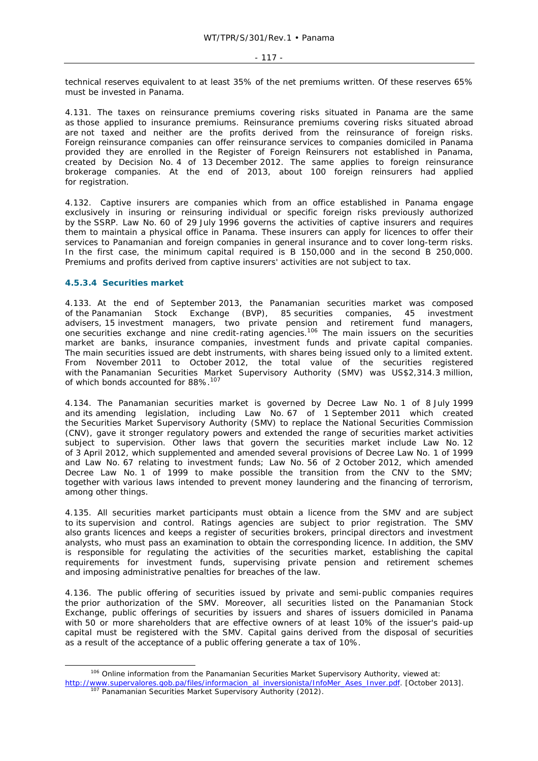technical reserves equivalent to at least 35% of the net premiums written. Of these reserves 65% must be invested in Panama.

4.131. The taxes on reinsurance premiums covering risks situated in Panama are the same as those applied to insurance premiums. Reinsurance premiums covering risks situated abroad are not taxed and neither are the profits derived from the reinsurance of foreign risks. Foreign reinsurance companies can offer reinsurance services to companies domiciled in Panama provided they are enrolled in the Register of Foreign Reinsurers not established in Panama, created by Decision No. 4 of 13 December 2012. The same applies to foreign reinsurance brokerage companies. At the end of 2013, about 100 foreign reinsurers had applied for registration.

4.132. Captive insurers are companies which from an office established in Panama engage exclusively in insuring or reinsuring individual or specific foreign risks previously authorized by the SSRP. Law No. 60 of 29 July 1996 governs the activities of captive insurers and requires them to maintain a physical office in Panama. These insurers can apply for licences to offer their services to Panamanian and foreign companies in general insurance and to cover long-term risks. In the first case, the minimum capital required is B 150,000 and in the second B 250,000. Premiums and profits derived from captive insurers' activities are not subject to tax.

#### 4.5.3.4 Securities market

4.133. At the end of September 2013, the Panamanian securities market was composed of the Panamanian Stock Exchange (BVP), 85 securities companies, 45 investment advisers, 15 investment managers, two private pension and retirement fund managers, one securities exchange and nine credit-rating agencies.[106] The main issuers on the securities market are banks, insurance companies, investment funds and private capital companies. The main securities issued are debt instruments, with shares being issued only to a limited extent. From November 2011 to October 2012, the total value of the securities registered with the Panamanian Securities Market Supervisory Authority (SMV) was US$2,314.3 million, of which bonds accounted for 88%.[107]

4.134. The Panamanian securities market is governed by Decree Law No. 1 of 8 July 1999 and its amending legislation, including Law No. 67 of 1 September 2011 which created the Securities Market Supervisory Authority (SMV) to replace the National Securities Commission (CNV), gave it stronger regulatory powers and extended the range of securities market activities subject to supervision. Other laws that govern the securities market include Law No. 12 of 3 April 2012, which supplemented and amended several provisions of Decree Law No. 1 of 1999 and Law No. 67 relating to investment funds; Law No. 56 of 2 October 2012, which amended Decree Law No. 1 of 1999 to make possible the transition from the CNV to the SMV; together with various laws intended to prevent money laundering and the financing of terrorism, among other things.

4.135. All securities market participants must obtain a licence from the SMV and are subject to its supervision and control. Ratings agencies are subject to prior registration. The SMV also grants licences and keeps a register of securities brokers, principal directors and investment analysts, who must pass an examination to obtain the corresponding licence. In addition, the SMV is responsible for regulating the activities of the securities market, establishing the capital requirements for investment funds, supervising private pension and retirement schemes and imposing administrative penalties for breaches of the law.

4.136. The public offering of securities issued by private and semi-public companies requires the prior authorization of the SMV. Moreover, all securities listed on the Panamanian Stock Exchange, public offerings of securities by issuers and shares of issuers domiciled in Panama with 50 or more shareholders that are effective owners of at least 10% of the issuer's paid-up capital must be registered with the SMV. Capital gains derived from the disposal of securities as a result of the acceptance of a public offering generate a tax of 10%.

---

[106] Online information from the Panamanian Securities Market Supervisory Authority, viewed at: http://www.supervalores.gob.pa/files/informacion_al_inversionista/InfoMer_Ases_Inver.pdf. [October 2013].

[107] Panamanian Securities Market Supervisory Authority (2012).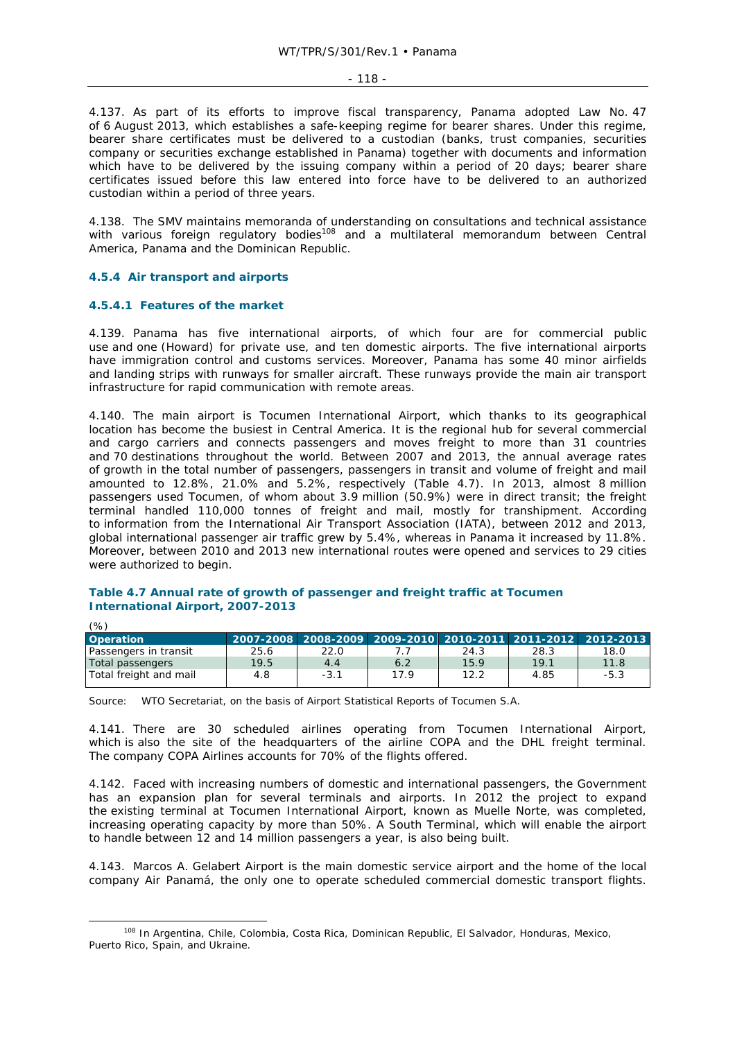4.137. As part of its efforts to improve fiscal transparency, Panama adopted Law No. 47 of 6 August 2013, which establishes a safe-keeping regime for bearer shares. Under this regime, bearer share certificates must be delivered to a custodian (banks, trust companies, securities company or securities exchange established in Panama) together with documents and information which have to be delivered by the issuing company within a period of 20 days; bearer share certificates issued before this law entered into force have to be delivered to an authorized custodian within a period of three years.

4.138. The SMV maintains memoranda of understanding on consultations and technical assistance with various foreign regulatory bodies[108] and a multilateral memorandum between Central America, Panama and the Dominican Republic.

#### 4.5.4 Air transport and airports

##### 4.5.4.1 Features of the market

4.139. Panama has five international airports, of which four are for commercial public use and one (Howard) for private use, and ten domestic airports. The five international airports have immigration control and customs services. Moreover, Panama has some 40 minor airfields and landing strips with runways for smaller aircraft. These runways provide the main air transport infrastructure for rapid communication with remote areas.

4.140. The main airport is Tocumen International Airport, which thanks to its geographical location has become the busiest in Central America. It is the regional hub for several commercial and cargo carriers and connects passengers and moves freight to more than 31 countries and 70 destinations throughout the world. Between 2007 and 2013, the annual average rates of growth in the total number of passengers, passengers in transit and volume of freight and mail amounted to 12.8%, 21.0% and 5.2%, respectively (Table 4.7). In 2013, almost 8 million passengers used Tocumen, of whom about 3.9 million (50.9%) were in direct transit; the freight terminal handled 110,000 tonnes of freight and mail, mostly for transhipment. According to information from the International Air Transport Association (IATA), between 2012 and 2013, global international passenger air traffic grew by 5.4%, whereas in Panama it increased by 11.8%. Moreover, between 2010 and 2013 new international routes were opened and services to 29 cities were authorized to begin.

**Table 4.7 Annual rate of growth of passenger and freight traffic at Tocumen International Airport, 2007-2013**

(%)

| Operation | 2007-2008 | 2008-2009 | 2009-2010 | 2010-2011 | 2011-2012 | 2012-2013 |
|---|---|---|---|---|---|---|
| Passengers in transit | 25.6 | 22.0 | 7.7 | 24.3 | 28.3 | 18.0 |
| Total passengers | 19.5 | 4.4 | 6.2 | 15.9 | 19.1 | 11.8 |
| Total freight and mail | 4.8 | -3.1 | 17.9 | 12.2 | 4.85 | -5.3 |

Source: WTO Secretariat, on the basis of Airport Statistical Reports of Tocumen S.A.

4.141. There are 30 scheduled airlines operating from Tocumen International Airport, which is also the site of the headquarters of the airline COPA and the DHL freight terminal. The company COPA Airlines accounts for 70% of the flights offered.

4.142. Faced with increasing numbers of domestic and international passengers, the Government has an expansion plan for several terminals and airports. In 2012 the project to expand the existing terminal at Tocumen International Airport, known as Muelle Norte, was completed, increasing operating capacity by more than 50%. A South Terminal, which will enable the airport to handle between 12 and 14 million passengers a year, is also being built.

4.143. Marcos A. Gelabert Airport is the main domestic service airport and the home of the local company Air Panamá, the only one to operate scheduled commercial domestic transport flights.

[108] In Argentina, Chile, Colombia, Costa Rica, Dominican Republic, El Salvador, Honduras, Mexico, Puerto Rico, Spain, and Ukraine.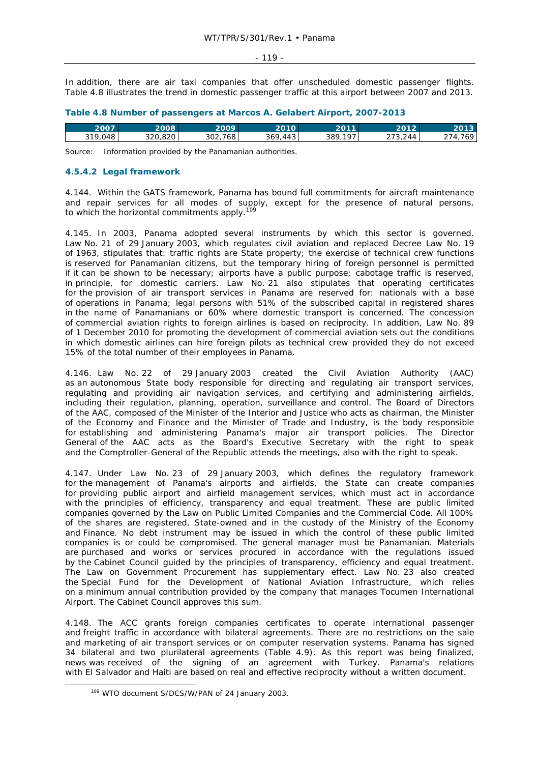In addition, there are air taxi companies that offer unscheduled domestic passenger flights. Table 4.8 illustrates the trend in domestic passenger traffic at this airport between 2007 and 2013.

**Table 4.8 Number of passengers at Marcos A. Gelabert Airport, 2007-2013**

| 2007 | 2008 | 2009 | 2010 | 2011 | 2012 | 2013 |
|---|---|---|---|---|---|---|
| 319,048 | 320,820 | 302,768 | 369,443 | 389,197 | 273,244 | 274,769 |

Source: Information provided by the Panamanian authorities.

### 4.5.4.2 Legal framework

4.144. Within the GATS framework, Panama has bound full commitments for aircraft maintenance and repair services for all modes of supply, except for the presence of natural persons, to which the horizontal commitments apply.[109]

4.145. In 2003, Panama adopted several instruments by which this sector is governed. Law No. 21 of 29 January 2003, which regulates civil aviation and replaced Decree Law No. 19 of 1963, stipulates that: traffic rights are State property; the exercise of technical crew functions is reserved for Panamanian citizens, but the temporary hiring of foreign personnel is permitted if it can be shown to be necessary; airports have a public purpose; cabotage traffic is reserved, in principle, for domestic carriers. Law No. 21 also stipulates that operating certificates for the provision of air transport services in Panama are reserved for: nationals with a base of operations in Panama; legal persons with 51% of the subscribed capital in registered shares in the name of Panamanians or 60% where domestic transport is concerned. The concession of commercial aviation rights to foreign airlines is based on reciprocity. In addition, Law No. 89 of 1 December 2010 for promoting the development of commercial aviation sets out the conditions in which domestic airlines can hire foreign pilots as technical crew provided they do not exceed 15% of the total number of their employees in Panama.

4.146. Law No. 22 of 29 January 2003 created the Civil Aviation Authority (AAC) as an autonomous State body responsible for directing and regulating air transport services, regulating and providing air navigation services, and certifying and administering airfields, including their regulation, planning, operation, surveillance and control. The Board of Directors of the AAC, composed of the Minister of the Interior and Justice who acts as chairman, the Minister of the Economy and Finance and the Minister of Trade and Industry, is the body responsible for establishing and administering Panama's major air transport policies. The Director General of the AAC acts as the Board's Executive Secretary with the right to speak and the Comptroller-General of the Republic attends the meetings, also with the right to speak.

4.147. Under Law No. 23 of 29 January 2003, which defines the regulatory framework for the management of Panama's airports and airfields, the State can create companies for providing public airport and airfield management services, which must act in accordance with the principles of efficiency, transparency and equal treatment. These are public limited companies governed by the Law on Public Limited Companies and the Commercial Code. All 100% of the shares are registered, State-owned and in the custody of the Ministry of the Economy and Finance. No debt instrument may be issued in which the control of these public limited companies is or could be compromised. The general manager must be Panamanian. Materials are purchased and works or services procured in accordance with the regulations issued by the Cabinet Council guided by the principles of transparency, efficiency and equal treatment. The Law on Government Procurement has supplementary effect. Law No. 23 also created the Special Fund for the Development of National Aviation Infrastructure, which relies on a minimum annual contribution provided by the company that manages Tocumen International Airport. The Cabinet Council approves this sum.

4.148. The ACC grants foreign companies certificates to operate international passenger and freight traffic in accordance with bilateral agreements. There are no restrictions on the sale and marketing of air transport services or on computer reservation systems. Panama has signed 34 bilateral and two plurilateral agreements (Table 4.9). As this report was being finalized, news was received of the signing of an agreement with Turkey. Panama's relations with El Salvador and Haiti are based on real and effective reciprocity without a written document.

[109] WTO document S/DCS/W/PAN of 24 January 2003.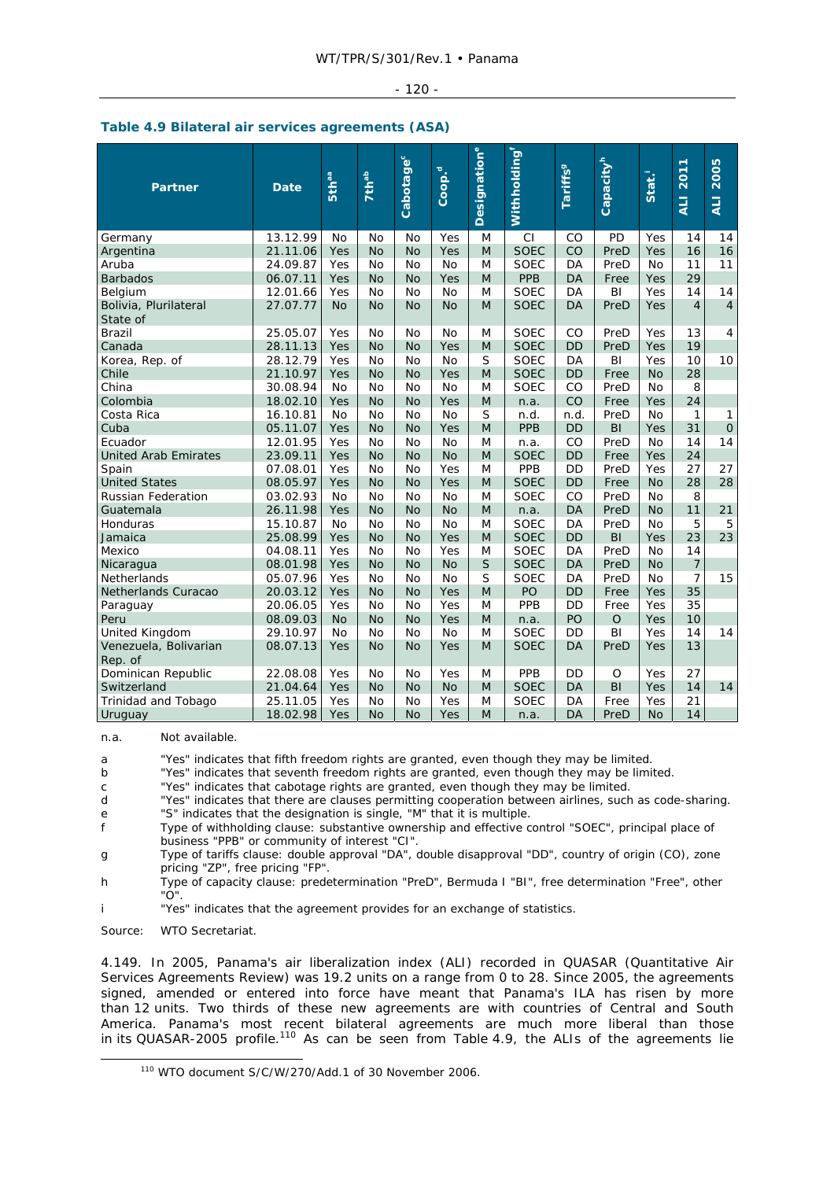**Table 4.9 Bilateral air services agreements (ASA)**

| Partner | Date | 5th[aa] | 7th[ab] | Cabotage[c] | Coop.[d] | Designation[e] | Withholding[f] | Tariffs[g] | Capacity[h] | Stat.[i] | ALI 2011 | ALI 2005 |
|---|---|---|---|---|---|---|---|---|---|---|---|---|
| Germany | 13.12.99 | No | No | No | Yes | M | CI | CO | PD | Yes | 14 | 14 |
| Argentina | 21.11.06 | Yes | No | No | Yes | M | SOEC | CO | PreD | Yes | 16 | 16 |
| Aruba | 24.09.87 | Yes | No | No | No | M | SOEC | DA | PreD | No | 11 | 11 |
| Barbados | 06.07.11 | Yes | No | No | Yes | M | PPB | DA | Free | Yes | 29 | |
| Belgium | 12.01.66 | Yes | No | No | No | M | SOEC | DA | BI | Yes | 14 | 14 |
| Bolivia, Plurilateral State of | 27.07.77 | No | No | No | No | M | SOEC | DA | PreD | Yes | 4 | 4 |
| Brazil | 25.05.07 | Yes | No | No | No | M | SOEC | CO | PreD | Yes | 13 | 4 |
| Canada | 28.11.13 | Yes | No | No | Yes | M | SOEC | DD | PreD | Yes | 19 | |
| Korea, Rep. of | 28.12.79 | Yes | No | No | No | S | SOEC | DA | BI | Yes | 10 | 10 |
| Chile | 21.10.97 | Yes | No | No | Yes | M | SOEC | DD | Free | No | 28 | |
| China | 30.08.94 | No | No | No | No | M | SOEC | CO | PreD | No | 8 | |
| Colombia | 18.02.10 | Yes | No | No | Yes | M | n.a. | CO | Free | Yes | 24 | |
| Costa Rica | 16.10.81 | No | No | No | No | S | n.d. | n.d. | PreD | No | 1 | 1 |
| Cuba | 05.11.07 | Yes | No | No | Yes | M | PPB | DD | BI | Yes | 31 | 0 |
| Ecuador | 12.01.95 | Yes | No | No | No | M | n.a. | CO | PreD | No | 14 | 14 |
| United Arab Emirates | 23.09.11 | Yes | No | No | No | M | SOEC | DD | Free | Yes | 24 | |
| Spain | 07.08.01 | Yes | No | No | Yes | M | PPB | DD | PreD | Yes | 27 | 27 |
| United States | 08.05.97 | Yes | No | No | Yes | M | SOEC | DD | Free | No | 28 | 28 |
| Russian Federation | 03.02.93 | No | No | No | No | M | SOEC | CO | PreD | No | 8 | |
| Guatemala | 26.11.98 | Yes | No | No | No | M | n.a. | DA | PreD | No | 11 | 21 |
| Honduras | 15.10.87 | No | No | No | No | M | SOEC | DA | PreD | No | 5 | 5 |
| Jamaica | 25.08.99 | Yes | No | No | Yes | M | SOEC | DD | BI | Yes | 23 | 23 |
| Mexico | 04.08.11 | Yes | No | No | Yes | M | SOEC | DA | PreD | No | 14 | |
| Nicaragua | 08.01.98 | Yes | No | No | No | S | SOEC | DA | PreD | No | 7 | |
| Netherlands | 05.07.96 | Yes | No | No | No | S | SOEC | DA | PreD | No | 7 | 15 |
| Netherlands Curacao | 20.03.12 | Yes | No | No | Yes | M | PO | DD | Free | Yes | 35 | |
| Paraguay | 20.06.05 | Yes | No | No | Yes | M | PPB | DD | Free | Yes | 35 | |
| Peru | 08.09.03 | No | No | No | Yes | M | n.a. | PO | O | Yes | 10 | |
| United Kingdom | 29.10.97 | No | No | No | No | M | SOEC | DD | BI | Yes | 14 | 14 |
| Venezuela, Bolivarian Rep. of | 08.07.13 | Yes | No | No | Yes | M | SOEC | DA | PreD | Yes | 13 | |
| Dominican Republic | 22.08.08 | Yes | No | No | Yes | M | PPB | DD | O | Yes | 27 | |
| Switzerland | 21.04.64 | Yes | No | No | No | M | SOEC | DA | BI | Yes | 14 | 14 |
| Trinidad and Tobago | 25.11.05 | Yes | No | No | Yes | M | SOEC | DA | Free | Yes | 21 | |
| Uruguay | 18.02.98 | Yes | No | No | Yes | M | n.a. | DA | PreD | No | 14 | |

n.a. Not available.

a "Yes" indicates that fifth freedom rights are granted, even though they may be limited.
b "Yes" indicates that seventh freedom rights are granted, even though they may be limited.
c "Yes" indicates that cabotage rights are granted, even though they may be limited.
d "Yes" indicates that there are clauses permitting cooperation between airlines, such as code-sharing.
e "S" indicates that the designation is single, "M" that it is multiple.
f Type of withholding clause: substantive ownership and effective control "SOEC", principal place of business "PPB" or community of interest "CI".
g Type of tariffs clause: double approval "DA", double disapproval "DD", country of origin (CO), zone pricing "ZP", free pricing "FP".
h Type of capacity clause: predetermination "PreD", Bermuda I "BI", free determination "Free", other "O".
i "Yes" indicates that the agreement provides for an exchange of statistics.

Source: WTO Secretariat.

4.149. In 2005, Panama's air liberalization index (ALI) recorded in QUASAR (Quantitative Air Services Agreements Review) was 19.2 units on a range from 0 to 28. Since 2005, the agreements signed, amended or entered into force have meant that Panama's ILA has risen by more than 12 units. Two thirds of these new agreements are with countries of Central and South America. Panama's most recent bilateral agreements are much more liberal than those in its QUASAR-2005 profile.[110] As can be seen from Table 4.9, the ALIs of the agreements lie

[110] WTO document S/C/W/270/Add.1 of 30 November 2006.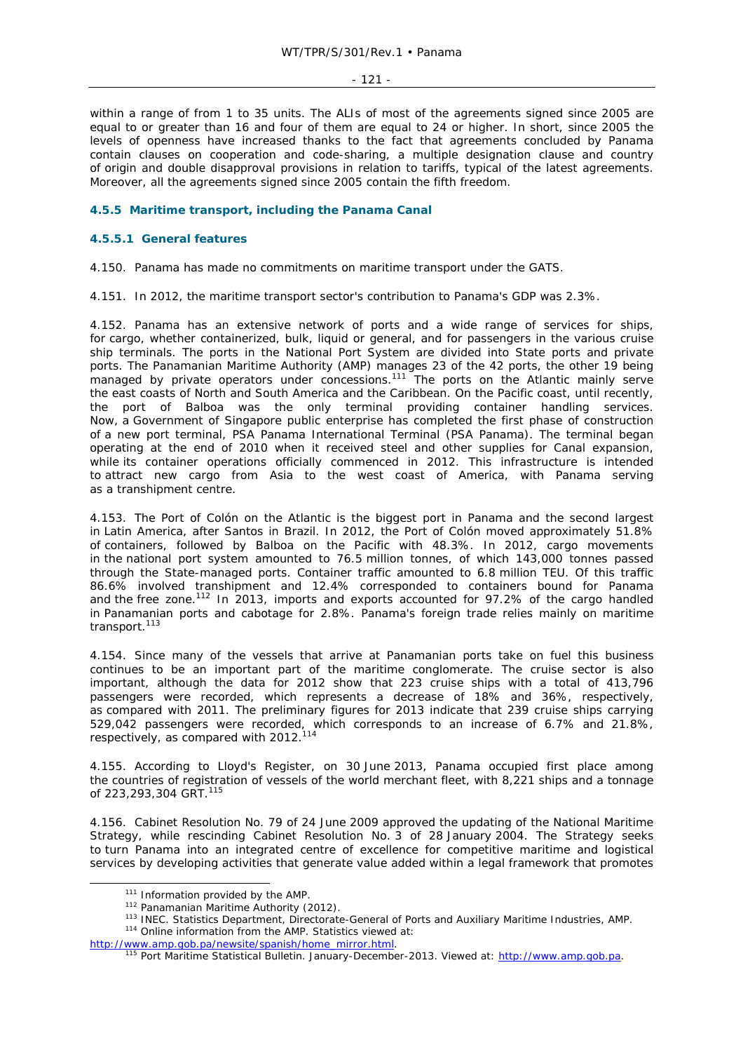within a range of from 1 to 35 units. The ALIs of most of the agreements signed since 2005 are equal to or greater than 16 and four of them are equal to 24 or higher. In short, since 2005 the levels of openness have increased thanks to the fact that agreements concluded by Panama contain clauses on cooperation and code-sharing, a multiple designation clause and country of origin and double disapproval provisions in relation to tariffs, typical of the latest agreements. Moreover, all the agreements signed since 2005 contain the fifth freedom.

### 4.5.5 Maritime transport, including the Panama Canal

#### 4.5.5.1 General features

4.150. Panama has made no commitments on maritime transport under the GATS.

4.151. In 2012, the maritime transport sector's contribution to Panama's GDP was 2.3%.

4.152. Panama has an extensive network of ports and a wide range of services for ships, for cargo, whether containerized, bulk, liquid or general, and for passengers in the various cruise ship terminals. The ports in the National Port System are divided into State ports and private ports. The Panamanian Maritime Authority (AMP) manages 23 of the 42 ports, the other 19 being managed by private operators under concessions.[111] The ports on the Atlantic mainly serve the east coasts of North and South America and the Caribbean. On the Pacific coast, until recently, the port of Balboa was the only terminal providing container handling services. Now, a Government of Singapore public enterprise has completed the first phase of construction of a new port terminal, PSA Panama International Terminal (PSA Panama). The terminal began operating at the end of 2010 when it received steel and other supplies for Canal expansion, while its container operations officially commenced in 2012. This infrastructure is intended to attract new cargo from Asia to the west coast of America, with Panama serving as a transhipment centre.

4.153. The Port of Colón on the Atlantic is the biggest port in Panama and the second largest in Latin America, after Santos in Brazil. In 2012, the Port of Colón moved approximately 51.8% of containers, followed by Balboa on the Pacific with 48.3%. In 2012, cargo movements in the national port system amounted to 76.5 million tonnes, of which 143,000 tonnes passed through the State-managed ports. Container traffic amounted to 6.8 million TEU. Of this traffic 86.6% involved transhipment and 12.4% corresponded to containers bound for Panama and the free zone.[112] In 2013, imports and exports accounted for 97.2% of the cargo handled in Panamanian ports and cabotage for 2.8%. Panama's foreign trade relies mainly on maritime transport.[113]

4.154. Since many of the vessels that arrive at Panamanian ports take on fuel this business continues to be an important part of the maritime conglomerate. The cruise sector is also important, although the data for 2012 show that 223 cruise ships with a total of 413,796 passengers were recorded, which represents a decrease of 18% and 36%, respectively, as compared with 2011. The preliminary figures for 2013 indicate that 239 cruise ships carrying 529,042 passengers were recorded, which corresponds to an increase of 6.7% and 21.8%, respectively, as compared with 2012.[114]

4.155. According to Lloyd's Register, on 30 June 2013, Panama occupied first place among the countries of registration of vessels of the world merchant fleet, with 8,221 ships and a tonnage of 223,293,304 GRT.[115]

4.156. Cabinet Resolution No. 79 of 24 June 2009 approved the updating of the National Maritime Strategy, while rescinding Cabinet Resolution No. 3 of 28 January 2004. The Strategy seeks to turn Panama into an integrated centre of excellence for competitive maritime and logistical services by developing activities that generate value added within a legal framework that promotes

---

[111] Information provided by the AMP.

[112] Panamanian Maritime Authority (2012).

[113] INEC. Statistics Department, Directorate-General of Ports and Auxiliary Maritime Industries, AMP.

[114] Online information from the AMP. Statistics viewed at: http://www.amp.gob.pa/newsite/spanish/home_mirror.html.

[115] Port Maritime Statistical Bulletin. January-December-2013. Viewed at: http://www.amp.gob.pa.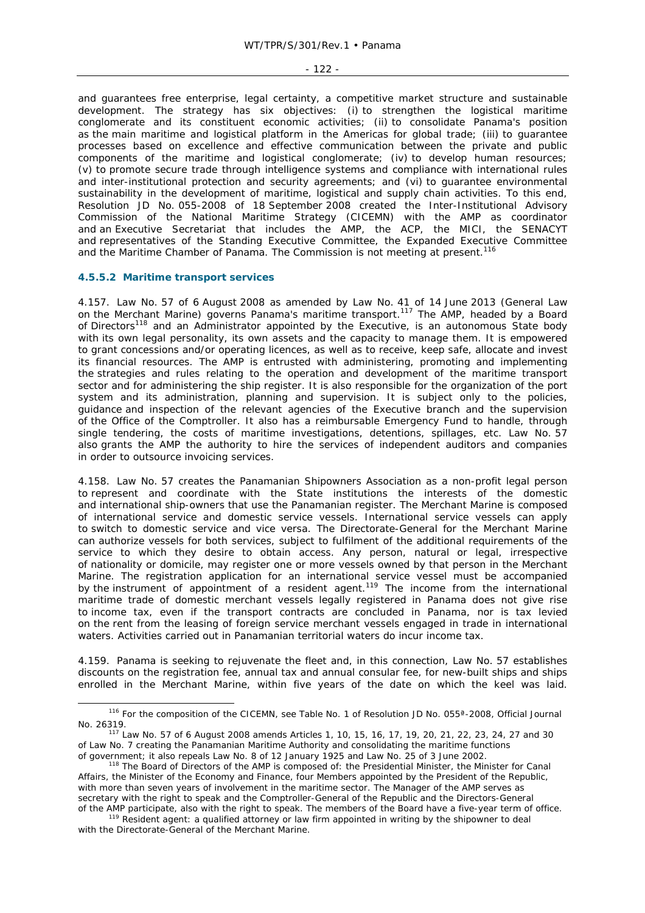and guarantees free enterprise, legal certainty, a competitive market structure and sustainable development. The strategy has six objectives: (i) to strengthen the logistical maritime conglomerate and its constituent economic activities; (ii) to consolidate Panama's position as the main maritime and logistical platform in the Americas for global trade; (iii) to guarantee processes based on excellence and effective communication between the private and public components of the maritime and logistical conglomerate; (iv) to develop human resources; (v) to promote secure trade through intelligence systems and compliance with international rules and inter-institutional protection and security agreements; and (vi) to guarantee environmental sustainability in the development of maritime, logistical and supply chain activities. To this end, Resolution JD No. 055-2008 of 18 September 2008 created the Inter-Institutional Advisory Commission of the National Maritime Strategy (CICEMN) with the AMP as coordinator and an Executive Secretariat that includes the AMP, the ACP, the MICI, the SENACYT and representatives of the Standing Executive Committee, the Expanded Executive Committee and the Maritime Chamber of Panama. The Commission is not meeting at present.[116]

#### 4.5.5.2 Maritime transport services

4.157. Law No. 57 of 6 August 2008 as amended by Law No. 41 of 14 June 2013 (General Law on the Merchant Marine) governs Panama's maritime transport.[117] The AMP, headed by a Board of Directors[118] and an Administrator appointed by the Executive, is an autonomous State body with its own legal personality, its own assets and the capacity to manage them. It is empowered to grant concessions and/or operating licences, as well as to receive, keep safe, allocate and invest its financial resources. The AMP is entrusted with administering, promoting and implementing the strategies and rules relating to the operation and development of the maritime transport sector and for administering the ship register. It is also responsible for the organization of the port system and its administration, planning and supervision. It is subject only to the policies, guidance and inspection of the relevant agencies of the Executive branch and the supervision of the Office of the Comptroller. It also has a reimbursable Emergency Fund to handle, through single tendering, the costs of maritime investigations, detentions, spillages, etc. Law No. 57 also grants the AMP the authority to hire the services of independent auditors and companies in order to outsource invoicing services.

4.158. Law No. 57 creates the Panamanian Shipowners Association as a non-profit legal person to represent and coordinate with the State institutions the interests of the domestic and international ship-owners that use the Panamanian register. The Merchant Marine is composed of international service and domestic service vessels. International service vessels can apply to switch to domestic service and vice versa. The Directorate-General for the Merchant Marine can authorize vessels for both services, subject to fulfilment of the additional requirements of the service to which they desire to obtain access. Any person, natural or legal, irrespective of nationality or domicile, may register one or more vessels owned by that person in the Merchant Marine. The registration application for an international service vessel must be accompanied by the instrument of appointment of a resident agent.[119] The income from the international maritime trade of domestic merchant vessels legally registered in Panama does not give rise to income tax, even if the transport contracts are concluded in Panama, nor is tax levied on the rent from the leasing of foreign service merchant vessels engaged in trade in international waters. Activities carried out in Panamanian territorial waters do incur income tax.

4.159. Panama is seeking to rejuvenate the fleet and, in this connection, Law No. 57 establishes discounts on the registration fee, annual tax and annual consular fee, for new-built ships and ships enrolled in the Merchant Marine, within five years of the date on which the keel was laid.

---

[116] For the composition of the CICEMN, see Table No. 1 of Resolution JD No. 055ª-2008, Official Journal No. 26319.

[117] Law No. 57 of 6 August 2008 amends Articles 1, 10, 15, 16, 17, 19, 20, 21, 22, 23, 24, 27 and 30 of Law No. 7 creating the Panamanian Maritime Authority and consolidating the maritime functions of government; it also repeals Law No. 8 of 12 January 1925 and Law No. 25 of 3 June 2002.

[118] The Board of Directors of the AMP is composed of: the Presidential Minister, the Minister for Canal Affairs, the Minister of the Economy and Finance, four Members appointed by the President of the Republic, with more than seven years of involvement in the maritime sector. The Manager of the AMP serves as secretary with the right to speak and the Comptroller-General of the Republic and the Directors-General of the AMP participate, also with the right to speak. The members of the Board have a five-year term of office.

[119] Resident agent: a qualified attorney or law firm appointed in writing by the shipowner to deal with the Directorate-General of the Merchant Marine.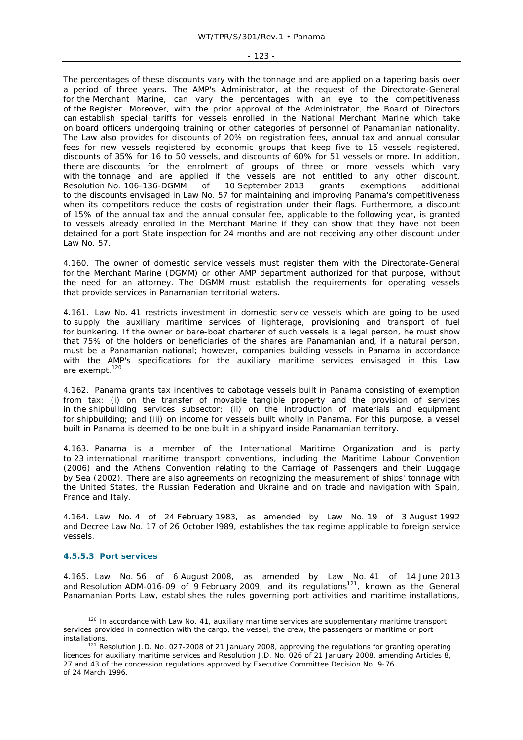The percentages of these discounts vary with the tonnage and are applied on a tapering basis over a period of three years. The AMP's Administrator, at the request of the Directorate-General for the Merchant Marine, can vary the percentages with an eye to the competitiveness of the Register. Moreover, with the prior approval of the Administrator, the Board of Directors can establish special tariffs for vessels enrolled in the National Merchant Marine which take on board officers undergoing training or other categories of personnel of Panamanian nationality. The Law also provides for discounts of 20% on registration fees, annual tax and annual consular fees for new vessels registered by economic groups that keep five to 15 vessels registered, discounts of 35% for 16 to 50 vessels, and discounts of 60% for 51 vessels or more. In addition, there are discounts for the enrolment of groups of three or more vessels which vary with the tonnage and are applied if the vessels are not entitled to any other discount. Resolution No. 106-136-DGMM of 10 September 2013 grants exemptions additional to the discounts envisaged in Law No. 57 for maintaining and improving Panama's competitiveness when its competitors reduce the costs of registration under their flags. Furthermore, a discount of 15% of the annual tax and the annual consular fee, applicable to the following year, is granted to vessels already enrolled in the Merchant Marine if they can show that they have not been detained for a port State inspection for 24 months and are not receiving any other discount under Law No. 57.

4.160. The owner of domestic service vessels must register them with the Directorate-General for the Merchant Marine (DGMM) or other AMP department authorized for that purpose, without the need for an attorney. The DGMM must establish the requirements for operating vessels that provide services in Panamanian territorial waters.

4.161. Law No. 41 restricts investment in domestic service vessels which are going to be used to supply the auxiliary maritime services of lighterage, provisioning and transport of fuel for bunkering. If the owner or bare-boat charterer of such vessels is a legal person, he must show that 75% of the holders or beneficiaries of the shares are Panamanian and, if a natural person, must be a Panamanian national; however, companies building vessels in Panama in accordance with the AMP's specifications for the auxiliary maritime services envisaged in this Law are exempt.[120]

4.162. Panama grants tax incentives to cabotage vessels built in Panama consisting of exemption from tax: (i) on the transfer of movable tangible property and the provision of services in the shipbuilding services subsector; (ii) on the introduction of materials and equipment for shipbuilding; and (iii) on income for vessels built wholly in Panama. For this purpose, a vessel built in Panama is deemed to be one built in a shipyard inside Panamanian territory.

4.163. Panama is a member of the International Maritime Organization and is party to 23 international maritime transport conventions, including the Maritime Labour Convention (2006) and the Athens Convention relating to the Carriage of Passengers and their Luggage by Sea (2002). There are also agreements on recognizing the measurement of ships' tonnage with the United States, the Russian Federation and Ukraine and on trade and navigation with Spain, France and Italy.

4.164. Law No. 4 of 24 February 1983, as amended by Law No. 19 of 3 August 1992 and Decree Law No. 17 of 26 October l989, establishes the tax regime applicable to foreign service vessels.

#### 4.5.5.3 Port services

4.165. Law No. 56 of 6 August 2008, as amended by Law No. 41 of 14 June 2013 and Resolution ADM-016-09 of 9 February 2009, and its regulations[121], known as the General Panamanian Ports Law, establishes the rules governing port activities and maritime installations,

---

[120] In accordance with Law No. 41, auxiliary maritime services are supplementary maritime transport services provided in connection with the cargo, the vessel, the crew, the passengers or maritime or port installations.

[121] Resolution J.D. No. 027-2008 of 21 January 2008, approving the regulations for granting operating licences for auxiliary maritime services and Resolution J.D. No. 026 of 21 January 2008, amending Articles 8, 27 and 43 of the concession regulations approved by Executive Committee Decision No. 9-76 of 24 March 1996.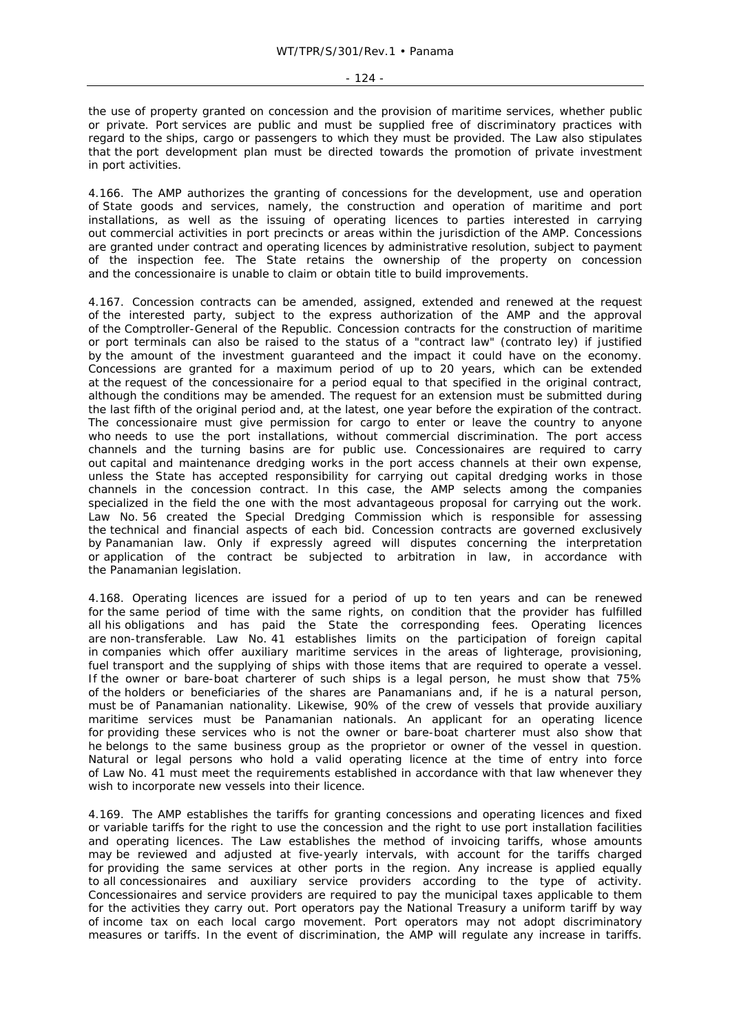the use of property granted on concession and the provision of maritime services, whether public or private. Port services are public and must be supplied free of discriminatory practices with regard to the ships, cargo or passengers to which they must be provided. The Law also stipulates that the port development plan must be directed towards the promotion of private investment in port activities.

4.166. The AMP authorizes the granting of concessions for the development, use and operation of State goods and services, namely, the construction and operation of maritime and port installations, as well as the issuing of operating licences to parties interested in carrying out commercial activities in port precincts or areas within the jurisdiction of the AMP. Concessions are granted under contract and operating licences by administrative resolution, subject to payment of the inspection fee. The State retains the ownership of the property on concession and the concessionaire is unable to claim or obtain title to build improvements.

4.167. Concession contracts can be amended, assigned, extended and renewed at the request of the interested party, subject to the express authorization of the AMP and the approval of the Comptroller-General of the Republic. Concession contracts for the construction of maritime or port terminals can also be raised to the status of a "contract law" (contrato ley) if justified by the amount of the investment guaranteed and the impact it could have on the economy. Concessions are granted for a maximum period of up to 20 years, which can be extended at the request of the concessionaire for a period equal to that specified in the original contract, although the conditions may be amended. The request for an extension must be submitted during the last fifth of the original period and, at the latest, one year before the expiration of the contract. The concessionaire must give permission for cargo to enter or leave the country to anyone who needs to use the port installations, without commercial discrimination. The port access channels and the turning basins are for public use. Concessionaires are required to carry out capital and maintenance dredging works in the port access channels at their own expense, unless the State has accepted responsibility for carrying out capital dredging works in those channels in the concession contract. In this case, the AMP selects among the companies specialized in the field the one with the most advantageous proposal for carrying out the work. Law No. 56 created the Special Dredging Commission which is responsible for assessing the technical and financial aspects of each bid. Concession contracts are governed exclusively by Panamanian law. Only if expressly agreed will disputes concerning the interpretation or application of the contract be subjected to arbitration in law, in accordance with the Panamanian legislation.

4.168. Operating licences are issued for a period of up to ten years and can be renewed for the same period of time with the same rights, on condition that the provider has fulfilled all his obligations and has paid the State the corresponding fees. Operating licences are non-transferable. Law No. 41 establishes limits on the participation of foreign capital in companies which offer auxiliary maritime services in the areas of lighterage, provisioning, fuel transport and the supplying of ships with those items that are required to operate a vessel. If the owner or bare-boat charterer of such ships is a legal person, he must show that 75% of the holders or beneficiaries of the shares are Panamanians and, if he is a natural person, must be of Panamanian nationality. Likewise, 90% of the crew of vessels that provide auxiliary maritime services must be Panamanian nationals. An applicant for an operating licence for providing these services who is not the owner or bare-boat charterer must also show that he belongs to the same business group as the proprietor or owner of the vessel in question. Natural or legal persons who hold a valid operating licence at the time of entry into force of Law No. 41 must meet the requirements established in accordance with that law whenever they wish to incorporate new vessels into their licence.

4.169. The AMP establishes the tariffs for granting concessions and operating licences and fixed or variable tariffs for the right to use the concession and the right to use port installation facilities and operating licences. The Law establishes the method of invoicing tariffs, whose amounts may be reviewed and adjusted at five-yearly intervals, with account for the tariffs charged for providing the same services at other ports in the region. Any increase is applied equally to all concessionaires and auxiliary service providers according to the type of activity. Concessionaires and service providers are required to pay the municipal taxes applicable to them for the activities they carry out. Port operators pay the National Treasury a uniform tariff by way of income tax on each local cargo movement. Port operators may not adopt discriminatory measures or tariffs. In the event of discrimination, the AMP will regulate any increase in tariffs.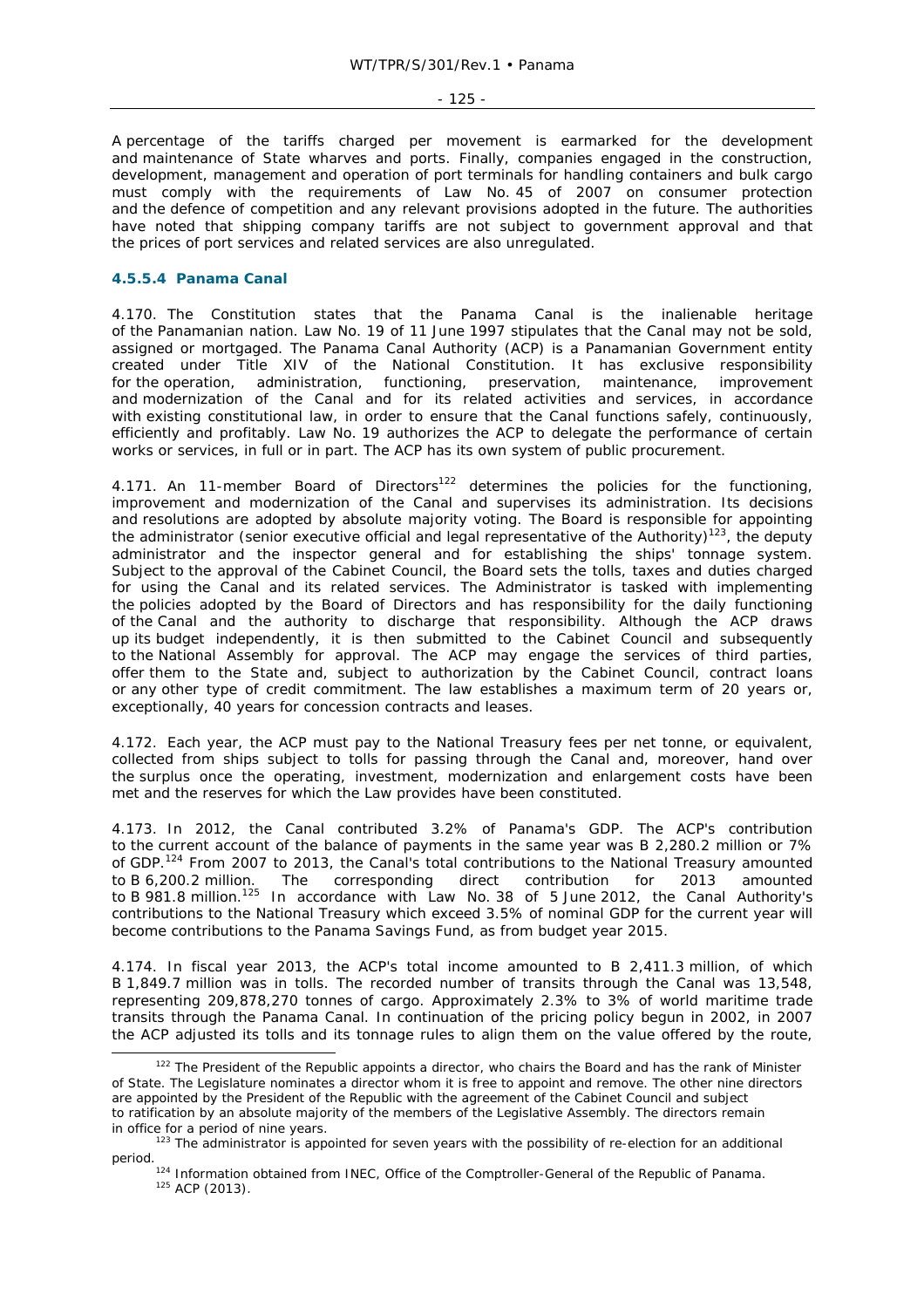A percentage of the tariffs charged per movement is earmarked for the development and maintenance of State wharves and ports. Finally, companies engaged in the construction, development, management and operation of port terminals for handling containers and bulk cargo must comply with the requirements of Law No. 45 of 2007 on consumer protection and the defence of competition and any relevant provisions adopted in the future. The authorities have noted that shipping company tariffs are not subject to government approval and that the prices of port services and related services are also unregulated.

#### 4.5.5.4 Panama Canal

4.170. The Constitution states that the Panama Canal is the inalienable heritage of the Panamanian nation. Law No. 19 of 11 June 1997 stipulates that the Canal may not be sold, assigned or mortgaged. The Panama Canal Authority (ACP) is a Panamanian Government entity created under Title XIV of the National Constitution. It has exclusive responsibility for the operation, administration, functioning, preservation, maintenance, improvement and modernization of the Canal and for its related activities and services, in accordance with existing constitutional law, in order to ensure that the Canal functions safely, continuously, efficiently and profitably. Law No. 19 authorizes the ACP to delegate the performance of certain works or services, in full or in part. The ACP has its own system of public procurement.

4.171. An 11-member Board of Directors[122] determines the policies for the functioning, improvement and modernization of the Canal and supervises its administration. Its decisions and resolutions are adopted by absolute majority voting. The Board is responsible for appointing the administrator (senior executive official and legal representative of the Authority)[123], the deputy administrator and the inspector general and for establishing the ships' tonnage system. Subject to the approval of the Cabinet Council, the Board sets the tolls, taxes and duties charged for using the Canal and its related services. The Administrator is tasked with implementing the policies adopted by the Board of Directors and has responsibility for the daily functioning of the Canal and the authority to discharge that responsibility. Although the ACP draws up its budget independently, it is then submitted to the Cabinet Council and subsequently to the National Assembly for approval. The ACP may engage the services of third parties, offer them to the State and, subject to authorization by the Cabinet Council, contract loans or any other type of credit commitment. The law establishes a maximum term of 20 years or, exceptionally, 40 years for concession contracts and leases.

4.172. Each year, the ACP must pay to the National Treasury fees per net tonne, or equivalent, collected from ships subject to tolls for passing through the Canal and, moreover, hand over the surplus once the operating, investment, modernization and enlargement costs have been met and the reserves for which the Law provides have been constituted.

4.173. In 2012, the Canal contributed 3.2% of Panama's GDP. The ACP's contribution to the current account of the balance of payments in the same year was B 2,280.2 million or 7% of GDP.[124] From 2007 to 2013, the Canal's total contributions to the National Treasury amounted to B 6,200.2 million. The corresponding direct contribution for 2013 amounted to B 981.8 million.[125] In accordance with Law No. 38 of 5 June 2012, the Canal Authority's contributions to the National Treasury which exceed 3.5% of nominal GDP for the current year will become contributions to the Panama Savings Fund, as from budget year 2015.

4.174. In fiscal year 2013, the ACP's total income amounted to B 2,411.3 million, of which B 1,849.7 million was in tolls. The recorded number of transits through the Canal was 13,548, representing 209,878,270 tonnes of cargo. Approximately 2.3% to 3% of world maritime trade transits through the Panama Canal. In continuation of the pricing policy begun in 2002, in 2007 the ACP adjusted its tolls and its tonnage rules to align them on the value offered by the route,

---

[122] The President of the Republic appoints a director, who chairs the Board and has the rank of Minister of State. The Legislature nominates a director whom it is free to appoint and remove. The other nine directors are appointed by the President of the Republic with the agreement of the Cabinet Council and subject to ratification by an absolute majority of the members of the Legislative Assembly. The directors remain in office for a period of nine years.

[123] The administrator is appointed for seven years with the possibility of re-election for an additional period.

[124] Information obtained from INEC, Office of the Comptroller-General of the Republic of Panama.

[125] ACP (2013).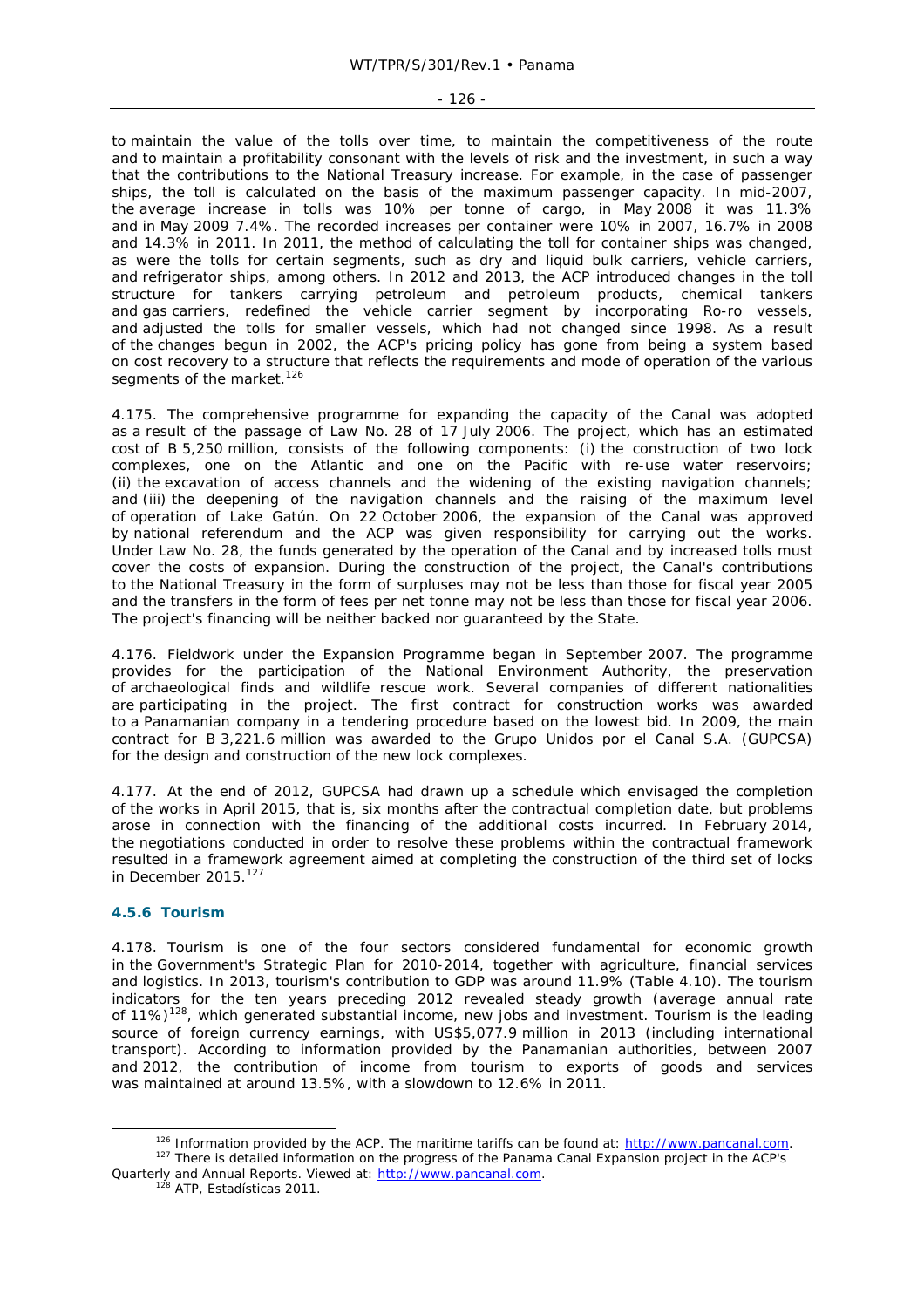to maintain the value of the tolls over time, to maintain the competitiveness of the route and to maintain a profitability consonant with the levels of risk and the investment, in such a way that the contributions to the National Treasury increase. For example, in the case of passenger ships, the toll is calculated on the basis of the maximum passenger capacity. In mid-2007, the average increase in tolls was 10% per tonne of cargo, in May 2008 it was 11.3% and in May 2009 7.4%. The recorded increases per container were 10% in 2007, 16.7% in 2008 and 14.3% in 2011. In 2011, the method of calculating the toll for container ships was changed, as were the tolls for certain segments, such as dry and liquid bulk carriers, vehicle carriers, and refrigerator ships, among others. In 2012 and 2013, the ACP introduced changes in the toll structure for tankers carrying petroleum and petroleum products, chemical tankers and gas carriers, redefined the vehicle carrier segment by incorporating Ro-ro vessels, and adjusted the tolls for smaller vessels, which had not changed since 1998. As a result of the changes begun in 2002, the ACP's pricing policy has gone from being a system based on cost recovery to a structure that reflects the requirements and mode of operation of the various segments of the market.[126]

4.175. The comprehensive programme for expanding the capacity of the Canal was adopted as a result of the passage of Law No. 28 of 17 July 2006. The project, which has an estimated cost of B 5,250 million, consists of the following components: (i) the construction of two lock complexes, one on the Atlantic and one on the Pacific with re-use water reservoirs; (ii) the excavation of access channels and the widening of the existing navigation channels; and (iii) the deepening of the navigation channels and the raising of the maximum level of operation of Lake Gatún. On 22 October 2006, the expansion of the Canal was approved by national referendum and the ACP was given responsibility for carrying out the works. Under Law No. 28, the funds generated by the operation of the Canal and by increased tolls must cover the costs of expansion. During the construction of the project, the Canal's contributions to the National Treasury in the form of surpluses may not be less than those for fiscal year 2005 and the transfers in the form of fees per net tonne may not be less than those for fiscal year 2006. The project's financing will be neither backed nor guaranteed by the State.

4.176. Fieldwork under the Expansion Programme began in September 2007. The programme provides for the participation of the National Environment Authority, the preservation of archaeological finds and wildlife rescue work. Several companies of different nationalities are participating in the project. The first contract for construction works was awarded to a Panamanian company in a tendering procedure based on the lowest bid. In 2009, the main contract for B 3,221.6 million was awarded to the Grupo Unidos por el Canal S.A. (GUPCSA) for the design and construction of the new lock complexes.

4.177. At the end of 2012, GUPCSA had drawn up a schedule which envisaged the completion of the works in April 2015, that is, six months after the contractual completion date, but problems arose in connection with the financing of the additional costs incurred. In February 2014, the negotiations conducted in order to resolve these problems within the contractual framework resulted in a framework agreement aimed at completing the construction of the third set of locks in December 2015.[127]

### 4.5.6 Tourism

4.178. Tourism is one of the four sectors considered fundamental for economic growth in the Government's Strategic Plan for 2010-2014, together with agriculture, financial services and logistics. In 2013, tourism's contribution to GDP was around 11.9% (Table 4.10). The tourism indicators for the ten years preceding 2012 revealed steady growth (average annual rate of 11%)[128], which generated substantial income, new jobs and investment. Tourism is the leading source of foreign currency earnings, with US$5,077.9 million in 2013 (including international transport). According to information provided by the Panamanian authorities, between 2007 and 2012, the contribution of income from tourism to exports of goods and services was maintained at around 13.5%, with a slowdown to 12.6% in 2011.

---

[126] Information provided by the ACP. The maritime tariffs can be found at: http://www.pancanal.com.

[127] There is detailed information on the progress of the Panama Canal Expansion project in the ACP's Quarterly and Annual Reports. Viewed at: http://www.pancanal.com.

[128] ATP, Estadísticas 2011.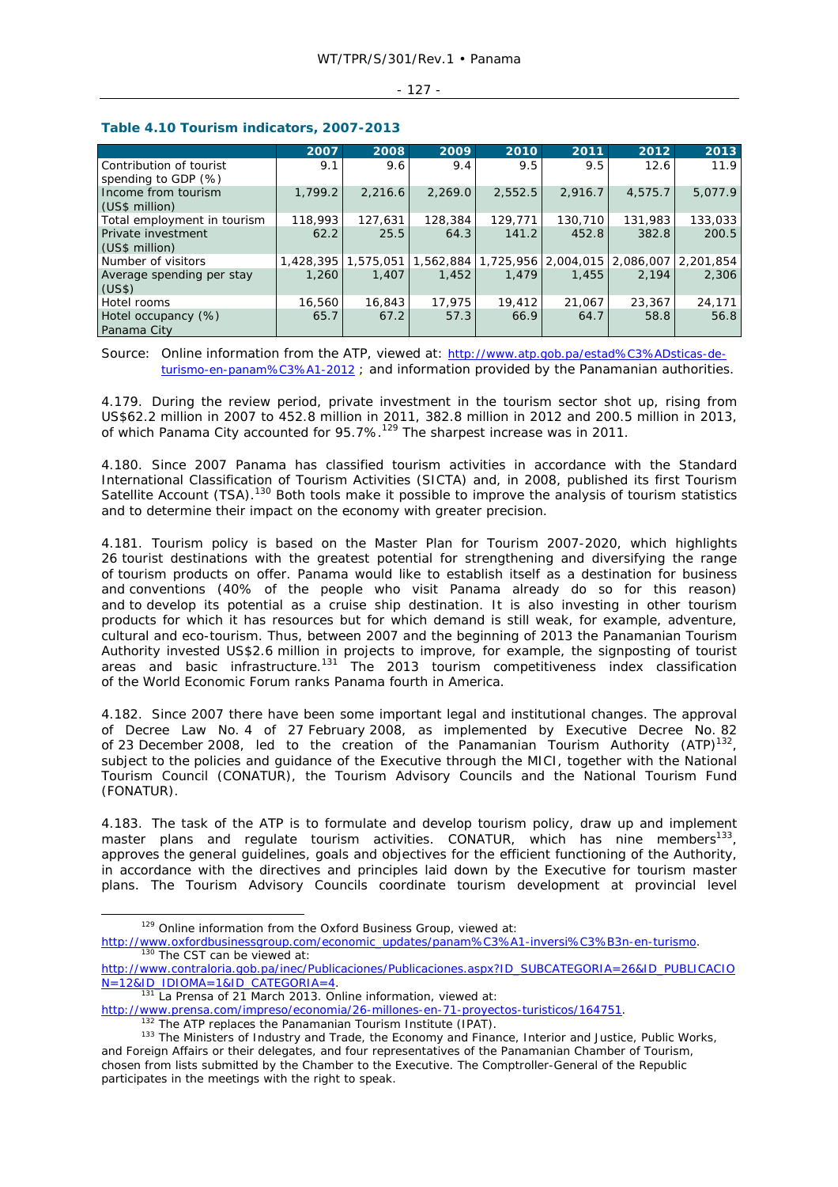**Table 4.10 Tourism indicators, 2007-2013**

| | 2007 | 2008 | 2009 | 2010 | 2011 | 2012 | 2013 |
|---|---|---|---|---|---|---|---|
| Contribution of tourist spending to GDP (%) | 9.1 | 9.6 | 9.4 | 9.5 | 9.5 | 12.6 | 11.9 |
| Income from tourism (US$ million) | 1,799.2 | 2,216.6 | 2,269.0 | 2,552.5 | 2,916.7 | 4,575.7 | 5,077.9 |
| Total employment in tourism | 118,993 | 127,631 | 128,384 | 129,771 | 130,710 | 131,983 | 133,033 |
| Private investment (US$ million) | 62.2 | 25.5 | 64.3 | 141.2 | 452.8 | 382.8 | 200.5 |
| Number of visitors | 1,428,395 | 1,575,051 | 1,562,884 | 1,725,956 | 2,004,015 | 2,086,007 | 2,201,854 |
| Average spending per stay (US$) | 1,260 | 1,407 | 1,452 | 1,479 | 1,455 | 2,194 | 2,306 |
| Hotel rooms | 16,560 | 16,843 | 17,975 | 19,412 | 21,067 | 23,367 | 24,171 |
| Hotel occupancy (%) Panama City | 65.7 | 67.2 | 57.3 | 66.9 | 64.7 | 58.8 | 56.8 |

Source: Online information from the ATP, viewed at: http://www.atp.gob.pa/estad%C3%ADsticas-de-turismo-en-panam%C3%A1-2012 ; and information provided by the Panamanian authorities.

4.179. During the review period, private investment in the tourism sector shot up, rising from US$62.2 million in 2007 to 452.8 million in 2011, 382.8 million in 2012 and 200.5 million in 2013, of which Panama City accounted for 95.7%.[129] The sharpest increase was in 2011.

4.180. Since 2007 Panama has classified tourism activities in accordance with the Standard International Classification of Tourism Activities (SICTA) and, in 2008, published its first Tourism Satellite Account (TSA).[130] Both tools make it possible to improve the analysis of tourism statistics and to determine their impact on the economy with greater precision.

4.181. Tourism policy is based on the Master Plan for Tourism 2007-2020, which highlights 26 tourist destinations with the greatest potential for strengthening and diversifying the range of tourism products on offer. Panama would like to establish itself as a destination for business and conventions (40% of the people who visit Panama already do so for this reason) and to develop its potential as a cruise ship destination. It is also investing in other tourism products for which it has resources but for which demand is still weak, for example, adventure, cultural and eco-tourism. Thus, between 2007 and the beginning of 2013 the Panamanian Tourism Authority invested US$2.6 million in projects to improve, for example, the signposting of tourist areas and basic infrastructure.[131] The 2013 tourism competitiveness index classification of the World Economic Forum ranks Panama fourth in America.

4.182. Since 2007 there have been some important legal and institutional changes. The approval of Decree Law No. 4 of 27 February 2008, as implemented by Executive Decree No. 82 of 23 December 2008, led to the creation of the Panamanian Tourism Authority (ATP)[132], subject to the policies and guidance of the Executive through the MICI, together with the National Tourism Council (CONATUR), the Tourism Advisory Councils and the National Tourism Fund (FONATUR).

4.183. The task of the ATP is to formulate and develop tourism policy, draw up and implement master plans and regulate tourism activities. CONATUR, which has nine members[133], approves the general guidelines, goals and objectives for the efficient functioning of the Authority, in accordance with the directives and principles laid down by the Executive for tourism master plans. The Tourism Advisory Councils coordinate tourism development at provincial level

---

[129] Online information from the Oxford Business Group, viewed at: http://www.oxfordbusinessgroup.com/economic_updates/panam%C3%A1-inversi%C3%B3n-en-turismo.

[130] The CST can be viewed at: http://www.contraloria.gob.pa/inec/Publicaciones/Publicaciones.aspx?ID_SUBCATEGORIA=26&ID_PUBLICACION=12&ID_IDIOMA=1&ID_CATEGORIA=4.

[131] La Prensa of 21 March 2013. Online information, viewed at: http://www.prensa.com/impreso/economia/26-millones-en-71-proyectos-turisticos/164751.

[132] The ATP replaces the Panamanian Tourism Institute (IPAT).

[133] The Ministers of Industry and Trade, the Economy and Finance, Interior and Justice, Public Works, and Foreign Affairs or their delegates, and four representatives of the Panamanian Chamber of Tourism, chosen from lists submitted by the Chamber to the Executive. The Comptroller-General of the Republic participates in the meetings with the right to speak.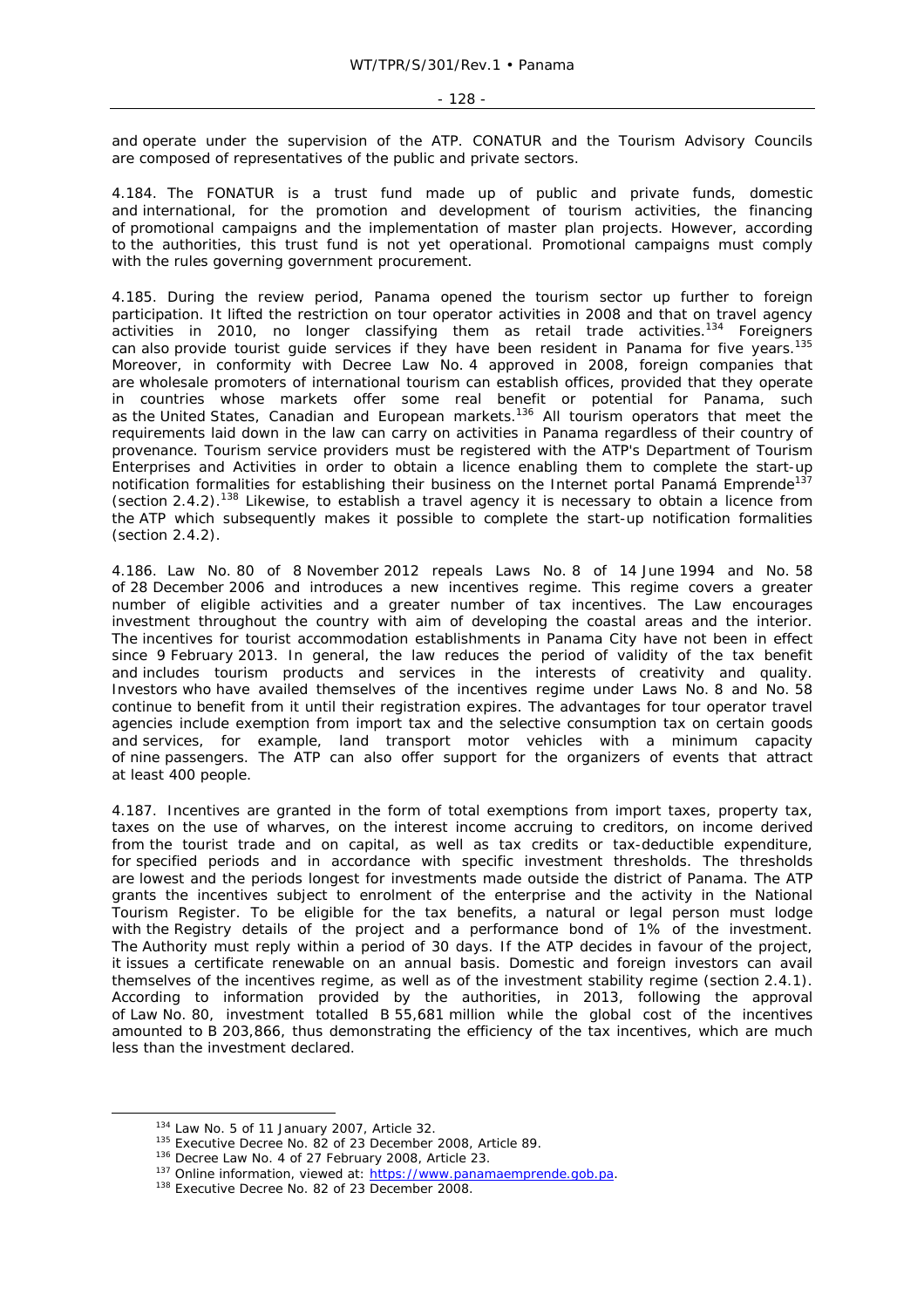and operate under the supervision of the ATP. CONATUR and the Tourism Advisory Councils are composed of representatives of the public and private sectors.

4.184. The FONATUR is a trust fund made up of public and private funds, domestic and international, for the promotion and development of tourism activities, the financing of promotional campaigns and the implementation of master plan projects. However, according to the authorities, this trust fund is not yet operational. Promotional campaigns must comply with the rules governing government procurement.

4.185. During the review period, Panama opened the tourism sector up further to foreign participation. It lifted the restriction on tour operator activities in 2008 and that on travel agency activities in 2010, no longer classifying them as retail trade activities.[134] Foreigners can also provide tourist guide services if they have been resident in Panama for five years.[135] Moreover, in conformity with Decree Law No. 4 approved in 2008, foreign companies that are wholesale promoters of international tourism can establish offices, provided that they operate in countries whose markets offer some real benefit or potential for Panama, such as the United States, Canadian and European markets.[136] All tourism operators that meet the requirements laid down in the law can carry on activities in Panama regardless of their country of provenance. Tourism service providers must be registered with the ATP's Department of Tourism Enterprises and Activities in order to obtain a licence enabling them to complete the start-up notification formalities for establishing their business on the Internet portal Panamá Emprende[137] (section 2.4.2).[138] Likewise, to establish a travel agency it is necessary to obtain a licence from the ATP which subsequently makes it possible to complete the start-up notification formalities (section 2.4.2).

4.186. Law No. 80 of 8 November 2012 repeals Laws No. 8 of 14 June 1994 and No. 58 of 28 December 2006 and introduces a new incentives regime. This regime covers a greater number of eligible activities and a greater number of tax incentives. The Law encourages investment throughout the country with aim of developing the coastal areas and the interior. The incentives for tourist accommodation establishments in Panama City have not been in effect since 9 February 2013. In general, the law reduces the period of validity of the tax benefit and includes tourism products and services in the interests of creativity and quality. Investors who have availed themselves of the incentives regime under Laws No. 8 and No. 58 continue to benefit from it until their registration expires. The advantages for tour operator travel agencies include exemption from import tax and the selective consumption tax on certain goods and services, for example, land transport motor vehicles with a minimum capacity of nine passengers. The ATP can also offer support for the organizers of events that attract at least 400 people.

4.187. Incentives are granted in the form of total exemptions from import taxes, property tax, taxes on the use of wharves, on the interest income accruing to creditors, on income derived from the tourist trade and on capital, as well as tax credits or tax-deductible expenditure, for specified periods and in accordance with specific investment thresholds. The thresholds are lowest and the periods longest for investments made outside the district of Panama. The ATP grants the incentives subject to enrolment of the enterprise and the activity in the National Tourism Register. To be eligible for the tax benefits, a natural or legal person must lodge with the Registry details of the project and a performance bond of 1% of the investment. The Authority must reply within a period of 30 days. If the ATP decides in favour of the project, it issues a certificate renewable on an annual basis. Domestic and foreign investors can avail themselves of the incentives regime, as well as of the investment stability regime (section 2.4.1). According to information provided by the authorities, in 2013, following the approval of Law No. 80, investment totalled B 55,681 million while the global cost of the incentives amounted to B 203,866, thus demonstrating the efficiency of the tax incentives, which are much less than the investment declared.

---

[134] Law No. 5 of 11 January 2007, Article 32.
[135] Executive Decree No. 82 of 23 December 2008, Article 89.
[136] Decree Law No. 4 of 27 February 2008, Article 23.
[137] Online information, viewed at: https://www.panamaemprende.gob.pa.
[138] Executive Decree No. 82 of 23 December 2008.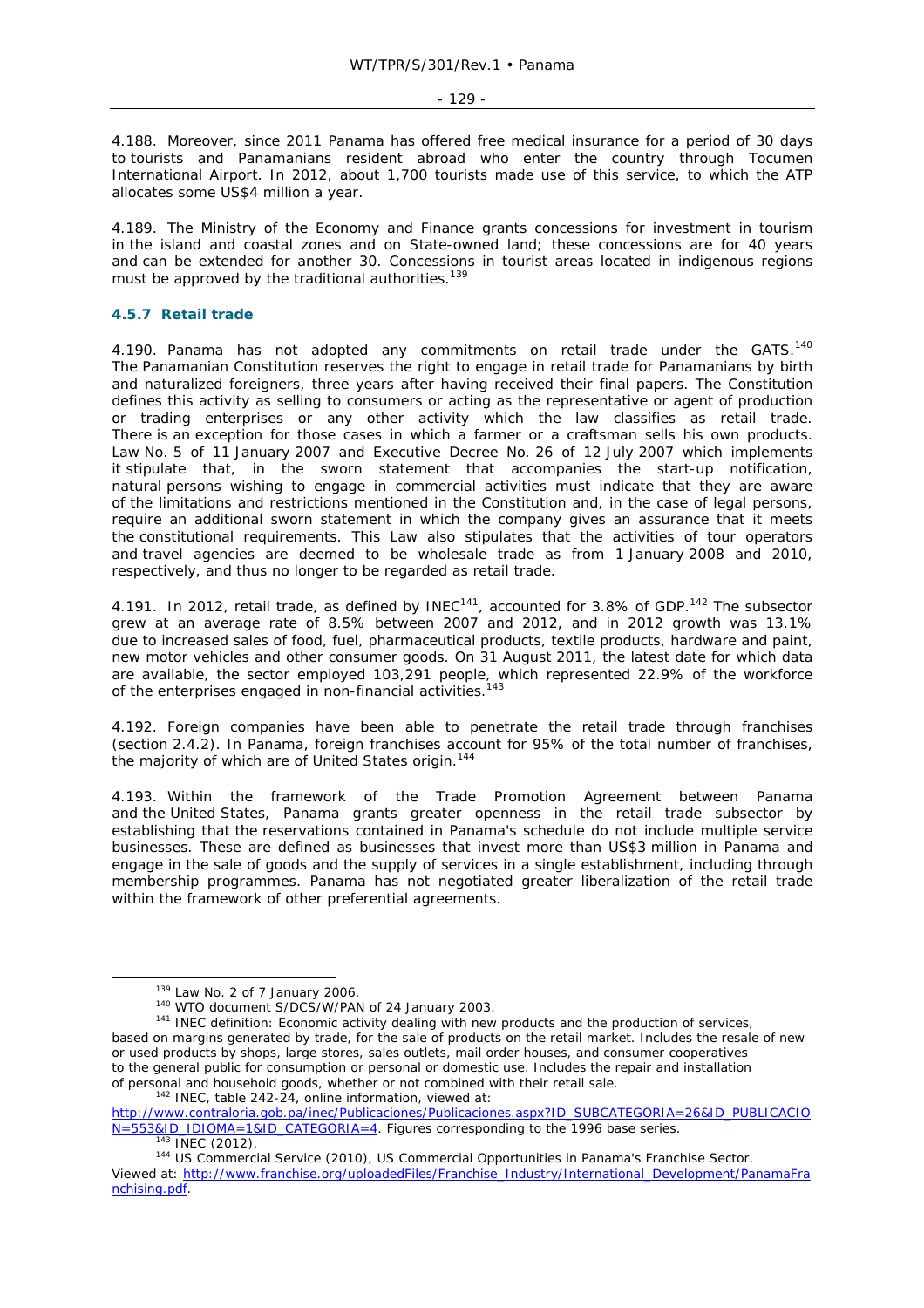4.188. Moreover, since 2011 Panama has offered free medical insurance for a period of 30 days to tourists and Panamanians resident abroad who enter the country through Tocumen International Airport. In 2012, about 1,700 tourists made use of this service, to which the ATP allocates some US$4 million a year.

4.189. The Ministry of the Economy and Finance grants concessions for investment in tourism in the island and coastal zones and on State-owned land; these concessions are for 40 years and can be extended for another 30. Concessions in tourist areas located in indigenous regions must be approved by the traditional authorities.[139]

### 4.5.7 Retail trade

4.190. Panama has not adopted any commitments on retail trade under the GATS.[140] The Panamanian Constitution reserves the right to engage in retail trade for Panamanians by birth and naturalized foreigners, three years after having received their final papers. The Constitution defines this activity as selling to consumers or acting as the representative or agent of production or trading enterprises or any other activity which the law classifies as retail trade. There is an exception for those cases in which a farmer or a craftsman sells his own products. Law No. 5 of 11 January 2007 and Executive Decree No. 26 of 12 July 2007 which implements it stipulate that, in the sworn statement that accompanies the start-up notification, natural persons wishing to engage in commercial activities must indicate that they are aware of the limitations and restrictions mentioned in the Constitution and, in the case of legal persons, require an additional sworn statement in which the company gives an assurance that it meets the constitutional requirements. This Law also stipulates that the activities of tour operators and travel agencies are deemed to be wholesale trade as from 1 January 2008 and 2010, respectively, and thus no longer to be regarded as retail trade.

4.191. In 2012, retail trade, as defined by INEC[141], accounted for 3.8% of GDP.[142] The subsector grew at an average rate of 8.5% between 2007 and 2012, and in 2012 growth was 13.1% due to increased sales of food, fuel, pharmaceutical products, textile products, hardware and paint, new motor vehicles and other consumer goods. On 31 August 2011, the latest date for which data are available, the sector employed 103,291 people, which represented 22.9% of the workforce of the enterprises engaged in non-financial activities.[143]

4.192. Foreign companies have been able to penetrate the retail trade through franchises (section 2.4.2). In Panama, foreign franchises account for 95% of the total number of franchises, the majority of which are of United States origin.[144]

4.193. Within the framework of the Trade Promotion Agreement between Panama and the United States, Panama grants greater openness in the retail trade subsector by establishing that the reservations contained in Panama's schedule do not include multiple service businesses. These are defined as businesses that invest more than US$3 million in Panama and engage in the sale of goods and the supply of services in a single establishment, including through membership programmes. Panama has not negotiated greater liberalization of the retail trade within the framework of other preferential agreements.

---

[139] Law No. 2 of 7 January 2006.

[140] WTO document S/DCS/W/PAN of 24 January 2003.

[141] INEC definition: Economic activity dealing with new products and the production of services, based on margins generated by trade, for the sale of products on the retail market. Includes the resale of new or used products by shops, large stores, sales outlets, mail order houses, and consumer cooperatives to the general public for consumption or personal or domestic use. Includes the repair and installation of personal and household goods, whether or not combined with their retail sale.

[142] INEC, table 242-24, online information, viewed at: http://www.contraloria.gob.pa/inec/Publicaciones/Publicaciones.aspx?ID_SUBCATEGORIA=26&ID_PUBLICACION=553&ID_IDIOMA=1&ID_CATEGORIA=4. Figures corresponding to the 1996 base series.

[143] INEC (2012).

[144] US Commercial Service (2010), US Commercial Opportunities in Panama's Franchise Sector. Viewed at: http://www.franchise.org/uploadedFiles/Franchise_Industry/International_Development/PanamaFranchising.pdf.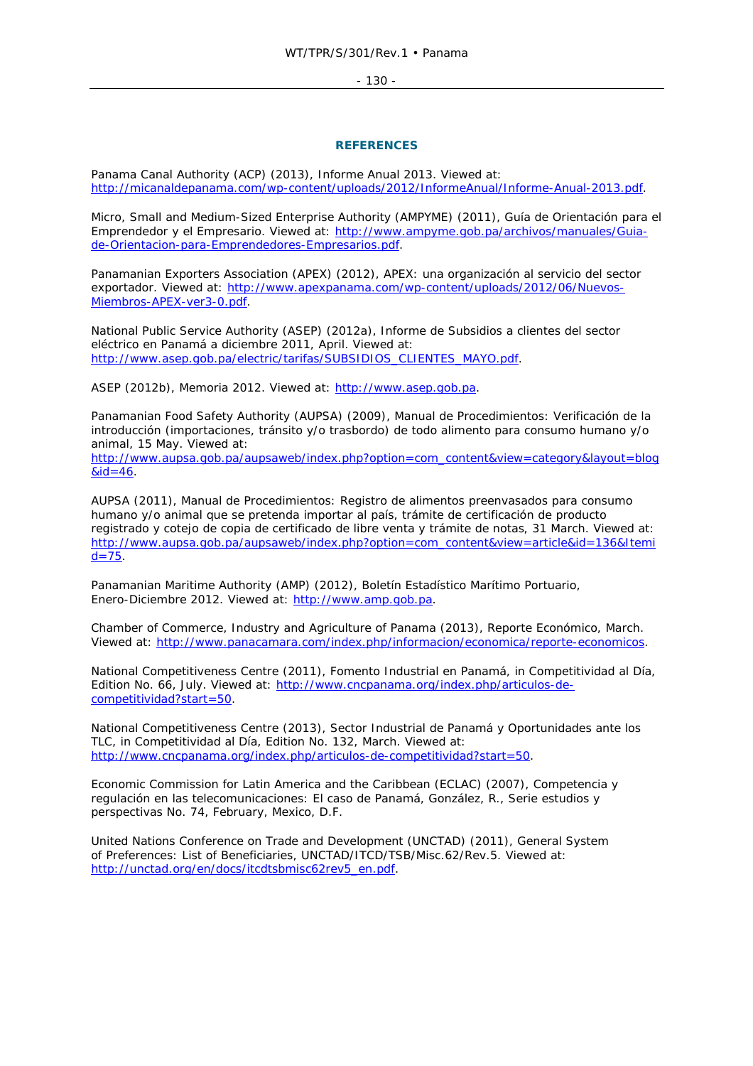## REFERENCES

Panama Canal Authority (ACP) (2013), Informe Anual 2013. Viewed at: http://micanaldepanama.com/wp-content/uploads/2012/InformeAnual/Informe-Anual-2013.pdf.

Micro, Small and Medium-Sized Enterprise Authority (AMPYME) (2011), Guía de Orientación para el Emprendedor y el Empresario. Viewed at: http://www.ampyme.gob.pa/archivos/manuales/Guia-de-Orientacion-para-Emprendedores-Empresarios.pdf.

Panamanian Exporters Association (APEX) (2012), APEX: una organización al servicio del sector exportador. Viewed at: http://www.apexpanama.com/wp-content/uploads/2012/06/Nuevos-Miembros-APEX-ver3-0.pdf.

National Public Service Authority (ASEP) (2012a), Informe de Subsidios a clientes del sector eléctrico en Panamá a diciembre 2011, April. Viewed at: http://www.asep.gob.pa/electric/tarifas/SUBSIDIOS_CLIENTES_MAYO.pdf.

ASEP (2012b), Memoria 2012. Viewed at: http://www.asep.gob.pa.

Panamanian Food Safety Authority (AUPSA) (2009), Manual de Procedimientos: Verificación de la introducción (importaciones, tránsito y/o trasbordo) de todo alimento para consumo humano y/o animal, 15 May. Viewed at: http://www.aupsa.gob.pa/aupsaweb/index.php?option=com_content&view=category&layout=blog&id=46.

AUPSA (2011), Manual de Procedimientos: Registro de alimentos preenvasados para consumo humano y/o animal que se pretenda importar al país, trámite de certificación de producto registrado y cotejo de copia de certificado de libre venta y trámite de notas, 31 March. Viewed at: http://www.aupsa.gob.pa/aupsaweb/index.php?option=com_content&view=article&id=136&Itemid=75.

Panamanian Maritime Authority (AMP) (2012), Boletín Estadístico Marítimo Portuario, Enero-Diciembre 2012. Viewed at: http://www.amp.gob.pa.

Chamber of Commerce, Industry and Agriculture of Panama (2013), Reporte Económico, March. Viewed at: http://www.panacamara.com/index.php/informacion/economica/reporte-economicos.

National Competitiveness Centre (2011), Fomento Industrial en Panamá, in Competitividad al Día, Edition No. 66, July. Viewed at: http://www.cncpanama.org/index.php/articulos-de-competitividad?start=50.

National Competitiveness Centre (2013), Sector Industrial de Panamá y Oportunidades ante los TLC, in Competitividad al Día, Edition No. 132, March. Viewed at: http://www.cncpanama.org/index.php/articulos-de-competitividad?start=50.

Economic Commission for Latin America and the Caribbean (ECLAC) (2007), Competencia y regulación en las telecomunicaciones: El caso de Panamá, González, R., Serie estudios y perspectivas No. 74, February, Mexico, D.F.

United Nations Conference on Trade and Development (UNCTAD) (2011), General System of Preferences: List of Beneficiaries, UNCTAD/ITCD/TSB/Misc.62/Rev.5. Viewed at: http://unctad.org/en/docs/itcdtsbmisc62rev5_en.pdf.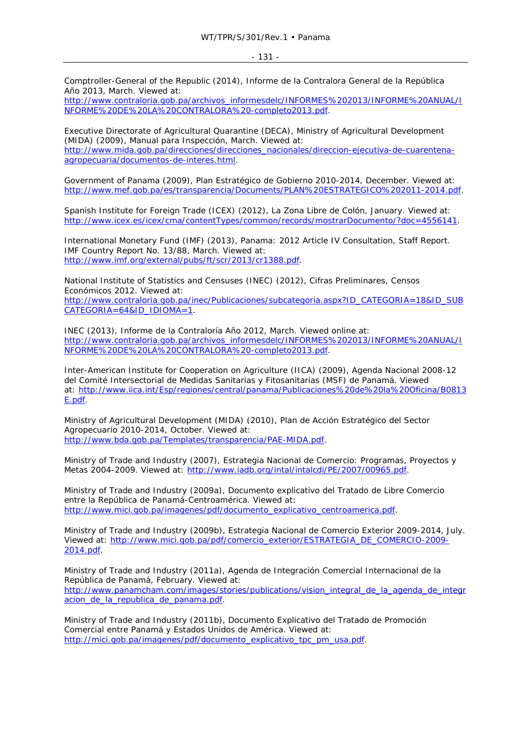Comptroller-General of the Republic (2014), Informe de la Contralora General de la República Año 2013, March. Viewed at: http://www.contraloria.gob.pa/archivos_informesdelc/INFORMES%202013/INFORME%20ANUAL/INFORME%20DE%20LA%20CONTRALORA%20-completo2013.pdf.

Executive Directorate of Agricultural Quarantine (DECA), Ministry of Agricultural Development (MIDA) (2009), Manual para Inspección, March. Viewed at: http://www.mida.gob.pa/direcciones/direcciones_nacionales/direccion-ejecutiva-de-cuarentena-agropecuaria/documentos-de-interes.html.

Government of Panama (2009), Plan Estratégico de Gobierno 2010-2014, December. Viewed at: http://www.mef.gob.pa/es/transparencia/Documents/PLAN%20ESTRATEGICO%202011-2014.pdf.

Spanish Institute for Foreign Trade (ICEX) (2012), La Zona Libre de Colón, January. Viewed at: http://www.icex.es/icex/cma/contentTypes/common/records/mostrarDocumento/?doc=4556141.

International Monetary Fund (IMF) (2013), Panama: 2012 Article IV Consultation, Staff Report. IMF Country Report No. 13/88, March. Viewed at: http://www.imf.org/external/pubs/ft/scr/2013/cr1388.pdf.

National Institute of Statistics and Censuses (INEC) (2012), Cifras Preliminares, Censos Económicos 2012. Viewed at: http://www.contraloria.gob.pa/inec/Publicaciones/subcategoria.aspx?ID_CATEGORIA=18&ID_SUBCATEGORIA=64&ID_IDIOMA=1.

INEC (2013), Informe de la Contraloría Año 2012, March. Viewed online at: http://www.contraloria.gob.pa/archivos_informesdelc/INFORMES%202013/INFORME%20ANUAL/INFORME%20DE%20LA%20CONTRALORA%20-completo2013.pdf.

Inter-American Institute for Cooperation on Agriculture (IICA) (2009), Agenda Nacional 2008-12 del Comité Intersectorial de Medidas Sanitarias y Fitosanitarias (MSF) de Panamá. Viewed at: http://www.iica.int/Esp/regiones/central/panama/Publicaciones%20de%20la%20Oficina/B0813E.pdf.

Ministry of Agricultural Development (MIDA) (2010), Plan de Acción Estratégico del Sector Agropecuario 2010-2014, October. Viewed at: http://www.bda.gob.pa/Templates/transparencia/PAE-MIDA.pdf.

Ministry of Trade and Industry (2007), Estrategia Nacional de Comercio: Programas, Proyectos y Metas 2004-2009. Viewed at: http://www.iadb.org/intal/intalcdi/PE/2007/00965.pdf.

Ministry of Trade and Industry (2009a), Documento explicativo del Tratado de Libre Comercio entre la República de Panamá-Centroamérica. Viewed at: http://www.mici.gob.pa/imagenes/pdf/documento_explicativo_centroamerica.pdf.

Ministry of Trade and Industry (2009b), Estrategia Nacional de Comercio Exterior 2009-2014, July. Viewed at: http://www.mici.gob.pa/pdf/comercio_exterior/ESTRATEGIA_DE_COMERCIO-2009-2014.pdf.

Ministry of Trade and Industry (2011a), Agenda de Integración Comercial Internacional de la República de Panamá, February. Viewed at: http://www.panamcham.com/images/stories/publications/vision_integral_de_la_agenda_de_integracion_de_la_republica_de_panama.pdf.

Ministry of Trade and Industry (2011b), Documento Explicativo del Tratado de Promoción Comercial entre Panamá y Estados Unidos de América. Viewed at: http://mici.gob.pa/imagenes/pdf/documento_explicativo_tpc_pm_usa.pdf.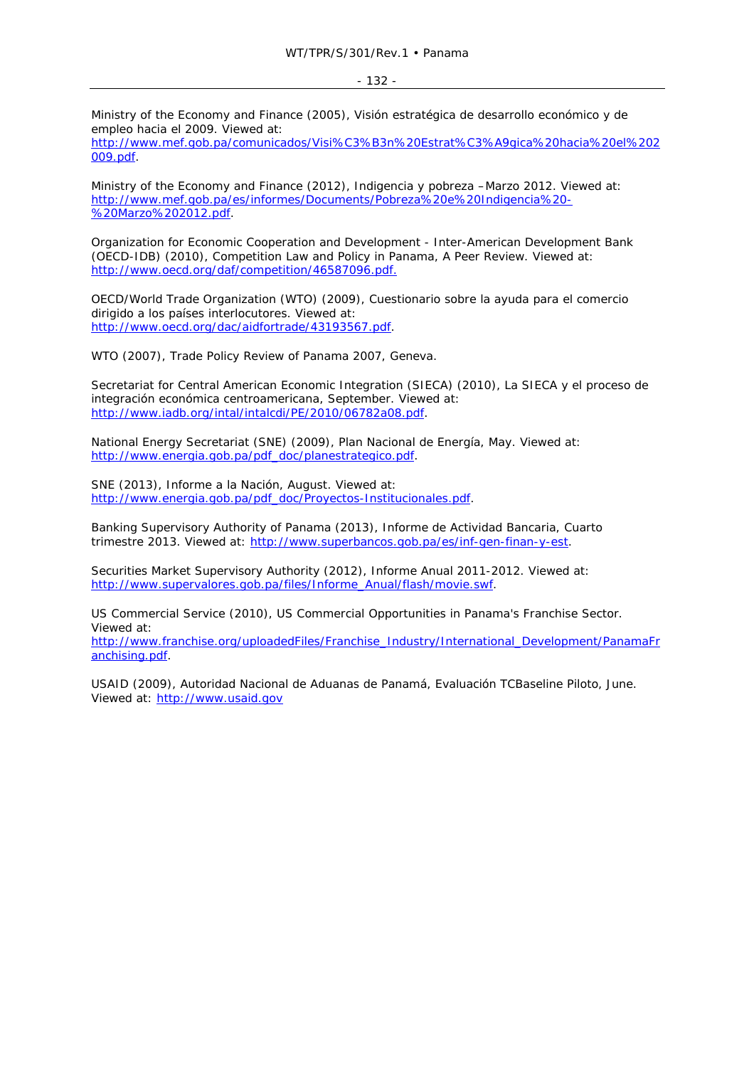Ministry of the Economy and Finance (2005), Visión estratégica de desarrollo económico y de empleo hacia el 2009. Viewed at: http://www.mef.gob.pa/comunicados/Visi%C3%B3n%20Estrat%C3%A9gica%20hacia%20el%202009.pdf.

Ministry of the Economy and Finance (2012), Indigencia y pobreza –Marzo 2012. Viewed at: http://www.mef.gob.pa/es/informes/Documents/Pobreza%20e%20Indigencia%20-%20Marzo%202012.pdf.

Organization for Economic Cooperation and Development - Inter-American Development Bank (OECD-IDB) (2010), Competition Law and Policy in Panama, A Peer Review. Viewed at: http://www.oecd.org/daf/competition/46587096.pdf.

OECD/World Trade Organization (WTO) (2009), Cuestionario sobre la ayuda para el comercio dirigido a los países interlocutores. Viewed at: http://www.oecd.org/dac/aidfortrade/43193567.pdf.

WTO (2007), Trade Policy Review of Panama 2007, Geneva.

Secretariat for Central American Economic Integration (SIECA) (2010), La SIECA y el proceso de integración económica centroamericana, September. Viewed at: http://www.iadb.org/intal/intalcdi/PE/2010/06782a08.pdf.

National Energy Secretariat (SNE) (2009), Plan Nacional de Energía, May. Viewed at: http://www.energia.gob.pa/pdf_doc/planestrategico.pdf.

SNE (2013), Informe a la Nación, August. Viewed at: http://www.energia.gob.pa/pdf_doc/Proyectos-Institucionales.pdf.

Banking Supervisory Authority of Panama (2013), Informe de Actividad Bancaria, Cuarto trimestre 2013. Viewed at: http://www.superbancos.gob.pa/es/inf-gen-finan-y-est.

Securities Market Supervisory Authority (2012), Informe Anual 2011-2012. Viewed at: http://www.supervalores.gob.pa/files/Informe_Anual/flash/movie.swf.

US Commercial Service (2010), US Commercial Opportunities in Panama's Franchise Sector. Viewed at: http://www.franchise.org/uploadedFiles/Franchise_Industry/International_Development/PanamaFranchising.pdf.

USAID (2009), Autoridad Nacional de Aduanas de Panamá, Evaluación TCBaseline Piloto, June. Viewed at: http://www.usaid.gov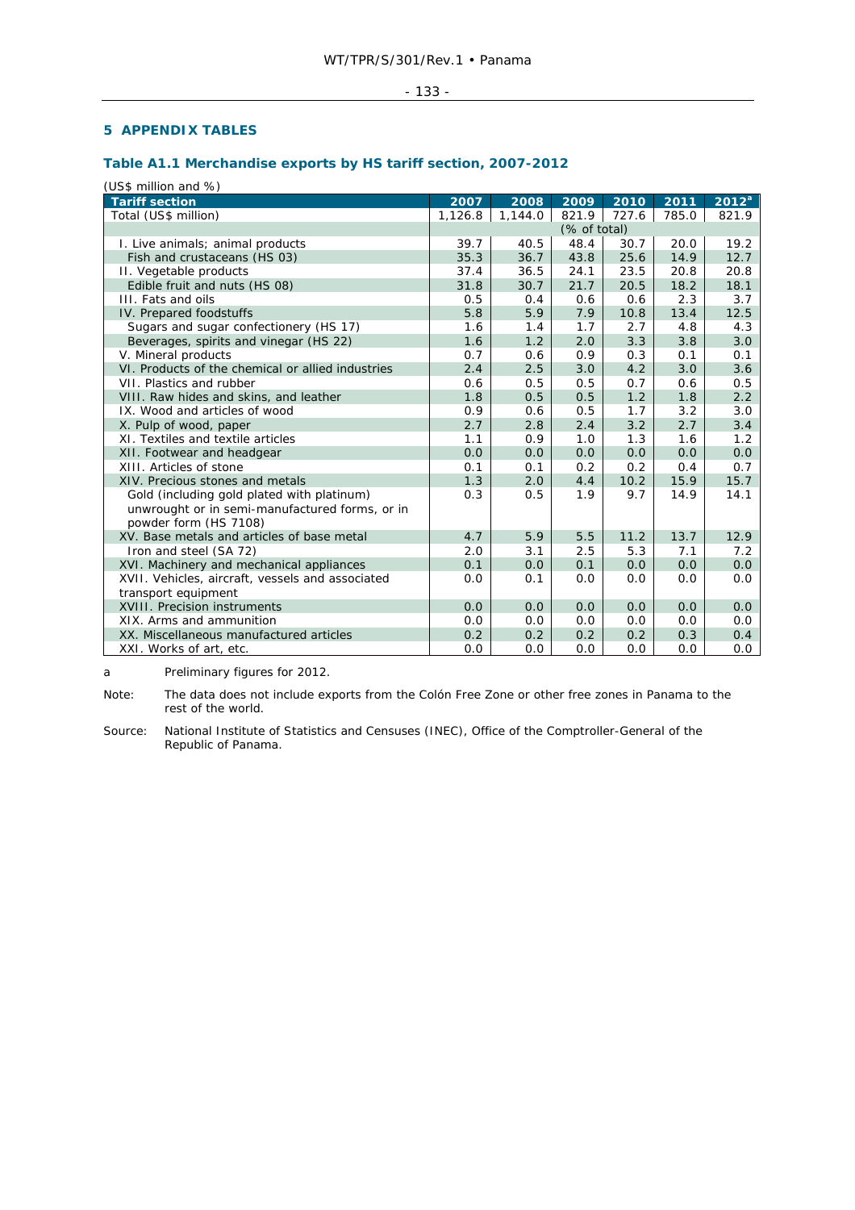## 5 APPENDIX TABLES

### Table A1.1 Merchandise exports by HS tariff section, 2007-2012

(US$ million and %)

| Tariff section | 2007 | 2008 | 2009 | 2010 | 2011 | 2012[a] |
|---|---|---|---|---|---|---|
| Total (US$ million) | 1,126.8 | 1,144.0 | 821.9 | 727.6 | 785.0 | 821.9 |
| | | | (% of total) | | | |
| I. Live animals; animal products | 39.7 | 40.5 | 48.4 | 30.7 | 20.0 | 19.2 |
| Fish and crustaceans (HS 03) | 35.3 | 36.7 | 43.8 | 25.6 | 14.9 | 12.7 |
| II. Vegetable products | 37.4 | 36.5 | 24.1 | 23.5 | 20.8 | 20.8 |
| Edible fruit and nuts (HS 08) | 31.8 | 30.7 | 21.7 | 20.5 | 18.2 | 18.1 |
| III. Fats and oils | 0.5 | 0.4 | 0.6 | 0.6 | 2.3 | 3.7 |
| IV. Prepared foodstuffs | 5.8 | 5.9 | 7.9 | 10.8 | 13.4 | 12.5 |
| Sugars and sugar confectionery (HS 17) | 1.6 | 1.4 | 1.7 | 2.7 | 4.8 | 4.3 |
| Beverages, spirits and vinegar (HS 22) | 1.6 | 1.2 | 2.0 | 3.3 | 3.8 | 3.0 |
| V. Mineral products | 0.7 | 0.6 | 0.9 | 0.3 | 0.1 | 0.1 |
| VI. Products of the chemical or allied industries | 2.4 | 2.5 | 3.0 | 4.2 | 3.0 | 3.6 |
| VII. Plastics and rubber | 0.6 | 0.5 | 0.5 | 0.7 | 0.6 | 0.5 |
| VIII. Raw hides and skins, and leather | 1.8 | 0.5 | 0.5 | 1.2 | 1.8 | 2.2 |
| IX. Wood and articles of wood | 0.9 | 0.6 | 0.5 | 1.7 | 3.2 | 3.0 |
| X. Pulp of wood, paper | 2.7 | 2.8 | 2.4 | 3.2 | 2.7 | 3.4 |
| XI. Textiles and textile articles | 1.1 | 0.9 | 1.0 | 1.3 | 1.6 | 1.2 |
| XII. Footwear and headgear | 0.0 | 0.0 | 0.0 | 0.0 | 0.0 | 0.0 |
| XIII. Articles of stone | 0.1 | 0.1 | 0.2 | 0.2 | 0.4 | 0.7 |
| XIV. Precious stones and metals | 1.3 | 2.0 | 4.4 | 10.2 | 15.9 | 15.7 |
| Gold (including gold plated with platinum) unwrought or in semi-manufactured forms, or in powder form (HS 7108) | 0.3 | 0.5 | 1.9 | 9.7 | 14.9 | 14.1 |
| XV. Base metals and articles of base metal | 4.7 | 5.9 | 5.5 | 11.2 | 13.7 | 12.9 |
| Iron and steel (SA 72) | 2.0 | 3.1 | 2.5 | 5.3 | 7.1 | 7.2 |
| XVI. Machinery and mechanical appliances | 0.1 | 0.0 | 0.1 | 0.0 | 0.0 | 0.0 |
| XVII. Vehicles, aircraft, vessels and associated transport equipment | 0.0 | 0.1 | 0.0 | 0.0 | 0.0 | 0.0 |
| XVIII. Precision instruments | 0.0 | 0.0 | 0.0 | 0.0 | 0.0 | 0.0 |
| XIX. Arms and ammunition | 0.0 | 0.0 | 0.0 | 0.0 | 0.0 | 0.0 |
| XX. Miscellaneous manufactured articles | 0.2 | 0.2 | 0.2 | 0.2 | 0.3 | 0.4 |
| XXI. Works of art, etc. | 0.0 | 0.0 | 0.0 | 0.0 | 0.0 | 0.0 |

a Preliminary figures for 2012.

Note: The data does not include exports from the Colón Free Zone or other free zones in Panama to the rest of the world.

Source: National Institute of Statistics and Censuses (INEC), Office of the Comptroller-General of the Republic of Panama.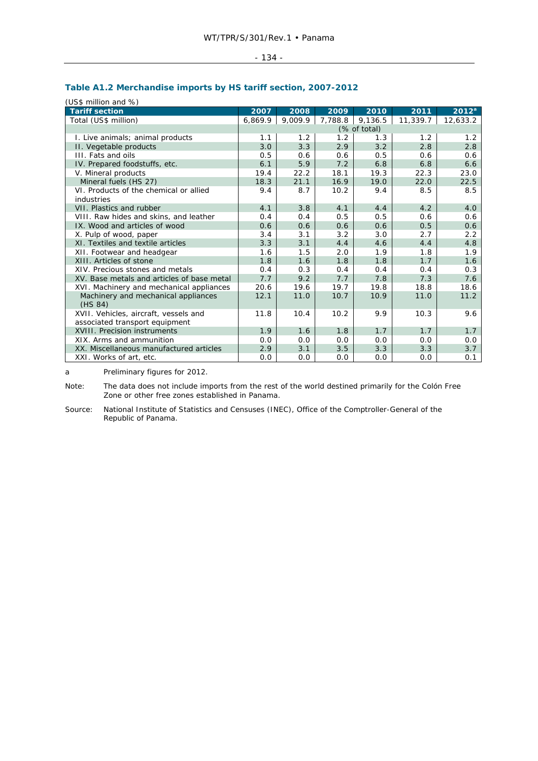### Table A1.2 Merchandise imports by HS tariff section, 2007-2012

(US$ million and %)

| Tariff section | 2007 | 2008 | 2009 | 2010 | 2011 | 2012[a] |
|---|---|---|---|---|---|---|
| Total (US$ million) | 6,869.9 | 9,009.9 | 7,788.8 | 9,136.5 | 11,339.7 | 12,633.2 |
| | (% of total) | | | | | |
| I. Live animals; animal products | 1.1 | 1.2 | 1.2 | 1.3 | 1.2 | 1.2 |
| II. Vegetable products | 3.0 | 3.3 | 2.9 | 3.2 | 2.8 | 2.8 |
| III. Fats and oils | 0.5 | 0.6 | 0.6 | 0.5 | 0.6 | 0.6 |
| IV. Prepared foodstuffs, etc. | 6.1 | 5.9 | 7.2 | 6.8 | 6.8 | 6.6 |
| V. Mineral products | 19.4 | 22.2 | 18.1 | 19.3 | 22.3 | 23.0 |
| Mineral fuels (HS 27) | 18.3 | 21.1 | 16.9 | 19.0 | 22.0 | 22.5 |
| VI. Products of the chemical or allied industries | 9.4 | 8.7 | 10.2 | 9.4 | 8.5 | 8.5 |
| VII. Plastics and rubber | 4.1 | 3.8 | 4.1 | 4.4 | 4.2 | 4.0 |
| VIII. Raw hides and skins, and leather | 0.4 | 0.4 | 0.5 | 0.5 | 0.6 | 0.6 |
| IX. Wood and articles of wood | 0.6 | 0.6 | 0.6 | 0.6 | 0.5 | 0.6 |
| X. Pulp of wood, paper | 3.4 | 3.1 | 3.2 | 3.0 | 2.7 | 2.2 |
| XI. Textiles and textile articles | 3.3 | 3.1 | 4.4 | 4.6 | 4.4 | 4.8 |
| XII. Footwear and headgear | 1.6 | 1.5 | 2.0 | 1.9 | 1.8 | 1.9 |
| XIII. Articles of stone | 1.8 | 1.6 | 1.8 | 1.8 | 1.7 | 1.6 |
| XIV. Precious stones and metals | 0.4 | 0.3 | 0.4 | 0.4 | 0.4 | 0.3 |
| XV. Base metals and articles of base metal | 7.7 | 9.2 | 7.7 | 7.8 | 7.3 | 7.6 |
| XVI. Machinery and mechanical appliances | 20.6 | 19.6 | 19.7 | 19.8 | 18.8 | 18.6 |
| Machinery and mechanical appliances (HS 84) | 12.1 | 11.0 | 10.7 | 10.9 | 11.0 | 11.2 |
| XVII. Vehicles, aircraft, vessels and associated transport equipment | 11.8 | 10.4 | 10.2 | 9.9 | 10.3 | 9.6 |
| XVIII. Precision instruments | 1.9 | 1.6 | 1.8 | 1.7 | 1.7 | 1.7 |
| XIX. Arms and ammunition | 0.0 | 0.0 | 0.0 | 0.0 | 0.0 | 0.0 |
| XX. Miscellaneous manufactured articles | 2.9 | 3.1 | 3.5 | 3.3 | 3.3 | 3.7 |
| XXI. Works of art, etc. | 0.0 | 0.0 | 0.0 | 0.0 | 0.0 | 0.1 |

a Preliminary figures for 2012.

Note: The data does not include imports from the rest of the world destined primarily for the Colón Free Zone or other free zones established in Panama.

Source: National Institute of Statistics and Censuses (INEC), Office of the Comptroller-General of the Republic of Panama.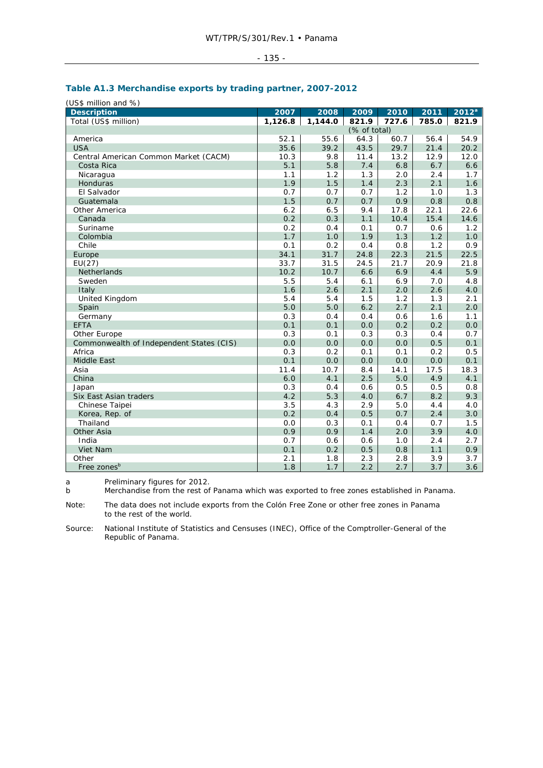## Table A1.3 Merchandise exports by trading partner, 2007-2012

(US$ million and %)

| Description | 2007 | 2008 | 2009 | 2010 | 2011 | 2012[a] |
|---|---|---|---|---|---|---|
| Total (US$ million) | **1,126.8** | **1,144.0** | **821.9** | **727.6** | **785.0** | **821.9** |
| | | | (% of total) | | | |
| America | 52.1 | 55.6 | 64.3 | 60.7 | 56.4 | 54.9 |
| USA | 35.6 | 39.2 | 43.5 | 29.7 | 21.4 | 20.2 |
| Central American Common Market (CACM) | 10.3 | 9.8 | 11.4 | 13.2 | 12.9 | 12.0 |
| Costa Rica | 5.1 | 5.8 | 7.4 | 6.8 | 6.7 | 6.6 |
| Nicaragua | 1.1 | 1.2 | 1.3 | 2.0 | 2.4 | 1.7 |
| Honduras | 1.9 | 1.5 | 1.4 | 2.3 | 2.1 | 1.6 |
| El Salvador | 0.7 | 0.7 | 0.7 | 1.2 | 1.0 | 1.3 |
| Guatemala | 1.5 | 0.7 | 0.7 | 0.9 | 0.8 | 0.8 |
| Other America | 6.2 | 6.5 | 9.4 | 17.8 | 22.1 | 22.6 |
| Canada | 0.2 | 0.3 | 1.1 | 10.4 | 15.4 | 14.6 |
| Suriname | 0.2 | 0.4 | 0.1 | 0.7 | 0.6 | 1.2 |
| Colombia | 1.7 | 1.0 | 1.9 | 1.3 | 1.2 | 1.0 |
| Chile | 0.1 | 0.2 | 0.4 | 0.8 | 1.2 | 0.9 |
| Europe | 34.1 | 31.7 | 24.8 | 22.3 | 21.5 | 22.5 |
| EU(27) | 33.7 | 31.5 | 24.5 | 21.7 | 20.9 | 21.8 |
| Netherlands | 10.2 | 10.7 | 6.6 | 6.9 | 4.4 | 5.9 |
| Sweden | 5.5 | 5.4 | 6.1 | 6.9 | 7.0 | 4.8 |
| Italy | 1.6 | 2.6 | 2.1 | 2.0 | 2.6 | 4.0 |
| United Kingdom | 5.4 | 5.4 | 1.5 | 1.2 | 1.3 | 2.1 |
| Spain | 5.0 | 5.0 | 6.2 | 2.7 | 2.1 | 2.0 |
| Germany | 0.3 | 0.4 | 0.4 | 0.6 | 1.6 | 1.1 |
| EFTA | 0.1 | 0.1 | 0.0 | 0.2 | 0.2 | 0.0 |
| Other Europe | 0.3 | 0.1 | 0.3 | 0.3 | 0.4 | 0.7 |
| Commonwealth of Independent States (CIS) | 0.0 | 0.0 | 0.0 | 0.0 | 0.5 | 0.1 |
| Africa | 0.3 | 0.2 | 0.1 | 0.1 | 0.2 | 0.5 |
| Middle East | 0.1 | 0.0 | 0.0 | 0.0 | 0.0 | 0.1 |
| Asia | 11.4 | 10.7 | 8.4 | 14.1 | 17.5 | 18.3 |
| China | 6.0 | 4.1 | 2.5 | 5.0 | 4.9 | 4.1 |
| Japan | 0.3 | 0.4 | 0.6 | 0.5 | 0.5 | 0.8 |
| Six East Asian traders | 4.2 | 5.3 | 4.0 | 6.7 | 8.2 | 9.3 |
| Chinese Taipei | 3.5 | 4.3 | 2.9 | 5.0 | 4.4 | 4.0 |
| Korea, Rep. of | 0.2 | 0.4 | 0.5 | 0.7 | 2.4 | 3.0 |
| Thailand | 0.0 | 0.3 | 0.1 | 0.4 | 0.7 | 1.5 |
| Other Asia | 0.9 | 0.9 | 1.4 | 2.0 | 3.9 | 4.0 |
| India | 0.7 | 0.6 | 0.6 | 1.0 | 2.4 | 2.7 |
| Viet Nam | 0.1 | 0.2 | 0.5 | 0.8 | 1.1 | 0.9 |
| Other | 2.1 | 1.8 | 2.3 | 2.8 | 3.9 | 3.7 |
| Free zones[b] | 1.8 | 1.7 | 2.2 | 2.7 | 3.7 | 3.6 |

a Preliminary figures for 2012.
b Merchandise from the rest of Panama which was exported to free zones established in Panama.

Note: The data does not include exports from the Colón Free Zone or other free zones in Panama to the rest of the world.

Source: National Institute of Statistics and Censuses (INEC), Office of the Comptroller-General of the Republic of Panama.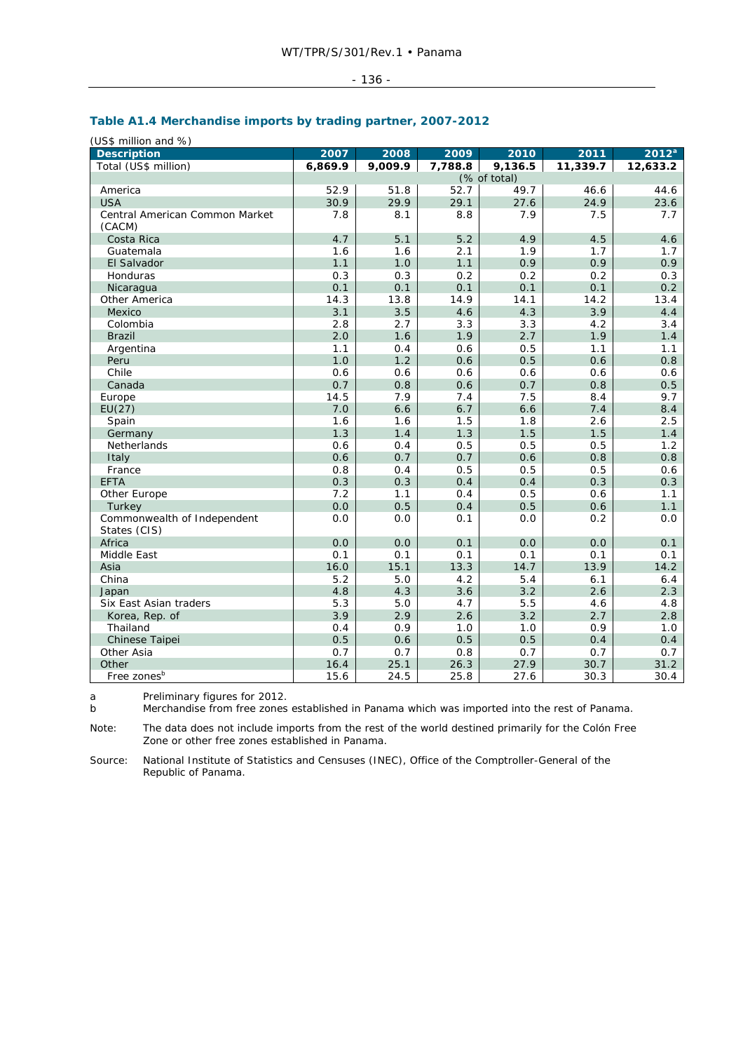### Table A1.4 Merchandise imports by trading partner, 2007-2012

(US$ million and %)

| Description | 2007 | 2008 | 2009 | 2010 | 2011 | 2012[a] |
|---|---|---|---|---|---|---|
| Total (US$ million) | **6,869.9** | **9,009.9** | **7,788.8** | **9,136.5** | **11,339.7** | **12,633.2** |
| | | | (% of total) | | | |
| America | 52.9 | 51.8 | 52.7 | 49.7 | 46.6 | 44.6 |
| USA | 30.9 | 29.9 | 29.1 | 27.6 | 24.9 | 23.6 |
| Central American Common Market (CACM) | 7.8 | 8.1 | 8.8 | 7.9 | 7.5 | 7.7 |
| Costa Rica | 4.7 | 5.1 | 5.2 | 4.9 | 4.5 | 4.6 |
| Guatemala | 1.6 | 1.6 | 2.1 | 1.9 | 1.7 | 1.7 |
| El Salvador | 1.1 | 1.0 | 1.1 | 0.9 | 0.9 | 0.9 |
| Honduras | 0.3 | 0.3 | 0.2 | 0.2 | 0.2 | 0.3 |
| Nicaragua | 0.1 | 0.1 | 0.1 | 0.1 | 0.1 | 0.2 |
| Other America | 14.3 | 13.8 | 14.9 | 14.1 | 14.2 | 13.4 |
| Mexico | 3.1 | 3.5 | 4.6 | 4.3 | 3.9 | 4.4 |
| Colombia | 2.8 | 2.7 | 3.3 | 3.3 | 4.2 | 3.4 |
| Brazil | 2.0 | 1.6 | 1.9 | 2.7 | 1.9 | 1.4 |
| Argentina | 1.1 | 0.4 | 0.6 | 0.5 | 1.1 | 1.1 |
| Peru | 1.0 | 1.2 | 0.6 | 0.5 | 0.6 | 0.8 |
| Chile | 0.6 | 0.6 | 0.6 | 0.6 | 0.6 | 0.6 |
| Canada | 0.7 | 0.8 | 0.6 | 0.7 | 0.8 | 0.5 |
| Europe | 14.5 | 7.9 | 7.4 | 7.5 | 8.4 | 9.7 |
| EU(27) | 7.0 | 6.6 | 6.7 | 6.6 | 7.4 | 8.4 |
| Spain | 1.6 | 1.6 | 1.5 | 1.8 | 2.6 | 2.5 |
| Germany | 1.3 | 1.4 | 1.3 | 1.5 | 1.5 | 1.4 |
| Netherlands | 0.6 | 0.4 | 0.5 | 0.5 | 0.5 | 1.2 |
| Italy | 0.6 | 0.7 | 0.7 | 0.6 | 0.8 | 0.8 |
| France | 0.8 | 0.4 | 0.5 | 0.5 | 0.5 | 0.6 |
| EFTA | 0.3 | 0.3 | 0.4 | 0.4 | 0.3 | 0.3 |
| Other Europe | 7.2 | 1.1 | 0.4 | 0.5 | 0.6 | 1.1 |
| Turkey | 0.0 | 0.5 | 0.4 | 0.5 | 0.6 | 1.1 |
| Commonwealth of Independent States (CIS) | 0.0 | 0.0 | 0.1 | 0.0 | 0.2 | 0.0 |
| Africa | 0.0 | 0.0 | 0.1 | 0.0 | 0.0 | 0.1 |
| Middle East | 0.1 | 0.1 | 0.1 | 0.1 | 0.1 | 0.1 |
| Asia | 16.0 | 15.1 | 13.3 | 14.7 | 13.9 | 14.2 |
| China | 5.2 | 5.0 | 4.2 | 5.4 | 6.1 | 6.4 |
| Japan | 4.8 | 4.3 | 3.6 | 3.2 | 2.6 | 2.3 |
| Six East Asian traders | 5.3 | 5.0 | 4.7 | 5.5 | 4.6 | 4.8 |
| Korea, Rep. of | 3.9 | 2.9 | 2.6 | 3.2 | 2.7 | 2.8 |
| Thailand | 0.4 | 0.9 | 1.0 | 1.0 | 0.9 | 1.0 |
| Chinese Taipei | 0.5 | 0.6 | 0.5 | 0.5 | 0.4 | 0.4 |
| Other Asia | 0.7 | 0.7 | 0.8 | 0.7 | 0.7 | 0.7 |
| Other | 16.4 | 25.1 | 26.3 | 27.9 | 30.7 | 31.2 |
| Free zones[b] | 15.6 | 24.5 | 25.8 | 27.6 | 30.3 | 30.4 |

a Preliminary figures for 2012.
b Merchandise from free zones established in Panama which was imported into the rest of Panama.

Note: The data does not include imports from the rest of the world destined primarily for the Colón Free Zone or other free zones established in Panama.

Source: National Institute of Statistics and Censuses (INEC), Office of the Comptroller-General of the Republic of Panama.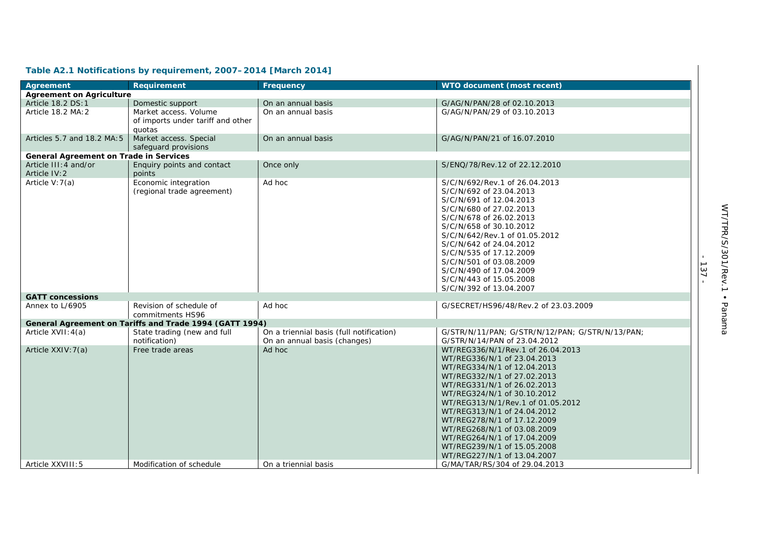**Table A2.1 Notifications by requirement, 2007–2014 [March 2014]**

| Agreement | Requirement | Frequency | WTO document (most recent) |
|---|---|---|---|
| **Agreement on Agriculture** | | | |
| Article 18.2 DS:1 | Domestic support | On an annual basis | G/AG/N/PAN/28 of 02.10.2013 |
| Article 18.2 MA:2 | Market access. Volume of imports under tariff and other quotas | On an annual basis | G/AG/N/PAN/29 of 03.10.2013 |
| Articles 5.7 and 18.2 MA:5 | Market access. Special safeguard provisions | On an annual basis | G/AG/N/PAN/21 of 16.07.2010 |
| **General Agreement on Trade in Services** | | | |
| Article III:4 and/or Article IV:2 | Enquiry points and contact points | Once only | S/ENQ/78/Rev.12 of 22.12.2010 |
| Article V:7(a) | Economic integration (regional trade agreement) | Ad hoc | S/C/N/692/Rev.1 of 26.04.2013<br>S/C/N/692 of 23.04.2013<br>S/C/N/691 of 12.04.2013<br>S/C/N/680 of 27.02.2013<br>S/C/N/678 of 26.02.2013<br>S/C/N/658 of 30.10.2012<br>S/C/N/642/Rev.1 of 01.05.2012<br>S/C/N/642 of 24.04.2012<br>S/C/N/535 of 17.12.2009<br>S/C/N/501 of 03.08.2009<br>S/C/N/490 of 17.04.2009<br>S/C/N/443 of 15.05.2008<br>S/C/N/392 of 13.04.2007 |
| **GATT concessions** | | | |
| Annex to L/6905 | Revision of schedule of commitments HS96 | Ad hoc | G/SECRET/HS96/48/Rev.2 of 23.03.2009 |
| **General Agreement on Tariffs and Trade 1994 (GATT 1994)** | | | |
| Article XVII:4(a) | State trading (new and full notification) | On a triennial basis (full notification)<br>On an annual basis (changes) | G/STR/N/11/PAN; G/STR/N/12/PAN; G/STR/N/13/PAN; G/STR/N/14/PAN of 23.04.2012 |
| Article XXIV:7(a) | Free trade areas | Ad hoc | WT/REG336/N/1/Rev.1 of 26.04.2013<br>WT/REG336/N/1 of 23.04.2013<br>WT/REG334/N/1 of 12.04.2013<br>WT/REG332/N/1 of 27.02.2013<br>WT/REG331/N/1 of 26.02.2013<br>WT/REG324/N/1 of 30.10.2012<br>WT/REG313/N/1/Rev.1 of 01.05.2012<br>WT/REG313/N/1 of 24.04.2012<br>WT/REG278/N/1 of 17.12.2009<br>WT/REG268/N/1 of 03.08.2009<br>WT/REG264/N/1 of 17.04.2009<br>WT/REG239/N/1 of 15.05.2008<br>WT/REG227/N/1 of 13.04.2007 |
| Article XXVIII:5 | Modification of schedule | On a triennial basis | G/MA/TAR/RS/304 of 29.04.2013 |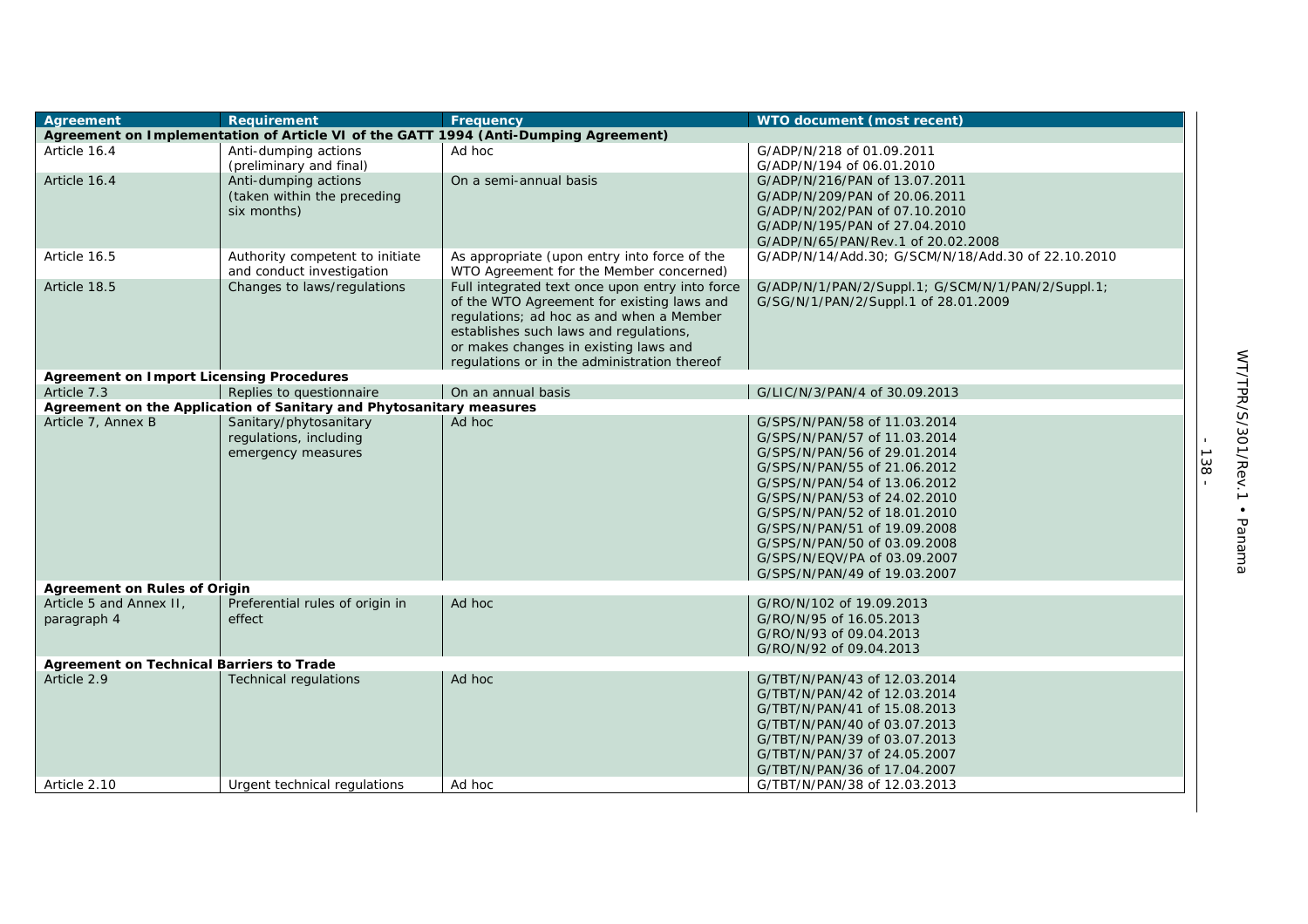| Agreement | Requirement | Frequency | WTO document (most recent) |
|---|---|---|---|
| **Agreement on Implementation of Article VI of the GATT 1994 (Anti-Dumping Agreement)** | | | |
| Article 16.4 | Anti-dumping actions (preliminary and final) | Ad hoc | G/ADP/N/218 of 01.09.2011<br>G/ADP/N/194 of 06.01.2010 |
| Article 16.4 | Anti-dumping actions (taken within the preceding six months) | On a semi-annual basis | G/ADP/N/216/PAN of 13.07.2011<br>G/ADP/N/209/PAN of 20.06.2011<br>G/ADP/N/202/PAN of 07.10.2010<br>G/ADP/N/195/PAN of 27.04.2010<br>G/ADP/N/65/PAN/Rev.1 of 20.02.2008 |
| Article 16.5 | Authority competent to initiate and conduct investigation | As appropriate (upon entry into force of the WTO Agreement for the Member concerned) | G/ADP/N/14/Add.30; G/SCM/N/18/Add.30 of 22.10.2010 |
| Article 18.5 | Changes to laws/regulations | Full integrated text once upon entry into force of the WTO Agreement for existing laws and regulations; ad hoc as and when a Member establishes such laws and regulations, or makes changes in existing laws and regulations or in the administration thereof | G/ADP/N/1/PAN/2/Suppl.1; G/SCM/N/1/PAN/2/Suppl.1; G/SG/N/1/PAN/2/Suppl.1 of 28.01.2009 |
| **Agreement on Import Licensing Procedures** | | | |
| Article 7.3 | Replies to questionnaire | On an annual basis | G/LIC/N/3/PAN/4 of 30.09.2013 |
| **Agreement on the Application of Sanitary and Phytosanitary measures** | | | |
| Article 7, Annex B | Sanitary/phytosanitary regulations, including emergency measures | Ad hoc | G/SPS/N/PAN/58 of 11.03.2014<br>G/SPS/N/PAN/57 of 11.03.2014<br>G/SPS/N/PAN/56 of 29.01.2014<br>G/SPS/N/PAN/55 of 21.06.2012<br>G/SPS/N/PAN/54 of 13.06.2012<br>G/SPS/N/PAN/53 of 24.02.2010<br>G/SPS/N/PAN/52 of 18.01.2010<br>G/SPS/N/PAN/51 of 19.09.2008<br>G/SPS/N/PAN/50 of 03.09.2008<br>G/SPS/N/EQV/PA of 03.09.2007<br>G/SPS/N/PAN/49 of 19.03.2007 |
| **Agreement on Rules of Origin** | | | |
| Article 5 and Annex II, paragraph 4 | Preferential rules of origin in effect | Ad hoc | G/RO/N/102 of 19.09.2013<br>G/RO/N/95 of 16.05.2013<br>G/RO/N/93 of 09.04.2013<br>G/RO/N/92 of 09.04.2013 |
| **Agreement on Technical Barriers to Trade** | | | |
| Article 2.9 | Technical regulations | Ad hoc | G/TBT/N/PAN/43 of 12.03.2014<br>G/TBT/N/PAN/42 of 12.03.2014<br>G/TBT/N/PAN/41 of 15.08.2013<br>G/TBT/N/PAN/40 of 03.07.2013<br>G/TBT/N/PAN/39 of 03.07.2013<br>G/TBT/N/PAN/37 of 24.05.2007<br>G/TBT/N/PAN/36 of 17.04.2007 |
| Article 2.10 | Urgent technical regulations | Ad hoc | G/TBT/N/PAN/38 of 12.03.2013 |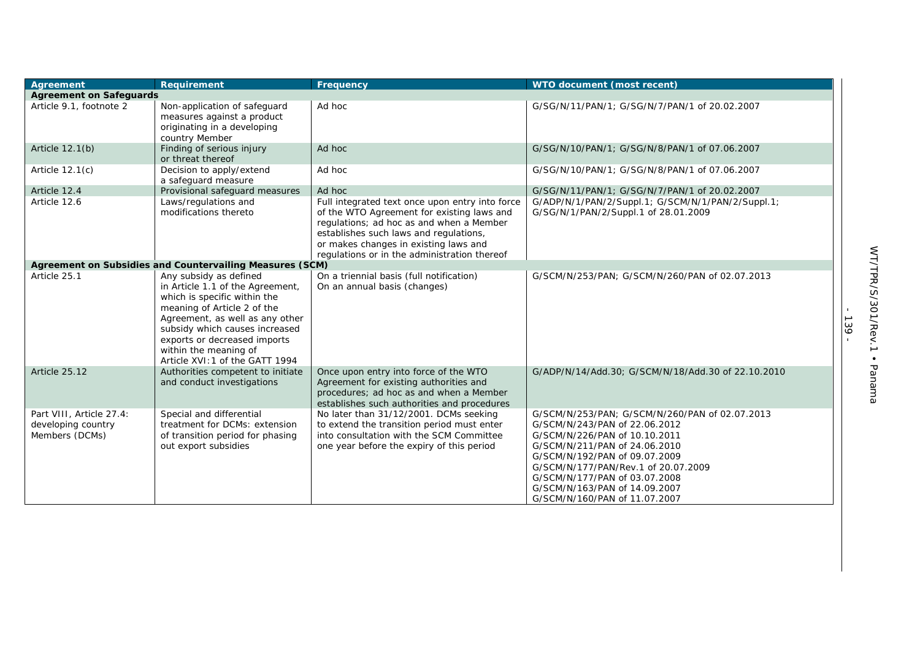| Agreement | Requirement | Frequency | WTO document (most recent) |
|---|---|---|---|
| **Agreement on Safeguards** | | | |
| Article 9.1, footnote 2 | Non-application of safeguard measures against a product originating in a developing country Member | Ad hoc | G/SG/N/11/PAN/1; G/SG/N/7/PAN/1 of 20.02.2007 |
| Article 12.1(b) | Finding of serious injury or threat thereof | Ad hoc | G/SG/N/10/PAN/1; G/SG/N/8/PAN/1 of 07.06.2007 |
| Article 12.1(c) | Decision to apply/extend a safeguard measure | Ad hoc | G/SG/N/10/PAN/1; G/SG/N/8/PAN/1 of 07.06.2007 |
| Article 12.4 | Provisional safeguard measures | Ad hoc | G/SG/N/11/PAN/1; G/SG/N/7/PAN/1 of 20.02.2007 |
| Article 12.6 | Laws/regulations and modifications thereto | Full integrated text once upon entry into force of the WTO Agreement for existing laws and regulations; ad hoc as and when a Member establishes such laws and regulations, or makes changes in existing laws and regulations or in the administration thereof | G/ADP/N/1/PAN/2/Suppl.1; G/SCM/N/1/PAN/2/Suppl.1; G/SG/N/1/PAN/2/Suppl.1 of 28.01.2009 |
| **Agreement on Subsidies and Countervailing Measures (SCM)** | | | |
| Article 25.1 | Any subsidy as defined in Article 1.1 of the Agreement, which is specific within the meaning of Article 2 of the Agreement, as well as any other subsidy which causes increased exports or decreased imports within the meaning of Article XVI:1 of the GATT 1994 | On a triennial basis (full notification)<br>On an annual basis (changes) | G/SCM/N/253/PAN; G/SCM/N/260/PAN of 02.07.2013 |
| Article 25.12 | Authorities competent to initiate and conduct investigations | Once upon entry into force of the WTO Agreement for existing authorities and procedures; ad hoc as and when a Member establishes such authorities and procedures | G/ADP/N/14/Add.30; G/SCM/N/18/Add.30 of 22.10.2010 |
| Part VIII, Article 27.4: developing country Members (DCMs) | Special and differential treatment for DCMs: extension of transition period for phasing out export subsidies | No later than 31/12/2001. DCMs seeking to extend the transition period must enter into consultation with the SCM Committee one year before the expiry of this period | G/SCM/N/253/PAN; G/SCM/N/260/PAN of 02.07.2013<br>G/SCM/N/243/PAN of 22.06.2012<br>G/SCM/N/226/PAN of 10.10.2011<br>G/SCM/N/211/PAN of 24.06.2010<br>G/SCM/N/192/PAN of 09.07.2009<br>G/SCM/N/177/PAN/Rev.1 of 20.07.2009<br>G/SCM/N/177/PAN of 03.07.2008<br>G/SCM/N/163/PAN of 14.09.2007<br>G/SCM/N/160/PAN of 11.07.2007 |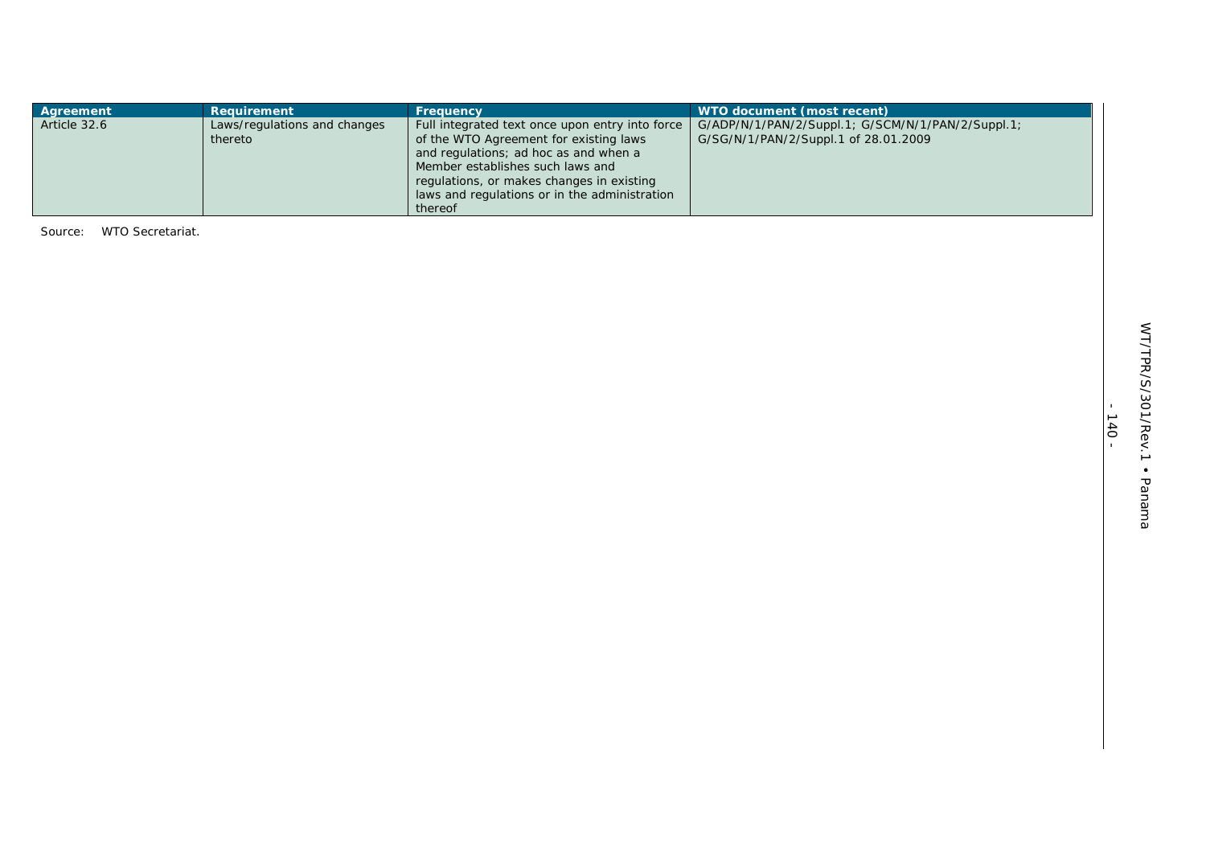| Agreement | Requirement | Frequency | WTO document (most recent) |
| --- | --- | --- | --- |
| Article 32.6 | Laws/regulations and changes thereto | Full integrated text once upon entry into force of the WTO Agreement for existing laws and regulations; ad hoc as and when a Member establishes such laws and regulations, or makes changes in existing laws and regulations or in the administration thereof | G/ADP/N/1/PAN/2/Suppl.1; G/SCM/N/1/PAN/2/Suppl.1; G/SG/N/1/PAN/2/Suppl.1 of 28.01.2009 |

Source: WTO Secretariat.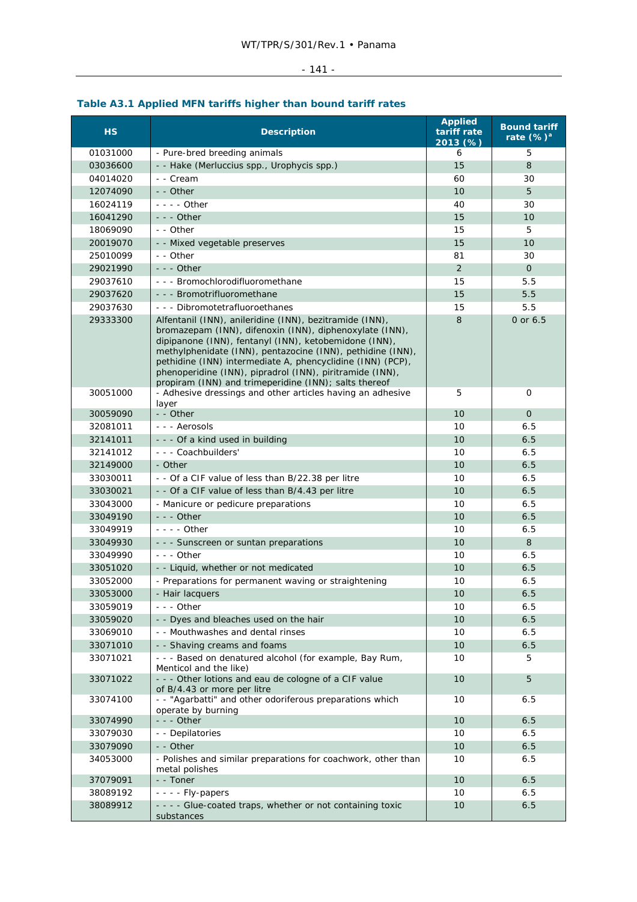### Table A3.1 Applied MFN tariffs higher than bound tariff rates

| HS | Description | Applied tariff rate 2013 (%) | Bound tariff rate (%)[a] |
|---|---|---|---|
| 01031000 | - Pure-bred breeding animals | 6 | 5 |
| 03036600 | - - Hake (Merluccius spp., Urophycis spp.) | 15 | 8 |
| 04014020 | - - Cream | 60 | 30 |
| 12074090 | - - Other | 10 | 5 |
| 16024119 | - - - - Other | 40 | 30 |
| 16041290 | - - - Other | 15 | 10 |
| 18069090 | - - Other | 15 | 5 |
| 20019070 | - - Mixed vegetable preserves | 15 | 10 |
| 25010099 | - - Other | 81 | 30 |
| 29021990 | - - - Other | 2 | 0 |
| 29037610 | - - - Bromochlorodifluoromethane | 15 | 5.5 |
| 29037620 | - - - Bromotrifluoromethane | 15 | 5.5 |
| 29037630 | - - - Dibromotetrafluoroethanes | 15 | 5.5 |
| 29333300 | Alfentanil (INN), anileridine (INN), bezitramide (INN), bromazepam (INN), difenoxin (INN), diphenoxylate (INN), dipipanone (INN), fentanyl (INN), ketobemidone (INN), methylphenidate (INN), pentazocine (INN), pethidine (INN), pethidine (INN) intermediate A, phencyclidine (INN) (PCP), phenoperidine (INN), pipradrol (INN), piritramide (INN), propiram (INN) and trimeperidine (INN); salts thereof | 8 | 0 or 6.5 |
| 30051000 | - Adhesive dressings and other articles having an adhesive layer | 5 | 0 |
| 30059090 | - - Other | 10 | 0 |
| 32081011 | - - - Aerosols | 10 | 6.5 |
| 32141011 | - - - Of a kind used in building | 10 | 6.5 |
| 32141012 | - - - Coachbuilders' | 10 | 6.5 |
| 32149000 | - Other | 10 | 6.5 |
| 33030011 | - - Of a CIF value of less than B/22.38 per litre | 10 | 6.5 |
| 33030021 | - - Of a CIF value of less than B/4.43 per litre | 10 | 6.5 |
| 33043000 | - Manicure or pedicure preparations | 10 | 6.5 |
| 33049190 | - - - Other | 10 | 6.5 |
| 33049919 | - - - - Other | 10 | 6.5 |
| 33049930 | - - - Sunscreen or suntan preparations | 10 | 8 |
| 33049990 | - - - Other | 10 | 6.5 |
| 33051020 | - - Liquid, whether or not medicated | 10 | 6.5 |
| 33052000 | - Preparations for permanent waving or straightening | 10 | 6.5 |
| 33053000 | - Hair lacquers | 10 | 6.5 |
| 33059019 | - - - Other | 10 | 6.5 |
| 33059020 | - - Dyes and bleaches used on the hair | 10 | 6.5 |
| 33069010 | - - Mouthwashes and dental rinses | 10 | 6.5 |
| 33071010 | - - Shaving creams and foams | 10 | 6.5 |
| 33071021 | - - - Based on denatured alcohol (for example, Bay Rum, Menticol and the like) | 10 | 5 |
| 33071022 | - - - Other lotions and eau de cologne of a CIF value of B/4.43 or more per litre | 10 | 5 |
| 33074100 | - - "Agarbatti" and other odoriferous preparations which operate by burning | 10 | 6.5 |
| 33074990 | - - - Other | 10 | 6.5 |
| 33079030 | - - Depilatories | 10 | 6.5 |
| 33079090 | - - Other | 10 | 6.5 |
| 34053000 | - Polishes and similar preparations for coachwork, other than metal polishes | 10 | 6.5 |
| 37079091 | - - Toner | 10 | 6.5 |
| 38089192 | - - - - Fly-papers | 10 | 6.5 |
| 38089912 | - - - - Glue-coated traps, whether or not containing toxic substances | 10 | 6.5 |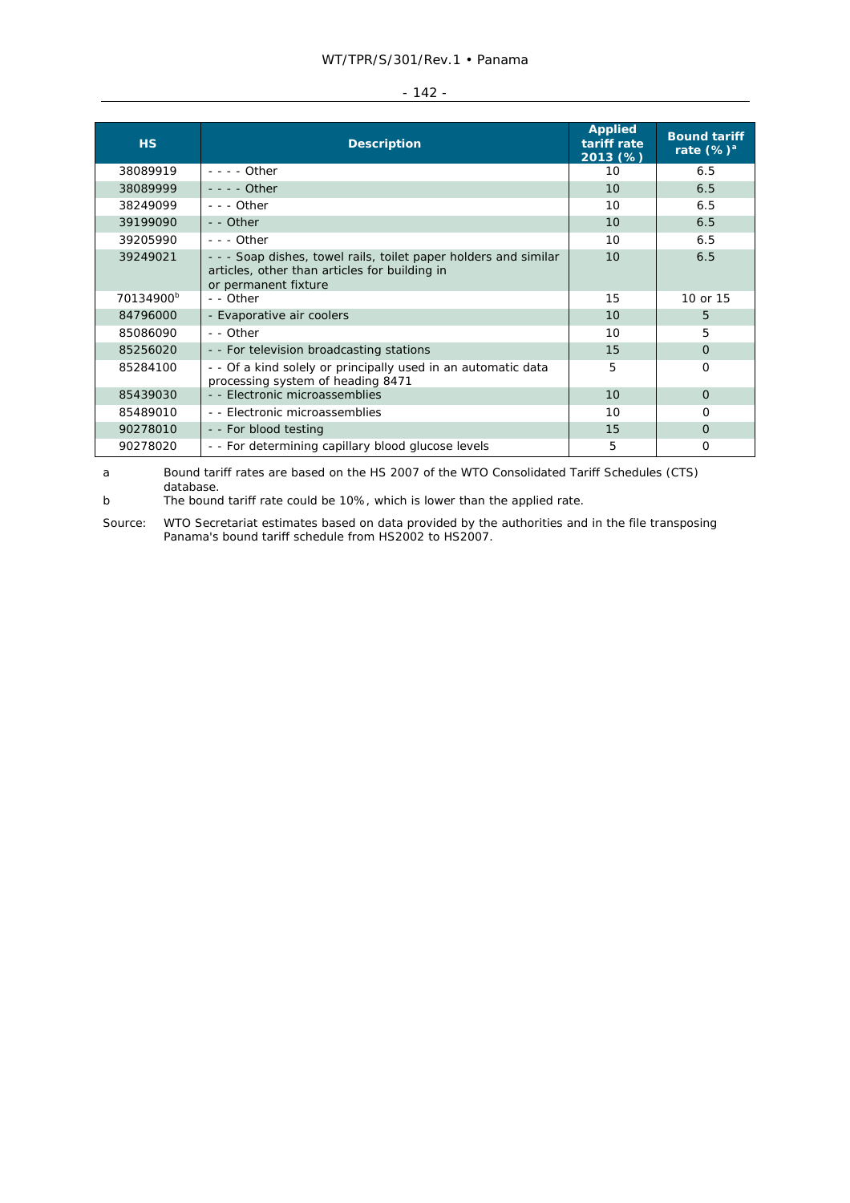| HS | Description | Applied tariff rate 2013 (%) | Bound tariff rate (%)[a] |
|---|---|---|---|
| 38089919 | - - - - Other | 10 | 6.5 |
| 38089999 | - - - - Other | 10 | 6.5 |
| 38249099 | - - - Other | 10 | 6.5 |
| 39199090 | - - Other | 10 | 6.5 |
| 39205990 | - - - Other | 10 | 6.5 |
| 39249021 | - - - Soap dishes, towel rails, toilet paper holders and similar articles, other than articles for building in or permanent fixture | 10 | 6.5 |
| 70134900[b] | - - Other | 15 | 10 or 15 |
| 84796000 | - Evaporative air coolers | 10 | 5 |
| 85086090 | - - Other | 10 | 5 |
| 85256020 | - - For television broadcasting stations | 15 | 0 |
| 85284100 | - - Of a kind solely or principally used in an automatic data processing system of heading 8471 | 5 | 0 |
| 85439030 | - - Electronic microassemblies | 10 | 0 |
| 85489010 | - - Electronic microassemblies | 10 | 0 |
| 90278010 | - - For blood testing | 15 | 0 |
| 90278020 | - - For determining capillary blood glucose levels | 5 | 0 |

a Bound tariff rates are based on the HS 2007 of the WTO Consolidated Tariff Schedules (CTS) database.

b The bound tariff rate could be 10%, which is lower than the applied rate.

Source: WTO Secretariat estimates based on data provided by the authorities and in the file transposing Panama's bound tariff schedule from HS2002 to HS2007.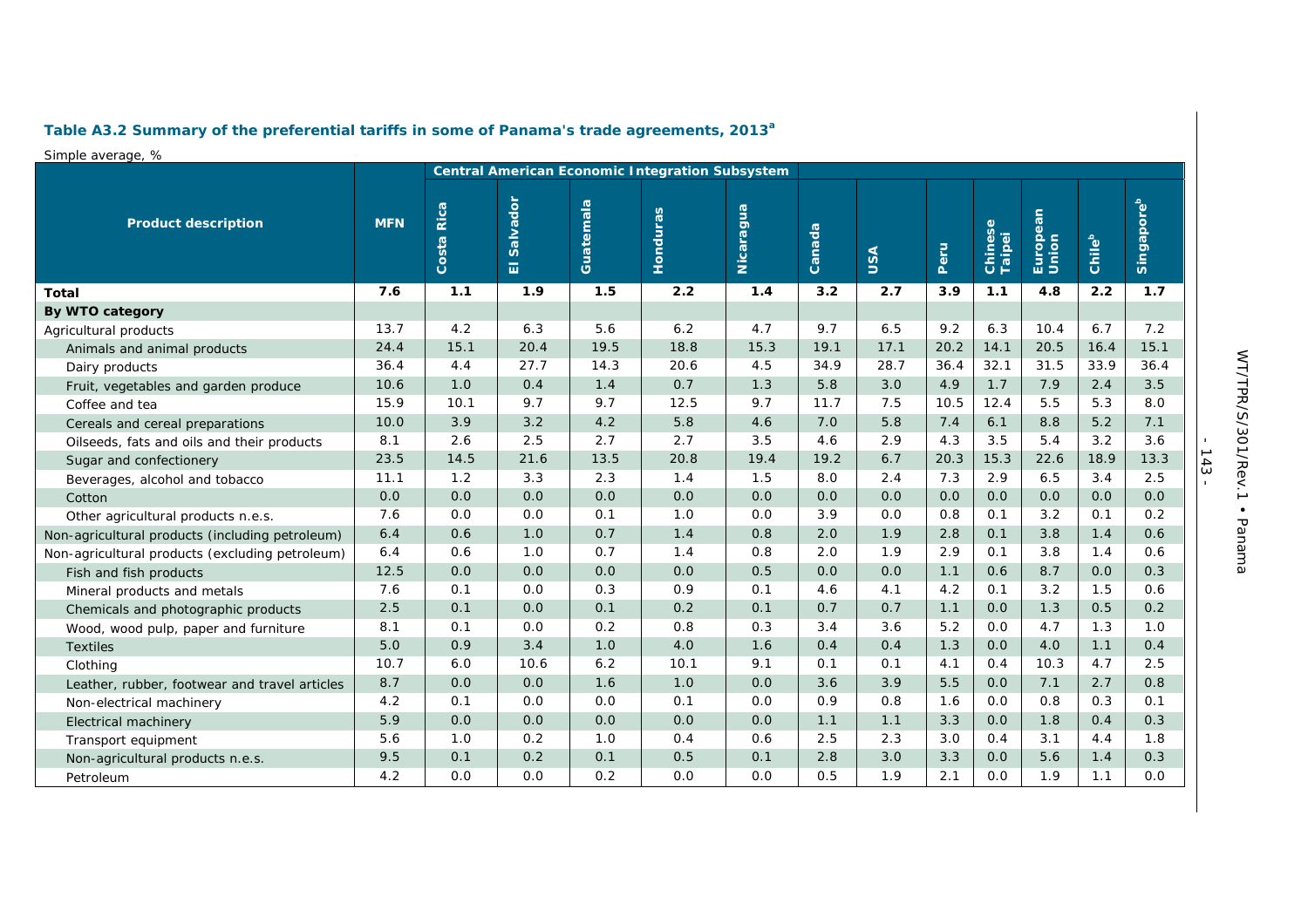**Table A3.2 Summary of the preferential tariffs in some of Panama's trade agreements, 2013[a]**

Simple average, %

| Product description | MFN | Central American Economic Integration Subsystem | | | | | Canada | USA | Peru | Chinese Taipei | European Union | Chile[b] | Singapore[b] |
|---|---|---|---|---|---|---|---|---|---|---|---|---|---|
| | | Costa Rica | El Salvador | Guatemala | Honduras | Nicaragua | | | | | | | |
| **Total** | **7.6** | **1.1** | **1.9** | **1.5** | **2.2** | **1.4** | **3.2** | **2.7** | **3.9** | **1.1** | **4.8** | **2.2** | **1.7** |
| **By WTO category** | | | | | | | | | | | | | |
| Agricultural products | 13.7 | 4.2 | 6.3 | 5.6 | 6.2 | 4.7 | 9.7 | 6.5 | 9.2 | 6.3 | 10.4 | 6.7 | 7.2 |
| Animals and animal products | 24.4 | 15.1 | 20.4 | 19.5 | 18.8 | 15.3 | 19.1 | 17.1 | 20.2 | 14.1 | 20.5 | 16.4 | 15.1 |
| Dairy products | 36.4 | 4.4 | 27.7 | 14.3 | 20.6 | 4.5 | 34.9 | 28.7 | 36.4 | 32.1 | 31.5 | 33.9 | 36.4 |
| Fruit, vegetables and garden produce | 10.6 | 1.0 | 0.4 | 1.4 | 0.7 | 1.3 | 5.8 | 3.0 | 4.9 | 1.7 | 7.9 | 2.4 | 3.5 |
| Coffee and tea | 15.9 | 10.1 | 9.7 | 9.7 | 12.5 | 9.7 | 11.7 | 7.5 | 10.5 | 12.4 | 5.5 | 5.3 | 8.0 |
| Cereals and cereal preparations | 10.0 | 3.9 | 3.2 | 4.2 | 5.8 | 4.6 | 7.0 | 5.8 | 7.4 | 6.1 | 8.8 | 5.2 | 7.1 |
| Oilseeds, fats and oils and their products | 8.1 | 2.6 | 2.5 | 2.7 | 2.7 | 3.5 | 4.6 | 2.9 | 4.3 | 3.5 | 5.4 | 3.2 | 3.6 |
| Sugar and confectionery | 23.5 | 14.5 | 21.6 | 13.5 | 20.8 | 19.4 | 19.2 | 6.7 | 20.3 | 15.3 | 22.6 | 18.9 | 13.3 |
| Beverages, alcohol and tobacco | 11.1 | 1.2 | 3.3 | 2.3 | 1.4 | 1.5 | 8.0 | 2.4 | 7.3 | 2.9 | 6.5 | 3.4 | 2.5 |
| Cotton | 0.0 | 0.0 | 0.0 | 0.0 | 0.0 | 0.0 | 0.0 | 0.0 | 0.0 | 0.0 | 0.0 | 0.0 | 0.0 |
| Other agricultural products n.e.s. | 7.6 | 0.0 | 0.0 | 0.1 | 1.0 | 0.0 | 3.9 | 0.0 | 0.8 | 0.1 | 3.2 | 0.1 | 0.2 |
| Non-agricultural products (including petroleum) | 6.4 | 0.6 | 1.0 | 0.7 | 1.4 | 0.8 | 2.0 | 1.9 | 2.8 | 0.1 | 3.8 | 1.4 | 0.6 |
| Non-agricultural products (excluding petroleum) | 6.4 | 0.6 | 1.0 | 0.7 | 1.4 | 0.8 | 2.0 | 1.9 | 2.9 | 0.1 | 3.8 | 1.4 | 0.6 |
| Fish and fish products | 12.5 | 0.0 | 0.0 | 0.0 | 0.0 | 0.5 | 0.0 | 0.0 | 1.1 | 0.6 | 8.7 | 0.0 | 0.3 |
| Mineral products and metals | 7.6 | 0.1 | 0.0 | 0.3 | 0.9 | 0.1 | 4.6 | 4.1 | 4.2 | 0.1 | 3.2 | 1.5 | 0.6 |
| Chemicals and photographic products | 2.5 | 0.1 | 0.0 | 0.1 | 0.2 | 0.1 | 0.7 | 0.7 | 1.1 | 0.0 | 1.3 | 0.5 | 0.2 |
| Wood, wood pulp, paper and furniture | 8.1 | 0.1 | 0.0 | 0.2 | 0.8 | 0.3 | 3.4 | 3.6 | 5.2 | 0.0 | 4.7 | 1.3 | 1.0 |
| Textiles | 5.0 | 0.9 | 3.4 | 1.0 | 4.0 | 1.6 | 0.4 | 0.4 | 1.3 | 0.0 | 4.0 | 1.1 | 0.4 |
| Clothing | 10.7 | 6.0 | 10.6 | 6.2 | 10.1 | 9.1 | 0.1 | 0.1 | 4.1 | 0.4 | 10.3 | 4.7 | 2.5 |
| Leather, rubber, footwear and travel articles | 8.7 | 0.0 | 0.0 | 1.6 | 1.0 | 0.0 | 3.6 | 3.9 | 5.5 | 0.0 | 7.1 | 2.7 | 0.8 |
| Non-electrical machinery | 4.2 | 0.1 | 0.0 | 0.0 | 0.1 | 0.0 | 0.9 | 0.8 | 1.6 | 0.0 | 0.8 | 0.3 | 0.1 |
| Electrical machinery | 5.9 | 0.0 | 0.0 | 0.0 | 0.0 | 0.0 | 1.1 | 1.1 | 3.3 | 0.0 | 1.8 | 0.4 | 0.3 |
| Transport equipment | 5.6 | 1.0 | 0.2 | 1.0 | 0.4 | 0.6 | 2.5 | 2.3 | 3.0 | 0.4 | 3.1 | 4.4 | 1.8 |
| Non-agricultural products n.e.s. | 9.5 | 0.1 | 0.2 | 0.1 | 0.5 | 0.1 | 2.8 | 3.0 | 3.3 | 0.0 | 5.6 | 1.4 | 0.3 |
| Petroleum | 4.2 | 0.0 | 0.0 | 0.2 | 0.0 | 0.0 | 0.5 | 1.9 | 2.1 | 0.0 | 1.9 | 1.1 | 0.0 |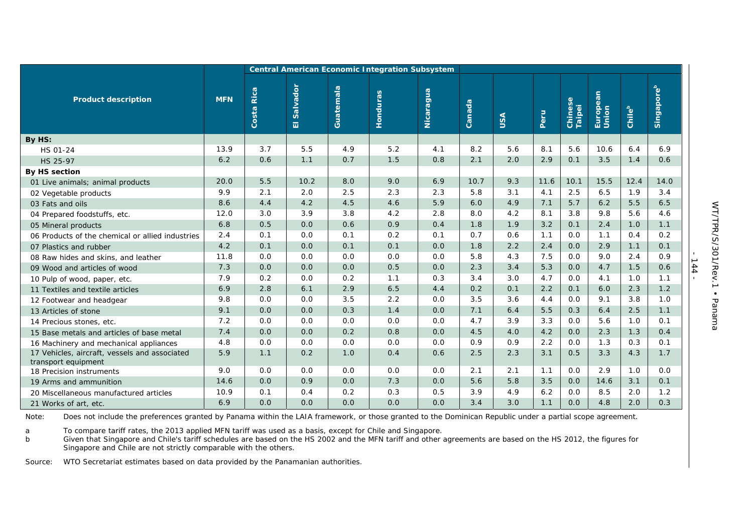| Product description | MFN | Central American Economic Integration Subsystem | | | | | Canada | USA | Peru | Chinese Taipei | European Union | Chile[b] | Singapore[b] |
|---|---|---|---|---|---|---|---|---|---|---|---|---|---|
| | | Costa Rica | El Salvador | Guatemala | Honduras | Nicaragua | | | | | | | |
| **By HS:** | | | | | | | | | | | | | |
| HS 01-24 | 13.9 | 3.7 | 5.5 | 4.9 | 5.2 | 4.1 | 8.2 | 5.6 | 8.1 | 5.6 | 10.6 | 6.4 | 6.9 |
| HS 25-97 | 6.2 | 0.6 | 1.1 | 0.7 | 1.5 | 0.8 | 2.1 | 2.0 | 2.9 | 0.1 | 3.5 | 1.4 | 0.6 |
| **By HS section** | | | | | | | | | | | | | |
| 01 Live animals; animal products | 20.0 | 5.5 | 10.2 | 8.0 | 9.0 | 6.9 | 10.7 | 9.3 | 11.6 | 10.1 | 15.5 | 12.4 | 14.0 |
| 02 Vegetable products | 9.9 | 2.1 | 2.0 | 2.5 | 2.3 | 2.3 | 5.8 | 3.1 | 4.1 | 2.5 | 6.5 | 1.9 | 3.4 |
| 03 Fats and oils | 8.6 | 4.4 | 4.2 | 4.5 | 4.6 | 5.9 | 6.0 | 4.9 | 7.1 | 5.7 | 6.2 | 5.5 | 6.5 |
| 04 Prepared foodstuffs, etc. | 12.0 | 3.0 | 3.9 | 3.8 | 4.2 | 2.8 | 8.0 | 4.2 | 8.1 | 3.8 | 9.8 | 5.6 | 4.6 |
| 05 Mineral products | 6.8 | 0.5 | 0.0 | 0.6 | 0.9 | 0.4 | 1.8 | 1.9 | 3.2 | 0.1 | 2.4 | 1.0 | 1.1 |
| 06 Products of the chemical or allied industries | 2.4 | 0.1 | 0.0 | 0.1 | 0.2 | 0.1 | 0.7 | 0.6 | 1.1 | 0.0 | 1.1 | 0.4 | 0.2 |
| 07 Plastics and rubber | 4.2 | 0.1 | 0.0 | 0.1 | 0.1 | 0.0 | 1.8 | 2.2 | 2.4 | 0.0 | 2.9 | 1.1 | 0.1 |
| 08 Raw hides and skins, and leather | 11.8 | 0.0 | 0.0 | 0.0 | 0.0 | 0.0 | 5.8 | 4.3 | 7.5 | 0.0 | 9.0 | 2.4 | 0.9 |
| 09 Wood and articles of wood | 7.3 | 0.0 | 0.0 | 0.0 | 0.5 | 0.0 | 2.3 | 3.4 | 5.3 | 0.0 | 4.7 | 1.5 | 0.6 |
| 10 Pulp of wood, paper, etc. | 7.9 | 0.2 | 0.0 | 0.2 | 1.1 | 0.3 | 3.4 | 3.0 | 4.7 | 0.0 | 4.1 | 1.0 | 1.1 |
| 11 Textiles and textile articles | 6.9 | 2.8 | 6.1 | 2.9 | 6.5 | 4.4 | 0.2 | 0.1 | 2.2 | 0.1 | 6.0 | 2.3 | 1.2 |
| 12 Footwear and headgear | 9.8 | 0.0 | 0.0 | 3.5 | 2.2 | 0.0 | 3.5 | 3.6 | 4.4 | 0.0 | 9.1 | 3.8 | 1.0 |
| 13 Articles of stone | 9.1 | 0.0 | 0.0 | 0.3 | 1.4 | 0.0 | 7.1 | 6.4 | 5.5 | 0.3 | 6.4 | 2.5 | 1.1 |
| 14 Precious stones, etc. | 7.2 | 0.0 | 0.0 | 0.0 | 0.0 | 0.0 | 4.7 | 3.9 | 3.3 | 0.0 | 5.6 | 1.0 | 0.1 |
| 15 Base metals and articles of base metal | 7.4 | 0.0 | 0.0 | 0.2 | 0.8 | 0.0 | 4.5 | 4.0 | 4.2 | 0.0 | 2.3 | 1.3 | 0.4 |
| 16 Machinery and mechanical appliances | 4.8 | 0.0 | 0.0 | 0.0 | 0.0 | 0.0 | 0.9 | 0.9 | 2.2 | 0.0 | 1.3 | 0.3 | 0.1 |
| 17 Vehicles, aircraft, vessels and associated transport equipment | 5.9 | 1.1 | 0.2 | 1.0 | 0.4 | 0.6 | 2.5 | 2.3 | 3.1 | 0.5 | 3.3 | 4.3 | 1.7 |
| 18 Precision instruments | 9.0 | 0.0 | 0.0 | 0.0 | 0.0 | 0.0 | 2.1 | 2.1 | 1.1 | 0.0 | 2.9 | 1.0 | 0.0 |
| 19 Arms and ammunition | 14.6 | 0.0 | 0.9 | 0.0 | 7.3 | 0.0 | 5.6 | 5.8 | 3.5 | 0.0 | 14.6 | 3.1 | 0.1 |
| 20 Miscellaneous manufactured articles | 10.9 | 0.1 | 0.4 | 0.2 | 0.3 | 0.5 | 3.9 | 4.9 | 6.2 | 0.0 | 8.5 | 2.0 | 1.2 |
| 21 Works of art, etc. | 6.9 | 0.0 | 0.0 | 0.0 | 0.0 | 0.0 | 3.4 | 3.0 | 1.1 | 0.0 | 4.8 | 2.0 | 0.3 |

Note: Does not include the preferences granted by Panama within the LAIA framework, or those granted to the Dominican Republic under a partial scope agreement.

a To compare tariff rates, the 2013 applied MFN tariff was used as a basis, except for Chile and Singapore.

b Given that Singapore and Chile's tariff schedules are based on the HS 2002 and the MFN tariff and other agreements are based on the HS 2012, the figures for Singapore and Chile are not strictly comparable with the others.

Source: WTO Secretariat estimates based on data provided by the Panamanian authorities.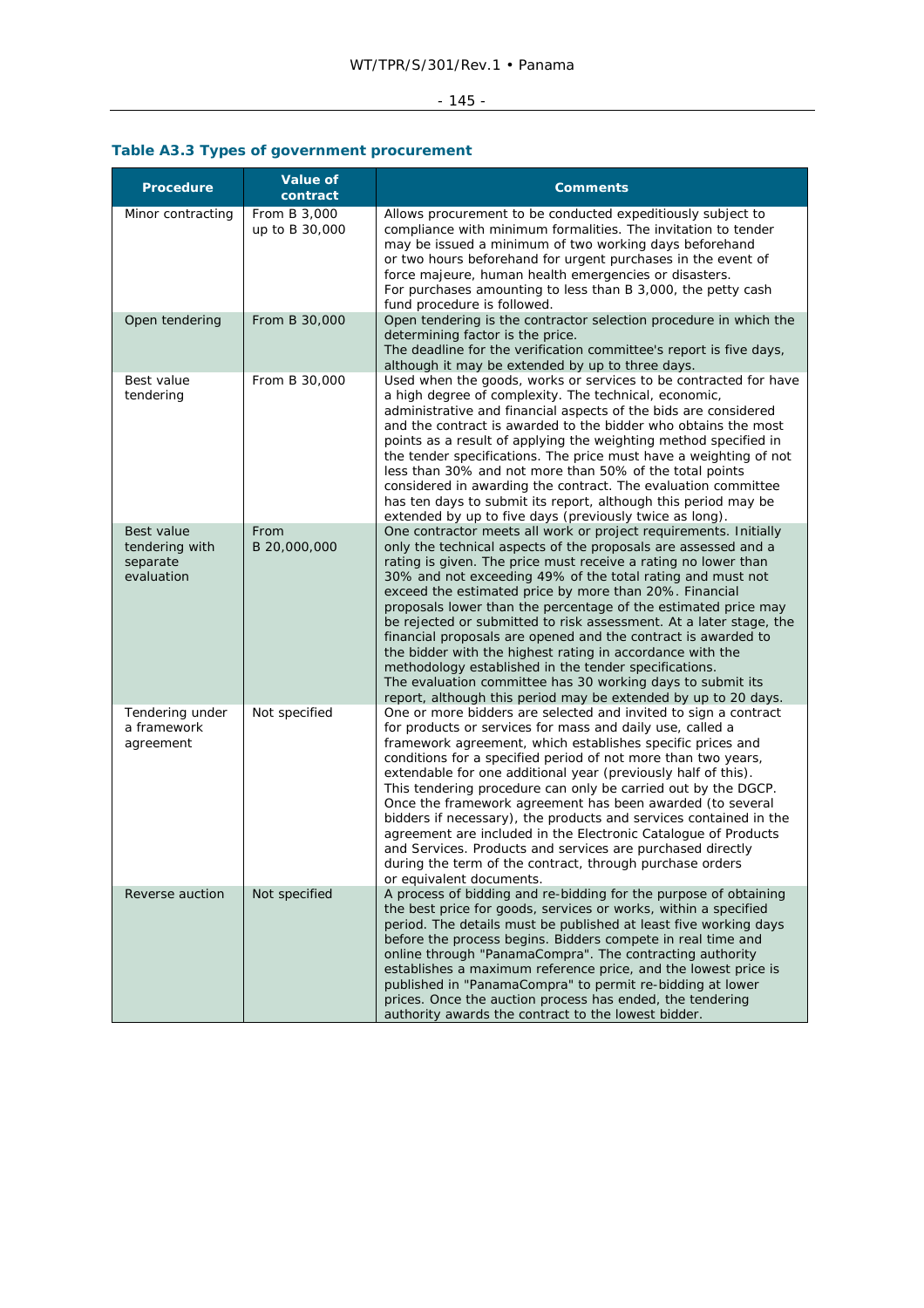### Table A3.3 Types of government procurement

| Procedure | Value of contract | Comments |
|---|---|---|
| Minor contracting | From B 3,000 up to B 30,000 | Allows procurement to be conducted expeditiously subject to compliance with minimum formalities. The invitation to tender may be issued a minimum of two working days beforehand or two hours beforehand for urgent purchases in the event of force majeure, human health emergencies or disasters. For purchases amounting to less than B 3,000, the petty cash fund procedure is followed. |
| Open tendering | From B 30,000 | Open tendering is the contractor selection procedure in which the determining factor is the price. The deadline for the verification committee's report is five days, although it may be extended by up to three days. |
| Best value tendering | From B 30,000 | Used when the goods, works or services to be contracted for have a high degree of complexity. The technical, economic, administrative and financial aspects of the bids are considered and the contract is awarded to the bidder who obtains the most points as a result of applying the weighting method specified in the tender specifications. The price must have a weighting of not less than 30% and not more than 50% of the total points considered in awarding the contract. The evaluation committee has ten days to submit its report, although this period may be extended by up to five days (previously twice as long). |
| Best value tendering with separate evaluation | From B 20,000,000 | One contractor meets all work or project requirements. Initially only the technical aspects of the proposals are assessed and a rating is given. The price must receive a rating no lower than 30% and not exceeding 49% of the total rating and must not exceed the estimated price by more than 20%. Financial proposals lower than the percentage of the estimated price may be rejected or submitted to risk assessment. At a later stage, the financial proposals are opened and the contract is awarded to the bidder with the highest rating in accordance with the methodology established in the tender specifications. The evaluation committee has 30 working days to submit its report, although this period may be extended by up to 20 days. |
| Tendering under a framework agreement | Not specified | One or more bidders are selected and invited to sign a contract for products or services for mass and daily use, called a framework agreement, which establishes specific prices and conditions for a specified period of not more than two years, extendable for one additional year (previously half of this). This tendering procedure can only be carried out by the DGCP. Once the framework agreement has been awarded (to several bidders if necessary), the products and services contained in the agreement are included in the Electronic Catalogue of Products and Services. Products and services are purchased directly during the term of the contract, through purchase orders or equivalent documents. |
| Reverse auction | Not specified | A process of bidding and re-bidding for the purpose of obtaining the best price for goods, services or works, within a specified period. The details must be published at least five working days before the process begins. Bidders compete in real time and online through "PanamaCompra". The contracting authority establishes a maximum reference price, and the lowest price is published in "PanamaCompra" to permit re-bidding at lower prices. Once the auction process has ended, the tendering authority awards the contract to the lowest bidder. |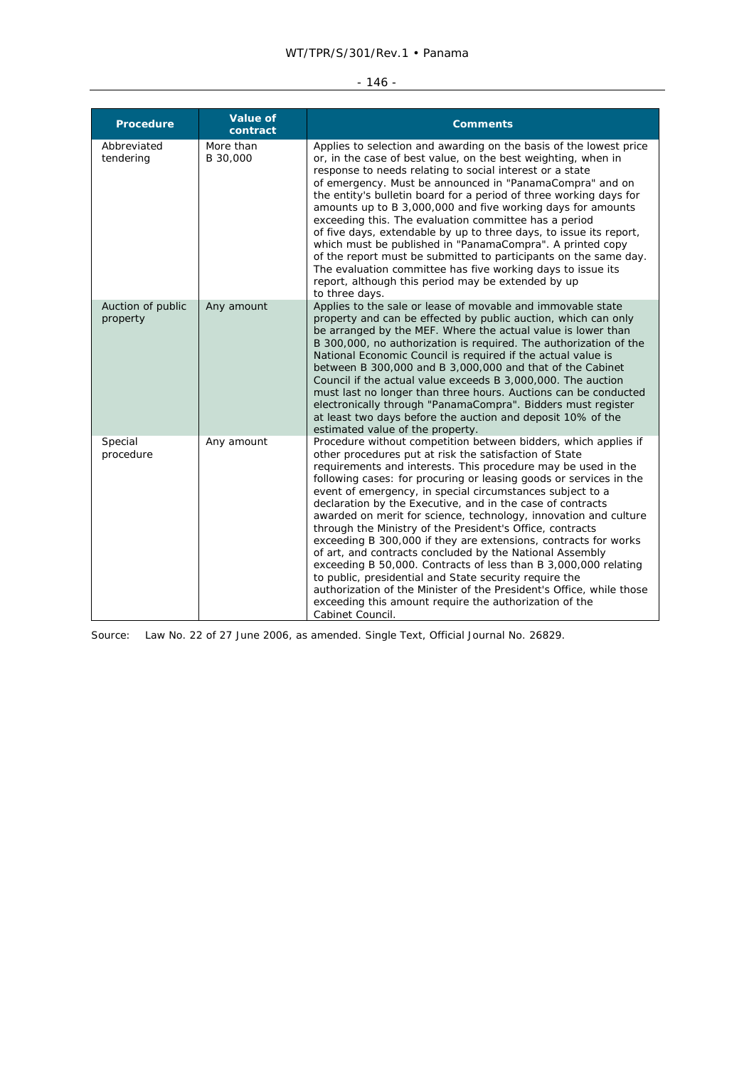| Procedure | Value of contract | Comments |
|---|---|---|
| Abbreviated tendering | More than B 30,000 | Applies to selection and awarding on the basis of the lowest price or, in the case of best value, on the best weighting, when in response to needs relating to social interest or a state of emergency. Must be announced in "PanamaCompra" and on the entity's bulletin board for a period of three working days for amounts up to B 3,000,000 and five working days for amounts exceeding this. The evaluation committee has a period of five days, extendable by up to three days, to issue its report, which must be published in "PanamaCompra". A printed copy of the report must be submitted to participants on the same day. The evaluation committee has five working days to issue its report, although this period may be extended by up to three days. |
| Auction of public property | Any amount | Applies to the sale or lease of movable and immovable state property and can be effected by public auction, which can only be arranged by the MEF. Where the actual value is lower than B 300,000, no authorization is required. The authorization of the National Economic Council is required if the actual value is between B 300,000 and B 3,000,000 and that of the Cabinet Council if the actual value exceeds B 3,000,000. The auction must last no longer than three hours. Auctions can be conducted electronically through "PanamaCompra". Bidders must register at least two days before the auction and deposit 10% of the estimated value of the property. |
| Special procedure | Any amount | Procedure without competition between bidders, which applies if other procedures put at risk the satisfaction of State requirements and interests. This procedure may be used in the following cases: for procuring or leasing goods or services in the event of emergency, in special circumstances subject to a declaration by the Executive, and in the case of contracts awarded on merit for science, technology, innovation and culture through the Ministry of the President's Office, contracts exceeding B 300,000 if they are extensions, contracts for works of art, and contracts concluded by the National Assembly exceeding B 50,000. Contracts of less than B 3,000,000 relating to public, presidential and State security require the authorization of the Minister of the President's Office, while those exceeding this amount require the authorization of the Cabinet Council. |

Source: Law No. 22 of 27 June 2006, as amended. Single Text, Official Journal No. 26829.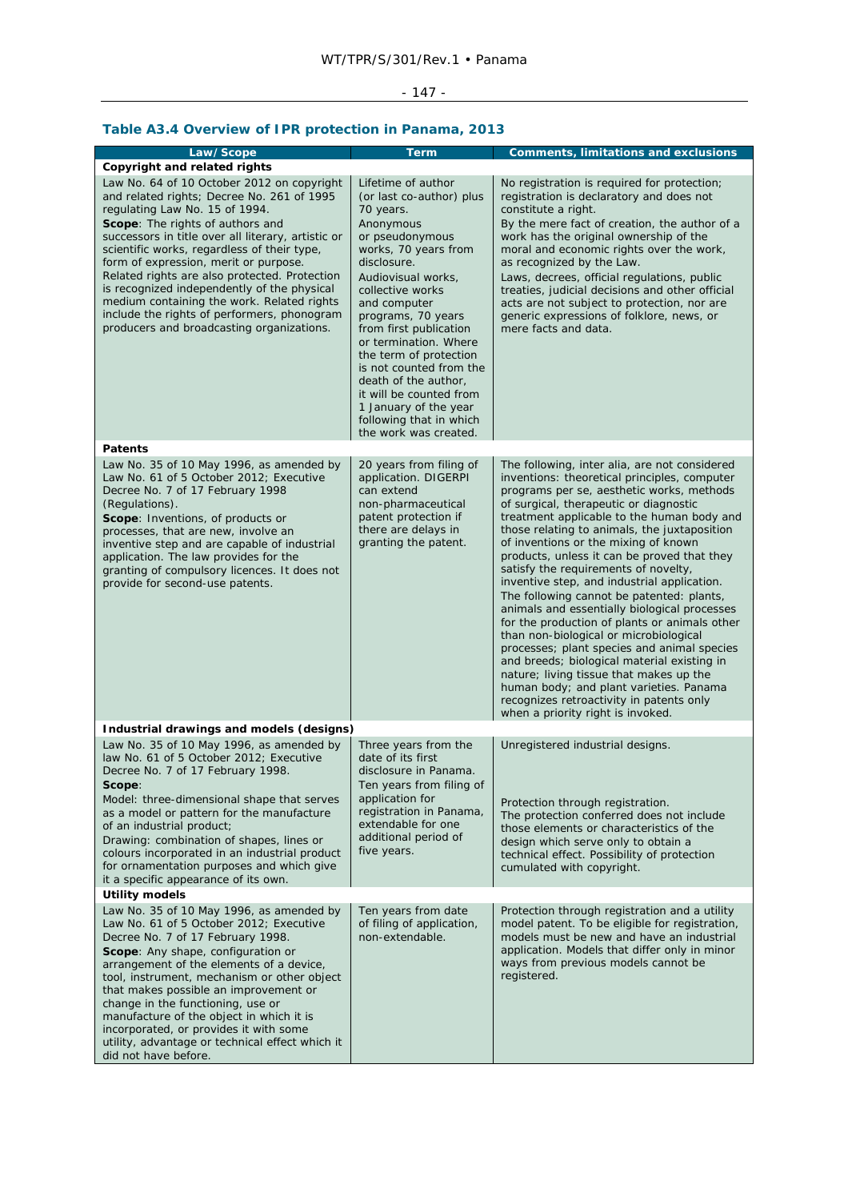### Table A3.4 Overview of IPR protection in Panama, 2013

| Law/Scope | Term | Comments, limitations and exclusions |
|---|---|---|
| **Copyright and related rights** | | |
| Law No. 64 of 10 October 2012 on copyright and related rights; Decree No. 261 of 1995 regulating Law No. 15 of 1994. **Scope**: The rights of authors and successors in title over all literary, artistic or scientific works, regardless of their type, form of expression, merit or purpose. Related rights are also protected. Protection is recognized independently of the physical medium containing the work. Related rights include the rights of performers, phonogram producers and broadcasting organizations. | Lifetime of author (or last co-author) plus 70 years. Anonymous or pseudonymous works, 70 years from disclosure. Audiovisual works, collective works and computer programs, 70 years from first publication or termination. Where the term of protection is not counted from the death of the author, it will be counted from 1 January of the year following that in which the work was created. | No registration is required for protection; registration is declaratory and does not constitute a right. By the mere fact of creation, the author of a work has the original ownership of the moral and economic rights over the work, as recognized by the Law. Laws, decrees, official regulations, public treaties, judicial decisions and other official acts are not subject to protection, nor are generic expressions of folklore, news, or mere facts and data. |
| **Patents** | | |
| Law No. 35 of 10 May 1996, as amended by Law No. 61 of 5 October 2012; Executive Decree No. 7 of 17 February 1998 (Regulations). **Scope**: Inventions, of products or processes, that are new, involve an inventive step and are capable of industrial application. The law provides for the granting of compulsory licences. It does not provide for second-use patents. | 20 years from filing of application. DIGERPI can extend non-pharmaceutical patent protection if there are delays in granting the patent. | The following, inter alia, are not considered inventions: theoretical principles, computer programs per se, aesthetic works, methods of surgical, therapeutic or diagnostic treatment applicable to the human body and those relating to animals, the juxtaposition of inventions or the mixing of known products, unless it can be proved that they satisfy the requirements of novelty, inventive step, and industrial application. The following cannot be patented: plants, animals and essentially biological processes for the production of plants or animals other than non-biological or microbiological processes; plant species and animal species and breeds; biological material existing in nature; living tissue that makes up the human body; and plant varieties. Panama recognizes retroactivity in patents only when a priority right is invoked. |
| **Industrial drawings and models (designs)** | | |
| Law No. 35 of 10 May 1996, as amended by law No. 61 of 5 October 2012; Executive Decree No. 7 of 17 February 1998. **Scope**: Model: three-dimensional shape that serves as a model or pattern for the manufacture of an industrial product; Drawing: combination of shapes, lines or colours incorporated in an industrial product for ornamentation purposes and which give it a specific appearance of its own. | Three years from the date of its first disclosure in Panama. Ten years from filing of application for registration in Panama, extendable for one additional period of five years. | Unregistered industrial designs. Protection through registration. The protection conferred does not include those elements or characteristics of the design which serve only to obtain a technical effect. Possibility of protection cumulated with copyright. |
| **Utility models** | | |
| Law No. 35 of 10 May 1996, as amended by Law No. 61 of 5 October 2012; Executive Decree No. 7 of 17 February 1998. **Scope**: Any shape, configuration or arrangement of the elements of a device, tool, instrument, mechanism or other object that makes possible an improvement or change in the functioning, use or manufacture of the object in which it is incorporated, or provides it with some utility, advantage or technical effect which it did not have before. | Ten years from date of filing of application, non-extendable. | Protection through registration and a utility model patent. To be eligible for registration, models must be new and have an industrial application. Models that differ only in minor ways from previous models cannot be registered. |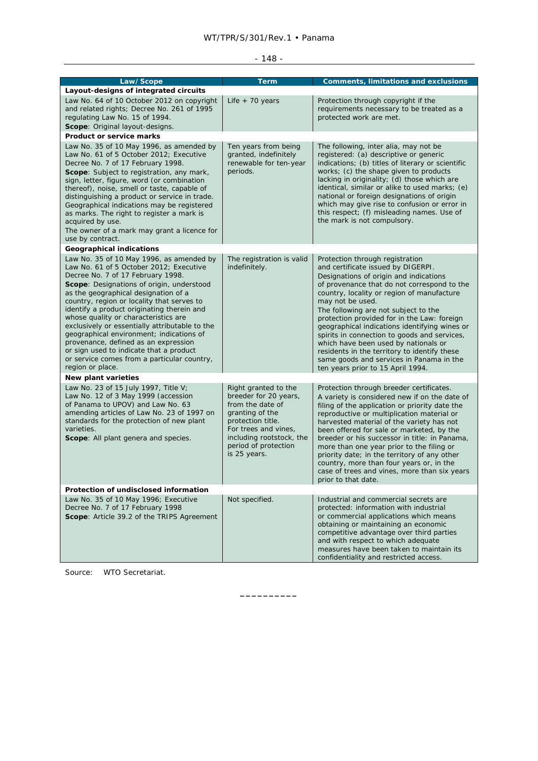| Law/Scope | Term | Comments, limitations and exclusions |
|---|---|---|
| **Layout-designs of integrated circuits** | | |
| Law No. 64 of 10 October 2012 on copyright and related rights; Decree No. 261 of 1995 regulating Law No. 15 of 1994. **Scope**: Original layout-designs. | Life + 70 years | Protection through copyright if the requirements necessary to be treated as a protected work are met. |
| **Product or service marks** | | |
| Law No. 35 of 10 May 1996, as amended by Law No. 61 of 5 October 2012; Executive Decree No. 7 of 17 February 1998. **Scope**: Subject to registration, any mark, sign, letter, figure, word (or combination thereof), noise, smell or taste, capable of distinguishing a product or service in trade. Geographical indications may be registered as marks. The right to register a mark is acquired by use. The owner of a mark may grant a licence for use by contract. | Ten years from being granted, indefinitely renewable for ten-year periods. | The following, inter alia, may not be registered: (a) descriptive or generic indications; (b) titles of literary or scientific works; (c) the shape given to products lacking in originality; (d) those which are identical, similar or alike to used marks; (e) national or foreign designations of origin which may give rise to confusion or error in this respect; (f) misleading names. Use of the mark is not compulsory. |
| **Geographical indications** | | |
| Law No. 35 of 10 May 1996, as amended by Law No. 61 of 5 October 2012; Executive Decree No. 7 of 17 February 1998. **Scope**: Designations of origin, understood as the geographical designation of a country, region or locality that serves to identify a product originating therein and whose quality or characteristics are exclusively or essentially attributable to the geographical environment; indications of provenance, defined as an expression or sign used to indicate that a product or service comes from a particular country, region or place. | The registration is valid indefinitely. | Protection through registration and certificate issued by DIGERPI. Designations of origin and indications of provenance that do not correspond to the country, locality or region of manufacture may not be used. The following are not subject to the protection provided for in the Law: foreign geographical indications identifying wines or spirits in connection to goods and services, which have been used by nationals or residents in the territory to identify these same goods and services in Panama in the ten years prior to 15 April 1994. |
| **New plant varieties** | | |
| Law No. 23 of 15 July 1997, Title V; Law No. 12 of 3 May 1999 (accession of Panama to UPOV) and Law No. 63 amending articles of Law No. 23 of 1997 on standards for the protection of new plant varieties. **Scope**: All plant genera and species. | Right granted to the breeder for 20 years, from the date of granting of the protection title. For trees and vines, including rootstock, the period of protection is 25 years. | Protection through breeder certificates. A variety is considered new if on the date of filing of the application or priority date the reproductive or multiplication material or harvested material of the variety has not been offered for sale or marketed, by the breeder or his successor in title: in Panama, more than one year prior to the filing or priority date; in the territory of any other country, more than four years or, in the case of trees and vines, more than six years prior to that date. |
| **Protection of undisclosed information** | | |
| Law No. 35 of 10 May 1996; Executive Decree No. 7 of 17 February 1998 **Scope**: Article 39.2 of the TRIPS Agreement | Not specified. | Industrial and commercial secrets are protected: information with industrial or commercial applications which means obtaining or maintaining an economic competitive advantage over third parties and with respect to which adequate measures have been taken to maintain its confidentiality and restricted access. |

Source: WTO Secretariat.

__________